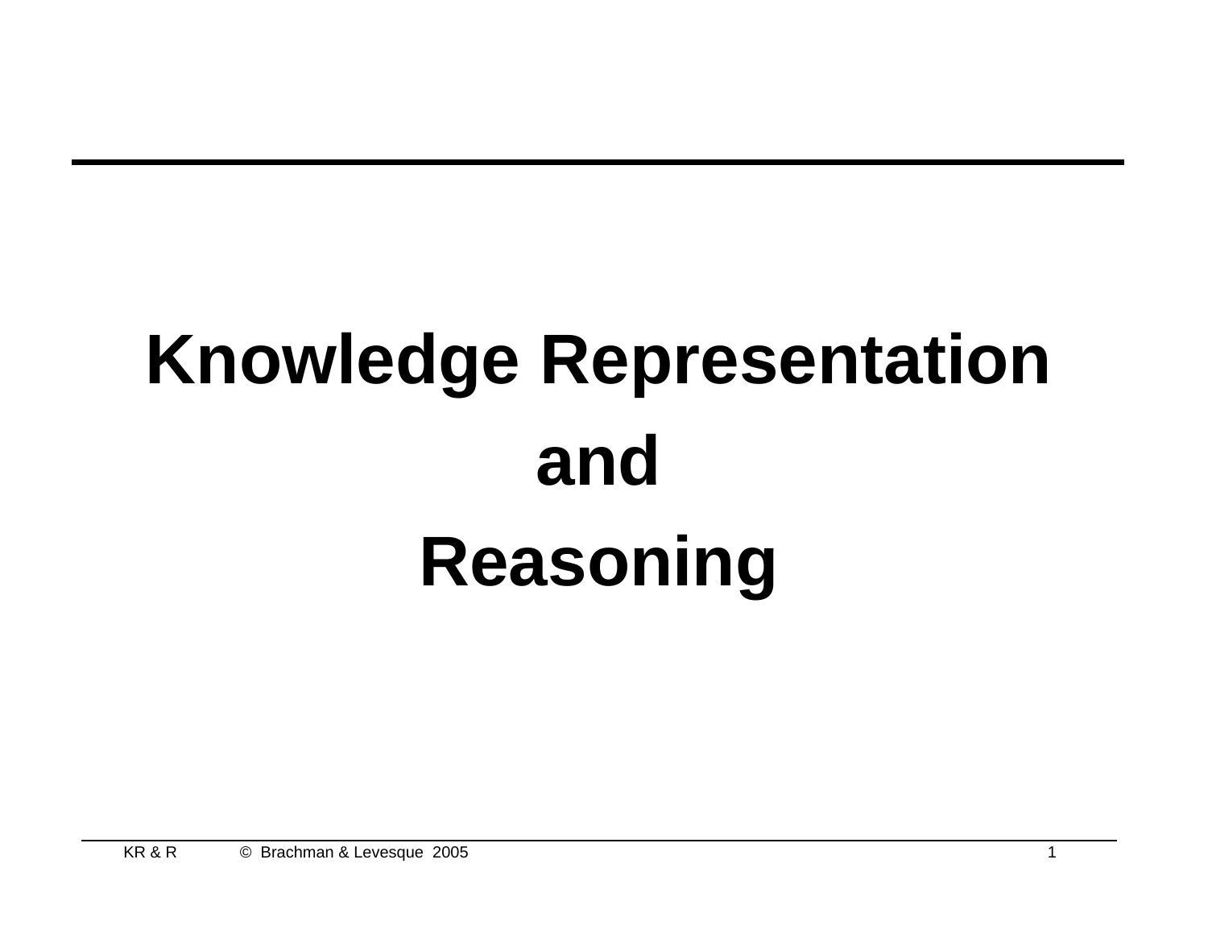# Knowledge Representation
# and
# Reasoning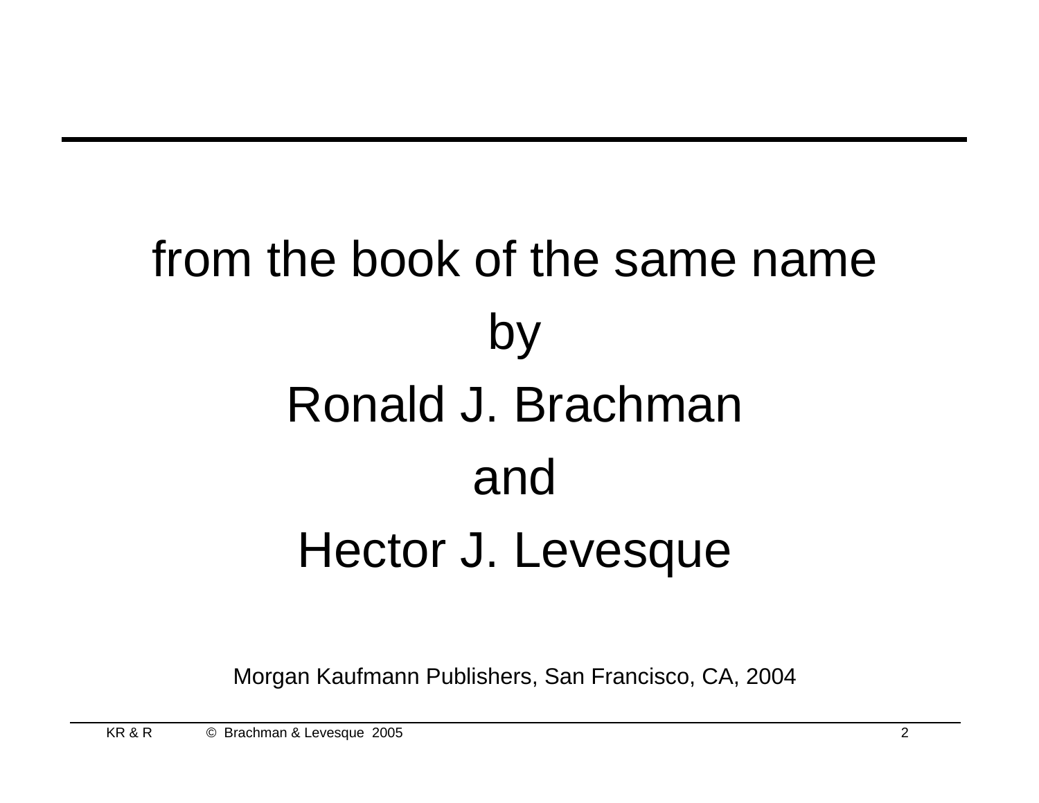from the book of the same name

by

Ronald J. Brachman

and

Hector J. Levesque

Morgan Kaufmann Publishers, San Francisco, CA, 2004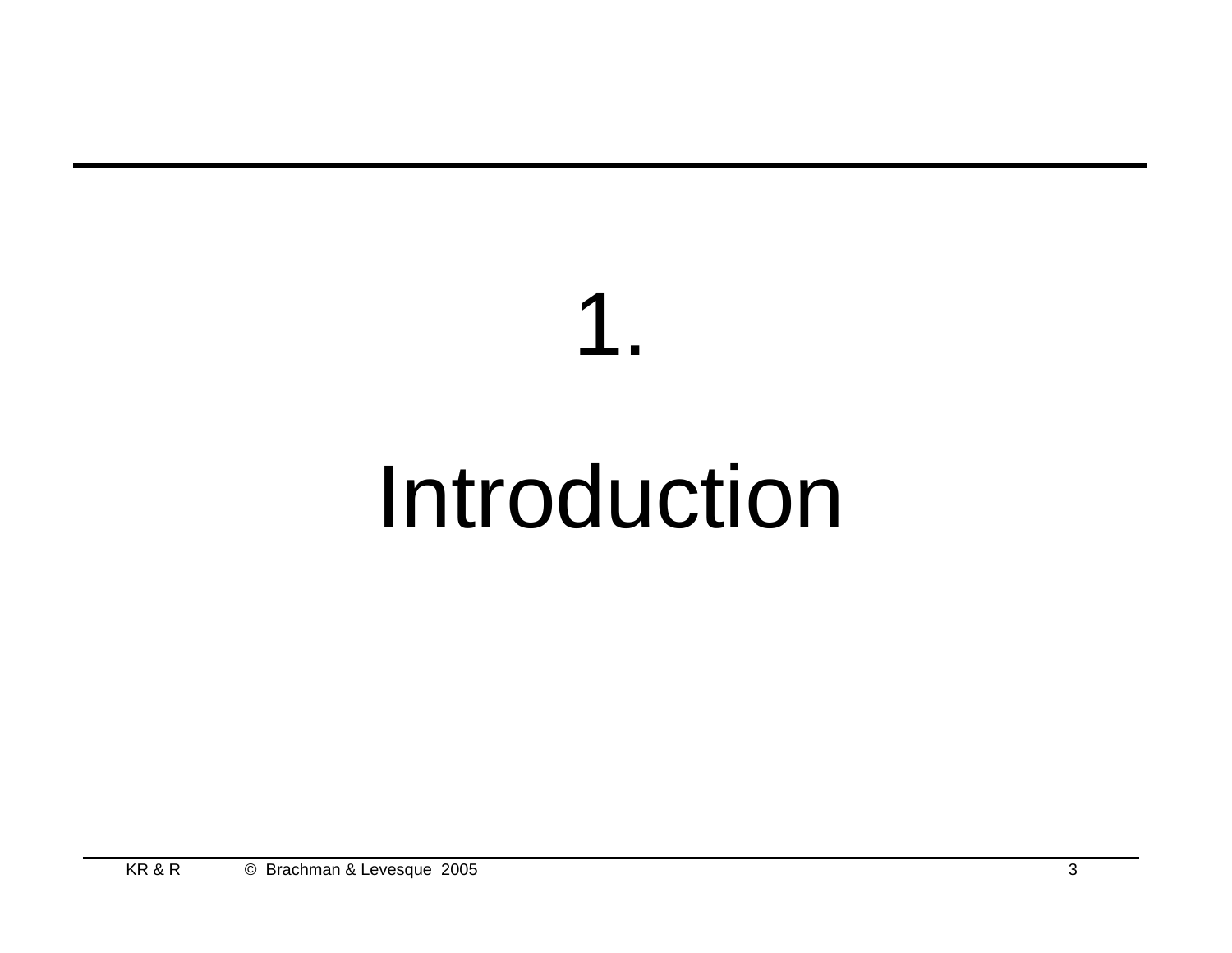# 1.

# Introduction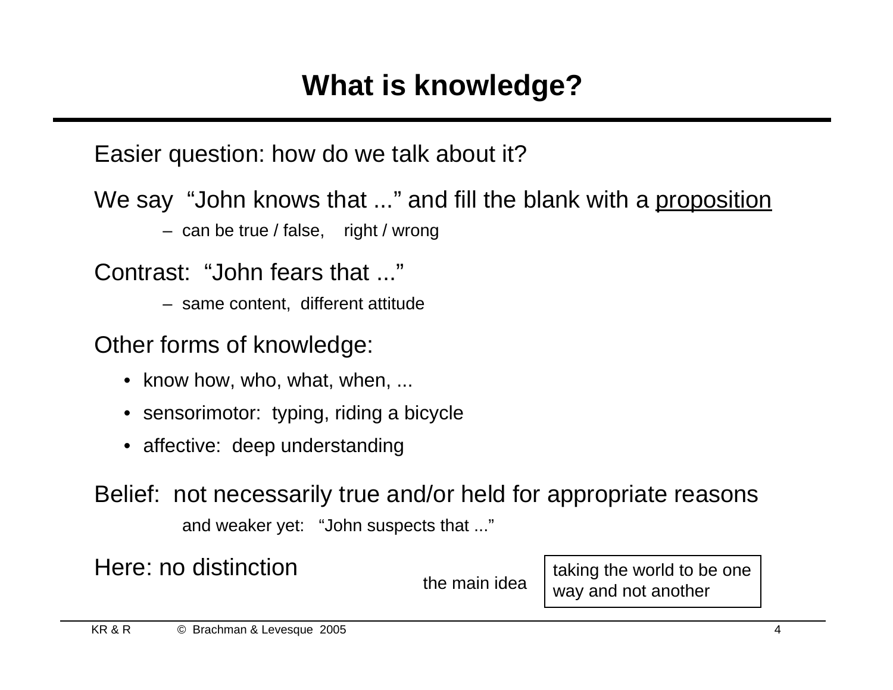# What is knowledge?

Easier question: how do we talk about it?

We say "John knows that ..." and fill the blank with a <u>proposition</u>

- can be true / false, right / wrong

Contrast: "John fears that ..."

- same content, different attitude

Other forms of knowledge:

- know how, who, what, when, ...
- sensorimotor: typing, riding a bicycle
- affective: deep understanding

Belief: not necessarily true and/or held for appropriate reasons

and weaker yet: "John suspects that ..."

Here: no distinction

the main idea: taking the world to be one way and not another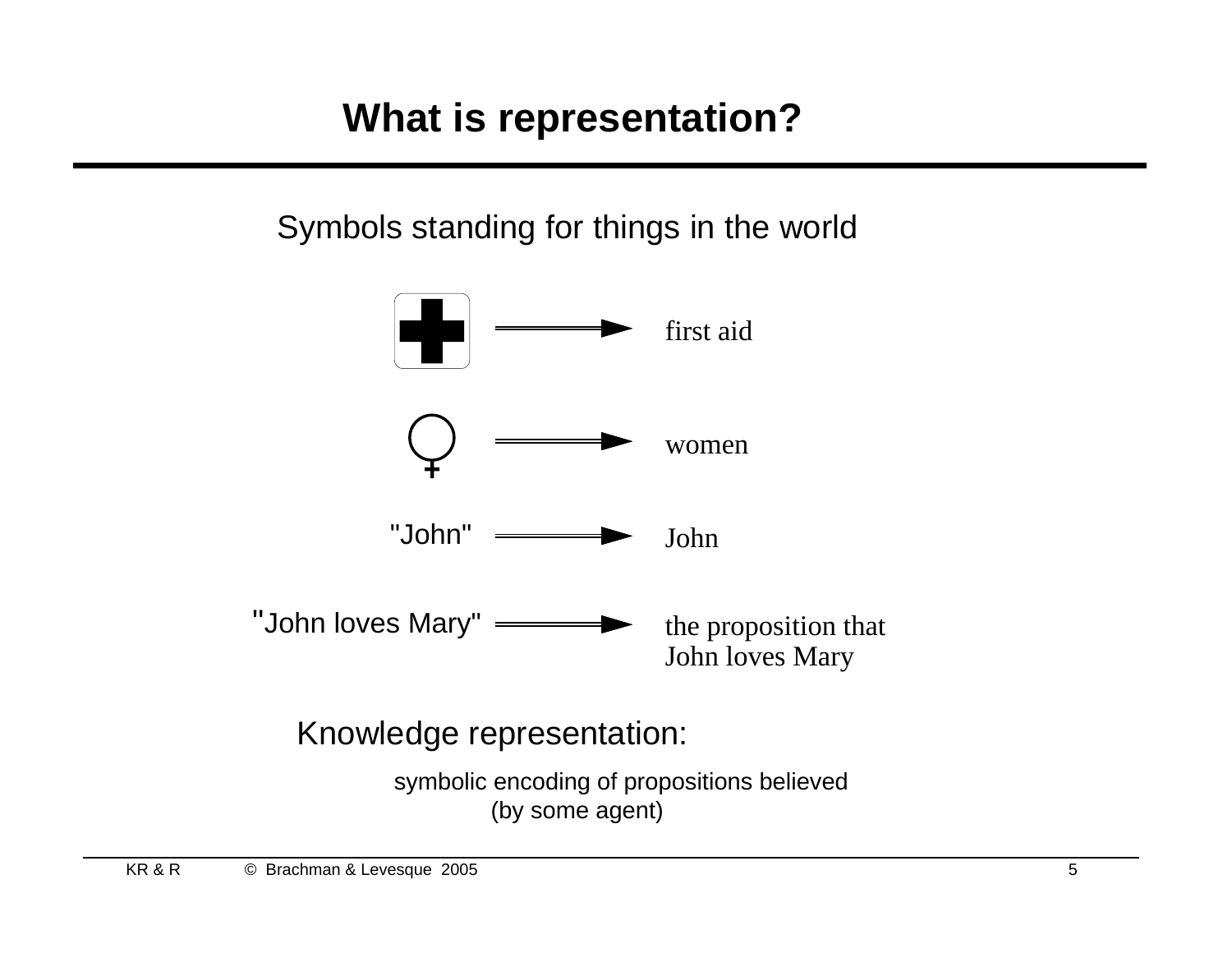# What is representation?

Symbols standing for things in the world

"John" → John

"John loves Mary" → the proposition that John loves Mary

Knowledge representation:

symbolic encoding of propositions believed (by some agent)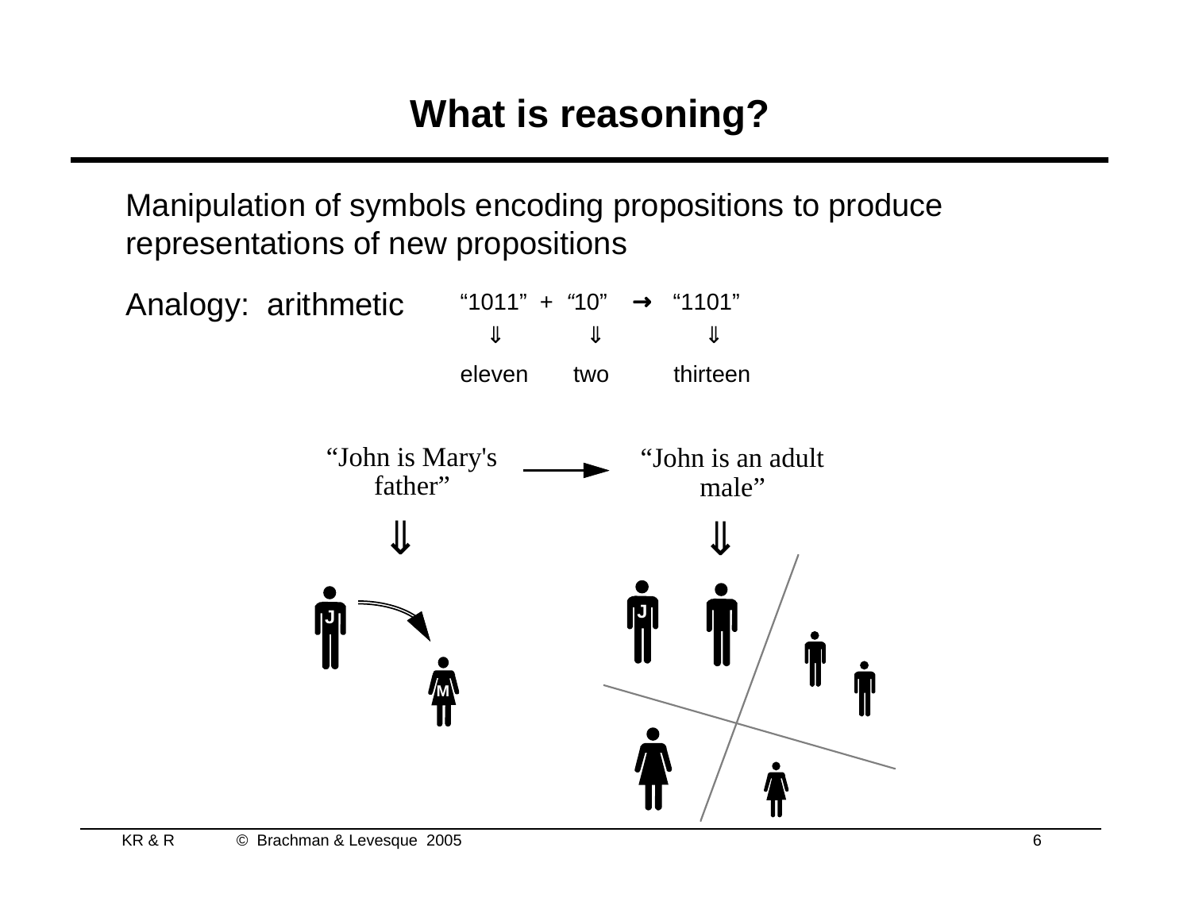# What is reasoning?

Manipulation of symbols encoding propositions to produce representations of new propositions

Analogy: arithmetic

“1011” + “10” → “1101”

⇓ ⇓ ⇓

eleven two thirteen

“John is Mary's father” ⟶ “John is an adult male”

⇓ ⇓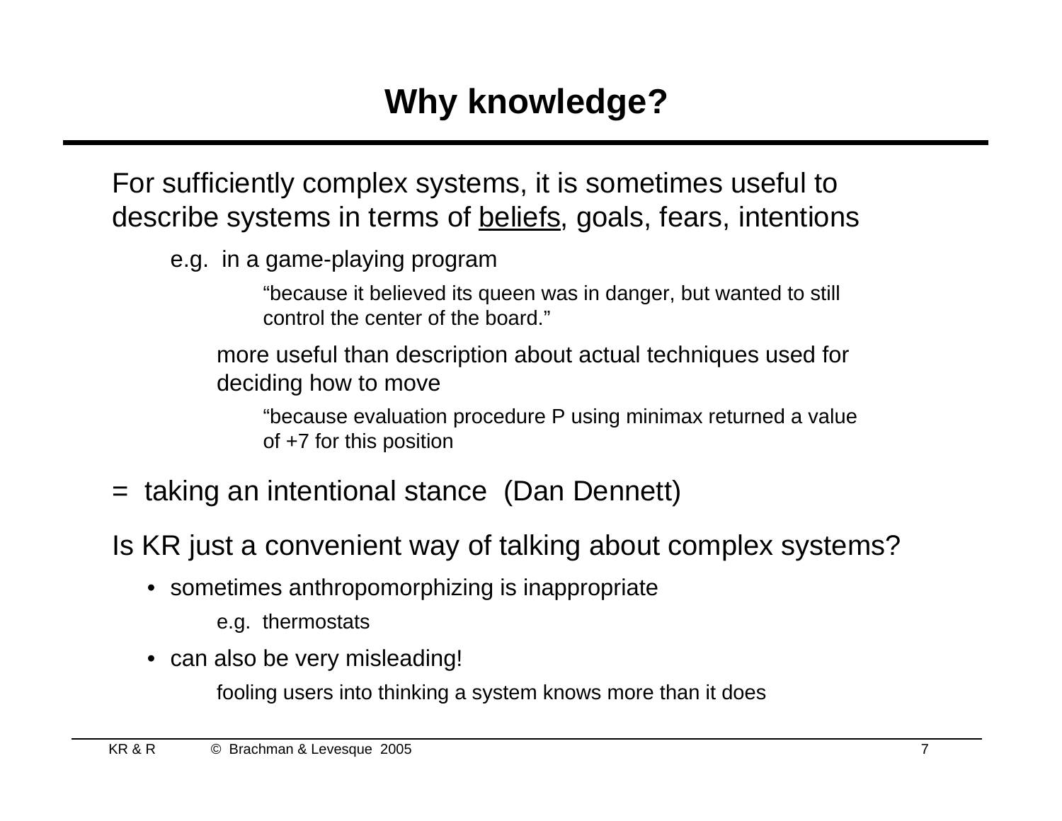# Why knowledge?

For sufficiently complex systems, it is sometimes useful to describe systems in terms of <u>beliefs</u>, goals, fears, intentions

e.g. in a game-playing program

> "because it believed its queen was in danger, but wanted to still control the center of the board."

more useful than description about actual techniques used for deciding how to move

> "because evaluation procedure P using minimax returned a value of +7 for this position

= taking an intentional stance (Dan Dennett)

Is KR just a convenient way of talking about complex systems?

- sometimes anthropomorphizing is inappropriate
  - e.g. thermostats
- can also be very misleading!
  - fooling users into thinking a system knows more than it does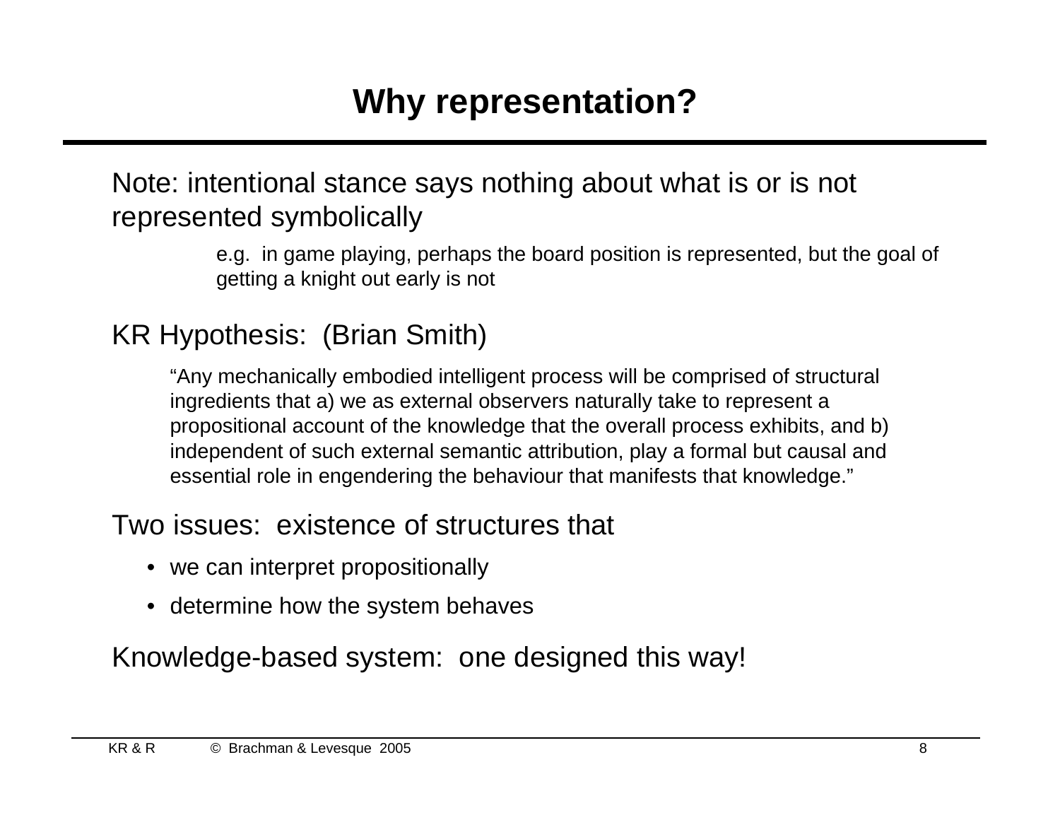# Why representation?

Note: intentional stance says nothing about what is or is not represented symbolically

> e.g. in game playing, perhaps the board position is represented, but the goal of getting a knight out early is not

KR Hypothesis: (Brian Smith)

> "Any mechanically embodied intelligent process will be comprised of structural ingredients that a) we as external observers naturally take to represent a propositional account of the knowledge that the overall process exhibits, and b) independent of such external semantic attribution, play a formal but causal and essential role in engendering the behaviour that manifests that knowledge."

Two issues: existence of structures that

- we can interpret propositionally
- determine how the system behaves

Knowledge-based system: one designed this way!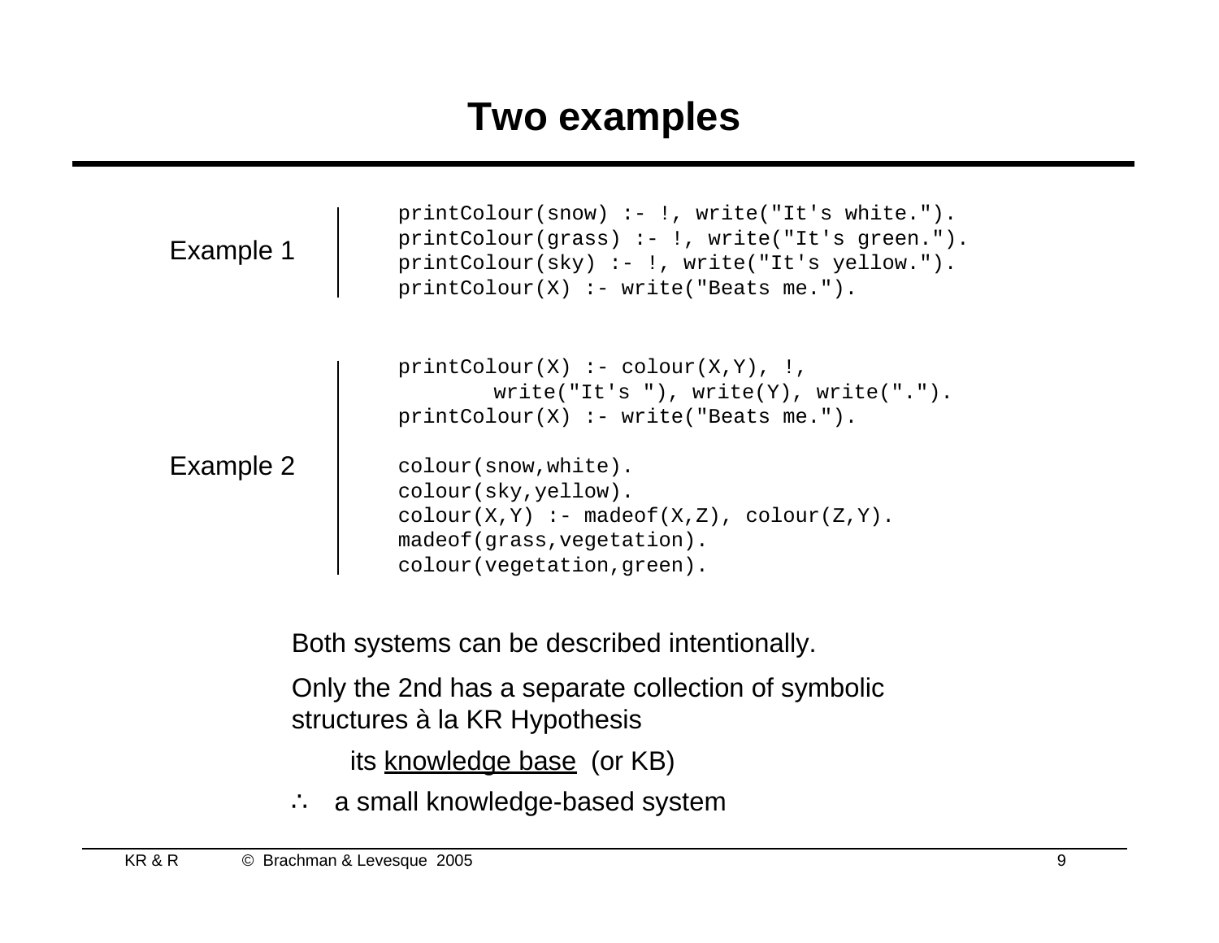# Two examples

Example 1

```
printColour(snow) :- !, write("It's white.").
printColour(grass) :- !, write("It's green.").
printColour(sky) :- !, write("It's yellow.").
printColour(X) :- write("Beats me.").
```

Example 2

```
printColour(X) :- colour(X,Y), !,
        write("It's "), write(Y), write(".").
printColour(X) :- write("Beats me.").

colour(snow,white).
colour(sky,yellow).
colour(X,Y) :- madeof(X,Z), colour(Z,Y).
madeof(grass,vegetation).
colour(vegetation,green).
```

Both systems can be described intentionally.

Only the 2nd has a separate collection of symbolic structures à la KR Hypothesis

its <u>knowledge base</u> (or KB)

∴ a small knowledge-based system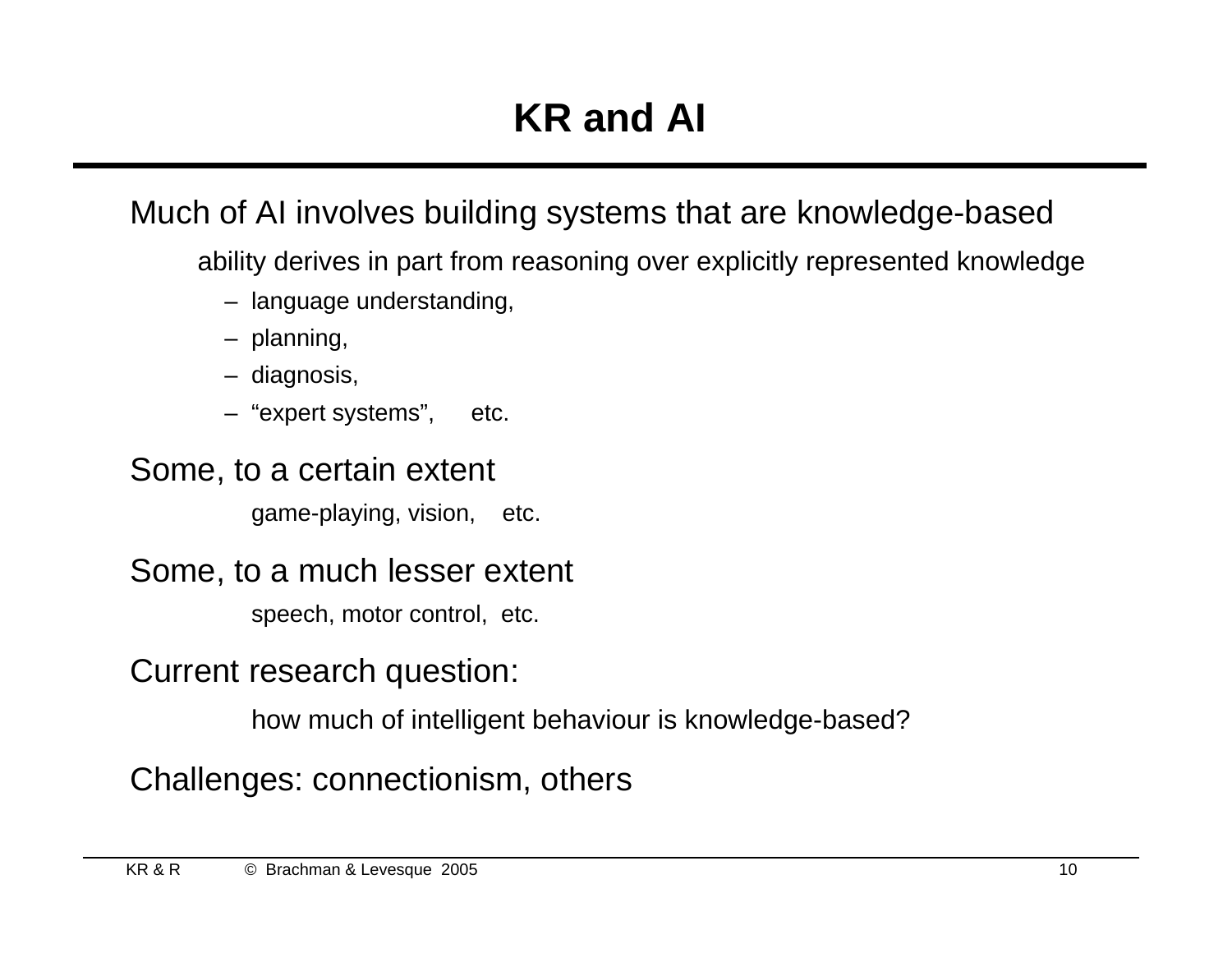# KR and AI

Much of AI involves building systems that are knowledge-based

ability derives in part from reasoning over explicitly represented knowledge

- language understanding,
- planning,
- diagnosis,
- “expert systems”, etc.

Some, to a certain extent

game-playing, vision, etc.

Some, to a much lesser extent

speech, motor control, etc.

Current research question:

how much of intelligent behaviour is knowledge-based?

Challenges: connectionism, others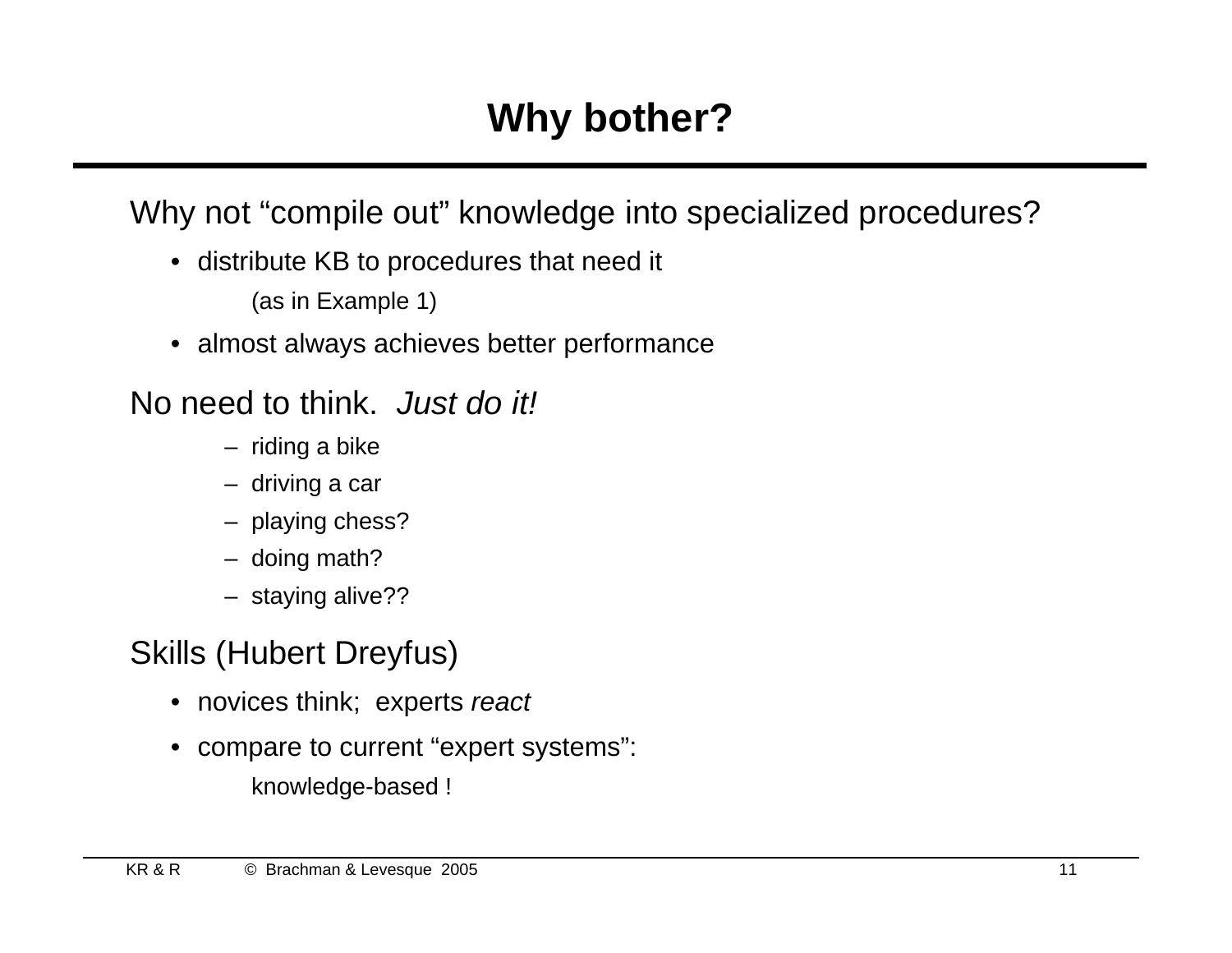# Why bother?

Why not “compile out” knowledge into specialized procedures?

- distribute KB to procedures that need it

  (as in Example 1)

- almost always achieves better performance

No need to think. *Just do it!*

- riding a bike
- driving a car
- playing chess?
- doing math?
- staying alive??

Skills (Hubert Dreyfus)

- novices think; experts *react*
- compare to current “expert systems”:

  knowledge-based !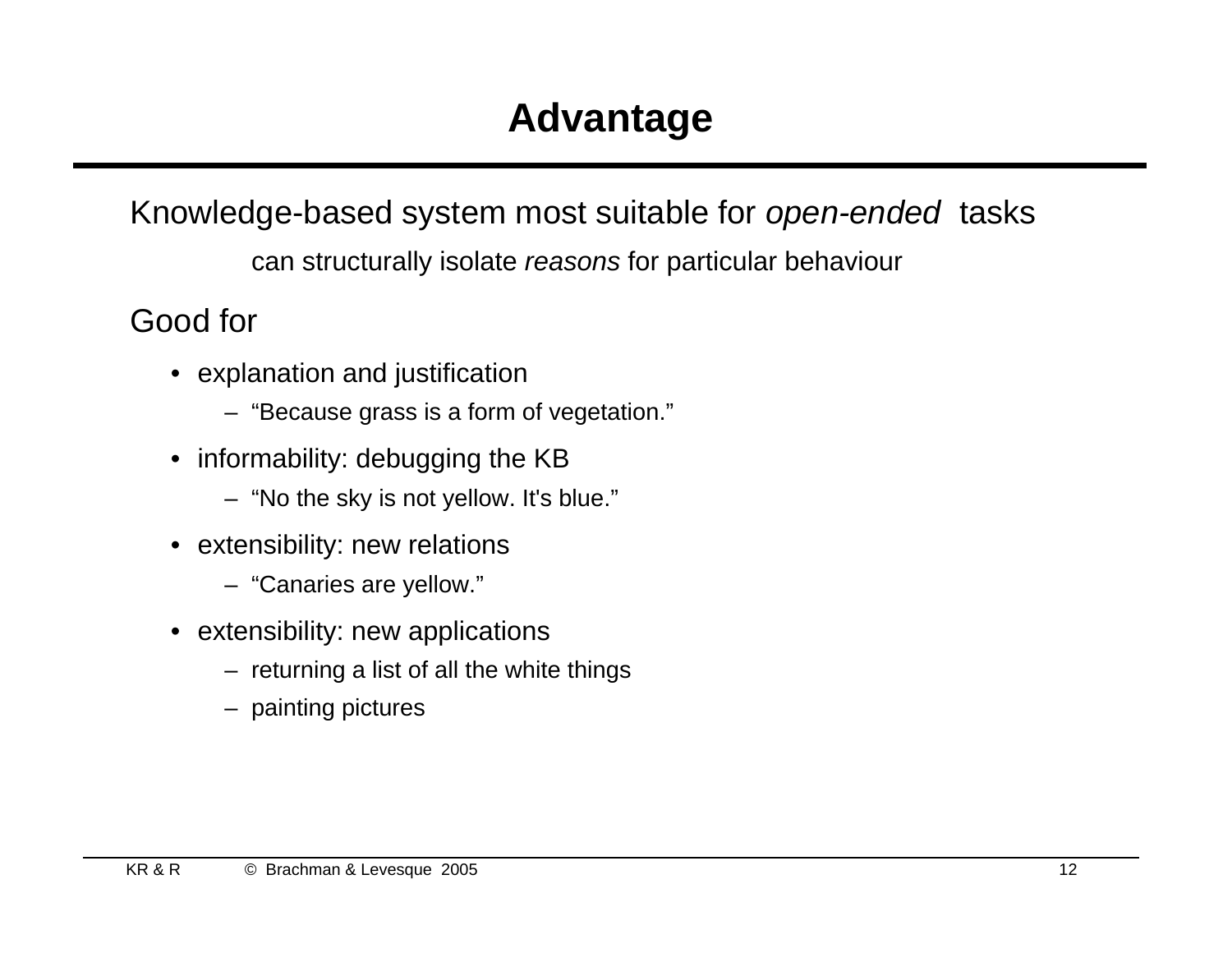# Advantage

Knowledge-based system most suitable for *open-ended* tasks

can structurally isolate *reasons* for particular behaviour

Good for

- explanation and justification
  - “Because grass is a form of vegetation.”
- informability: debugging the KB
  - “No the sky is not yellow. It's blue.”
- extensibility: new relations
  - “Canaries are yellow.”
- extensibility: new applications
  - returning a list of all the white things
  - painting pictures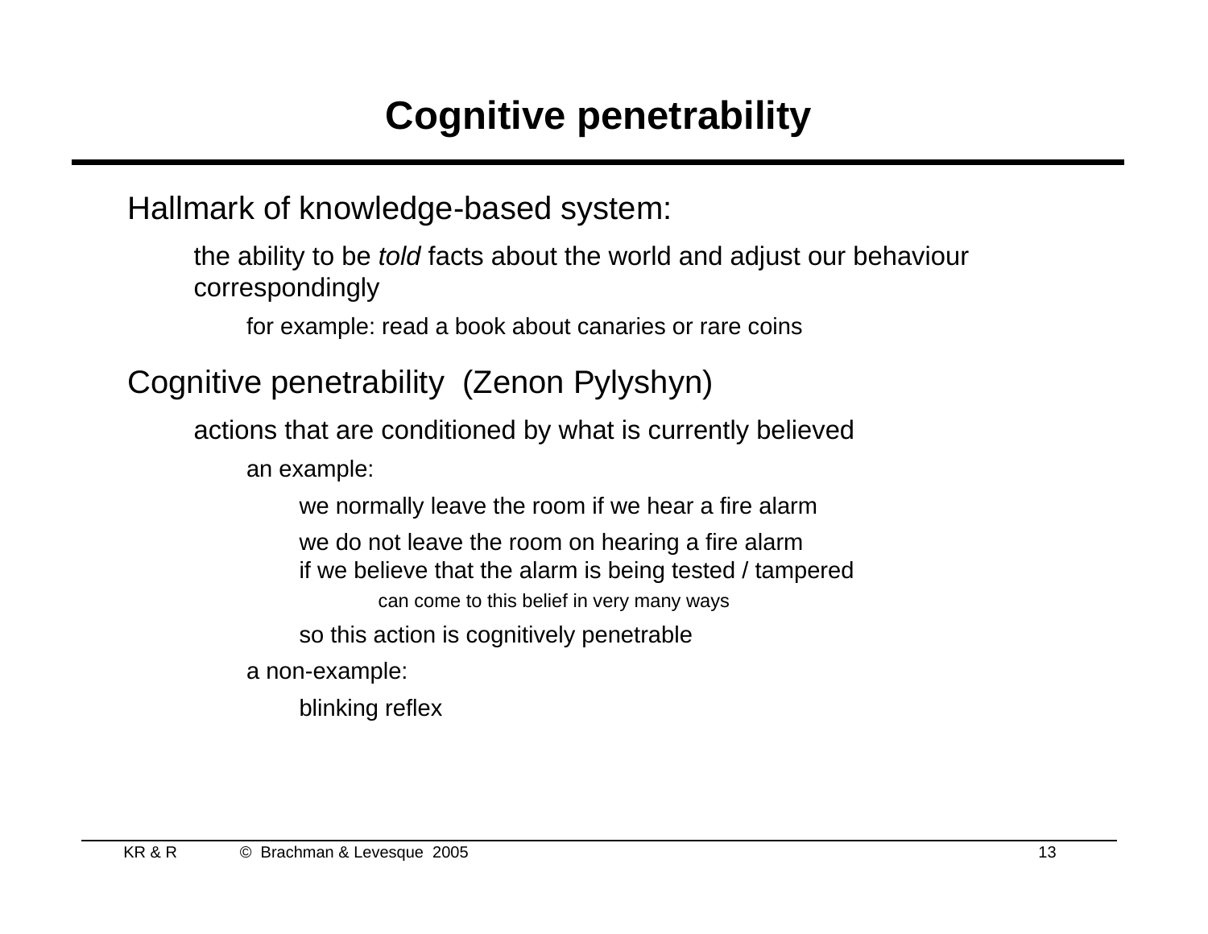# Cognitive penetrability

Hallmark of knowledge-based system:

- the ability to be *told* facts about the world and adjust our behaviour correspondingly
  - for example: read a book about canaries or rare coins

Cognitive penetrability (Zenon Pylyshyn)

- actions that are conditioned by what is currently believed
  - an example:
    - we normally leave the room if we hear a fire alarm
    - we do not leave the room on hearing a fire alarm if we believe that the alarm is being tested / tampered
      - can come to this belief in very many ways
    - so this action is cognitively penetrable
  - a non-example:
    - blinking reflex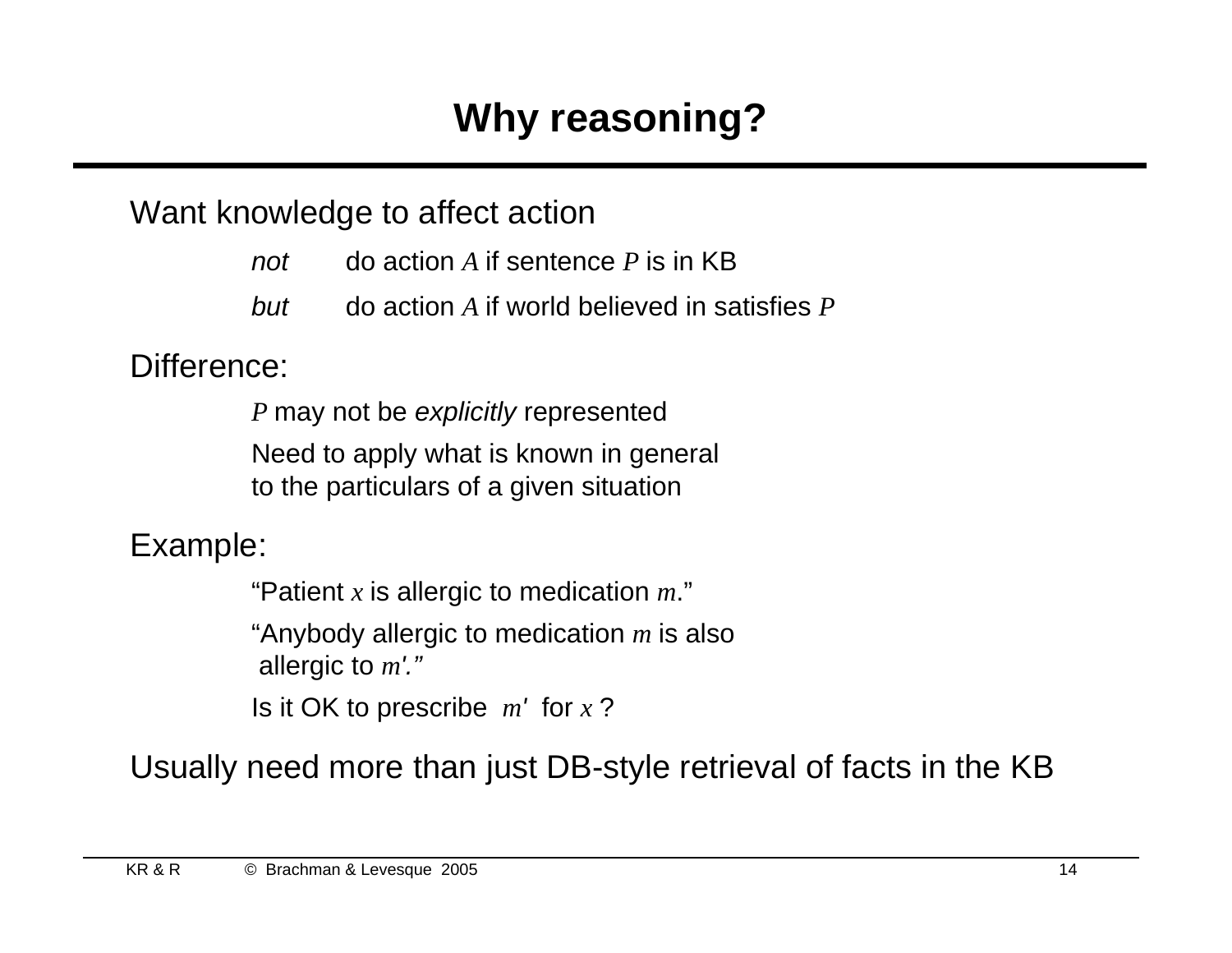# Why reasoning?

Want knowledge to affect action

- *not* do action $A$ if sentence $P$ is in KB
- *but* do action $A$ if world believed in satisfies $P$

Difference:

- $P$ may not be *explicitly* represented
- Need to apply what is known in general to the particulars of a given situation

Example:

- "Patient $x$ is allergic to medication $m$."
- "Anybody allergic to medication $m$ is also allergic to $m'$."
- Is it OK to prescribe $m'$ for $x$ ?

Usually need more than just DB-style retrieval of facts in the KB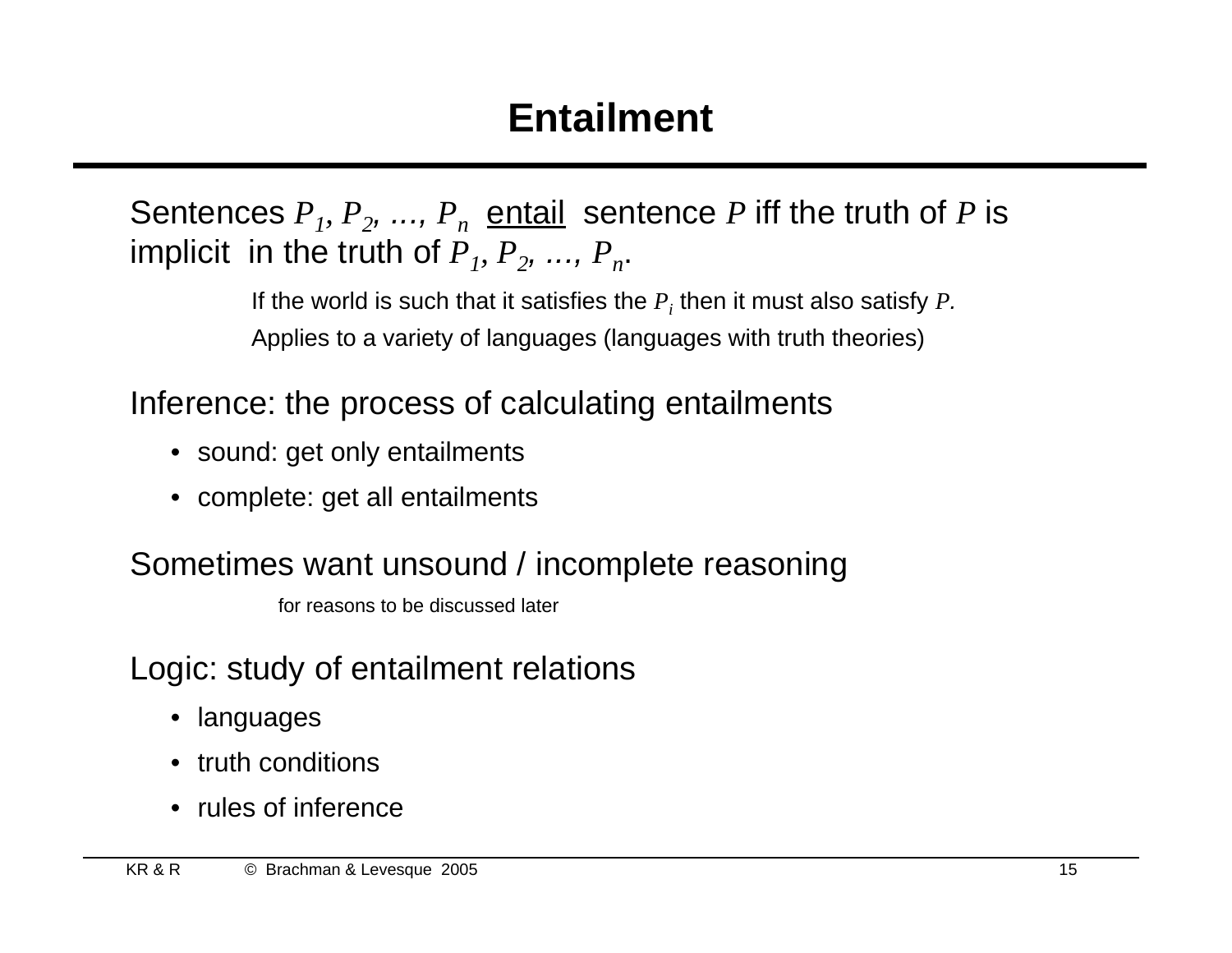# Entailment

Sentences $P_1, P_2, \ldots, P_n$ entail sentence $P$ iff the truth of $P$ is implicit in the truth of $P_1, P_2, \ldots, P_n$.

If the world is such that it satisfies the $P_i$ then it must also satisfy $P$.

Applies to a variety of languages (languages with truth theories)

Inference: the process of calculating entailments

- sound: get only entailments
- complete: get all entailments

Sometimes want unsound / incomplete reasoning

for reasons to be discussed later

Logic: study of entailment relations

- languages
- truth conditions
- rules of inference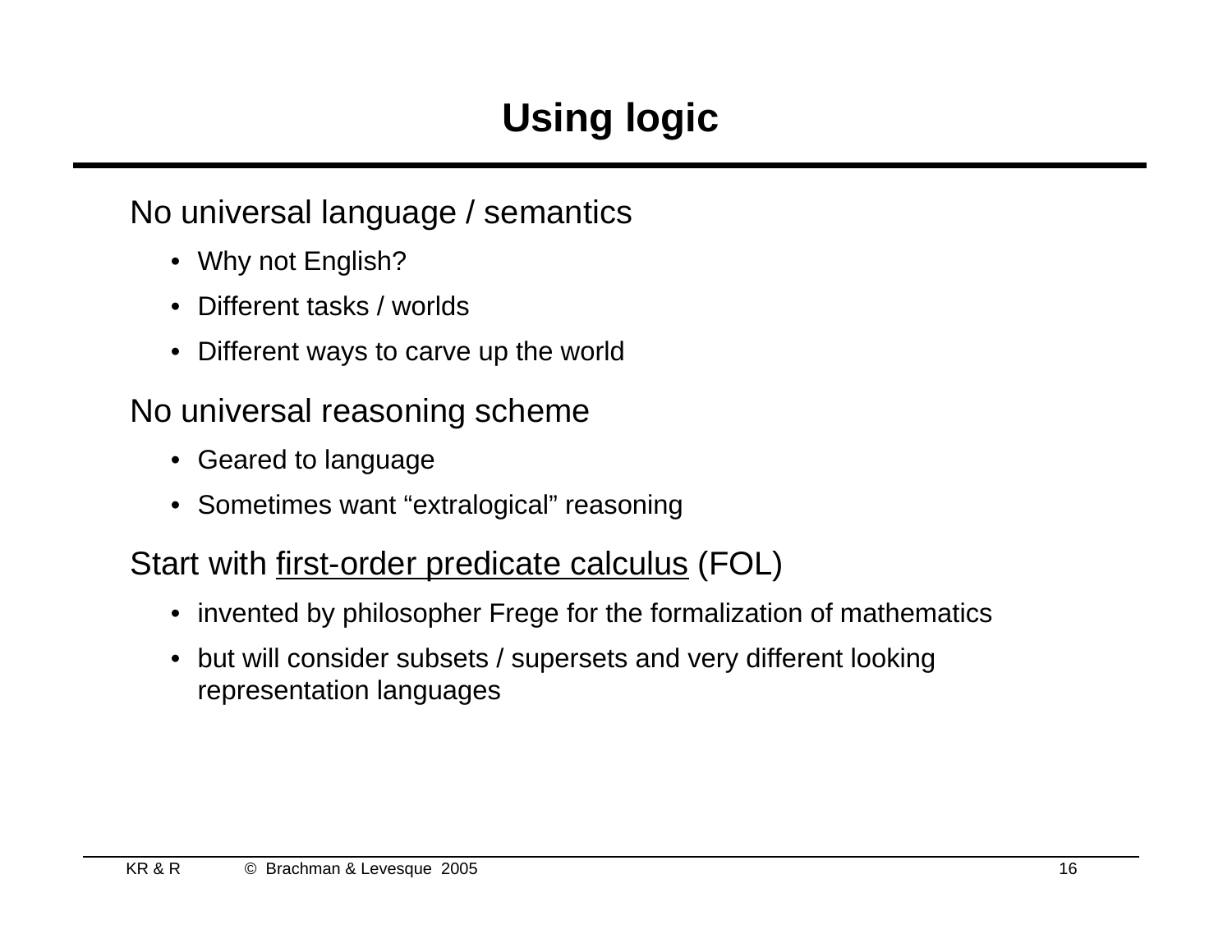# Using logic

No universal language / semantics

- Why not English?
- Different tasks / worlds
- Different ways to carve up the world

No universal reasoning scheme

- Geared to language
- Sometimes want “extralogical” reasoning

Start with first-order predicate calculus (FOL)

- invented by philosopher Frege for the formalization of mathematics
- but will consider subsets / supersets and very different looking representation languages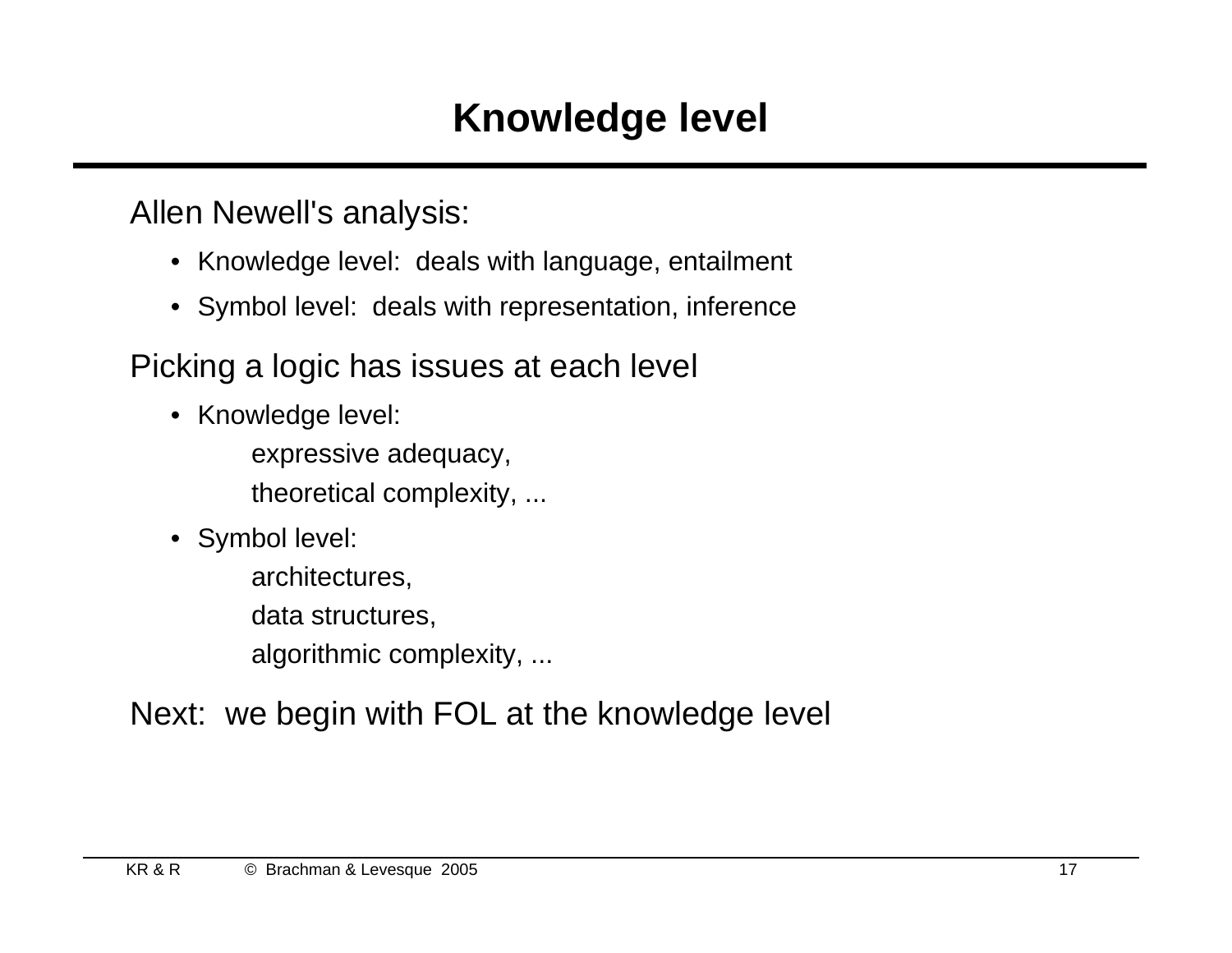# Knowledge level

Allen Newell's analysis:

- Knowledge level: deals with language, entailment
- Symbol level: deals with representation, inference

Picking a logic has issues at each level

- Knowledge level:
  - expressive adequacy,
  - theoretical complexity, ...
- Symbol level:
  - architectures,
  - data structures,
  - algorithmic complexity, ...

Next: we begin with FOL at the knowledge level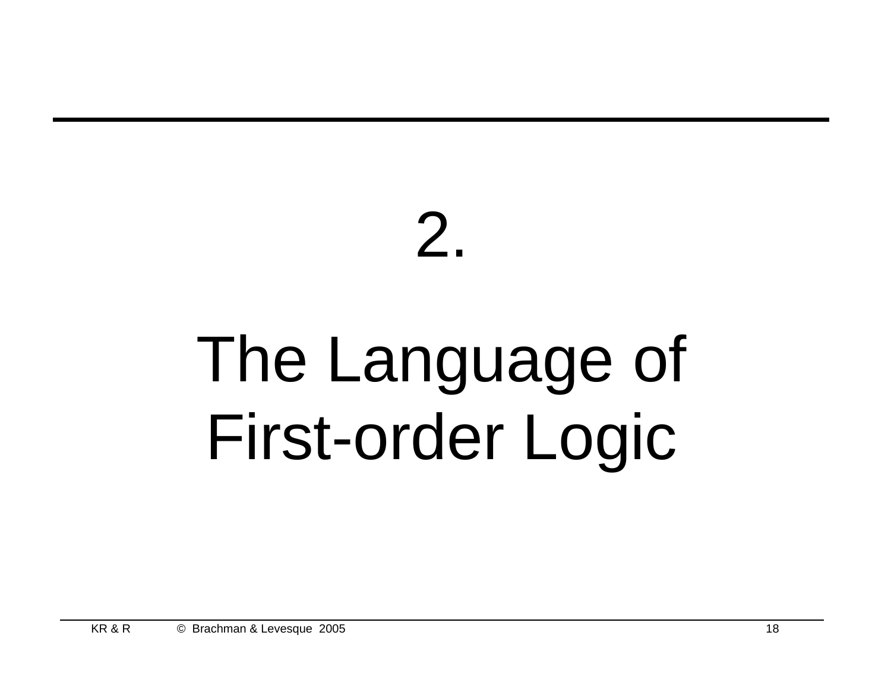# 2.

# The Language of First-order Logic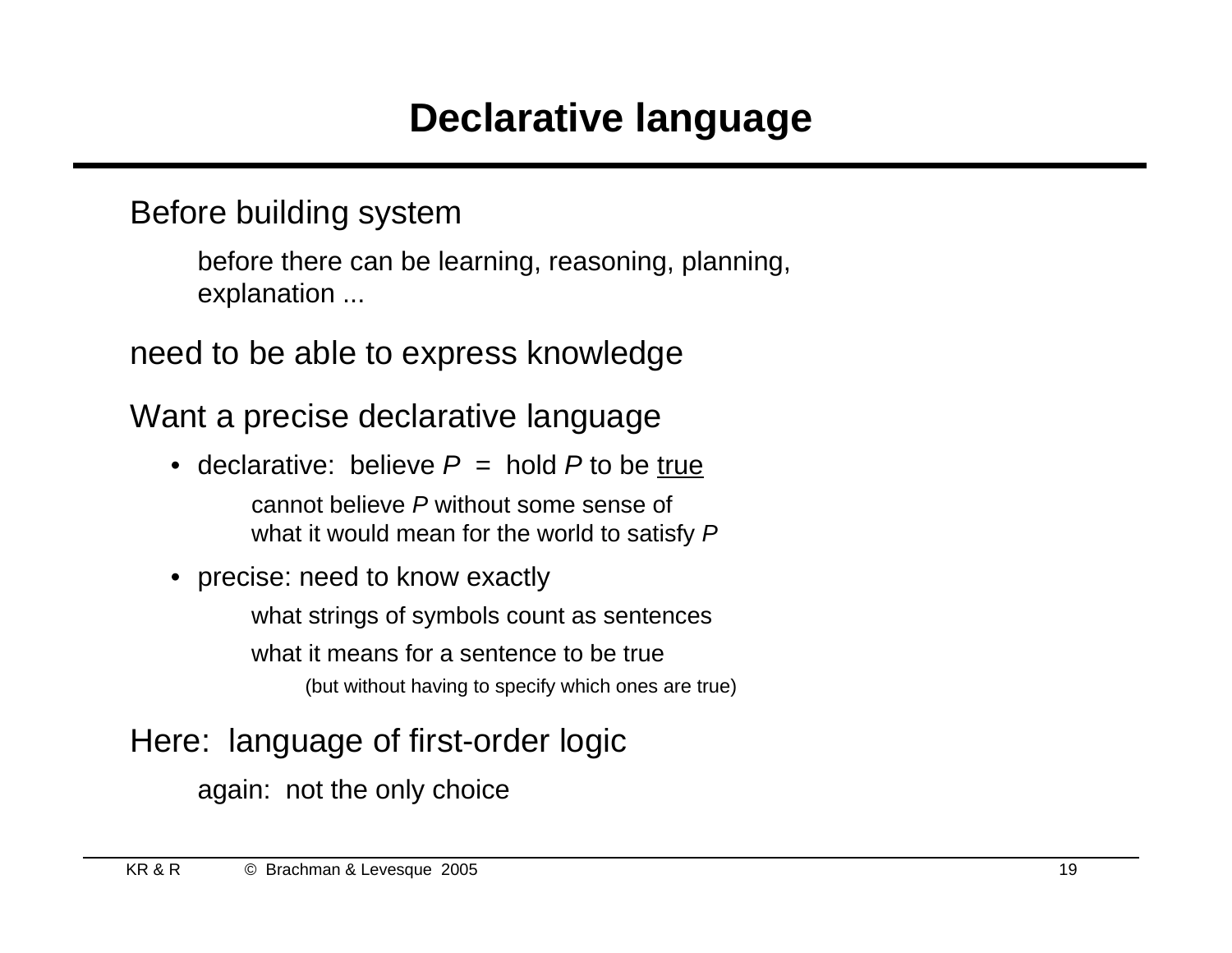# Declarative language

Before building system

> before there can be learning, reasoning, planning, explanation ...

need to be able to express knowledge

Want a precise declarative language

- declarative: believe *P* = hold *P* to be <u>true</u>

  cannot believe *P* without some sense of what it would mean for the world to satisfy *P*

- precise: need to know exactly

  what strings of symbols count as sentences

  what it means for a sentence to be true

  (but without having to specify which ones are true)

Here: language of first-order logic

> again: not the only choice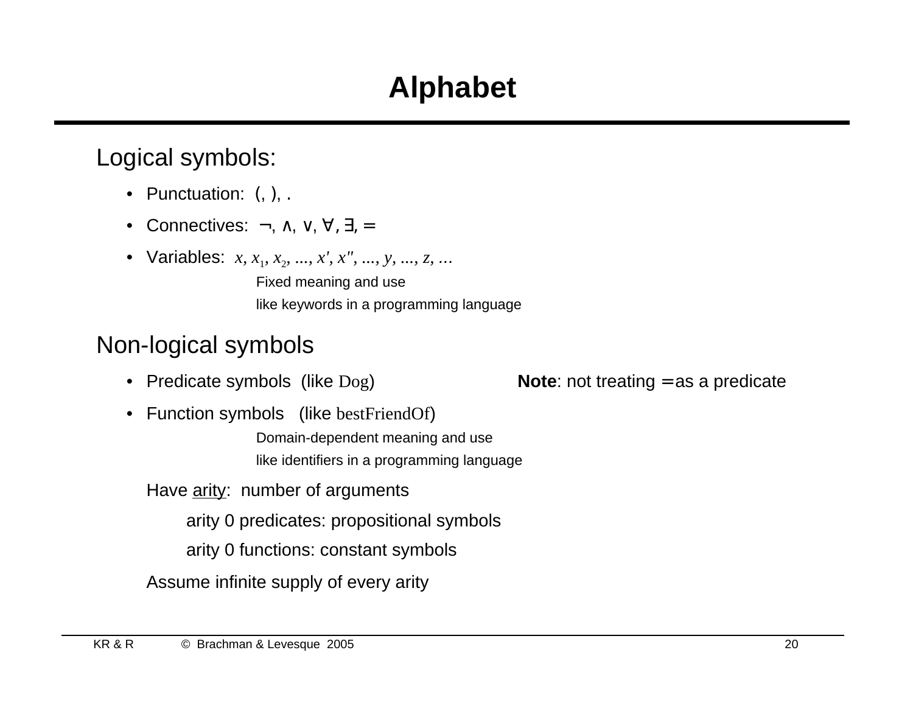# Alphabet

## Logical symbols:

- Punctuation: (, ), .
- Connectives: ¬, ∧, ∨, ∀, ∃, =
- Variables: $x, x_1, x_2, ..., x', x'', ..., y, ..., z, ...$

  Fixed meaning and use

  like keywords in a programming language

## Non-logical symbols

- Predicate symbols (like Dog)  **Note**: not treating = as a predicate
- Function symbols (like bestFriendOf)

  Domain-dependent meaning and use

  like identifiers in a programming language

Have <u>arity</u>: number of arguments

arity 0 predicates: propositional symbols

arity 0 functions: constant symbols

Assume infinite supply of every arity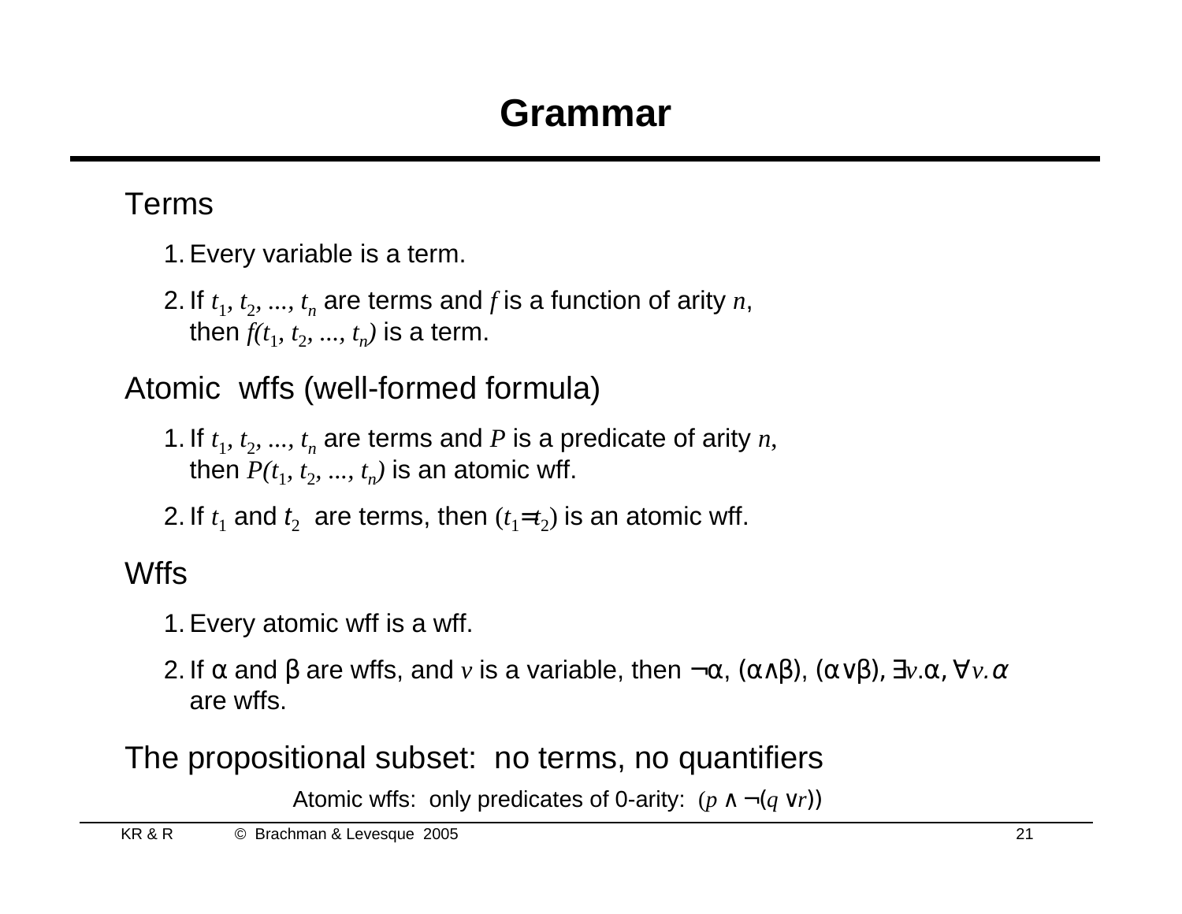# Grammar

Terms

1. Every variable is a term.
2. If $t_1, t_2, ..., t_n$ are terms and $f$ is a function of arity $n$, then $f(t_1, t_2, ..., t_n)$ is a term.

Atomic wffs (well-formed formula)

1. If $t_1, t_2, ..., t_n$ are terms and $P$ is a predicate of arity $n$, then $P(t_1, t_2, ..., t_n)$ is an atomic wff.
2. If $t_1$ and $t_2$ are terms, then $(t_1 = t_2)$ is an atomic wff.

Wffs

1. Every atomic wff is a wff.
2. If α and β are wffs, and $v$ is a variable, then $\neg\alpha$, $(\alpha \wedge \beta)$, $(\alpha \vee \beta)$, $\exists v.\alpha$, $\forall v.\alpha$ are wffs.

The propositional subset: no terms, no quantifiers

Atomic wffs: only predicates of 0-arity: $(p \wedge \neg(q \vee r))$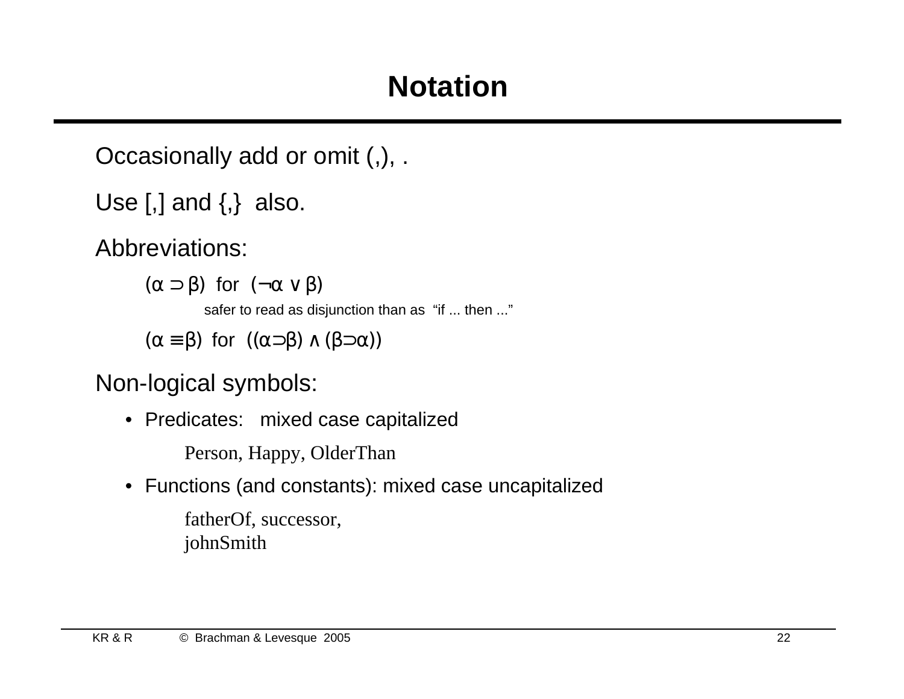# Notation

Occasionally add or omit (,), .

Use [,] and {,} also.

Abbreviations:

> $(\alpha \supset \beta)$ for $(\neg\alpha \vee \beta)$
>
> > safer to read as disjunction than as "if ... then ..."
>
> $(\alpha \equiv \beta)$ for $((\alpha \supset \beta) \wedge (\beta \supset \alpha))$

Non-logical symbols:

- Predicates: mixed case capitalized

  Person, Happy, OlderThan

- Functions (and constants): mixed case uncapitalized

  fatherOf, successor,
  johnSmith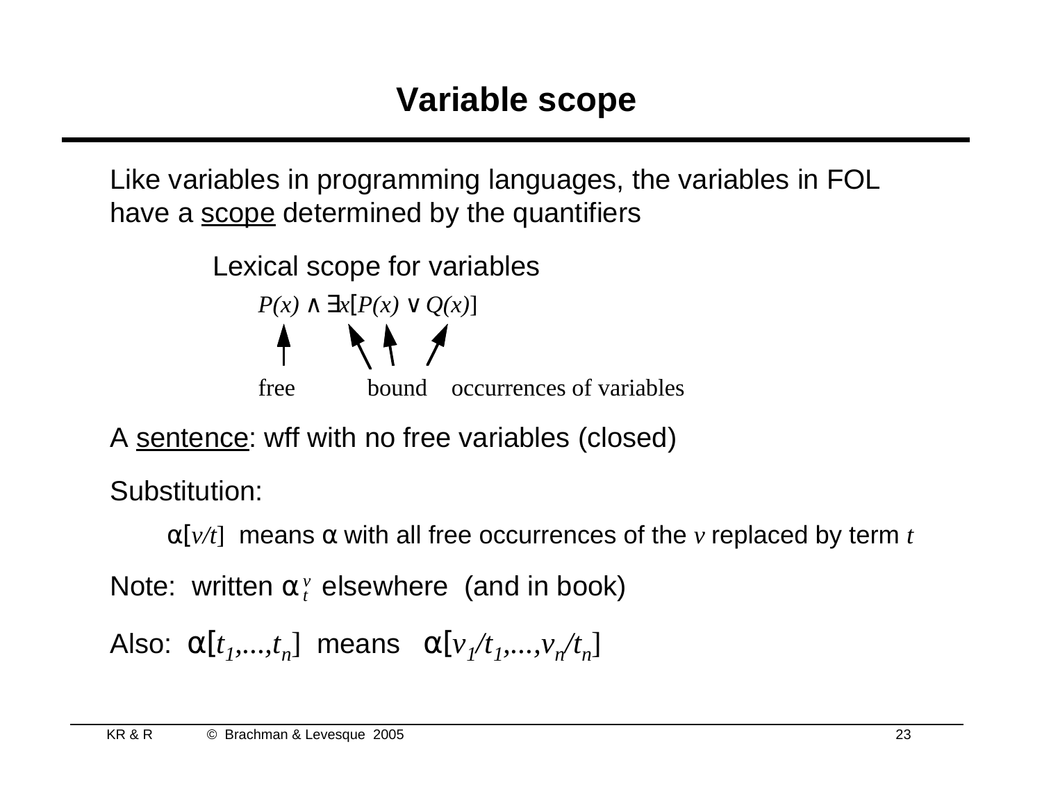# Variable scope

Like variables in programming languages, the variables in FOL have a <u>scope</u> determined by the quantifiers

Lexical scope for variables

$$P(x) \wedge \exists x[P(x) \vee Q(x)]$$

free (first $x$) bound (remaining occurrences of $x$) occurrences of variables

A <u>sentence</u>: wff with no free variables (closed)

Substitution:

$\alpha[v/t]$ means $\alpha$ with all free occurrences of the $v$ replaced by term $t$

Note: written $\alpha^{v}_{t}$ elsewhere (and in book)

Also: $\alpha[t_1,...,t_n]$ means $\alpha[v_1/t_1,...,v_n/t_n]$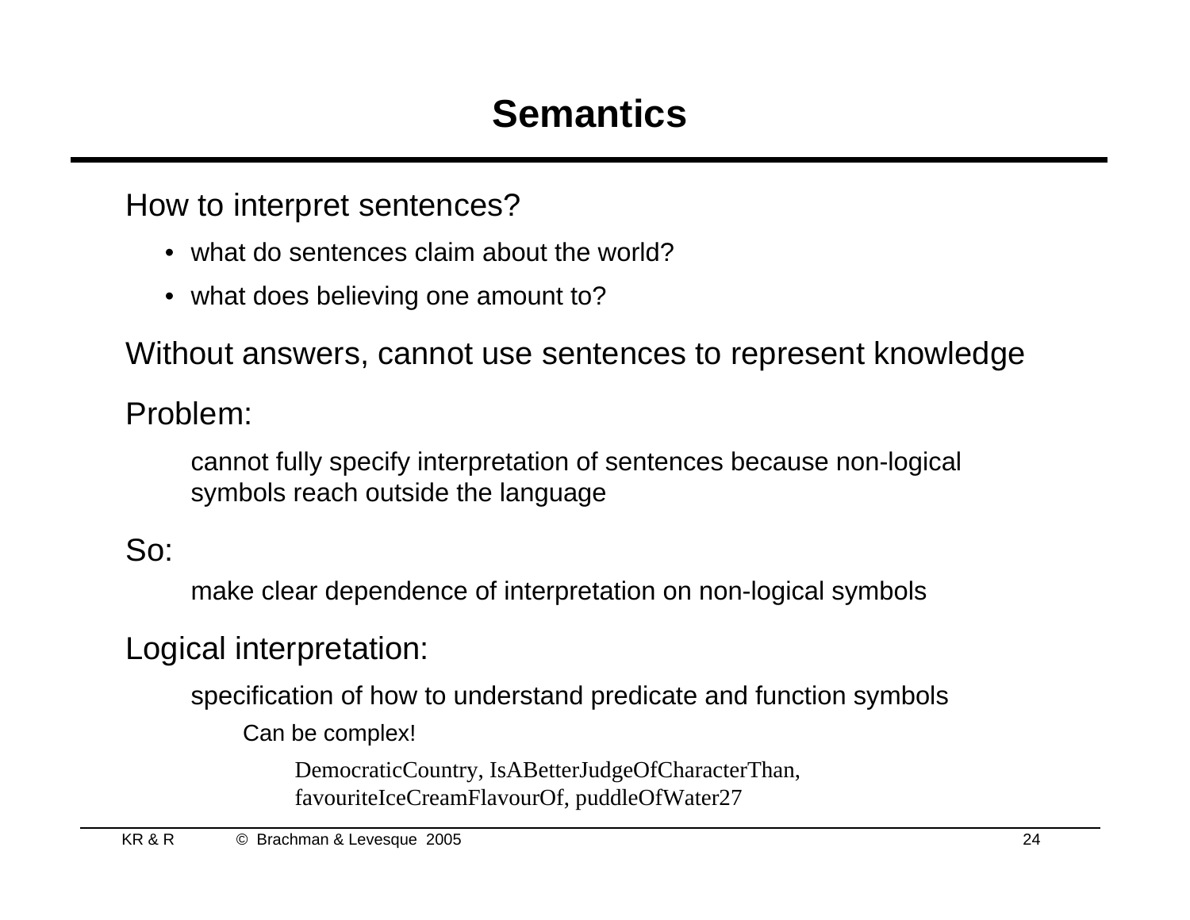# Semantics

How to interpret sentences?

- what do sentences claim about the world?
- what does believing one amount to?

Without answers, cannot use sentences to represent knowledge

Problem:

> cannot fully specify interpretation of sentences because non-logical symbols reach outside the language

So:

> make clear dependence of interpretation on non-logical symbols

Logical interpretation:

> specification of how to understand predicate and function symbols
>
> > Can be complex!
> >
> > > DemocraticCountry, IsABetterJudgeOfCharacterThan, favouriteIceCreamFlavourOf, puddleOfWater27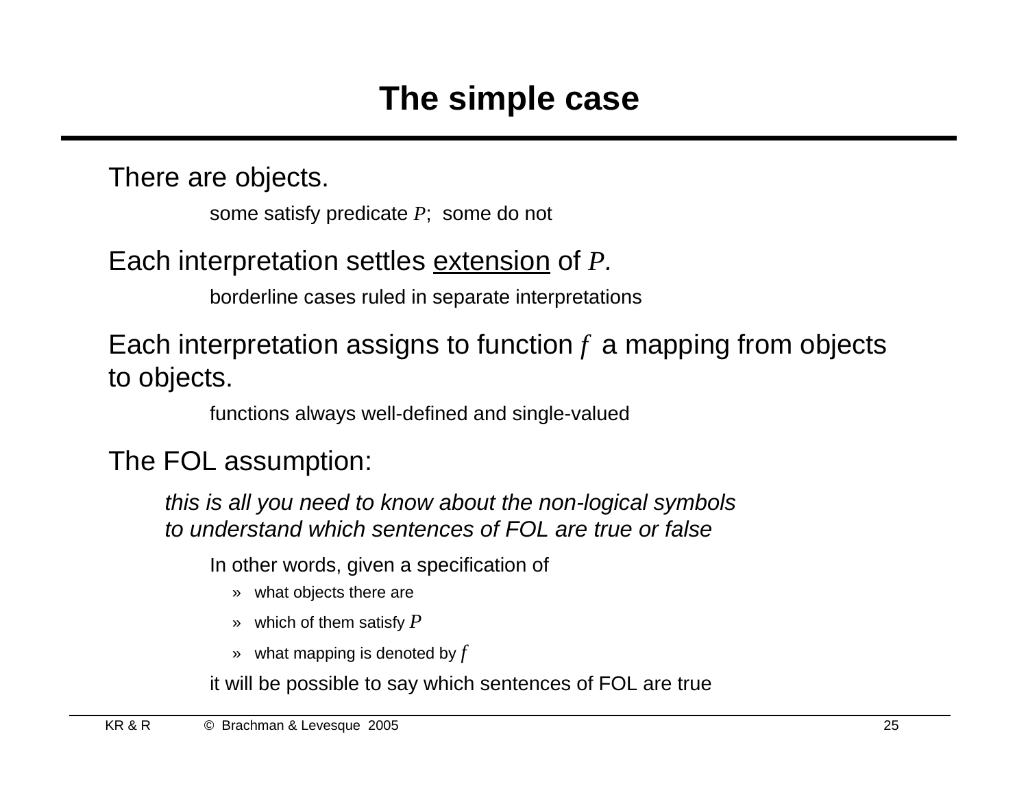# The simple case

There are objects.

some satisfy predicate $P$; some do not

Each interpretation settles <u>extension</u> of $P$.

borderline cases ruled in separate interpretations

Each interpretation assigns to function $f$ a mapping from objects to objects.

functions always well-defined and single-valued

The FOL assumption:

*this is all you need to know about the non-logical symbols to understand which sentences of FOL are true or false*

In other words, given a specification of

- what objects there are
- which of them satisfy $P$
- what mapping is denoted by $f$

it will be possible to say which sentences of FOL are true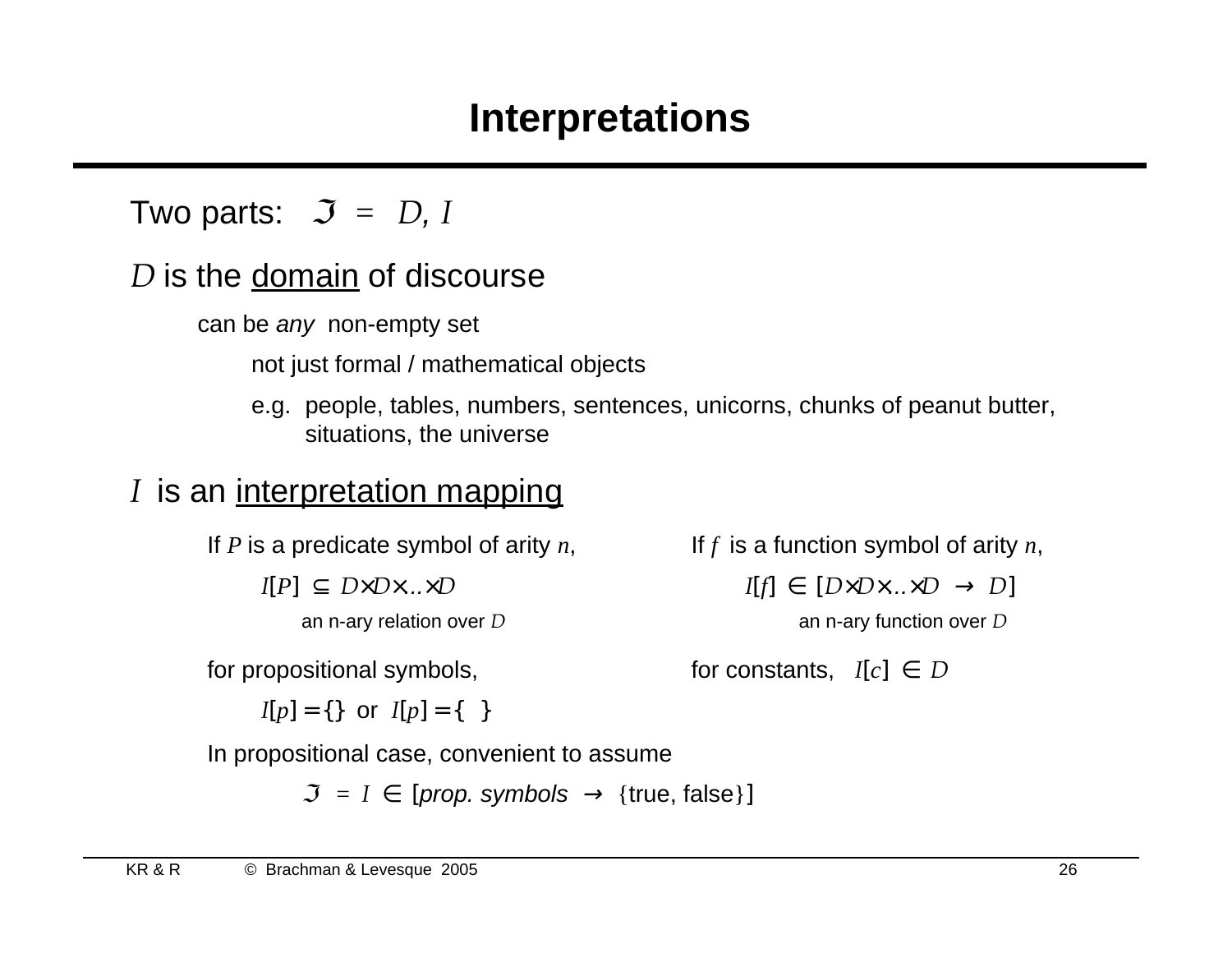# Interpretations

Two parts: $\Im = \langle D, I \rangle$

$D$ is the <u>domain</u> of discourse

- can be *any* non-empty set
  - not just formal / mathematical objects
  - e.g. people, tables, numbers, sentences, unicorns, chunks of peanut butter, situations, the universe

$I$ is an <u>interpretation mapping</u>

If $P$ is a predicate symbol of arity $n$,

$I[P] \subseteq D \times D \times .. \times D$

an n-ary relation over $D$

If $f$ is a function symbol of arity $n$,

$I[f] \in [D \times D \times .. \times D \rightarrow D]$

an n-ary function over $D$

for propositional symbols,

$I[p] = \{\}$ or $I[p] = \{\langle\rangle\}$

for constants, $I[c] \in D$

In propositional case, convenient to assume

$\Im = I \in$ [*prop. symbols* $\rightarrow$ {true, false}]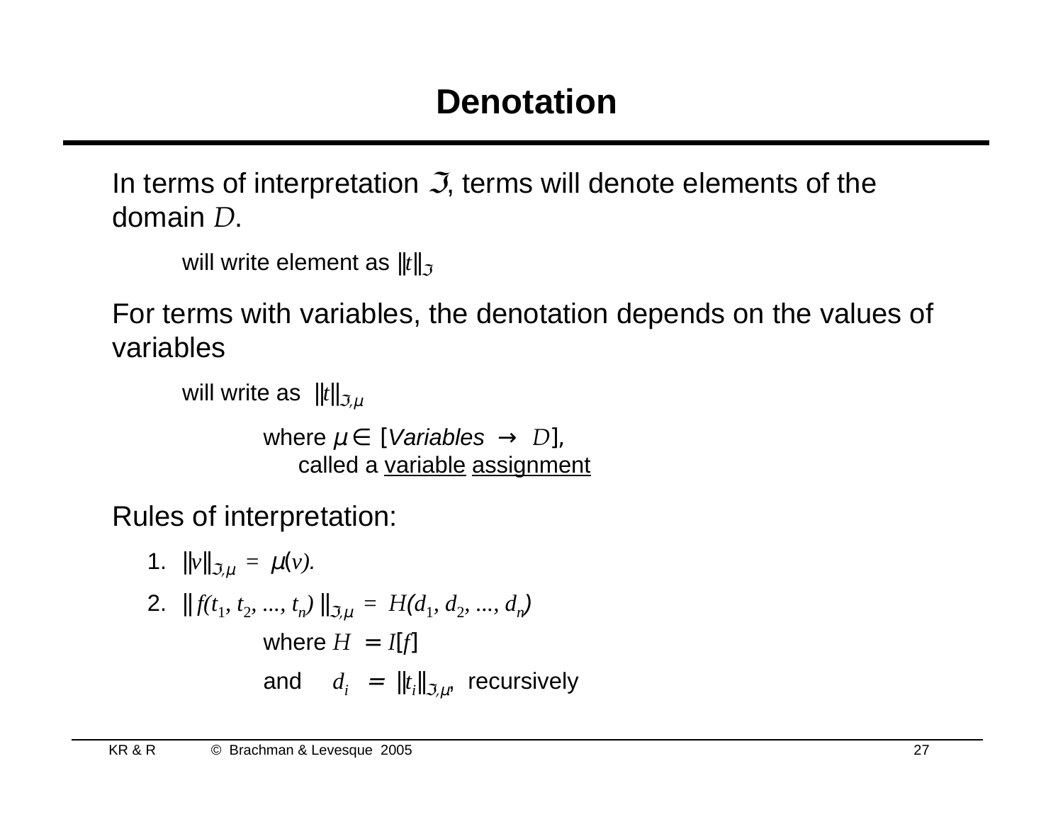# Denotation

In terms of interpretation $\mathfrak{I}$, terms will denote elements of the domain $D$.

> will write element as $\|t\|_{\mathfrak{I}}$

For terms with variables, the denotation depends on the values of variables

> will write as $\|t\|_{\mathfrak{I},\mu}$
>
> where $\mu \in [Variables \rightarrow D]$, called a <u>variable</u> <u>assignment</u>

Rules of interpretation:

1. $\|v\|_{\mathfrak{I},\mu} = \mu(v)$.
2. $\| f(t_1, t_2, ..., t_n) \|_{\mathfrak{I},\mu} = H(d_1, d_2, ..., d_n)$

   where $H = I[f]$

   and $d_i = \|t_i\|_{\mathfrak{I},\mu}$, recursively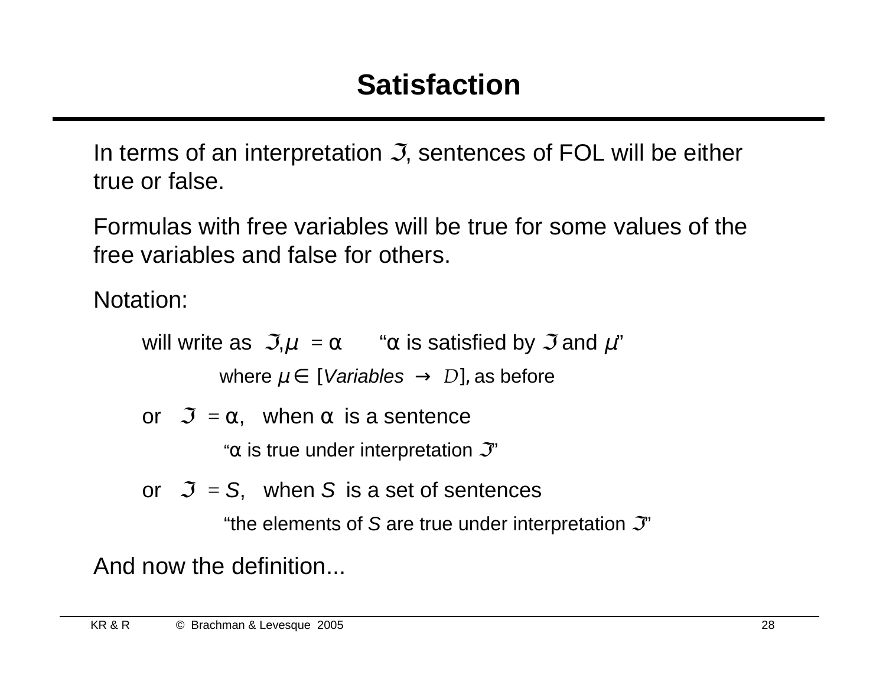# Satisfaction

In terms of an interpretation $\mathfrak{I}$, sentences of FOL will be either true or false.

Formulas with free variables will be true for some values of the free variables and false for others.

Notation:

will write as $\mathfrak{I},\mu \models \alpha$ "$\alpha$ is satisfied by $\mathfrak{I}$ and $\mu$"

where $\mu \in [Variables \rightarrow D]$, as before

or $\mathfrak{I} \models \alpha$, when $\alpha$ is a sentence

"$\alpha$ is true under interpretation $\mathfrak{I}$"

or $\mathfrak{I} \models S$, when $S$ is a set of sentences

"the elements of $S$ are true under interpretation $\mathfrak{I}$"

And now the definition...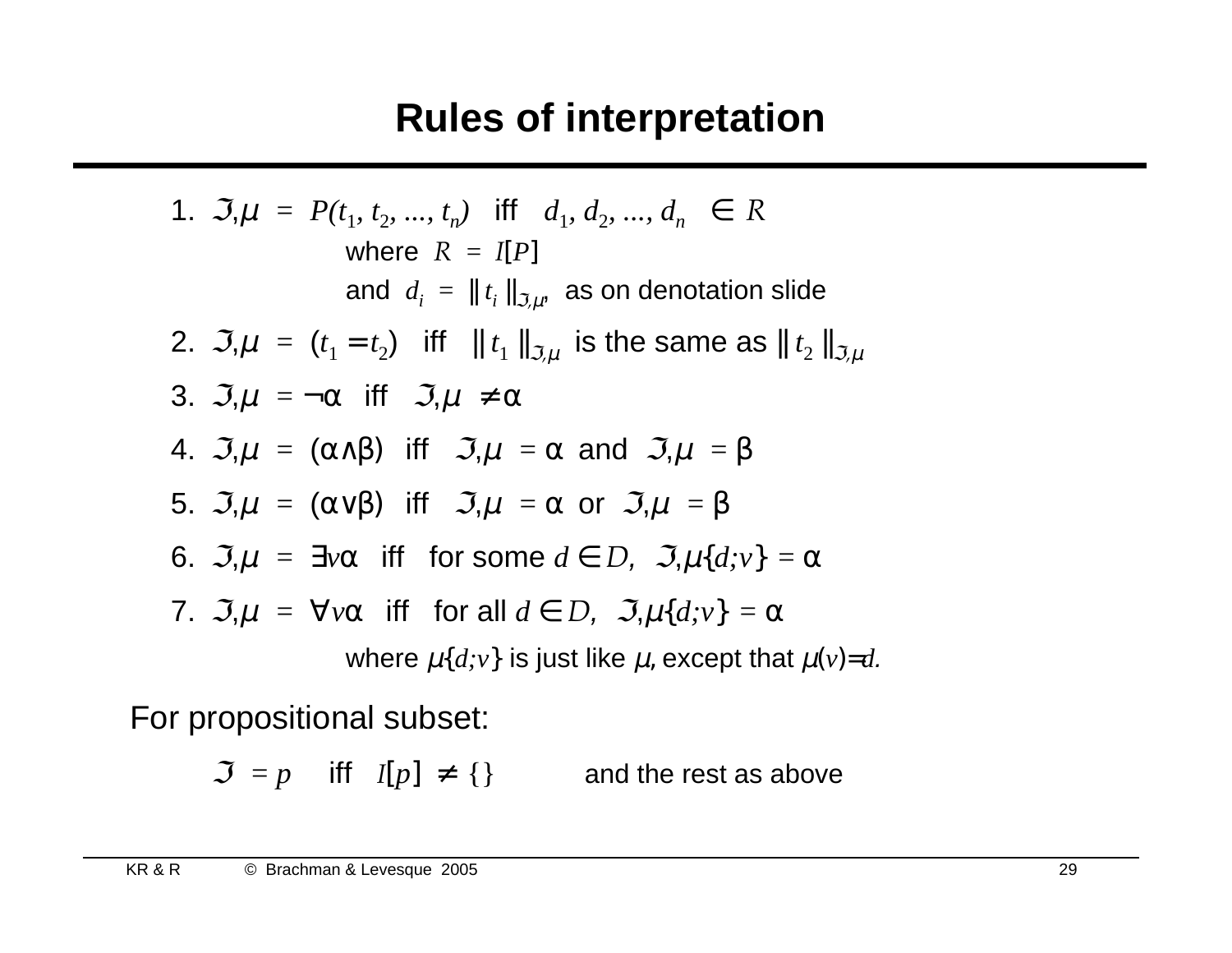# Rules of interpretation

1. $\Im,\mu \models P(t_1, t_2, ..., t_n)$ iff $\langle d_1, d_2, ..., d_n \rangle \in R$
   where $R = I[P]$
   and $d_i = \| t_i \|_{\Im,\mu}$, as on denotation slide
2. $\Im,\mu \models (t_1 = t_2)$ iff $\| t_1 \|_{\Im,\mu}$ is the same as $\| t_2 \|_{\Im,\mu}$
3. $\Im,\mu \models \neg\alpha$ iff $\Im,\mu \not\models \alpha$
4. $\Im,\mu \models (\alpha \wedge \beta)$ iff $\Im,\mu \models \alpha$ and $\Im,\mu \models \beta$
5. $\Im,\mu \models (\alpha \vee \beta)$ iff $\Im,\mu \models \alpha$ or $\Im,\mu \models \beta$
6. $\Im,\mu \models \exists v\alpha$ iff for some $d \in D$, $\Im,\mu\{d;v\} \models \alpha$
7. $\Im,\mu \models \forall v\alpha$ iff for all $d \in D$, $\Im,\mu\{d;v\} \models \alpha$
   where $\mu\{d;v\}$ is just like $\mu$, except that $\mu(v)=d$.

For propositional subset:

$\Im \models p$ iff $I[p] \neq \{\}$ and the rest as above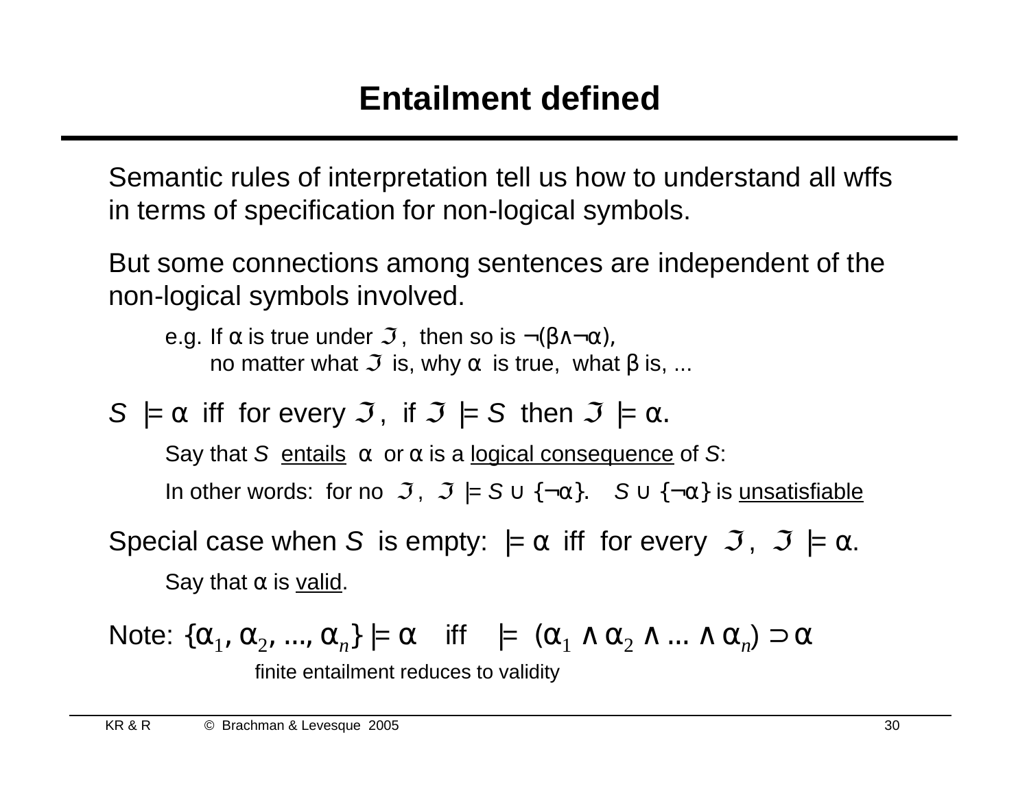# Entailment defined

Semantic rules of interpretation tell us how to understand all wffs in terms of specification for non-logical symbols.

But some connections among sentences are independent of the non-logical symbols involved.

> e.g. If $\alpha$ is true under $\Im$, then so is $\neg(\beta \wedge \neg\alpha)$,
> no matter what $\Im$ is, why $\alpha$ is true, what $\beta$ is, ...

$S \models \alpha$ iff for every $\Im$, if $\Im \models S$ then $\Im \models \alpha$.

> Say that $S$ entails $\alpha$ or $\alpha$ is a logical consequence of $S$:
>
> In other words: for no $\Im$, $\Im \models S \cup \{\neg\alpha\}$. $S \cup \{\neg\alpha\}$ is unsatisfiable

Special case when $S$ is empty: $\models \alpha$ iff for every $\Im$, $\Im \models \alpha$.

> Say that $\alpha$ is valid.

Note: $\{\alpha_1, \alpha_2, ..., \alpha_n\} \models \alpha$ iff $\models (\alpha_1 \wedge \alpha_2 \wedge ... \wedge \alpha_n) \supset \alpha$

> finite entailment reduces to validity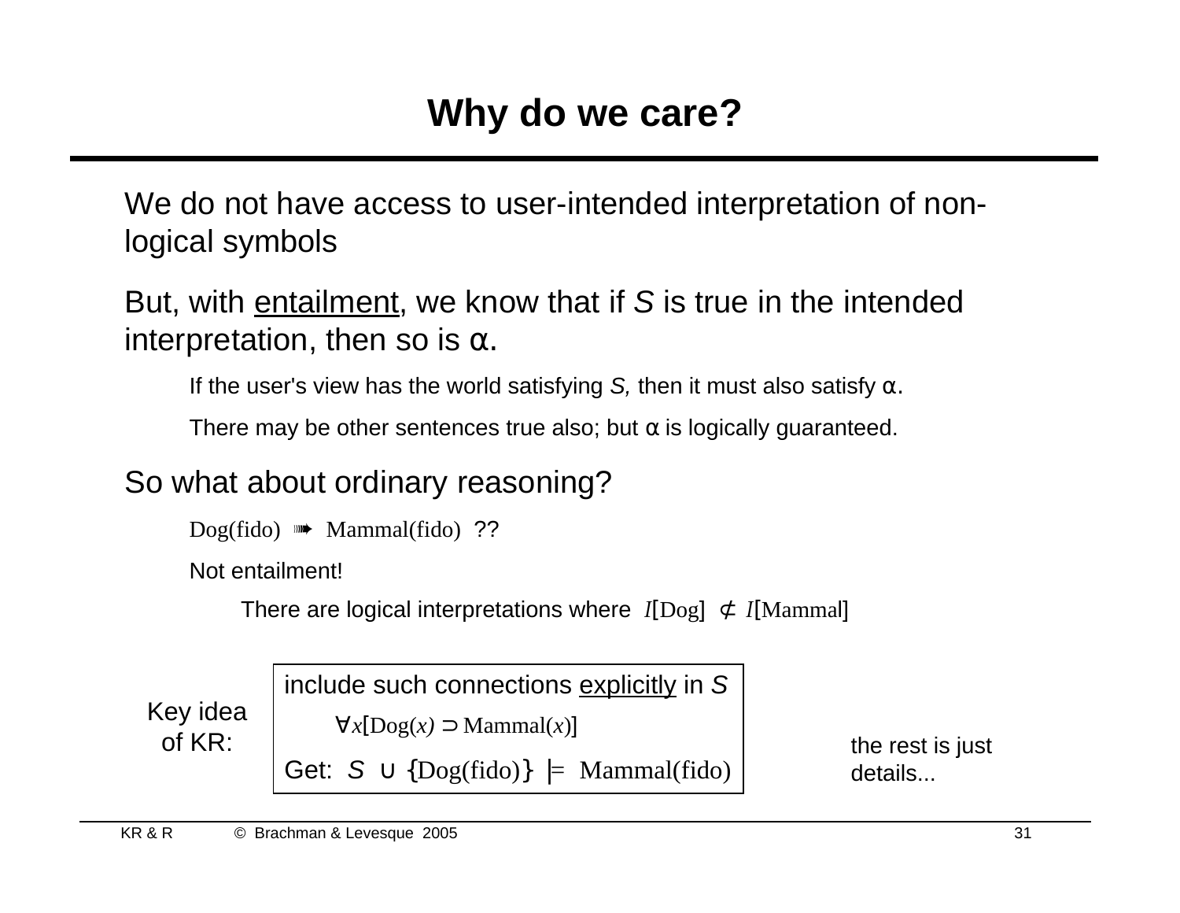# Why do we care?

We do not have access to user-intended interpretation of non-logical symbols

But, with <u>entailment</u>, we know that if *S* is true in the intended interpretation, then so is α.

> If the user's view has the world satisfying *S,* then it must also satisfy α.
>
> There may be other sentences true also; but α is logically guaranteed.

So what about ordinary reasoning?

> Dog(fido) ➠ Mammal(fido) ??
>
> Not entailment!
>
> > There are logical interpretations where $I[\text{Dog}] \not\subseteq I[\text{Mammal}]$

Key idea of KR:

| include such connections <u>explicitly</u> in *S* |
|---|
| $\forall x[\text{Dog}(x) \supset \text{Mammal}(x)]$ |
| Get: $S \cup \{\text{Dog(fido)}\} \models \text{Mammal(fido)}$ |

the rest is just details...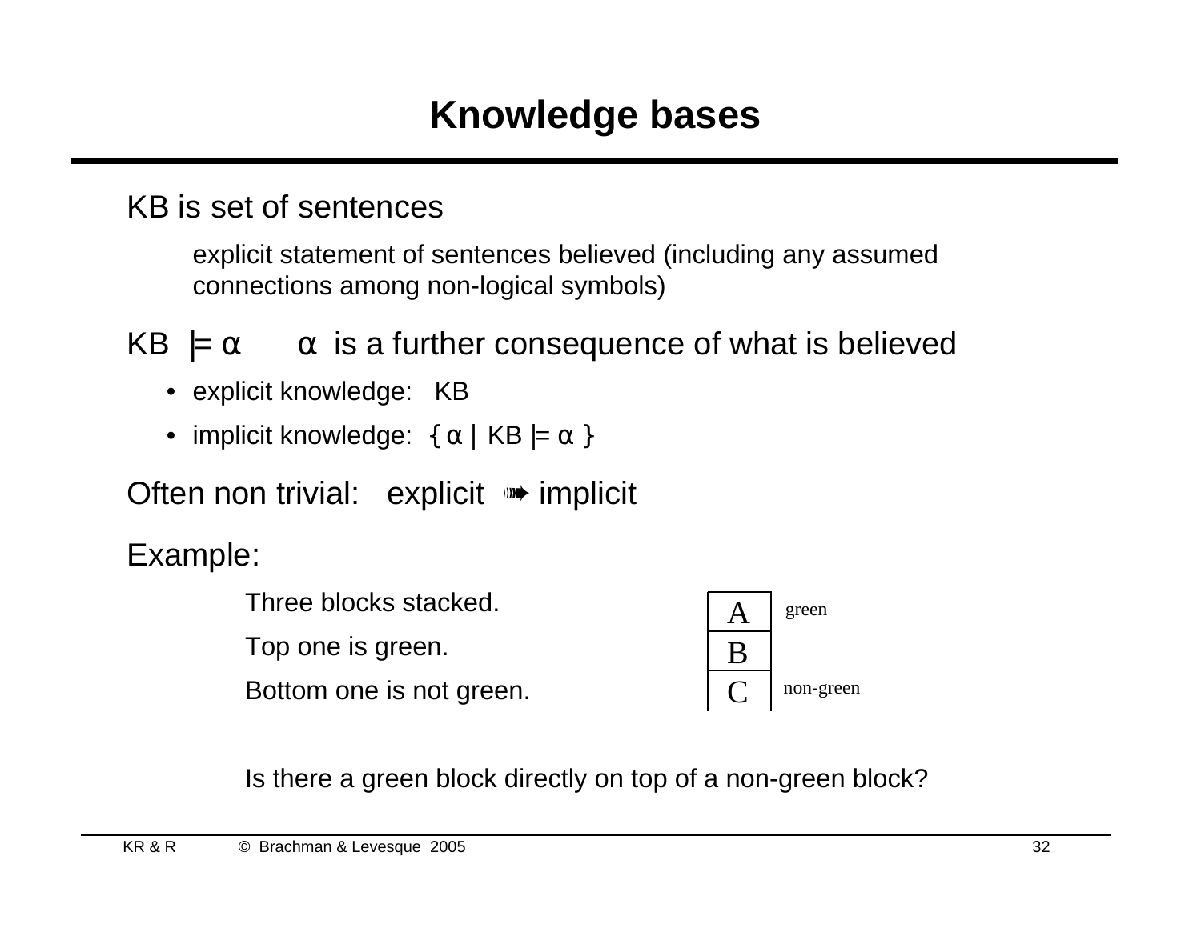# Knowledge bases

KB is set of sentences

> explicit statement of sentences believed (including any assumed connections among non-logical symbols)

KB $\models \alpha$  $\alpha$ is a further consequence of what is believed

- explicit knowledge: KB
- implicit knowledge: $\{ \alpha \mid \text{KB} \models \alpha \}$

Often non trivial: explicit ➠ implicit

Example:

> Three blocks stacked.
>
> Top one is green.
>
> Bottom one is not green.

| Block | Color |
| --- | --- |
| A | green |
| B | |
| C | non-green |

> Is there a green block directly on top of a non-green block?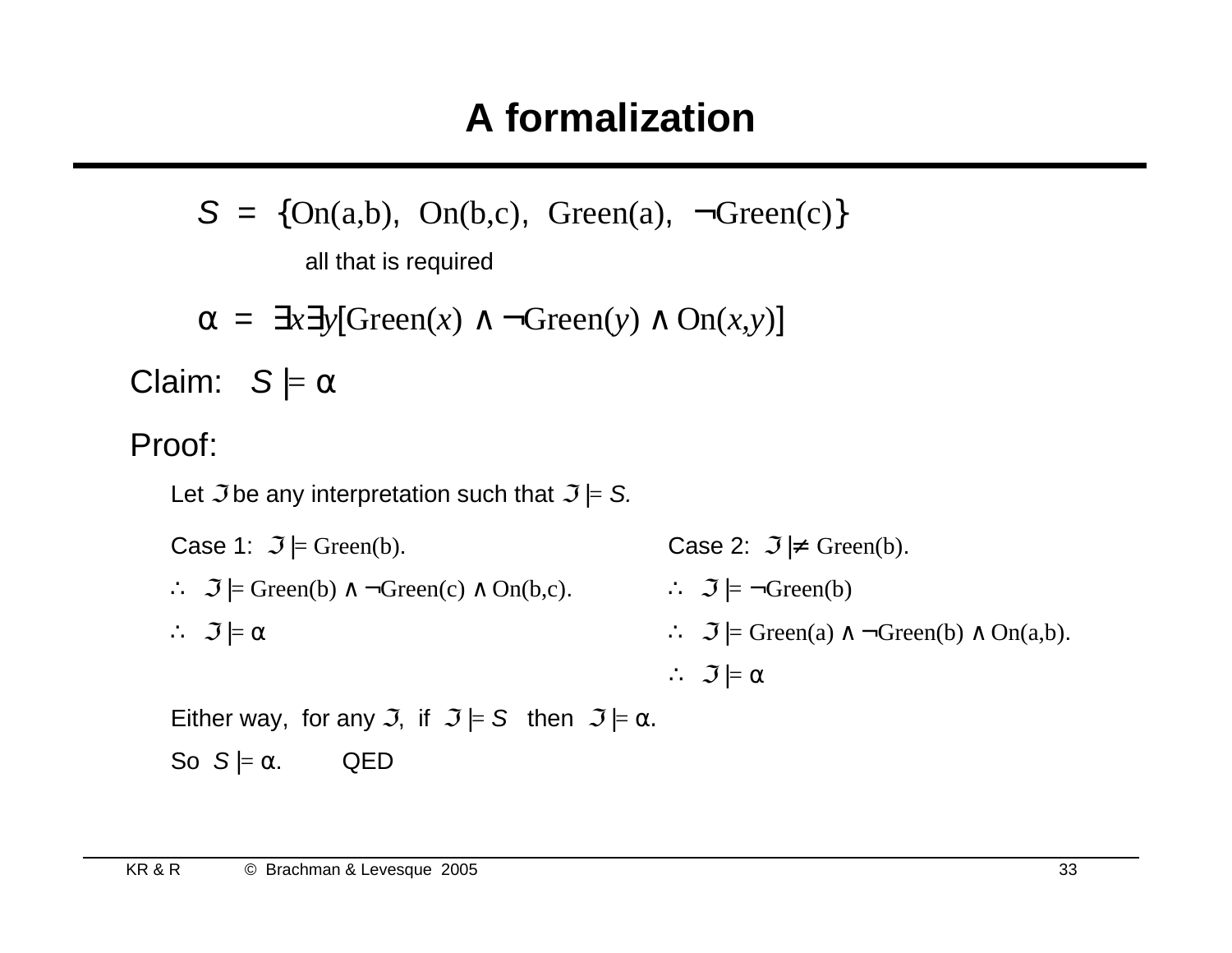# A formalization

$S$ = {On(a,b), On(b,c), Green(a), ¬Green(c)}

all that is required

$\alpha = \exists x \exists y[\text{Green}(x) \wedge \neg\text{Green}(y) \wedge \text{On}(x,y)]$

Claim: $S \models \alpha$

Proof:

Let $\Im$ be any interpretation such that $\Im \models S$.

Case 1: $\Im \models \text{Green(b)}$.

$\therefore\ \Im \models \text{Green(b)} \wedge \neg\text{Green(c)} \wedge \text{On(b,c)}$.

$\therefore\ \Im \models \alpha$

Case 2: $\Im \not\models \text{Green(b)}$.

$\therefore\ \Im \models \neg\text{Green(b)}$

$\therefore\ \Im \models \text{Green(a)} \wedge \neg\text{Green(b)} \wedge \text{On(a,b)}$.

$\therefore\ \Im \models \alpha$

Either way, for any $\Im$, if $\Im \models S$ then $\Im \models \alpha$.

So $S \models \alpha$. QED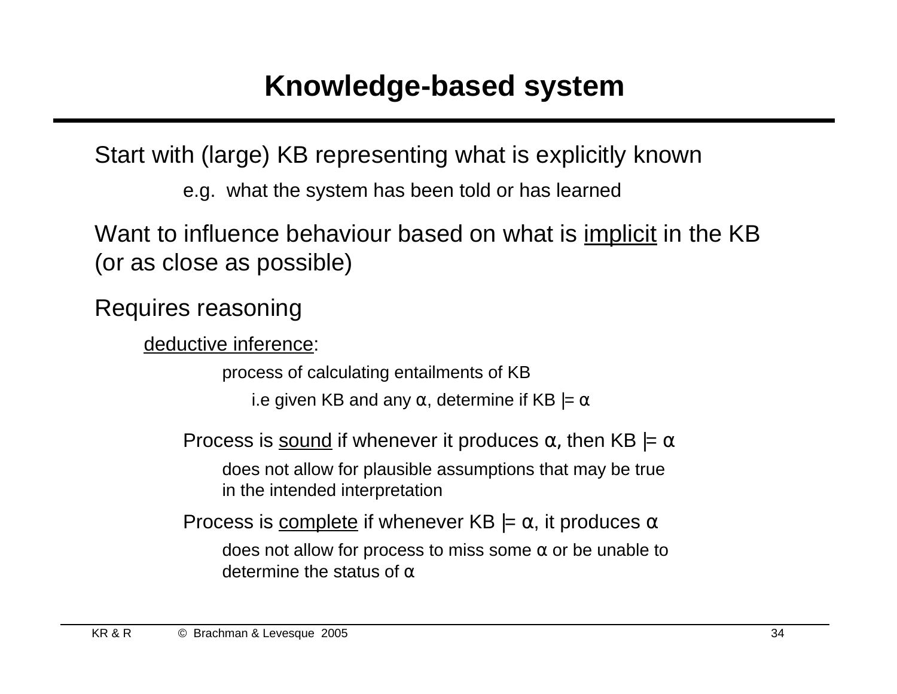# Knowledge-based system

Start with (large) KB representing what is explicitly known

e.g. what the system has been told or has learned

Want to influence behaviour based on what is implicit in the KB (or as close as possible)

Requires reasoning

deductive inference:

process of calculating entailments of KB

i.e given KB and any $\alpha$, determine if KB $\models \alpha$

Process is sound if whenever it produces $\alpha$, then KB $\models \alpha$

does not allow for plausible assumptions that may be true in the intended interpretation

Process is complete if whenever KB $\models \alpha$, it produces $\alpha$

does not allow for process to miss some $\alpha$ or be unable to determine the status of $\alpha$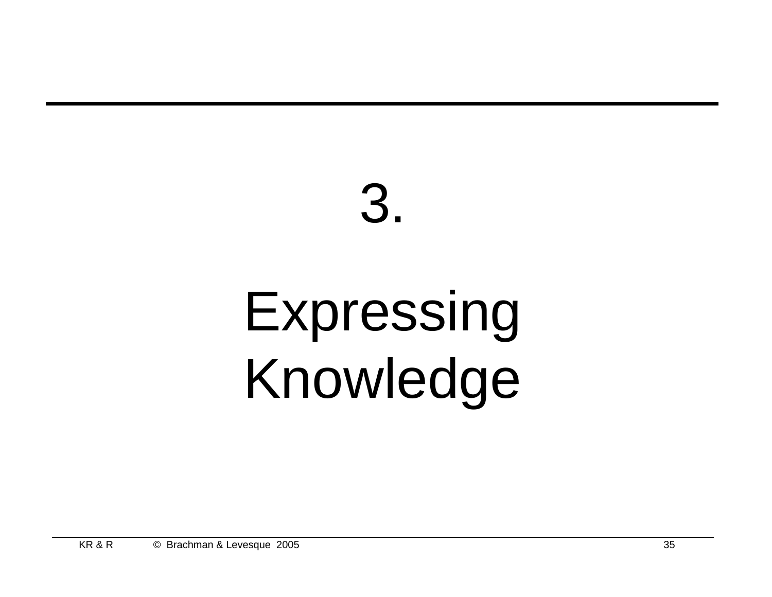# 3.

# Expressing Knowledge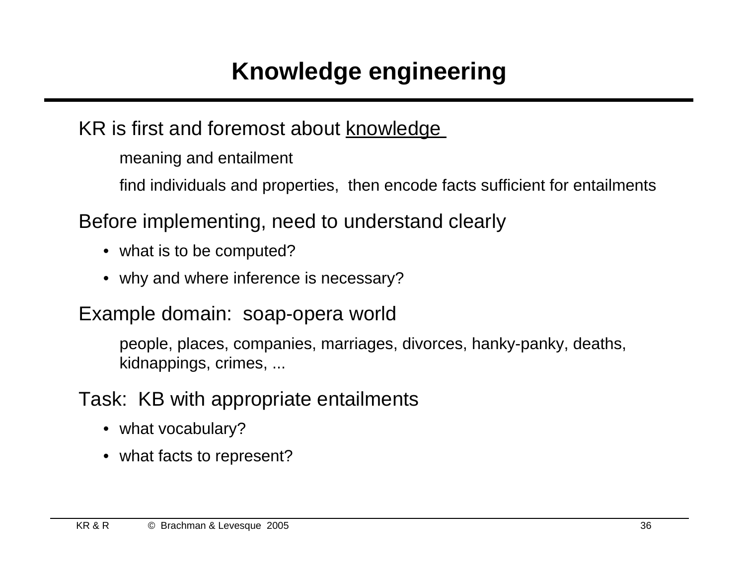# Knowledge engineering

KR is first and foremost about <u>knowledge</u>

meaning and entailment

find individuals and properties, then encode facts sufficient for entailments

Before implementing, need to understand clearly

- what is to be computed?
- why and where inference is necessary?

Example domain: soap-opera world

people, places, companies, marriages, divorces, hanky-panky, deaths, kidnappings, crimes, ...

Task: KB with appropriate entailments

- what vocabulary?
- what facts to represent?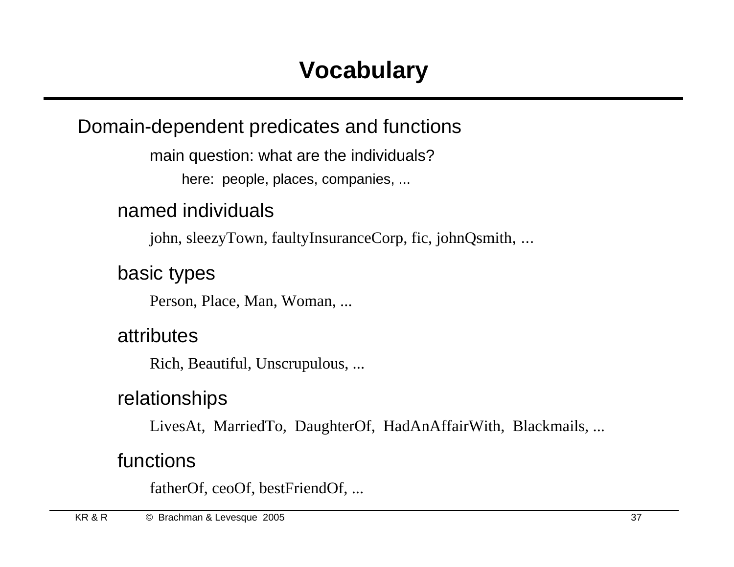# Vocabulary

Domain-dependent predicates and functions

main question: what are the individuals?

here: people, places, companies, ...

## named individuals

john, sleezyTown, faultyInsuranceCorp, fic, johnQsmith, ...

## basic types

Person, Place, Man, Woman, ...

## attributes

Rich, Beautiful, Unscrupulous, ...

## relationships

LivesAt, MarriedTo, DaughterOf, HadAnAffairWith, Blackmails, ...

## functions

fatherOf, ceoOf, bestFriendOf, ...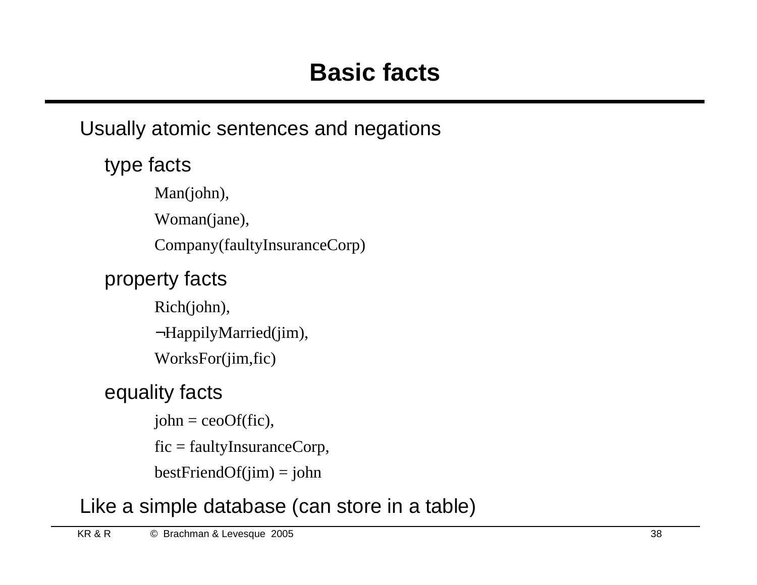# Basic facts

Usually atomic sentences and negations

- type facts
  - Man(john),
  - Woman(jane),
  - Company(faultyInsuranceCorp)
- property facts
  - Rich(john),
  - ¬HappilyMarried(jim),
  - WorksFor(jim,fic)
- equality facts
  - john = ceoOf(fic),
  - fic = faultyInsuranceCorp,
  - bestFriendOf(jim) = john

Like a simple database (can store in a table)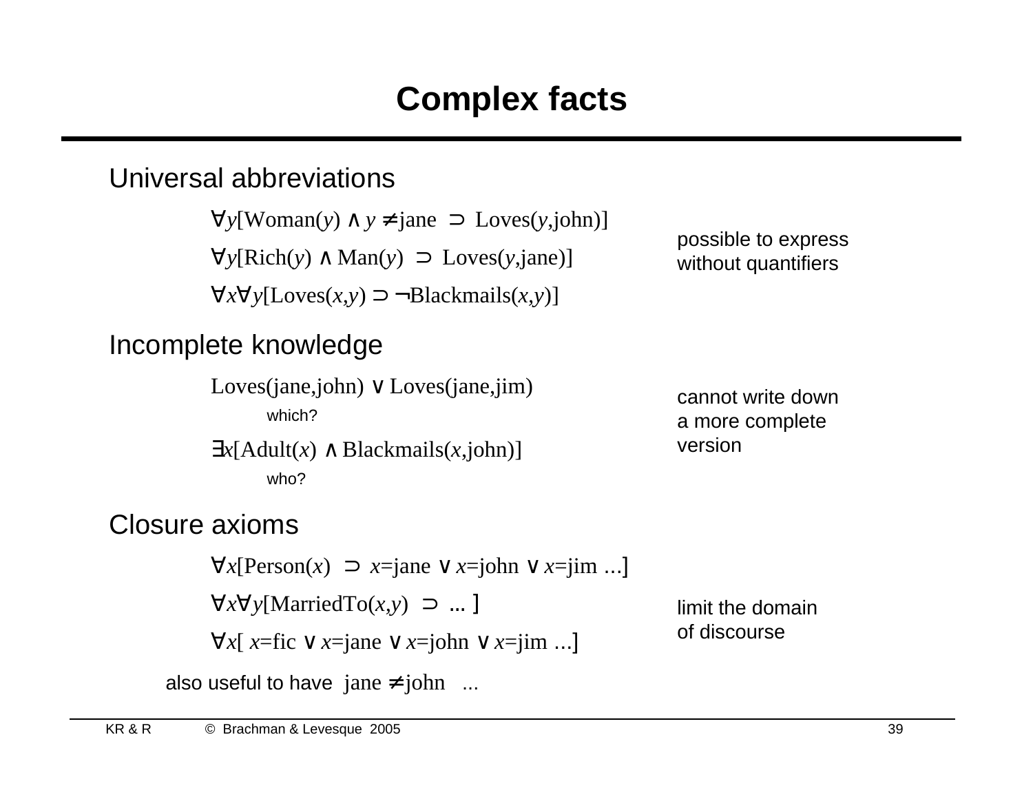# Complex facts

## Universal abbreviations

$\forall y[\text{Woman}(y) \land y \neq \text{jane} \supset \text{Loves}(y,\text{john})]$

$\forall y[\text{Rich}(y) \land \text{Man}(y) \supset \text{Loves}(y,\text{jane})]$

$\forall x \forall y[\text{Loves}(x,y) \supset \neg\text{Blackmails}(x,y)]$

possible to express without quantifiers

## Incomplete knowledge

$\text{Loves}(\text{jane},\text{john}) \lor \text{Loves}(\text{jane},\text{jim})$

which?

$\exists x[\text{Adult}(x) \land \text{Blackmails}(x,\text{john})]$

who?

cannot write down a more complete version

## Closure axioms

$\forall x[\text{Person}(x) \supset x=\text{jane} \lor x=\text{john} \lor x=\text{jim} \ldots]$

$\forall x \forall y[\text{MarriedTo}(x,y) \supset \ldots ]$

$\forall x[\, x=\text{fic} \lor x=\text{jane} \lor x=\text{john} \lor x=\text{jim} \ldots]$

limit the domain of discourse

also useful to have $\text{jane} \neq \text{john} \ \ldots$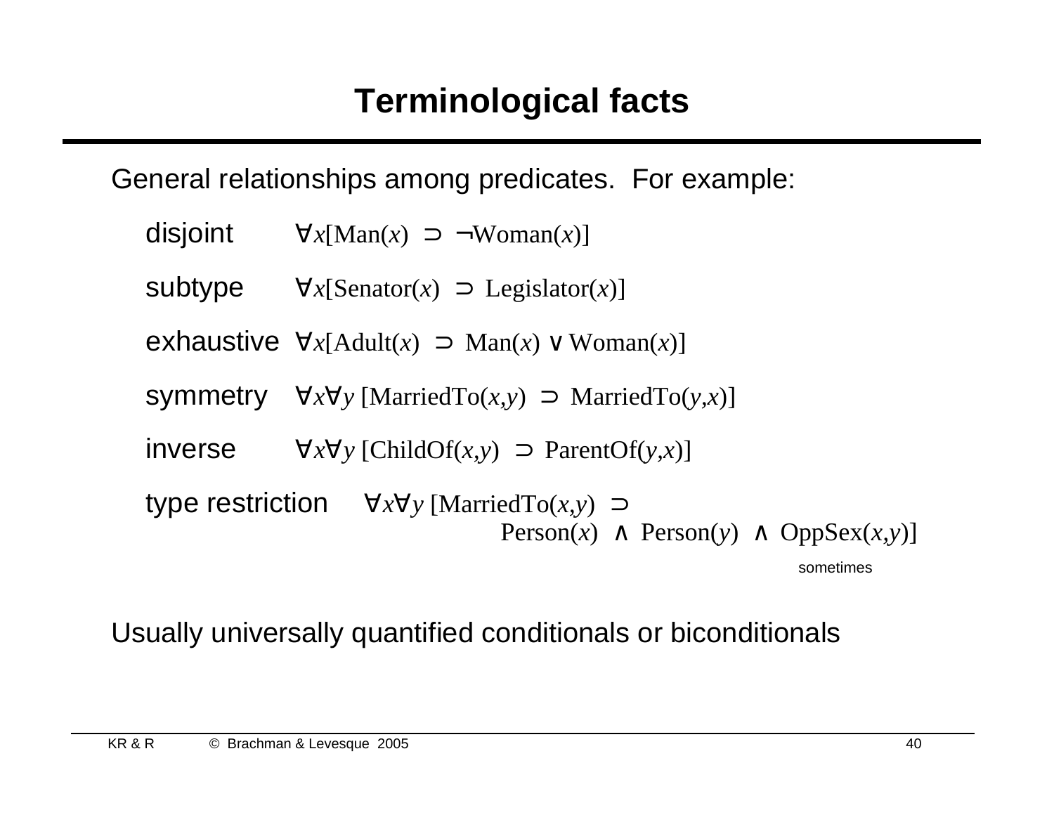# Terminological facts

General relationships among predicates. For example:

- disjoint $\forall x[\text{Man}(x) \supset \neg\text{Woman}(x)]$
- subtype $\forall x[\text{Senator}(x) \supset \text{Legislator}(x)]$
- exhaustive $\forall x[\text{Adult}(x) \supset \text{Man}(x) \vee \text{Woman}(x)]$
- symmetry $\forall x \forall y\, [\text{MarriedTo}(x,y) \supset \text{MarriedTo}(y,x)]$
- inverse $\forall x \forall y\, [\text{ChildOf}(x,y) \supset \text{ParentOf}(y,x)]$
- type restriction $\forall x \forall y\, [\text{MarriedTo}(x,y) \supset \text{Person}(x) \wedge \text{Person}(y) \wedge \text{OppSex}(x,y)]$

  sometimes

Usually universally quantified conditionals or biconditionals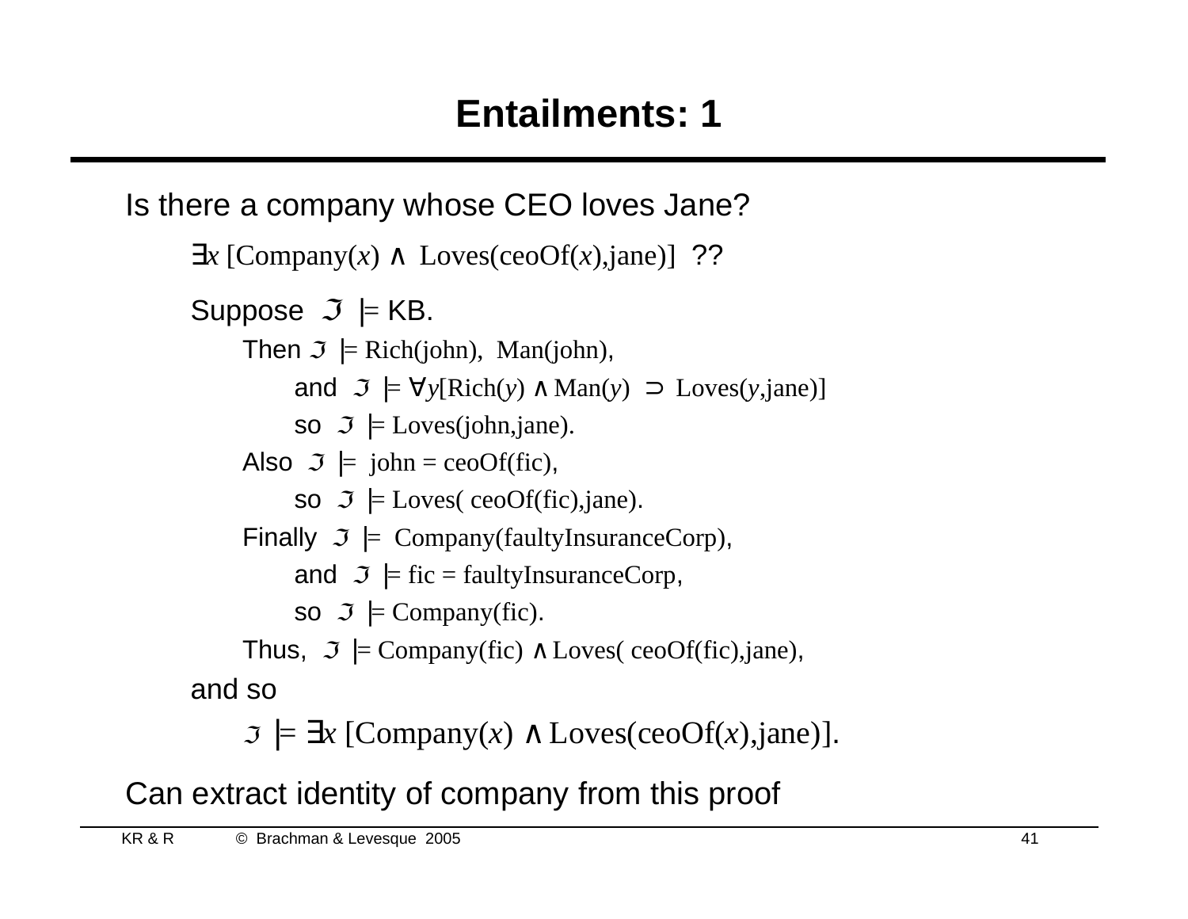# Entailments: 1

Is there a company whose CEO loves Jane?

$\exists x\, [\mathrm{Company}(x) \wedge \mathrm{Loves}(\mathrm{ceoOf}(x),\mathrm{jane})]$ ??

Suppose $\mathfrak{I} \models \mathrm{KB}$.

Then $\mathfrak{I} \models \mathrm{Rich}(\mathrm{john}),\ \mathrm{Man}(\mathrm{john})$,

and $\mathfrak{I} \models \forall y[\mathrm{Rich}(y) \wedge \mathrm{Man}(y) \supset \mathrm{Loves}(y,\mathrm{jane})]$

so $\mathfrak{I} \models \mathrm{Loves}(\mathrm{john},\mathrm{jane})$.

Also $\mathfrak{I} \models \mathrm{john} = \mathrm{ceoOf}(\mathrm{fic})$,

so $\mathfrak{I} \models \mathrm{Loves}(\mathrm{ceoOf}(\mathrm{fic}),\mathrm{jane})$.

Finally $\mathfrak{I} \models \mathrm{Company}(\mathrm{faultyInsuranceCorp})$,

and $\mathfrak{I} \models \mathrm{fic} = \mathrm{faultyInsuranceCorp}$,

so $\mathfrak{I} \models \mathrm{Company}(\mathrm{fic})$.

Thus, $\mathfrak{I} \models \mathrm{Company}(\mathrm{fic}) \wedge \mathrm{Loves}(\mathrm{ceoOf}(\mathrm{fic}),\mathrm{jane})$,

and so

$\mathfrak{I} \models \exists x\, [\mathrm{Company}(x) \wedge \mathrm{Loves}(\mathrm{ceoOf}(x),\mathrm{jane})]$.

Can extract identity of company from this proof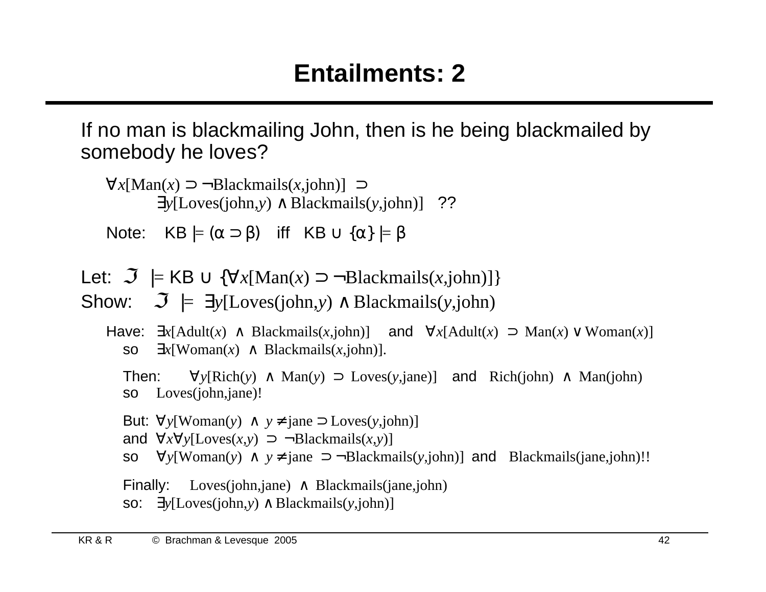# Entailments: 2

If no man is blackmailing John, then is he being blackmailed by somebody he loves?

$\forall x[\text{Man}(x) \supset \neg\text{Blackmails}(x,\text{john})] \supset$
$\exists y[\text{Loves}(\text{john},y) \wedge \text{Blackmails}(y,\text{john})]$ ??

Note: KB $\models (\alpha \supset \beta)$ iff KB $\cup \{\alpha\} \models \beta$

Let: $\mathfrak{I} \models \text{KB} \cup \{\forall x[\text{Man}(x) \supset \neg\text{Blackmails}(x,\text{john})]\}$

Show: $\mathfrak{I} \models \exists y[\text{Loves}(\text{john},y) \wedge \text{Blackmails}(y,\text{john})$

Have: $\exists x[\text{Adult}(x) \wedge \text{Blackmails}(x,\text{john})]$ and $\forall x[\text{Adult}(x) \supset \text{Man}(x) \vee \text{Woman}(x)]$
so $\exists x[\text{Woman}(x) \wedge \text{Blackmails}(x,\text{john})]$.

Then: $\forall y[\text{Rich}(y) \wedge \text{Man}(y) \supset \text{Loves}(y,\text{jane})]$ and $\text{Rich}(\text{john}) \wedge \text{Man}(\text{john})$
so $\text{Loves}(\text{john},\text{jane})$!

But: $\forall y[\text{Woman}(y) \wedge y \neq \text{jane} \supset \text{Loves}(y,\text{john})]$
and $\forall x \forall y[\text{Loves}(x,y) \supset \neg\text{Blackmails}(x,y)]$
so $\forall y[\text{Woman}(y) \wedge y \neq \text{jane} \supset \neg\text{Blackmails}(y,\text{john})]$ and $\text{Blackmails}(\text{jane},\text{john})$!!

Finally: $\text{Loves}(\text{john},\text{jane}) \wedge \text{Blackmails}(\text{jane},\text{john})$
so: $\exists y[\text{Loves}(\text{john},y) \wedge \text{Blackmails}(y,\text{john})]$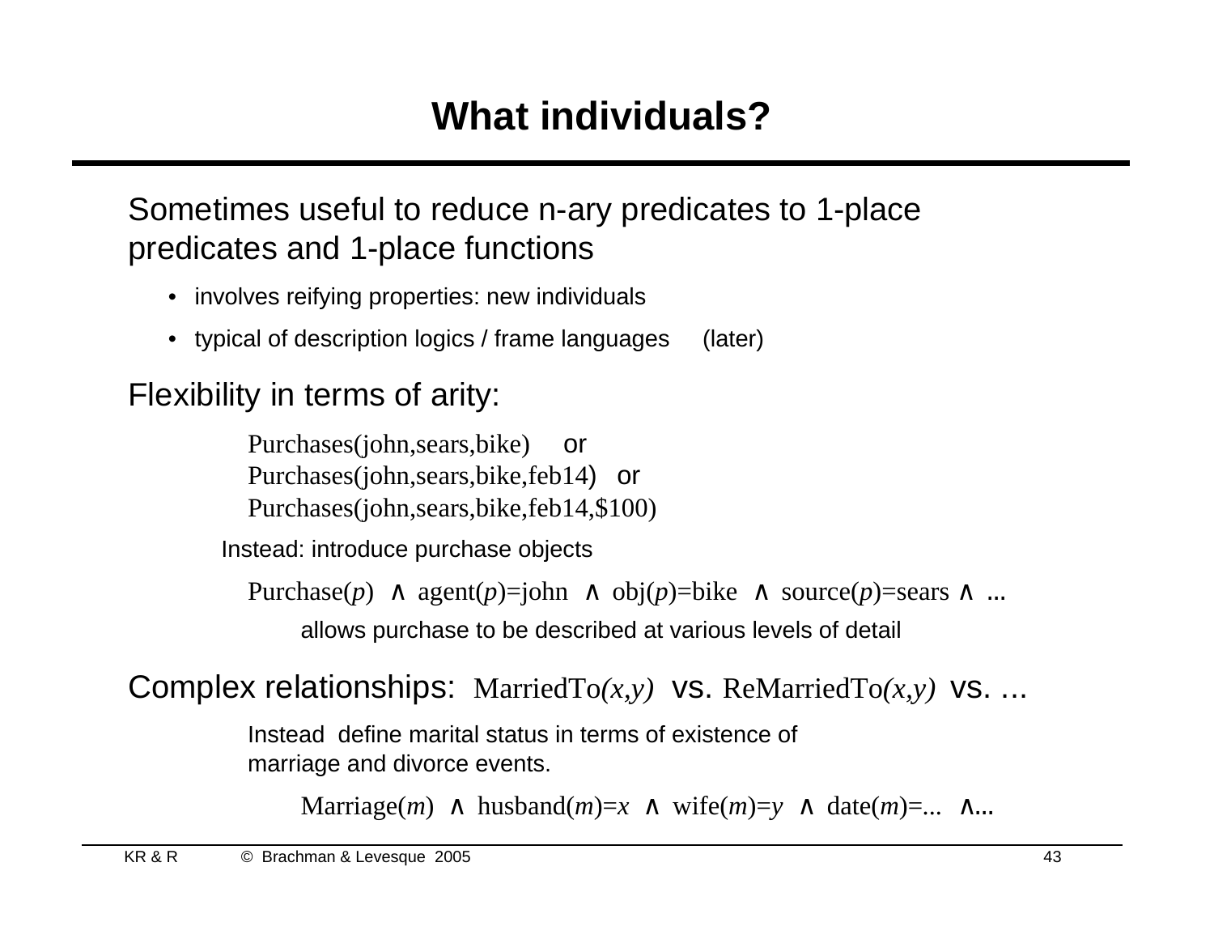# What individuals?

Sometimes useful to reduce n-ary predicates to 1-place predicates and 1-place functions

- involves reifying properties: new individuals
- typical of description logics / frame languages (later)

Flexibility in terms of arity:

> Purchases(john,sears,bike) or
> Purchases(john,sears,bike,feb14) or
> Purchases(john,sears,bike,feb14,$100)

Instead: introduce purchase objects

> Purchase($p$) ∧ agent($p$)=john ∧ obj($p$)=bike ∧ source($p$)=sears ∧ ...
>
> allows purchase to be described at various levels of detail

Complex relationships: MarriedTo($x,y$) vs. ReMarriedTo($x,y$) vs. ...

> Instead define marital status in terms of existence of marriage and divorce events.
>
> Marriage($m$) ∧ husband($m$)=$x$ ∧ wife($m$)=$y$ ∧ date($m$)=... ∧...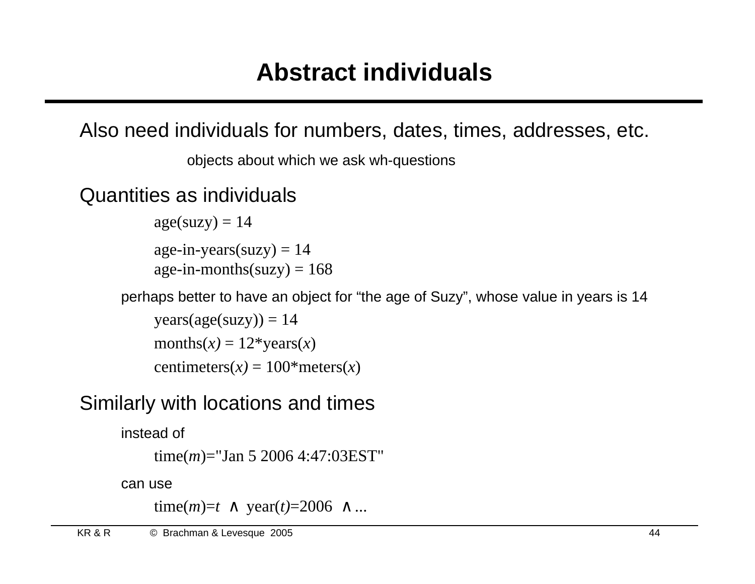# Abstract individuals

Also need individuals for numbers, dates, times, addresses, etc.

objects about which we ask wh-questions

Quantities as individuals

age(suzy) = 14

age-in-years(suzy) = 14
age-in-months(suzy) = 168

perhaps better to have an object for "the age of Suzy", whose value in years is 14

years(age(suzy)) = 14

months($x$) = 12*years($x$)

centimeters($x$) = 100*meters($x$)

Similarly with locations and times

instead of

time($m$)="Jan 5 2006 4:47:03EST"

can use

time($m$)=$t$ $\wedge$ year($t$)=2006 $\wedge$...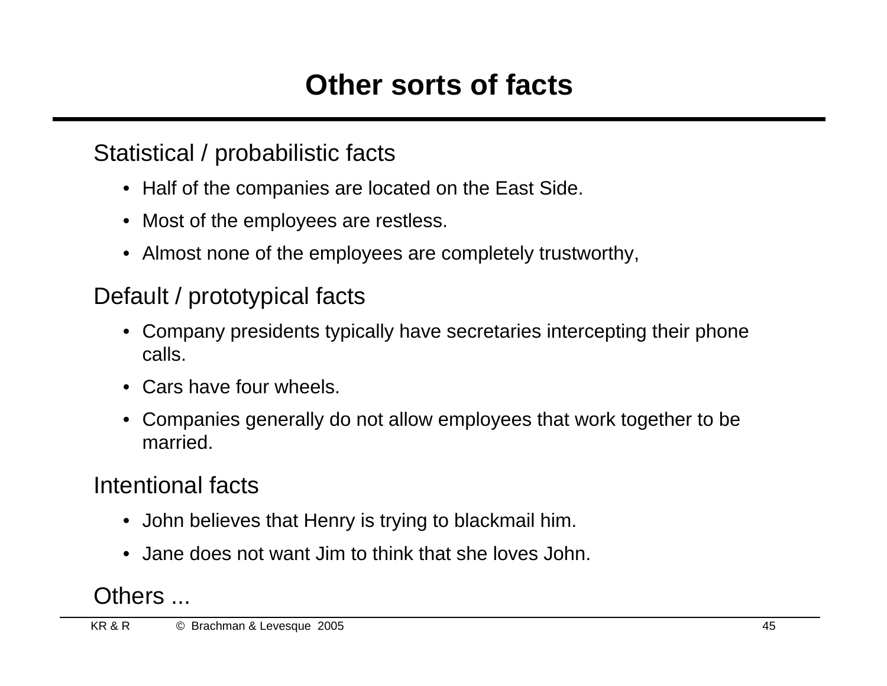# Other sorts of facts

Statistical / probabilistic facts

- Half of the companies are located on the East Side.
- Most of the employees are restless.
- Almost none of the employees are completely trustworthy,

Default / prototypical facts

- Company presidents typically have secretaries intercepting their phone calls.
- Cars have four wheels.
- Companies generally do not allow employees that work together to be married.

Intentional facts

- John believes that Henry is trying to blackmail him.
- Jane does not want Jim to think that she loves John.

Others ...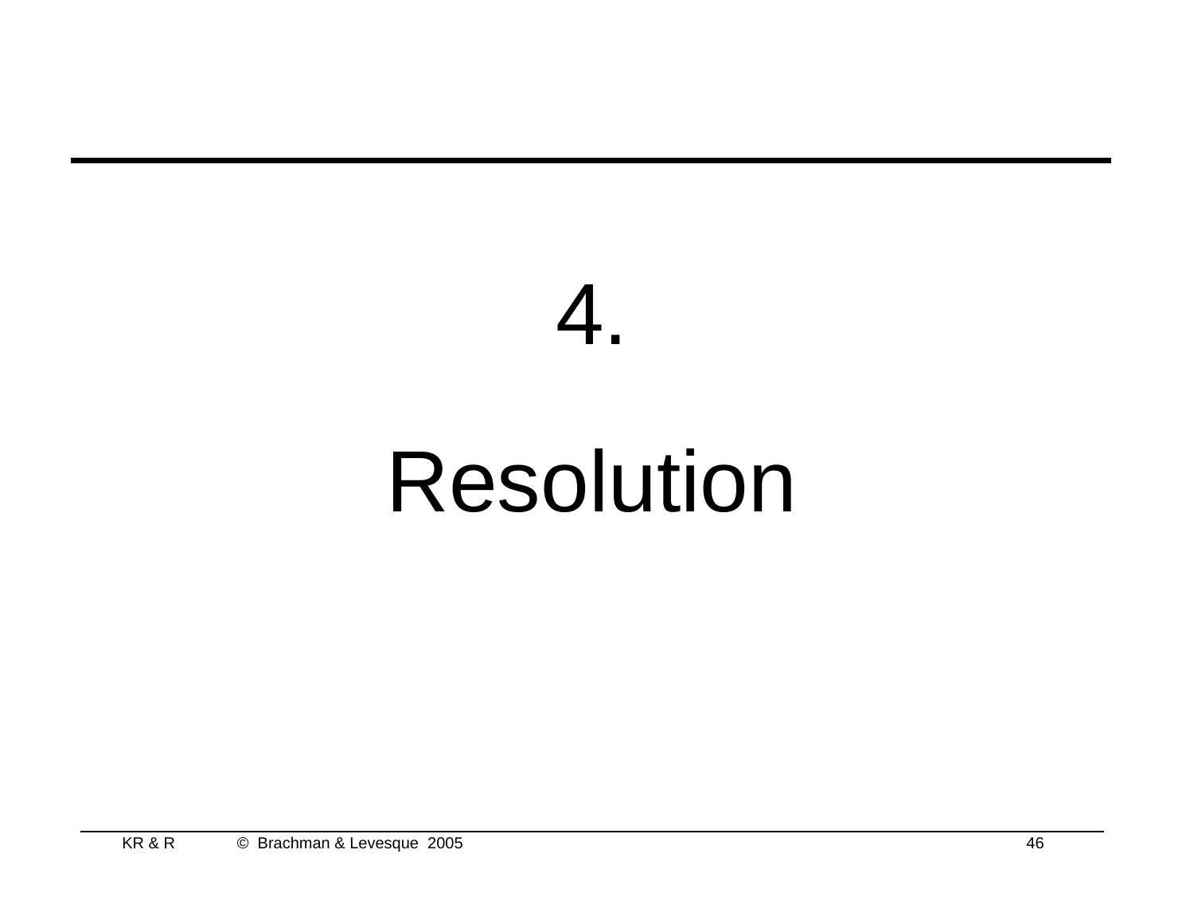# 4.

# Resolution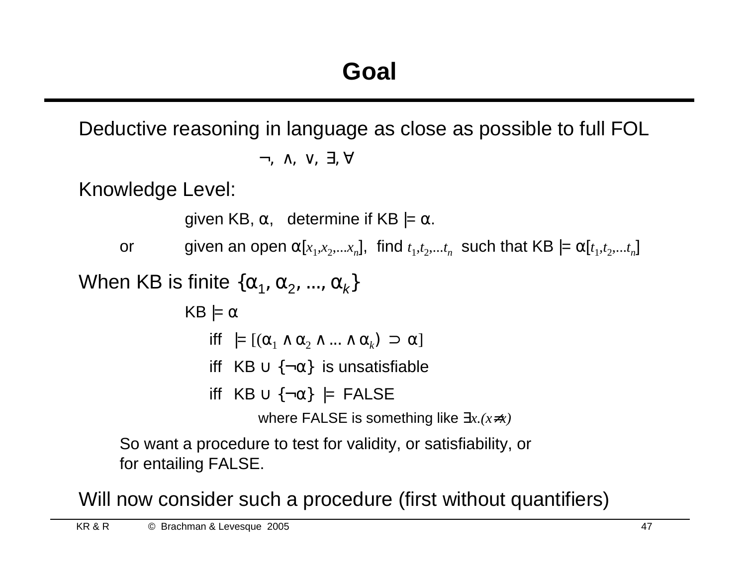# Goal

Deductive reasoning in language as close as possible to full FOL

$\neg, \wedge, \vee, \exists, \forall$

Knowledge Level:

given KB, $\alpha$, determine if KB $\models \alpha$.

or given an open $\alpha[x_1, x_2, \ldots x_n]$, find $t_1, t_2, \ldots t_n$ such that KB $\models \alpha[t_1, t_2, \ldots t_n]$

When KB is finite $\{\alpha_1, \alpha_2, \ldots, \alpha_k\}$

KB $\models \alpha$

iff $\models [(\alpha_1 \wedge \alpha_2 \wedge \ldots \wedge \alpha_k) \supset \alpha]$

iff KB $\cup$ $\{\neg\alpha\}$ is unsatisfiable

iff KB $\cup$ $\{\neg\alpha\}$ $\models$ FALSE

where FALSE is something like $\exists x.(x \neq x)$

So want a procedure to test for validity, or satisfiability, or for entailing FALSE.

Will now consider such a procedure (first without quantifiers)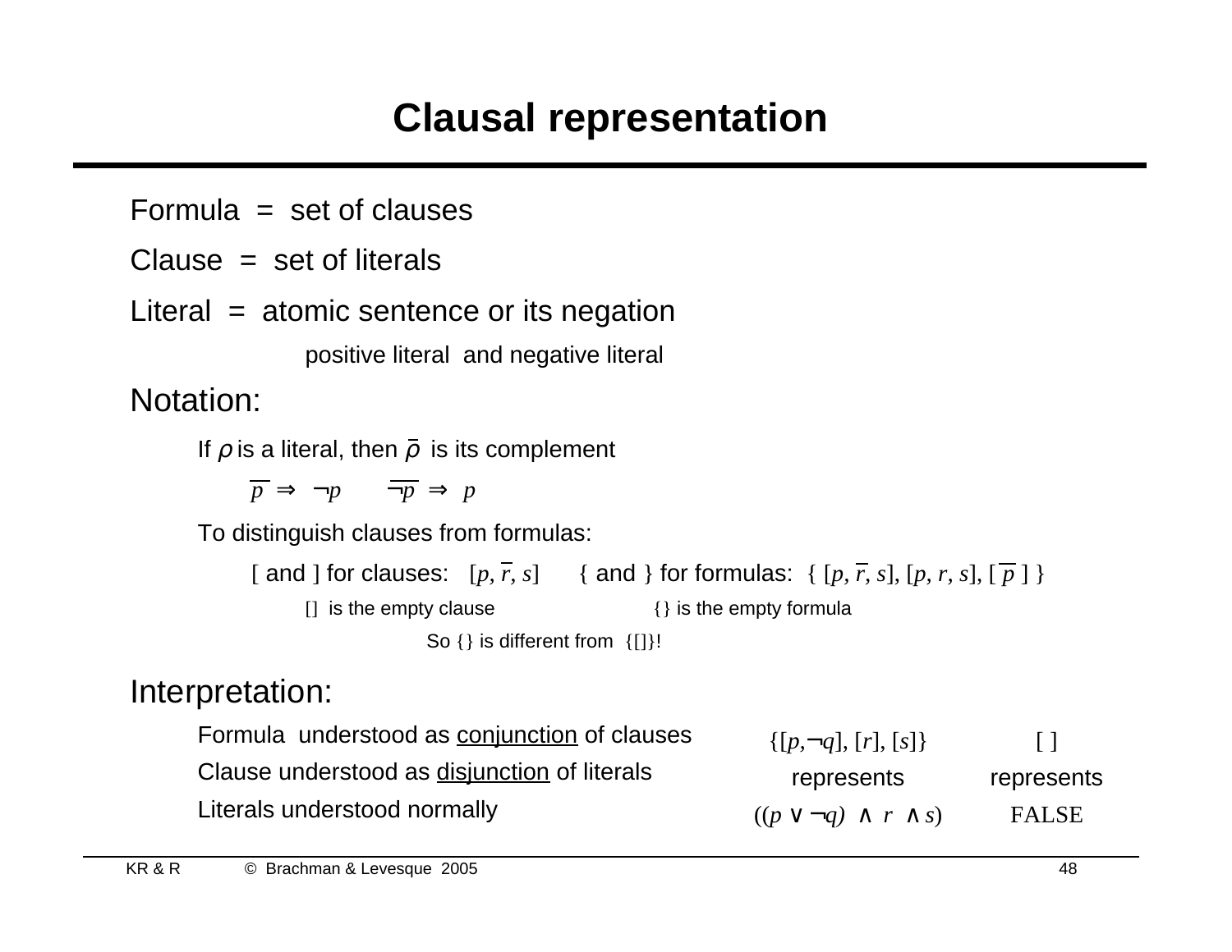# Clausal representation

Formula = set of clauses

Clause = set of literals

Literal = atomic sentence or its negation

positive literal and negative literal

Notation:

If $\rho$ is a literal, then $\overline{\rho}$ is its complement

$\overline{p} \Rightarrow \neg p \qquad \overline{\neg p} \Rightarrow p$

To distinguish clauses from formulas:

[ and ] for clauses: $[p, \overline{r}, s]$ { and } for formulas: $\{ [p, \overline{r}, s], [p, r, s], [\overline{p}] \}$

[] is the empty clause {} is the empty formula

So {} is different from {[]}!

Interpretation:

Formula understood as <u>conjunction</u> of clauses

Clause understood as <u>disjunction</u> of literals

Literals understood normally

| $\{[p,\neg q], [r], [s]\}$ | [ ] |
|---|---|
| represents | represents |
| $((p \lor \neg q) \land r \land s)$ | FALSE |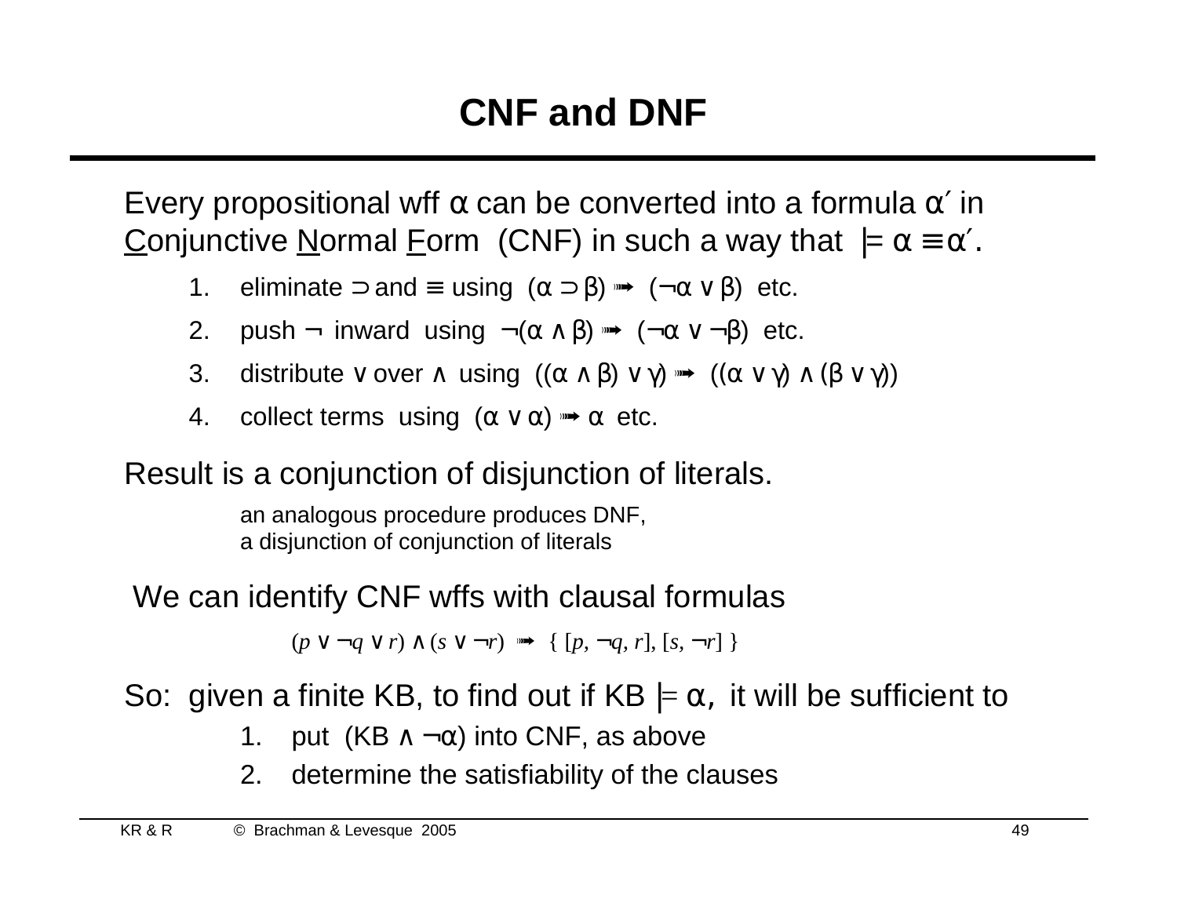# CNF and DNF

Every propositional wff $\alpha$ can be converted into a formula $\alpha'$ in <u>C</u>onjunctive <u>N</u>ormal <u>F</u>orm (CNF) in such a way that $\models \alpha \equiv \alpha'$.

1. eliminate $\supset$ and $\equiv$ using $(\alpha \supset \beta) \twoheadrightarrow (\neg\alpha \vee \beta)$ etc.
2. push $\neg$ inward using $\neg(\alpha \wedge \beta) \twoheadrightarrow (\neg\alpha \vee \neg\beta)$ etc.
3. distribute $\vee$ over $\wedge$ using $((\alpha \wedge \beta) \vee \gamma) \twoheadrightarrow ((\alpha \vee \gamma) \wedge (\beta \vee \gamma))$
4. collect terms using $(\alpha \vee \alpha) \twoheadrightarrow \alpha$ etc.

Result is a conjunction of disjunction of literals.

an analogous procedure produces DNF,
a disjunction of conjunction of literals

We can identify CNF wffs with clausal formulas

$$(p \vee \neg q \vee r) \wedge (s \vee \neg r) \twoheadrightarrow \{ [p, \neg q, r], [s, \neg r] \}$$

So: given a finite KB, to find out if KB $\models \alpha$, it will be sufficient to

1. put (KB $\wedge \neg\alpha$) into CNF, as above
2. determine the satisfiability of the clauses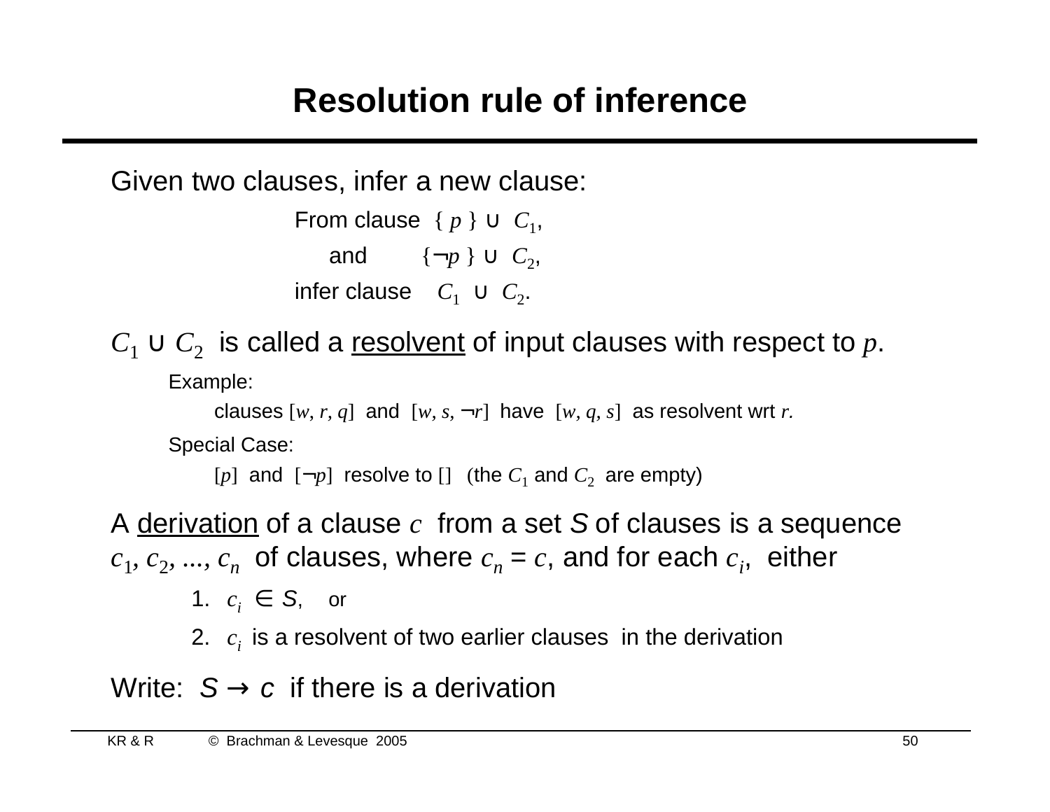# Resolution rule of inference

Given two clauses, infer a new clause:

From clause $\{ p \} \cup C_1$,

and $\{\neg p \} \cup C_2$,

infer clause $C_1 \cup C_2$.

$C_1 \cup C_2$ is called a <u>resolvent</u> of input clauses with respect to $p$.

Example:

clauses $[w, r, q]$ and $[w, s, \neg r]$ have $[w, q, s]$ as resolvent wrt $r$.

Special Case:

$[p]$ and $[\neg p]$ resolve to $[]$ (the $C_1$ and $C_2$ are empty)

A <u>derivation</u> of a clause $c$ from a set $S$ of clauses is a sequence $c_1, c_2, ..., c_n$ of clauses, where $c_n = c$, and for each $c_i$, either

1. $c_i \in S$, or
2. $c_i$ is a resolvent of two earlier clauses in the derivation

Write: $S \rightarrow c$ if there is a derivation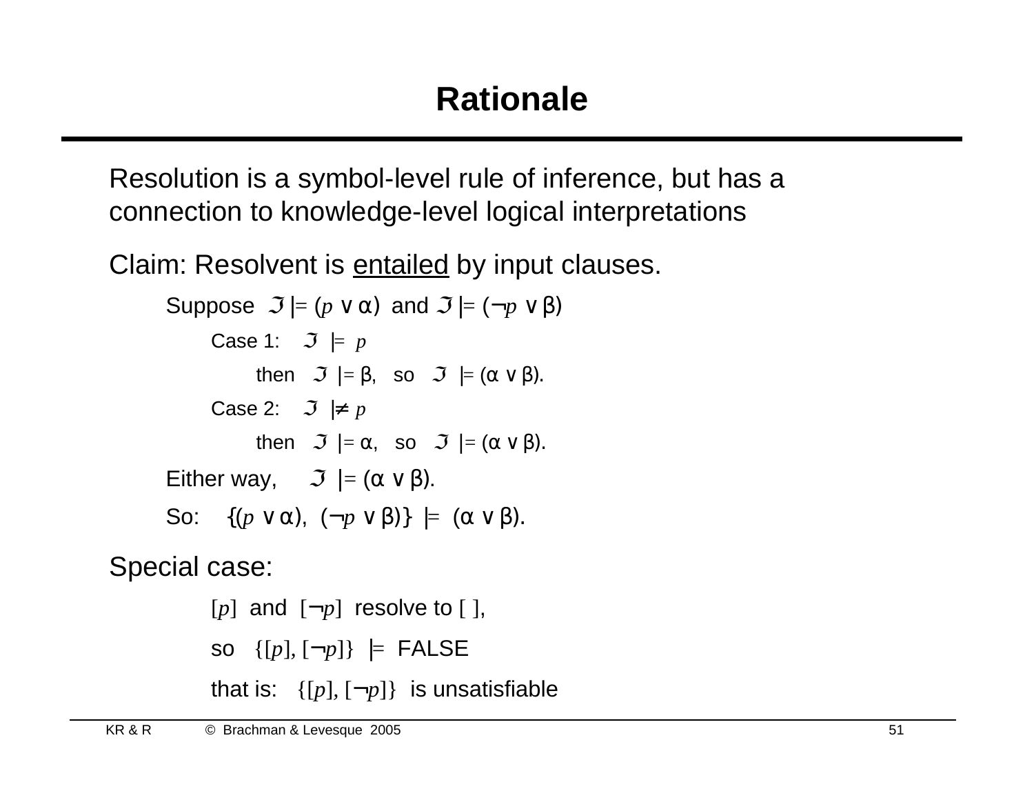# Rationale

Resolution is a symbol-level rule of inference, but has a connection to knowledge-level logical interpretations

Claim: Resolvent is <u>entailed</u> by input clauses.

Suppose $\Im \models (p \vee \alpha)$ and $\Im \models (\neg p \vee \beta)$

- Case 1: $\Im \models p$
  - then $\Im \models \beta$, so $\Im \models (\alpha \vee \beta)$.
- Case 2: $\Im \not\models p$
  - then $\Im \models \alpha$, so $\Im \models (\alpha \vee \beta)$.

Either way, $\Im \models (\alpha \vee \beta)$.

So: $\{(p \vee \alpha), (\neg p \vee \beta)\} \models (\alpha \vee \beta)$.

Special case:

$[p]$ and $[\neg p]$ resolve to $[\ ]$,

so $\{[p], [\neg p]\} \models$ FALSE

that is: $\{[p], [\neg p]\}$ is unsatisfiable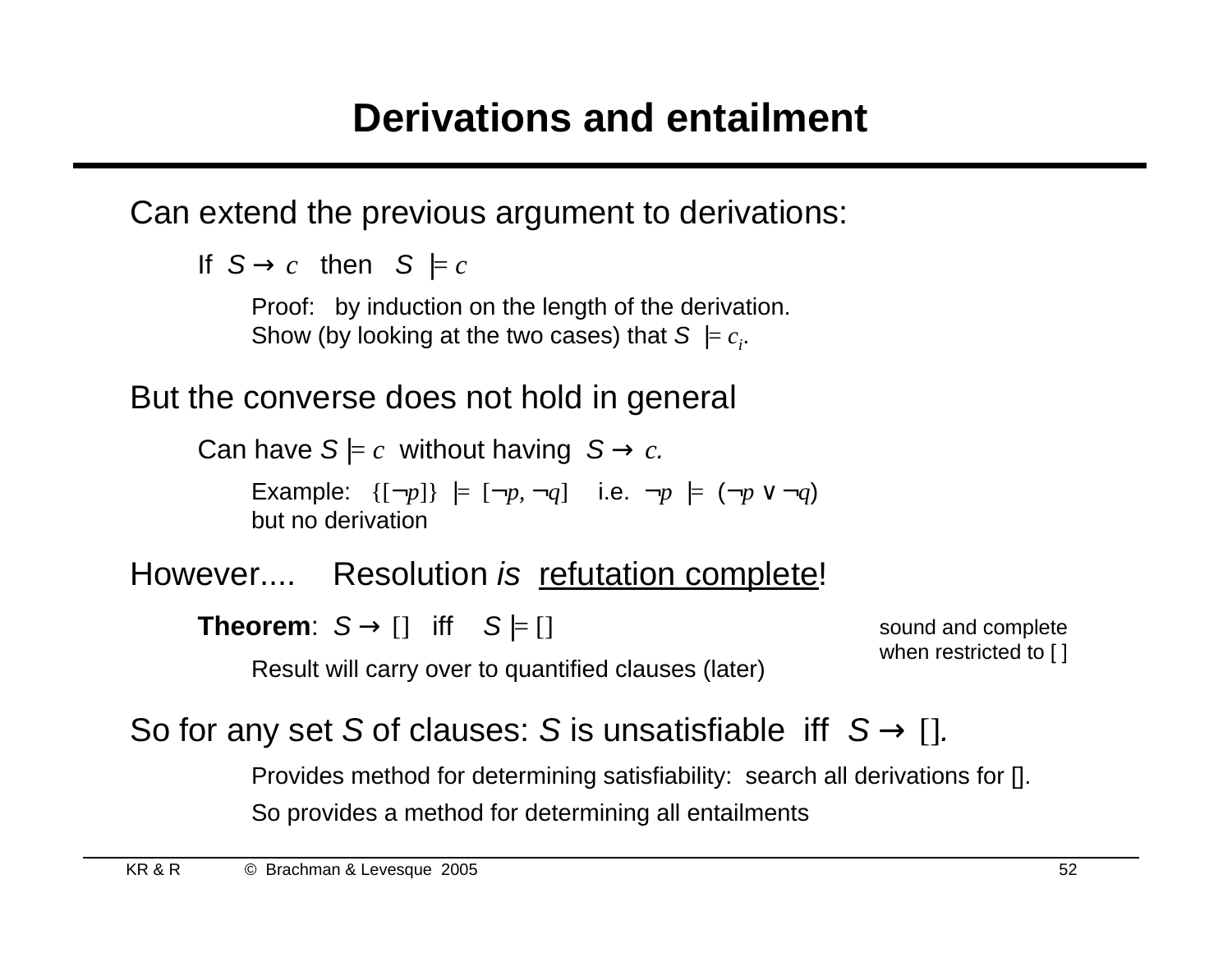# Derivations and entailment

Can extend the previous argument to derivations:

If $S \rightarrow c$ then $S \models c$

Proof: by induction on the length of the derivation.
Show (by looking at the two cases) that $S \models c_i$.

But the converse does not hold in general

Can have $S \models c$ without having $S \rightarrow c$.

Example: $\{[\neg p]\} \models [\neg p, \neg q]$ i.e. $\neg p \models (\neg p \vee \neg q)$
but no derivation

However.... Resolution *is* refutation complete!

**Theorem**: $S \rightarrow []$ iff $S \models []$

sound and complete when restricted to [ ]

Result will carry over to quantified clauses (later)

So for any set $S$ of clauses: $S$ is unsatisfiable iff $S \rightarrow []$.

Provides method for determining satisfiability: search all derivations for [].

So provides a method for determining all entailments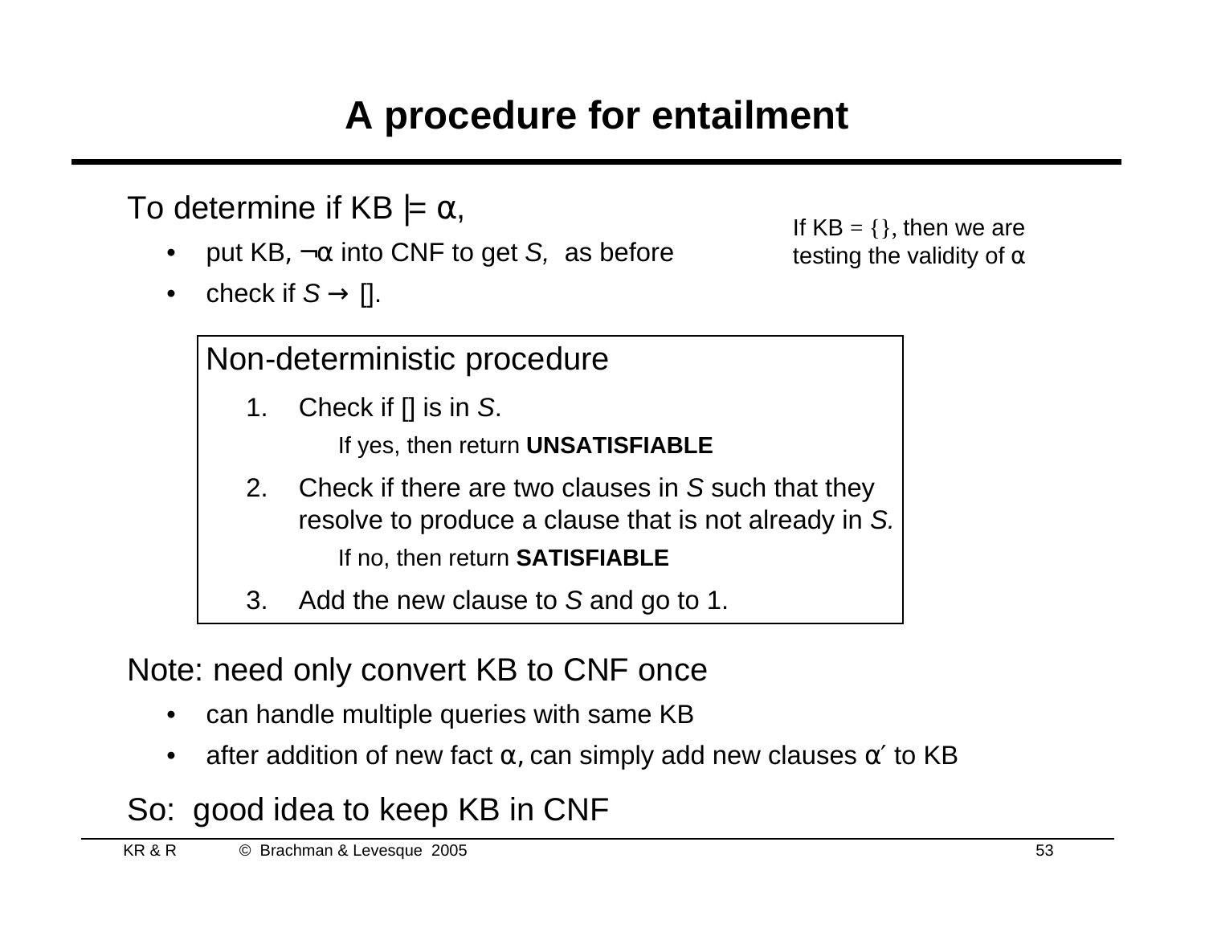# A procedure for entailment

To determine if KB $\models \alpha$,

- put KB, $\neg\alpha$ into CNF to get *S*, as before
- check if $S \rightarrow$ [].

If KB = {}, then we are testing the validity of $\alpha$

**Non-deterministic procedure**

1. Check if [] is in *S*.

   If yes, then return **UNSATISFIABLE**

2. Check if there are two clauses in *S* such that they resolve to produce a clause that is not already in *S.*

   If no, then return **SATISFIABLE**

3. Add the new clause to *S* and go to 1.

Note: need only convert KB to CNF once

- can handle multiple queries with same KB
- after addition of new fact $\alpha$, can simply add new clauses $\alpha'$ to KB

So: good idea to keep KB in CNF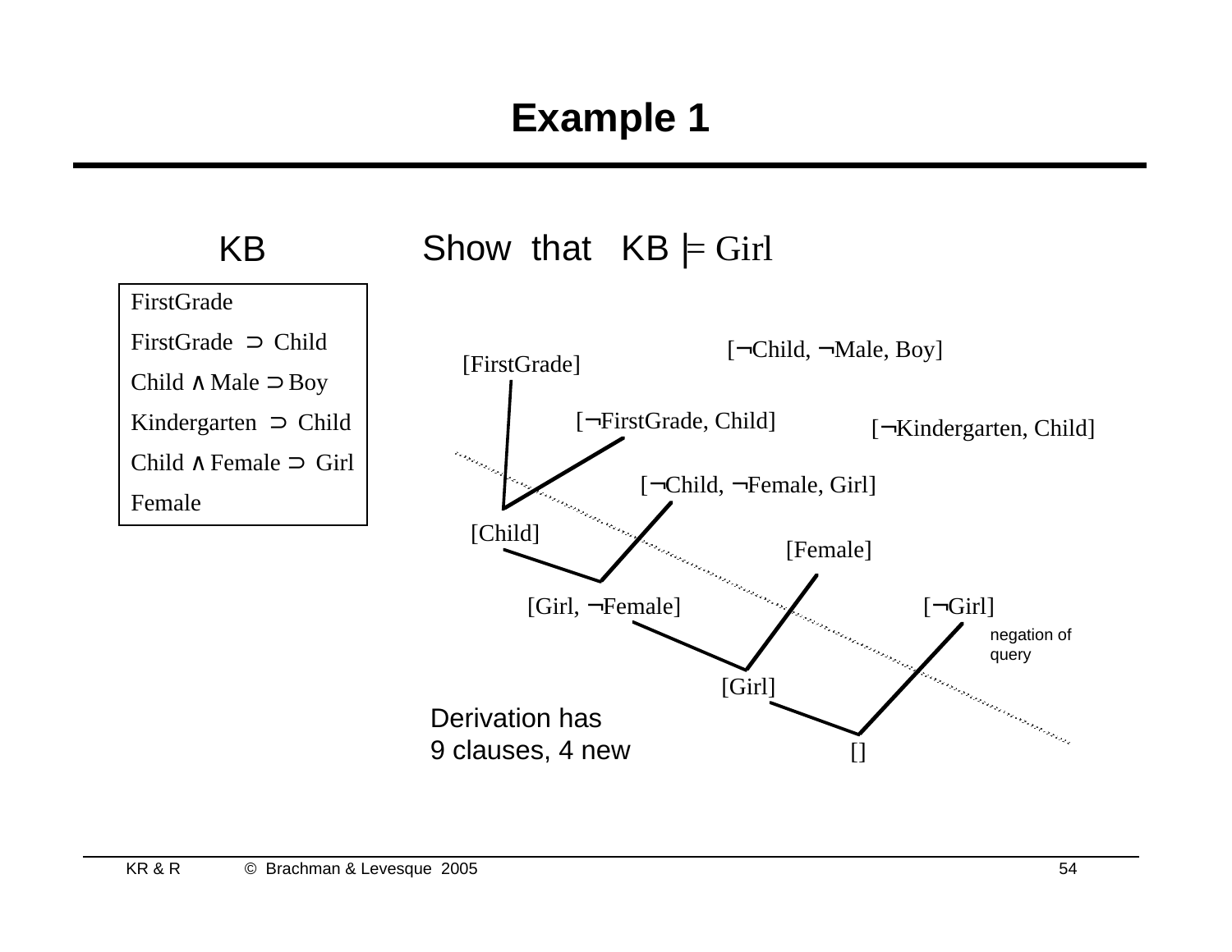# Example 1

**KB**

FirstGrade

FirstGrade ⊃ Child

Child ∧ Male ⊃ Boy

Kindergarten ⊃ Child

Child ∧ Female ⊃ Girl

Female

Show that KB |= Girl

[FirstGrade]

[¬FirstGrade, Child]

[¬Child, ¬Male, Boy]

[¬Kindergarten, Child]

[¬Child, ¬Female, Girl]

[Child]

[Female]

[Girl, ¬Female]

[¬Girl]

negation of query

[Girl]

[]

Derivation has 9 clauses, 4 new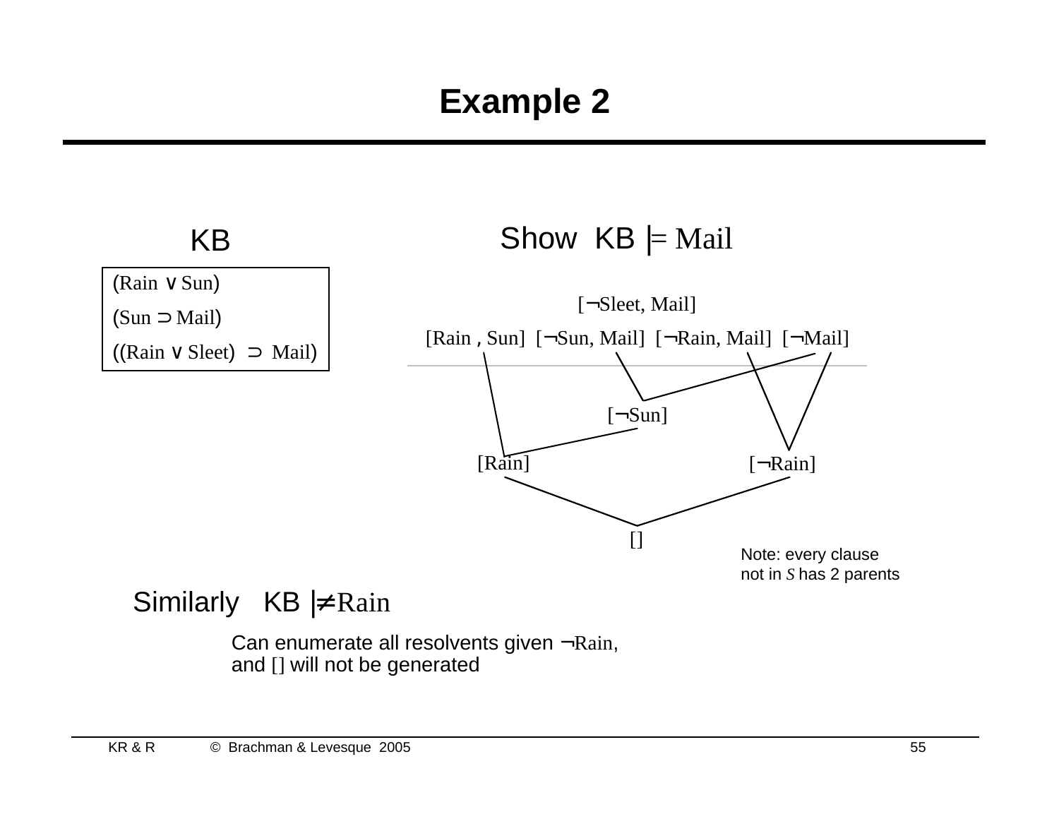# Example 2

**KB**

(Rain ∨ Sun)

(Sun ⊃ Mail)

((Rain ∨ Sleet) ⊃ Mail)

Show KB |= Mail

[¬Sleet, Mail]

[Rain , Sun] [¬Sun, Mail] [¬Rain, Mail] [¬Mail]

[¬Sun]

[Rain]

[¬Rain]

[]

Note: every clause not in *S* has 2 parents

Similarly KB |≠ Rain

Can enumerate all resolvents given ¬Rain, and [] will not be generated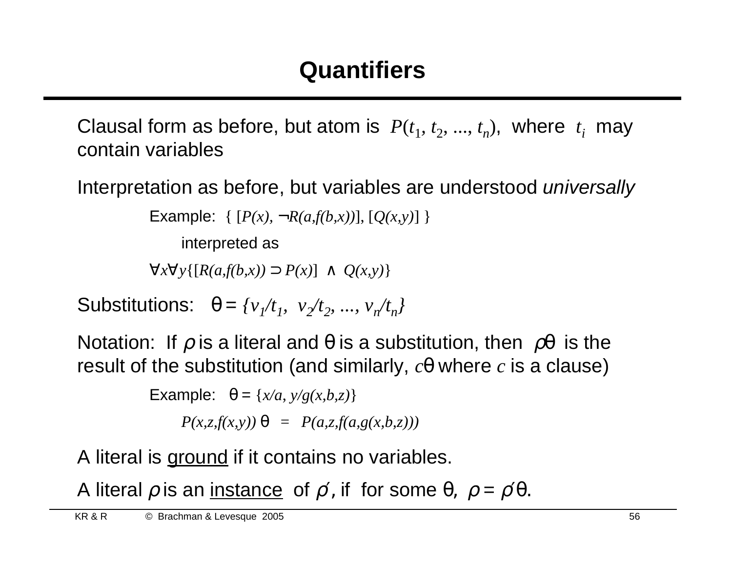# Quantifiers

Clausal form as before, but atom is $P(t_1, t_2, ..., t_n)$, where $t_i$ may contain variables

Interpretation as before, but variables are understood *universally*

Example: $\{ [P(x), \neg R(a,f(b,x))], [Q(x,y)] \}$

interpreted as

$\forall x \forall y \{[R(a,f(b,x)) \supset P(x)] \wedge Q(x,y)\}$

Substitutions: $\theta = \{v_1/t_1, v_2/t_2, ..., v_n/t_n\}$

Notation: If $\rho$ is a literal and $\theta$ is a substitution, then $\rho\theta$ is the result of the substitution (and similarly, $c\theta$ where $c$ is a clause)

Example: $\theta = \{x/a, y/g(x,b,z)\}$

$P(x,z,f(x,y))\,\theta = P(a,z,f(a,g(x,b,z)))$

A literal is <u>ground</u> if it contains no variables.

A literal $\rho$ is an <u>instance</u> of $\rho'$, if for some $\theta$, $\rho = \rho'\theta$.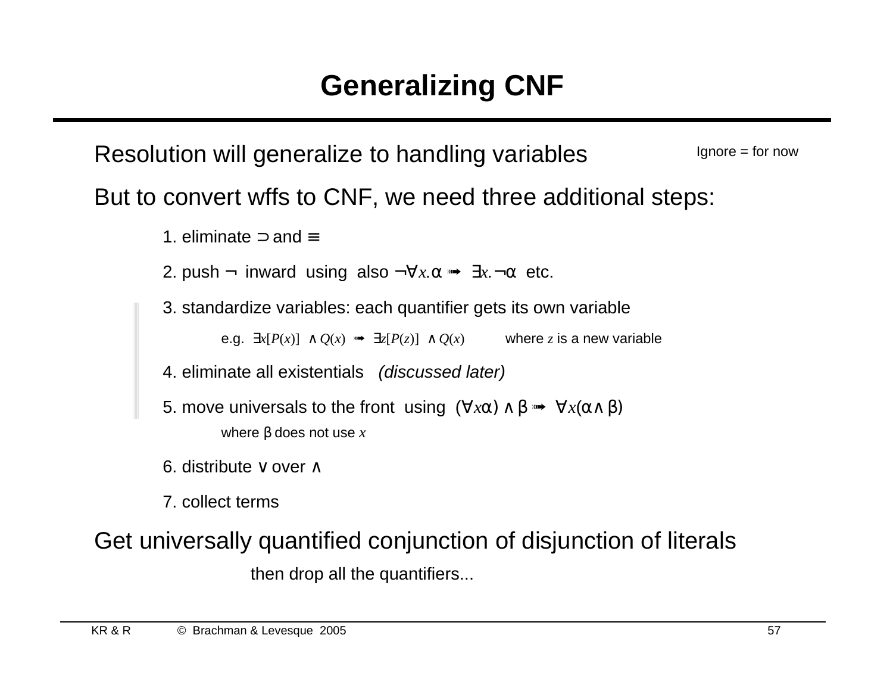# Generalizing CNF

Resolution will generalize to handling variables

Ignore = for now

But to convert wffs to CNF, we need three additional steps:

1. eliminate $\supset$ and $\equiv$
2. push $\neg$ inward using also $\neg\forall x.\alpha \Rightarrow \exists x.\neg\alpha$ etc.
3. standardize variables: each quantifier gets its own variable

   e.g. $\exists x[P(x)] \wedge Q(x) \Rightarrow \exists z[P(z)] \wedge Q(x)$ where $z$ is a new variable

4. eliminate all existentials *(discussed later)*
5. move universals to the front using $(\forall x\alpha) \wedge \beta \Rightarrow \forall x(\alpha \wedge \beta)$

   where $\beta$ does not use $x$

6. distribute $\vee$ over $\wedge$
7. collect terms

Get universally quantified conjunction of disjunction of literals

then drop all the quantifiers...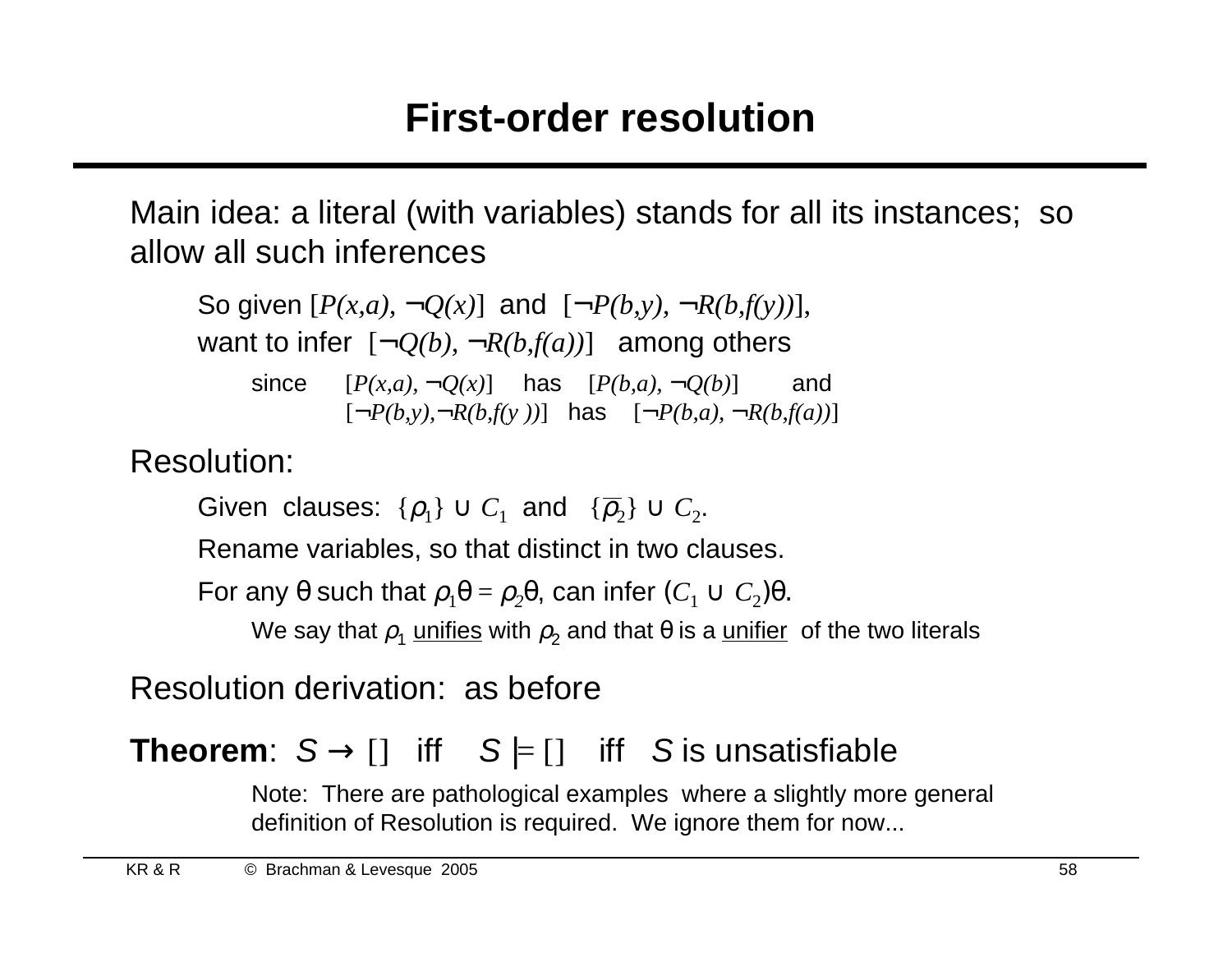# First-order resolution

Main idea: a literal (with variables) stands for all its instances; so allow all such inferences

So given $[P(x,a), \neg Q(x)]$ and $[\neg P(b,y), \neg R(b,f(y))]$,
want to infer $[\neg Q(b), \neg R(b,f(a))]$ among others

since $[P(x,a), \neg Q(x)]$ has $[P(b,a), \neg Q(b)]$ and
$[\neg P(b,y), \neg R(b,f(y))]$ has $[\neg P(b,a), \neg R(b,f(a))]$

Resolution:

Given clauses: $\{\rho_1\} \cup C_1$ and $\{\overline{\rho_2}\} \cup C_2$.

Rename variables, so that distinct in two clauses.

For any $\theta$ such that $\rho_1\theta = \rho_2\theta$, can infer $(C_1 \cup C_2)\theta$.

We say that $\rho_1$ unifies with $\rho_2$ and that $\theta$ is a unifier of the two literals

Resolution derivation: as before

**Theorem**: $S \rightarrow []$ iff $S \models []$ iff $S$ is unsatisfiable

Note: There are pathological examples where a slightly more general definition of Resolution is required. We ignore them for now...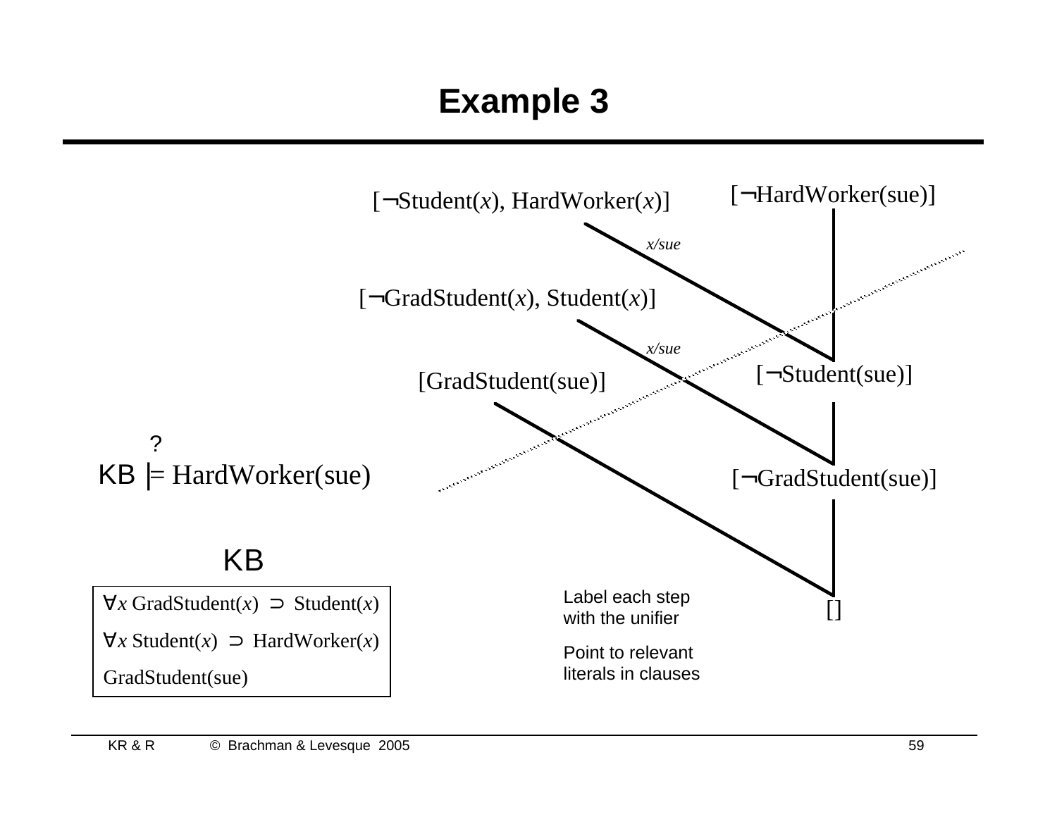# Example 3

$KB \overset{?}{\models} HardWorker(sue)$

**KB**

$\forall x$ GradStudent($x$) $\supset$ Student($x$)

$\forall x$ Student($x$) $\supset$ HardWorker($x$)

GradStudent(sue)

[¬Student($x$), HardWorker($x$)]

[¬HardWorker(sue)]

$x/sue$

[¬GradStudent($x$), Student($x$)]

$x/sue$

[¬Student(sue)]

[GradStudent(sue)]

[¬GradStudent(sue)]

[]

Label each step with the unifier

Point to relevant literals in clauses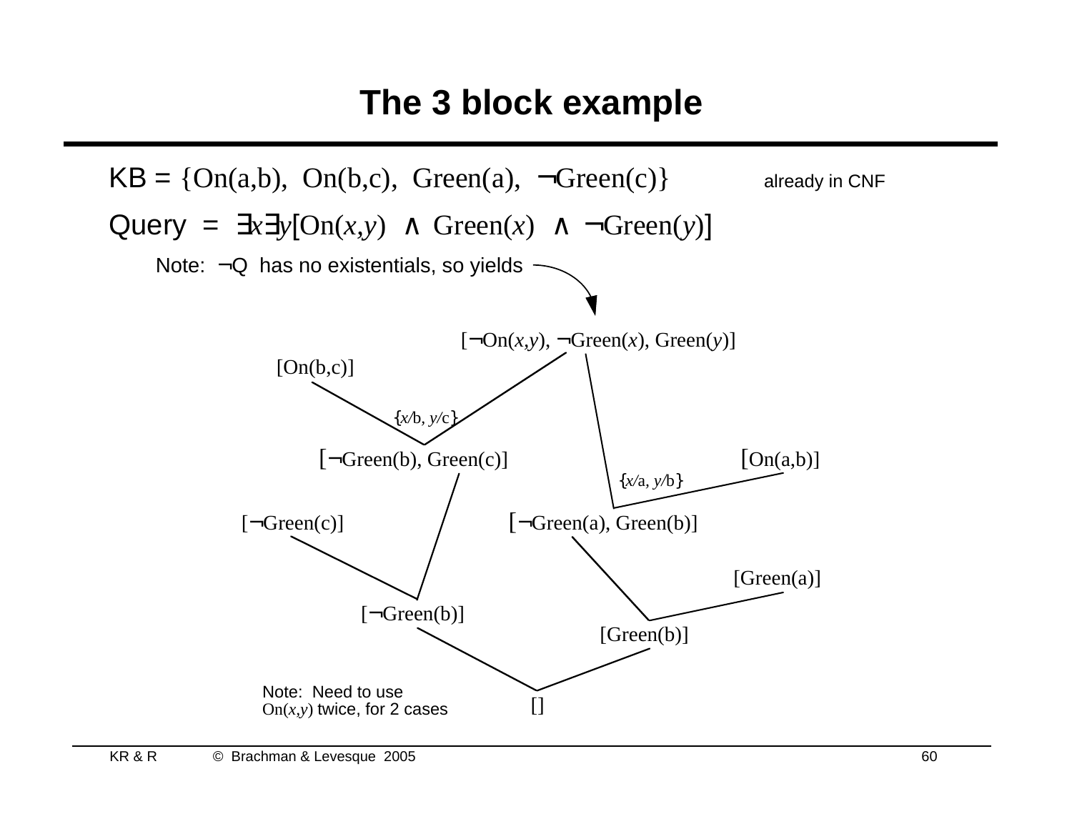# The 3 block example

KB = {On(a,b), On(b,c), Green(a), ¬Green(c)} already in CNF

Query = $\exists x \exists y[\mathrm{On}(x,y) \land \mathrm{Green}(x) \land \neg\mathrm{Green}(y)]$

Note: ¬Q has no existentials, so yields

[¬On($x$,$y$), ¬Green($x$), Green($y$)]

[On(b,c)]

{$x$/b, $y$/c}

[¬Green(b), Green(c)]

[On(a,b)]

{$x$/a, $y$/b}

[¬Green(c)]

[¬Green(a), Green(b)]

[Green(a)]

[¬Green(b)]

[Green(b)]

Note: Need to use On($x$,$y$) twice, for 2 cases

[]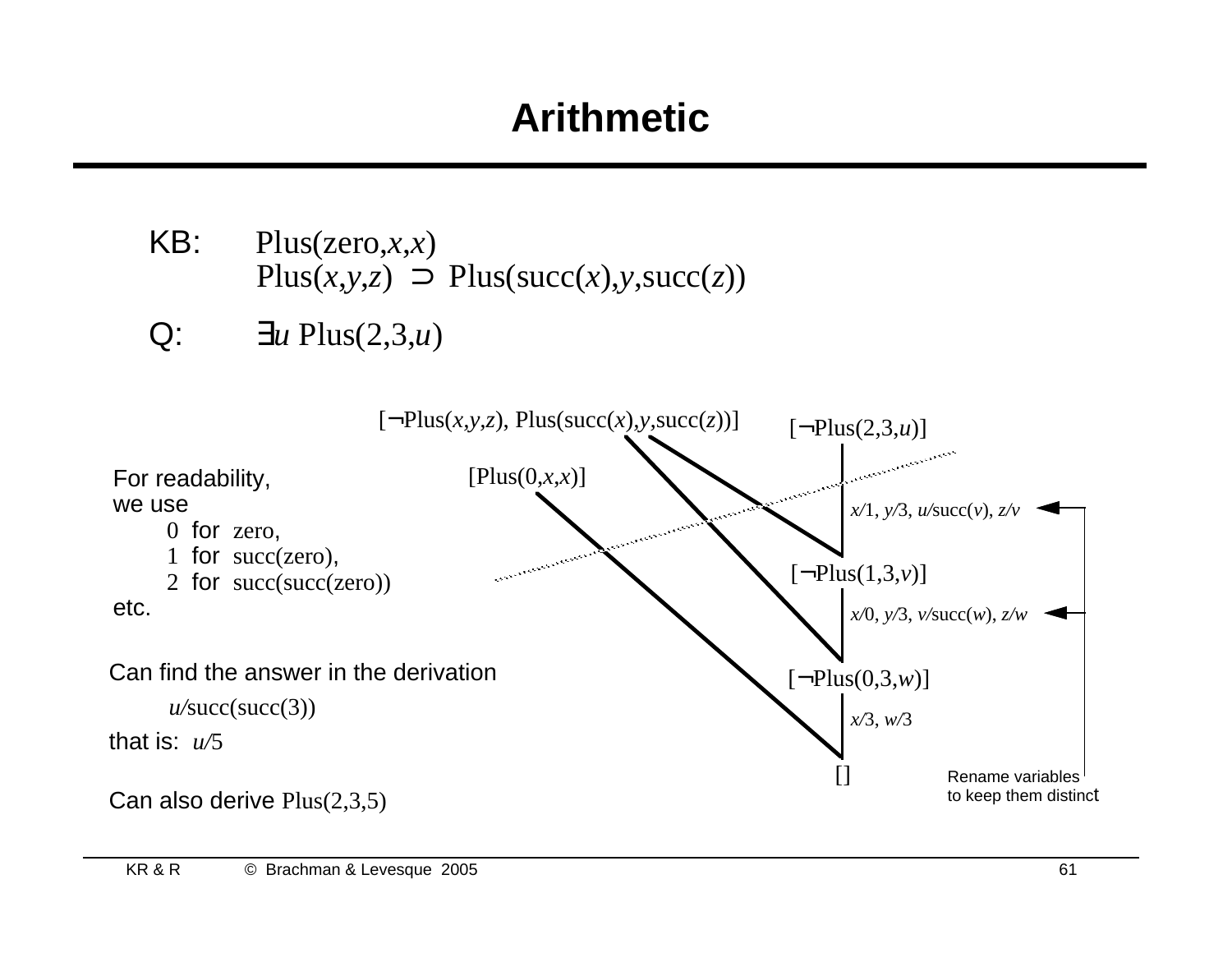# Arithmetic

KB: Plus(zero,$x$,$x$)
Plus($x$,$y$,$z$) ⊃ Plus(succ($x$),$y$,succ($z$))

Q: $\exists u$ Plus(2,3,$u$)

[¬Plus($x$,$y$,$z$), Plus(succ($x$),$y$,succ($z$))]

[Plus(0,$x$,$x$)]

[¬Plus(2,3,$u$)]

$x$/1, $y$/3, $u$/succ($v$), $z$/$v$

[¬Plus(1,3,$v$)]

$x$/0, $y$/3, $v$/succ($w$), $z$/$w$

[¬Plus(0,3,$w$)]

$x$/3, $w$/3

[]

Rename variables to keep them distinct

For readability, we use
- 0 for zero,
- 1 for succ(zero),
- 2 for succ(succ(zero))

etc.

Can find the answer in the derivation

$u$/succ(succ(3))

that is: $u$/5

Can also derive Plus(2,3,5)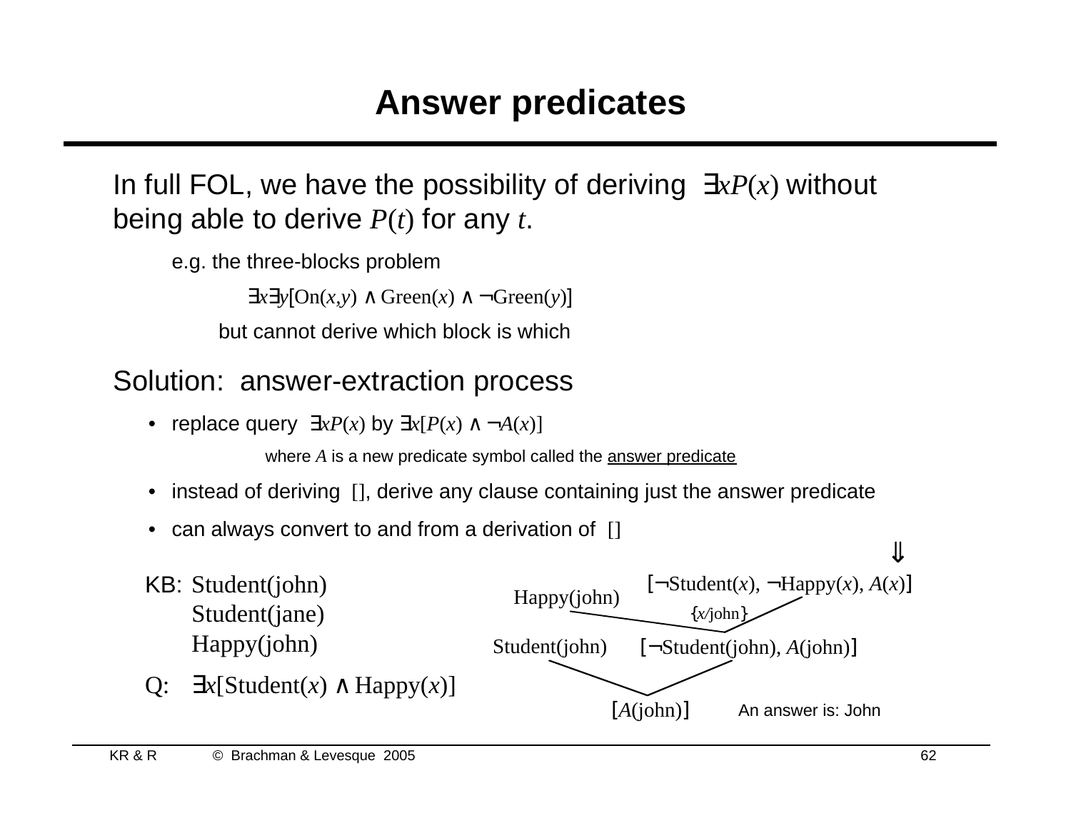# Answer predicates

In full FOL, we have the possibility of deriving $\exists x P(x)$ without being able to derive $P(t)$ for any $t$.

e.g. the three-blocks problem

$$\exists x \exists y [\mathrm{On}(x,y) \wedge \mathrm{Green}(x) \wedge \neg \mathrm{Green}(y)]$$

but cannot derive which block is which

Solution: answer-extraction process

- replace query $\exists x P(x)$ by $\exists x [P(x) \wedge \neg A(x)]$

  where $A$ is a new predicate symbol called the <u>answer predicate</u>

- instead of deriving $[]$, derive any clause containing just the answer predicate
- can always convert to and from a derivation of $[]$

KB: $\mathrm{Student(john)}$
$\mathrm{Student(jane)}$
$\mathrm{Happy(john)}$

Q: $\exists x [\mathrm{Student}(x) \wedge \mathrm{Happy}(x)]$

$\Downarrow$

$[\neg \mathrm{Student}(x), \neg \mathrm{Happy}(x), A(x)]$

$\mathrm{Happy(john)}$

$\{x/\mathrm{john}\}$

$\mathrm{Student(john)}$ $[\neg \mathrm{Student(john)}, A(\mathrm{john})]$

$[A(\mathrm{john})]$ An answer is: John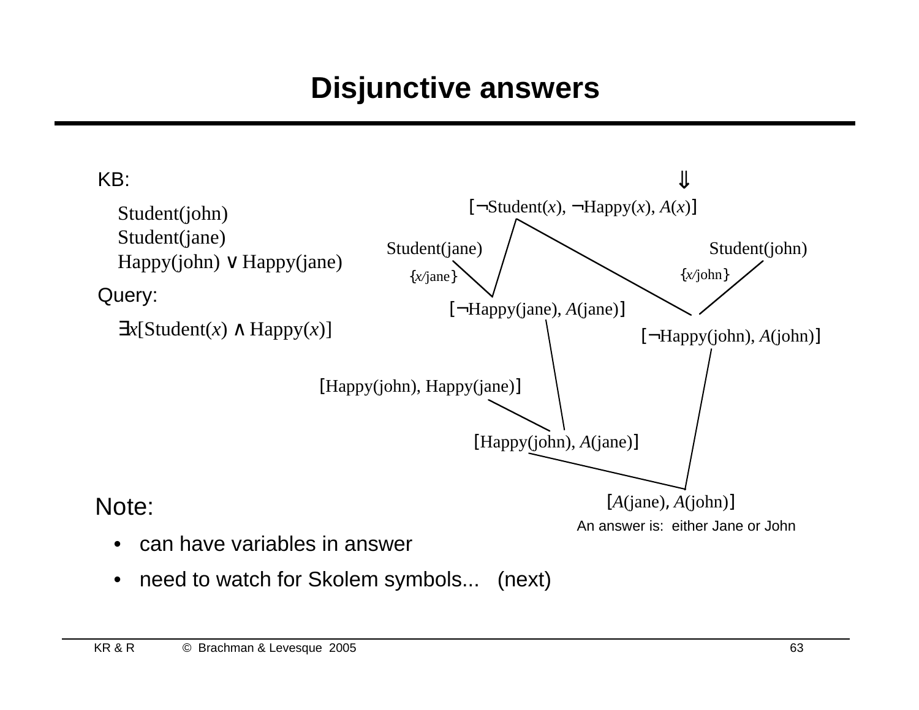# Disjunctive answers

KB:

Student(john)
Student(jane)
Happy(john) ∨ Happy(jane)

Query:

$\exists x$[Student($x$) ∧ Happy($x$)]

⇓

[¬Student($x$), ¬Happy($x$), $A$($x$)]

Student(jane) {$x$/jane}

Student(john) {$x$/john}

[¬Happy(jane), $A$(jane)]

[¬Happy(john), $A$(john)]

[Happy(john), Happy(jane)]

[Happy(john), $A$(jane)]

[$A$(jane), $A$(john)]

An answer is: either Jane or John

Note:

- can have variables in answer
- need to watch for Skolem symbols... (next)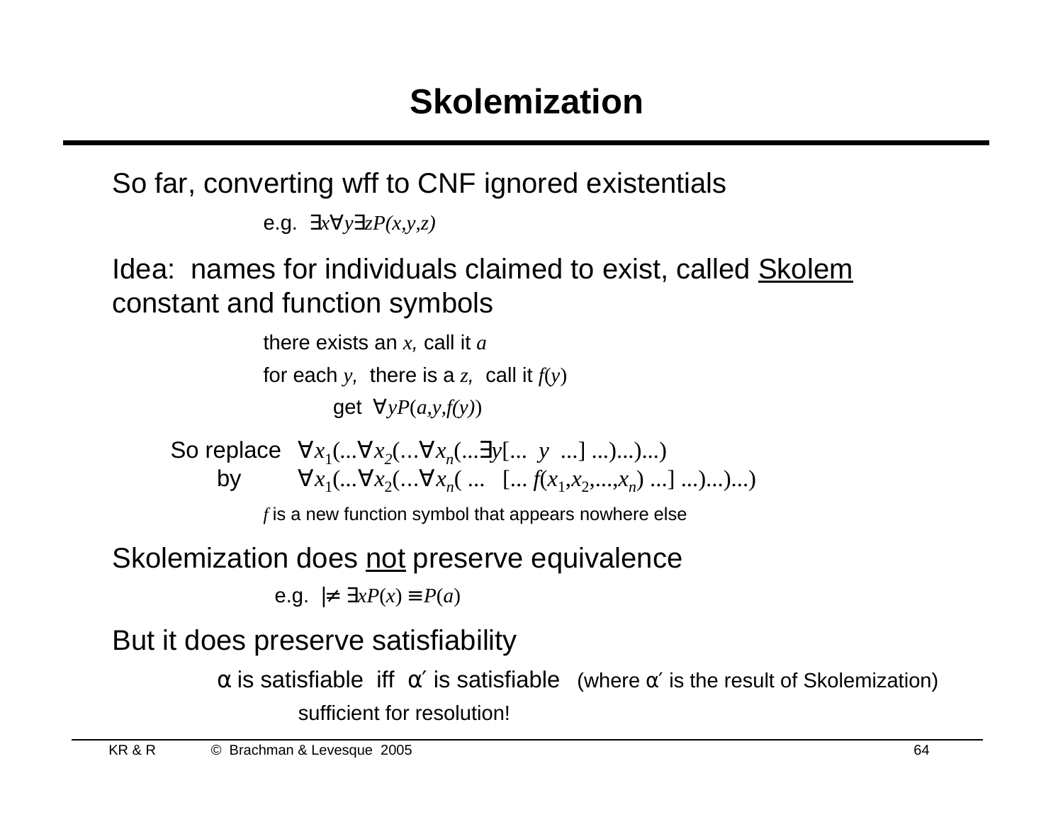# Skolemization

So far, converting wff to CNF ignored existentials

e.g. $\exists x \forall y \exists z P(x,y,z)$

Idea: names for individuals claimed to exist, called <u>Skolem</u> constant and function symbols

there exists an $x$, call it $a$

for each $y$, there is a $z$, call it $f(y)$

get $\forall y P(a,y,f(y))$

So replace $\forall x_1(\ldots\forall x_2(\ldots\forall x_n(\ldots\exists y[\ldots\ y\ \ldots]\ \ldots)\ldots)\ldots)$

by $\forall x_1(\ldots\forall x_2(\ldots\forall x_n(\ \ldots\ \ [\ldots f(x_1,x_2,\ldots,x_n)\ \ldots]\ \ldots)\ldots)\ldots)$

$f$ is a new function symbol that appears nowhere else

Skolemization does <u>not</u> preserve equivalence

e.g. $\not\models \exists x P(x) \equiv P(a)$

But it does preserve satisfiability

$\alpha$ is satisfiable iff $\alpha'$ is satisfiable (where $\alpha'$ is the result of Skolemization)

sufficient for resolution!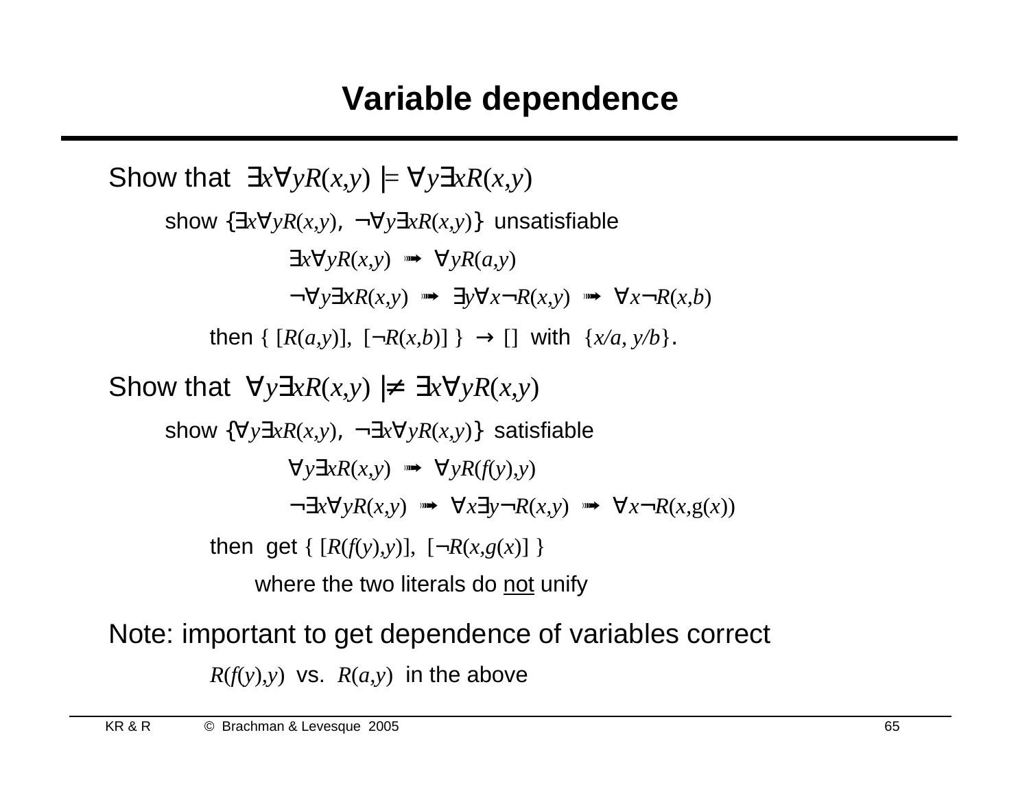# Variable dependence

Show that $\exists x \forall y R(x,y) \models \forall y \exists x R(x,y)$

show $\{\exists x \forall y R(x,y),\ \neg\forall y \exists x R(x,y)\}$ unsatisfiable

$\exists x \forall y R(x,y) \twoheadrightarrow \forall y R(a,y)$

$\neg\forall y \exists x R(x,y) \twoheadrightarrow \exists y \forall x \neg R(x,y) \twoheadrightarrow \forall x \neg R(x,b)$

then $\{\ [R(a,y)],\ [\neg R(x,b)]\ \} \rightarrow []$ with $\{x/a,\ y/b\}$.

Show that $\forall y \exists x R(x,y) \not\models \exists x \forall y R(x,y)$

show $\{\forall y \exists x R(x,y),\ \neg\exists x \forall y R(x,y)\}$ satisfiable

$\forall y \exists x R(x,y) \twoheadrightarrow \forall y R(f(y),y)$

$\neg\exists x \forall y R(x,y) \twoheadrightarrow \forall x \exists y \neg R(x,y) \twoheadrightarrow \forall x \neg R(x,g(x))$

then get $\{\ [R(f(y),y)],\ [\neg R(x,g(x)]\ \}$

where the two literals do <u>not</u> unify

Note: important to get dependence of variables correct

$R(f(y),y)$ vs. $R(a,y)$ in the above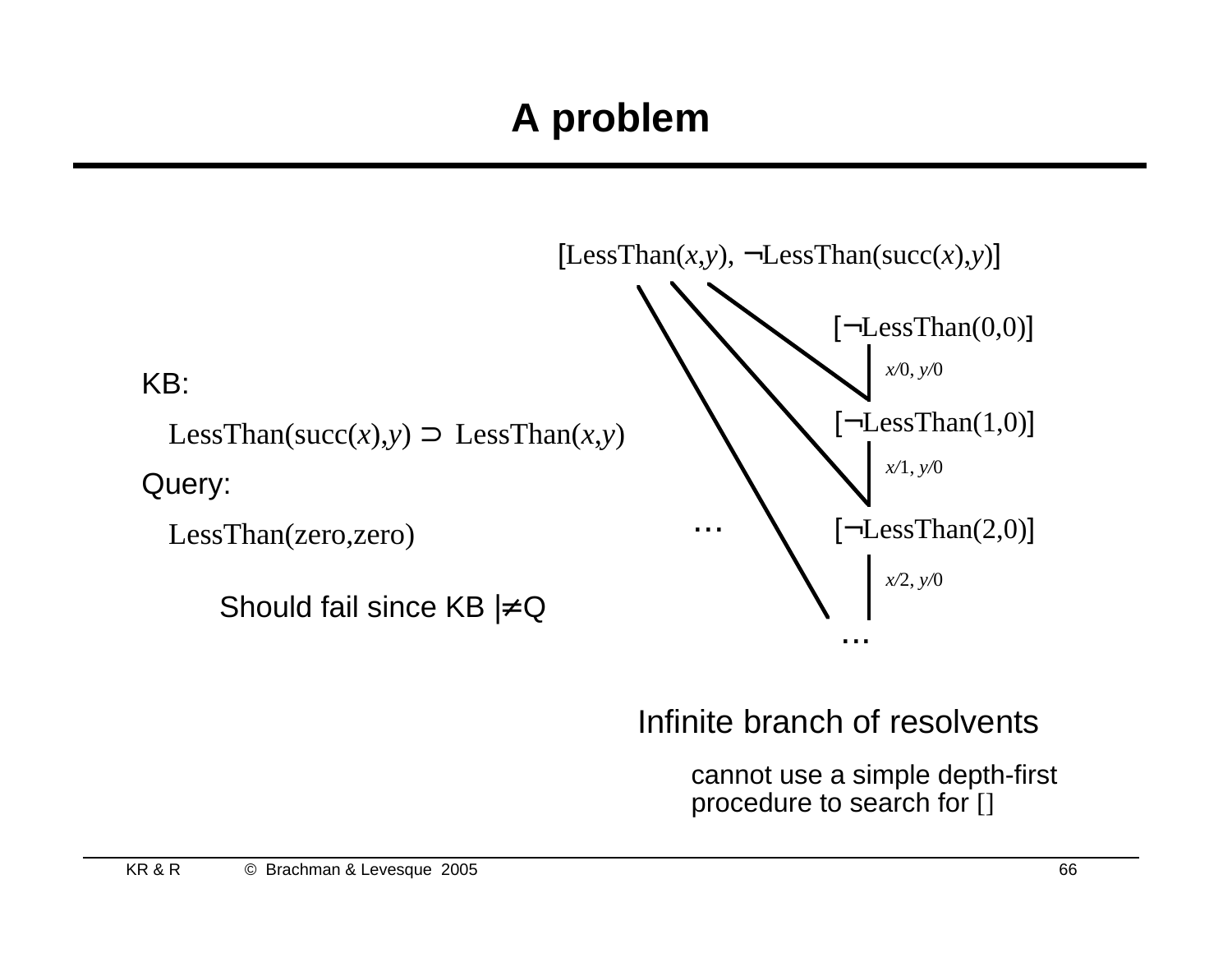# A problem

KB:

LessThan(succ($x$),$y$) ⊃ LessThan($x$,$y$)

Query:

LessThan(zero,zero)

Should fail since KB |≠Q

[LessThan($x$,$y$), ¬LessThan(succ($x$),$y$)]

[¬LessThan(0,0)]

$x$/0, $y$/0

[¬LessThan(1,0)]

$x$/1, $y$/0

[¬LessThan(2,0)]

$x$/2, $y$/0

...

Infinite branch of resolvents

cannot use a simple depth-first procedure to search for []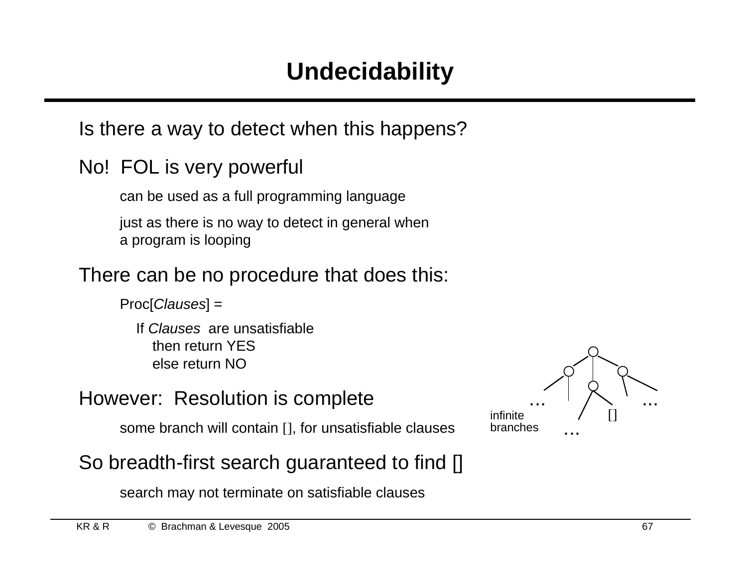# Undecidability

Is there a way to detect when this happens?

No! FOL is very powerful

- can be used as a full programming language
- just as there is no way to detect in general when a program is looping

There can be no procedure that does this:

```
Proc[Clauses] =
   If Clauses are unsatisfiable
      then return YES
      else return NO
```

However: Resolution is complete

- some branch will contain [], for unsatisfiable clauses

infinite branches ... [] ...

So breadth-first search guaranteed to find []

- search may not terminate on satisfiable clauses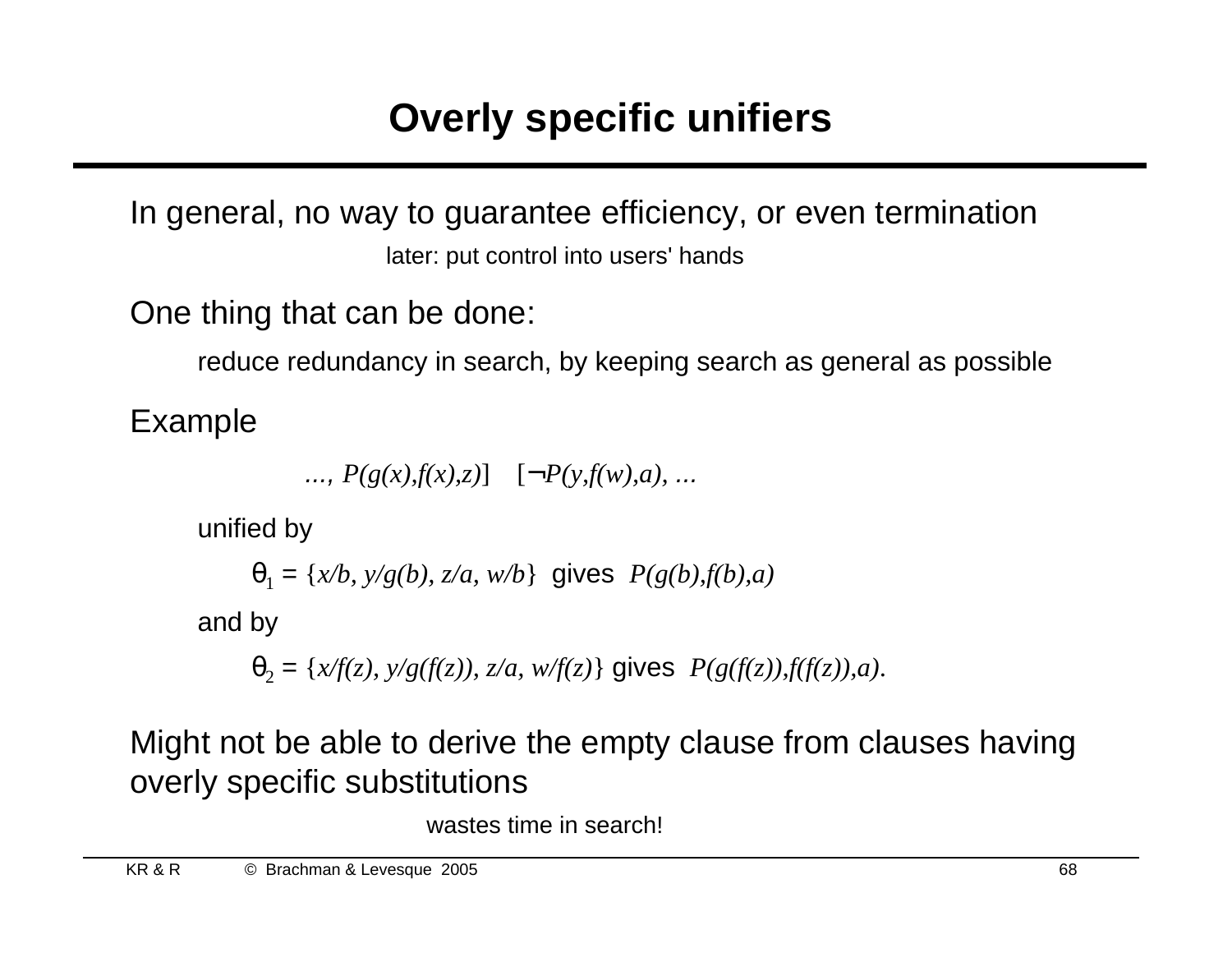# Overly specific unifiers

In general, no way to guarantee efficiency, or even termination

later: put control into users' hands

One thing that can be done:

reduce redundancy in search, by keeping search as general as possible

Example

$\ldots, P(g(x),f(x),z)]$ $[\neg P(y,f(w),a), \ldots$

unified by

$\theta_1 = \{x/b,\ y/g(b),\ z/a,\ w/b\}$ gives $P(g(b),f(b),a)$

and by

$\theta_2 = \{x/f(z),\ y/g(f(z)),\ z/a,\ w/f(z)\}$ gives $P(g(f(z)),f(f(z)),a)$.

Might not be able to derive the empty clause from clauses having overly specific substitutions

wastes time in search!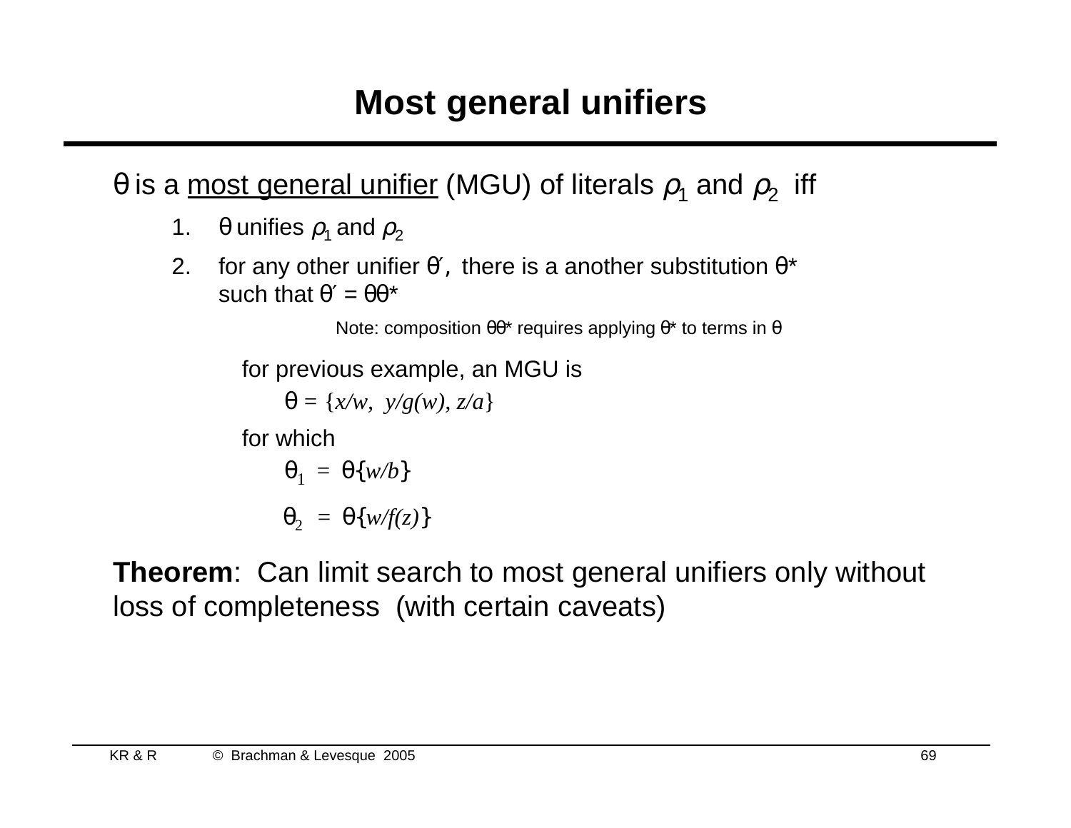# Most general unifiers

$\theta$ is a <u>most general unifier</u> (MGU) of literals $\rho_1$ and $\rho_2$ iff

1. $\theta$ unifies $\rho_1$ and $\rho_2$
2. for any other unifier $\theta'$, there is a another substitution $\theta^*$ such that $\theta' = \theta\theta^*$

   Note: composition $\theta\theta^*$ requires applying $\theta^*$ to terms in $\theta$

for previous example, an MGU is

$\theta = \{x/w,\ y/g(w),\ z/a\}$

for which

$\theta_1 = \theta\{w/b\}$

$\theta_2 = \theta\{w/f(z)\}$

**Theorem**: Can limit search to most general unifiers only without loss of completeness (with certain caveats)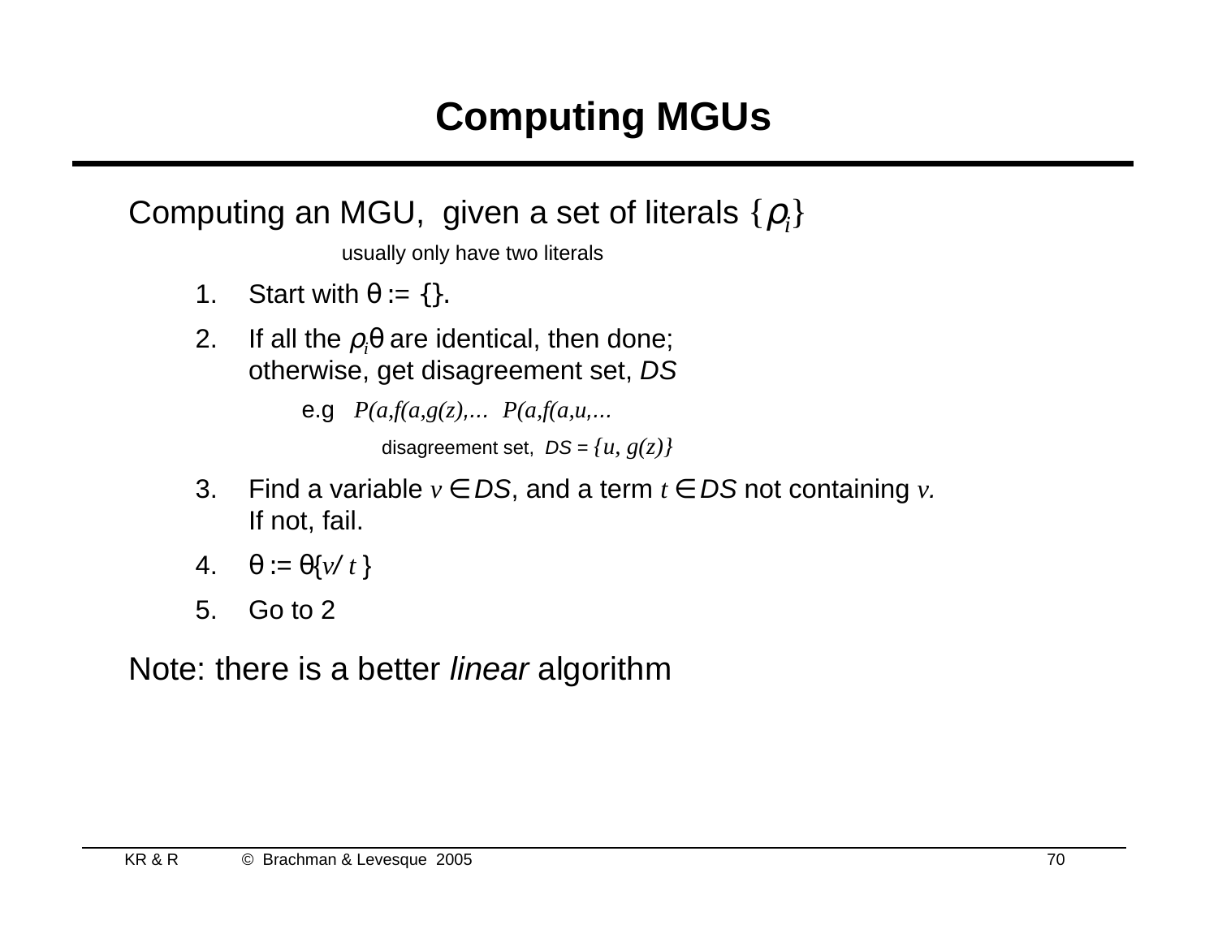# Computing MGUs

Computing an MGU, given a set of literals $\{\rho_i\}$

usually only have two literals

1. Start with θ := {}.
2. If all the $\rho_i\theta$ are identical, then done; otherwise, get disagreement set, *DS*

   e.g *P(a,f(a,g(z),...* *P(a,f(a,u,...*

   disagreement set, *DS* = $\{u, g(z)\}$

3. Find a variable $v \in DS$, and a term $t \in DS$ not containing $v$. If not, fail.
4. $\theta := \theta\{v/t\}$
5. Go to 2

Note: there is a better *linear* algorithm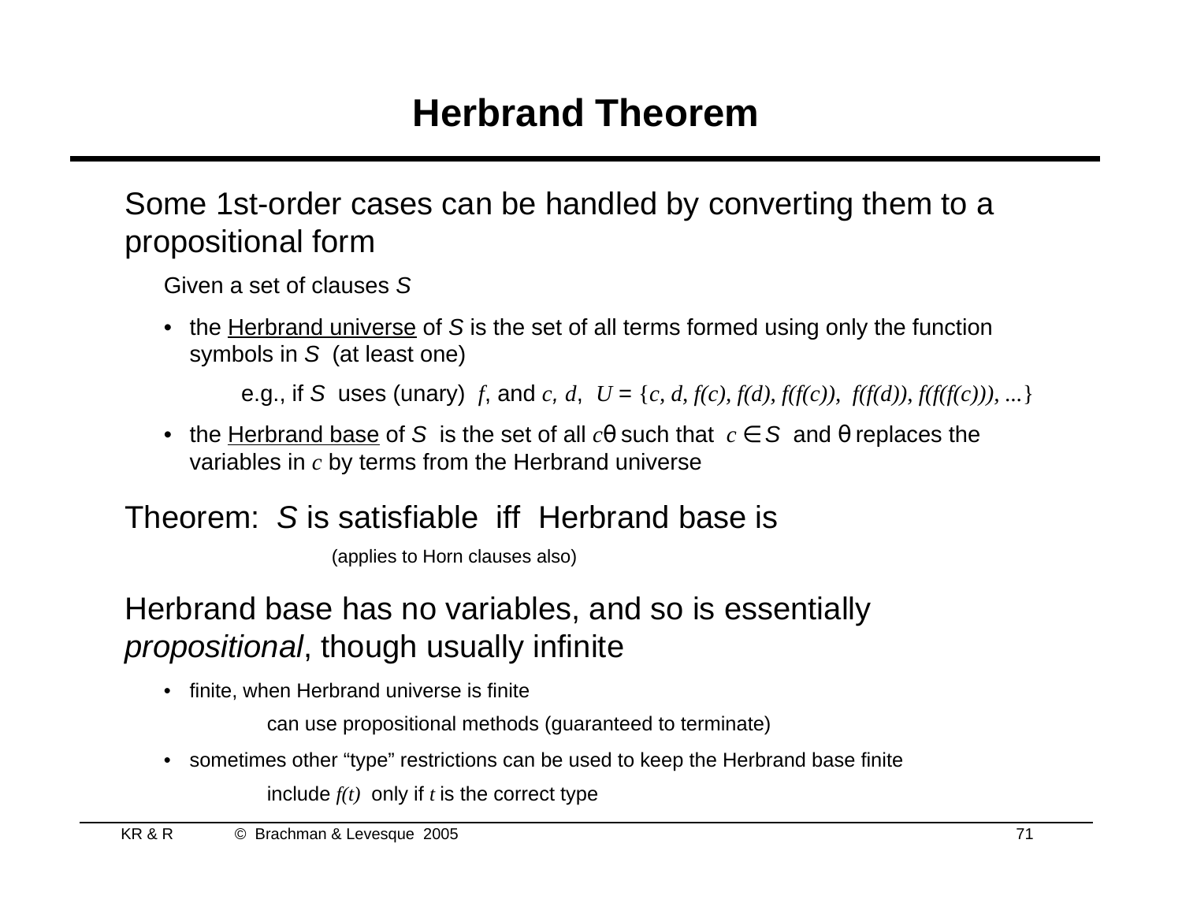# Herbrand Theorem

Some 1st-order cases can be handled by converting them to a propositional form

Given a set of clauses *S*

- the <u>Herbrand universe</u> of *S* is the set of all terms formed using only the function symbols in *S* (at least one)

  e.g., if *S* uses (unary) $f$, and $c, d$, $U = \{c, d, f(c), f(d), f(f(c)), f(f(d)), f(f(f(c))), ...\}$

- the <u>Herbrand base</u> of *S* is the set of all $c\theta$ such that $c \in S$ and θ replaces the variables in $c$ by terms from the Herbrand universe

Theorem: *S* is satisfiable iff Herbrand base is

(applies to Horn clauses also)

Herbrand base has no variables, and so is essentially *propositional*, though usually infinite

- finite, when Herbrand universe is finite

  can use propositional methods (guaranteed to terminate)

- sometimes other "type" restrictions can be used to keep the Herbrand base finite

  include $f(t)$ only if $t$ is the correct type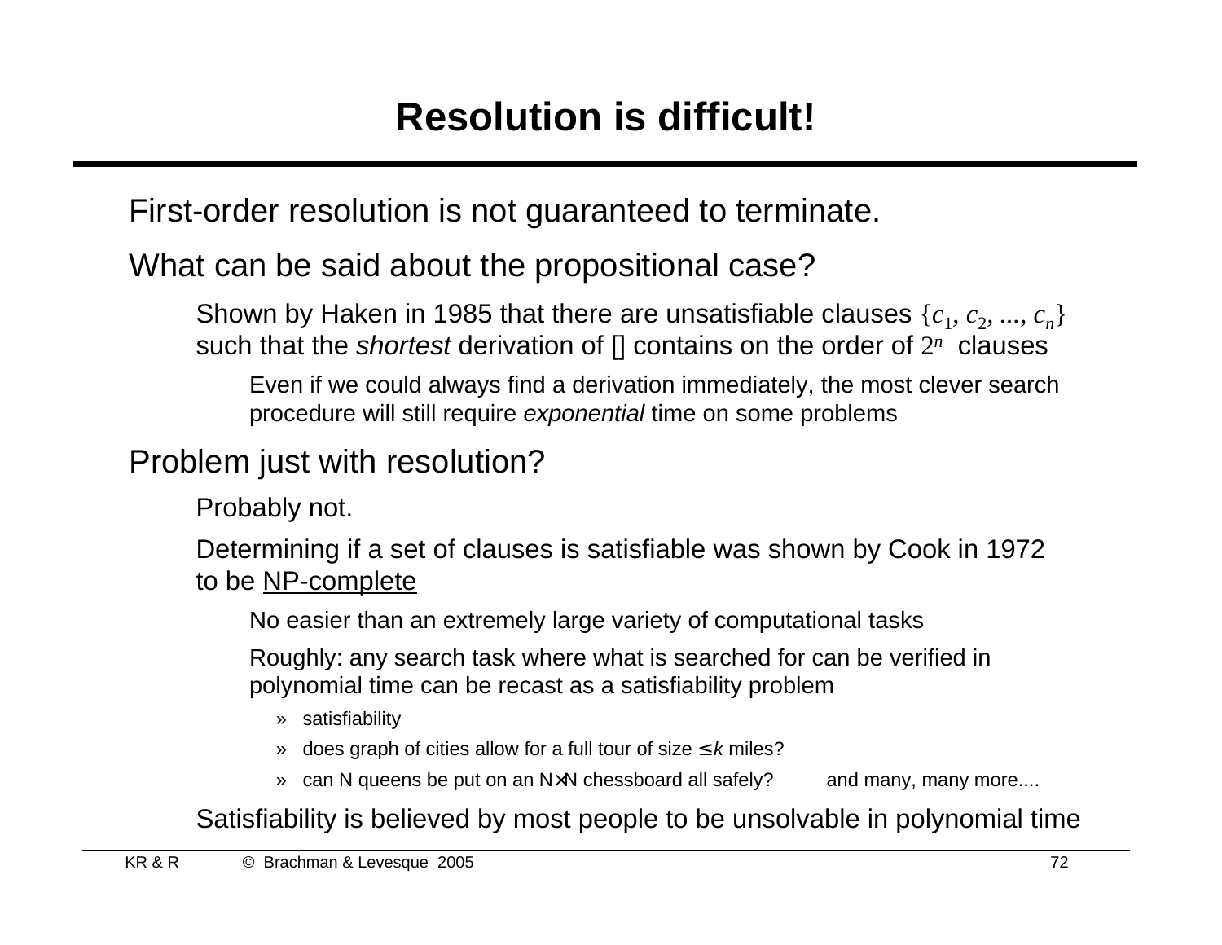# Resolution is difficult!

First-order resolution is not guaranteed to terminate.

What can be said about the propositional case?

- Shown by Haken in 1985 that there are unsatisfiable clauses $\{c_1, c_2, ..., c_n\}$ such that the *shortest* derivation of [] contains on the order of $2^n$ clauses
  - Even if we could always find a derivation immediately, the most clever search procedure will still require *exponential* time on some problems

Problem just with resolution?

- Probably not.
- Determining if a set of clauses is satisfiable was shown by Cook in 1972 to be NP-complete
  - No easier than an extremely large variety of computational tasks
  - Roughly: any search task where what is searched for can be verified in polynomial time can be recast as a satisfiability problem
    - » satisfiability
    - » does graph of cities allow for a full tour of size $\leq k$ miles?
    - » can N queens be put on an N×N chessboard all safely? and many, many more....
- Satisfiability is believed by most people to be unsolvable in polynomial time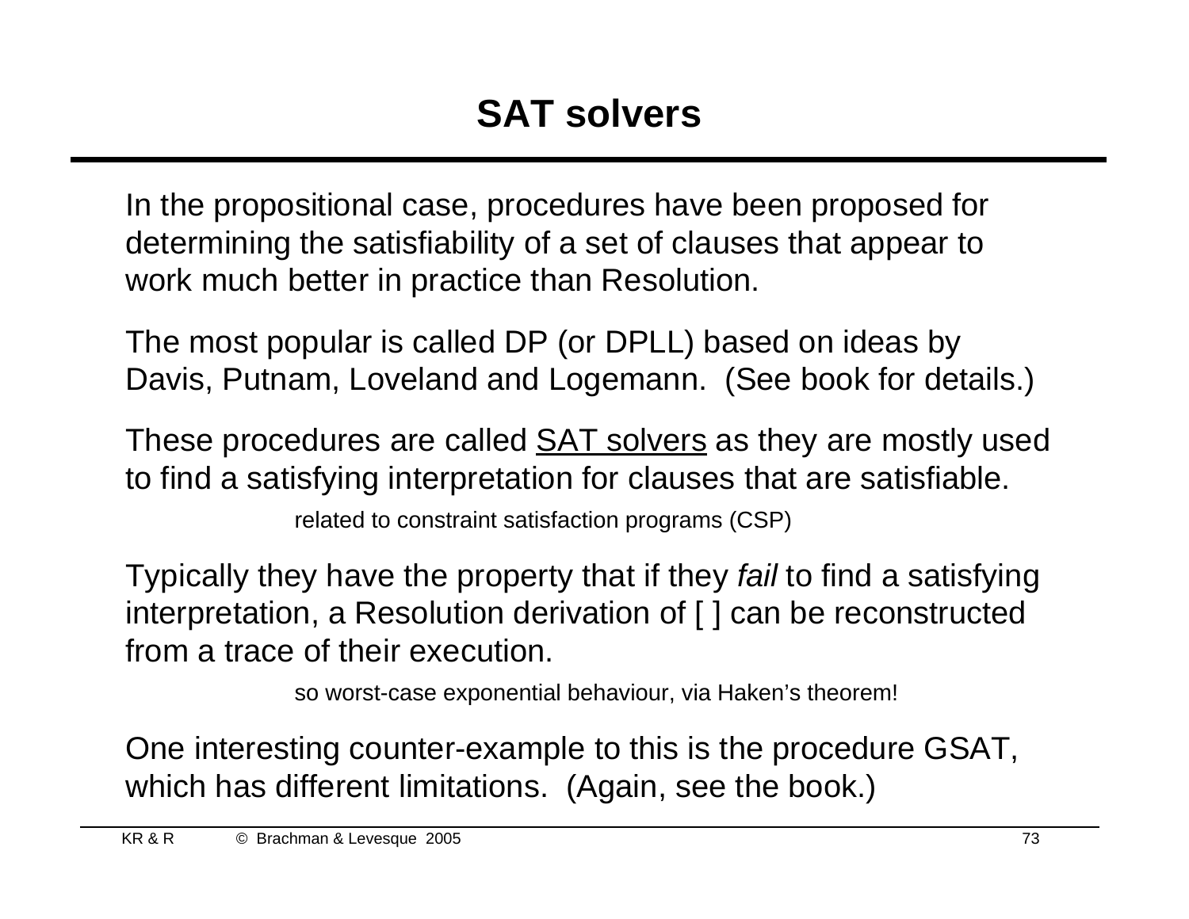# SAT solvers

In the propositional case, procedures have been proposed for determining the satisfiability of a set of clauses that appear to work much better in practice than Resolution.

The most popular is called DP (or DPLL) based on ideas by Davis, Putnam, Loveland and Logemann. (See book for details.)

These procedures are called <u>SAT solvers</u> as they are mostly used to find a satisfying interpretation for clauses that are satisfiable.

related to constraint satisfaction programs (CSP)

Typically they have the property that if they *fail* to find a satisfying interpretation, a Resolution derivation of [ ] can be reconstructed from a trace of their execution.

so worst-case exponential behaviour, via Haken's theorem!

One interesting counter-example to this is the procedure GSAT, which has different limitations. (Again, see the book.)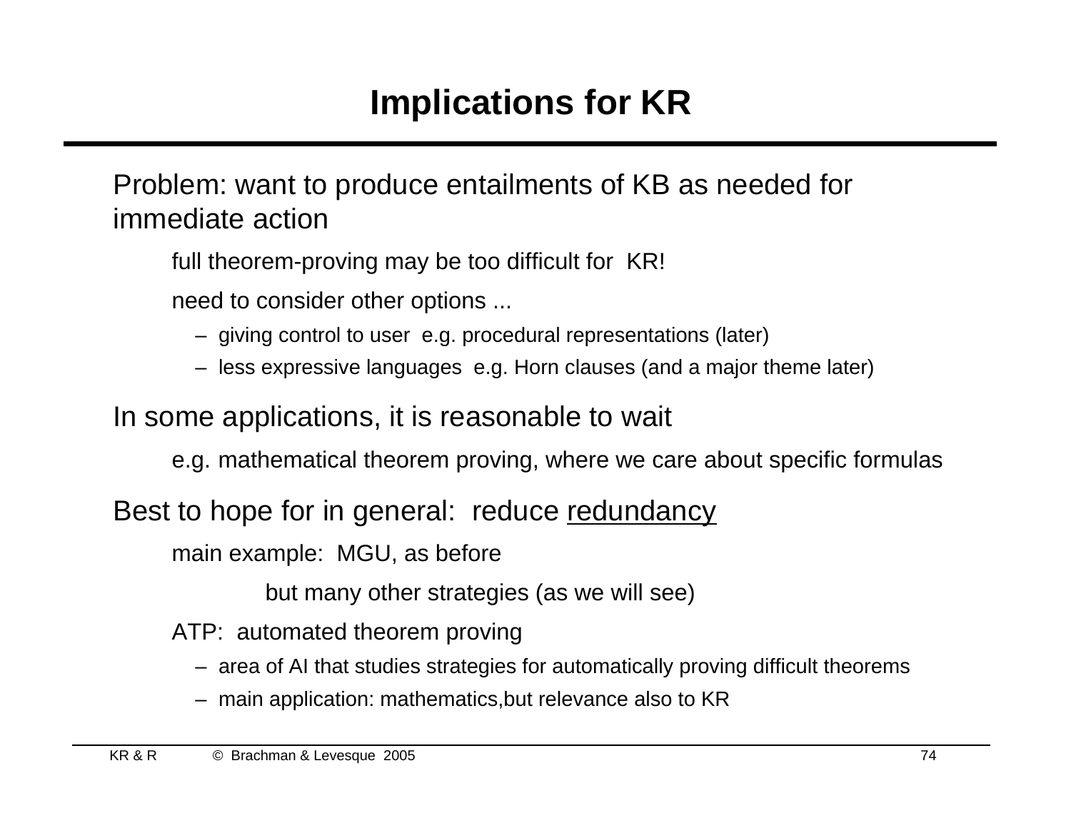# Implications for KR

Problem: want to produce entailments of KB as needed for immediate action

full theorem-proving may be too difficult for KR!

need to consider other options ...

- giving control to user e.g. procedural representations (later)
- less expressive languages e.g. Horn clauses (and a major theme later)

In some applications, it is reasonable to wait

e.g. mathematical theorem proving, where we care about specific formulas

Best to hope for in general: reduce <u>redundancy</u>

main example: MGU, as before

but many other strategies (as we will see)

ATP: automated theorem proving

- area of AI that studies strategies for automatically proving difficult theorems
- main application: mathematics,but relevance also to KR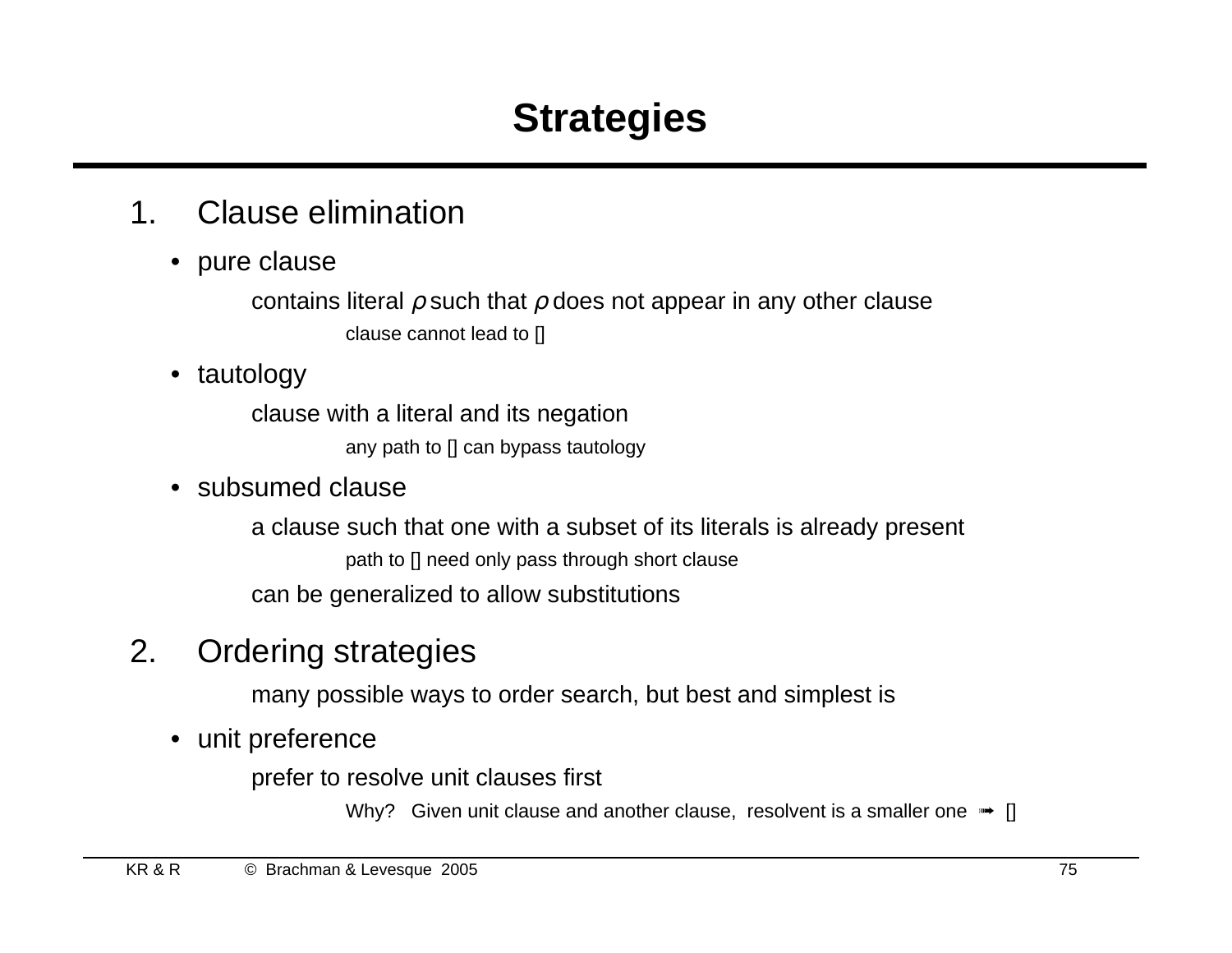# Strategies

1. Clause elimination

   - pure clause

     contains literal $\rho$ such that $\bar{\rho}$ does not appear in any other clause

     clause cannot lead to []

   - tautology

     clause with a literal and its negation

     any path to [] can bypass tautology

   - subsumed clause

     a clause such that one with a subset of its literals is already present

     path to [] need only pass through short clause

     can be generalized to allow substitutions

2. Ordering strategies

   many possible ways to order search, but best and simplest is

   - unit preference

     prefer to resolve unit clauses first

     Why? Given unit clause and another clause, resolvent is a smaller one ➟ []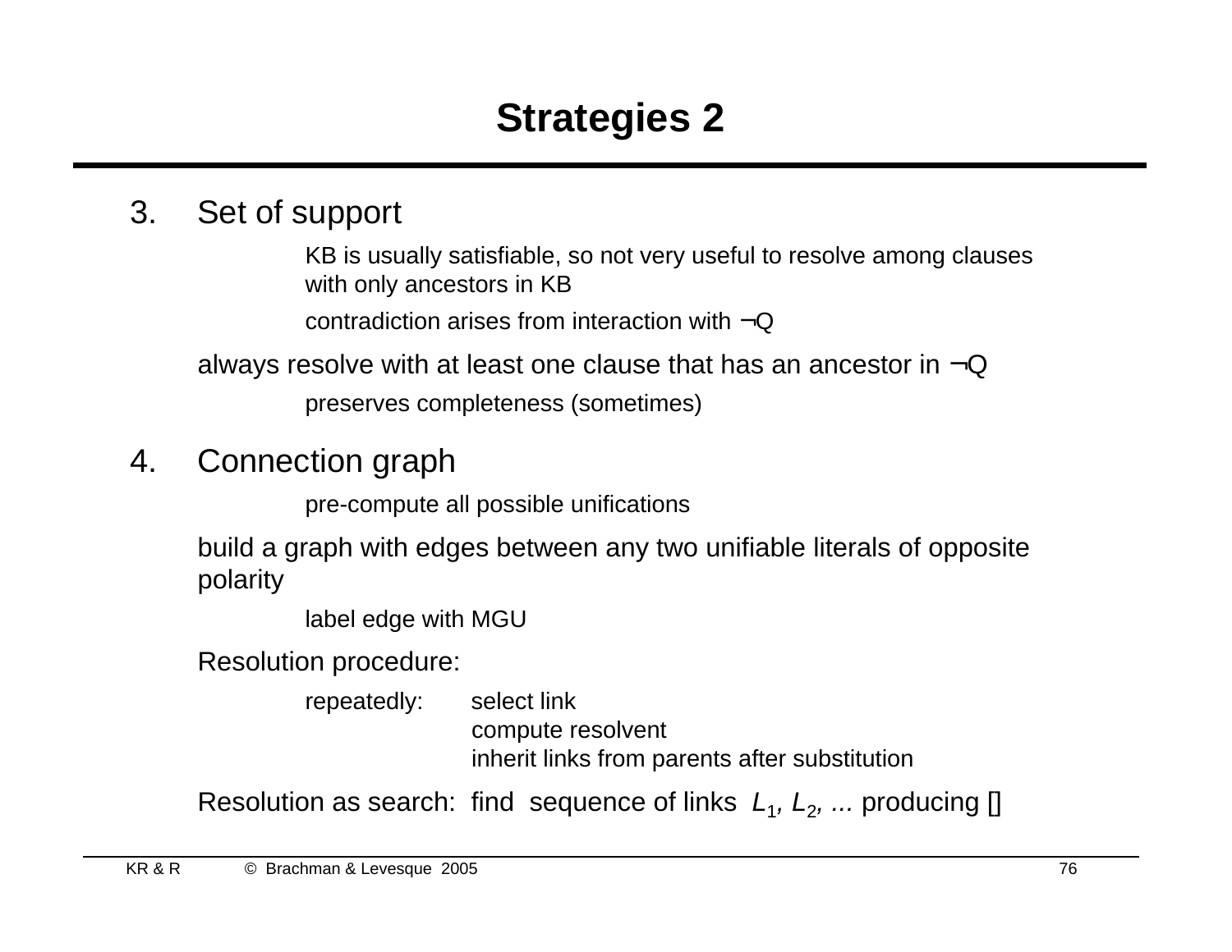# Strategies 2

3. Set of support

    KB is usually satisfiable, so not very useful to resolve among clauses with only ancestors in KB

    contradiction arises from interaction with ¬Q

    always resolve with at least one clause that has an ancestor in ¬Q

    preserves completeness (sometimes)

4. Connection graph

    pre-compute all possible unifications

    build a graph with edges between any two unifiable literals of opposite polarity

    label edge with MGU

    Resolution procedure:

    repeatedly: select link
    compute resolvent
    inherit links from parents after substitution

    Resolution as search: find sequence of links $L_1$, $L_2$, ... producing []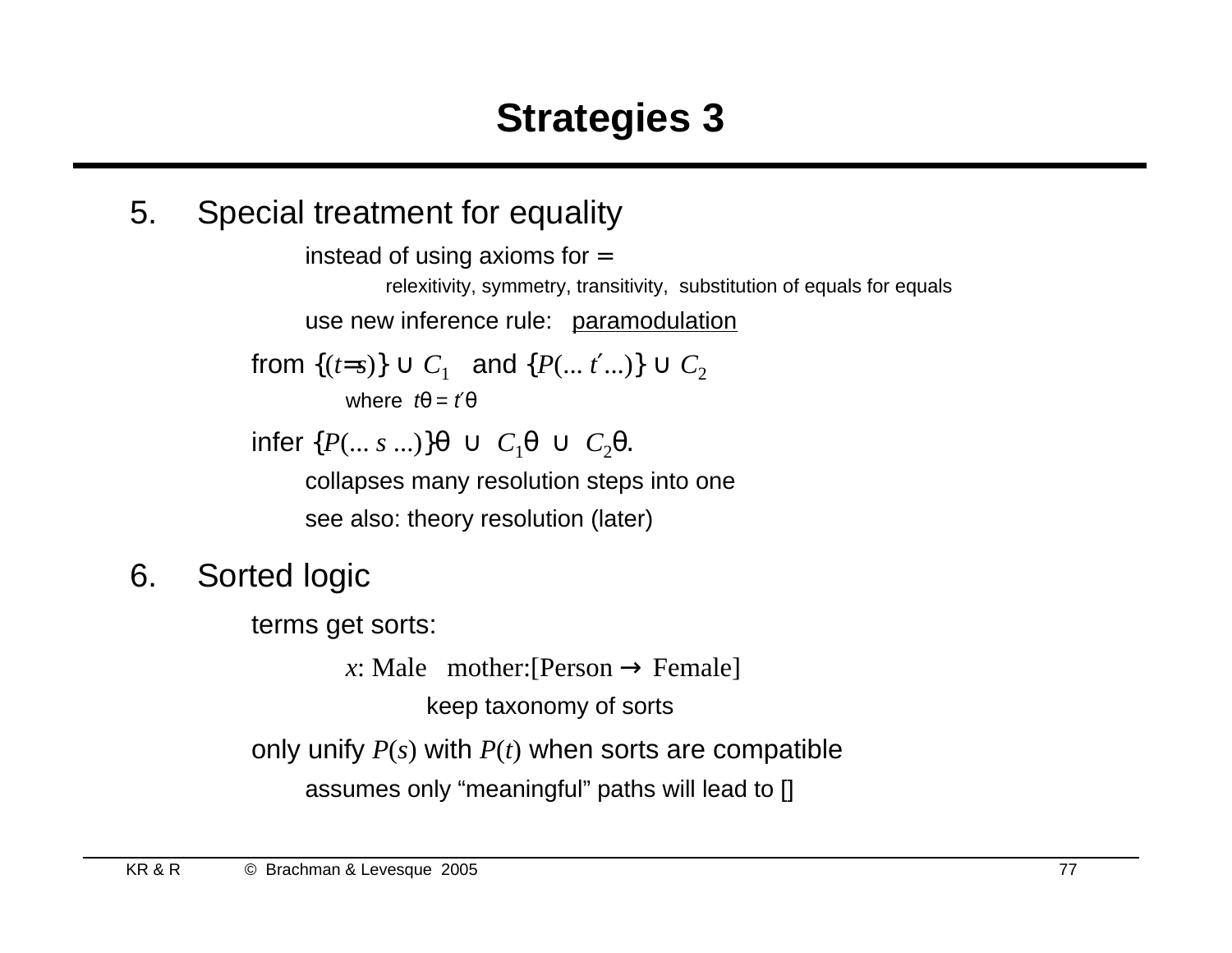# Strategies 3

5. Special treatment for equality

    instead of using axioms for =

    relexitivity, symmetry, transitivity, substitution of equals for equals

    use new inference rule: paramodulation

    from $\{(t=s)\} \cup C_1$ and $\{P(\ldots t' \ldots)\} \cup C_2$

    where $t\theta = t'\theta$

    infer $\{P(\ldots s \ldots)\}\theta \cup C_1\theta \cup C_2\theta$.

    collapses many resolution steps into one

    see also: theory resolution (later)

6. Sorted logic

    terms get sorts:

    $x$: Male mother:[Person → Female]

    keep taxonomy of sorts

    only unify $P(s)$ with $P(t)$ when sorts are compatible

    assumes only "meaningful" paths will lead to []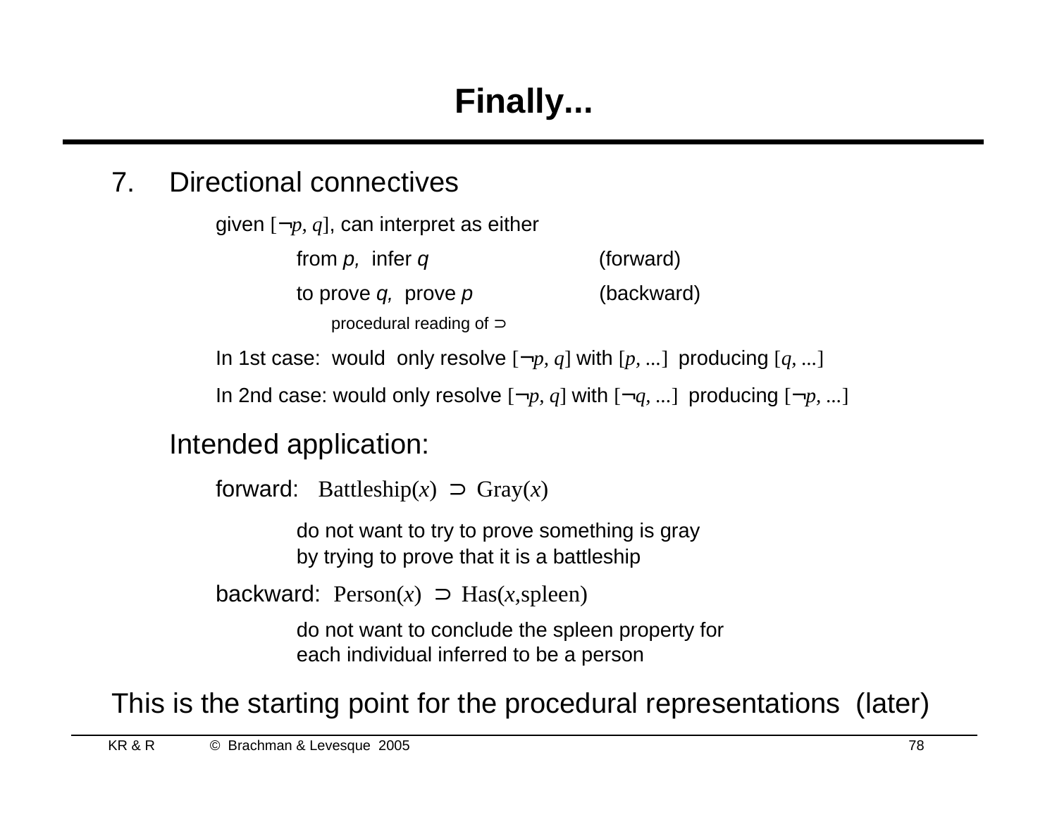# Finally...

7. Directional connectives

   given $[\neg p, q]$, can interpret as either

   from *p*, infer *q* (forward)

   to prove *q*, prove *p* (backward)

   procedural reading of $\supset$

   In 1st case: would only resolve $[\neg p, q]$ with $[p, ...]$ producing $[q, ...]$

   In 2nd case: would only resolve $[\neg p, q]$ with $[\neg q, ...]$ producing $[\neg p, ...]$

   Intended application:

   forward: $\text{Battleship}(x) \supset \text{Gray}(x)$

   do not want to try to prove something is gray by trying to prove that it is a battleship

   backward: $\text{Person}(x) \supset \text{Has}(x,\text{spleen})$

   do not want to conclude the spleen property for each individual inferred to be a person

This is the starting point for the procedural representations (later)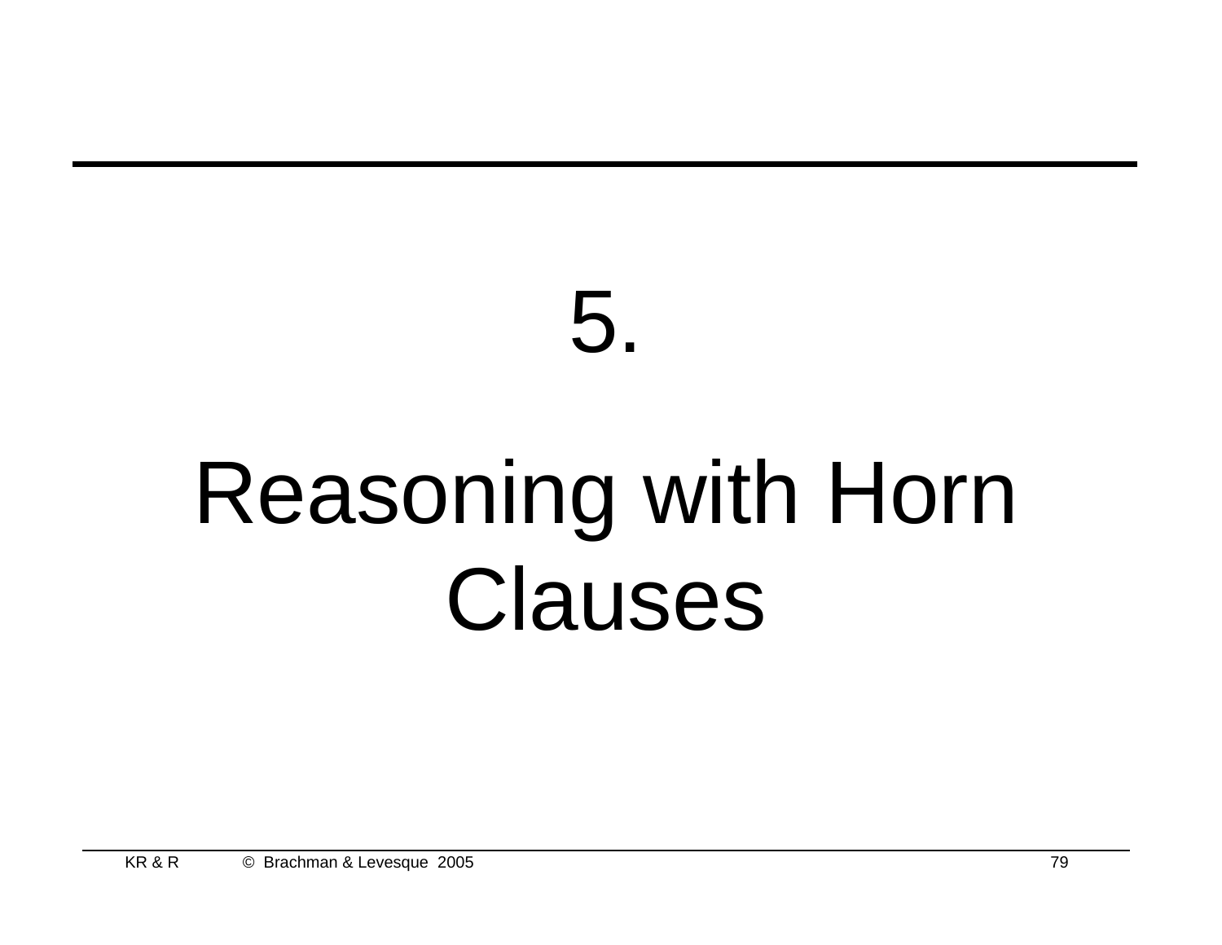# 5.

# Reasoning with Horn Clauses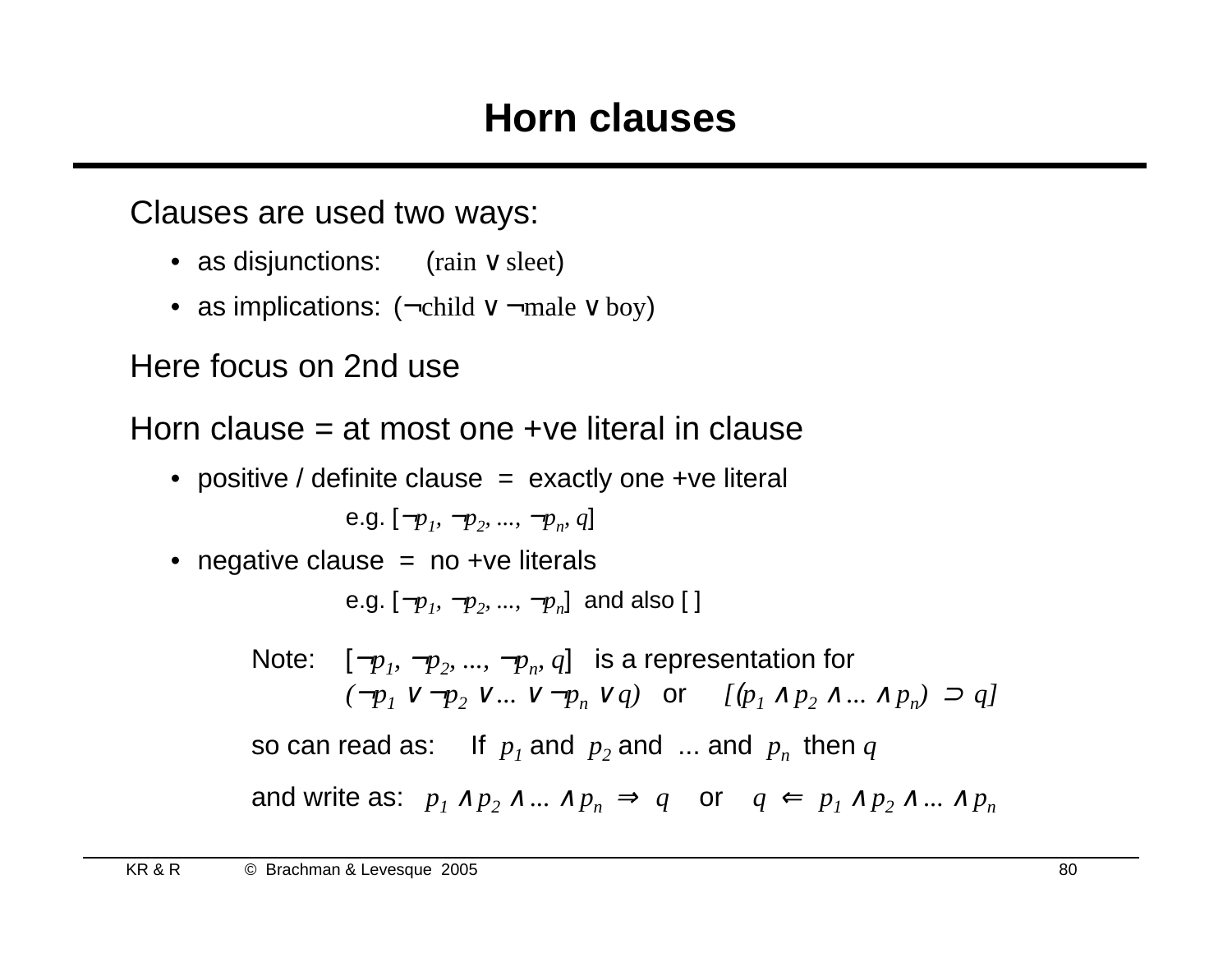# Horn clauses

Clauses are used two ways:

- as disjunctions: (rain ∨ sleet)
- as implications: (¬child ∨ ¬male ∨ boy)

Here focus on 2nd use

Horn clause = at most one +ve literal in clause

- positive / definite clause = exactly one +ve literal

  e.g. $[\neg p_1, \neg p_2, ..., \neg p_n, q]$

- negative clause = no +ve literals

  e.g. $[\neg p_1, \neg p_2, ..., \neg p_n]$ and also [ ]

Note: $[\neg p_1, \neg p_2, ..., \neg p_n, q]$ is a representation for
$(\neg p_1 \vee \neg p_2 \vee ... \vee \neg p_n \vee q)$ or $[(p_1 \wedge p_2 \wedge ... \wedge p_n) \supset q]$

so can read as: If $p_1$ and $p_2$ and ... and $p_n$ then $q$

and write as: $p_1 \wedge p_2 \wedge ... \wedge p_n \Rightarrow q$ or $q \Leftarrow p_1 \wedge p_2 \wedge ... \wedge p_n$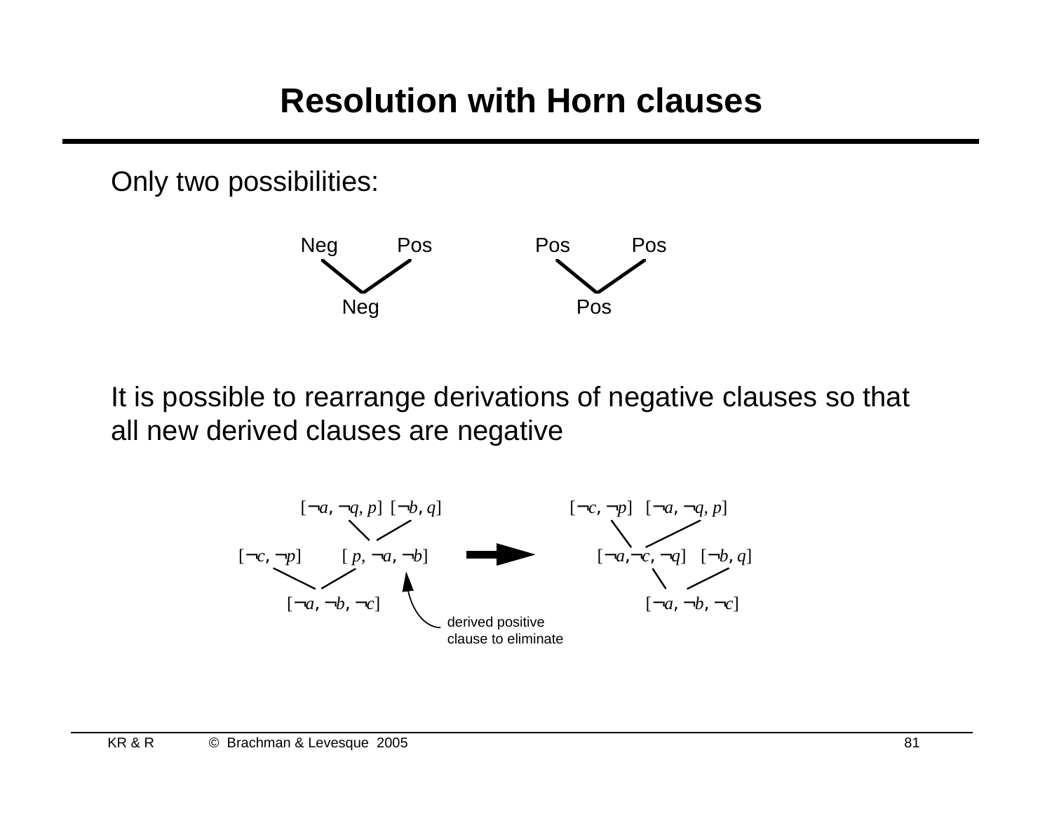# Resolution with Horn clauses

Only two possibilities:

Neg   Pos   →   Neg

Pos   Pos   →   Pos

It is possible to rearrange derivations of negative clauses so that all new derived clauses are negative

$[\neg a, \neg q, p]$ $[\neg b, q]$

$[\neg c, \neg p]$   $[p, \neg a, \neg b]$

$[\neg a, \neg b, \neg c]$

derived positive clause to eliminate

$[\neg c, \neg p]$ $[\neg a, \neg q, p]$

$[\neg a, \neg c, \neg q]$   $[\neg b, q]$

$[\neg a, \neg b, \neg c]$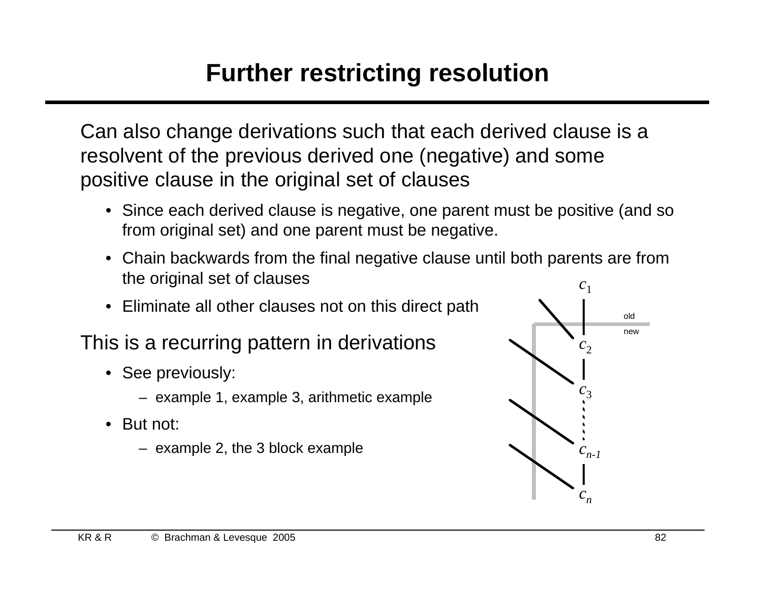# Further restricting resolution

Can also change derivations such that each derived clause is a resolvent of the previous derived one (negative) and some positive clause in the original set of clauses

- Since each derived clause is negative, one parent must be positive (and so from original set) and one parent must be negative.
- Chain backwards from the final negative clause until both parents are from the original set of clauses
- Eliminate all other clauses not on this direct path

This is a recurring pattern in derivations

- See previously:
  - example 1, example 3, arithmetic example
- But not:
  - example 2, the 3 block example

$c_1$

old

new

$c_2$

$c_3$

$c_{n-1}$

$c_n$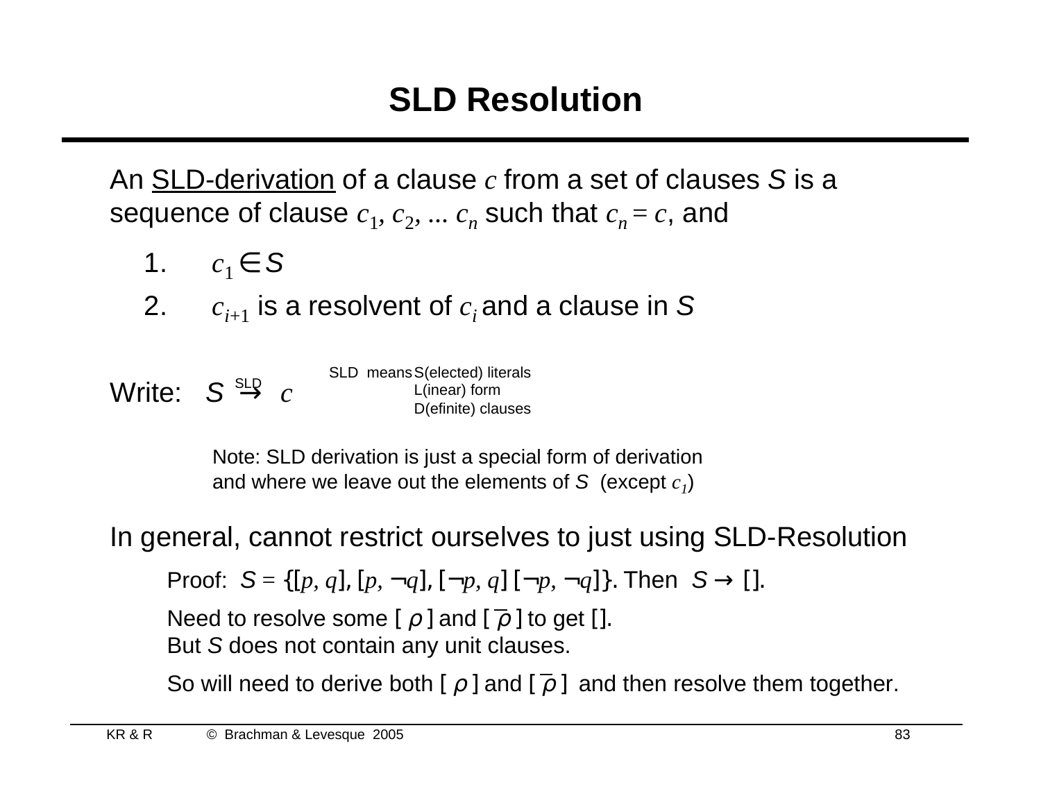# SLD Resolution

An <u>SLD-derivation</u> of a clause $c$ from a set of clauses $S$ is a sequence of clause $c_1, c_2, \ldots c_n$ such that $c_n = c$, and

1. $c_1 \in S$
2. $c_{i+1}$ is a resolvent of $c_i$ and a clause in $S$

Write: $S \overset{SLD}{\rightarrow} c$

SLD means S(elected) literals
L(inear) form
D(efinite) clauses

Note: SLD derivation is just a special form of derivation and where we leave out the elements of $S$ (except $c_1$)

In general, cannot restrict ourselves to just using SLD-Resolution

Proof: $S = \{[p, q], [p, \neg q], [\neg p, q] [\neg p, \neg q]\}$. Then $S \rightarrow []$.

Need to resolve some $[\,\rho\,]$ and $[\,\overline{\rho}\,]$ to get [].
But $S$ does not contain any unit clauses.

So will need to derive both $[\,\rho\,]$ and $[\,\overline{\rho}\,]$ and then resolve them together.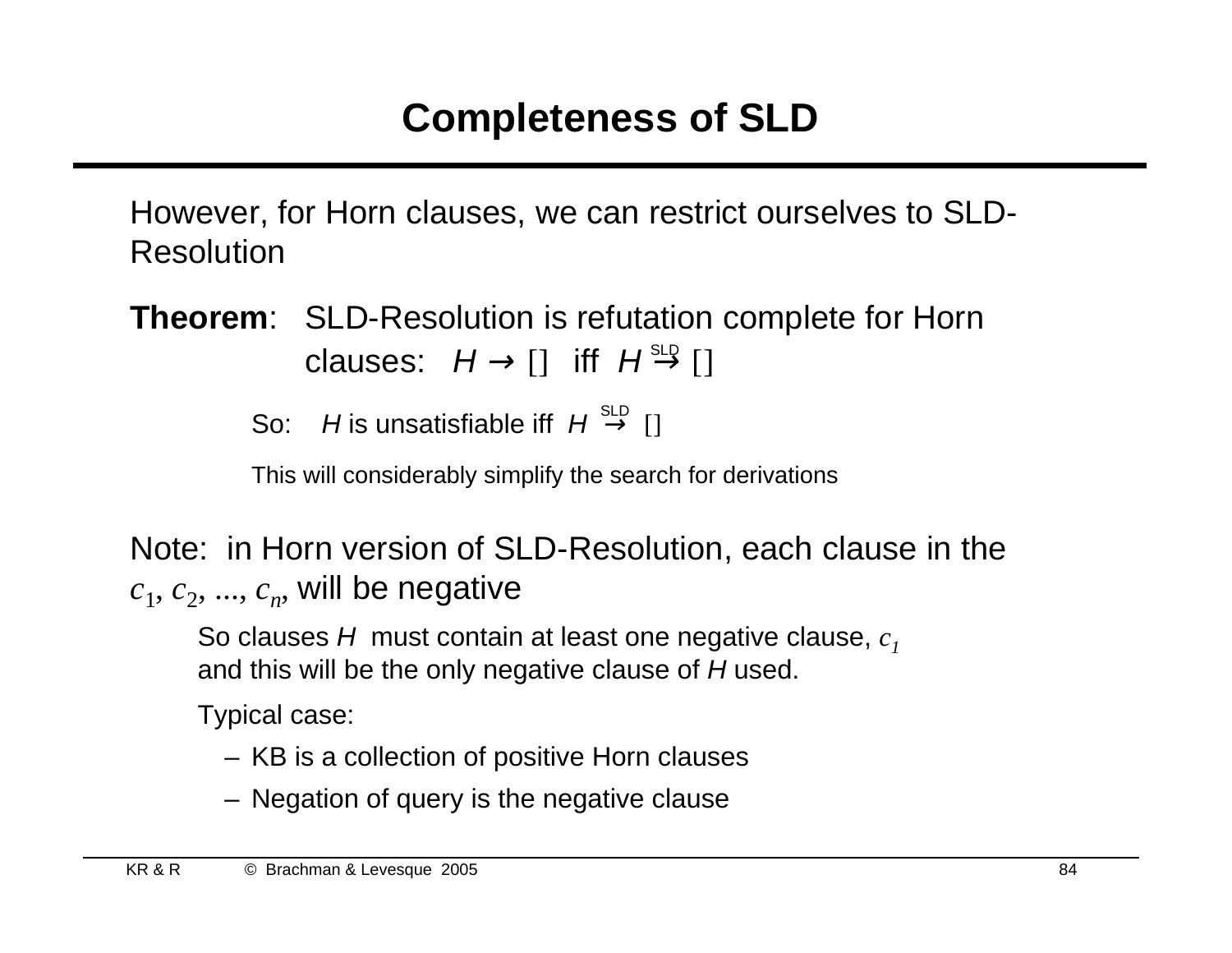# Completeness of SLD

However, for Horn clauses, we can restrict ourselves to SLD-Resolution

**Theorem**: SLD-Resolution is refutation complete for Horn clauses: $H \rightarrow []$ iff $H \overset{\text{SLD}}{\rightarrow} []$

So: $H$ is unsatisfiable iff $H \overset{\text{SLD}}{\rightarrow} []$

This will considerably simplify the search for derivations

Note: in Horn version of SLD-Resolution, each clause in the $c_1, c_2, ..., c_n$, will be negative

So clauses $H$ must contain at least one negative clause, $c_1$ and this will be the only negative clause of $H$ used.

Typical case:

- KB is a collection of positive Horn clauses
- Negation of query is the negative clause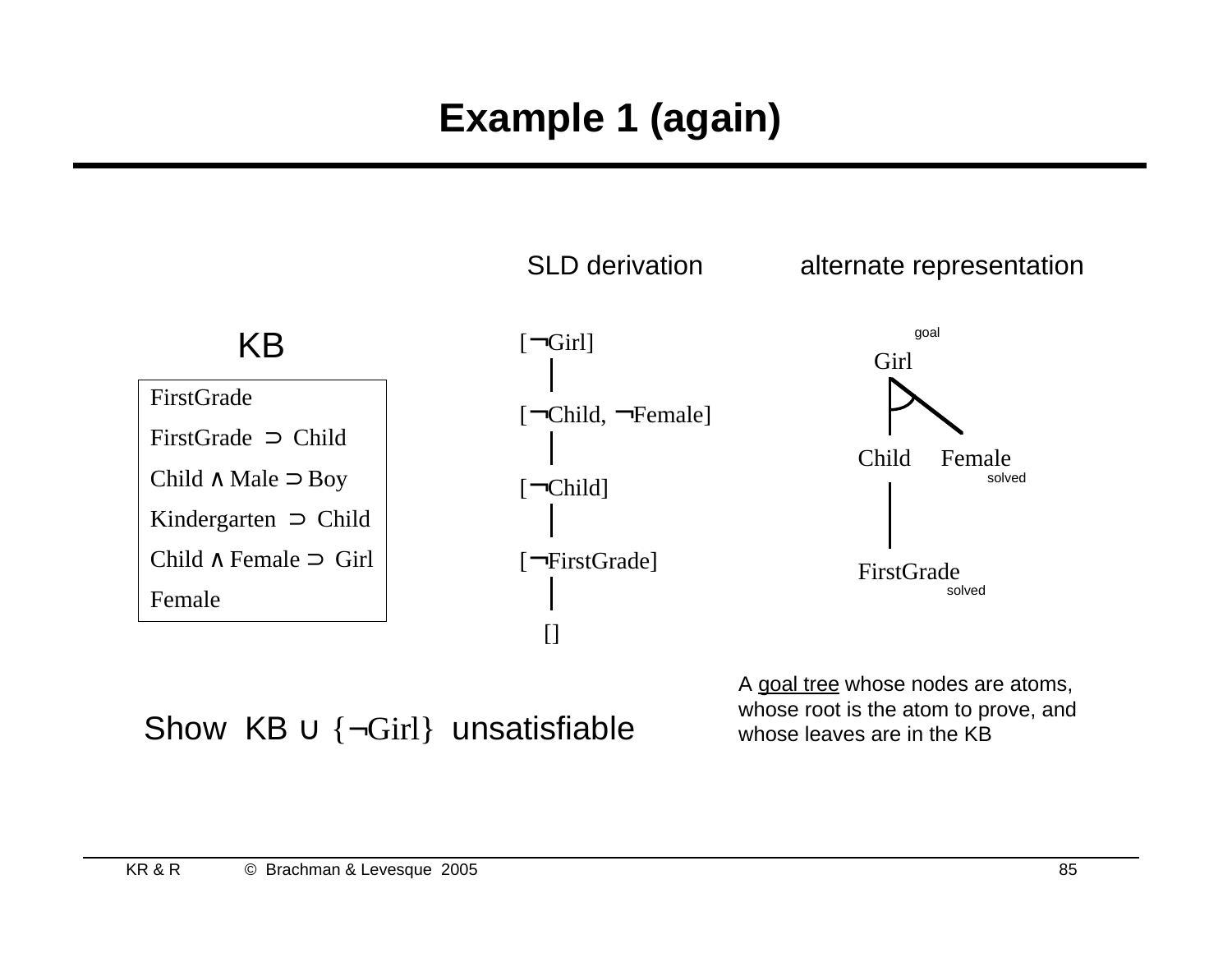# Example 1 (again)

**KB**

- FirstGrade
- FirstGrade ⊃ Child
- Child ∧ Male ⊃ Boy
- Kindergarten ⊃ Child
- Child ∧ Female ⊃ Girl
- Female

**SLD derivation**

[¬Girl]
|
[¬Child, ¬Female]
|
[¬Child]
|
[¬FirstGrade]
|
[]

**alternate representation**

Girl (goal)
- Child
  - FirstGrade (solved)
- Female (solved)

A goal tree whose nodes are atoms, whose root is the atom to prove, and whose leaves are in the KB

Show KB ∪ {¬Girl} unsatisfiable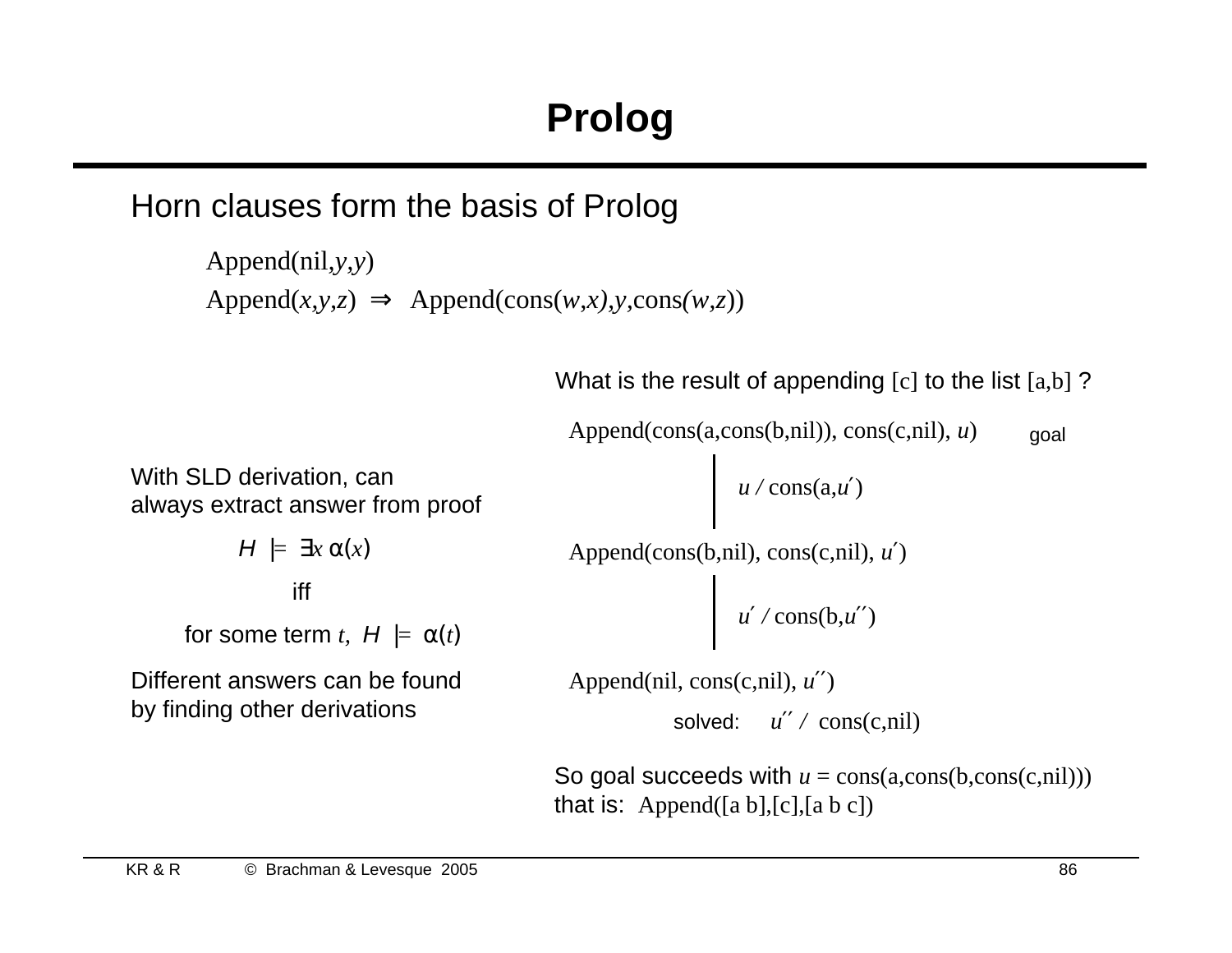# Prolog

Horn clauses form the basis of Prolog

Append(nil,$y$,$y$)

Append($x$,$y$,$z$) $\Rightarrow$ Append(cons($w$,$x$),$y$,cons($w$,$z$))

What is the result of appending [c] to the list [a,b] ?

Append(cons(a,cons(b,nil)), cons(c,nil), $u$) goal

$u$ / cons(a,$u'$)

Append(cons(b,nil), cons(c,nil), $u'$)

$u'$ / cons(b,$u''$)

Append(nil, cons(c,nil), $u''$)

solved: $u''$ / cons(c,nil)

So goal succeeds with $u$ = cons(a,cons(b,cons(c,nil)))
that is: Append([a b],[c],[a b c])

With SLD derivation, can always extract answer from proof

$$H \models \exists x\, \alpha(x)$$

iff

for some term $t$, $H \models \alpha(t)$

Different answers can be found by finding other derivations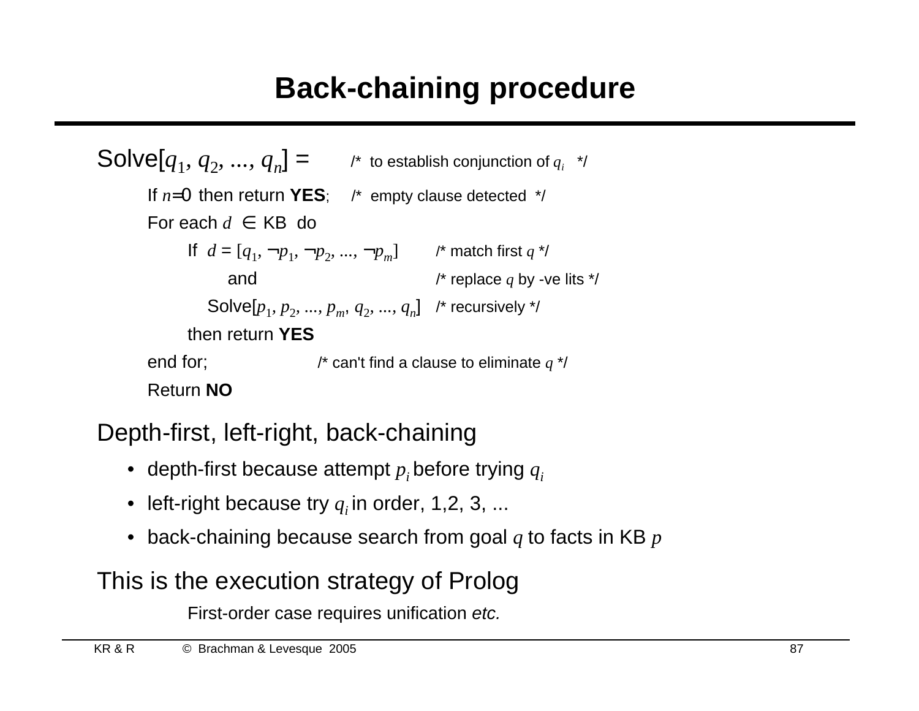# Back-chaining procedure

```
Solve[q1, q2, ..., qn] =          /* to establish conjunction of qi */
    If n=0 then return YES;       /* empty clause detected */
    For each d ∈ KB do
        If d = [q1, ¬p1, ¬p2, ..., ¬pm]      /* match first q */
            and                              /* replace q by -ve lits */
          Solve[p1, p2, ..., pm, q2, ..., qn]  /* recursively */
        then return YES
    end for;               /* can't find a clause to eliminate q */
    Return NO
```

Depth-first, left-right, back-chaining

- depth-first because attempt $p_i$ before trying $q_i$
- left-right because try $q_i$ in order, 1,2, 3, ...
- back-chaining because search from goal $q$ to facts in KB $p$

This is the execution strategy of Prolog

First-order case requires unification *etc.*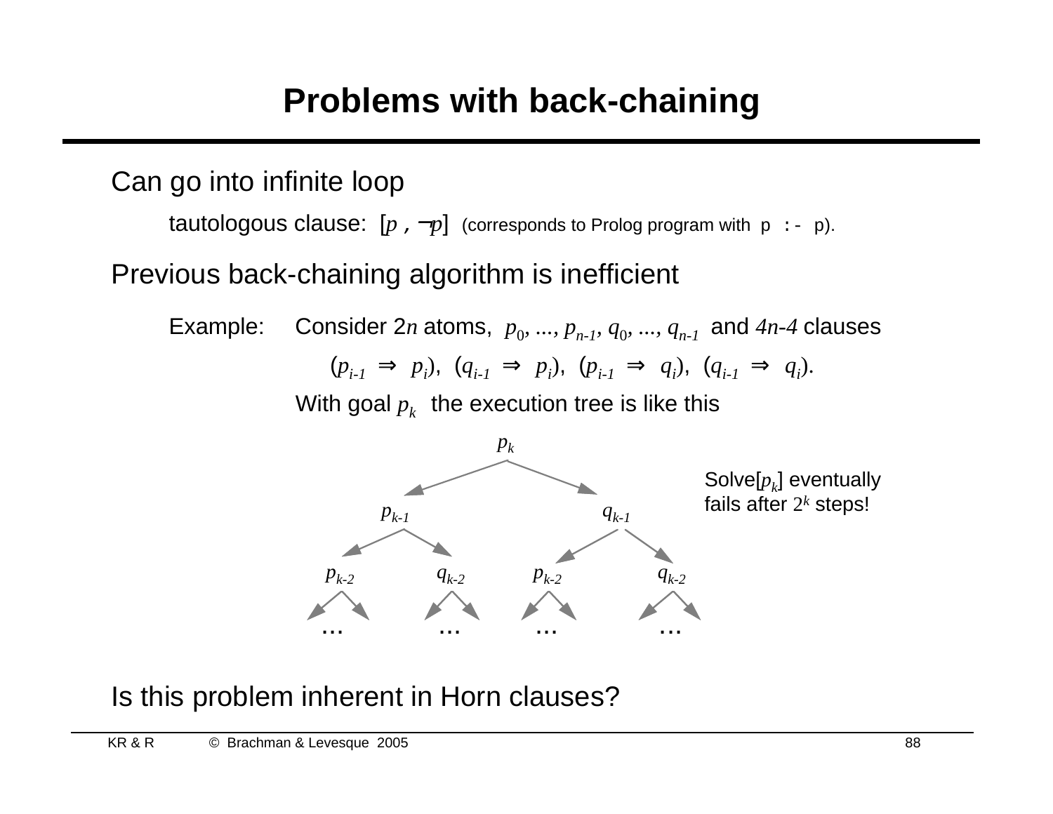# Problems with back-chaining

Can go into infinite loop

tautologous clause: $[p , \neg p]$ (corresponds to Prolog program with `p :- p`).

Previous back-chaining algorithm is inefficient

Example: Consider $2n$ atoms, $p_0, ..., p_{n-1}, q_0, ..., q_{n-1}$ and $4n$-$4$ clauses

$$(p_{i-1} \Rightarrow p_i),\ (q_{i-1} \Rightarrow p_i),\ (p_{i-1} \Rightarrow q_i),\ (q_{i-1} \Rightarrow q_i).$$

With goal $p_k$ the execution tree is like this

```
                    p_k
           /                  \
       p_{k-1}              q_{k-1}
       /     \              /     \
   p_{k-2}  q_{k-2}    p_{k-2}  q_{k-2}
    / \      / \        / \      / \
    ...      ...        ...      ...
```

Solve[$p_k$] eventually fails after $2^k$ steps!

Is this problem inherent in Horn clauses?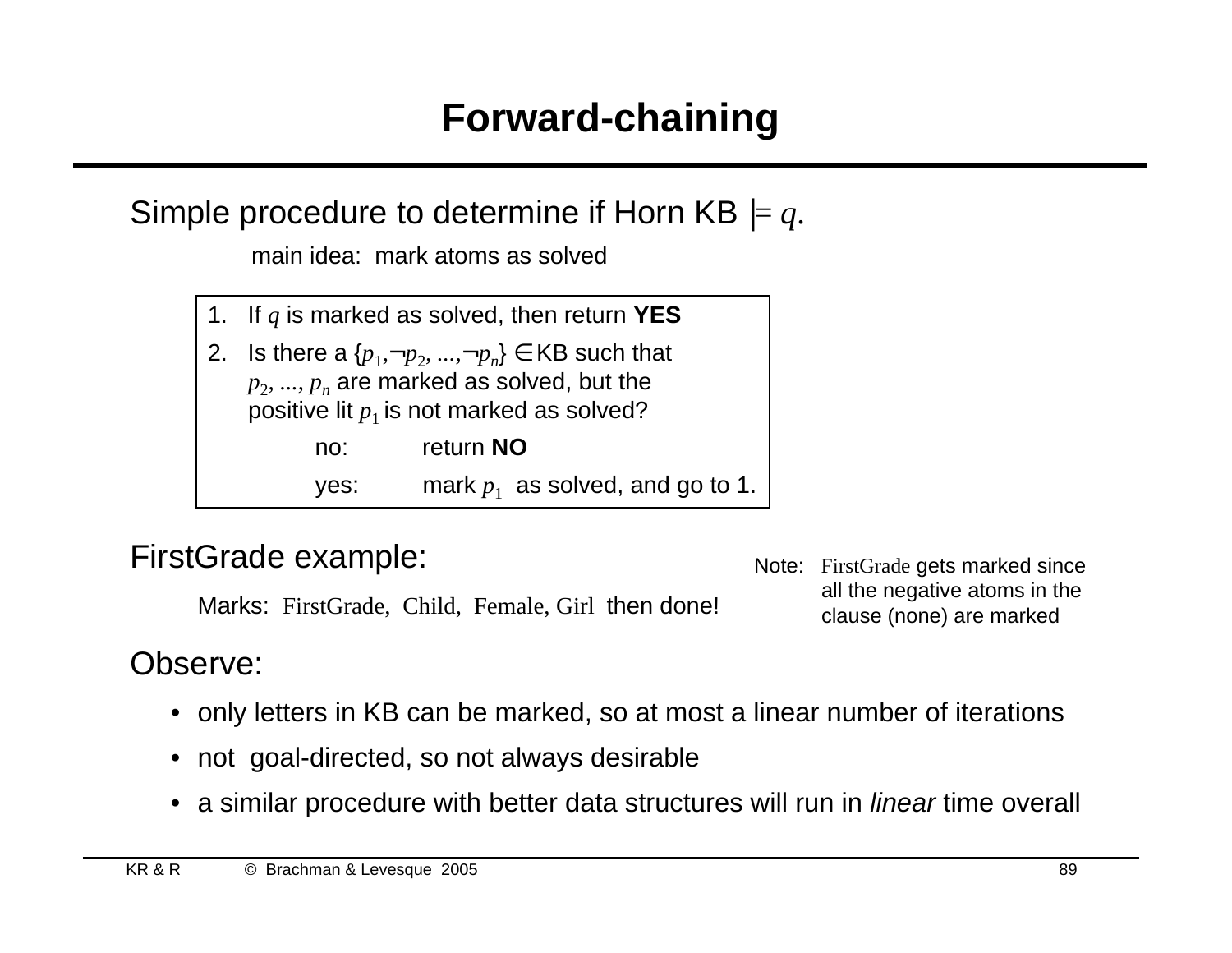# Forward-chaining

Simple procedure to determine if Horn KB $\models q$.

main idea: mark atoms as solved

1. If $q$ is marked as solved, then return **YES**
2. Is there a $\{p_1, \neg p_2, ..., \neg p_n\} \in$ KB such that $p_2, ..., p_n$ are marked as solved, but the positive lit $p_1$ is not marked as solved?

   no: return **NO**

   yes: mark $p_1$ as solved, and go to 1.

FirstGrade example:

Marks: FirstGrade, Child, Female, Girl then done!

Note: FirstGrade gets marked since all the negative atoms in the clause (none) are marked

Observe:

- only letters in KB can be marked, so at most a linear number of iterations
- not goal-directed, so not always desirable
- a similar procedure with better data structures will run in *linear* time overall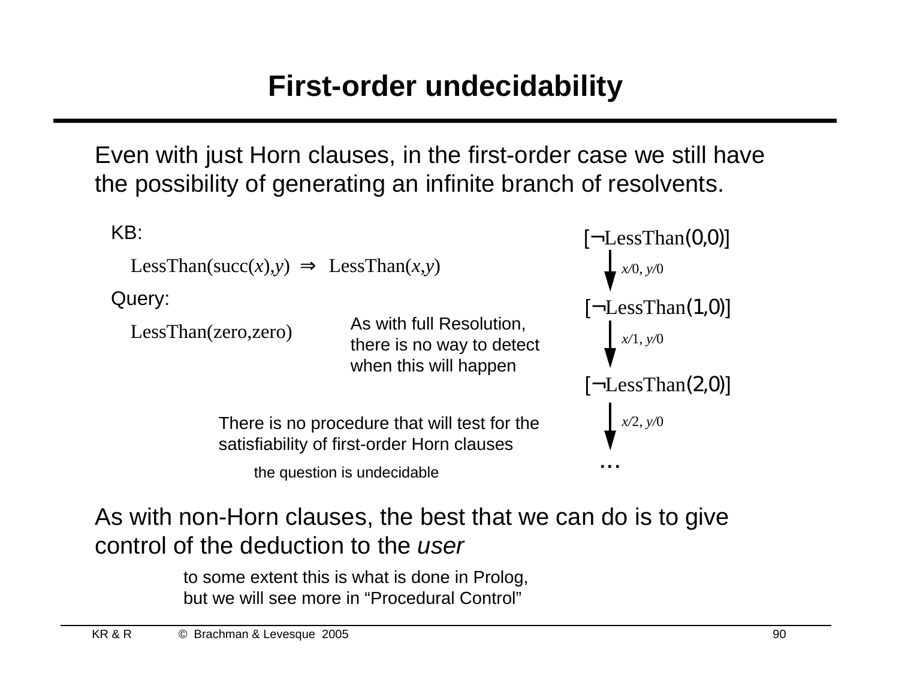# First-order undecidability

Even with just Horn clauses, in the first-order case we still have the possibility of generating an infinite branch of resolvents.

KB:

LessThan(succ($x$),$y$) $\Rightarrow$ LessThan($x$,$y$)

Query:

LessThan(zero,zero)

As with full Resolution, there is no way to detect when this will happen

[¬LessThan(0,0)]

↓ $x$/0, $y$/0

[¬LessThan(1,0)]

↓ $x$/1, $y$/0

[¬LessThan(2,0)]

↓ $x$/2, $y$/0

...

There is no procedure that will test for the satisfiability of first-order Horn clauses

the question is undecidable

As with non-Horn clauses, the best that we can do is to give control of the deduction to the *user*

to some extent this is what is done in Prolog, but we will see more in "Procedural Control"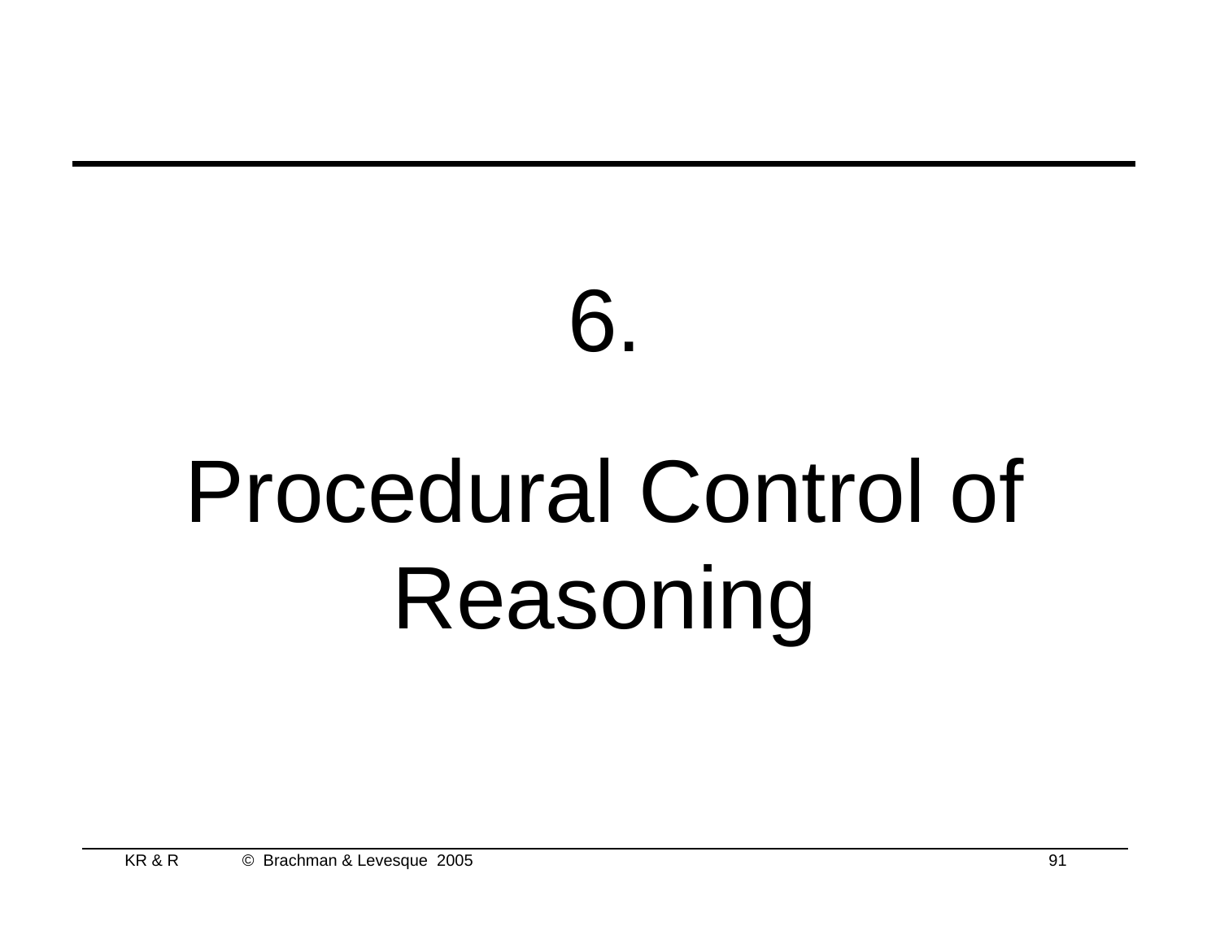# 6.

# Procedural Control of Reasoning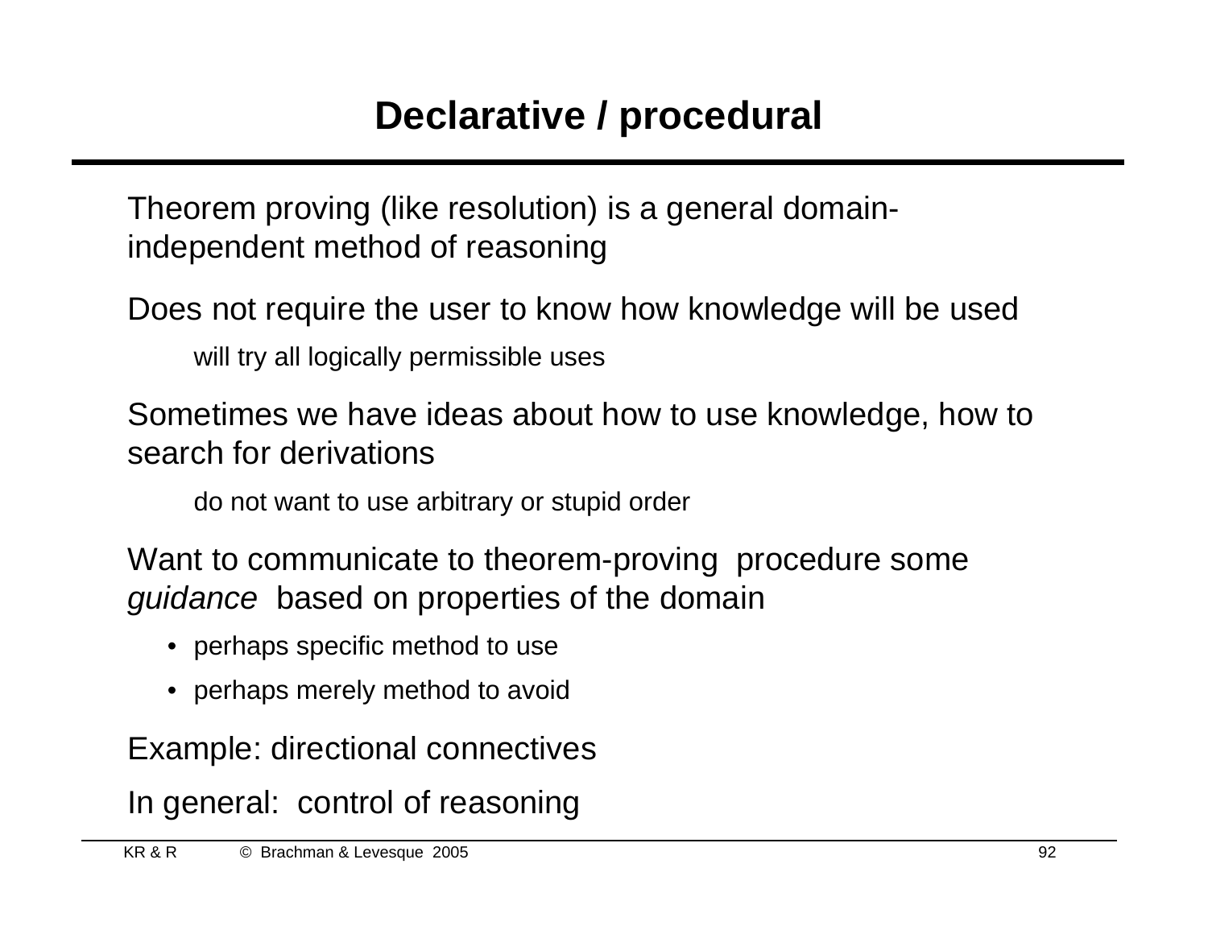# Declarative / procedural

Theorem proving (like resolution) is a general domain-independent method of reasoning

Does not require the user to know how knowledge will be used

will try all logically permissible uses

Sometimes we have ideas about how to use knowledge, how to search for derivations

do not want to use arbitrary or stupid order

Want to communicate to theorem-proving procedure some *guidance* based on properties of the domain

- perhaps specific method to use
- perhaps merely method to avoid

Example: directional connectives

In general: control of reasoning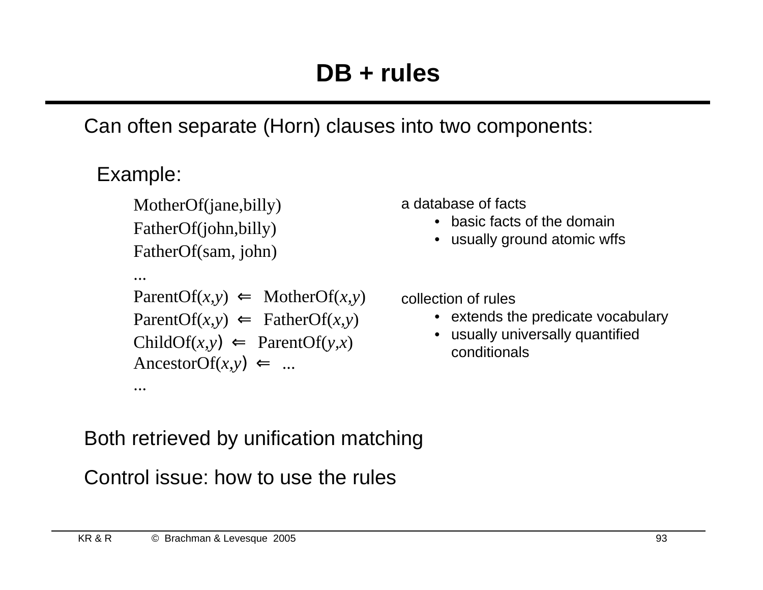# DB + rules

Can often separate (Horn) clauses into two components:

Example:

MotherOf(jane,billy)
FatherOf(john,billy)
FatherOf(sam, john)
...

a database of facts

- basic facts of the domain
- usually ground atomic wffs

ParentOf($x$,$y$) ⇐ MotherOf($x$,$y$)
ParentOf($x$,$y$) ⇐ FatherOf($x$,$y$)
ChildOf($x$,$y$) ⇐ ParentOf($y$,$x$)
AncestorOf($x$,$y$) ⇐ ...
...

collection of rules

- extends the predicate vocabulary
- usually universally quantified conditionals

Both retrieved by unification matching

Control issue: how to use the rules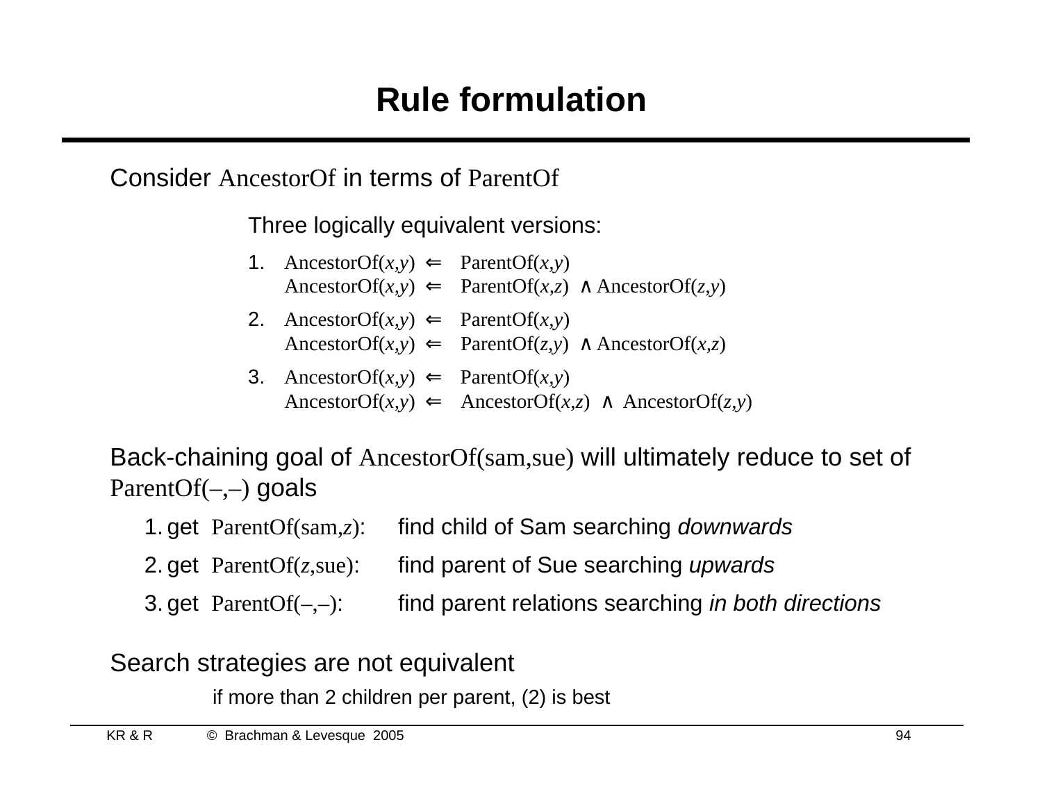# Rule formulation

Consider AncestorOf in terms of ParentOf

Three logically equivalent versions:

1. $\text{AncestorOf}(x,y) \Leftarrow \text{ParentOf}(x,y)$
   $\text{AncestorOf}(x,y) \Leftarrow \text{ParentOf}(x,z) \wedge \text{AncestorOf}(z,y)$
2. $\text{AncestorOf}(x,y) \Leftarrow \text{ParentOf}(x,y)$
   $\text{AncestorOf}(x,y) \Leftarrow \text{ParentOf}(z,y) \wedge \text{AncestorOf}(x,z)$
3. $\text{AncestorOf}(x,y) \Leftarrow \text{ParentOf}(x,y)$
   $\text{AncestorOf}(x,y) \Leftarrow \text{AncestorOf}(x,z) \wedge \text{AncestorOf}(z,y)$

Back-chaining goal of AncestorOf(sam,sue) will ultimately reduce to set of ParentOf(–,–) goals

1. get ParentOf(sam,$z$): find child of Sam searching *downwards*
2. get ParentOf($z$,sue): find parent of Sue searching *upwards*
3. get ParentOf(–,–): find parent relations searching *in both directions*

Search strategies are not equivalent

if more than 2 children per parent, (2) is best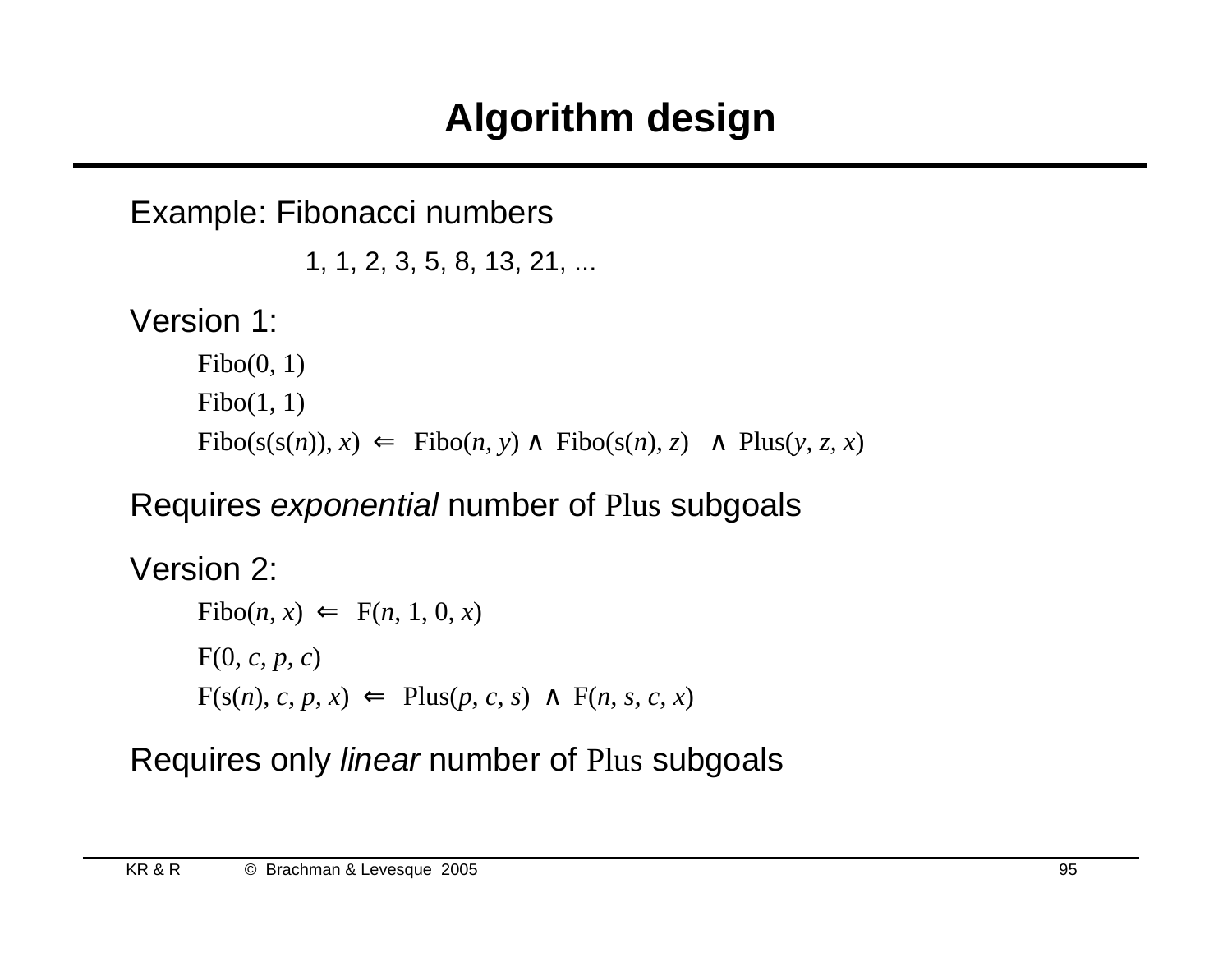# Algorithm design

Example: Fibonacci numbers

1, 1, 2, 3, 5, 8, 13, 21, ...

Version 1:

$\text{Fibo}(0, 1)$

$\text{Fibo}(1, 1)$

$\text{Fibo}(s(s(n)), x) \Leftarrow \text{Fibo}(n, y) \wedge \text{Fibo}(s(n), z) \wedge \text{Plus}(y, z, x)$

Requires *exponential* number of Plus subgoals

Version 2:

$\text{Fibo}(n, x) \Leftarrow \text{F}(n, 1, 0, x)$

$\text{F}(0, c, p, c)$

$\text{F}(s(n), c, p, x) \Leftarrow \text{Plus}(p, c, s) \wedge \text{F}(n, s, c, x)$

Requires only *linear* number of Plus subgoals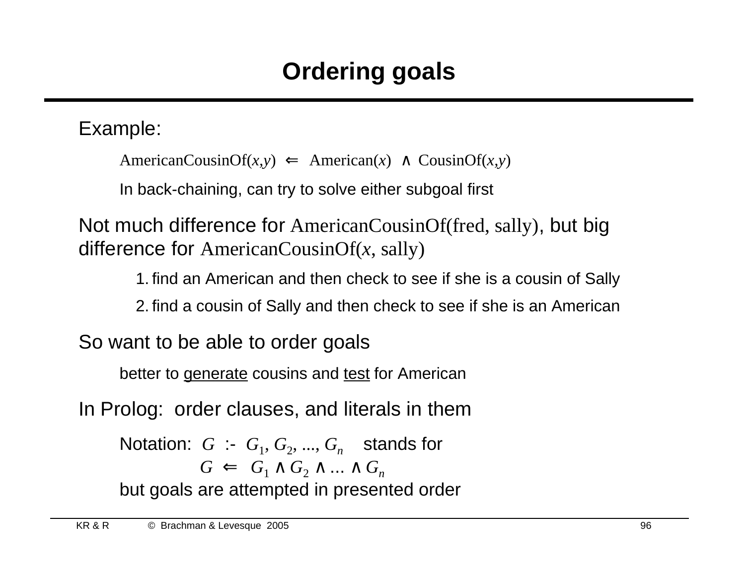# Ordering goals

Example:

> AmericanCousinOf($x$,$y$) $\Leftarrow$ American($x$) $\wedge$ CousinOf($x$,$y$)
>
> In back-chaining, can try to solve either subgoal first

Not much difference for AmericanCousinOf(fred, sally), but big difference for AmericanCousinOf($x$, sally)

1. find an American and then check to see if she is a cousin of Sally
2. find a cousin of Sally and then check to see if she is an American

So want to be able to order goals

> better to <u>generate</u> cousins and <u>test</u> for American

In Prolog: order clauses, and literals in them

> Notation: $G$ :- $G_1$, $G_2$, ..., $G_n$ stands for
>
> $G \Leftarrow G_1 \wedge G_2 \wedge ... \wedge G_n$
>
> but goals are attempted in presented order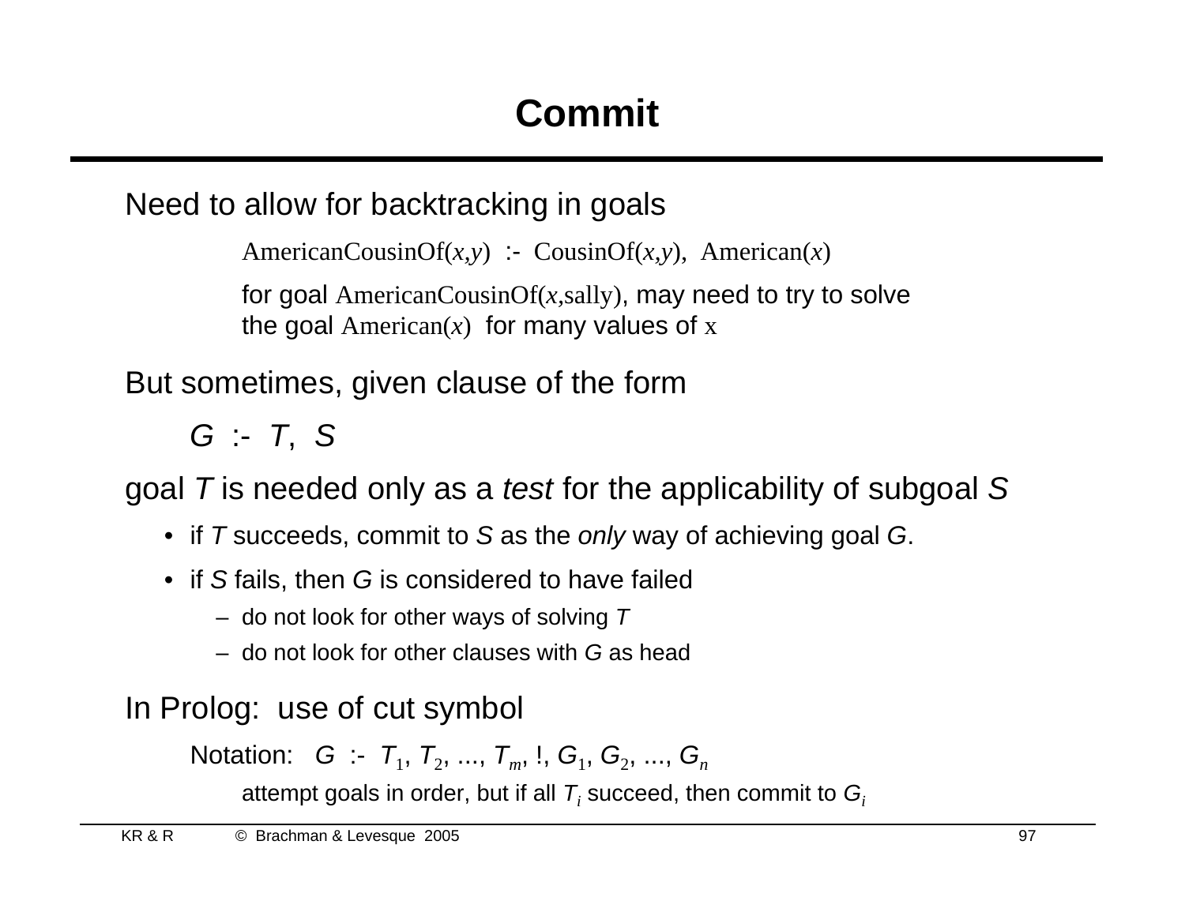# Commit

Need to allow for backtracking in goals

> AmericanCousinOf($x$,$y$) :- CousinOf($x$,$y$), American($x$)
>
> for goal AmericanCousinOf($x$,sally), may need to try to solve the goal American($x$) for many values of x

But sometimes, given clause of the form

> *G* :- *T*, *S*

goal *T* is needed only as a *test* for the applicability of subgoal *S*

- if *T* succeeds, commit to *S* as the *only* way of achieving goal *G*.
- if *S* fails, then *G* is considered to have failed
  - do not look for other ways of solving *T*
  - do not look for other clauses with *G* as head

In Prolog: use of cut symbol

> Notation: $G$ :- $T_1$, $T_2$, ..., $T_m$, !, $G_1$, $G_2$, ..., $G_n$
>
> attempt goals in order, but if all $T_i$ succeed, then commit to $G_i$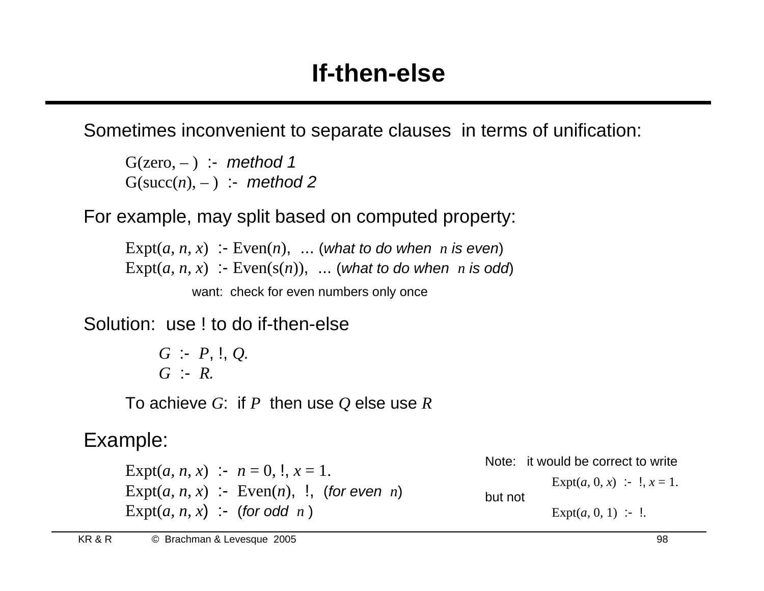# If-then-else

Sometimes inconvenient to separate clauses in terms of unification:

> G(zero, – ) :- *method 1*
> G(succ($n$), – ) :- *method 2*

For example, may split based on computed property:

> Expt($a$, $n$, $x$) :- Even($n$), ... (*what to do when* $n$ *is even*)
> Expt($a$, $n$, $x$) :- Even(s($n$)), ... (*what to do when* $n$ *is odd*)
>
> want: check for even numbers only once

Solution: use ! to do if-then-else

> $G$ :- $P$, !, $Q$.
> $G$ :- $R$.

To achieve $G$: if $P$ then use $Q$ else use $R$

Example:

> Expt($a$, $n$, $x$) :- $n = 0$, !, $x = 1$.
> Expt($a$, $n$, $x$) :- Even($n$), !, (*for even* $n$)
> Expt($a$, $n$, $x$) :- (*for odd* $n$ )

Note: it would be correct to write

> Expt($a$, 0, $x$) :- !, $x = 1$.

but not

> Expt($a$, 0, 1) :- !.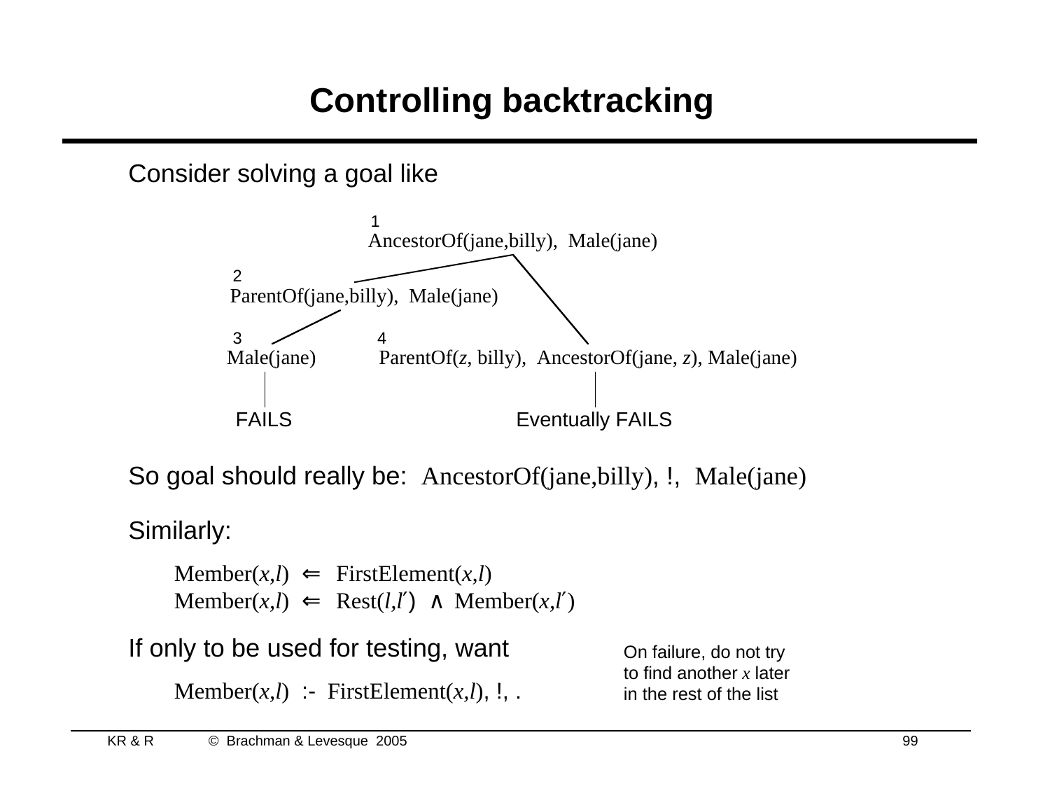# Controlling backtracking

Consider solving a goal like

1
AncestorOf(jane,billy), Male(jane)

2
ParentOf(jane,billy), Male(jane)

3
Male(jane)

FAILS

4
ParentOf($z$, billy), AncestorOf(jane, $z$), Male(jane)

Eventually FAILS

So goal should really be: AncestorOf(jane,billy), !, Male(jane)

Similarly:

Member($x$,$l$) ⇐ FirstElement($x$,$l$)
Member($x$,$l$) ⇐ Rest($l$,$l'$) ∧ Member($x$,$l'$)

If only to be used for testing, want

Member($x$,$l$) :- FirstElement($x$,$l$), !, .

On failure, do not try to find another $x$ later in the rest of the list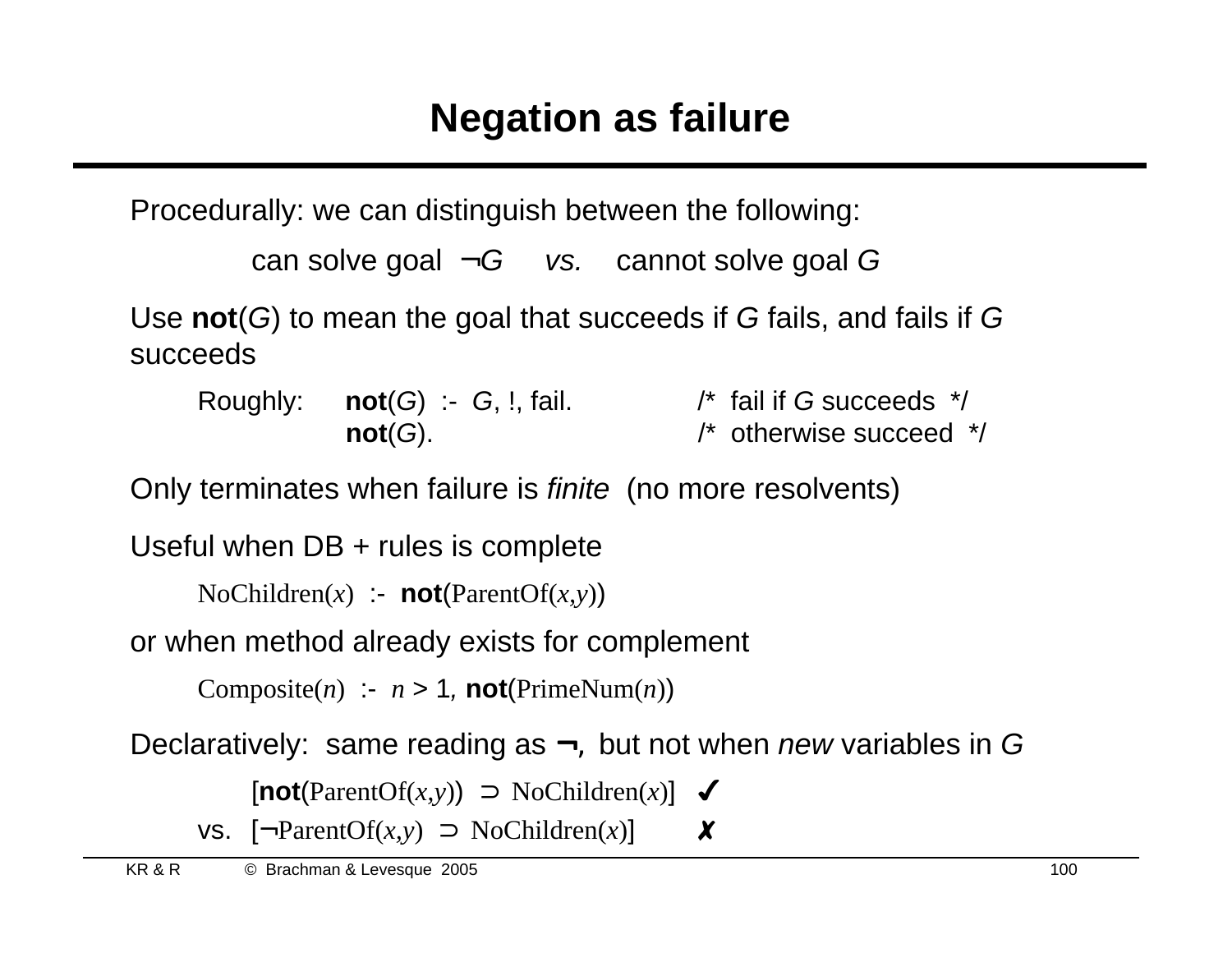# Negation as failure

Procedurally: we can distinguish between the following:

> can solve goal ¬*G* *vs.* cannot solve goal *G*

Use **not**(*G*) to mean the goal that succeeds if *G* fails, and fails if *G* succeeds

```
Roughly:   not(G) :- G, !, fail.     /* fail if G succeeds */
           not(G).                   /* otherwise succeed */
```

Only terminates when failure is *finite* (no more resolvents)

Useful when DB + rules is complete

> NoChildren(*x*) :- **not**(ParentOf(*x*,*y*))

or when method already exists for complement

> Composite(*n*) :- *n* > 1, **not**(PrimeNum(*n*))

Declaratively: same reading as **¬**, but not when *new* variables in *G*

> [**not**(ParentOf(*x*,*y*)) ⊃ NoChildren(*x*)] ✔
>
> vs. [¬ParentOf(*x*,*y*) ⊃ NoChildren(*x*)] ✘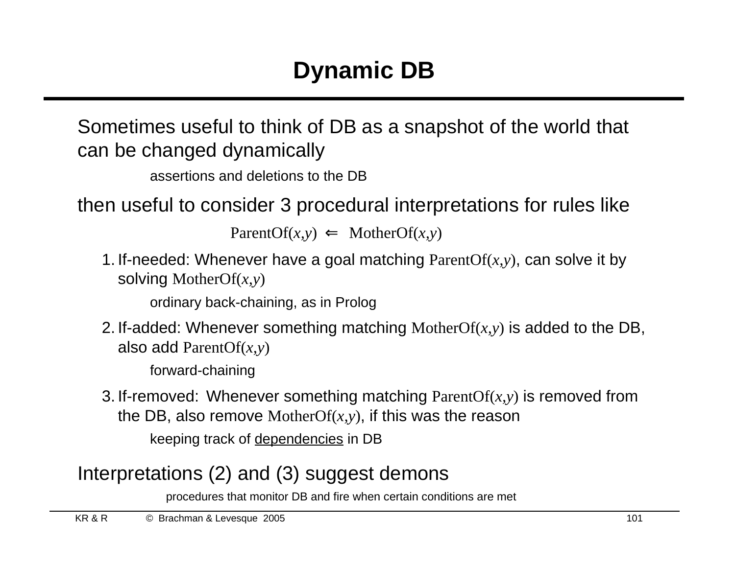# Dynamic DB

Sometimes useful to think of DB as a snapshot of the world that can be changed dynamically

> assertions and deletions to the DB

then useful to consider 3 procedural interpretations for rules like

$$\text{ParentOf}(x,y) \Leftarrow \text{MotherOf}(x,y)$$

1. If-needed: Whenever have a goal matching $\text{ParentOf}(x,y)$, can solve it by solving $\text{MotherOf}(x,y)$

   > ordinary back-chaining, as in Prolog

2. If-added: Whenever something matching $\text{MotherOf}(x,y)$ is added to the DB, also add $\text{ParentOf}(x,y)$

   > forward-chaining

3. If-removed: Whenever something matching $\text{ParentOf}(x,y)$ is removed from the DB, also remove $\text{MotherOf}(x,y)$, if this was the reason

   > keeping track of dependencies in DB

Interpretations (2) and (3) suggest demons

> procedures that monitor DB and fire when certain conditions are met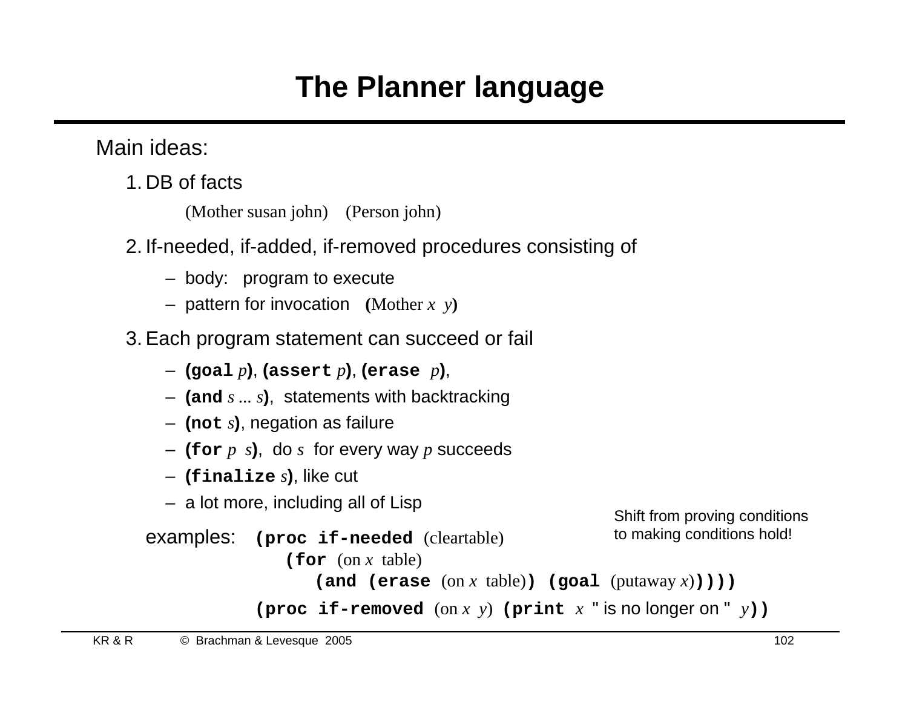# The Planner language

Main ideas:

1. DB of facts

   (Mother susan john)    (Person john)

2. If-needed, if-added, if-removed procedures consisting of
   - body:   program to execute
   - pattern for invocation   (Mother *x* *y*)

3. Each program statement can succeed or fail
   - **(goal** *p***)**, **(assert** *p***)**, **(erase** *p***)**,
   - **(and** *s* ... *s***)**, statements with backtracking
   - **(not** *s***)**, negation as failure
   - **(for** *p* *s***)**, do *s* for every way *p* succeeds
   - **(finalize** *s***)**, like cut
   - a lot more, including all of Lisp

Shift from proving conditions to making conditions hold!

examples:

```
(proc if-needed (cleartable)
   (for (on x table)
      (and (erase (on x table)) (goal (putaway x)))))

(proc if-removed (on x y) (print x " is no longer on " y))
```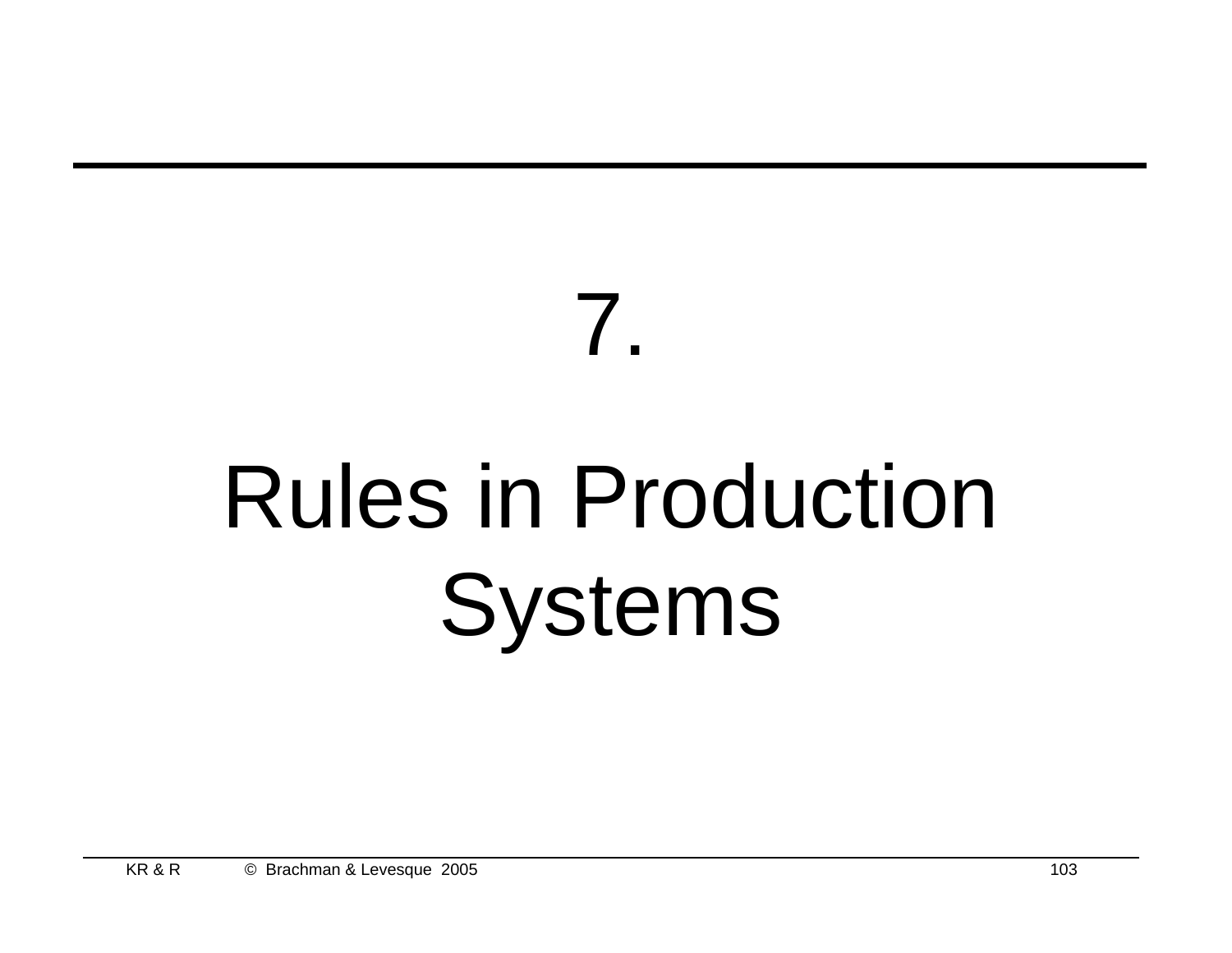# 7.

# Rules in Production Systems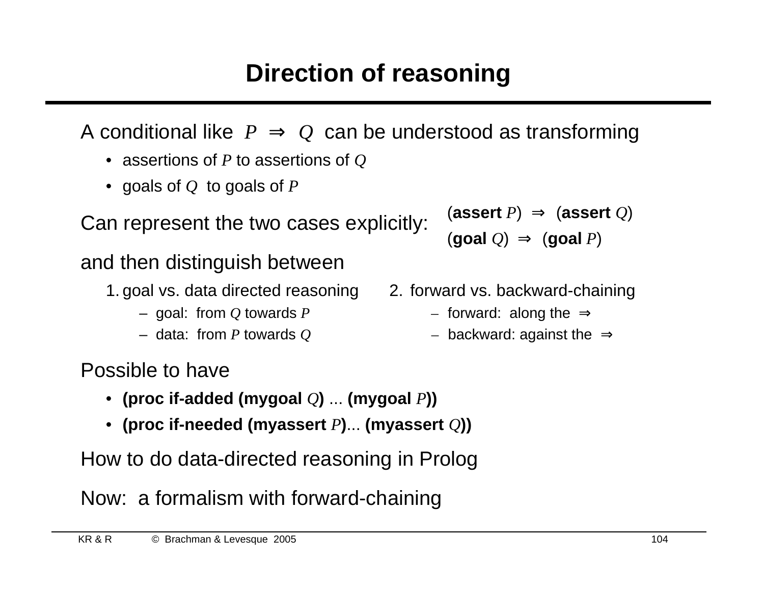# Direction of reasoning

A conditional like $P \Rightarrow Q$ can be understood as transforming

- assertions of $P$ to assertions of $Q$
- goals of $Q$ to goals of $P$

Can represent the two cases explicitly:

(**assert** $P$) $\Rightarrow$ (**assert** $Q$)

(**goal** $Q$) $\Rightarrow$ (**goal** $P$)

and then distinguish between

1. goal vs. data directed reasoning
   - goal: from $Q$ towards $P$
   - data: from $P$ towards $Q$
2. forward vs. backward-chaining
   - forward: along the $\Rightarrow$
   - backward: against the $\Rightarrow$

Possible to have

- **(proc if-added (mygoal** $Q$**)** ... **(mygoal** $P$**))**
- **(proc if-needed (myassert** $P$**)**... **(myassert** $Q$**))**

How to do data-directed reasoning in Prolog

Now: a formalism with forward-chaining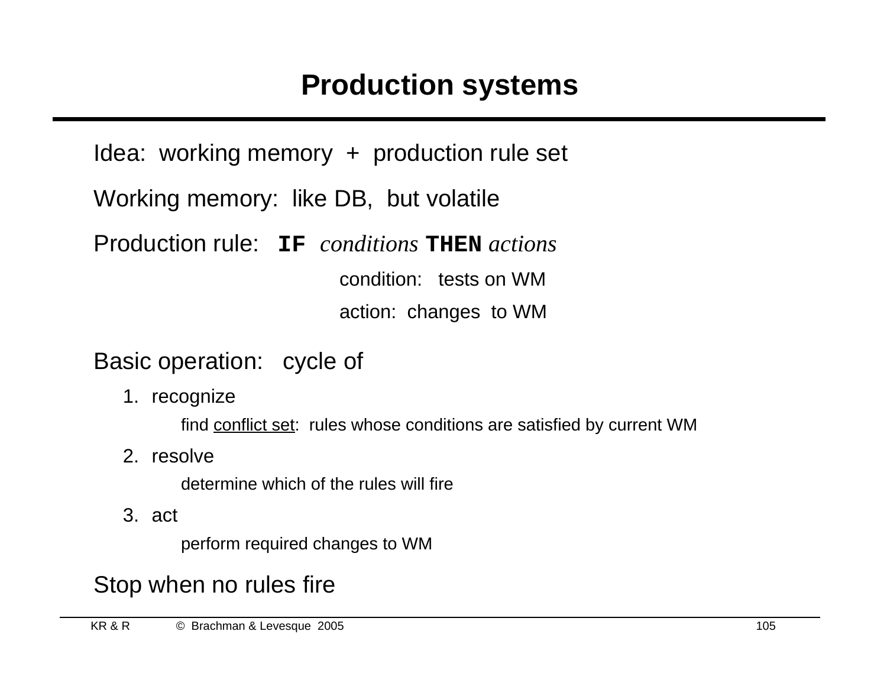# Production systems

Idea: working memory + production rule set

Working memory: like DB, but volatile

Production rule: **IF** *conditions* **THEN** *actions*

condition: tests on WM

action: changes to WM

Basic operation: cycle of

1. recognize

   find <u>conflict set</u>: rules whose conditions are satisfied by current WM

2. resolve

   determine which of the rules will fire

3. act

   perform required changes to WM

Stop when no rules fire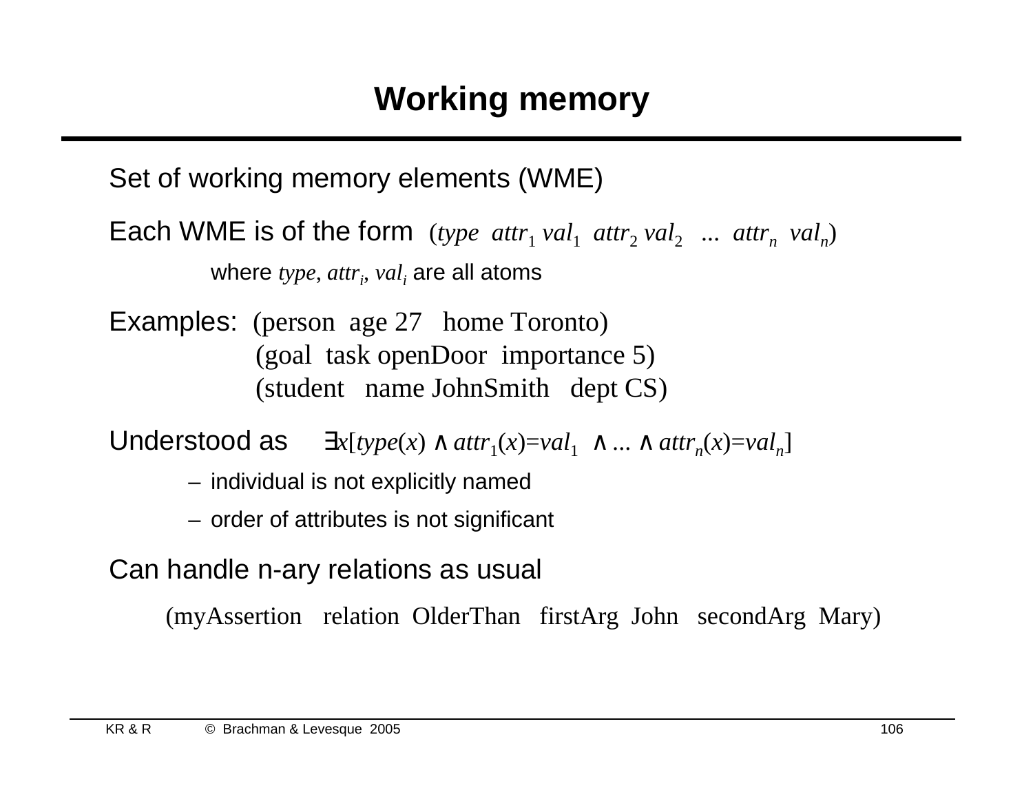# Working memory

Set of working memory elements (WME)

Each WME is of the form $(type\ \ attr_1\ val_1\ \ attr_2\ val_2\ \ \ldots\ \ attr_n\ \ val_n)$

where $type$, $attr_i$, $val_i$ are all atoms

Examples: (person age 27 home Toronto)
(goal task openDoor importance 5)
(student name JohnSmith dept CS)

Understood as $\exists x[type(x) \wedge attr_1(x)=val_1 \wedge \ldots \wedge attr_n(x)=val_n]$

- individual is not explicitly named
- order of attributes is not significant

Can handle n-ary relations as usual

(myAssertion relation OlderThan firstArg John secondArg Mary)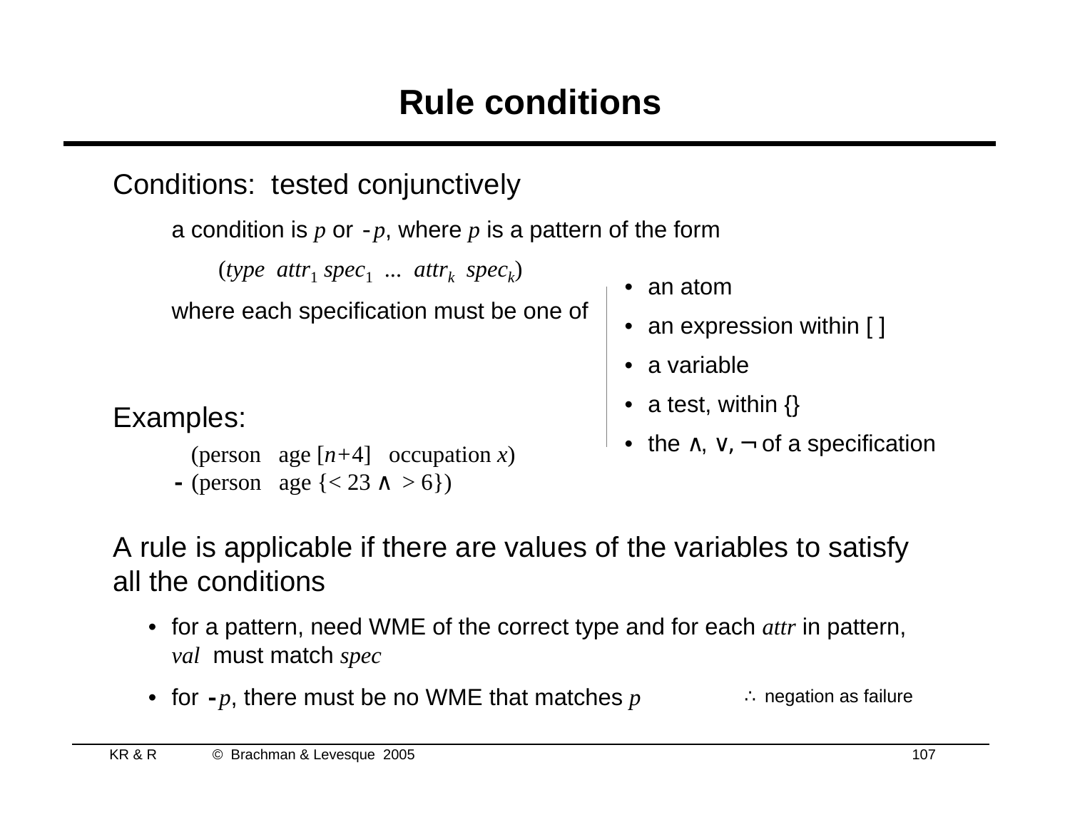# Rule conditions

Conditions: tested conjunctively

a condition is $p$ or $-p$, where $p$ is a pattern of the form

$(type\ \ attr_1\ spec_1\ \ ...\ \ attr_k\ \ spec_k)$

where each specification must be one of

- an atom
- an expression within [ ]
- a variable
- a test, within {}
- the ∧, ∨, ¬ of a specification

Examples:

(person age [$n$+4] occupation $x$)

- (person age {< 23 ∧ > 6})

A rule is applicable if there are values of the variables to satisfy all the conditions

- for a pattern, need WME of the correct type and for each *attr* in pattern, *val* must match *spec*
- for $-p$, there must be no WME that matches $p$ ∴ negation as failure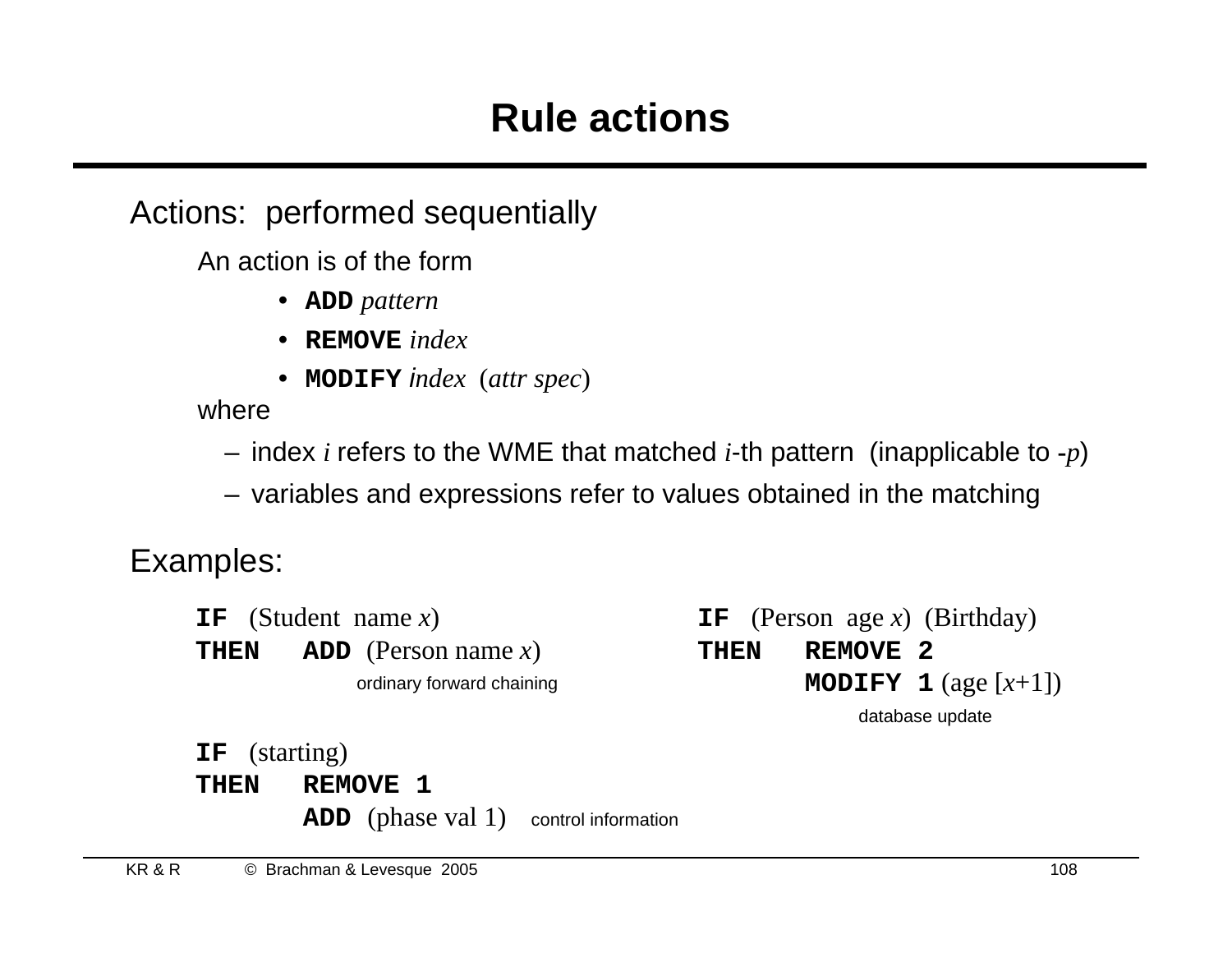# Rule actions

Actions: performed sequentially

An action is of the form

- **ADD** *pattern*
- **REMOVE** *index*
- **MODIFY** *index* (*attr spec*)

where

- index *i* refers to the WME that matched *i*-th pattern (inapplicable to -*p*)
- variables and expressions refer to values obtained in the matching

Examples:

```
IF (Student name x)
THEN ADD (Person name x)
```

ordinary forward chaining

```
IF (Person age x) (Birthday)
THEN REMOVE 2
     MODIFY 1 (age [x+1])
```

database update

```
IF (starting)
THEN REMOVE 1
     ADD (phase val 1)
```

control information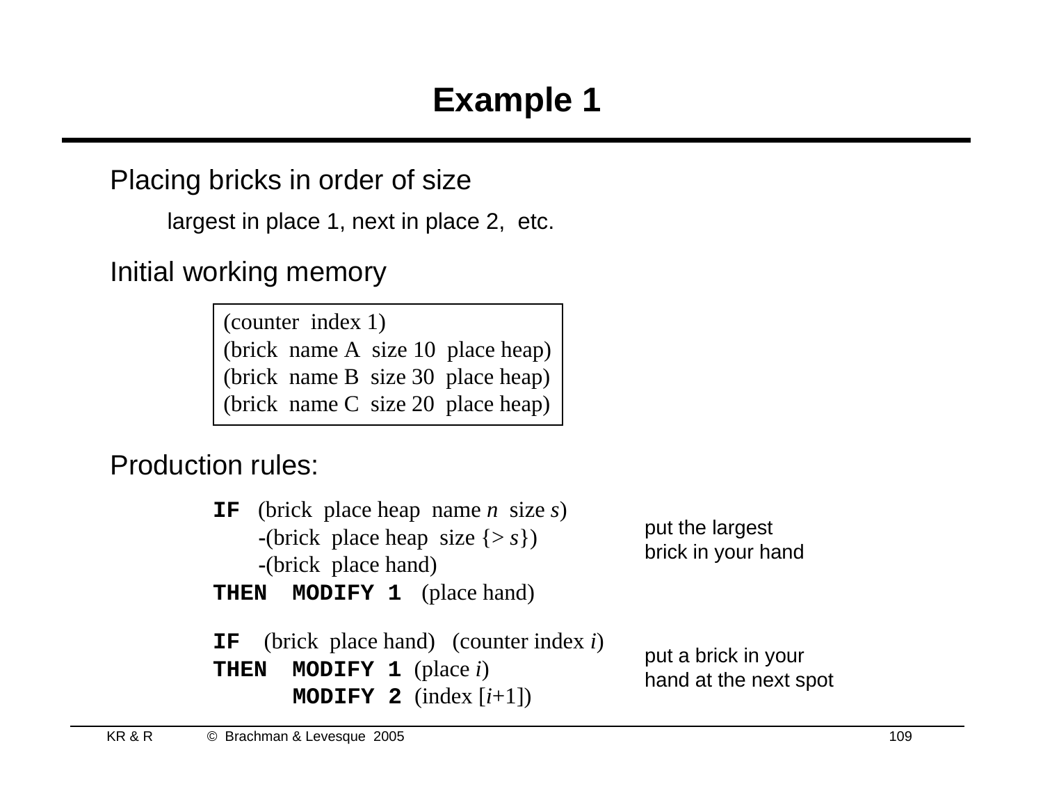# Example 1

Placing bricks in order of size

largest in place 1, next in place 2, etc.

Initial working memory

```
(counter  index 1)
(brick  name A  size 10  place heap)
(brick  name B  size 30  place heap)
(brick  name C  size 20  place heap)
```

Production rules:

```
IF   (brick  place heap  name n  size s)
     -(brick  place heap  size {> s})
     -(brick  place hand)
THEN  MODIFY 1  (place hand)
```

put the largest brick in your hand

```
IF   (brick  place hand)   (counter index i)
THEN  MODIFY 1  (place i)
      MODIFY 2  (index [i+1])
```

put a brick in your hand at the next spot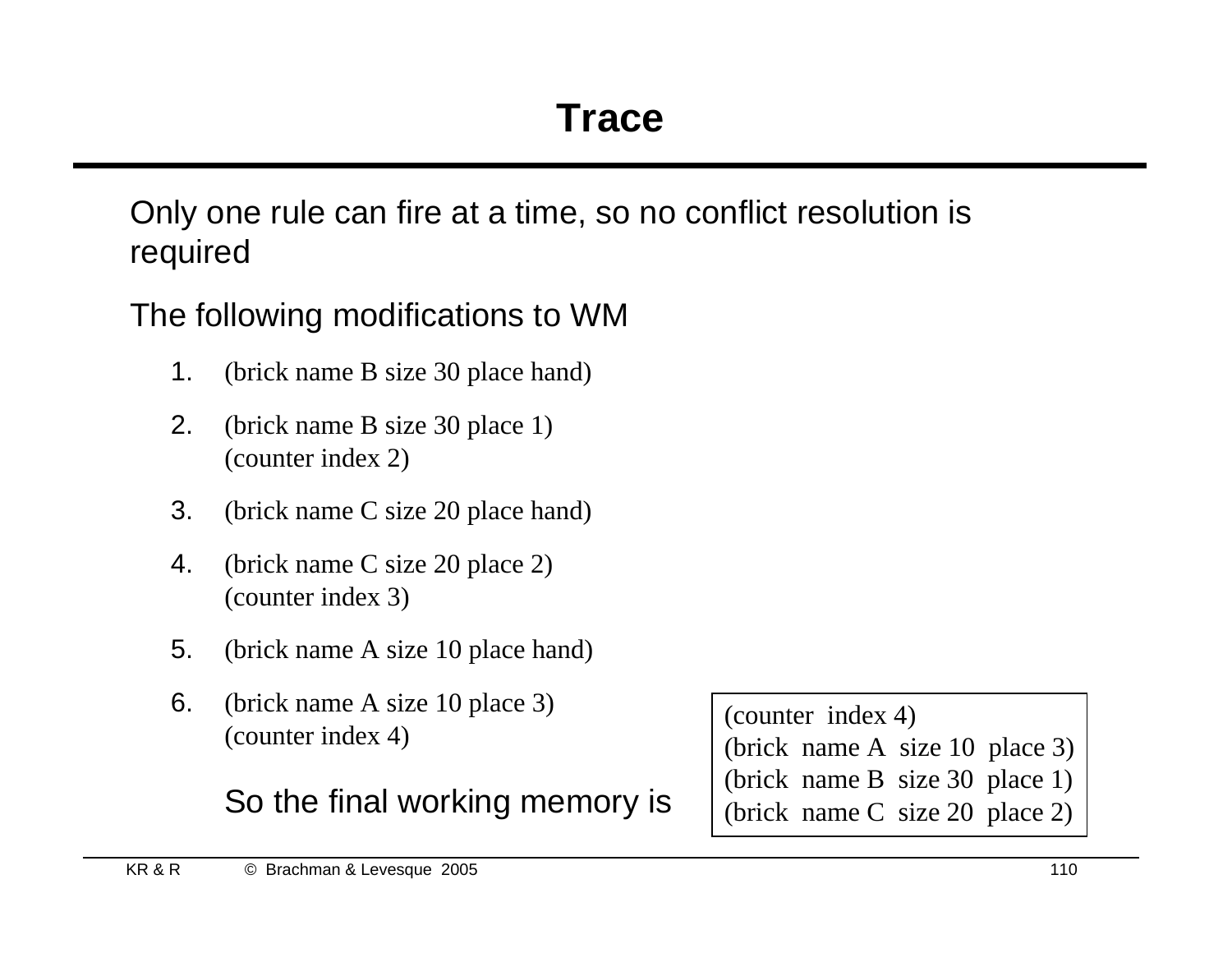# Trace

Only one rule can fire at a time, so no conflict resolution is required

The following modifications to WM

1. (brick name B size 30 place hand)
2. (brick name B size 30 place 1)
   (counter index 2)
3. (brick name C size 20 place hand)
4. (brick name C size 20 place 2)
   (counter index 3)
5. (brick name A size 10 place hand)
6. (brick name A size 10 place 3)
   (counter index 4)

So the final working memory is

```
(counter  index 4)
(brick  name A  size 10  place 3)
(brick  name B  size 30  place 1)
(brick  name C  size 20  place 2)
```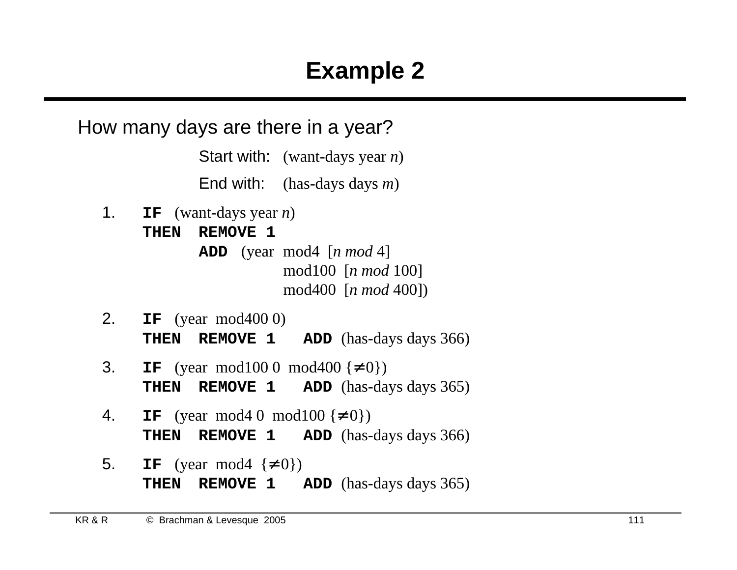# Example 2

How many days are there in a year?

Start with: (want-days year *n*)

End with: (has-days days *m*)

1. **IF** (want-days year *n*)
   **THEN** **REMOVE 1**
   **ADD** (year mod4 [*n mod* 4]
   mod100 [*n mod* 100]
   mod400 [*n mod* 400])

2. **IF** (year mod400 0)
   **THEN** **REMOVE 1** **ADD** (has-days days 366)

3. **IF** (year mod100 0 mod400 {≠0})
   **THEN** **REMOVE 1** **ADD** (has-days days 365)

4. **IF** (year mod4 0 mod100 {≠0})
   **THEN** **REMOVE 1** **ADD** (has-days days 366)

5. **IF** (year mod4 {≠0})
   **THEN** **REMOVE 1** **ADD** (has-days days 365)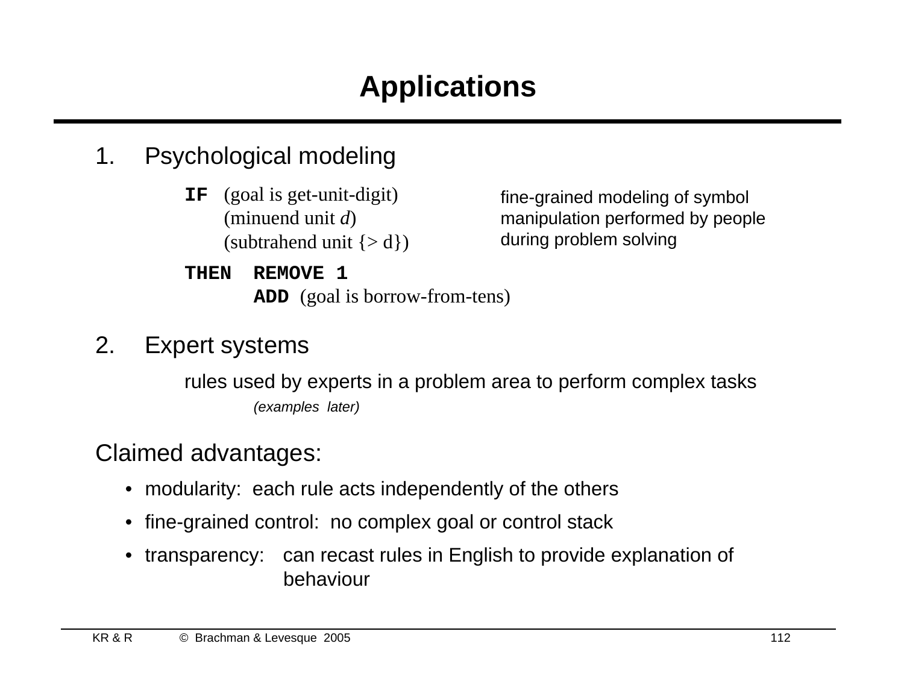# Applications

1. Psychological modeling

```
IF   (goal is get-unit-digit)
     (minuend unit d)
     (subtrahend unit {> d})
THEN  REMOVE 1
      ADD (goal is borrow-from-tens)
```

fine-grained modeling of symbol manipulation performed by people during problem solving

2. Expert systems

   rules used by experts in a problem area to perform complex tasks

   *(examples later)*

Claimed advantages:

- modularity: each rule acts independently of the others
- fine-grained control: no complex goal or control stack
- transparency: can recast rules in English to provide explanation of behaviour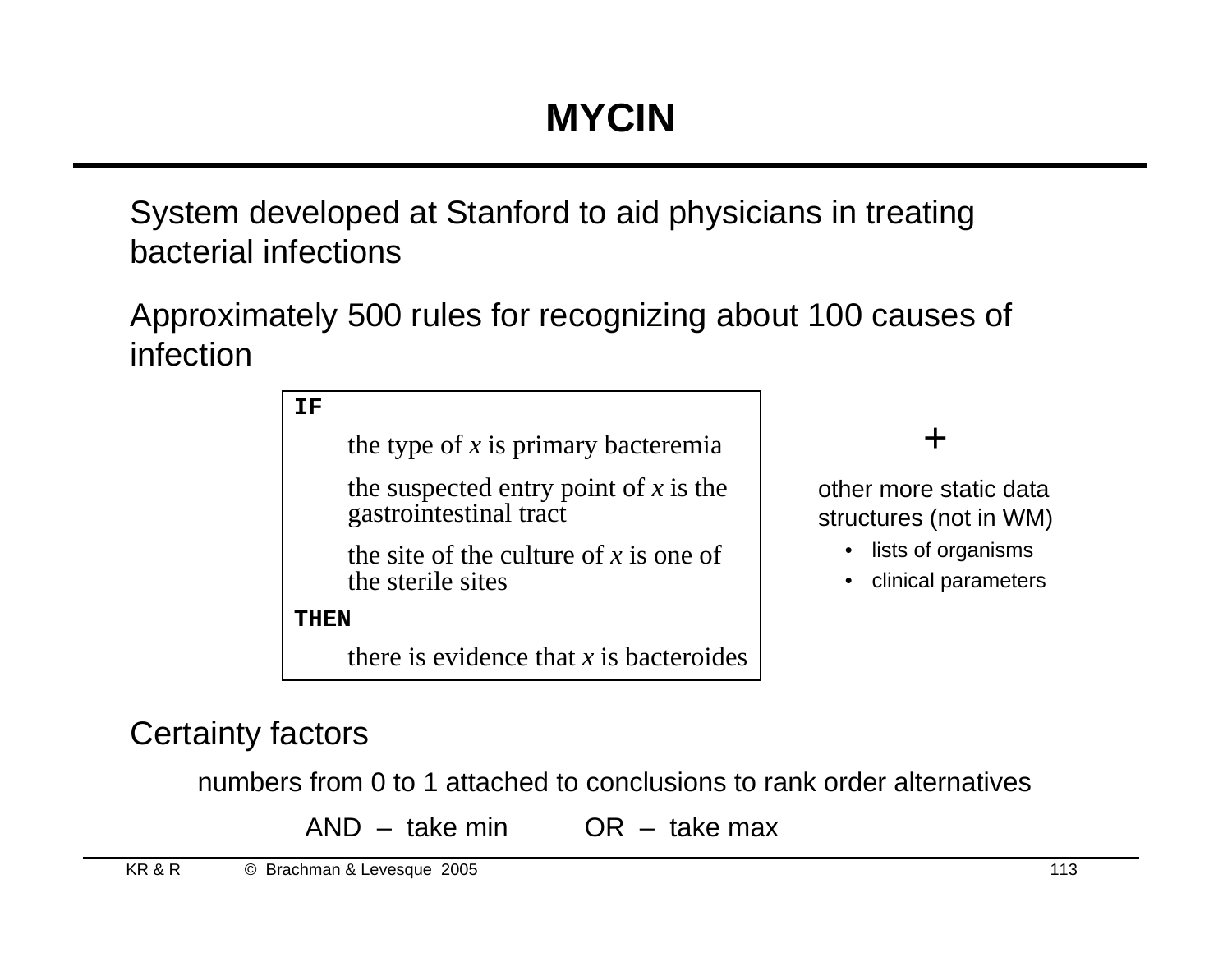# MYCIN

System developed at Stanford to aid physicians in treating bacterial infections

Approximately 500 rules for recognizing about 100 causes of infection

```
IF
    the type of x is primary bacteremia
    the suspected entry point of x is the
    gastrointestinal tract
    the site of the culture of x is one of
    the sterile sites
THEN
    there is evidence that x is bacteroides
```

+

other more static data structures (not in WM)

- lists of organisms
- clinical parameters

Certainty factors

numbers from 0 to 1 attached to conclusions to rank order alternatives

AND – take min    OR – take max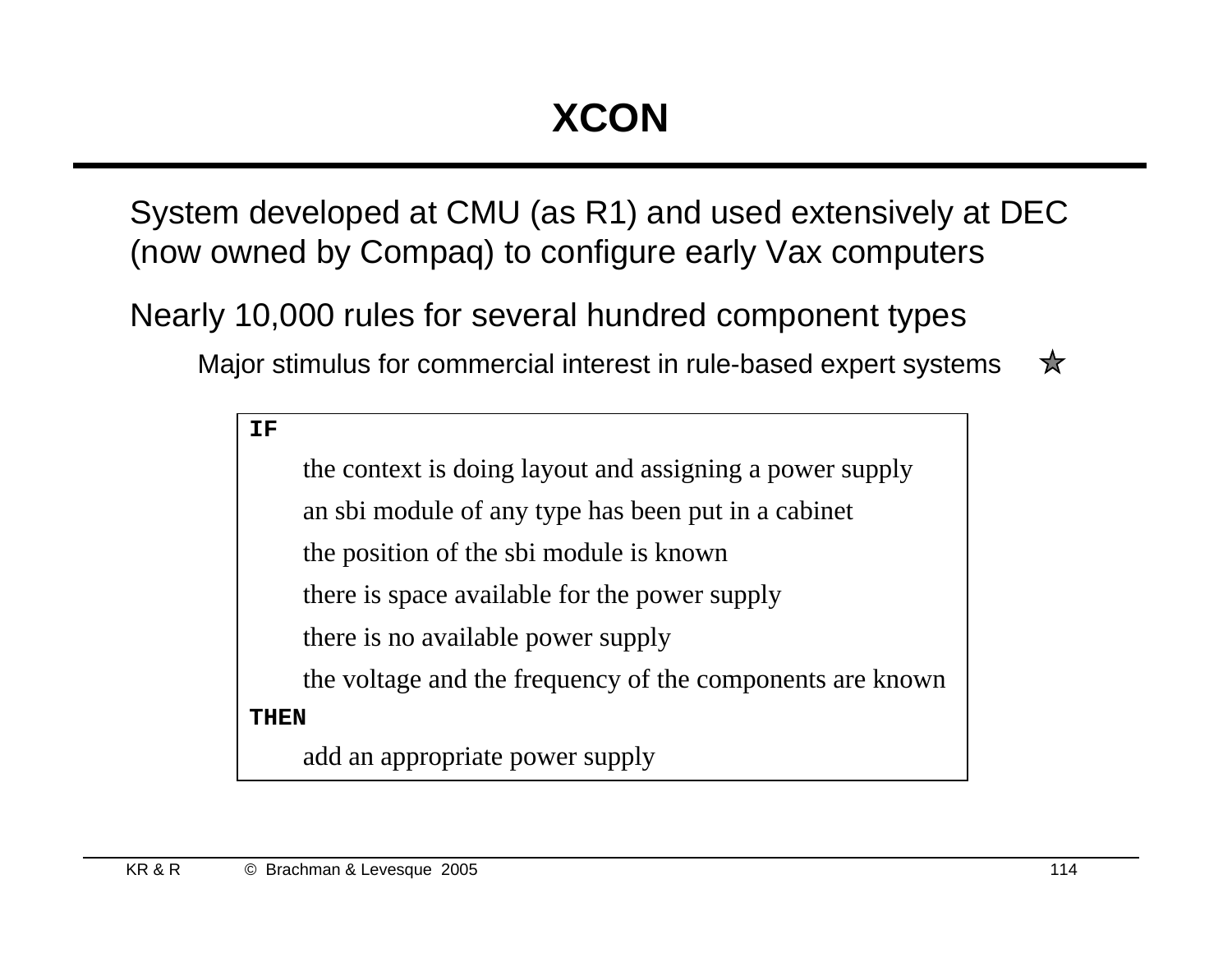# XCON

System developed at CMU (as R1) and used extensively at DEC (now owned by Compaq) to configure early Vax computers

Nearly 10,000 rules for several hundred component types

- Major stimulus for commercial interest in rule-based expert systems ☆

```
IF
    the context is doing layout and assigning a power supply
    an sbi module of any type has been put in a cabinet
    the position of the sbi module is known
    there is space available for the power supply
    there is no available power supply
    the voltage and the frequency of the components are known
THEN
    add an appropriate power supply
```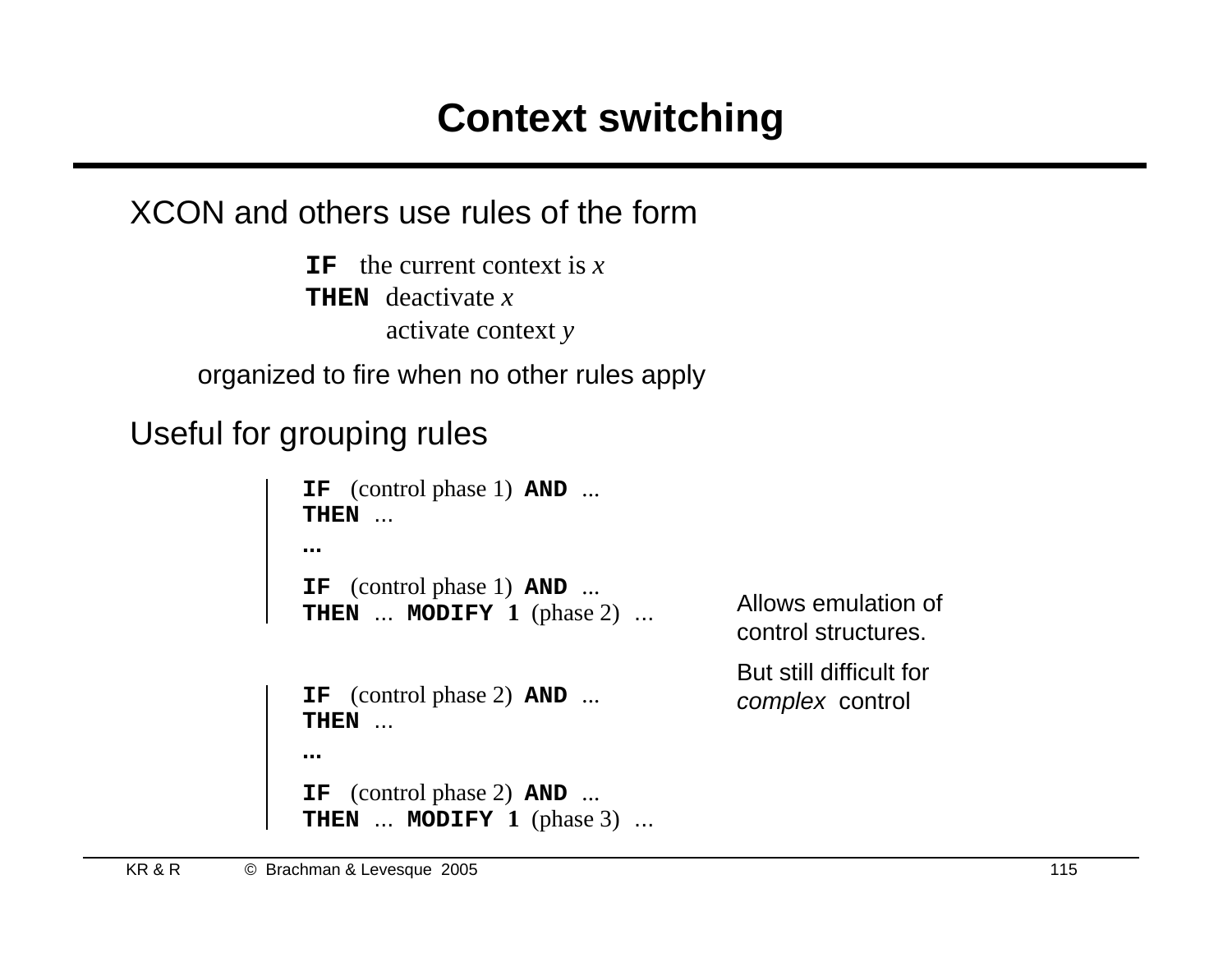# Context switching

XCON and others use rules of the form

```
IF   the current context is x
THEN deactivate x
     activate context y
```

organized to fire when no other rules apply

Useful for grouping rules

```
IF  (control phase 1)  AND ...
THEN ...
…
IF  (control phase 1)  AND ...
THEN ...  MODIFY 1  (phase 2)  ...
```

```
IF  (control phase 2)  AND ...
THEN ...
…
IF  (control phase 2)  AND ...
THEN ...  MODIFY 1  (phase 3)  ...
```

Allows emulation of control structures.

But still difficult for *complex* control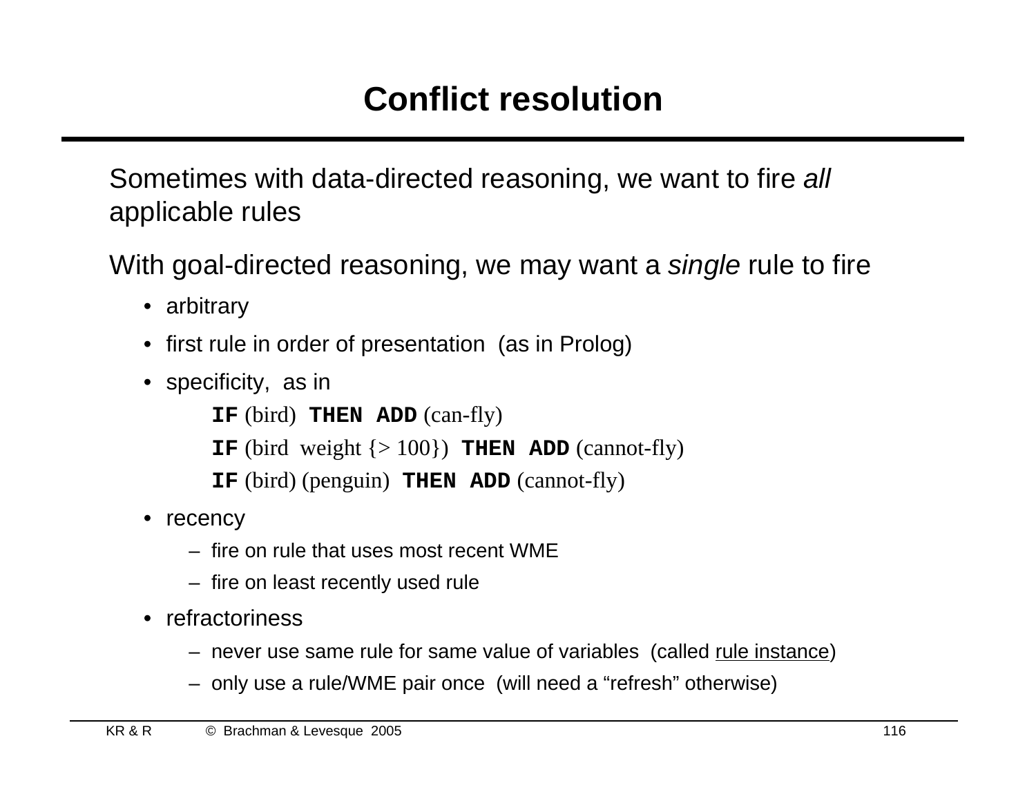# Conflict resolution

Sometimes with data-directed reasoning, we want to fire *all* applicable rules

With goal-directed reasoning, we may want a *single* rule to fire

- arbitrary
- first rule in order of presentation (as in Prolog)
- specificity, as in

  **IF** (bird) **THEN ADD** (can-fly)

  **IF** (bird weight {> 100}) **THEN ADD** (cannot-fly)

  **IF** (bird) (penguin) **THEN ADD** (cannot-fly)
- recency
  - fire on rule that uses most recent WME
  - fire on least recently used rule
- refractoriness
  - never use same rule for same value of variables (called rule instance)
  - only use a rule/WME pair once (will need a "refresh" otherwise)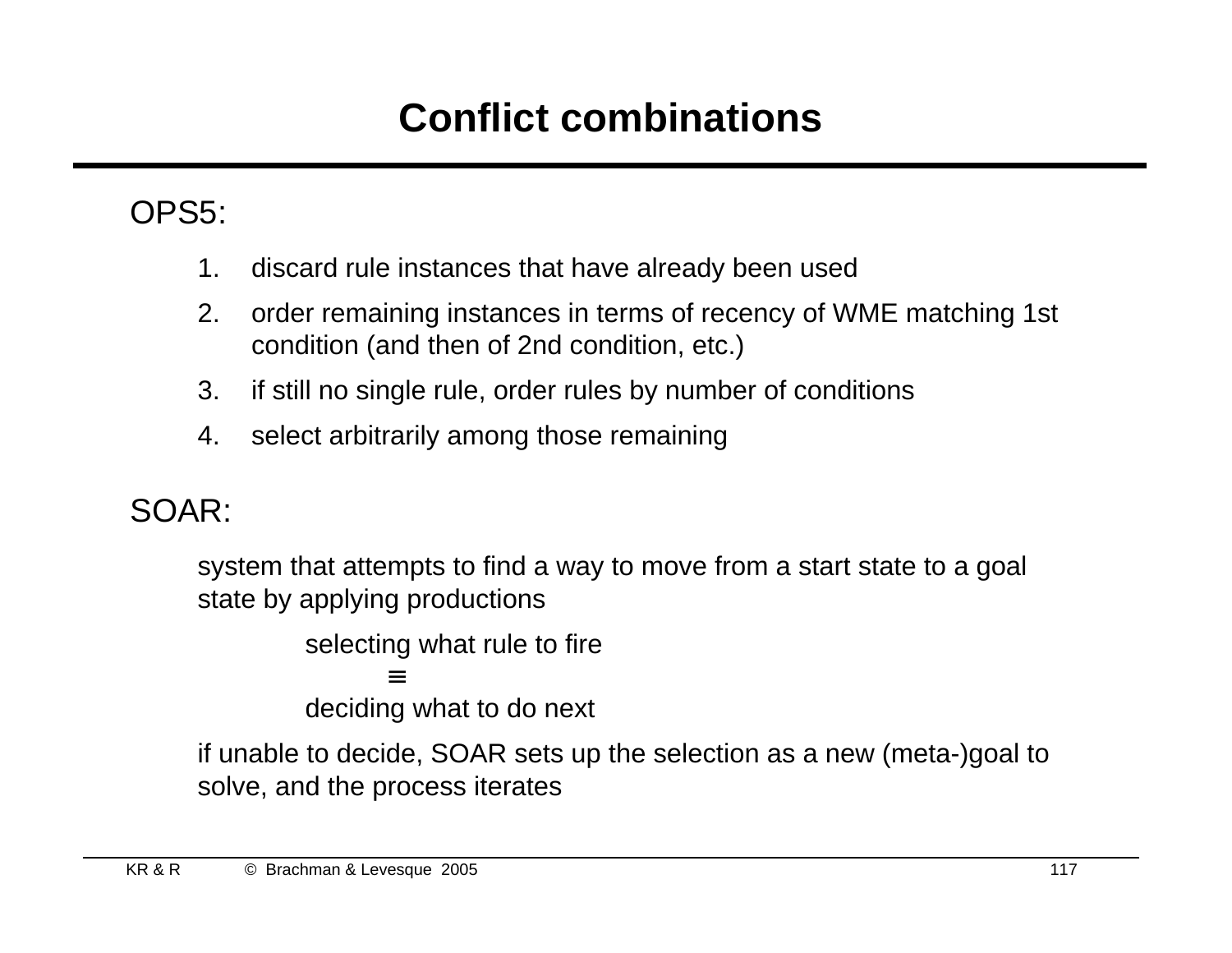# Conflict combinations

OPS5:

1. discard rule instances that have already been used
2. order remaining instances in terms of recency of WME matching 1st condition (and then of 2nd condition, etc.)
3. if still no single rule, order rules by number of conditions
4. select arbitrarily among those remaining

SOAR:

system that attempts to find a way to move from a start state to a goal state by applying productions

selecting what rule to fire
$\equiv$
deciding what to do next

if unable to decide, SOAR sets up the selection as a new (meta-)goal to solve, and the process iterates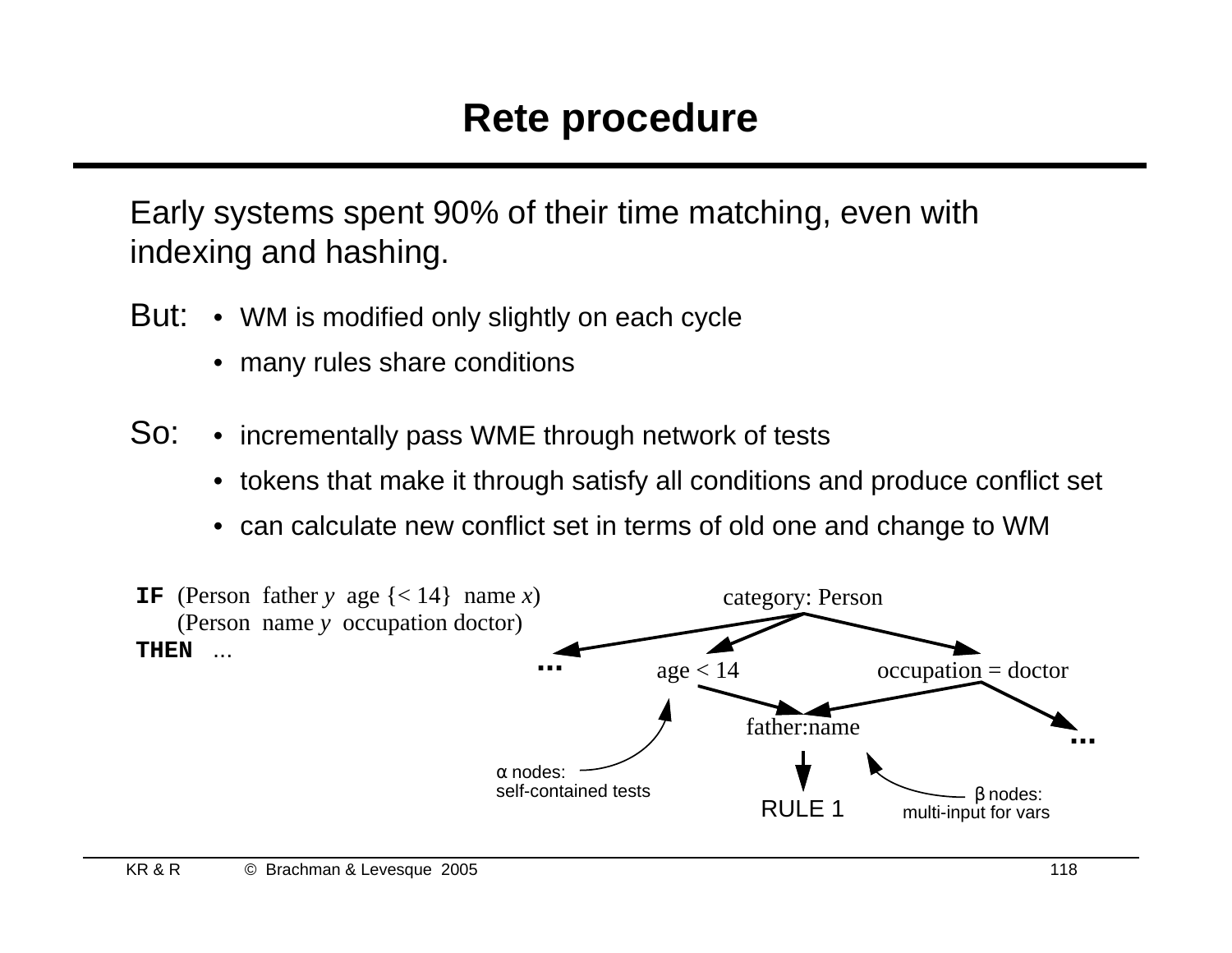# Rete procedure

Early systems spent 90% of their time matching, even with indexing and hashing.

But:
- WM is modified only slightly on each cycle
- many rules share conditions

So:
- incrementally pass WME through network of tests
- tokens that make it through satisfy all conditions and produce conflict set
- can calculate new conflict set in terms of old one and change to WM

**IF** (Person father *y* age {< 14} name *x*)
(Person name *y* occupation doctor)
**THEN** ...

category: Person

...

age < 14

occupation = doctor

father:name

...

α nodes:
self-contained tests

RULE 1

β nodes:
multi-input for vars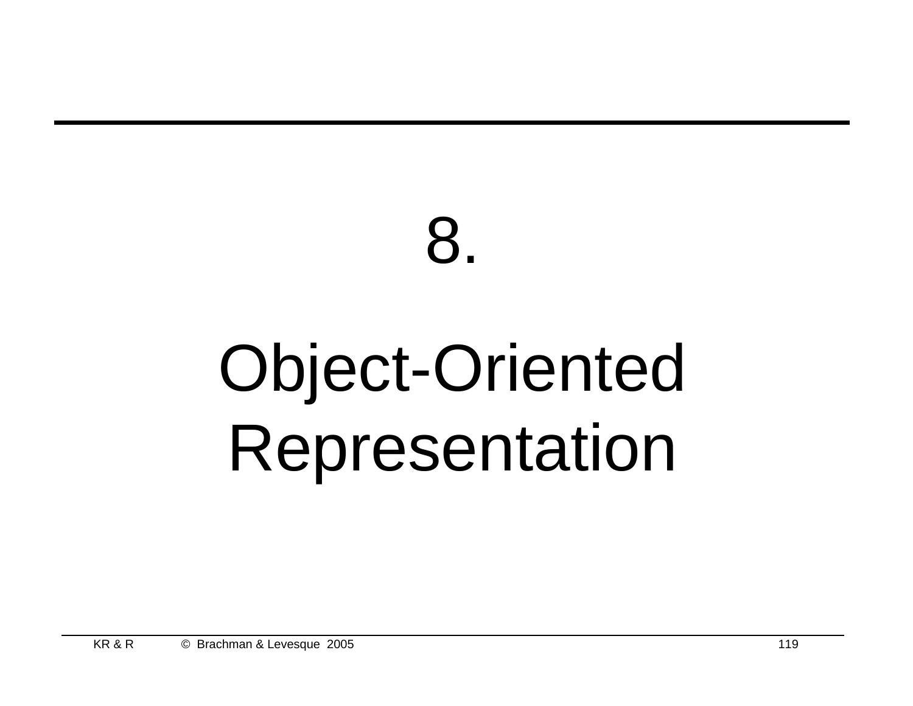# 8.

# Object-Oriented Representation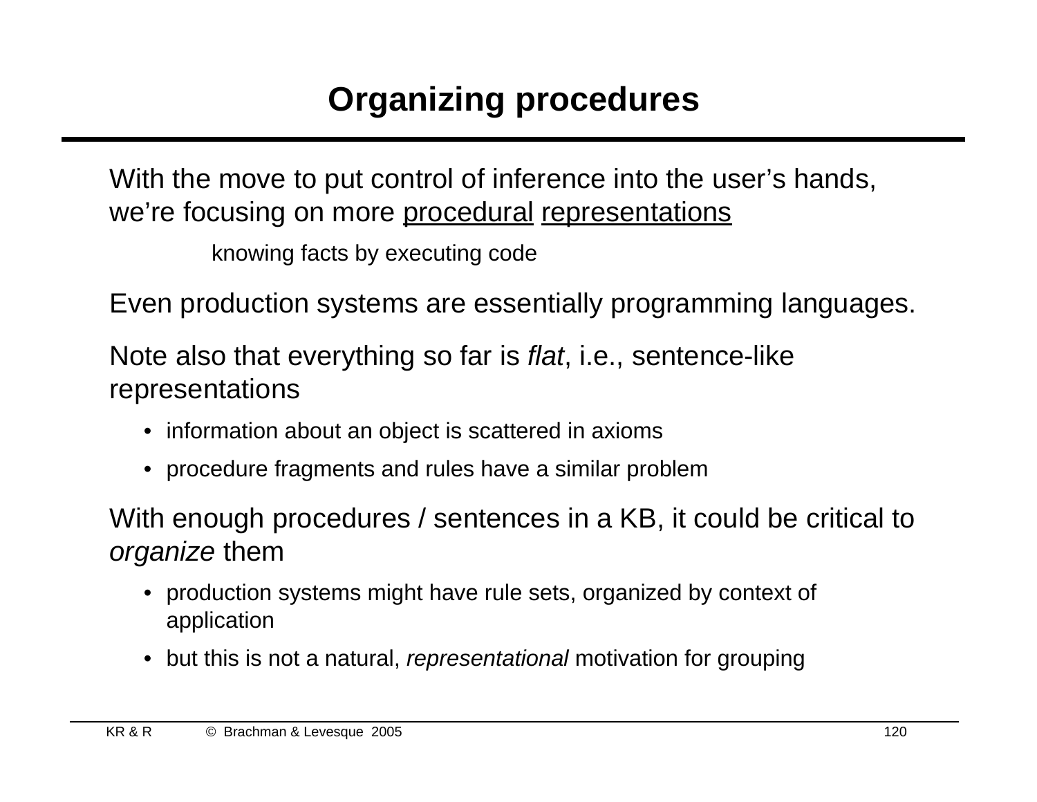# Organizing procedures

With the move to put control of inference into the user's hands, we're focusing on more procedural representations

knowing facts by executing code

Even production systems are essentially programming languages.

Note also that everything so far is *flat*, i.e., sentence-like representations

- information about an object is scattered in axioms
- procedure fragments and rules have a similar problem

With enough procedures / sentences in a KB, it could be critical to *organize* them

- production systems might have rule sets, organized by context of application
- but this is not a natural, *representational* motivation for grouping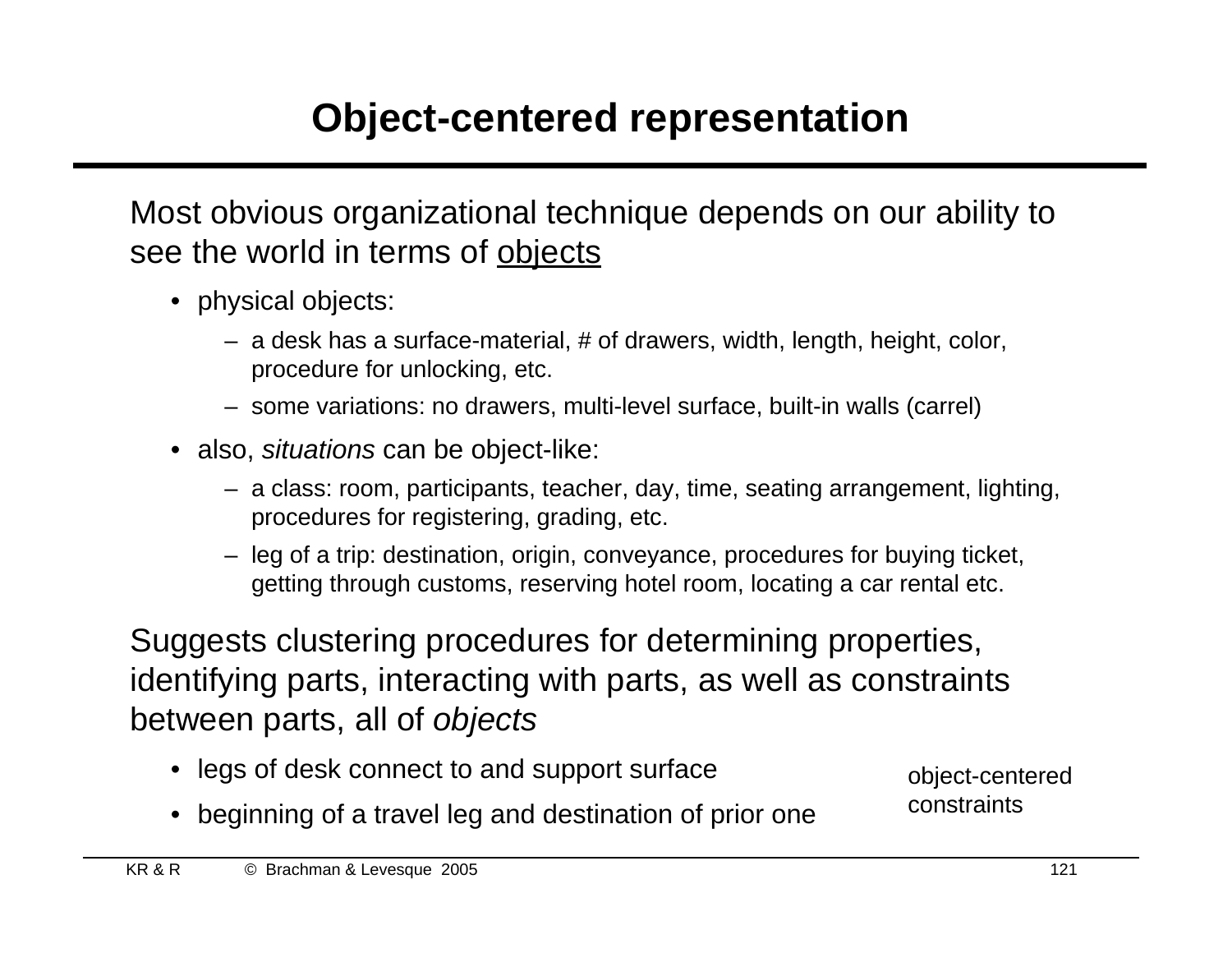# Object-centered representation

Most obvious organizational technique depends on our ability to see the world in terms of <u>objects</u>

- physical objects:
  - a desk has a surface-material, # of drawers, width, length, height, color, procedure for unlocking, etc.
  - some variations: no drawers, multi-level surface, built-in walls (carrel)
- also, *situations* can be object-like:
  - a class: room, participants, teacher, day, time, seating arrangement, lighting, procedures for registering, grading, etc.
  - leg of a trip: destination, origin, conveyance, procedures for buying ticket, getting through customs, reserving hotel room, locating a car rental etc.

Suggests clustering procedures for determining properties, identifying parts, interacting with parts, as well as constraints between parts, all of *objects*

- legs of desk connect to and support surface
- beginning of a travel leg and destination of prior one

object-centered constraints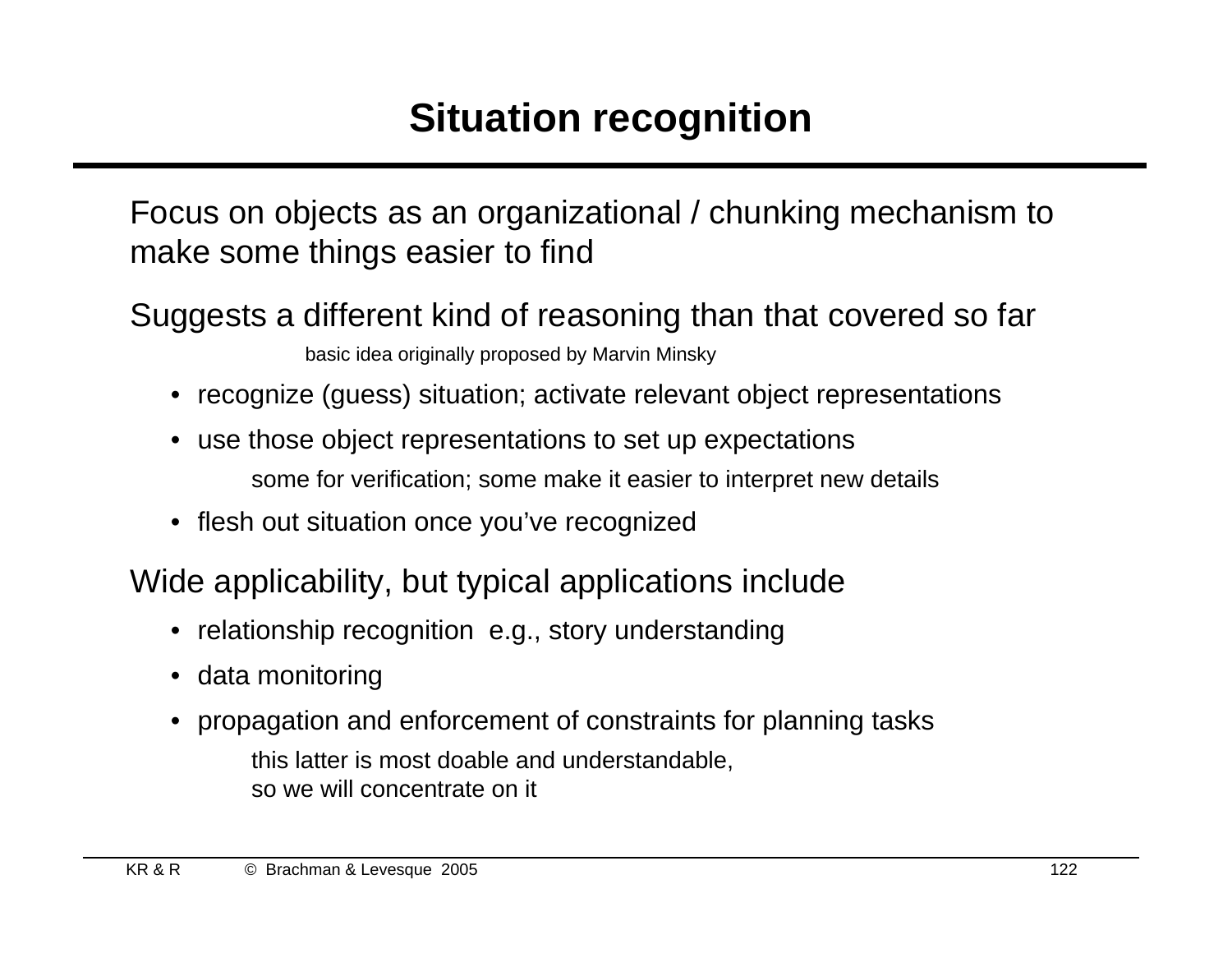# Situation recognition

Focus on objects as an organizational / chunking mechanism to make some things easier to find

Suggests a different kind of reasoning than that covered so far

basic idea originally proposed by Marvin Minsky

- recognize (guess) situation; activate relevant object representations
- use those object representations to set up expectations

  some for verification; some make it easier to interpret new details

- flesh out situation once you've recognized

Wide applicability, but typical applications include

- relationship recognition e.g., story understanding
- data monitoring
- propagation and enforcement of constraints for planning tasks

  this latter is most doable and understandable,
  so we will concentrate on it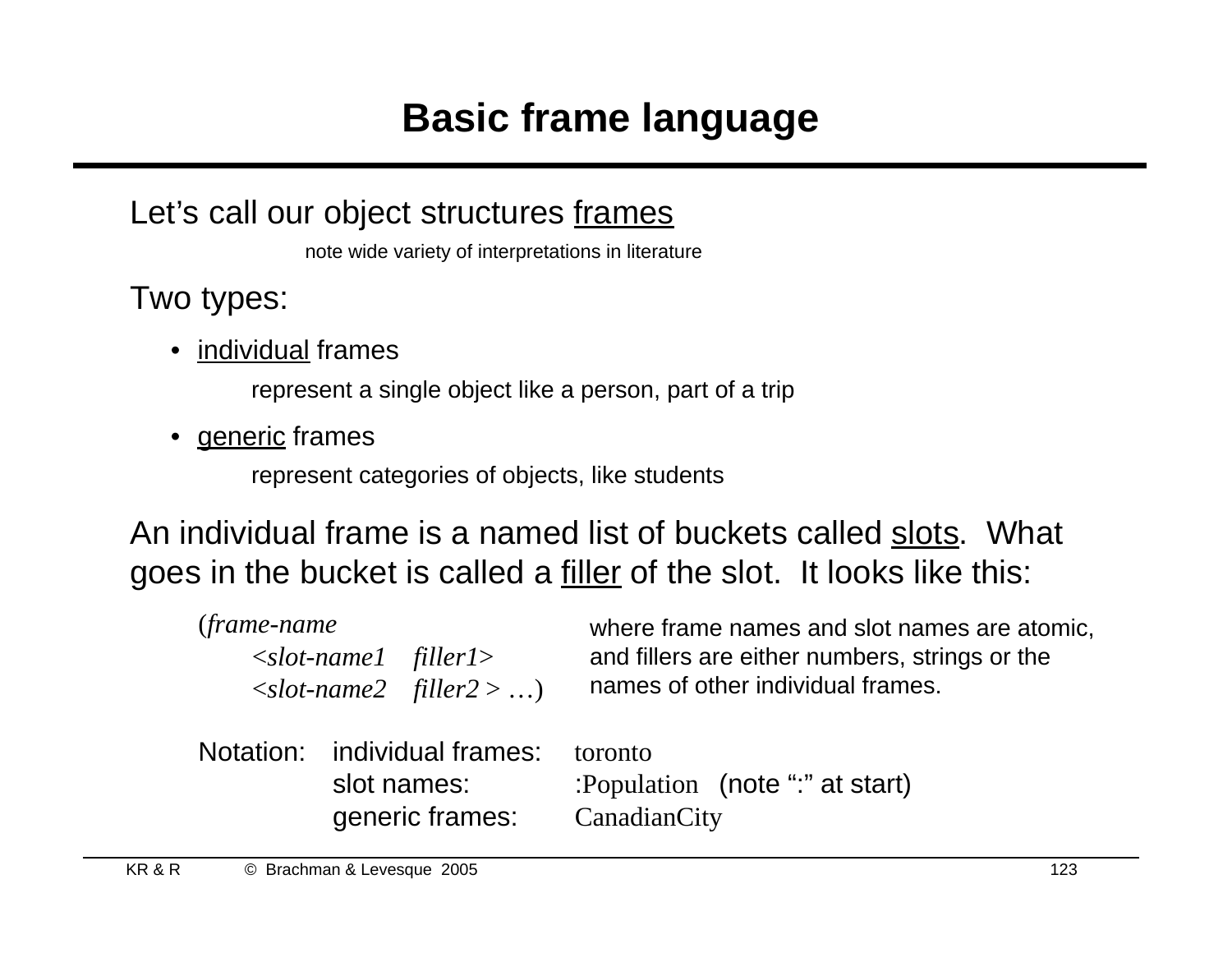# Basic frame language

Let's call our object structures frames

note wide variety of interpretations in literature

Two types:

- individual frames

  represent a single object like a person, part of a trip

- generic frames

  represent categories of objects, like students

An individual frame is a named list of buckets called slots. What goes in the bucket is called a filler of the slot. It looks like this:

```
(frame-name
    <slot-name1    filler1>
    <slot-name2    filler2 > …)
```

where frame names and slot names are atomic, and fillers are either numbers, strings or the names of other individual frames.

Notation:

- individual frames: toronto
- slot names: :Population (note ":" at start)
- generic frames: CanadianCity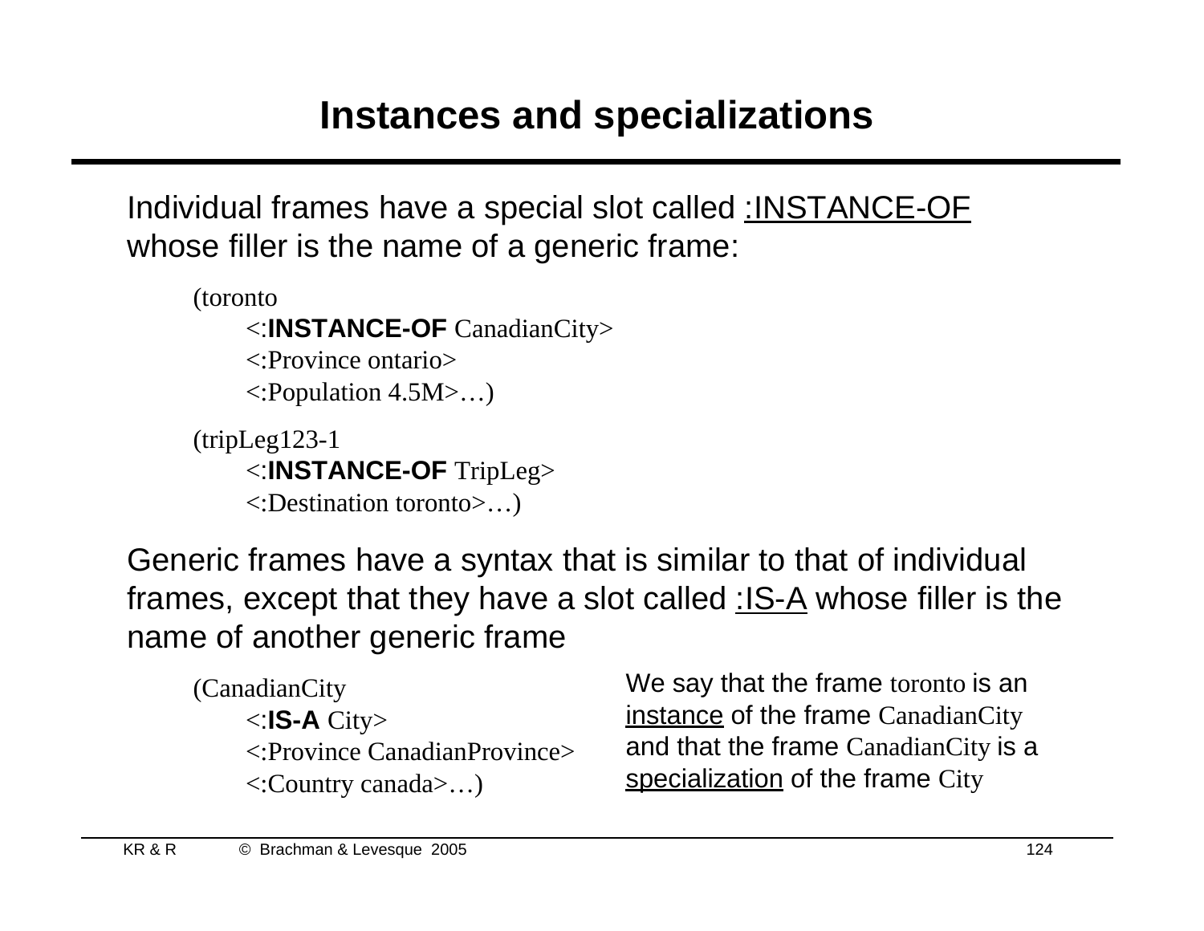# Instances and specializations

Individual frames have a special slot called <u>:INSTANCE-OF</u> whose filler is the name of a generic frame:

```
(toronto
    <:INSTANCE-OF CanadianCity>
    <:Province ontario>
    <:Population 4.5M>…)

(tripLeg123-1
    <:INSTANCE-OF TripLeg>
    <:Destination toronto>…)
```

Generic frames have a syntax that is similar to that of individual frames, except that they have a slot called <u>:IS-A</u> whose filler is the name of another generic frame

```
(CanadianCity
    <:IS-A City>
    <:Province CanadianProvince>
    <:Country canada>…)
```

We say that the frame toronto is an <u>instance</u> of the frame CanadianCity and that the frame CanadianCity is a <u>specialization</u> of the frame City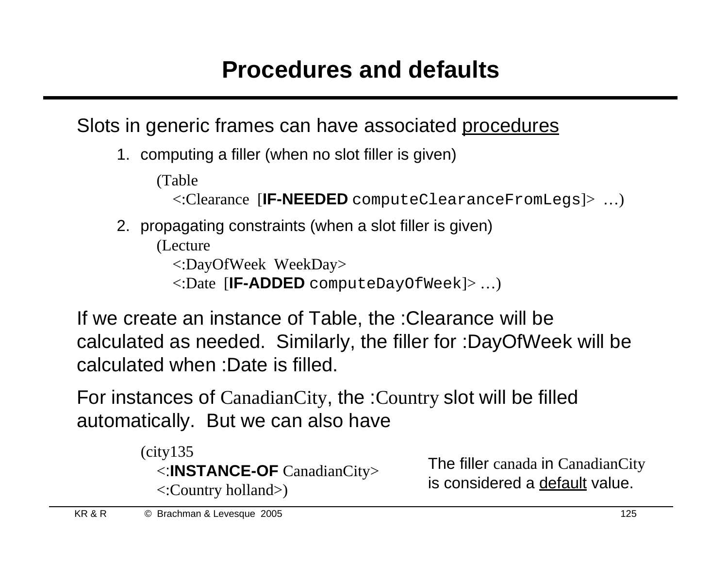# Procedures and defaults

Slots in generic frames can have associated procedures

1. computing a filler (when no slot filler is given)

```
(Table
   <:Clearance [IF-NEEDED computeClearanceFromLegs]> …)
```

2. propagating constraints (when a slot filler is given)

```
(Lecture
   <:DayOfWeek WeekDay>
   <:Date [IF-ADDED computeDayOfWeek]> …)
```

If we create an instance of Table, the :Clearance will be calculated as needed. Similarly, the filler for :DayOfWeek will be calculated when :Date is filled.

For instances of CanadianCity, the :Country slot will be filled automatically. But we can also have

```
(city135
   <:INSTANCE-OF CanadianCity>
   <:Country holland>)
```

The filler canada in CanadianCity is considered a default value.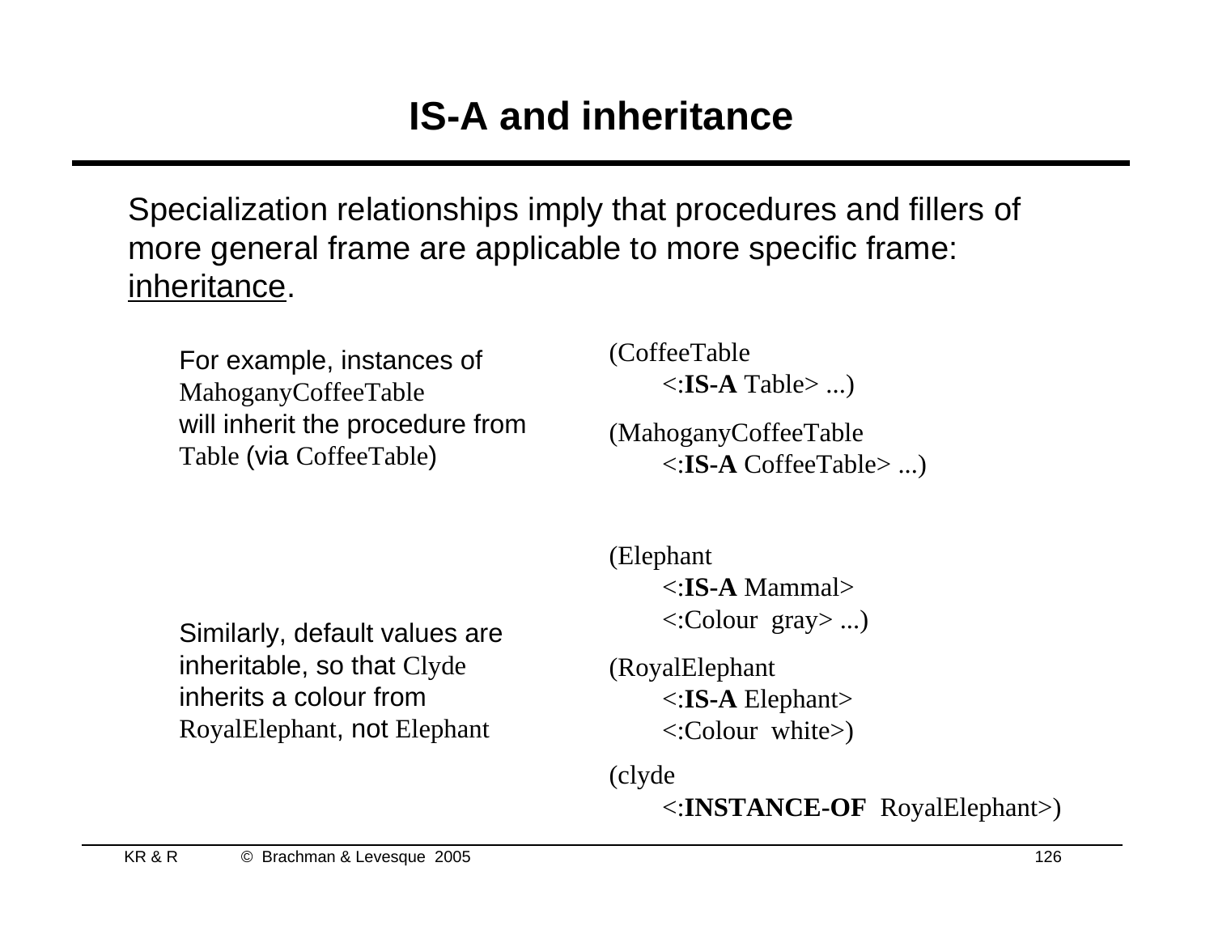# IS-A and inheritance

Specialization relationships imply that procedures and fillers of more general frame are applicable to more specific frame: inheritance.

For example, instances of MahoganyCoffeeTable will inherit the procedure from Table (via CoffeeTable)

```
(CoffeeTable
    <:IS-A Table> ...)

(MahoganyCoffeeTable
    <:IS-A CoffeeTable> ...)
```

Similarly, default values are inheritable, so that Clyde inherits a colour from RoyalElephant, not Elephant

```
(Elephant
    <:IS-A Mammal>
    <:Colour  gray> ...)

(RoyalElephant
    <:IS-A Elephant>
    <:Colour  white>)

(clyde
    <:INSTANCE-OF  RoyalElephant>)
```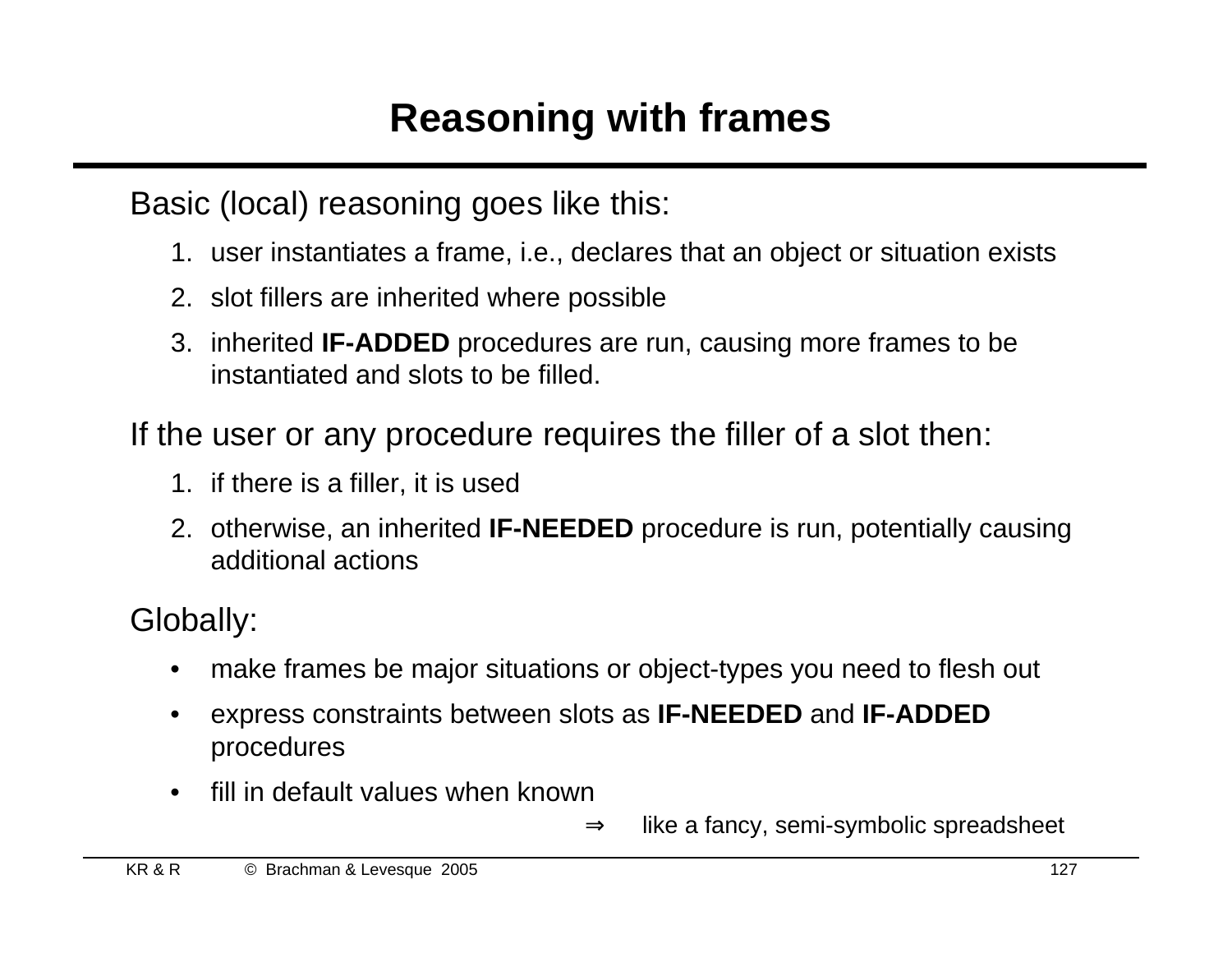# Reasoning with frames

Basic (local) reasoning goes like this:

1. user instantiates a frame, i.e., declares that an object or situation exists
2. slot fillers are inherited where possible
3. inherited **IF-ADDED** procedures are run, causing more frames to be instantiated and slots to be filled.

If the user or any procedure requires the filler of a slot then:

1. if there is a filler, it is used
2. otherwise, an inherited **IF-NEEDED** procedure is run, potentially causing additional actions

Globally:

- make frames be major situations or object-types you need to flesh out
- express constraints between slots as **IF-NEEDED** and **IF-ADDED** procedures
- fill in default values when known

⇒ like a fancy, semi-symbolic spreadsheet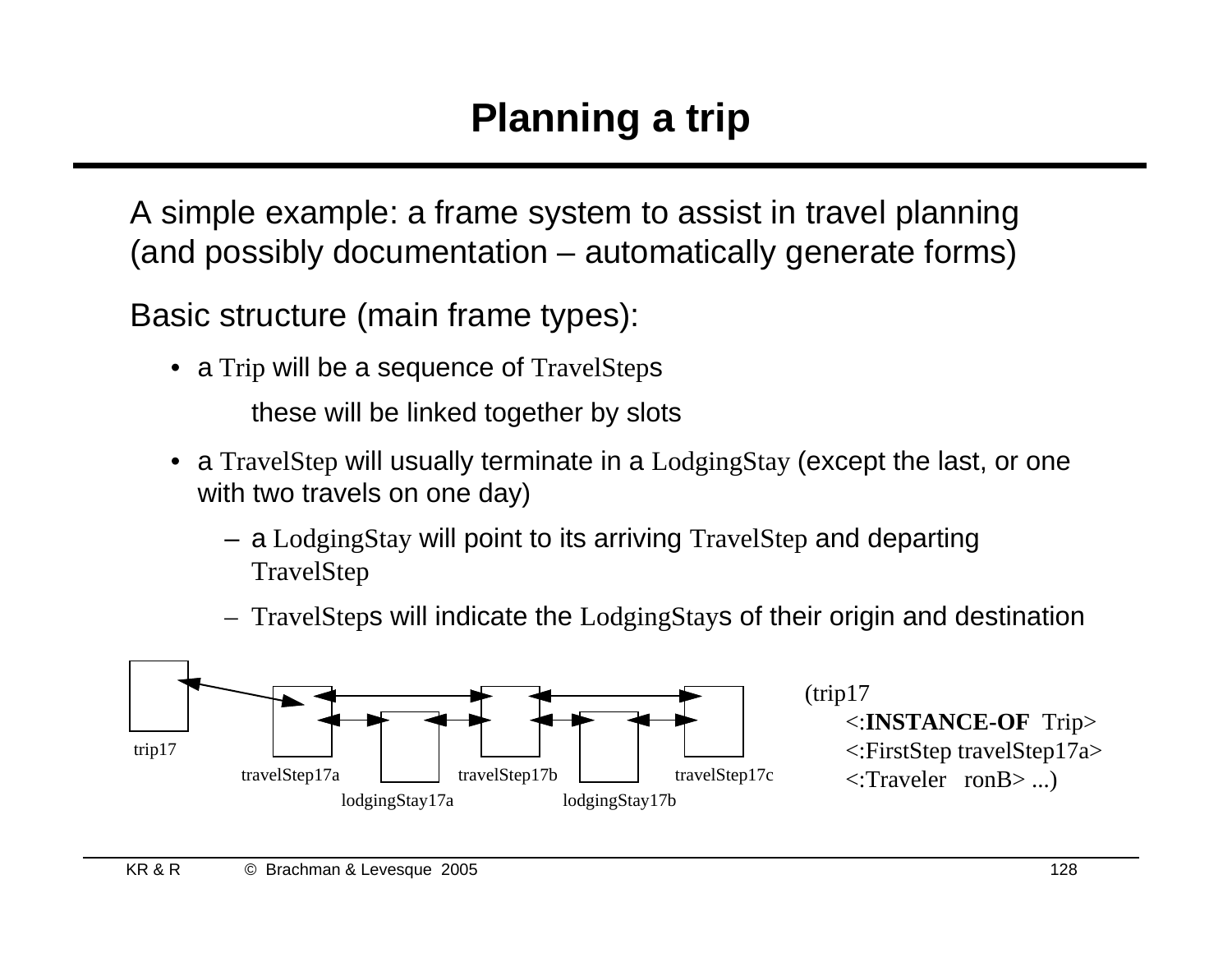# Planning a trip

A simple example: a frame system to assist in travel planning (and possibly documentation – automatically generate forms)

Basic structure (main frame types):

- a Trip will be a sequence of TravelSteps

  these will be linked together by slots

- a TravelStep will usually terminate in a LodgingStay (except the last, or one with two travels on one day)
  - a LodgingStay will point to its arriving TravelStep and departing TravelStep
  - TravelSteps will indicate the LodgingStays of their origin and destination

trip17

travelStep17a

travelStep17b

travelStep17c

lodgingStay17a

lodgingStay17b

```
(trip17
    <:INSTANCE-OF  Trip>
    <:FirstStep travelStep17a>
    <:Traveler   ronB> ...)
```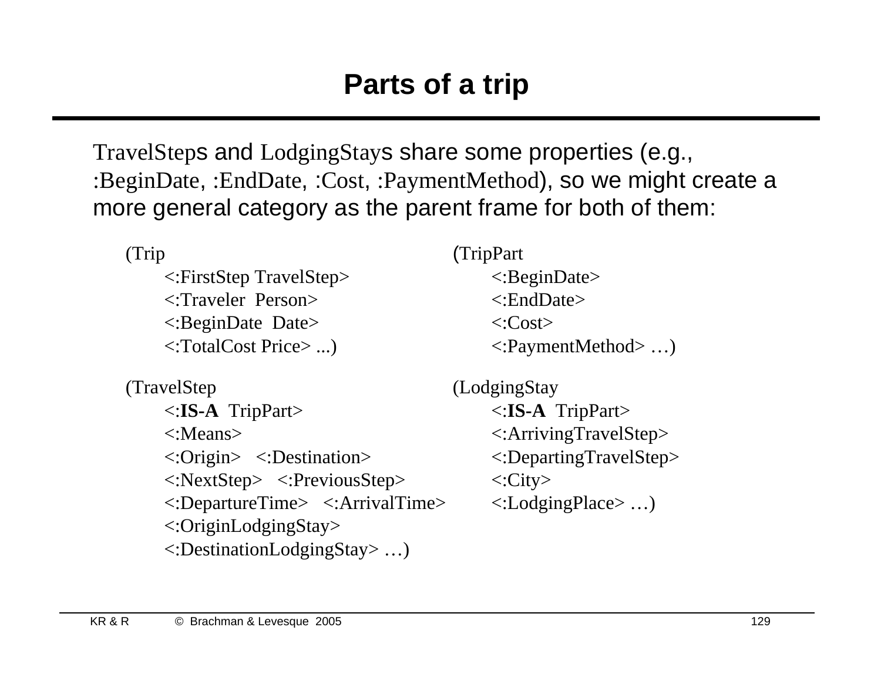# Parts of a trip

TravelSteps and LodgingStays share some properties (e.g., :BeginDate, :EndDate, :Cost, :PaymentMethod), so we might create a more general category as the parent frame for both of them:

```
(Trip
    <:FirstStep TravelStep>
    <:Traveler  Person>
    <:BeginDate  Date>
    <:TotalCost Price> ...)
```

```
(TripPart
    <:BeginDate>
    <:EndDate>
    <:Cost>
    <:PaymentMethod> …)
```

```
(TravelStep
    <:IS-A  TripPart>
    <:Means>
    <:Origin>   <:Destination>
    <:NextStep>   <:PreviousStep>
    <:DepartureTime>   <:ArrivalTime>
    <:OriginLodgingStay>
    <:DestinationLodgingStay> …)
```

```
(LodgingStay
    <:IS-A  TripPart>
    <:ArrivingTravelStep>
    <:DepartingTravelStep>
    <:City>
    <:LodgingPlace> …)
```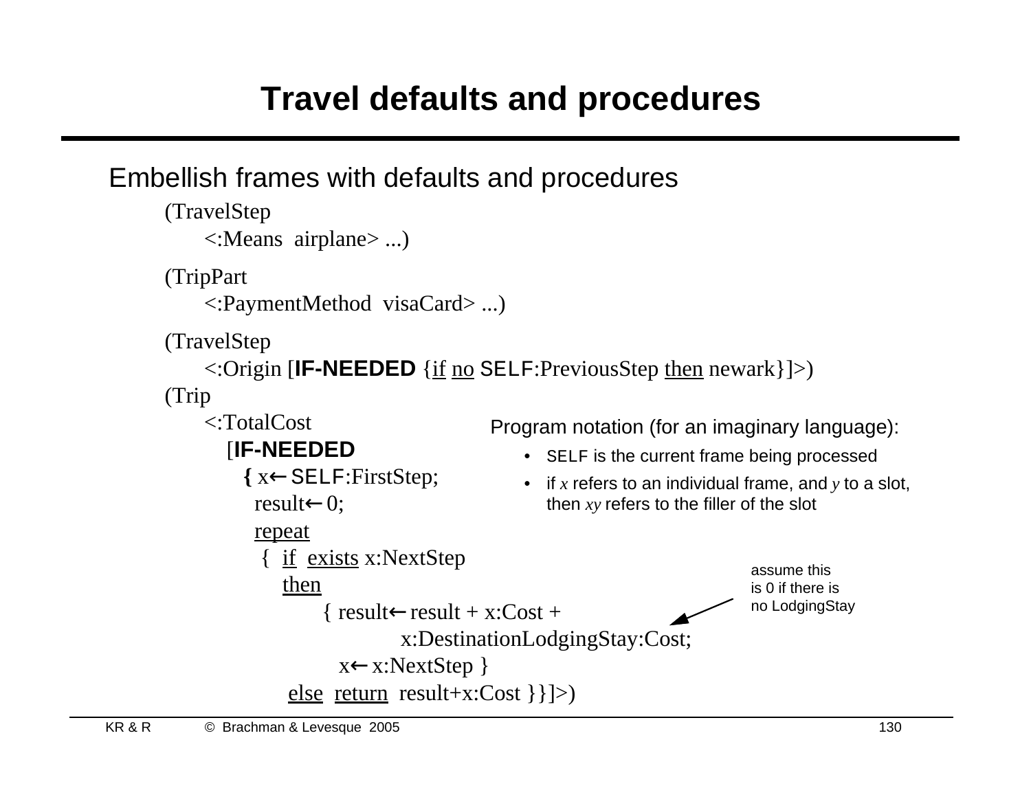# Travel defaults and procedures

Embellish frames with defaults and procedures

```
(TravelStep
    <:Means  airplane> ...)

(TripPart
    <:PaymentMethod  visaCard> ...)

(TravelStep
    <:Origin [IF-NEEDED {if no SELF:PreviousStep then newark}]>)
(Trip
    <:TotalCost
      [IF-NEEDED
        { x← SELF:FirstStep;
          result← 0;
          repeat
           {  if  exists x:NextStep
              then
                  { result← result + x:Cost +
                              x:DestinationLodgingStay:Cost;
                     x← x:NextStep }
              else  return  result+x:Cost }}]>)
```

Program notation (for an imaginary language):

- SELF is the current frame being processed
- if *x* refers to an individual frame, and *y* to a slot, then *xy* refers to the filler of the slot

assume this is 0 if there is no LodgingStay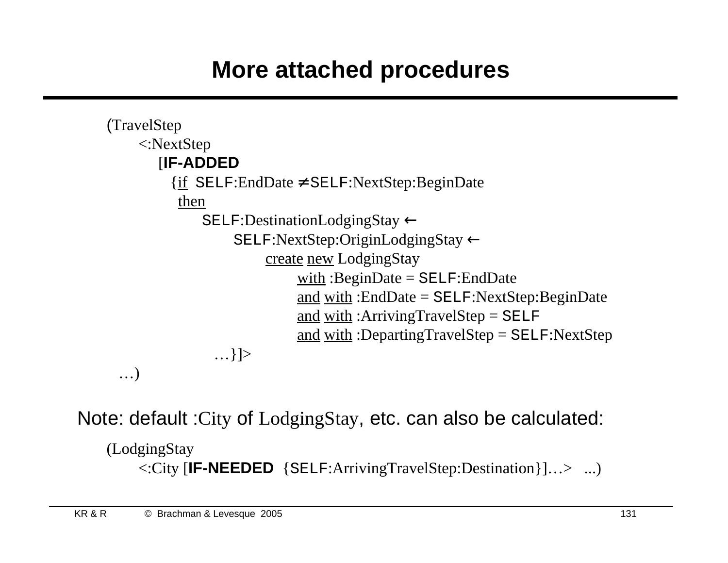# More attached procedures

```
(TravelStep
    <:NextStep
        [IF-ADDED
          {if  SELF:EndDate ≠ SELF:NextStep:BeginDate
           then
               SELF:DestinationLodgingStay ←
                    SELF:NextStep:OriginLodgingStay ←
                         create new LodgingStay
                              with :BeginDate = SELF:EndDate
                              and with :EndDate = SELF:NextStep:BeginDate
                              and with :ArrivingTravelStep = SELF
                              and with :DepartingTravelStep = SELF:NextStep
            …}]>
  …)
```

Note: default :City of LodgingStay, etc. can also be calculated:

```
(LodgingStay
    <:City [IF-NEEDED  {SELF:ArrivingTravelStep:Destination}]…>   ...)
```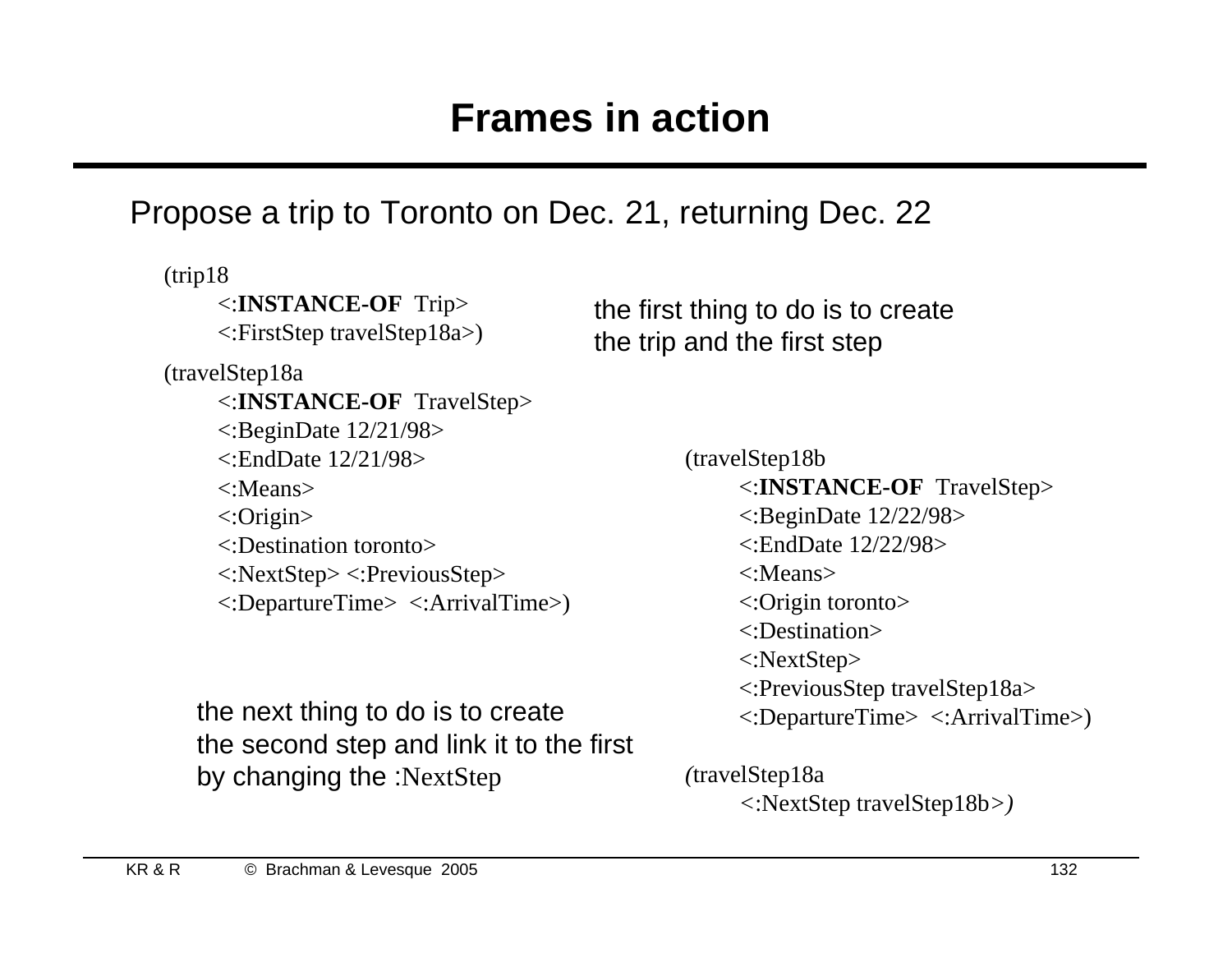# Frames in action

Propose a trip to Toronto on Dec. 21, returning Dec. 22

```
(trip18
    <:INSTANCE-OF Trip>
    <:FirstStep travelStep18a>)

(travelStep18a
    <:INSTANCE-OF TravelStep>
    <:BeginDate 12/21/98>
    <:EndDate 12/21/98>
    <:Means>
    <:Origin>
    <:Destination toronto>
    <:NextStep> <:PreviousStep>
    <:DepartureTime> <:ArrivalTime>)
```

the first thing to do is to create the trip and the first step

```
(travelStep18b
    <:INSTANCE-OF TravelStep>
    <:BeginDate 12/22/98>
    <:EndDate 12/22/98>
    <:Means>
    <:Origin toronto>
    <:Destination>
    <:NextStep>
    <:PreviousStep travelStep18a>
    <:DepartureTime> <:ArrivalTime>)

(travelStep18a
    <:NextStep travelStep18b>)
```

the next thing to do is to create the second step and link it to the first by changing the :NextStep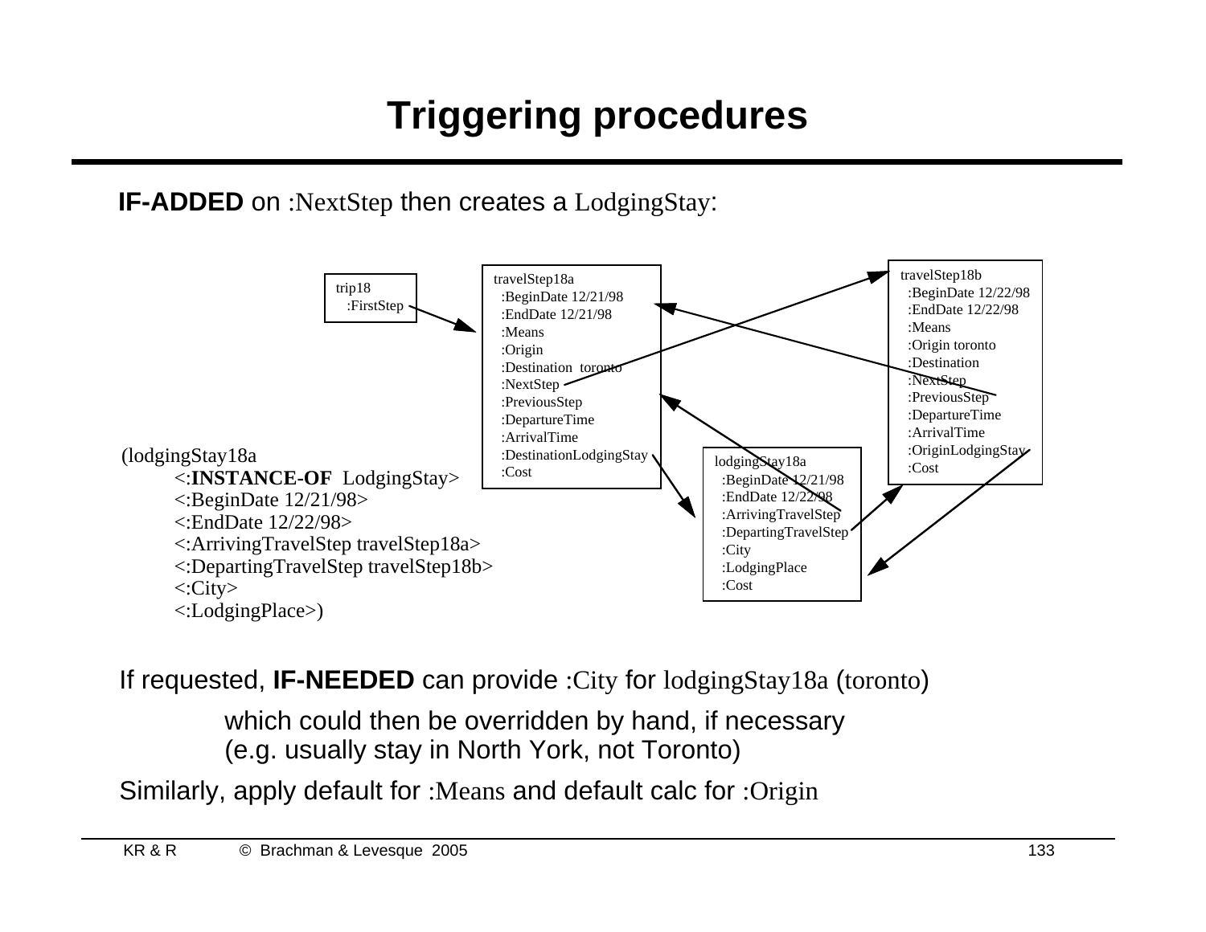# Triggering procedures

**IF-ADDED** on :NextStep then creates a LodgingStay:

```
trip18
  :FirstStep

travelStep18a
  :BeginDate 12/21/98
  :EndDate 12/21/98
  :Means
  :Origin
  :Destination  toronto
  :NextStep
  :PreviousStep
  :DepartureTime
  :ArrivalTime
  :DestinationLodgingStay
  :Cost

travelStep18b
  :BeginDate 12/22/98
  :EndDate 12/22/98
  :Means
  :Origin toronto
  :Destination
  :NextStep
  :PreviousStep
  :DepartureTime
  :ArrivalTime
  :OriginLodgingStay
  :Cost

lodgingStay18a
  :BeginDate 12/21/98
  :EndDate 12/22/98
  :ArrivingTravelStep
  :DepartingTravelStep
  :City
  :LodgingPlace
  :Cost
```

```
(lodgingStay18a
    <:INSTANCE-OF  LodgingStay>
    <:BeginDate 12/21/98>
    <:EndDate 12/22/98>
    <:ArrivingTravelStep travelStep18a>
    <:DepartingTravelStep travelStep18b>
    <:City>
    <:LodgingPlace>)
```

If requested, **IF-NEEDED** can provide :City for lodgingStay18a (toronto)

which could then be overridden by hand, if necessary
(e.g. usually stay in North York, not Toronto)

Similarly, apply default for :Means and default calc for :Origin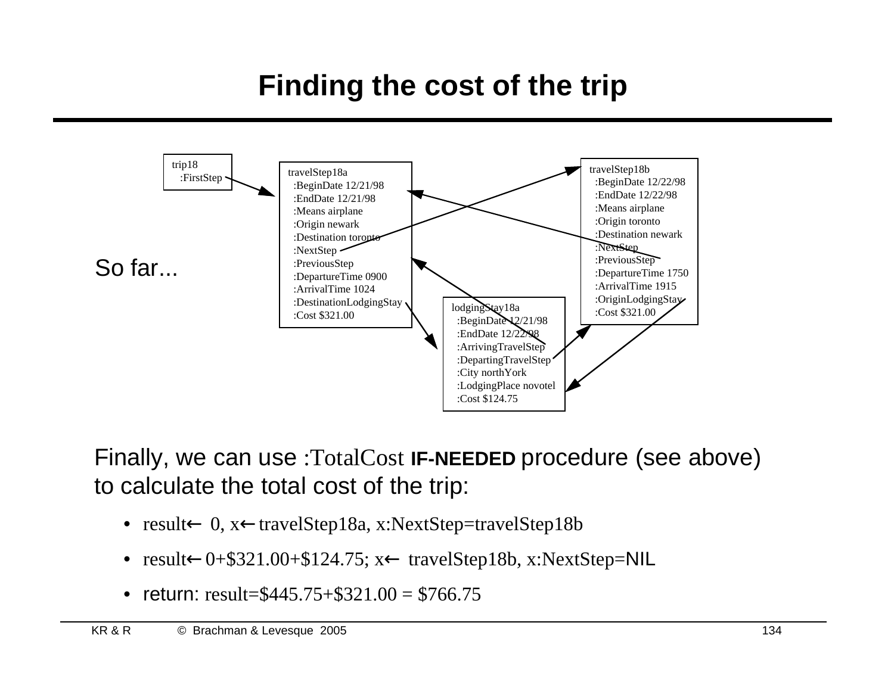# Finding the cost of the trip

So far...

```
trip18
  :FirstStep
```

```
travelStep18a
  :BeginDate 12/21/98
  :EndDate 12/21/98
  :Means airplane
  :Origin newark
  :Destination toronto
  :NextStep
  :PreviousStep
  :DepartureTime 0900
  :ArrivalTime 1024
  :DestinationLodgingStay
  :Cost $321.00
```

```
travelStep18b
  :BeginDate 12/22/98
  :EndDate 12/22/98
  :Means airplane
  :Origin toronto
  :Destination newark
  :NextStep
  :PreviousStep
  :DepartureTime 1750
  :ArrivalTime 1915
  :OriginLodgingStay
  :Cost $321.00
```

```
lodgingStay18a
  :BeginDate 12/21/98
  :EndDate 12/22/98
  :ArrivingTravelStep
  :DepartingTravelStep
  :City northYork
  :LodgingPlace novotel
  :Cost $124.75
```

Finally, we can use :TotalCost **IF-NEEDED** procedure (see above) to calculate the total cost of the trip:

- result← 0, x← travelStep18a, x:NextStep=travelStep18b
- result← 0+$321.00+$124.75; x← travelStep18b, x:NextStep=NIL
- return: result=$445.75+$321.00 = $766.75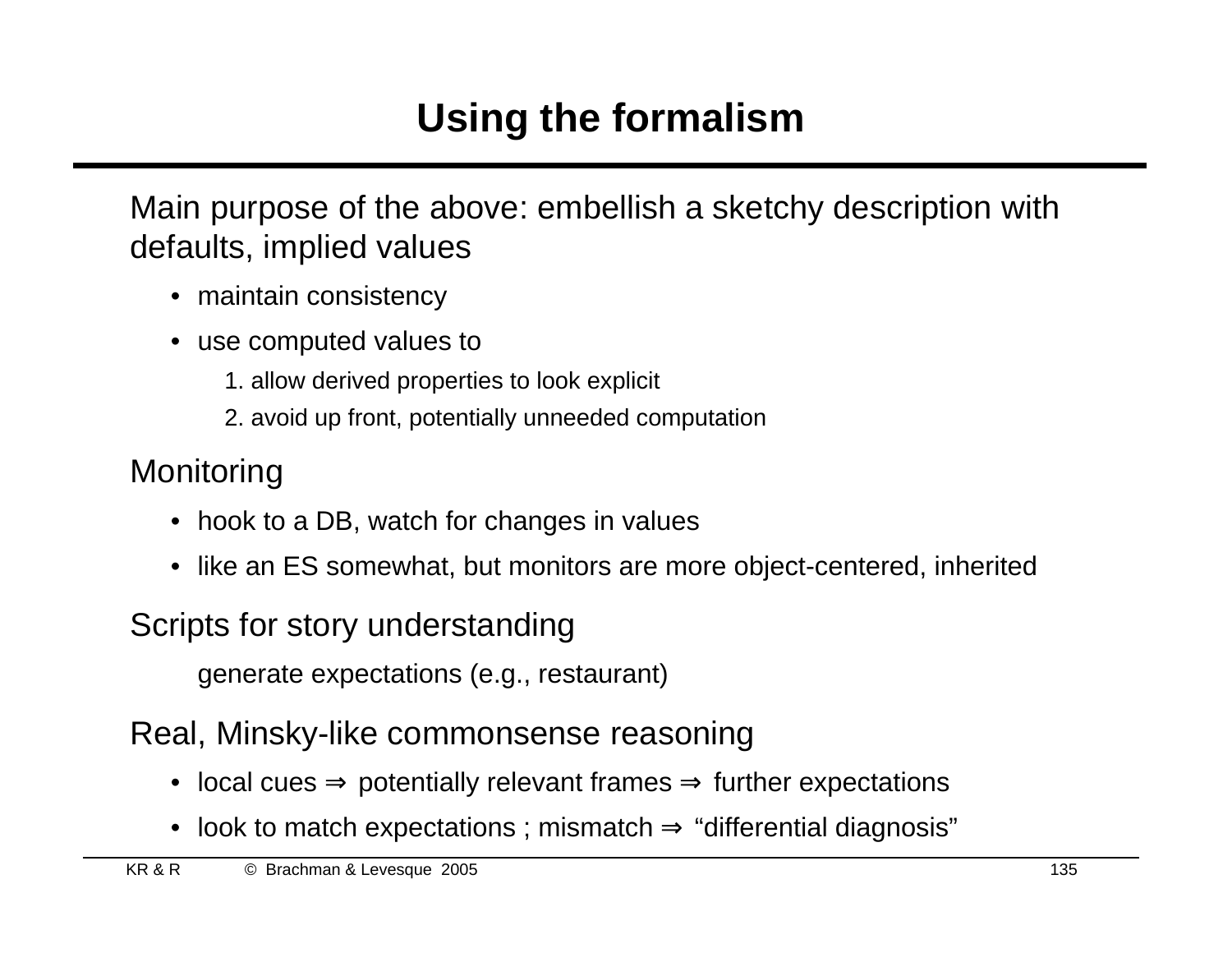# Using the formalism

Main purpose of the above: embellish a sketchy description with defaults, implied values

- maintain consistency
- use computed values to
  1. allow derived properties to look explicit
  2. avoid up front, potentially unneeded computation

Monitoring

- hook to a DB, watch for changes in values
- like an ES somewhat, but monitors are more object-centered, inherited

Scripts for story understanding

generate expectations (e.g., restaurant)

Real, Minsky-like commonsense reasoning

- local cues ⇒ potentially relevant frames ⇒ further expectations
- look to match expectations ; mismatch ⇒ “differential diagnosis”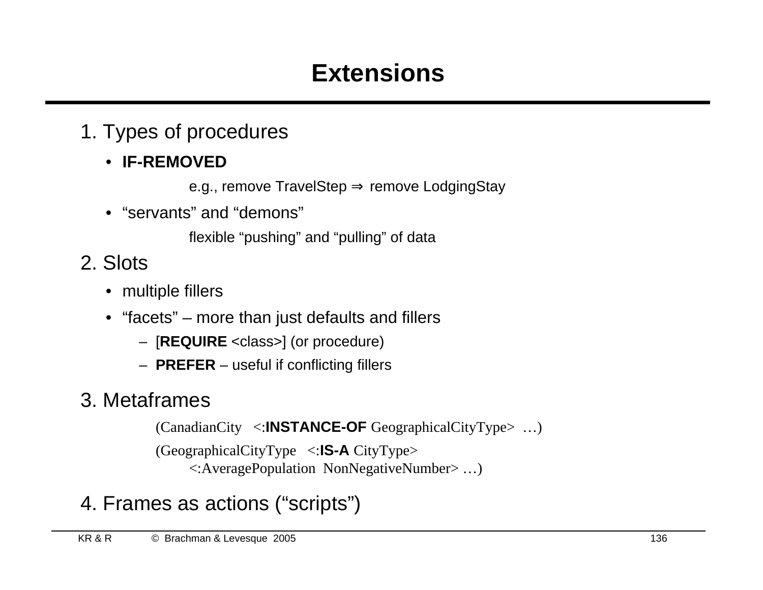# Extensions

1. Types of procedures
   - **IF-REMOVED**

     e.g., remove TravelStep ⇒ remove LodgingStay

   - "servants" and "demons"

     flexible "pushing" and "pulling" of data

2. Slots
   - multiple fillers
   - "facets" – more than just defaults and fillers
     - [**REQUIRE** <class>] (or procedure)
     - **PREFER** – useful if conflicting fillers

3. Metaframes

   (CanadianCity <:**INSTANCE-OF** GeographicalCityType> …)

   (GeographicalCityType <:**IS-A** CityType>
   <:AveragePopulation NonNegativeNumber> …)

4. Frames as actions ("scripts")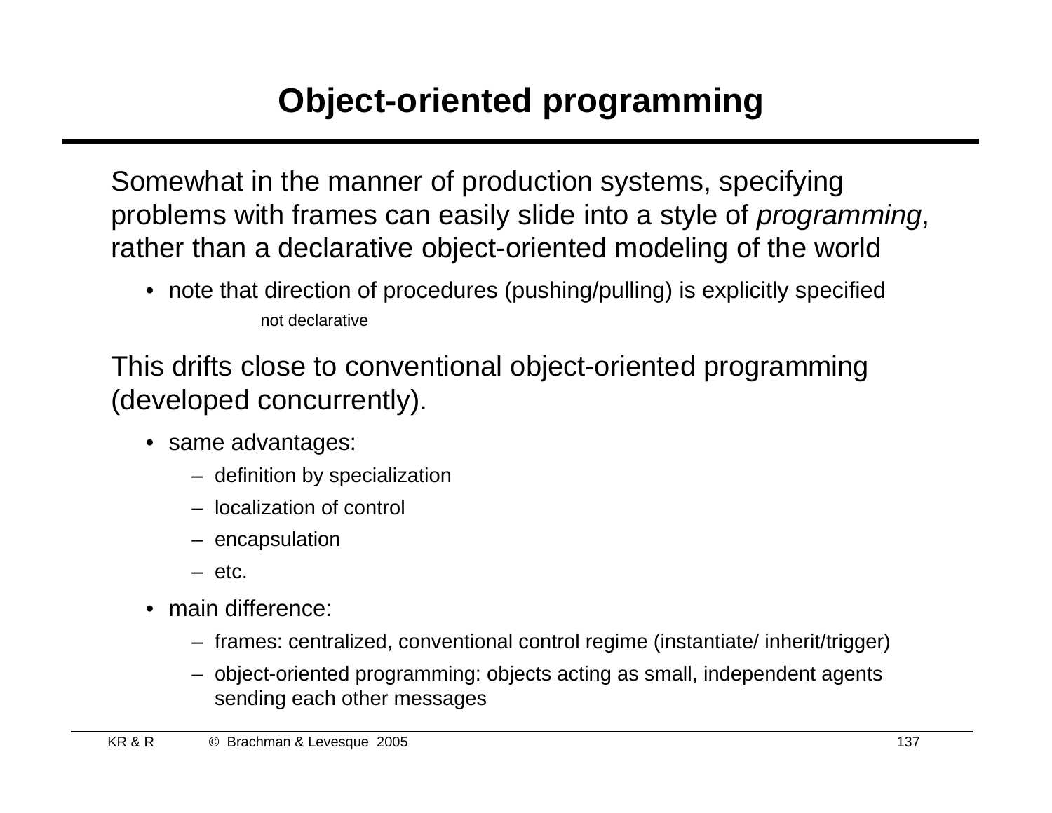# Object-oriented programming

Somewhat in the manner of production systems, specifying problems with frames can easily slide into a style of *programming*, rather than a declarative object-oriented modeling of the world

- note that direction of procedures (pushing/pulling) is explicitly specified
  - not declarative

This drifts close to conventional object-oriented programming (developed concurrently).

- same advantages:
  - definition by specialization
  - localization of control
  - encapsulation
  - etc.
- main difference:
  - frames: centralized, conventional control regime (instantiate/ inherit/trigger)
  - object-oriented programming: objects acting as small, independent agents sending each other messages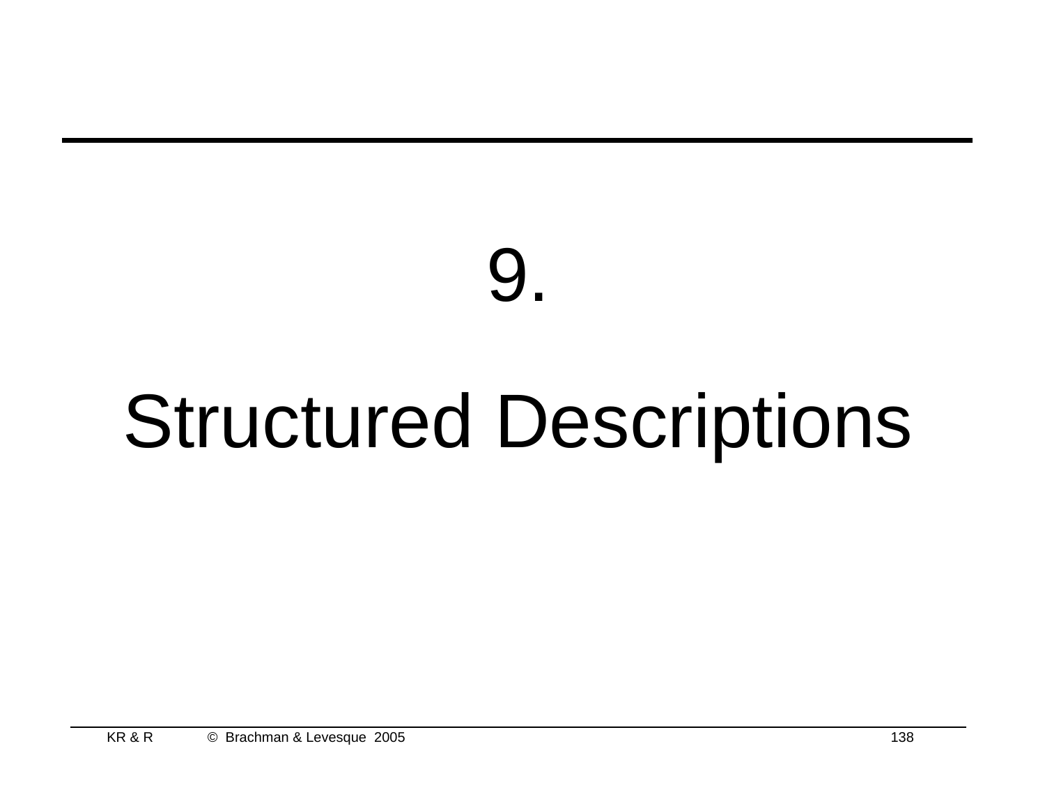# 9.

# Structured Descriptions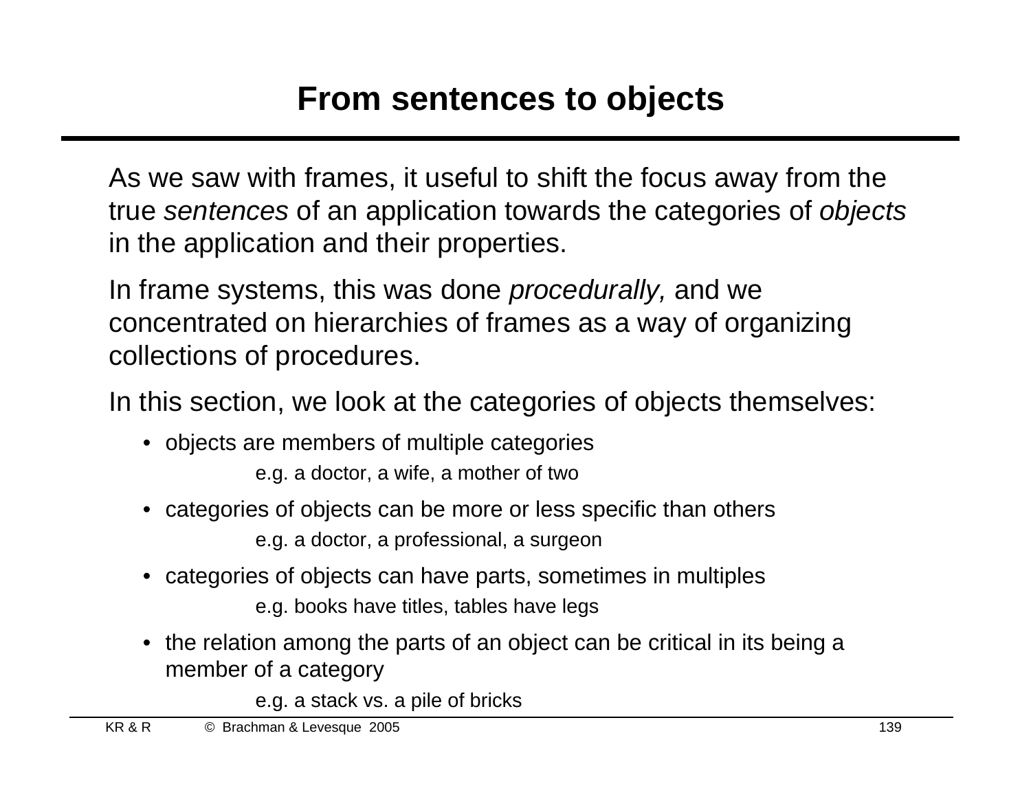# From sentences to objects

As we saw with frames, it useful to shift the focus away from the true *sentences* of an application towards the categories of *objects* in the application and their properties.

In frame systems, this was done *procedurally,* and we concentrated on hierarchies of frames as a way of organizing collections of procedures.

In this section, we look at the categories of objects themselves:

- objects are members of multiple categories
  
  e.g. a doctor, a wife, a mother of two
- categories of objects can be more or less specific than others
  
  e.g. a doctor, a professional, a surgeon
- categories of objects can have parts, sometimes in multiples
  
  e.g. books have titles, tables have legs
- the relation among the parts of an object can be critical in its being a member of a category
  
  e.g. a stack vs. a pile of bricks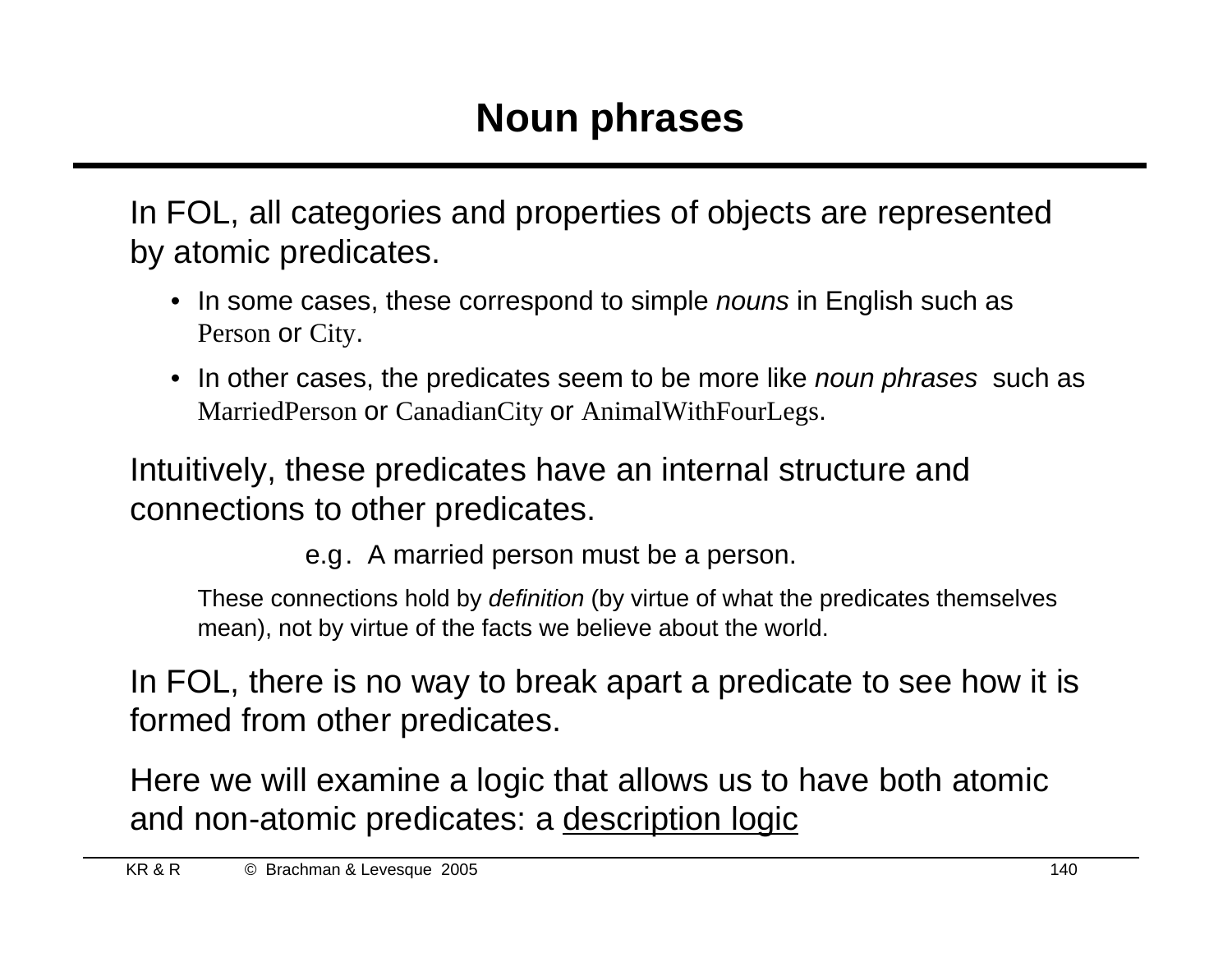# Noun phrases

In FOL, all categories and properties of objects are represented by atomic predicates.

- In some cases, these correspond to simple *nouns* in English such as Person or City.
- In other cases, the predicates seem to be more like *noun phrases* such as MarriedPerson or CanadianCity or AnimalWithFourLegs.

Intuitively, these predicates have an internal structure and connections to other predicates.

e.g. A married person must be a person.

These connections hold by *definition* (by virtue of what the predicates themselves mean), not by virtue of the facts we believe about the world.

In FOL, there is no way to break apart a predicate to see how it is formed from other predicates.

Here we will examine a logic that allows us to have both atomic and non-atomic predicates: a <u>description logic</u>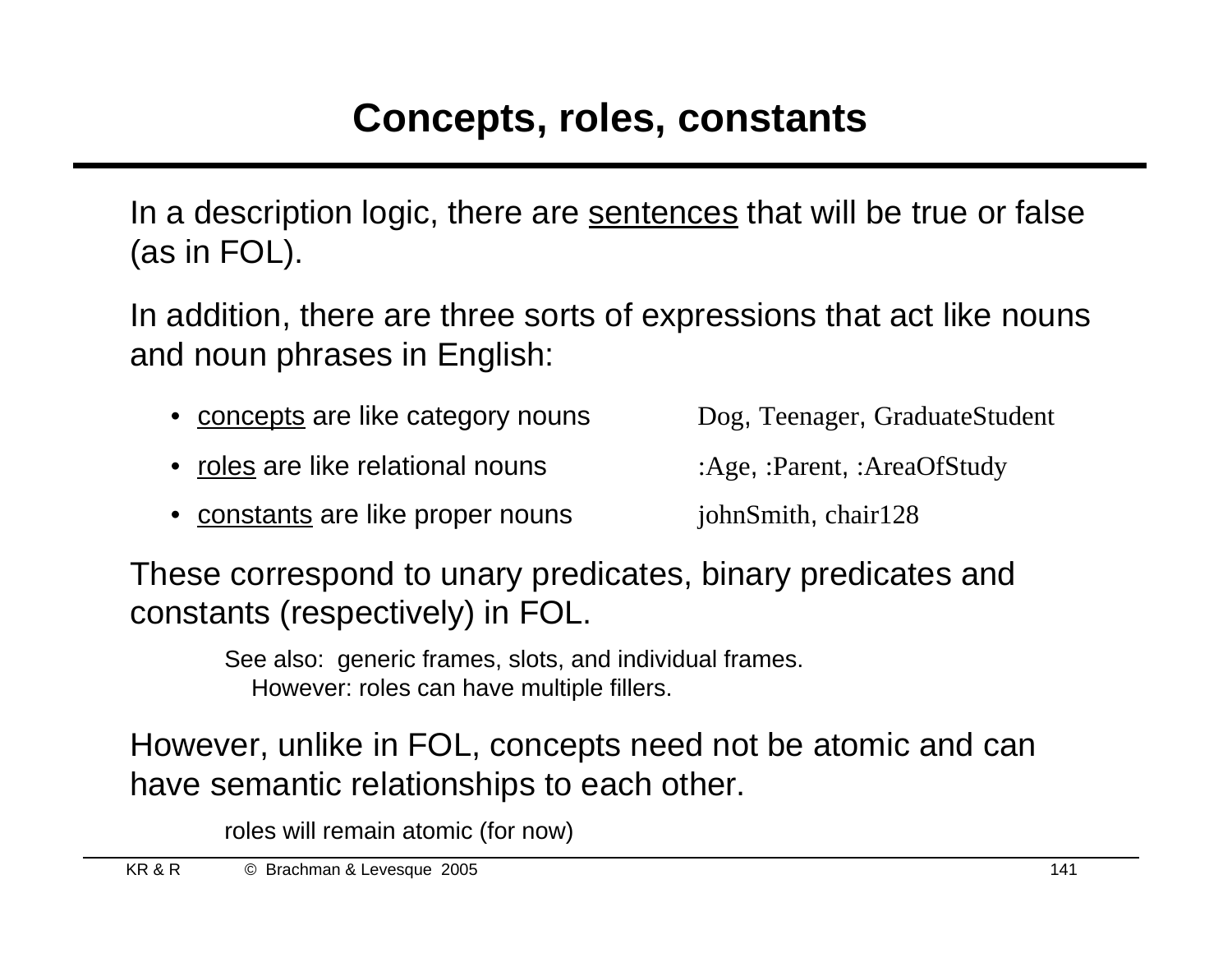# Concepts, roles, constants

In a description logic, there are <u>sentences</u> that will be true or false (as in FOL).

In addition, there are three sorts of expressions that act like nouns and noun phrases in English:

- <u>concepts</u> are like category nouns — Dog, Teenager, GraduateStudent
- <u>roles</u> are like relational nouns — :Age, :Parent, :AreaOfStudy
- <u>constants</u> are like proper nouns — johnSmith, chair128

These correspond to unary predicates, binary predicates and constants (respectively) in FOL.

> See also: generic frames, slots, and individual frames.
> However: roles can have multiple fillers.

However, unlike in FOL, concepts need not be atomic and can have semantic relationships to each other.

> roles will remain atomic (for now)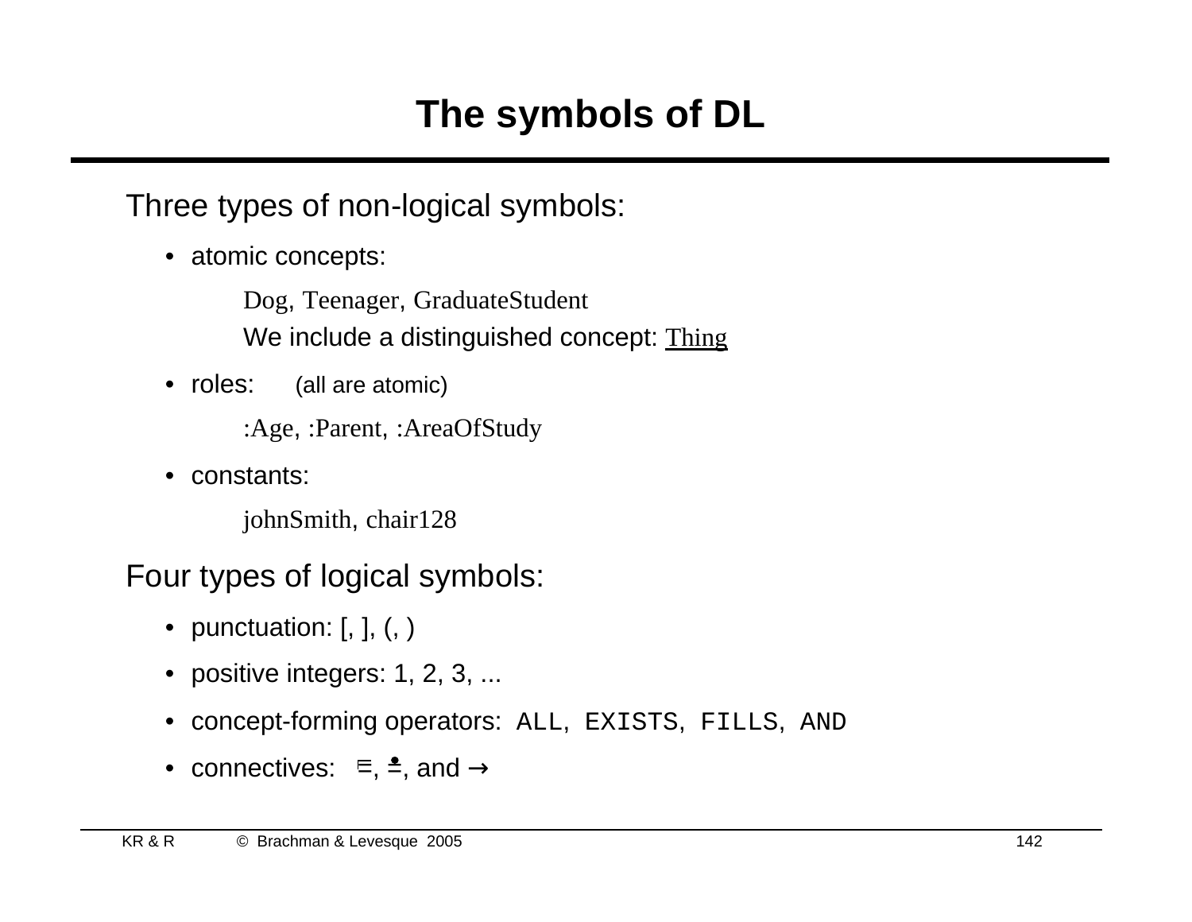# The symbols of DL

Three types of non-logical symbols:

- atomic concepts:

  Dog, Teenager, GraduateStudent

  We include a distinguished concept: Thing

- roles: (all are atomic)

  :Age, :Parent, :AreaOfStudy

- constants:

  johnSmith, chair128

Four types of logical symbols:

- punctuation: [, ], (, )
- positive integers: 1, 2, 3, ...
- concept-forming operators: `ALL`, `EXISTS`, `FILLS`, `AND`
- connectives: $\sqsubseteq$, $\doteq$, and $\rightarrow$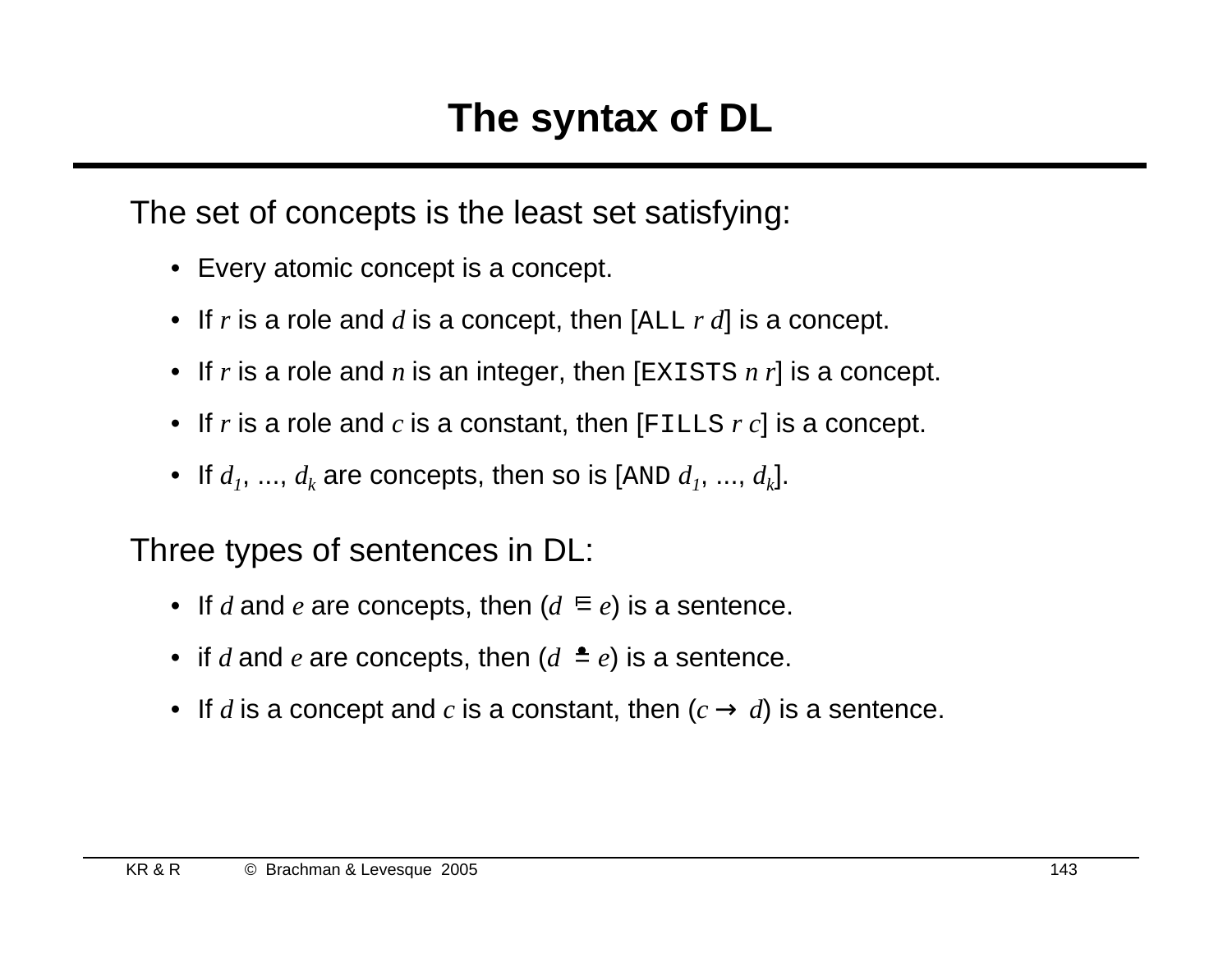# The syntax of DL

The set of concepts is the least set satisfying:

- Every atomic concept is a concept.
- If *r* is a role and *d* is a concept, then [ALL *r d*] is a concept.
- If *r* is a role and *n* is an integer, then [EXISTS *n r*] is a concept.
- If *r* is a role and *c* is a constant, then [FILLS *r c*] is a concept.
- If $d_1$, ..., $d_k$ are concepts, then so is [AND $d_1$, ..., $d_k$].

Three types of sentences in DL:

- If *d* and *e* are concepts, then ($d \sqsubseteq e$) is a sentence.
- if *d* and *e* are concepts, then ($d \doteq e$) is a sentence.
- If *d* is a concept and *c* is a constant, then ($c \rightarrow d$) is a sentence.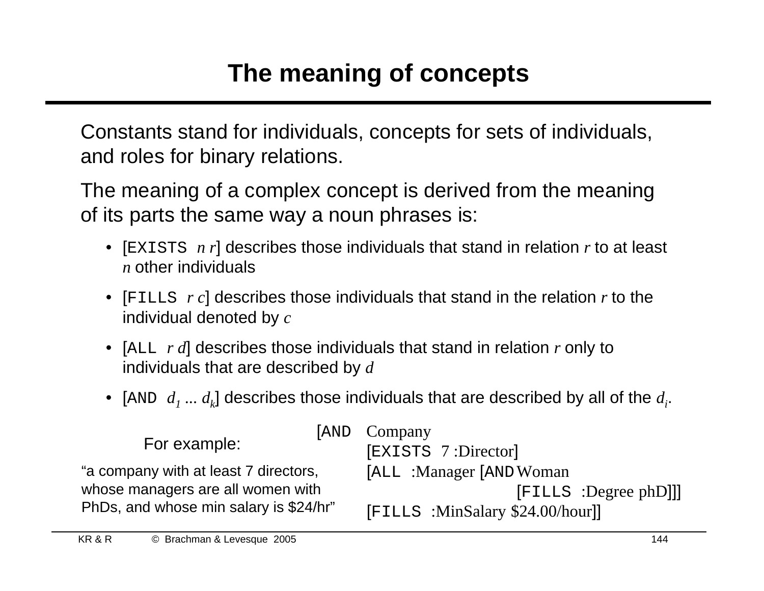# The meaning of concepts

Constants stand for individuals, concepts for sets of individuals, and roles for binary relations.

The meaning of a complex concept is derived from the meaning of its parts the same way a noun phrases is:

- [EXISTS *n r*] describes those individuals that stand in relation *r* to at least *n* other individuals
- [FILLS *r c*] describes those individuals that stand in the relation *r* to the individual denoted by *c*
- [ALL *r d*] describes those individuals that stand in relation *r* only to individuals that are described by *d*
- [AND $d_1$ ... $d_k$] describes those individuals that are described by all of the $d_i$.

For example:

"a company with at least 7 directors, whose managers are all women with PhDs, and whose min salary is $24/hr"

```
[AND Company
     [EXISTS 7 :Director]
     [ALL :Manager [AND Woman
                        [FILLS :Degree phD]]]
     [FILLS :MinSalary $24.00/hour]]
```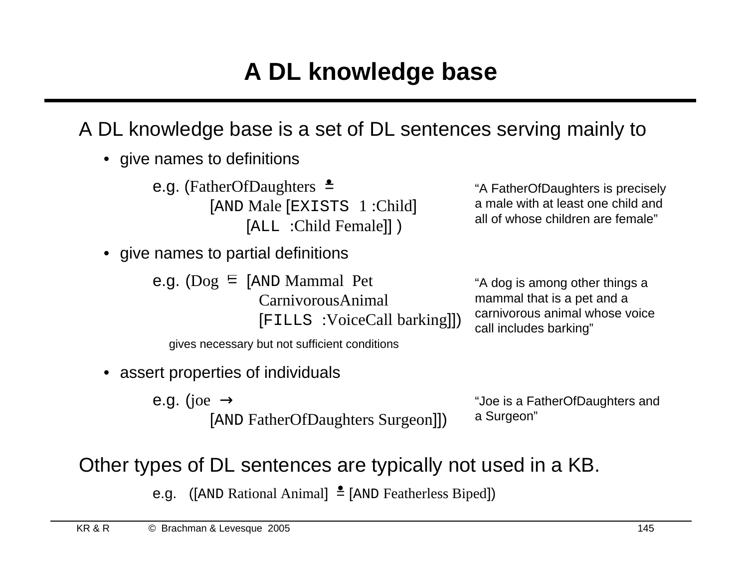# A DL knowledge base

A DL knowledge base is a set of DL sentences serving mainly to

- give names to definitions

  e.g. (FatherOfDaughters ≐
  [AND Male [EXISTS 1 :Child]
  [ALL :Child Female]] )

  "A FatherOfDaughters is precisely a male with at least one child and all of whose children are female"

- give names to partial definitions

  e.g. (Dog ⊑ [AND Mammal Pet
  CarnivorousAnimal
  [FILLS :VoiceCall barking]])

  gives necessary but not sufficient conditions

  "A dog is among other things a mammal that is a pet and a carnivorous animal whose voice call includes barking"

- assert properties of individuals

  e.g. (joe →
  [AND FatherOfDaughters Surgeon]])

  "Joe is a FatherOfDaughters and a Surgeon"

Other types of DL sentences are typically not used in a KB.

e.g. ([AND Rational Animal] ≐ [AND Featherless Biped])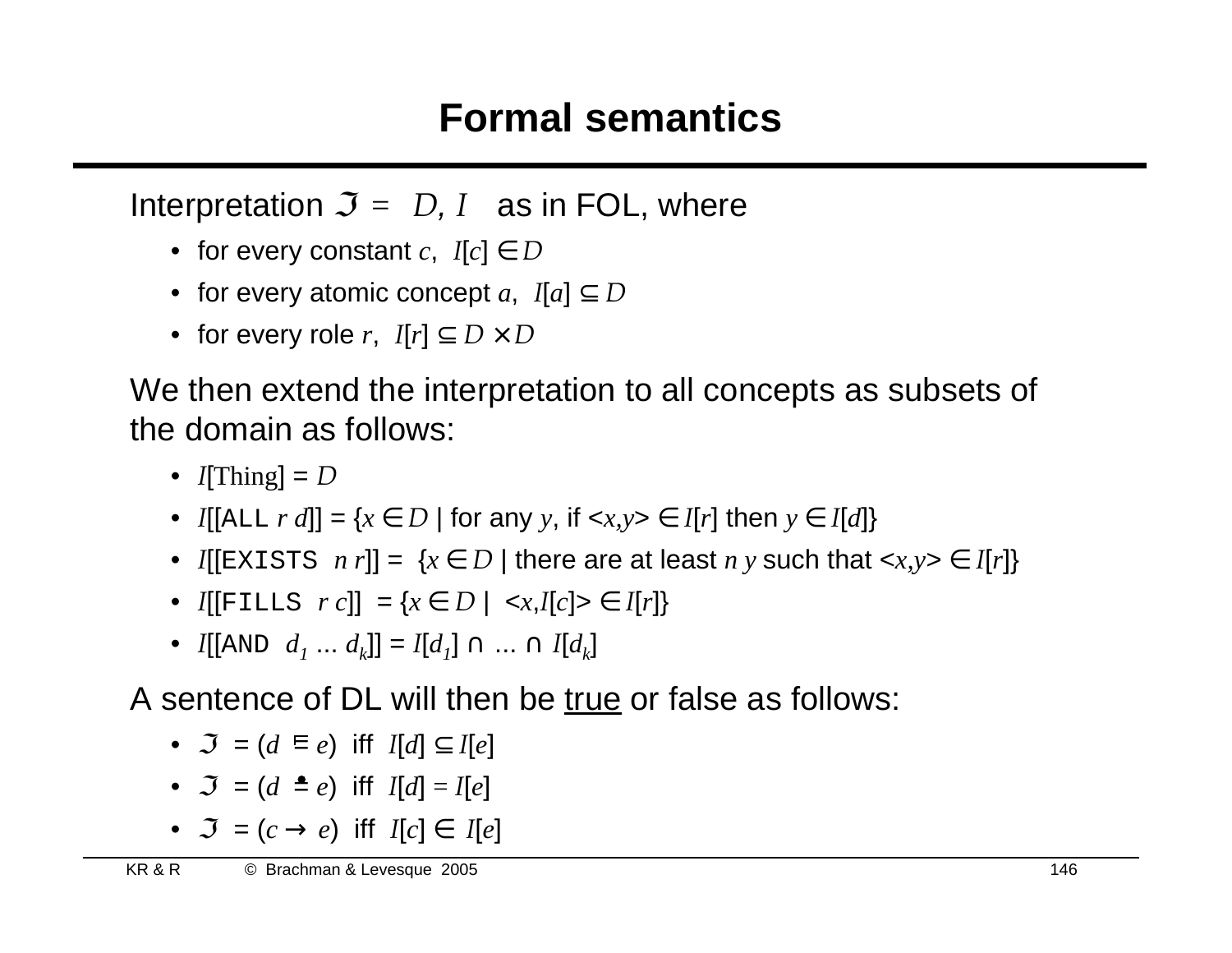# Formal semantics

Interpretation $\mathfrak{I} = \langle D, I \rangle$ as in FOL, where

- for every constant $c$, $I[c] \in D$
- for every atomic concept $a$, $I[a] \subseteq D$
- for every role $r$, $I[r] \subseteq D \times D$

We then extend the interpretation to all concepts as subsets of the domain as follows:

- $I[\text{Thing}] = D$
- $I$[[ALL $r$ $d$]] = $\{x \in D$ | for any $y$, if $\langle x,y \rangle \in I[r]$ then $y \in I[d]\}$
- $I$[[EXISTS $n$ $r$]] = $\{x \in D$ | there are at least $n$ $y$ such that $\langle x,y \rangle \in I[r]\}$
- $I$[[FILLS $r$ $c$]] = $\{x \in D$ | $\langle x, I[c] \rangle \in I[r]\}$
- $I$[[AND $d_1$ ... $d_k$]] = $I[d_1] \cap \ldots \cap I[d_k]$

A sentence of DL will then be <u>true</u> or false as follows:

- $\mathfrak{I} \models (d \sqsubseteq e)$ iff $I[d] \subseteq I[e]$
- $\mathfrak{I} \models (d \doteq e)$ iff $I[d] = I[e]$
- $\mathfrak{I} \models (c \rightarrow e)$ iff $I[c] \in I[e]$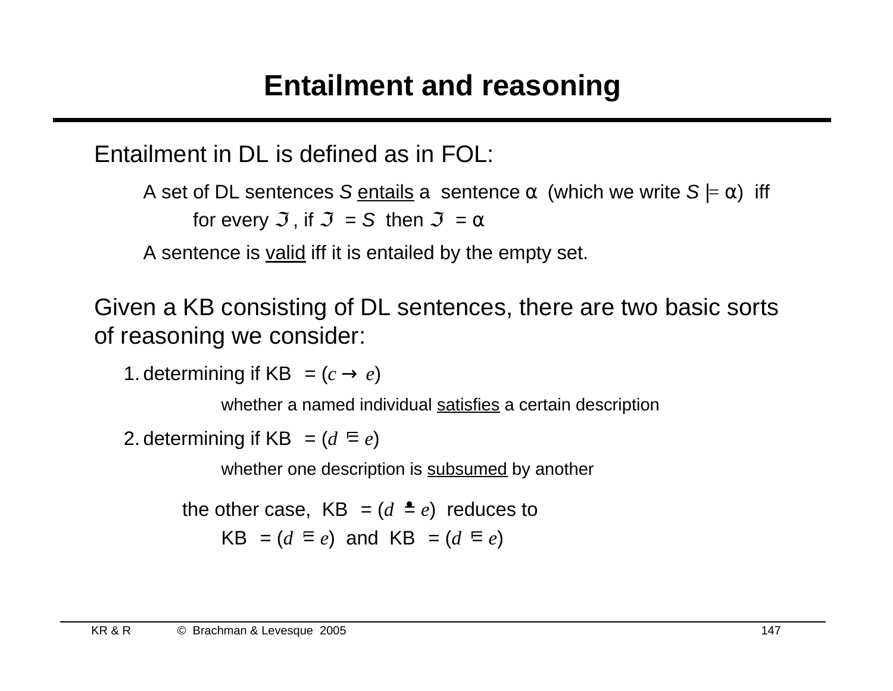# Entailment and reasoning

Entailment in DL is defined as in FOL:

A set of DL sentences $S$ entails a sentence α (which we write $S \models \alpha$) iff for every $\mathfrak{I}$, if $\mathfrak{I} \models S$ then $\mathfrak{I} \models \alpha$

A sentence is valid iff it is entailed by the empty set.

Given a KB consisting of DL sentences, there are two basic sorts of reasoning we consider:

1. determining if KB $\models (c \rightarrow e)$

   whether a named individual satisfies a certain description

2. determining if KB $\models (d \sqsubseteq e)$

   whether one description is subsumed by another

the other case, KB $\models (d \doteq e)$ reduces to

KB $\models (d \sqsubseteq e)$ and KB $\models (d \sqsubseteq e)$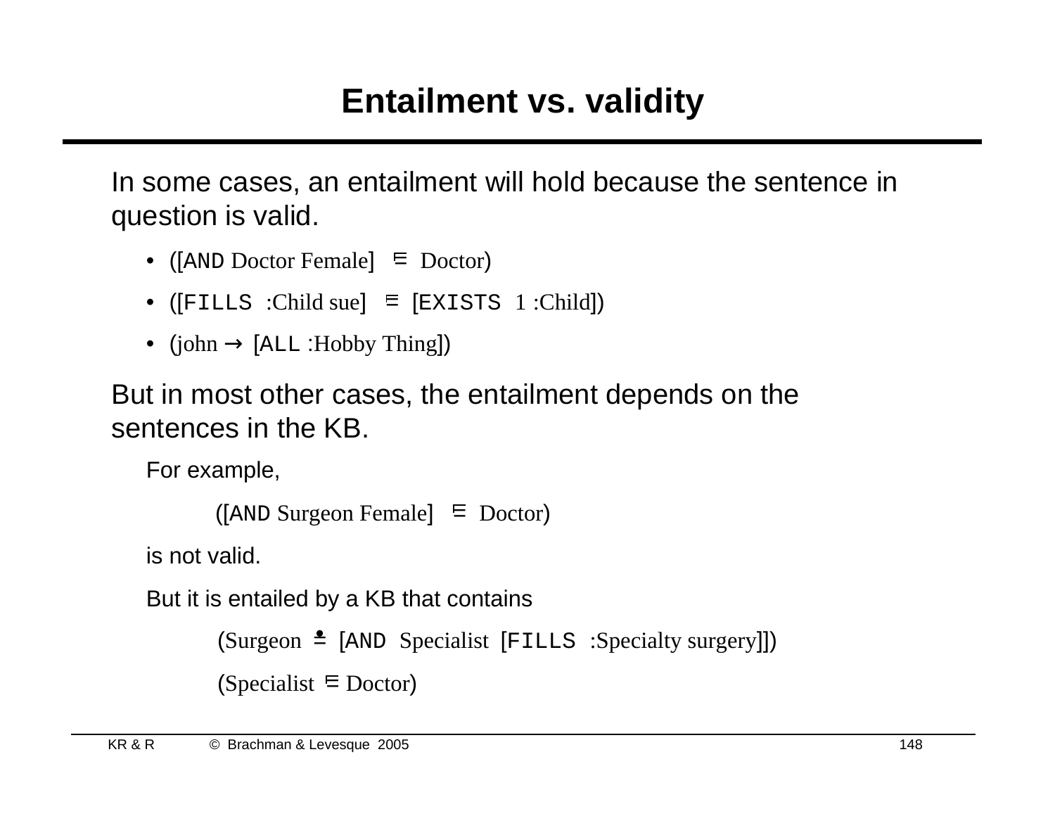# Entailment vs. validity

In some cases, an entailment will hold because the sentence in question is valid.

- ([AND Doctor Female] ⊑ Doctor)
- ([FILLS :Child sue] ⊑ [EXISTS 1 :Child])
- (john → [ALL :Hobby Thing])

But in most other cases, the entailment depends on the sentences in the KB.

For example,

([AND Surgeon Female] ⊑ Doctor)

is not valid.

But it is entailed by a KB that contains

(Surgeon ≐ [AND Specialist [FILLS :Specialty surgery]])

(Specialist ⊑ Doctor)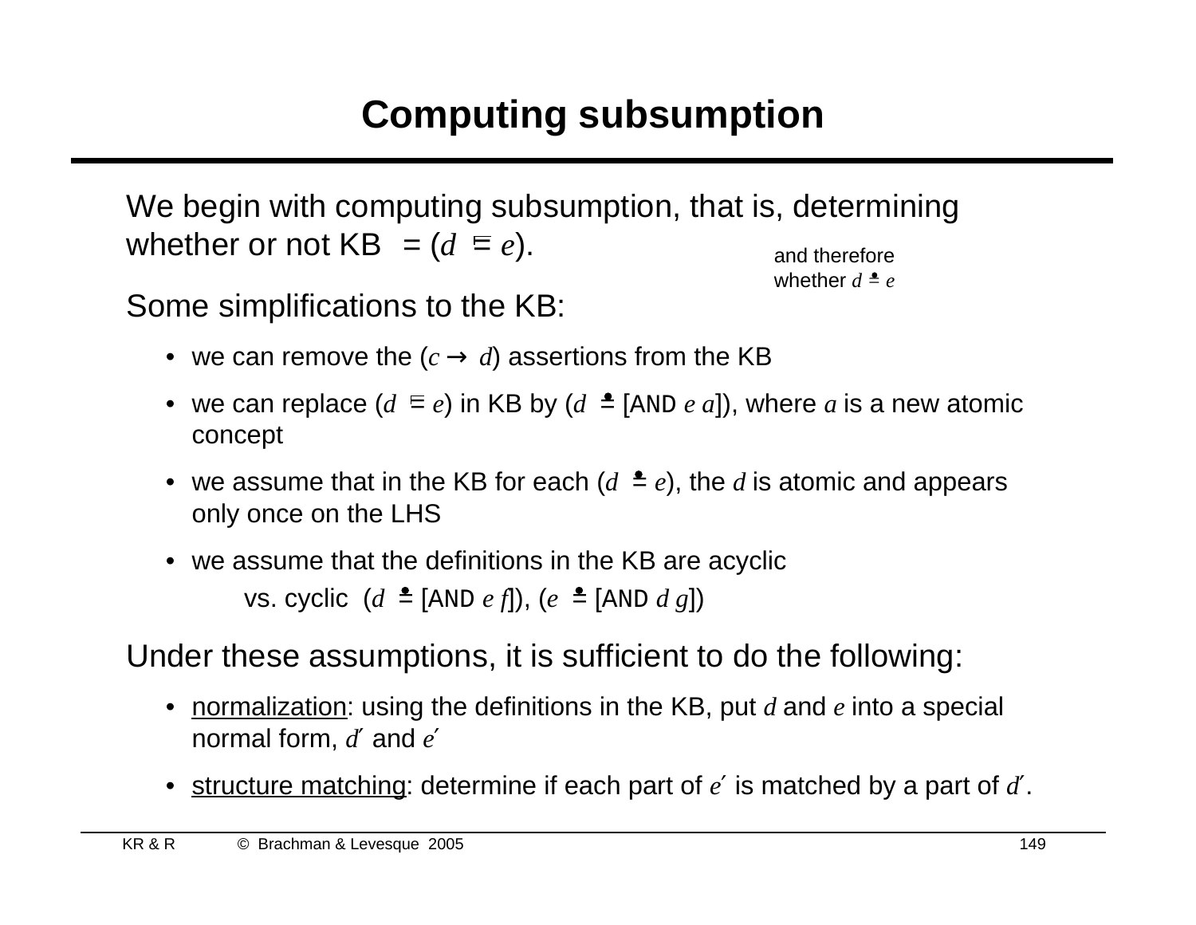# Computing subsumption

We begin with computing subsumption, that is, determining whether or not KB $\models (d \sqsubseteq e)$.

and therefore whether $d \doteq e$

Some simplifications to the KB:

- we can remove the $(c \rightarrow d)$ assertions from the KB
- we can replace $(d \sqsubseteq e)$ in KB by $(d \doteq$ [AND $e$ $a$]), where $a$ is a new atomic concept
- we assume that in the KB for each $(d \doteq e)$, the $d$ is atomic and appears only once on the LHS
- we assume that the definitions in the KB are acyclic

  vs. cyclic $(d \doteq$ [AND $e$ $f$]), $(e \doteq$ [AND $d$ $g$])

Under these assumptions, it is sufficient to do the following:

- <u>normalization</u>: using the definitions in the KB, put $d$ and $e$ into a special normal form, $d'$ and $e'$
- <u>structure matching</u>: determine if each part of $e'$ is matched by a part of $d'$.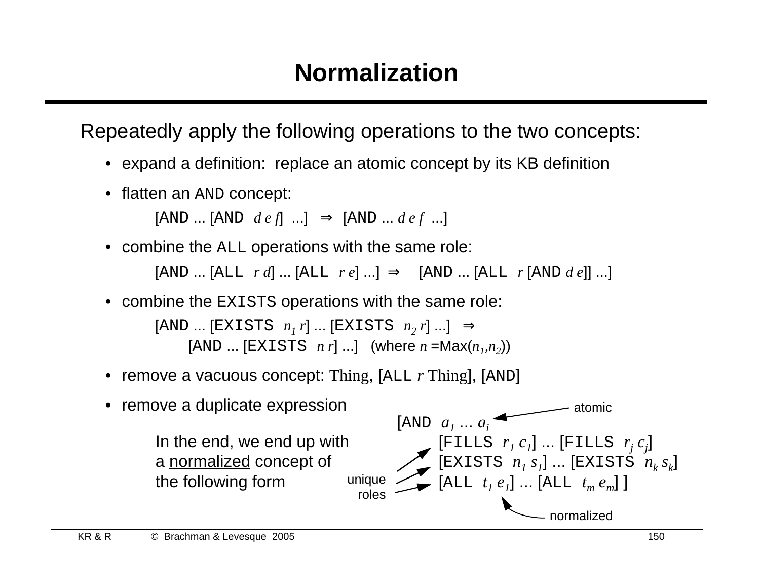# Normalization

Repeatedly apply the following operations to the two concepts:

- expand a definition: replace an atomic concept by its KB definition
- flatten an AND concept:

  [AND ... [AND *d e f*] ...] ⇒ [AND ... *d e f* ...]

- combine the ALL operations with the same role:

  [AND ... [ALL *r d*] ... [ALL *r e*] ...] ⇒ [AND ... [ALL *r* [AND *d e*]] ...]

- combine the EXISTS operations with the same role:

  [AND ... [EXISTS $n_1$ *r*] ... [EXISTS $n_2$ *r*] ...] ⇒
  [AND ... [EXISTS *n r*] ...] (where $n$ =Max($n_1$,$n_2$))

- remove a vacuous concept: Thing, [ALL *r* Thing], [AND]
- remove a duplicate expression

In the end, we end up with a normalized concept of the following form

[AND $a_1$ ... $a_i$
  [FILLS $r_1$ $c_1$] ... [FILLS $r_j$ $c_j$]
  [EXISTS $n_1$ $s_1$] ... [EXISTS $n_k$ $s_k$]
  [ALL $t_1$ $e_1$] ... [ALL $t_m$ $e_m$] ]

(atomic: $a_1 \ldots a_i$; unique roles: FILLS, EXISTS, ALL; normalized: $e_1 \ldots e_m$)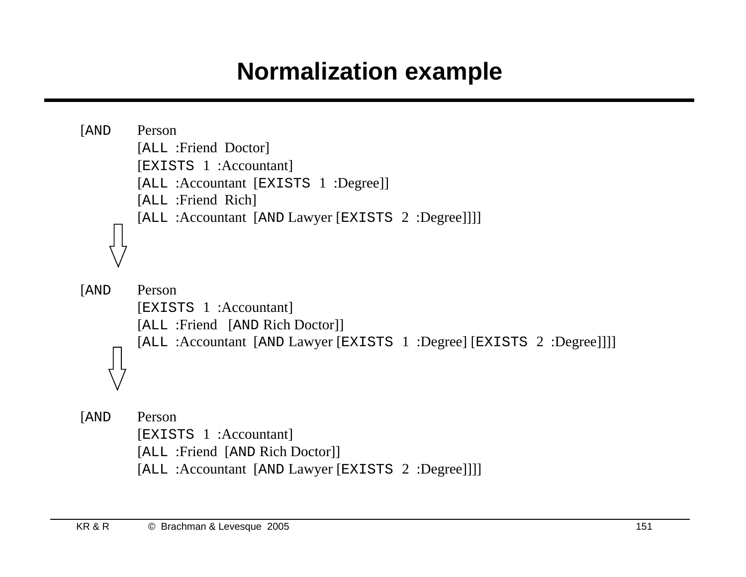# Normalization example

```
[AND  Person
      [ALL :Friend Doctor]
      [EXISTS 1 :Accountant]
      [ALL :Accountant [EXISTS 1 :Degree]]
      [ALL :Friend Rich]
      [ALL :Accountant [AND Lawyer [EXISTS 2 :Degree]]]]

    ⇓

[AND  Person
      [EXISTS 1 :Accountant]
      [ALL :Friend [AND Rich Doctor]]
      [ALL :Accountant [AND Lawyer [EXISTS 1 :Degree] [EXISTS 2 :Degree]]]]

    ⇓

[AND  Person
      [EXISTS 1 :Accountant]
      [ALL :Friend [AND Rich Doctor]]
      [ALL :Accountant [AND Lawyer [EXISTS 2 :Degree]]]]
```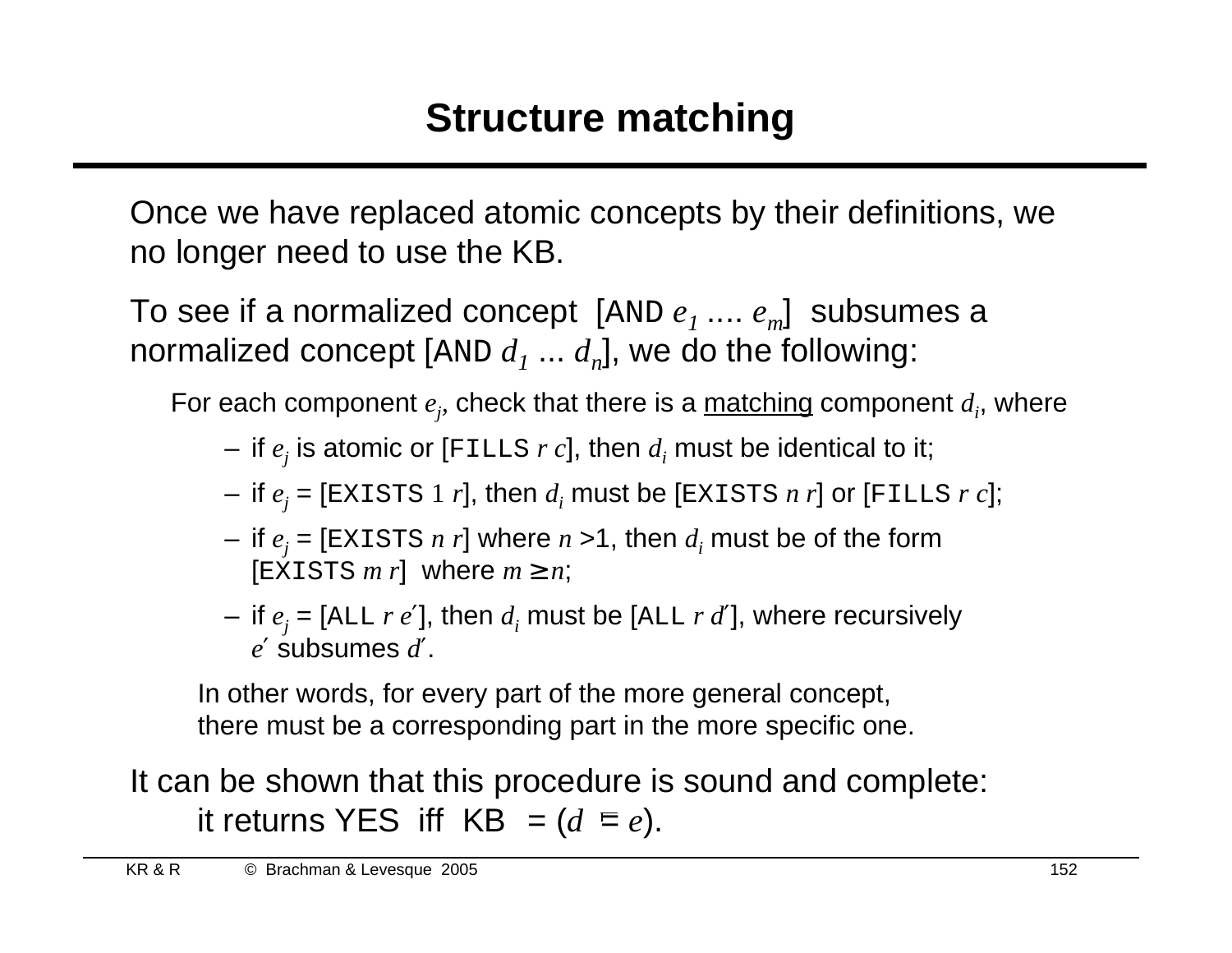# Structure matching

Once we have replaced atomic concepts by their definitions, we no longer need to use the KB.

To see if a normalized concept [AND $e_1$ .... $e_m$] subsumes a normalized concept [AND $d_1$ ... $d_n$], we do the following:

For each component $e_j$, check that there is a matching component $d_i$, where

- if $e_j$ is atomic or [FILLS $r$ $c$], then $d_i$ must be identical to it;
- if $e_j$ = [EXISTS 1 $r$], then $d_i$ must be [EXISTS $n$ $r$] or [FILLS $r$ $c$];
- if $e_j$ = [EXISTS $n$ $r$] where $n$ >1, then $d_i$ must be of the form [EXISTS $m$ $r$] where $m \geq n$;
- if $e_j$ = [ALL $r$ $e'$], then $d_i$ must be [ALL $r$ $d'$], where recursively $e'$ subsumes $d'$.

In other words, for every part of the more general concept, there must be a corresponding part in the more specific one.

It can be shown that this procedure is sound and complete:
it returns YES iff KB $\models$ ($d$ $\sqsubseteq$ $e$).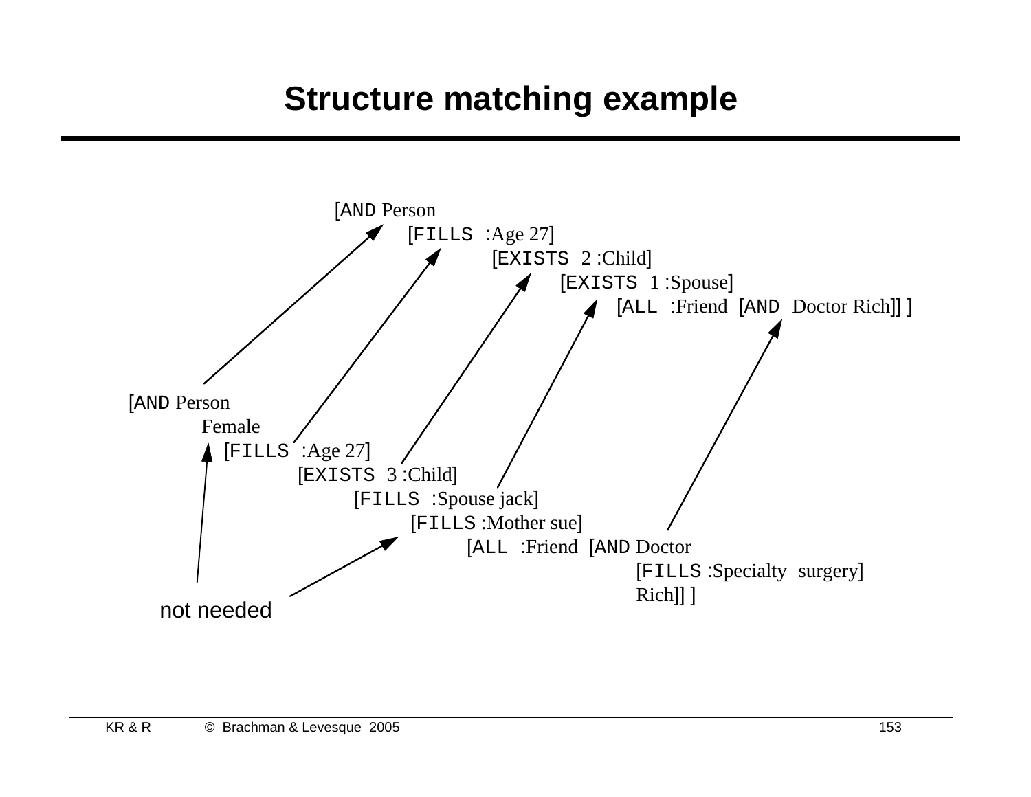# Structure matching example

```
[AND Person
     [FILLS :Age 27]
          [EXISTS 2 :Child]
               [EXISTS 1 :Spouse]
                    [ALL :Friend [AND Doctor Rich]] ]
```

```
[AND Person
     Female
       [FILLS :Age 27]
            [EXISTS 3 :Child]
                 [FILLS :Spouse jack]
                      [FILLS :Mother sue]
                           [ALL :Friend [AND Doctor
                                             [FILLS :Specialty surgery]
                                             Rich]] ]
```

not needed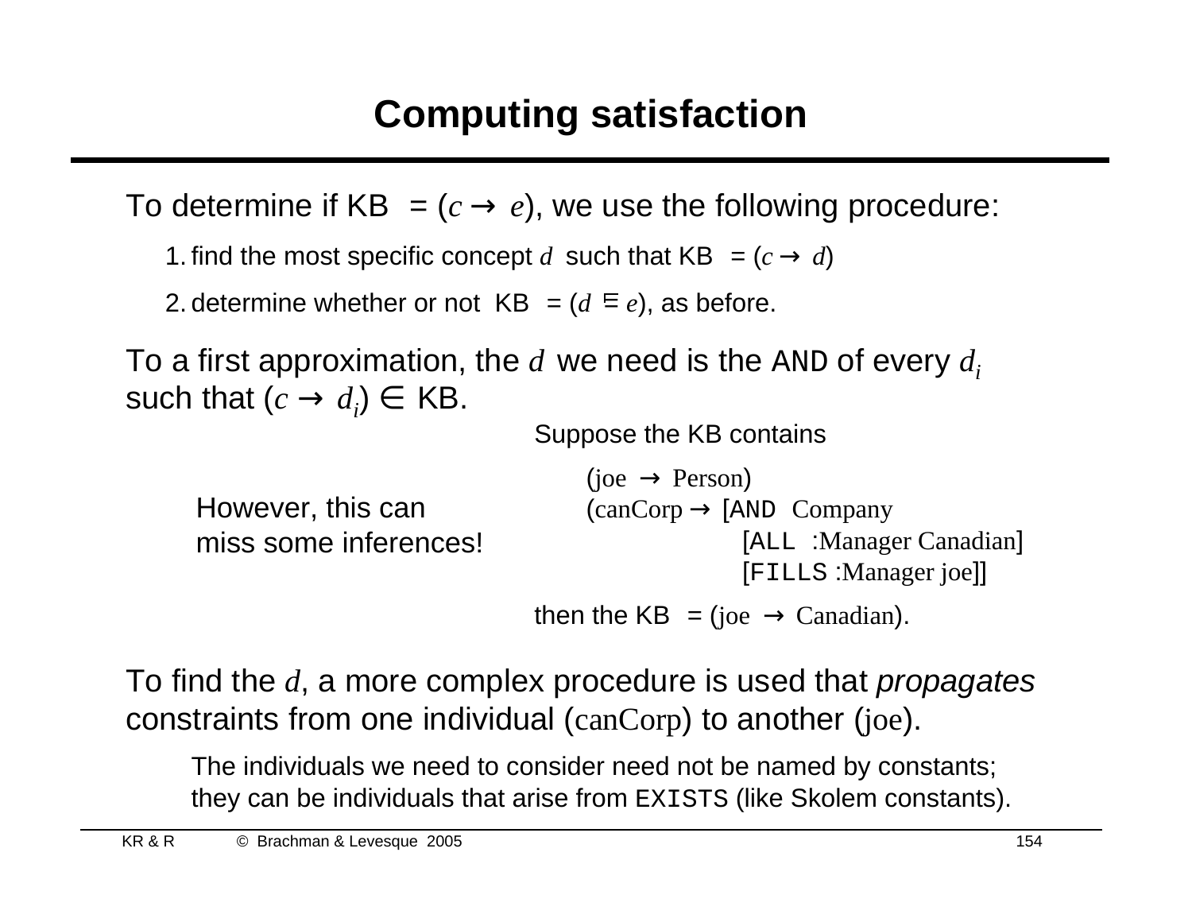# Computing satisfaction

To determine if KB $\models (c \rightarrow e)$, we use the following procedure:

1. find the most specific concept $d$ such that KB $\models (c \rightarrow d)$
2. determine whether or not KB $\models (d \sqsubseteq e)$, as before.

To a first approximation, the $d$ we need is the AND of every $d_i$ such that $(c \rightarrow d_i) \in$ KB.

However, this can miss some inferences!

Suppose the KB contains

```
(joe → Person)
(canCorp → [AND Company
              [ALL :Manager Canadian]
              [FILLS :Manager joe]]
```

then the KB $\models$ (joe $\rightarrow$ Canadian).

To find the $d$, a more complex procedure is used that *propagates* constraints from one individual (canCorp) to another (joe).

The individuals we need to consider need not be named by constants; they can be individuals that arise from EXISTS (like Skolem constants).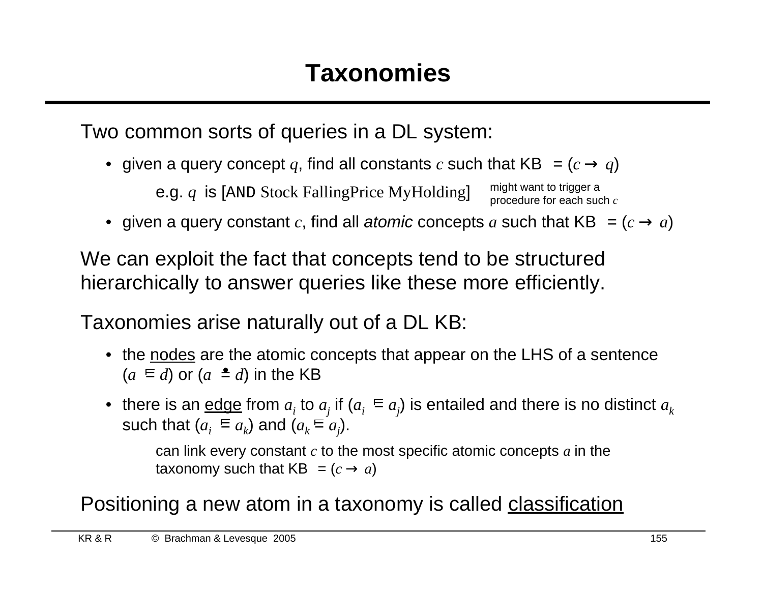# Taxonomies

Two common sorts of queries in a DL system:

- given a query concept $q$, find all constants $c$ such that KB $\models$ $(c \rightarrow q)$

  e.g. $q$ is [AND Stock FallingPrice MyHolding]   might want to trigger a procedure for each such $c$

- given a query constant $c$, find all *atomic* concepts $a$ such that KB $\models$ $(c \rightarrow a)$

We can exploit the fact that concepts tend to be structured hierarchically to answer queries like these more efficiently.

Taxonomies arise naturally out of a DL KB:

- the <u>nodes</u> are the atomic concepts that appear on the LHS of a sentence $(a \sqsubseteq d)$ or $(a \doteq d)$ in the KB

- there is an <u>edge</u> from $a_i$ to $a_j$ if $(a_i \sqsubseteq a_j)$ is entailed and there is no distinct $a_k$ such that $(a_i \sqsubseteq a_k)$ and $(a_k \sqsubseteq a_j)$.

  can link every constant $c$ to the most specific atomic concepts $a$ in the taxonomy such that KB $\models$ $(c \rightarrow a)$

Positioning a new atom in a taxonomy is called <u>classification</u>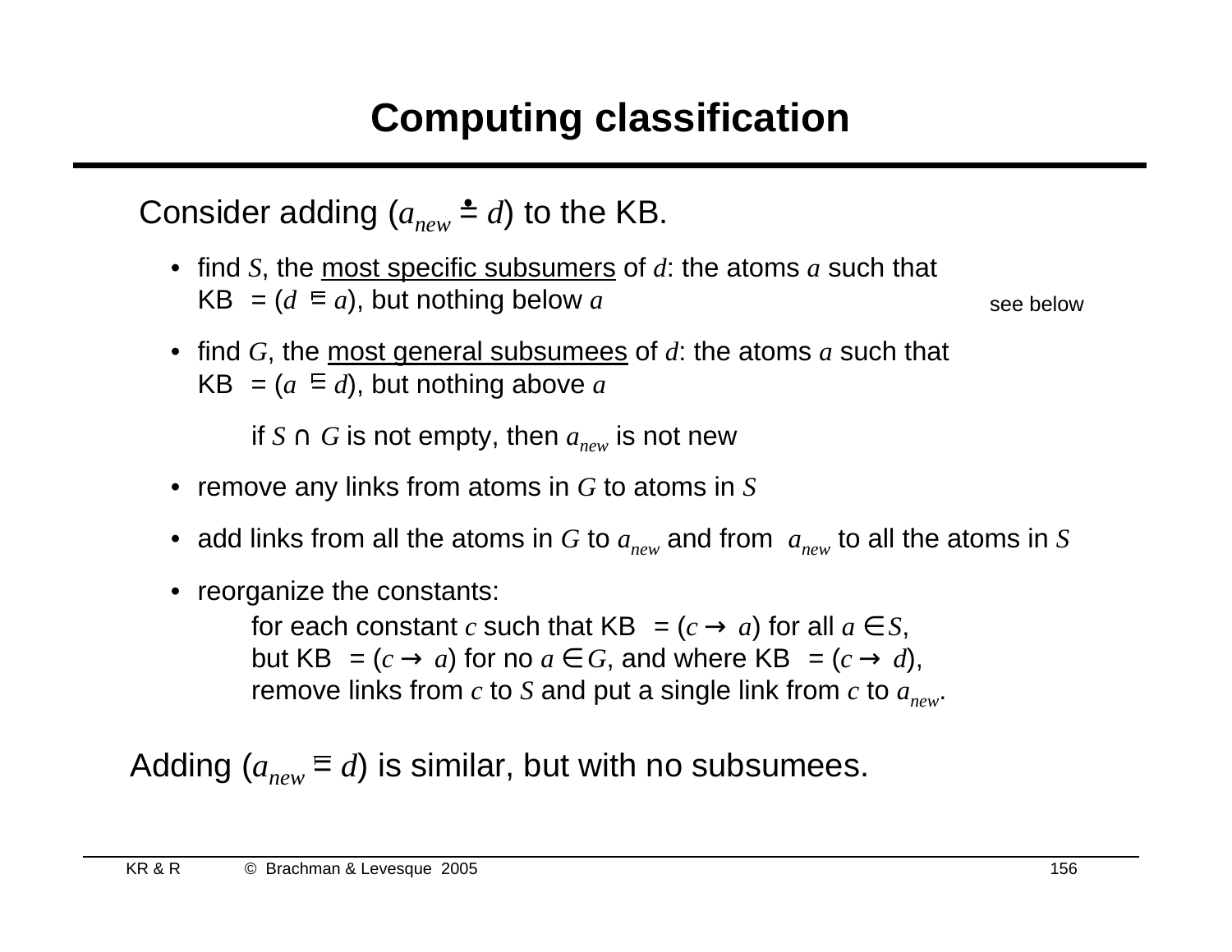# Computing classification

Consider adding ($a_{new} \doteq d$) to the KB.

- find $S$, the <u>most specific subsumers</u> of $d$: the atoms $a$ such that KB $\models$ ($d \sqsubseteq a$), but nothing below $a$ — see below
- find $G$, the <u>most general subsumees</u> of $d$: the atoms $a$ such that KB $\models$ ($a \sqsubseteq d$), but nothing above $a$

  if $S \cap G$ is not empty, then $a_{new}$ is not new

- remove any links from atoms in $G$ to atoms in $S$
- add links from all the atoms in $G$ to $a_{new}$ and from $a_{new}$ to all the atoms in $S$
- reorganize the constants:

  for each constant $c$ such that KB $\models$ ($c \to a$) for all $a \in S$, but KB $\models$ ($c \to a$) for no $a \in G$, and where KB $\models$ ($c \to d$), remove links from $c$ to $S$ and put a single link from $c$ to $a_{new}$.

Adding ($a_{new} \sqsubseteq d$) is similar, but with no subsumees.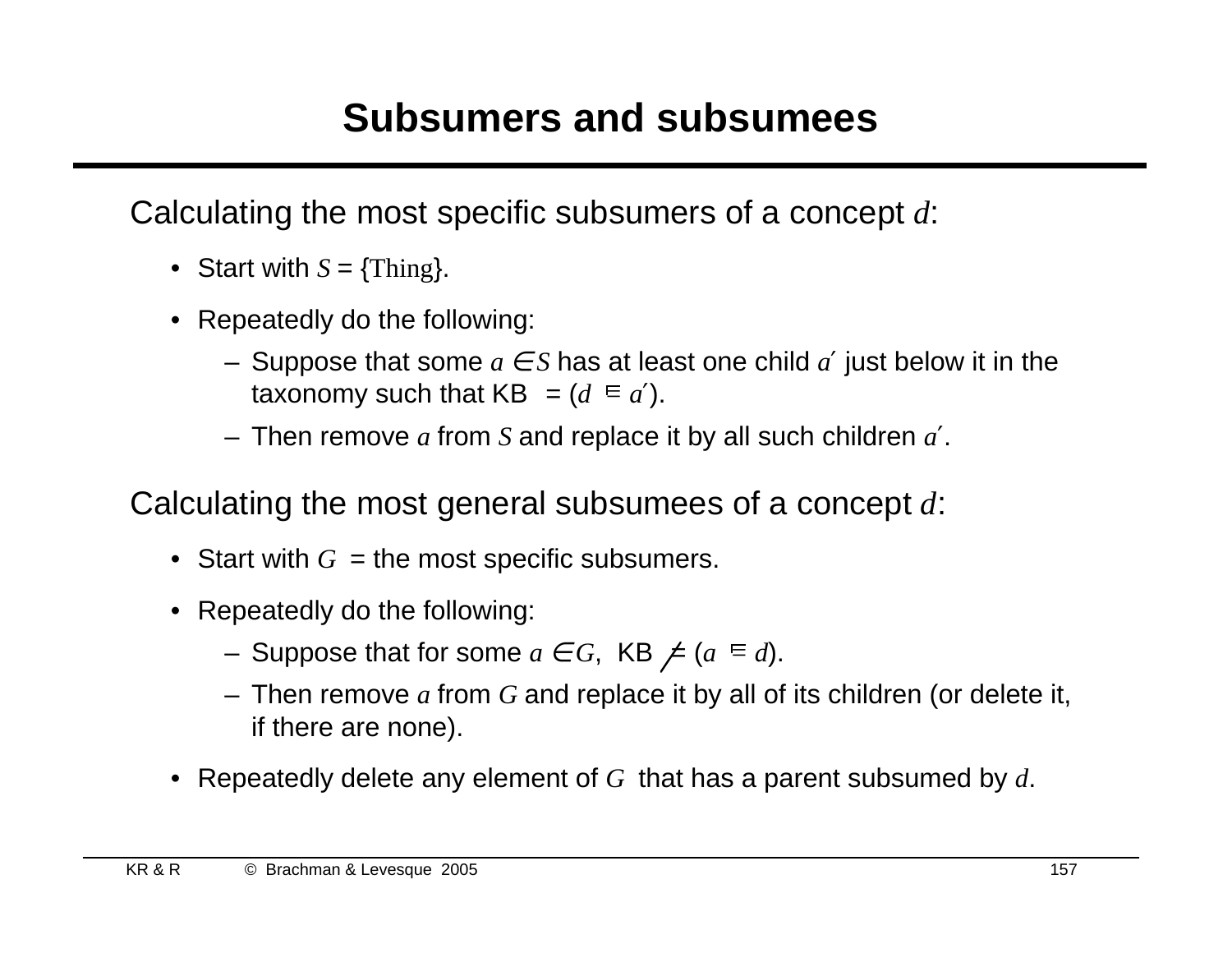# Subsumers and subsumees

Calculating the most specific subsumers of a concept *d*:

- Start with $S$ = {Thing}.
- Repeatedly do the following:
  - Suppose that some $a \in S$ has at least one child $a'$ just below it in the taxonomy such that KB $\models (d \sqsubseteq a')$.
  - Then remove $a$ from $S$ and replace it by all such children $a'$.

Calculating the most general subsumees of a concept *d*:

- Start with $G$ = the most specific subsumers.
- Repeatedly do the following:
  - Suppose that for some $a \in G$, KB $\not\models (a \sqsubseteq d)$.
  - Then remove $a$ from $G$ and replace it by all of its children (or delete it, if there are none).
- Repeatedly delete any element of $G$ that has a parent subsumed by $d$.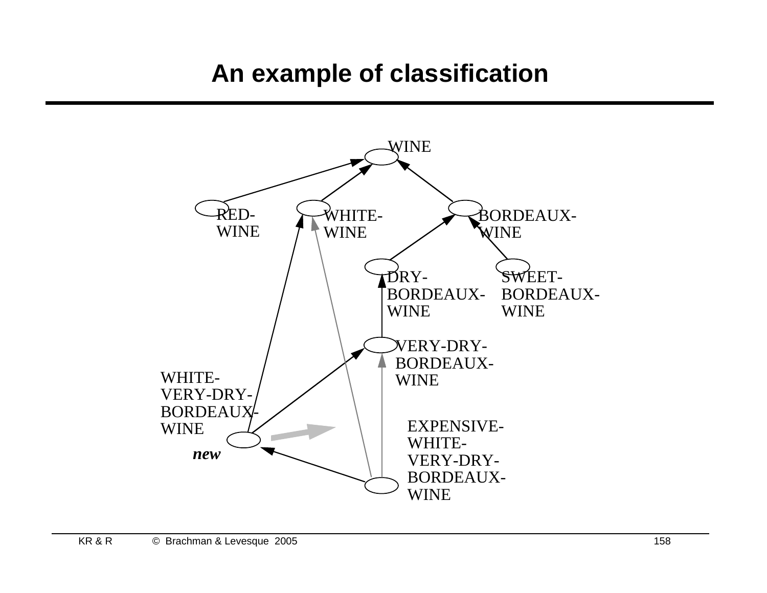# An example of classification

WINE

RED-WINE

WHITE-WINE

BORDEAUX-WINE

DRY-BORDEAUX-WINE

SWEET-BORDEAUX-WINE

VERY-DRY-BORDEAUX-WINE

WHITE-VERY-DRY-BORDEAUX-WINE

*new*

EXPENSIVE-WHITE-VERY-DRY-BORDEAUX-WINE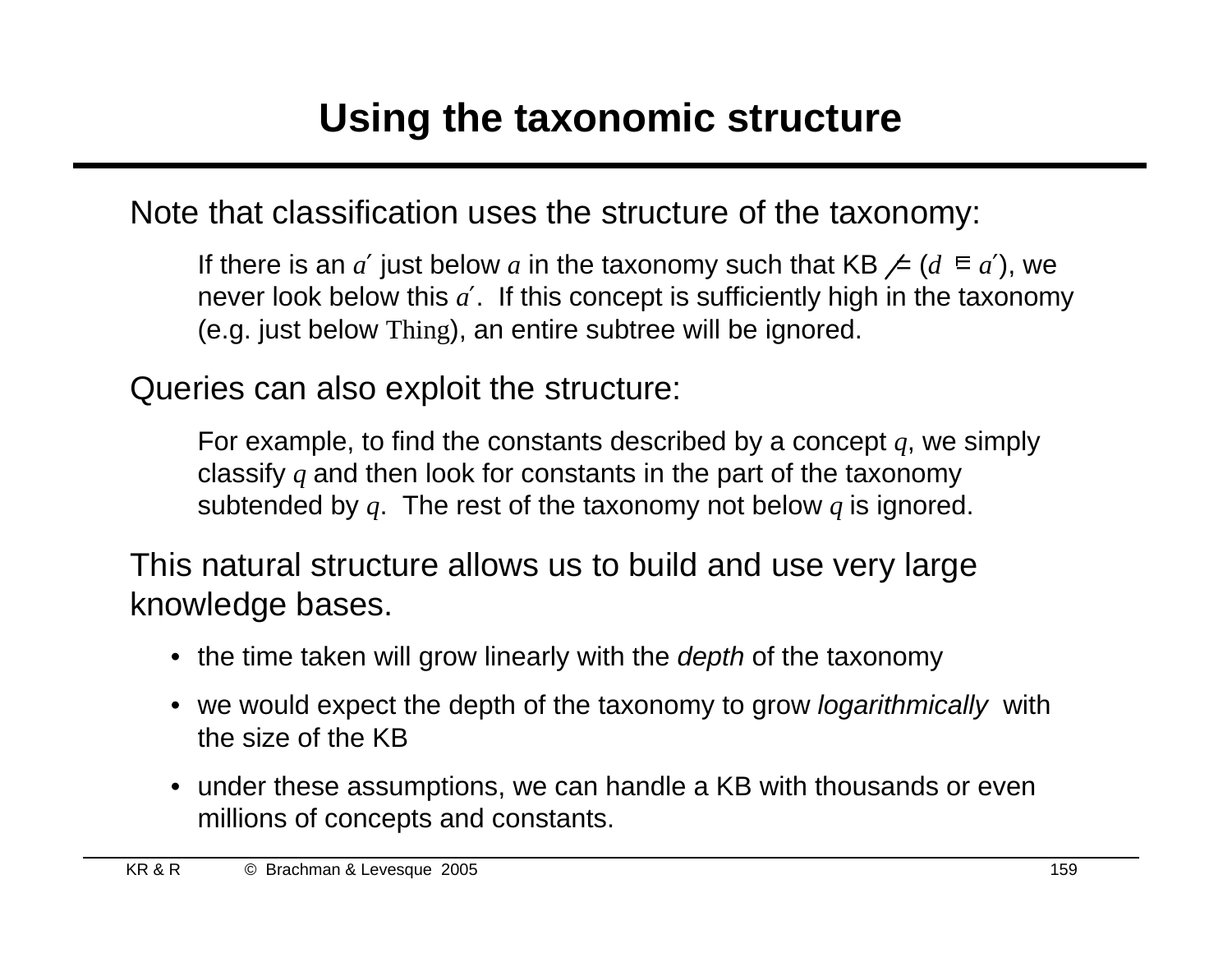# Using the taxonomic structure

Note that classification uses the structure of the taxonomy:

> If there is an $a'$ just below $a$ in the taxonomy such that KB $\not\models$ ($d \sqsubseteq a'$), we never look below this $a'$. If this concept is sufficiently high in the taxonomy (e.g. just below Thing), an entire subtree will be ignored.

Queries can also exploit the structure:

> For example, to find the constants described by a concept $q$, we simply classify $q$ and then look for constants in the part of the taxonomy subtended by $q$. The rest of the taxonomy not below $q$ is ignored.

This natural structure allows us to build and use very large knowledge bases.

- the time taken will grow linearly with the *depth* of the taxonomy
- we would expect the depth of the taxonomy to grow *logarithmically* with the size of the KB
- under these assumptions, we can handle a KB with thousands or even millions of concepts and constants.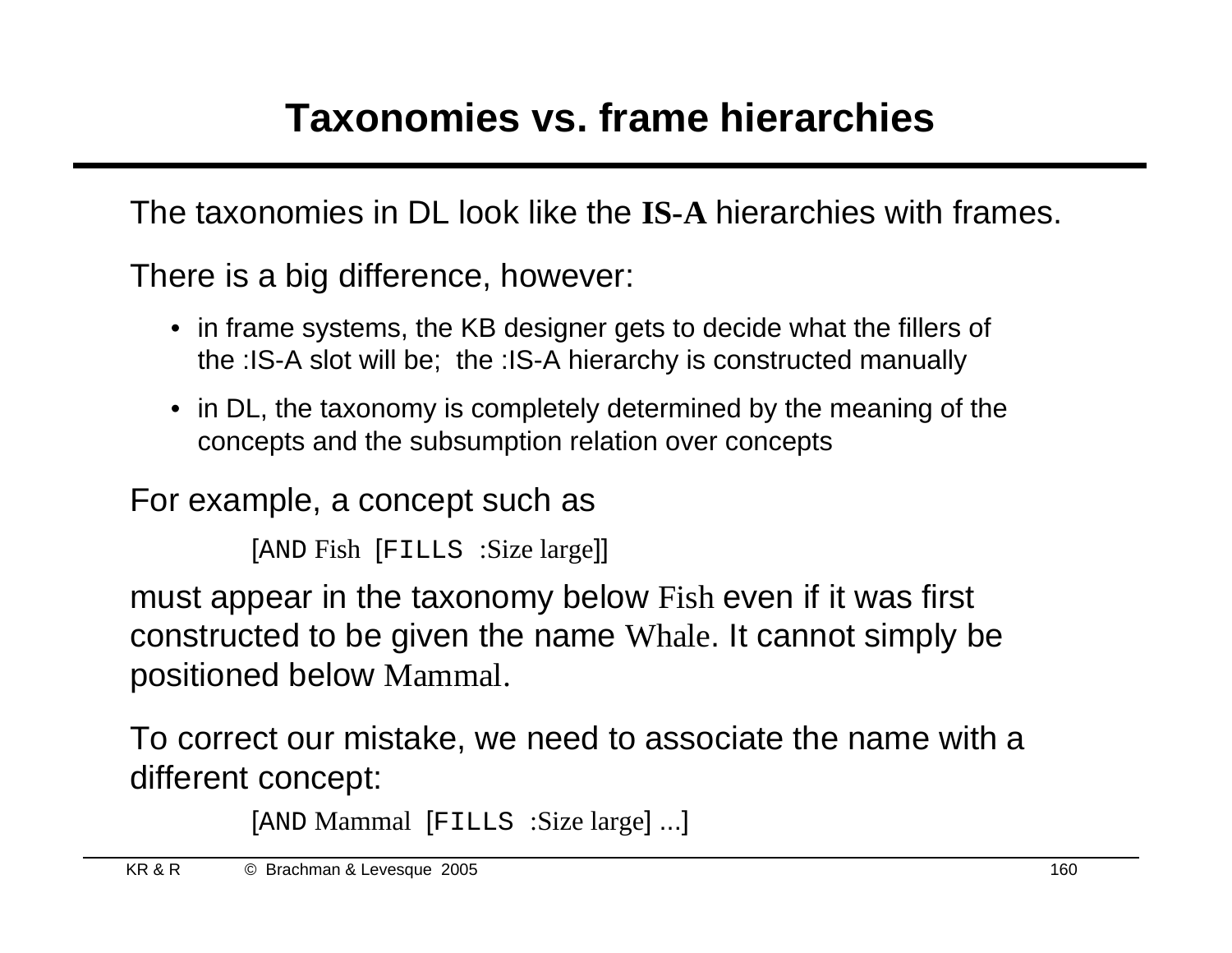# Taxonomies vs. frame hierarchies

The taxonomies in DL look like the **IS-A** hierarchies with frames.

There is a big difference, however:

- in frame systems, the KB designer gets to decide what the fillers of the :IS-A slot will be; the :IS-A hierarchy is constructed manually
- in DL, the taxonomy is completely determined by the meaning of the concepts and the subsumption relation over concepts

For example, a concept such as

[AND Fish [FILLS :Size large]]

must appear in the taxonomy below Fish even if it was first constructed to be given the name Whale. It cannot simply be positioned below Mammal.

To correct our mistake, we need to associate the name with a different concept:

[AND Mammal [FILLS :Size large] ...]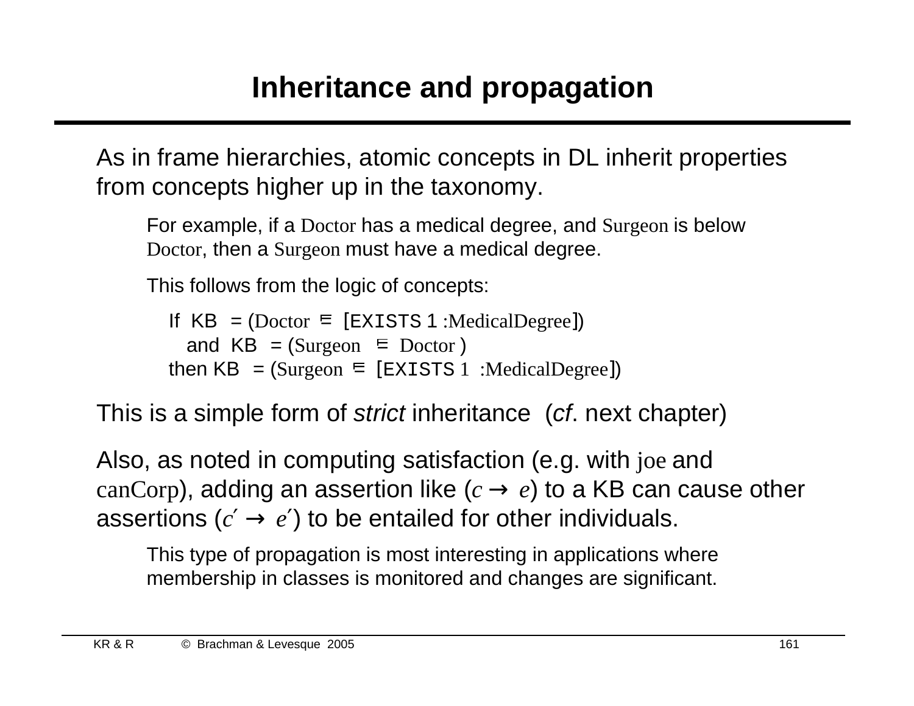# Inheritance and propagation

As in frame hierarchies, atomic concepts in DL inherit properties from concepts higher up in the taxonomy.

For example, if a Doctor has a medical degree, and Surgeon is below Doctor, then a Surgeon must have a medical degree.

This follows from the logic of concepts:

If KB $\models$ (Doctor $\sqsubseteq$ [EXISTS 1 :MedicalDegree])
and KB $\models$ (Surgeon $\sqsubseteq$ Doctor )
then KB $\models$ (Surgeon $\sqsubseteq$ [EXISTS 1 :MedicalDegree])

This is a simple form of *strict* inheritance (*cf*. next chapter)

Also, as noted in computing satisfaction (e.g. with joe and canCorp), adding an assertion like ($c \rightarrow e$) to a KB can cause other assertions ($c' \rightarrow e'$) to be entailed for other individuals.

This type of propagation is most interesting in applications where membership in classes is monitored and changes are significant.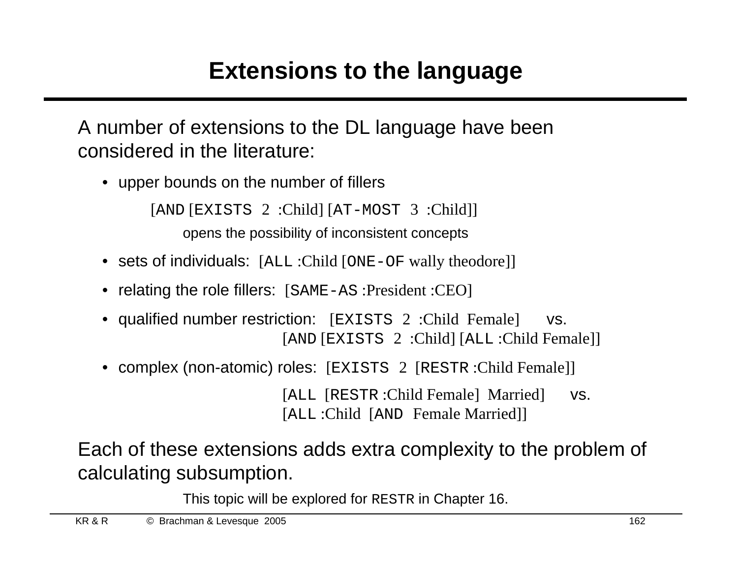# Extensions to the language

A number of extensions to the DL language have been considered in the literature:

- upper bounds on the number of fillers

  [AND [EXISTS 2 :Child] [AT-MOST 3 :Child]]

  opens the possibility of inconsistent concepts

- sets of individuals: [ALL :Child [ONE-OF wally theodore]]
- relating the role fillers: [SAME-AS :President :CEO]
- qualified number restriction: [EXISTS 2 :Child Female] vs.
  [AND [EXISTS 2 :Child] [ALL :Child Female]]
- complex (non-atomic) roles: [EXISTS 2 [RESTR :Child Female]]

  [ALL [RESTR :Child Female] Married] vs.
  [ALL :Child [AND Female Married]]

Each of these extensions adds extra complexity to the problem of calculating subsumption.

This topic will be explored for RESTR in Chapter 16.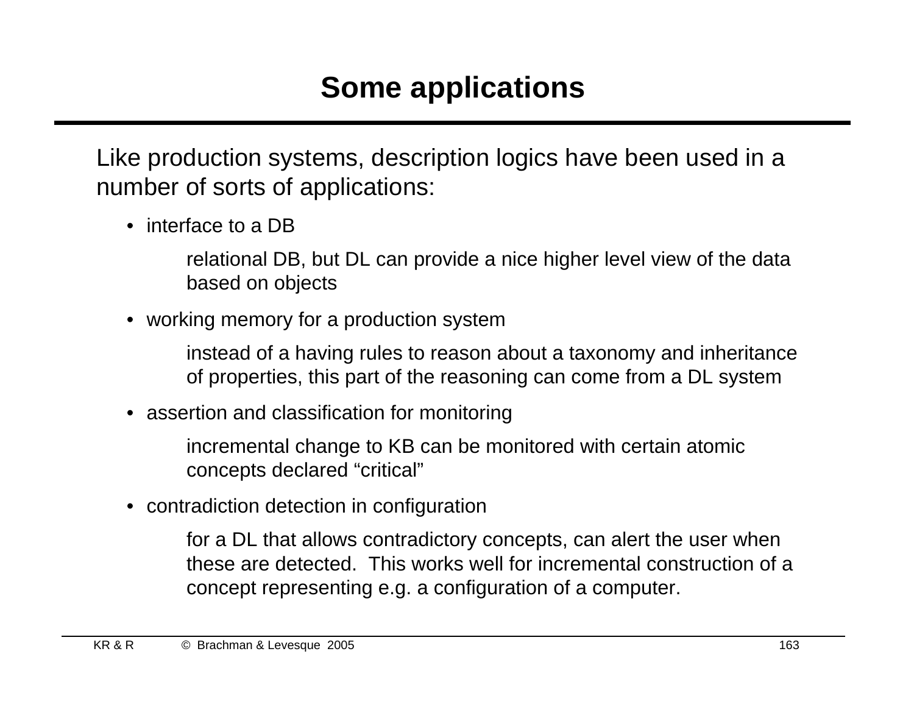# Some applications

Like production systems, description logics have been used in a number of sorts of applications:

- interface to a DB

  relational DB, but DL can provide a nice higher level view of the data based on objects

- working memory for a production system

  instead of a having rules to reason about a taxonomy and inheritance of properties, this part of the reasoning can come from a DL system

- assertion and classification for monitoring

  incremental change to KB can be monitored with certain atomic concepts declared “critical”

- contradiction detection in configuration

  for a DL that allows contradictory concepts, can alert the user when these are detected. This works well for incremental construction of a concept representing e.g. a configuration of a computer.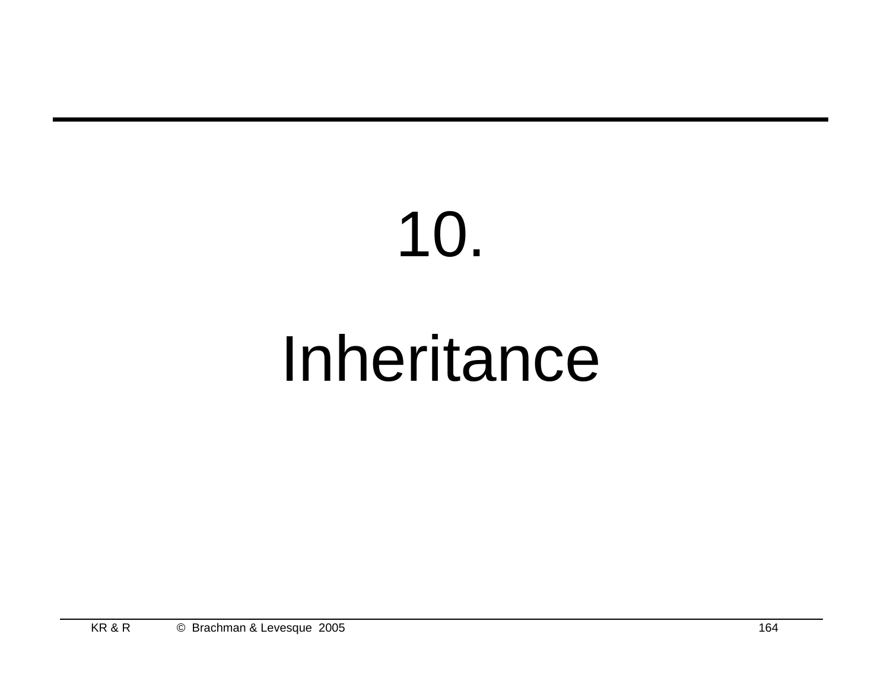# 10.

# Inheritance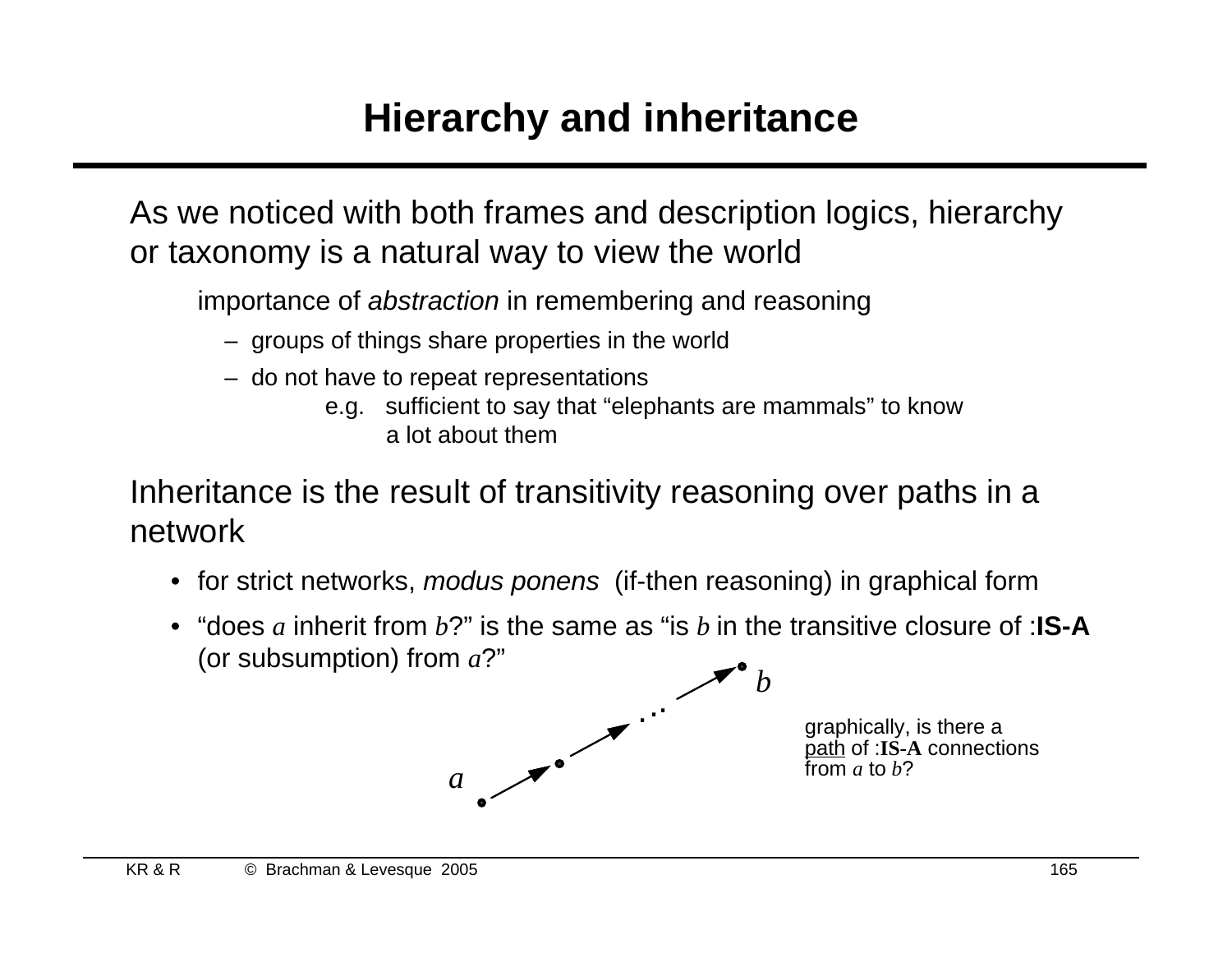# Hierarchy and inheritance

As we noticed with both frames and description logics, hierarchy or taxonomy is a natural way to view the world

importance of *abstraction* in remembering and reasoning

- groups of things share properties in the world
- do not have to repeat representations

  e.g. sufficient to say that "elephants are mammals" to know a lot about them

Inheritance is the result of transitivity reasoning over paths in a network

- for strict networks, *modus ponens* (if-then reasoning) in graphical form
- "does $a$ inherit from $b$?" is the same as "is $b$ in the transitive closure of :**IS-A** (or subsumption) from $a$?"

graphically, is there a path of :**IS-A** connections from $a$ to $b$?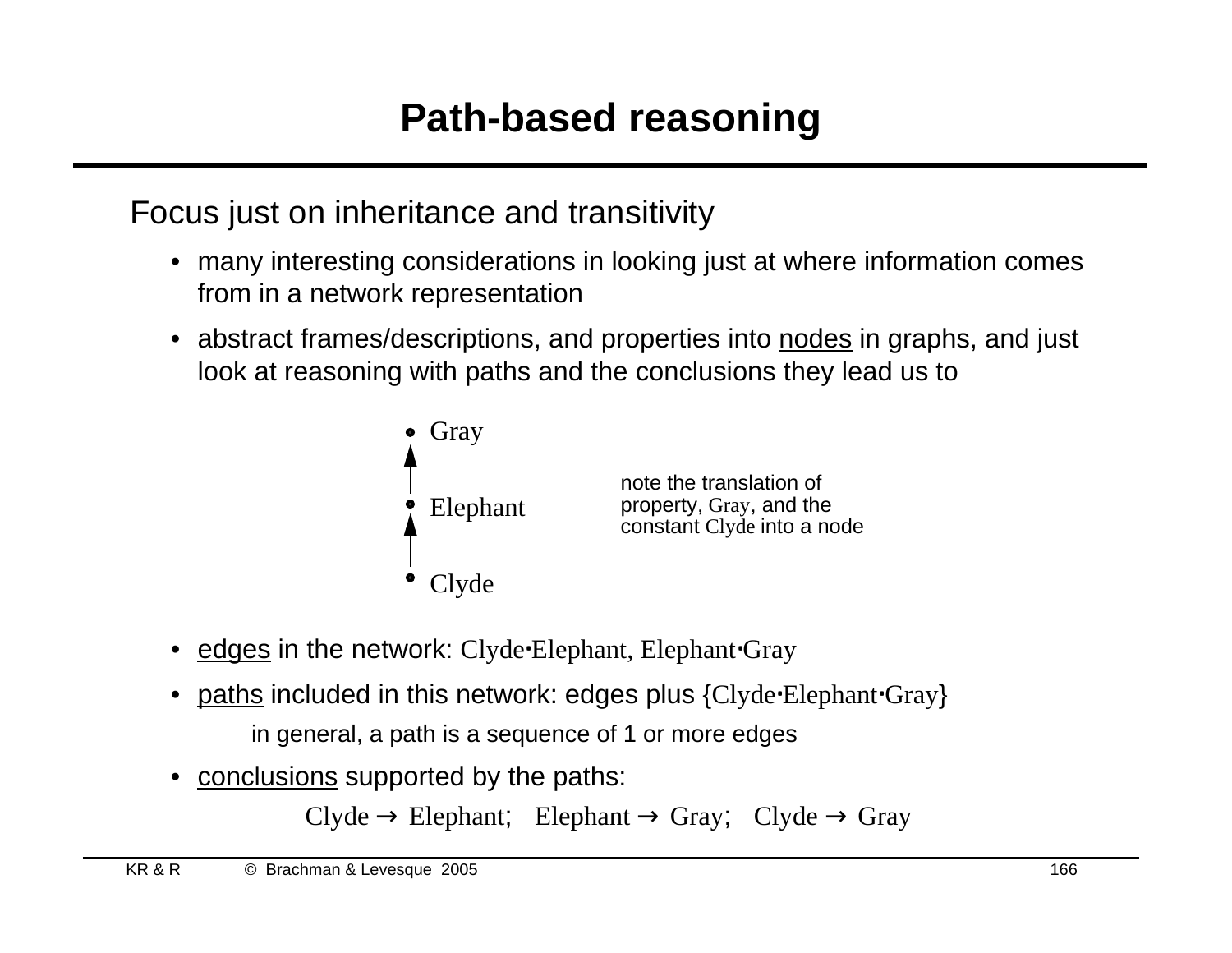# Path-based reasoning

Focus just on inheritance and transitivity

- many interesting considerations in looking just at where information comes from in a network representation
- abstract frames/descriptions, and properties into nodes in graphs, and just look at reasoning with paths and the conclusions they lead us to

Gray
↑
Elephant
↑
Clyde

note the translation of property, Gray, and the constant Clyde into a node

- edges in the network: Clyde·Elephant, Elephant·Gray
- paths included in this network: edges plus {Clyde·Elephant·Gray}

  in general, a path is a sequence of 1 or more edges

- conclusions supported by the paths:

  Clyde → Elephant; Elephant → Gray; Clyde → Gray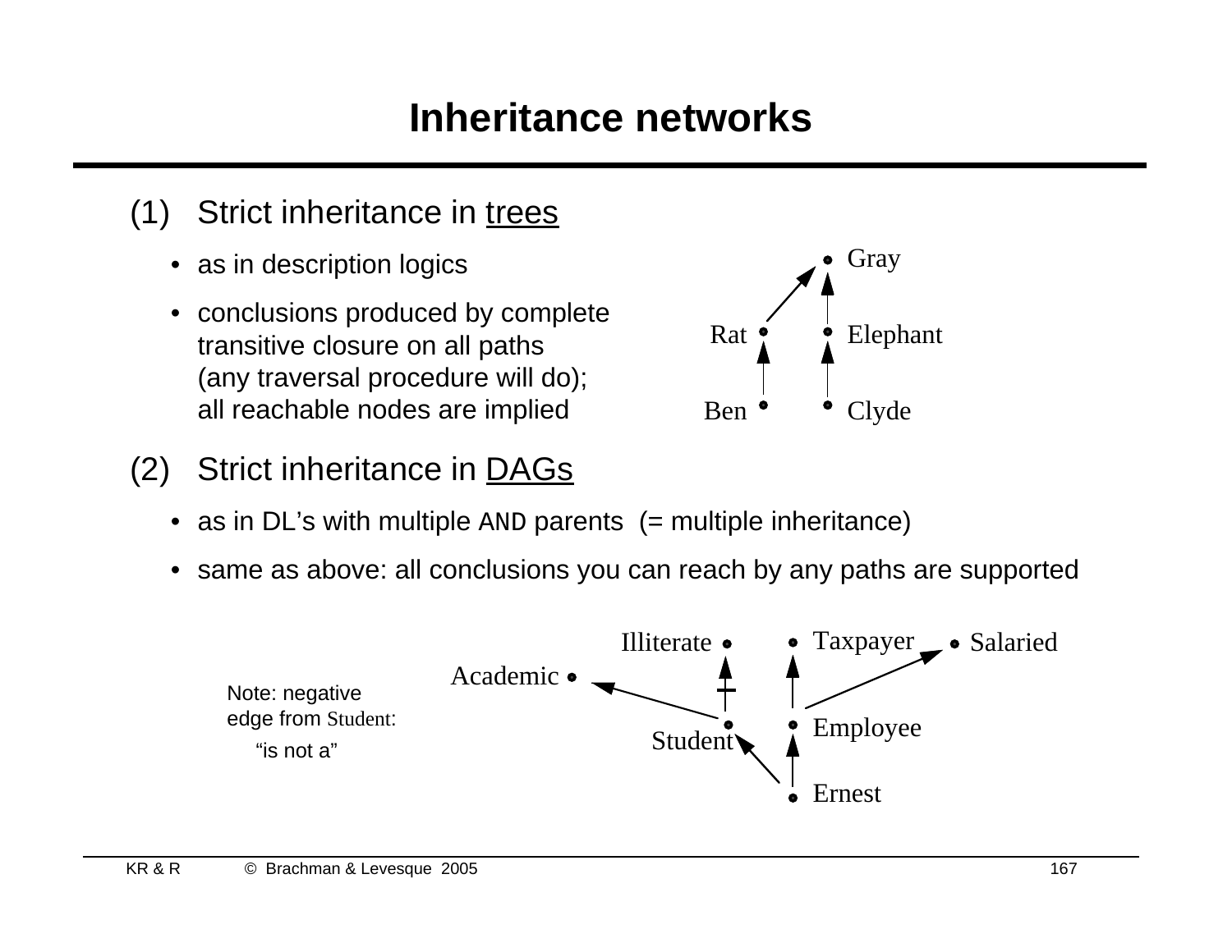# Inheritance networks

(1) Strict inheritance in trees

- as in description logics
- conclusions produced by complete transitive closure on all paths (any traversal procedure will do); all reachable nodes are implied

Gray

Rat Elephant

Ben Clyde

(2) Strict inheritance in DAGs

- as in DL's with multiple AND parents (= multiple inheritance)
- same as above: all conclusions you can reach by any paths are supported

Illiterate Taxpayer Salaried

Academic

Student Employee

Ernest

Note: negative edge from Student: "is not a"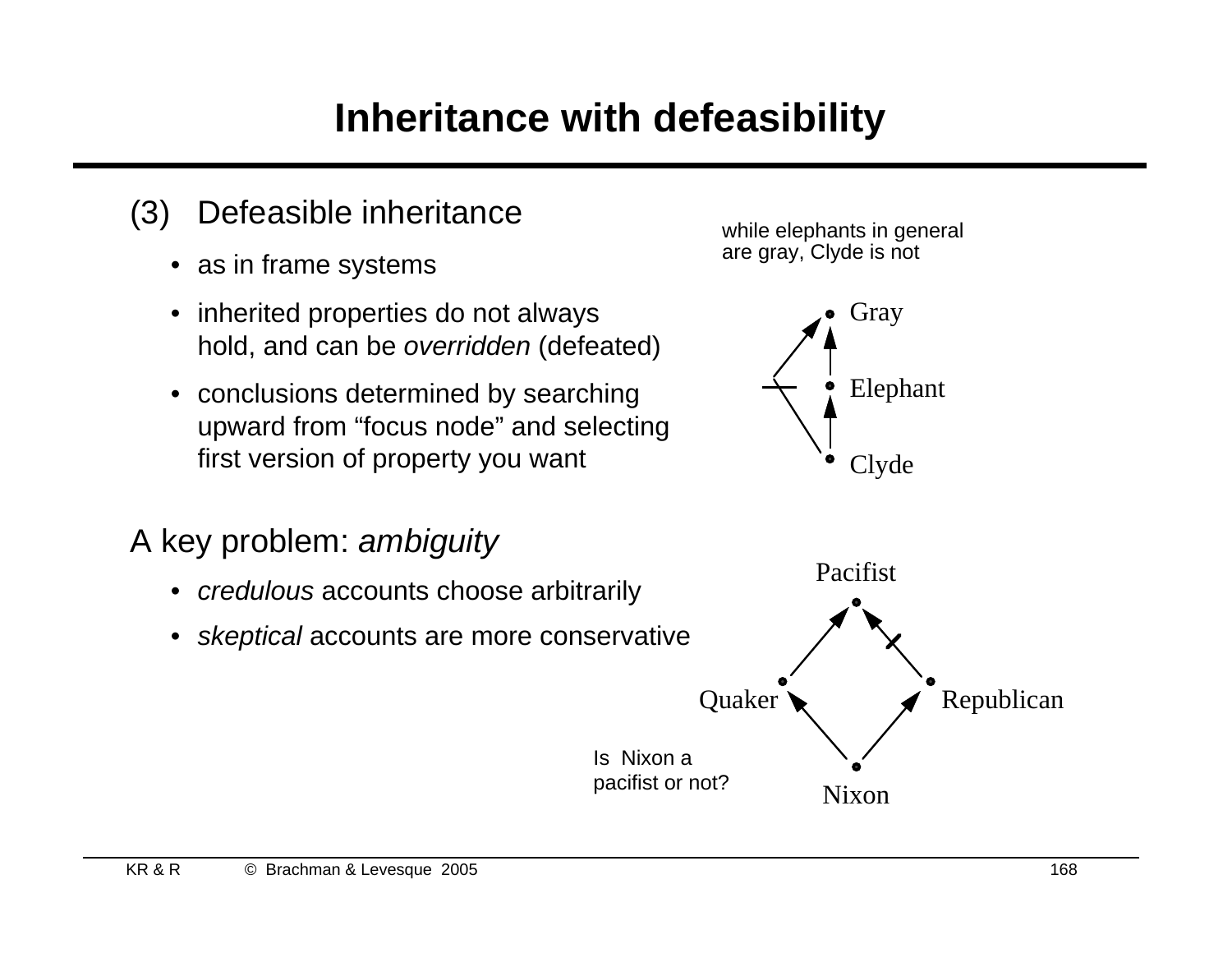# Inheritance with defeasibility

(3) Defeasible inheritance

- as in frame systems
- inherited properties do not always hold, and can be *overridden* (defeated)
- conclusions determined by searching upward from “focus node” and selecting first version of property you want

while elephants in general are gray, Clyde is not

Gray

Elephant

Clyde

A key problem: *ambiguity*

- *credulous* accounts choose arbitrarily
- *skeptical* accounts are more conservative

Pacifist

Quaker

Republican

Nixon

Is Nixon a pacifist or not?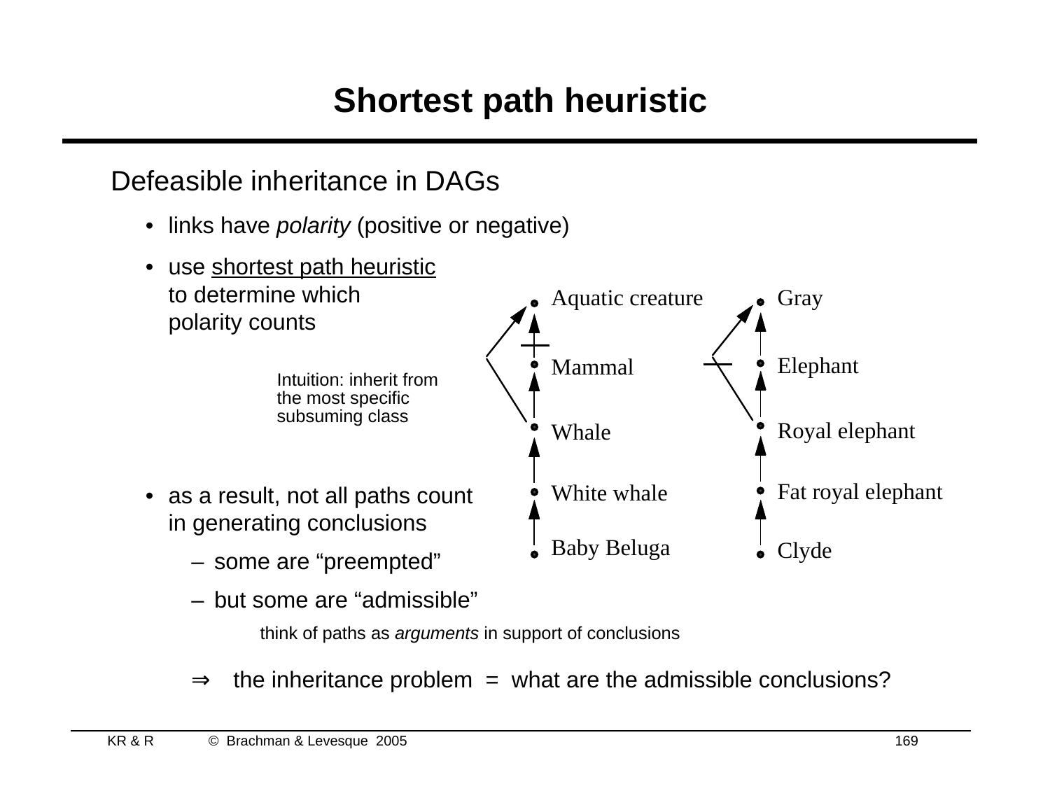# Shortest path heuristic

Defeasible inheritance in DAGs

- links have *polarity* (positive or negative)
- use shortest path heuristic to determine which polarity counts

  Intuition: inherit from the most specific subsuming class

Aquatic creature

Mammal

Whale

White whale

Baby Beluga

Gray

Elephant

Royal elephant

Fat royal elephant

Clyde

- as a result, not all paths count in generating conclusions
  - some are "preempted"
  - but some are "admissible"

  think of paths as *arguments* in support of conclusions

⇒ the inheritance problem = what are the admissible conclusions?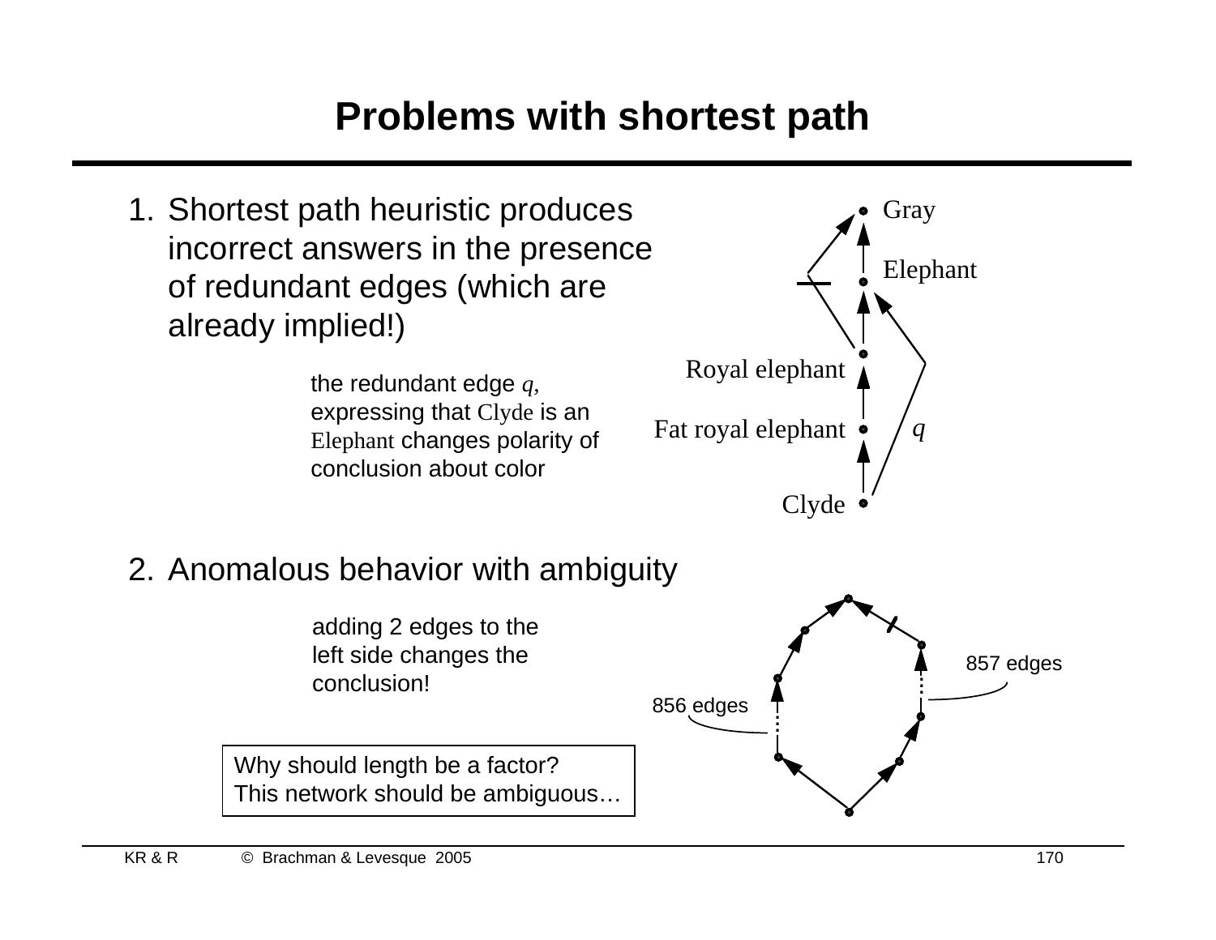# Problems with shortest path

1. Shortest path heuristic produces incorrect answers in the presence of redundant edges (which are already implied!)

   the redundant edge *q*, expressing that Clyde is an Elephant changes polarity of conclusion about color

   Gray

   Elephant

   Royal elephant

   Fat royal elephant

   *q*

   Clyde

2. Anomalous behavior with ambiguity

   adding 2 edges to the left side changes the conclusion!

   857 edges

   856 edges

   Why should length be a factor?
   This network should be ambiguous…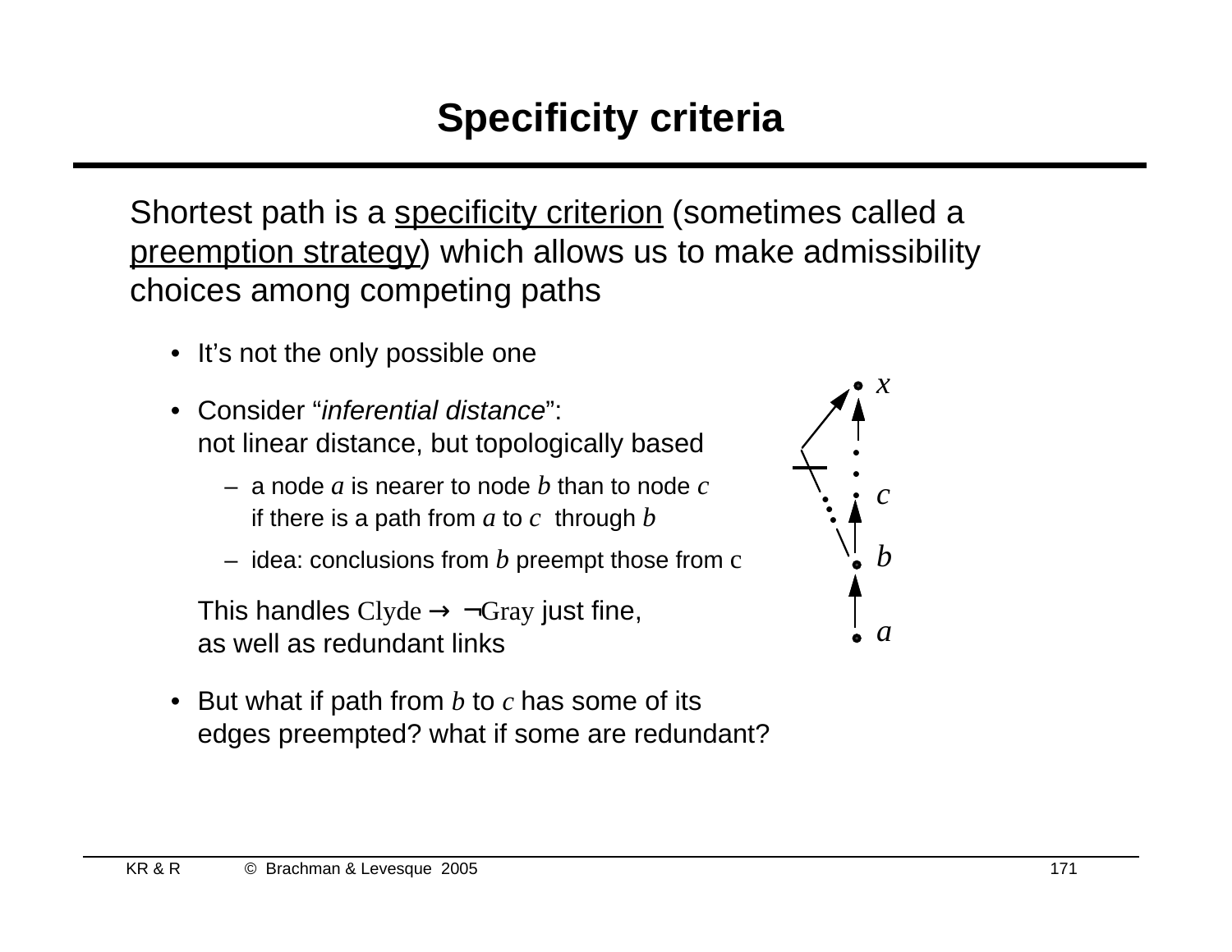# Specificity criteria

Shortest path is a specificity criterion (sometimes called a preemption strategy) which allows us to make admissibility choices among competing paths

- It's not the only possible one
- Consider "*inferential distance*": not linear distance, but topologically based
  - a node $a$ is nearer to node $b$ than to node $c$ if there is a path from $a$ to $c$ through $b$
  - idea: conclusions from $b$ preempt those from c

  This handles Clyde → ¬Gray just fine, as well as redundant links
- But what if path from $b$ to $c$ has some of its edges preempted? what if some are redundant?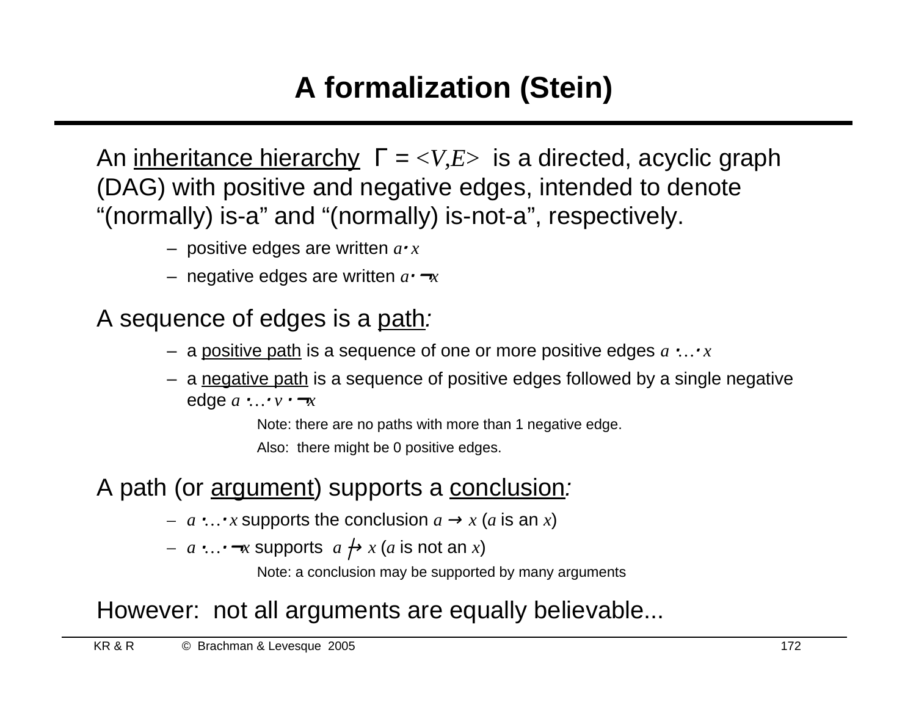# A formalization (Stein)

An inheritance hierarchy $\Gamma = \langle V,E \rangle$ is a directed, acyclic graph (DAG) with positive and negative edges, intended to denote "(normally) is-a" and "(normally) is-not-a", respectively.

- positive edges are written $a \cdot x$
- negative edges are written $a \cdot \neg x$

A sequence of edges is a path:

- a positive path is a sequence of one or more positive edges $a \cdot \ldots \cdot x$
- a negative path is a sequence of positive edges followed by a single negative edge $a \cdot \ldots \cdot v \cdot \neg x$

  Note: there are no paths with more than 1 negative edge.

  Also: there might be 0 positive edges.

A path (or argument) supports a conclusion:

- $a \cdot \ldots \cdot x$ supports the conclusion $a \rightarrow x$ ($a$ is an $x$)
- $a \cdot \ldots \cdot \neg x$ supports $a \not\rightarrow x$ ($a$ is not an $x$)

  Note: a conclusion may be supported by many arguments

However: not all arguments are equally believable...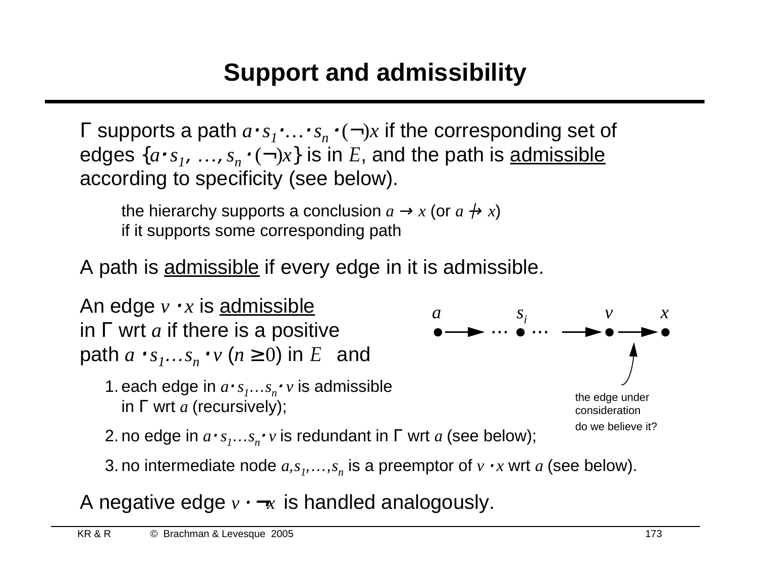# Support and admissibility

Γ supports a path $a \cdot s_1 \cdot \ldots \cdot s_n \cdot (\neg)x$ if the corresponding set of edges $\{a \cdot s_1, \ldots, s_n \cdot (\neg)x\}$ is in $E$, and the path is admissible according to specificity (see below).

> the hierarchy supports a conclusion $a \rightarrow x$ (or $a \not\rightarrow x$) if it supports some corresponding path

A path is admissible if every edge in it is admissible.

An edge $v \cdot x$ is admissible in Γ wrt $a$ if there is a positive path $a \cdot s_1 \ldots s_n \cdot v$ ($n \geq 0$) in $E$ and

1. each edge in $a \cdot s_1 \ldots s_n \cdot v$ is admissible in Γ wrt $a$ (recursively);
2. no edge in $a \cdot s_1 \ldots s_n \cdot v$ is redundant in Γ wrt $a$ (see below);
3. no intermediate node $a, s_1, \ldots, s_n$ is a preemptor of $v \cdot x$ wrt $a$ (see below).

$a$ → … $s_i$ … → $v$ → $x$

the edge under consideration

do we believe it?

A negative edge $v \cdot \neg x$ is handled analogously.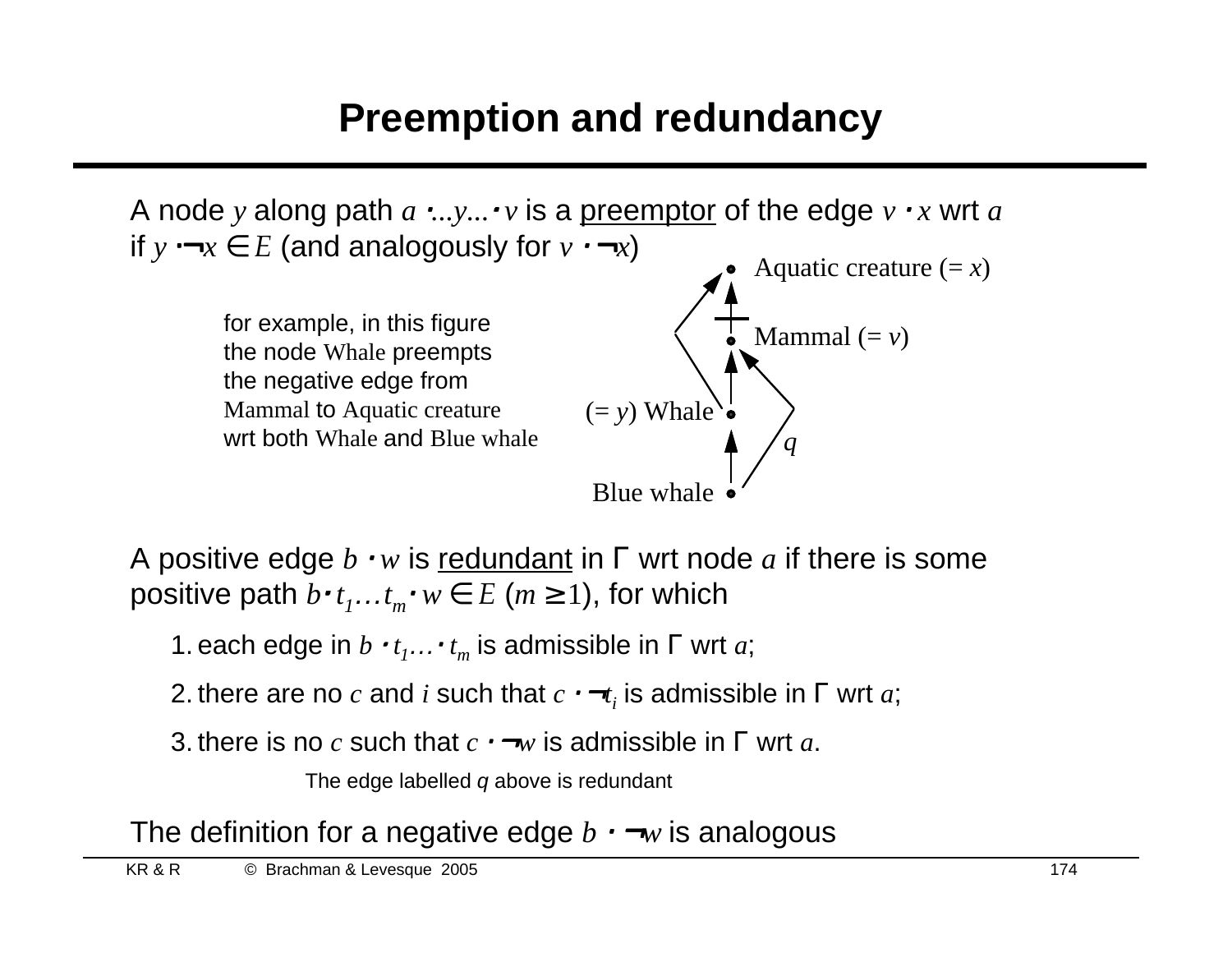# Preemption and redundancy

A node $y$ along path $a \cdot ... y ... \cdot v$ is a preemptor of the edge $v \cdot x$ wrt $a$ if $y \cdot \neg x \in E$ (and analogously for $v \cdot \neg x$)

for example, in this figure the node Whale preempts the negative edge from Mammal to Aquatic creature wrt both Whale and Blue whale

Aquatic creature (= $x$)

Mammal (= $v$)

(= $y$) Whale

$q$

Blue whale

A positive edge $b \cdot w$ is redundant in $\Gamma$ wrt node $a$ if there is some positive path $b \cdot t_1 \ldots t_m \cdot w \in E$ ($m \geq 1$), for which

1. each edge in $b \cdot t_1 \ldots \cdot t_m$ is admissible in $\Gamma$ wrt $a$;
2. there are no $c$ and $i$ such that $c \cdot \neg t_i$ is admissible in $\Gamma$ wrt $a$;
3. there is no $c$ such that $c \cdot \neg w$ is admissible in $\Gamma$ wrt $a$.

The edge labelled $q$ above is redundant

The definition for a negative edge $b \cdot \neg w$ is analogous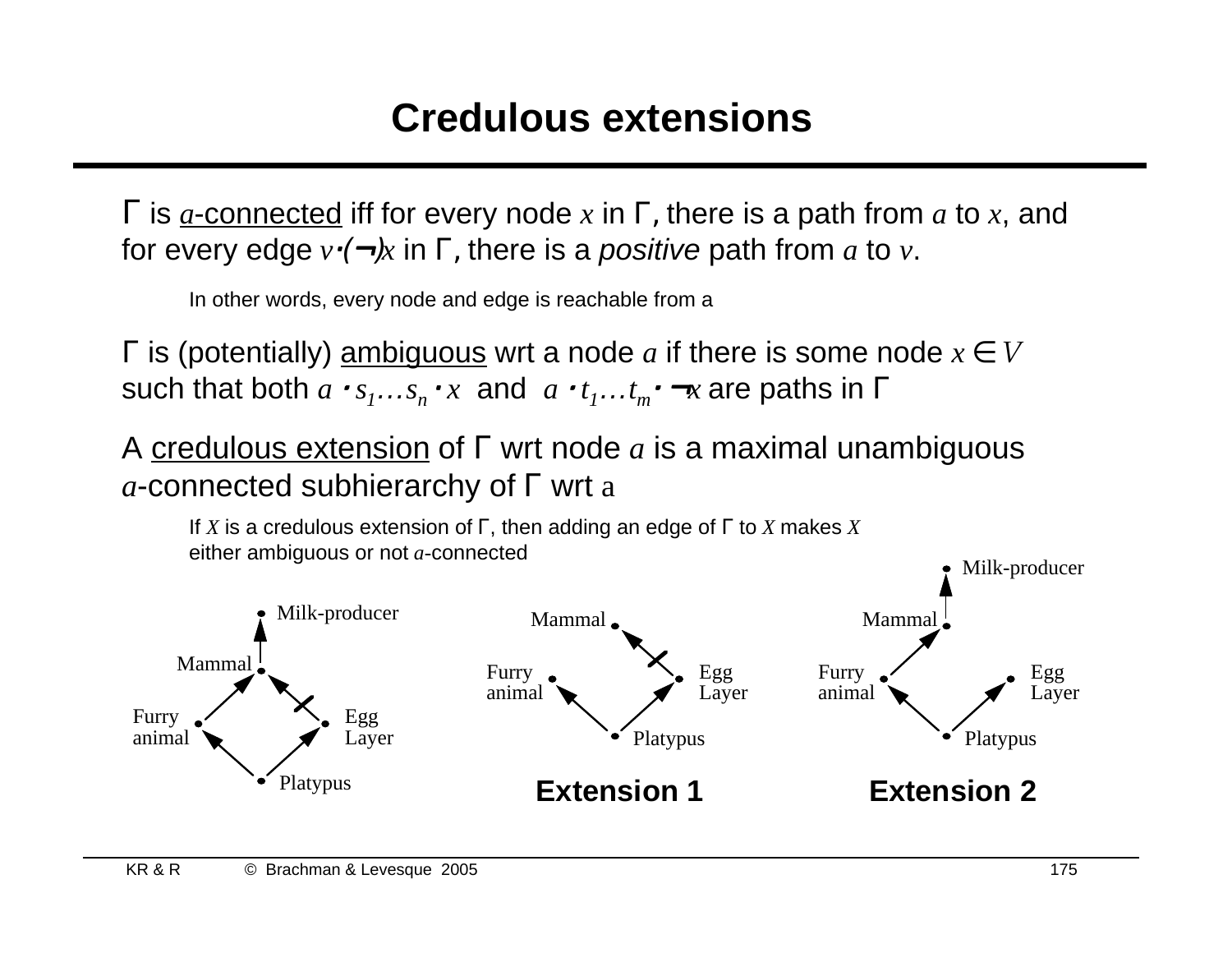# Credulous extensions

Γ is $a$-connected iff for every node $x$ in Γ, there is a path from $a$ to $x$, and for every edge $v \cdot (\neg) x$ in Γ, there is a *positive* path from $a$ to $v$.

In other words, every node and edge is reachable from a

Γ is (potentially) ambiguous wrt a node $a$ if there is some node $x \in V$ such that both $a \cdot s_1 \ldots s_n \cdot x$ and $a \cdot t_1 \ldots t_m \cdot \neg x$ are paths in Γ

A credulous extension of Γ wrt node $a$ is a maximal unambiguous $a$-connected subhierarchy of Γ wrt a

If $X$ is a credulous extension of Γ, then adding an edge of Γ to $X$ makes $X$ either ambiguous or not $a$-connected

Milk-producer, Mammal, Furry animal, Egg Layer, Platypus

Mammal, Furry animal, Egg Layer, Platypus

**Extension 1**

Milk-producer, Mammal, Furry animal, Egg Layer, Platypus

**Extension 2**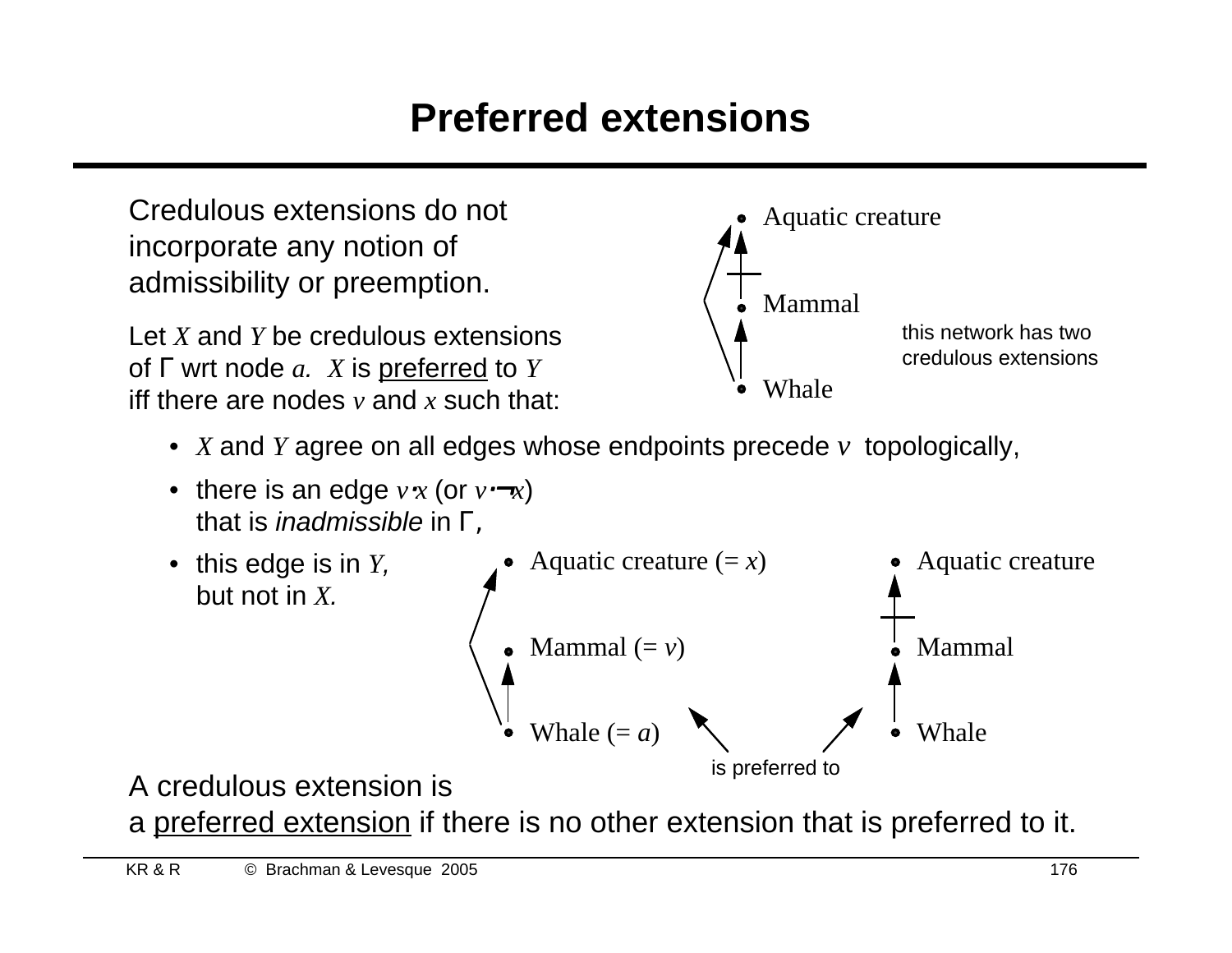# Preferred extensions

Credulous extensions do not incorporate any notion of admissibility or preemption.

Aquatic creature

Mammal

Whale

this network has two credulous extensions

Let $X$ and $Y$ be credulous extensions of Γ wrt node $a$. $X$ is preferred to $Y$ iff there are nodes $v$ and $x$ such that:

- $X$ and $Y$ agree on all edges whose endpoints precede $v$ topologically,
- there is an edge $v \cdot x$ (or $v \cdot \neg x$) that is *inadmissible* in Γ,
- this edge is in $Y$, but not in $X$.

Aquatic creature (= $x$) — Aquatic creature

Mammal (= $v$) — Mammal

Whale (= $a$) — Whale

is preferred to

A credulous extension is a preferred extension if there is no other extension that is preferred to it.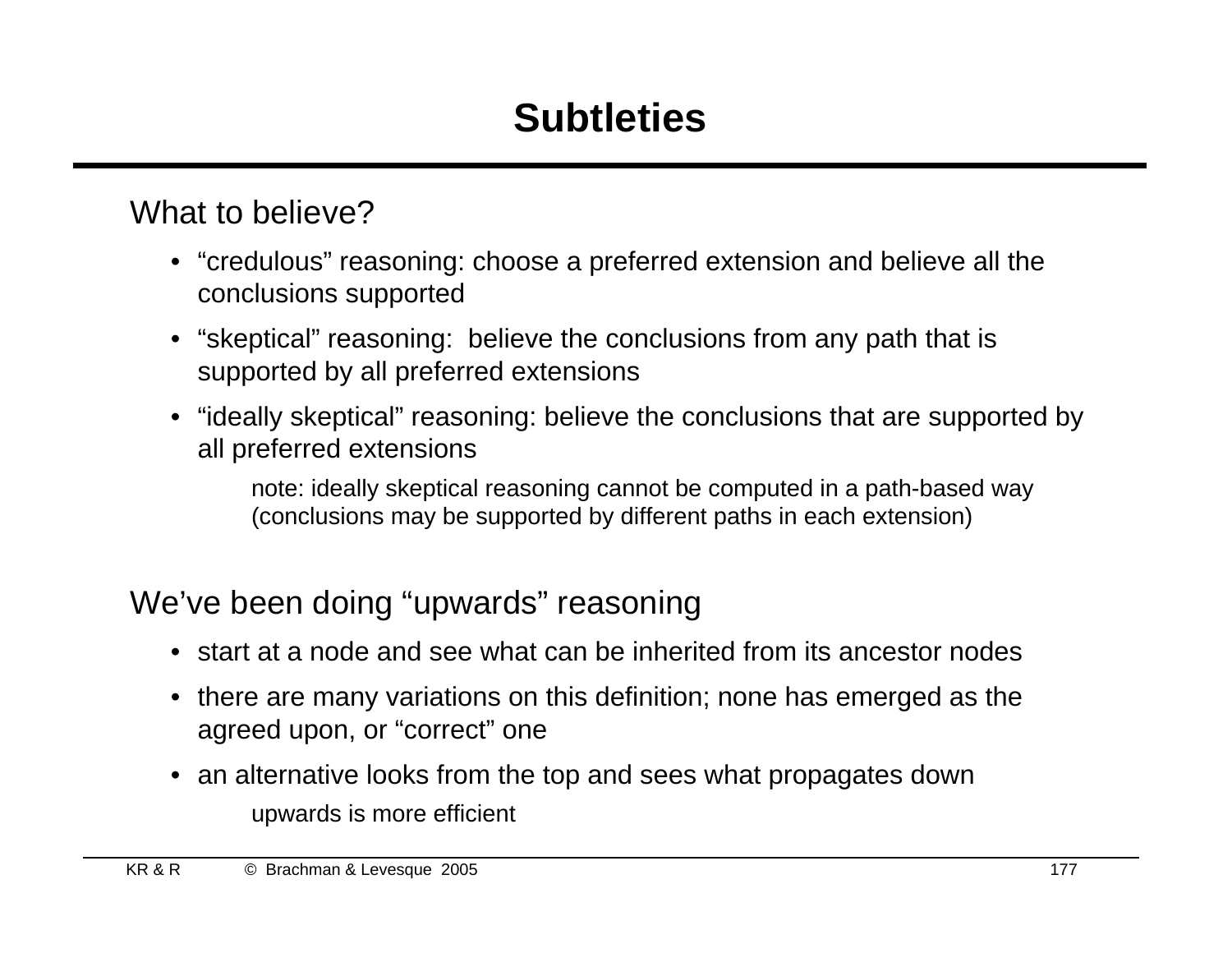# Subtleties

What to believe?

- "credulous" reasoning: choose a preferred extension and believe all the conclusions supported
- "skeptical" reasoning: believe the conclusions from any path that is supported by all preferred extensions
- "ideally skeptical" reasoning: believe the conclusions that are supported by all preferred extensions

  note: ideally skeptical reasoning cannot be computed in a path-based way (conclusions may be supported by different paths in each extension)

We've been doing "upwards" reasoning

- start at a node and see what can be inherited from its ancestor nodes
- there are many variations on this definition; none has emerged as the agreed upon, or "correct" one
- an alternative looks from the top and sees what propagates down

  upwards is more efficient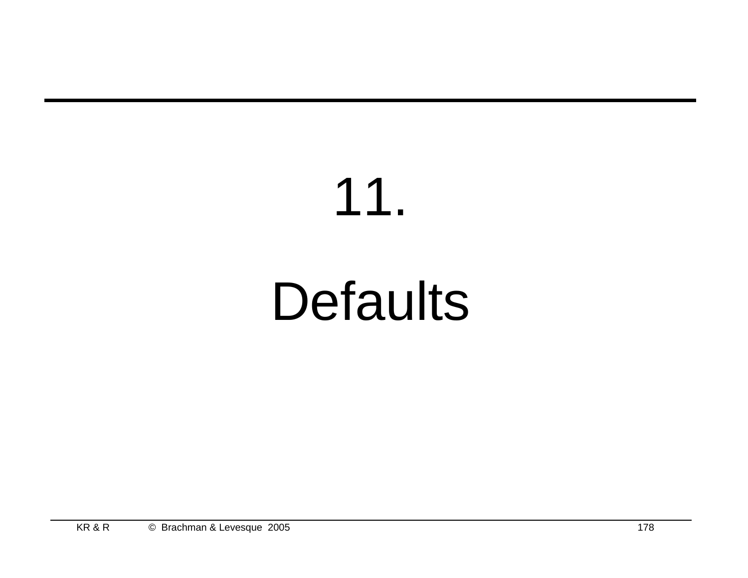# 11.

# Defaults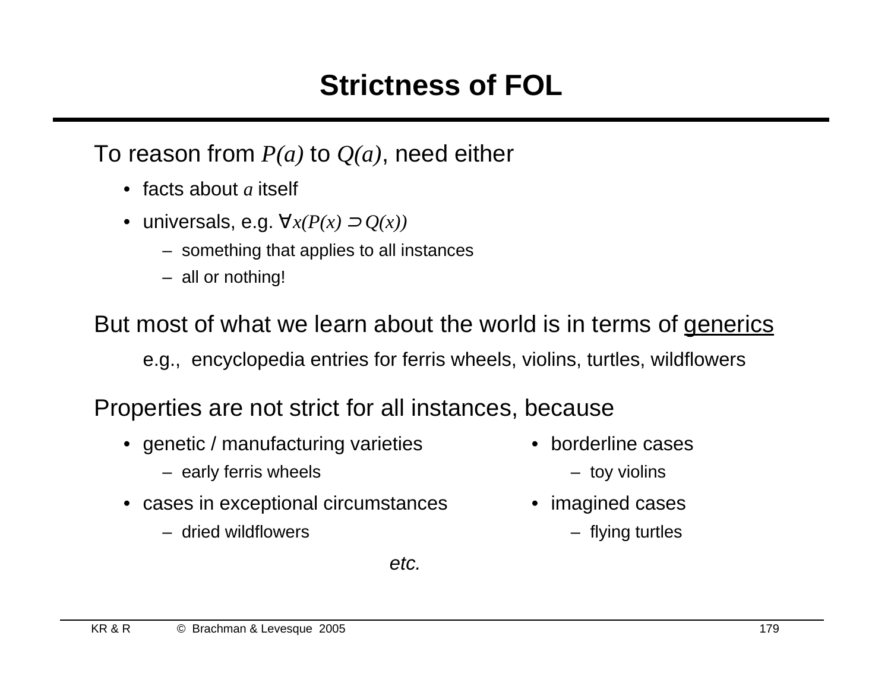# Strictness of FOL

To reason from $P(a)$ to $Q(a)$, need either

- facts about $a$ itself
- universals, e.g. $\forall x(P(x) \supset Q(x))$
  - something that applies to all instances
  - all or nothing!

But most of what we learn about the world is in terms of <u>generics</u>

e.g., encyclopedia entries for ferris wheels, violins, turtles, wildflowers

Properties are not strict for all instances, because

- genetic / manufacturing varieties
  - early ferris wheels
- cases in exceptional circumstances
  - dried wildflowers
- borderline cases
  - toy violins
- imagined cases
  - flying turtles

*etc.*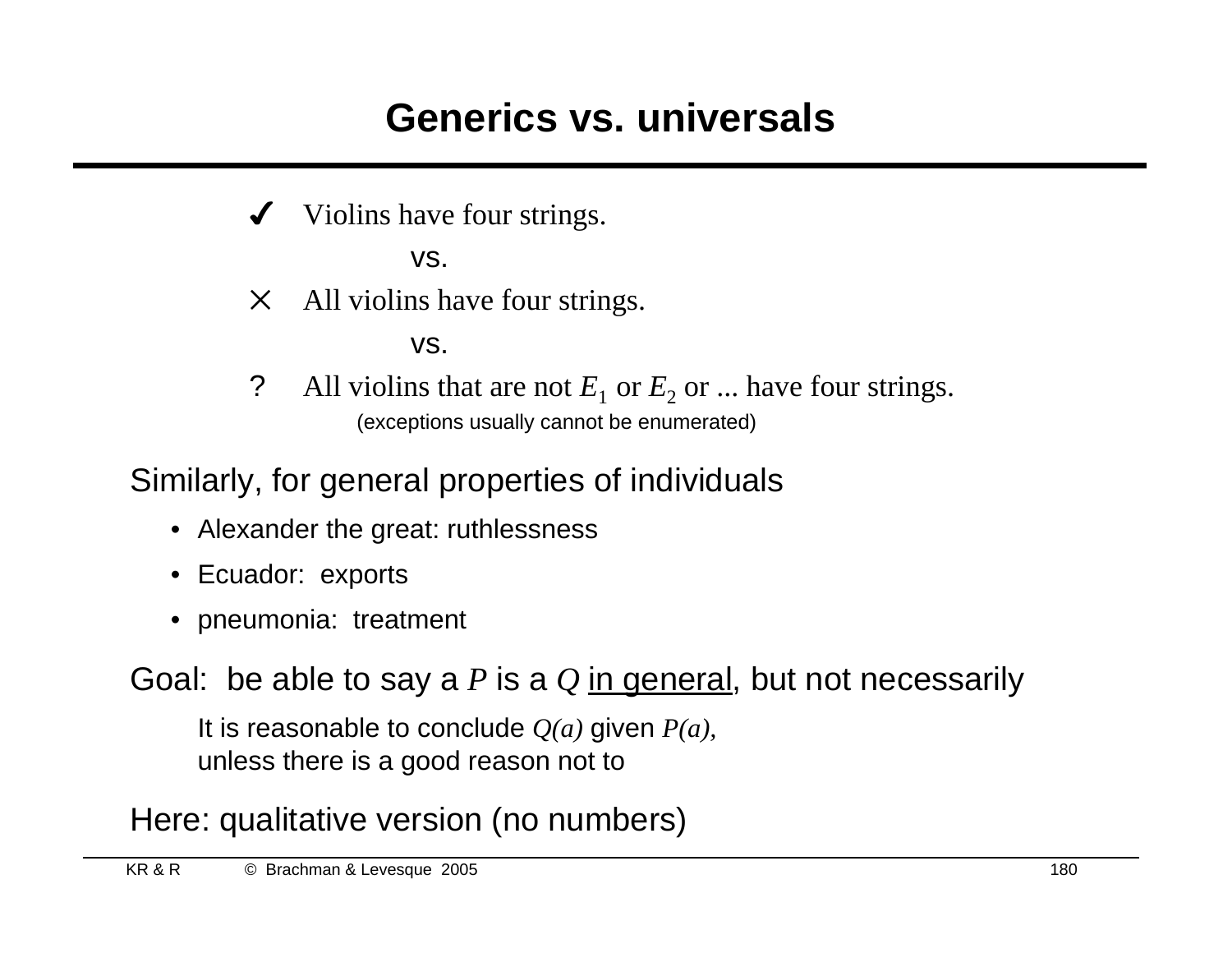# Generics vs. universals

✔ Violins have four strings.

vs.

× All violins have four strings.

vs.

? All violins that are not $E_1$ or $E_2$ or ... have four strings.
(exceptions usually cannot be enumerated)

Similarly, for general properties of individuals

- Alexander the great: ruthlessness
- Ecuador: exports
- pneumonia: treatment

Goal: be able to say a $P$ is a $Q$ <u>in general</u>, but not necessarily

It is reasonable to conclude $Q(a)$ given $P(a)$,
unless there is a good reason not to

Here: qualitative version (no numbers)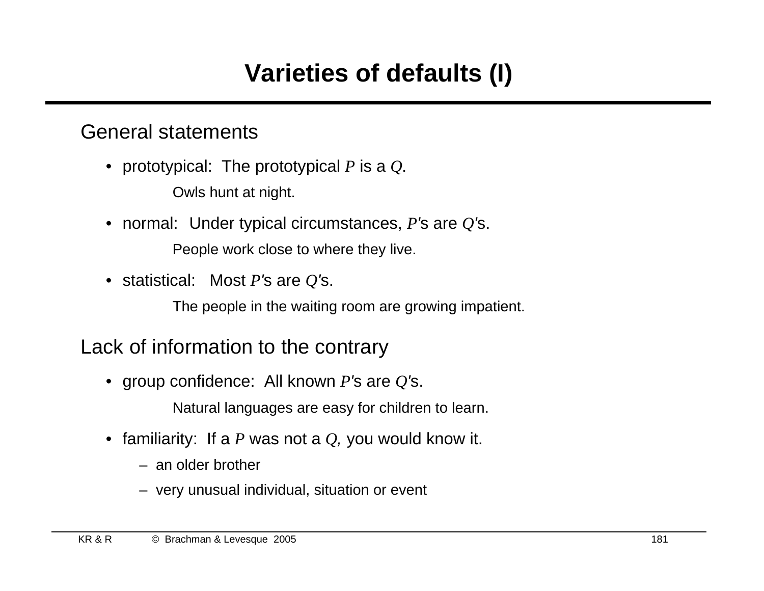# Varieties of defaults (I)

## General statements

- prototypical: The prototypical $P$ is a $Q$.

  Owls hunt at night.

- normal: Under typical circumstances, $P$'s are $Q$'s.

  People work close to where they live.

- statistical: Most $P$'s are $Q$'s.

  The people in the waiting room are growing impatient.

## Lack of information to the contrary

- group confidence: All known $P$'s are $Q$'s.

  Natural languages are easy for children to learn.

- familiarity: If a $P$ was not a $Q$, you would know it.
  - an older brother
  - very unusual individual, situation or event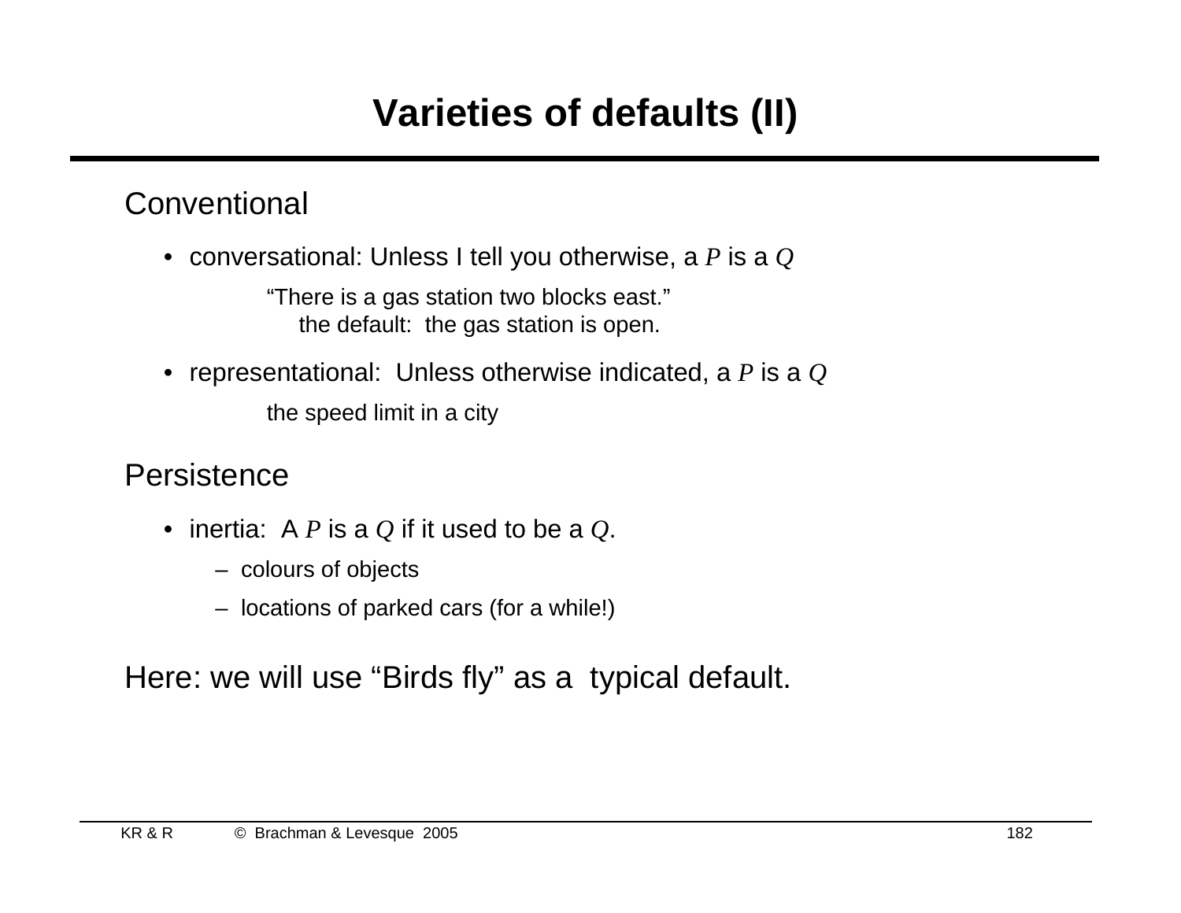# Varieties of defaults (II)

## Conventional

- conversational: Unless I tell you otherwise, a $P$ is a $Q$

  "There is a gas station two blocks east."
  the default: the gas station is open.

- representational: Unless otherwise indicated, a $P$ is a $Q$

  the speed limit in a city

## Persistence

- inertia: A $P$ is a $Q$ if it used to be a $Q$.
  - colours of objects
  - locations of parked cars (for a while!)

Here: we will use "Birds fly" as a typical default.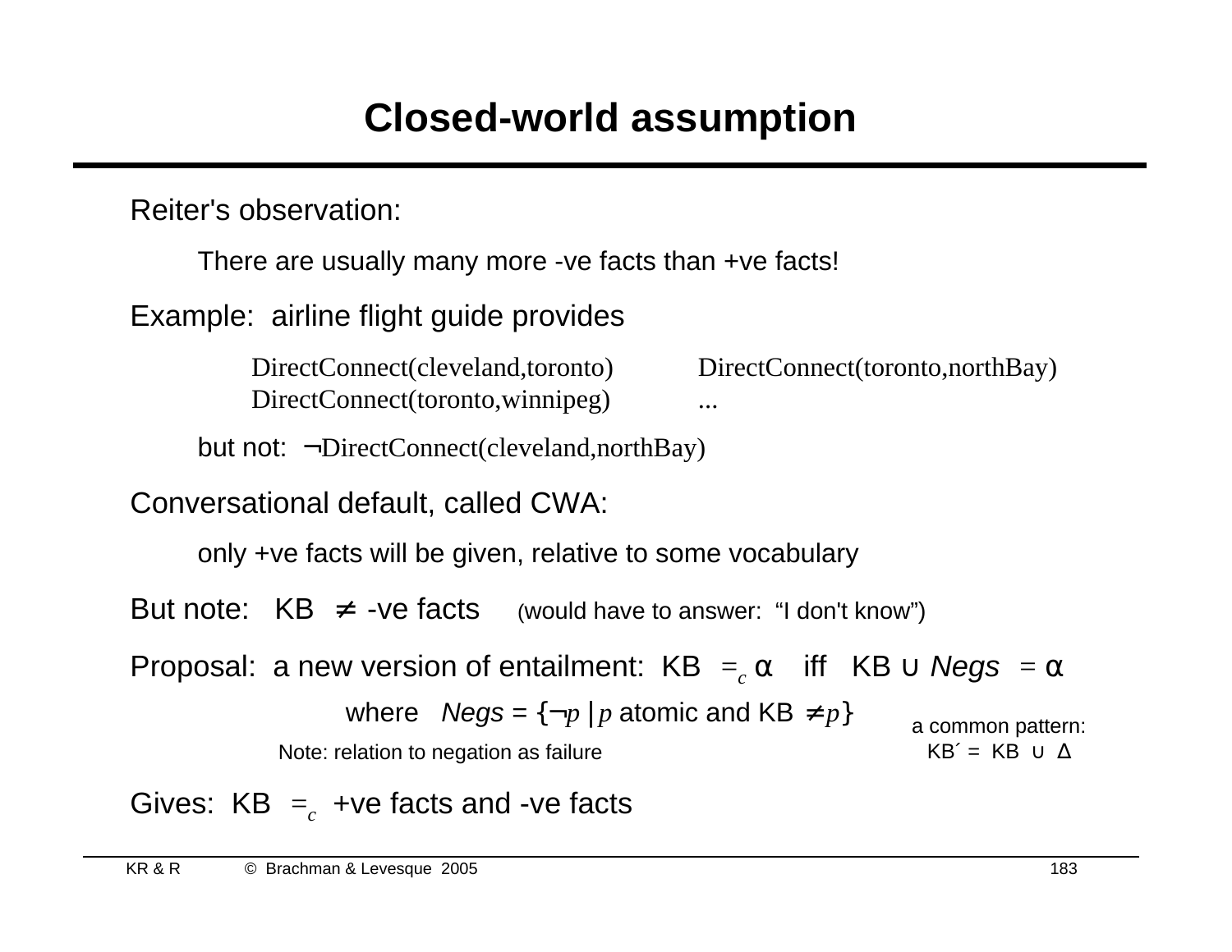# Closed-world assumption

Reiter's observation:

There are usually many more -ve facts than +ve facts!

Example: airline flight guide provides

DirectConnect(cleveland,toronto)    DirectConnect(toronto,northBay)
DirectConnect(toronto,winnipeg)    ...

but not: ¬DirectConnect(cleveland,northBay)

Conversational default, called CWA:

only +ve facts will be given, relative to some vocabulary

But note: KB $\not\models$ -ve facts (would have to answer: "I don't know")

Proposal: a new version of entailment: KB $\models_c \alpha$ iff KB ∪ *Negs* $\models \alpha$

where *Negs* = $\{\neg p \mid p$ atomic and KB $\not\models p\}$

Note: relation to negation as failure

a common pattern: KB´ = KB ∪ Δ

Gives: KB $\models_c$ +ve facts and -ve facts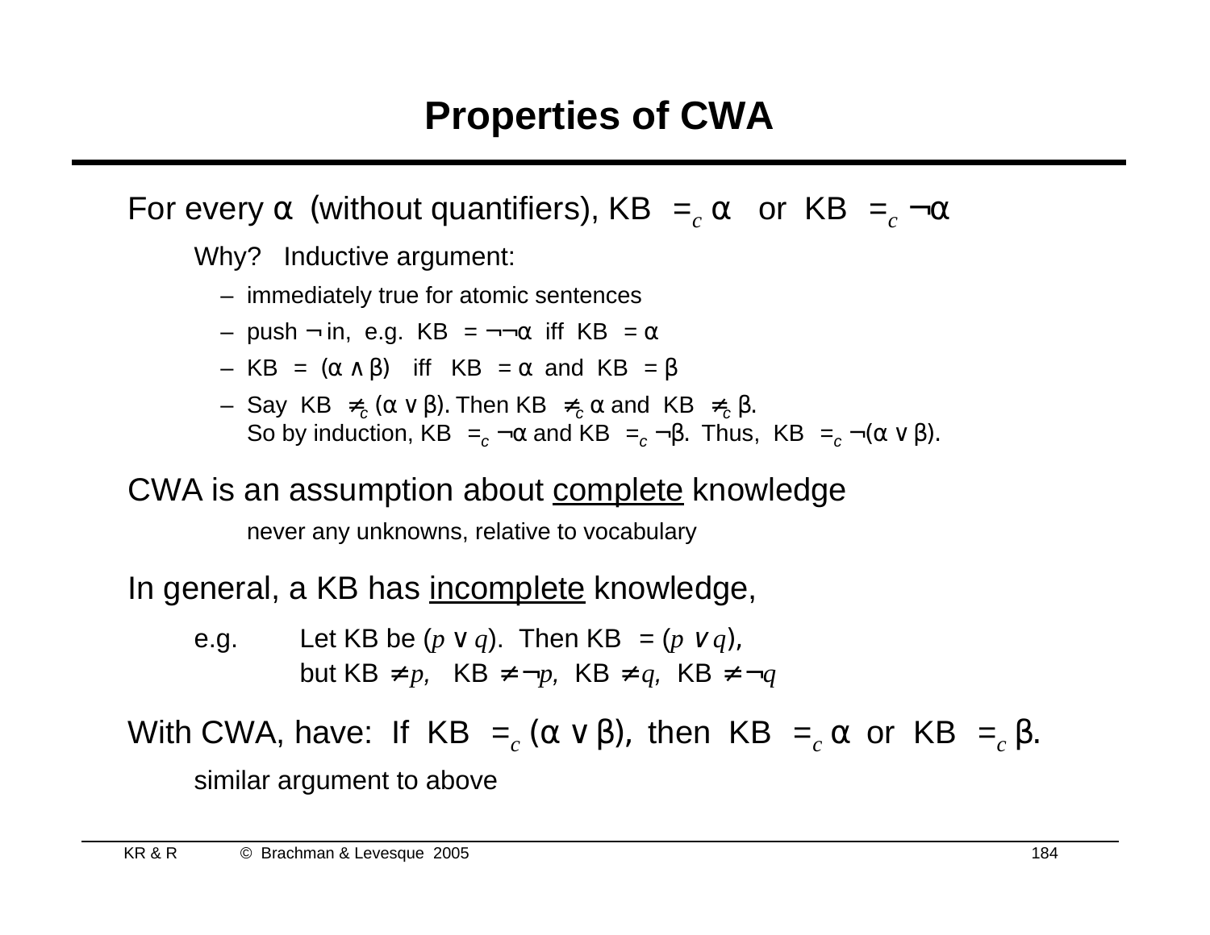# Properties of CWA

For every α (without quantifiers), $\text{KB} \models_c \alpha$ or $\text{KB} \models_c \neg\alpha$

Why? Inductive argument:

- immediately true for atomic sentences
- push ¬ in, e.g. $\text{KB} \models \neg\neg\alpha$ iff $\text{KB} \models \alpha$
- $\text{KB} \models (\alpha \wedge \beta)$ iff $\text{KB} \models \alpha$ and $\text{KB} \models \beta$
- Say $\text{KB} \not\models_c (\alpha \vee \beta)$. Then $\text{KB} \not\models_c \alpha$ and $\text{KB} \not\models_c \beta$.
  So by induction, $\text{KB} \models_c \neg\alpha$ and $\text{KB} \models_c \neg\beta$. Thus, $\text{KB} \models_c \neg(\alpha \vee \beta)$.

CWA is an assumption about <u>complete</u> knowledge

never any unknowns, relative to vocabulary

In general, a KB has <u>incomplete</u> knowledge,

e.g. Let KB be $(p \vee q)$. Then $\text{KB} \models (p \vee q)$,
but $\text{KB} \not\models p$, $\text{KB} \not\models \neg p$, $\text{KB} \not\models q$, $\text{KB} \not\models \neg q$

With CWA, have: If $\text{KB} \models_c (\alpha \vee \beta)$, then $\text{KB} \models_c \alpha$ or $\text{KB} \models_c \beta$.

similar argument to above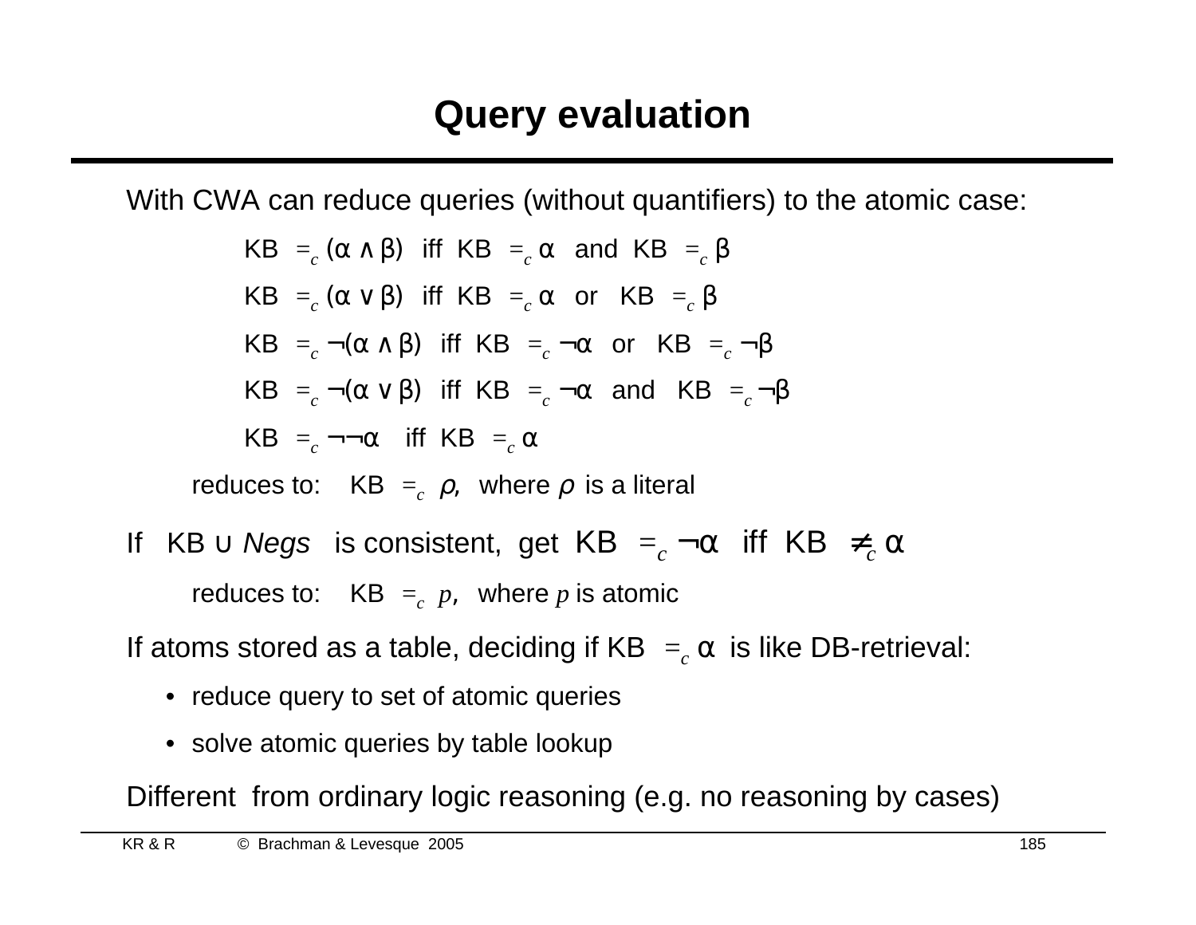# Query evaluation

With CWA can reduce queries (without quantifiers) to the atomic case:

$$\text{KB} \models_c (\alpha \wedge \beta) \text{ iff } \text{KB} \models_c \alpha \text{ and } \text{KB} \models_c \beta$$

$$\text{KB} \models_c (\alpha \vee \beta) \text{ iff } \text{KB} \models_c \alpha \text{ or } \text{KB} \models_c \beta$$

$$\text{KB} \models_c \neg(\alpha \wedge \beta) \text{ iff } \text{KB} \models_c \neg\alpha \text{ or } \text{KB} \models_c \neg\beta$$

$$\text{KB} \models_c \neg(\alpha \vee \beta) \text{ iff } \text{KB} \models_c \neg\alpha \text{ and } \text{KB} \models_c \neg\beta$$

$$\text{KB} \models_c \neg\neg\alpha \text{ iff } \text{KB} \models_c \alpha$$

reduces to: KB $\models_c \rho$, where $\rho$ is a literal

If KB ∪ *Negs* is consistent, get $\text{KB} \models_c \neg\alpha$ iff $\text{KB} \not\models_c \alpha$

reduces to: KB $\models_c p$, where $p$ is atomic

If atoms stored as a table, deciding if KB $\models_c \alpha$ is like DB-retrieval:

- reduce query to set of atomic queries
- solve atomic queries by table lookup

Different from ordinary logic reasoning (e.g. no reasoning by cases)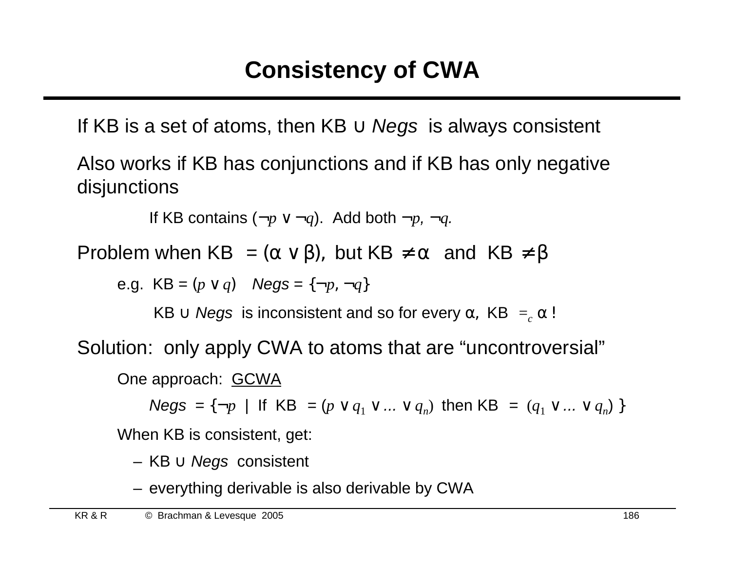# Consistency of CWA

If KB is a set of atoms, then KB ∪ *Negs* is always consistent

Also works if KB has conjunctions and if KB has only negative disjunctions

> If KB contains $(\neg p \vee \neg q)$. Add both $\neg p$, $\neg q$.

Problem when KB $\models (\alpha \vee \beta)$, but KB $\not\models \alpha$ and KB $\not\models \beta$

- e.g. KB = $(p \vee q)$ *Negs* = $\{\neg p, \neg q\}$
  - KB ∪ *Negs* is inconsistent and so for every $\alpha$, KB $\models_c \alpha$ !

Solution: only apply CWA to atoms that are "uncontroversial"

- One approach: <u>GCWA</u>
  - *Negs* = $\{\neg p \mid$ If KB $\models (p \vee q_1 \vee \ldots \vee q_n)$ then KB $\models (q_1 \vee \ldots \vee q_n)\ \}$
- When KB is consistent, get:
  - KB ∪ *Negs* consistent
  - everything derivable is also derivable by CWA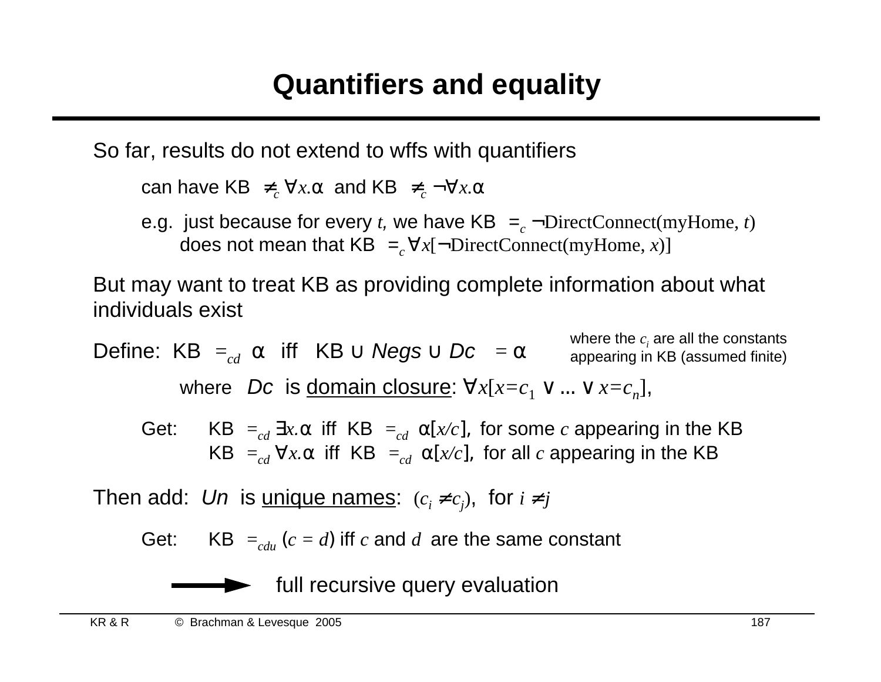# Quantifiers and equality

So far, results do not extend to wffs with quantifiers

can have KB $\not\models_c \forall x.\alpha$ and KB $\not\models_c \neg\forall x.\alpha$

e.g. just because for every $t$, we have KB $\models_c \neg\text{DirectConnect}(\text{myHome}, t)$ does not mean that KB $\models_c \forall x[\neg\text{DirectConnect}(\text{myHome}, x)]$

But may want to treat KB as providing complete information about what individuals exist

Define: KB $\models_{cd}$ $\alpha$ iff KB $\cup$ *Negs* $\cup$ *Dc* $\models \alpha$

where the $c_i$ are all the constants appearing in KB (assumed finite)

where *Dc* is domain closure: $\forall x[x{=}c_1 \vee \ldots \vee x{=}c_n]$,

Get: KB $\models_{cd} \exists x.\alpha$ iff KB $\models_{cd} \alpha[x/c]$, for some $c$ appearing in the KB

KB $\models_{cd} \forall x.\alpha$ iff KB $\models_{cd} \alpha[x/c]$, for all $c$ appearing in the KB

Then add: *Un* is unique names: $(c_i \neq c_j)$, for $i \neq j$

Get: KB $\models_{cdu}$ $(c = d)$ iff $c$ and $d$ are the same constant

→ full recursive query evaluation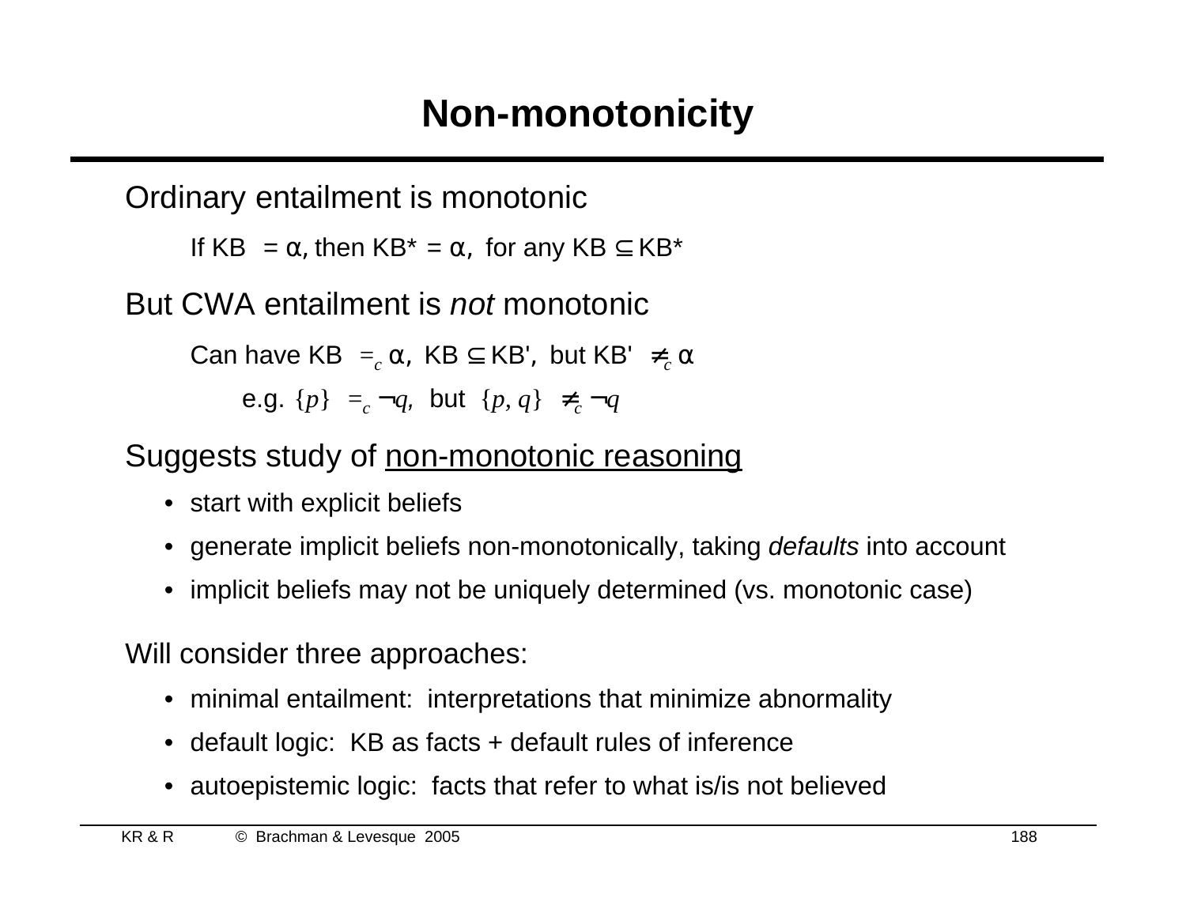# Non-monotonicity

Ordinary entailment is monotonic

If KB $\models \alpha$, then KB* $\models \alpha$, for any KB $\subseteq$ KB*

But CWA entailment is *not* monotonic

Can have KB $\models_c \alpha$, KB $\subseteq$ KB', but KB' $\not\models_c \alpha$

e.g. $\{p\} \models_c \neg q$, but $\{p, q\} \not\models_c \neg q$

Suggests study of <u>non-monotonic reasoning</u>

- start with explicit beliefs
- generate implicit beliefs non-monotonically, taking *defaults* into account
- implicit beliefs may not be uniquely determined (vs. monotonic case)

Will consider three approaches:

- minimal entailment: interpretations that minimize abnormality
- default logic: KB as facts + default rules of inference
- autoepistemic logic: facts that refer to what is/is not believed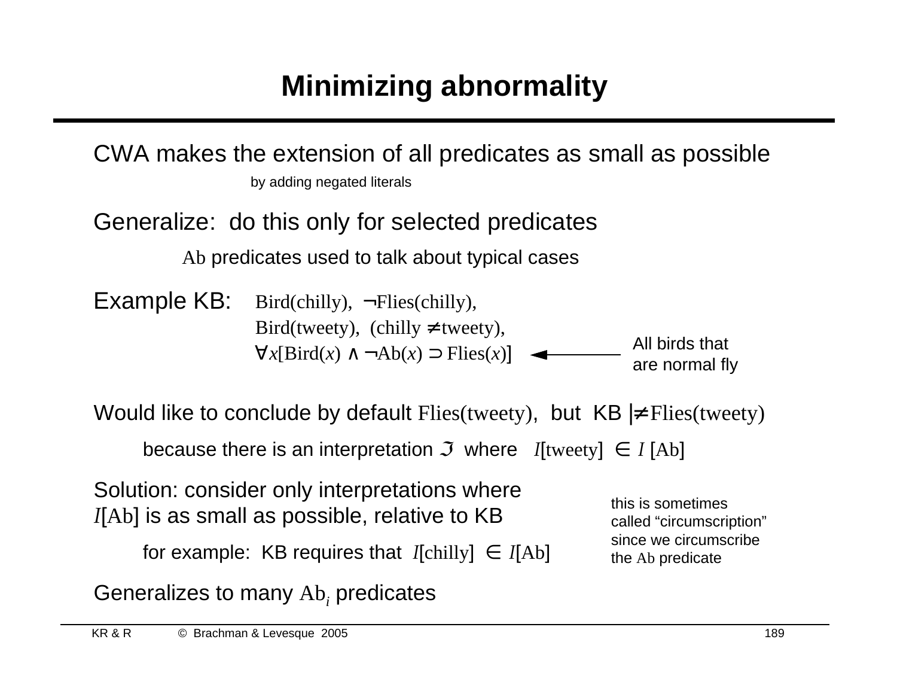# Minimizing abnormality

CWA makes the extension of all predicates as small as possible

by adding negated literals

Generalize: do this only for selected predicates

Ab predicates used to talk about typical cases

Example KB: Bird(chilly), ¬Flies(chilly),
Bird(tweety), (chilly ≠ tweety),
$\forall x[\text{Bird}(x) \wedge \neg\text{Ab}(x) \supset \text{Flies}(x)]$ ← All birds that are normal fly

Would like to conclude by default Flies(tweety), but KB $\not\models$ Flies(tweety)

because there is an interpretation $\mathfrak{I}$ where $I$[tweety] $\in I$ [Ab]

Solution: consider only interpretations where $I$[Ab] is as small as possible, relative to KB

for example: KB requires that $I$[chilly] $\in I$[Ab]

this is sometimes called "circumscription" since we circumscribe the Ab predicate

Generalizes to many $\text{Ab}_i$ predicates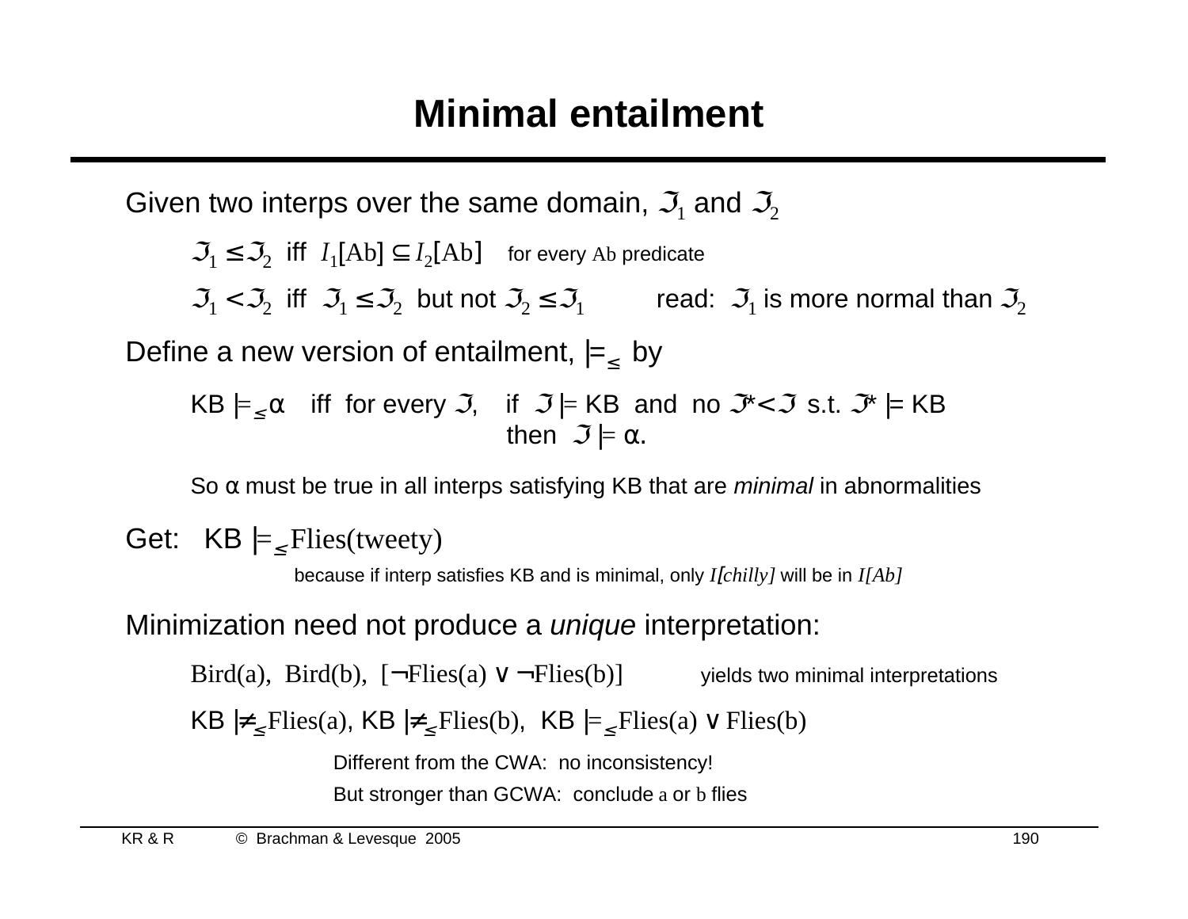# Minimal entailment

Given two interps over the same domain, $\mathfrak{I}_1$ and $\mathfrak{I}_2$

$\mathfrak{I}_1 \leq \mathfrak{I}_2$ iff $I_1[\mathrm{Ab}] \subseteq I_2[\mathrm{Ab}]$ for every Ab predicate

$\mathfrak{I}_1 < \mathfrak{I}_2$ iff $\mathfrak{I}_1 \leq \mathfrak{I}_2$ but not $\mathfrak{I}_2 \leq \mathfrak{I}_1$ read: $\mathfrak{I}_1$ is more normal than $\mathfrak{I}_2$

Define a new version of entailment, $\models_{\leq}$ by

KB $\models_{\leq} \alpha$ iff for every $\mathfrak{I}$, if $\mathfrak{I} \models$ KB and no $\mathfrak{I}^* < \mathfrak{I}$ s.t. $\mathfrak{I}^* \models$ KB then $\mathfrak{I} \models \alpha$.

So α must be true in all interps satisfying KB that are *minimal* in abnormalities

Get: KB $\models_{\leq}$ Flies(tweety)

because if interp satisfies KB and is minimal, only *I[chilly]* will be in *I[Ab]*

Minimization need not produce a *unique* interpretation:

Bird(a), Bird(b), [¬Flies(a) ∨ ¬Flies(b)] yields two minimal interpretations

KB $\not\models_{\leq}$ Flies(a), KB $\not\models_{\leq}$ Flies(b), KB $\models_{\leq}$ Flies(a) ∨ Flies(b)

Different from the CWA: no inconsistency!

But stronger than GCWA: conclude a or b flies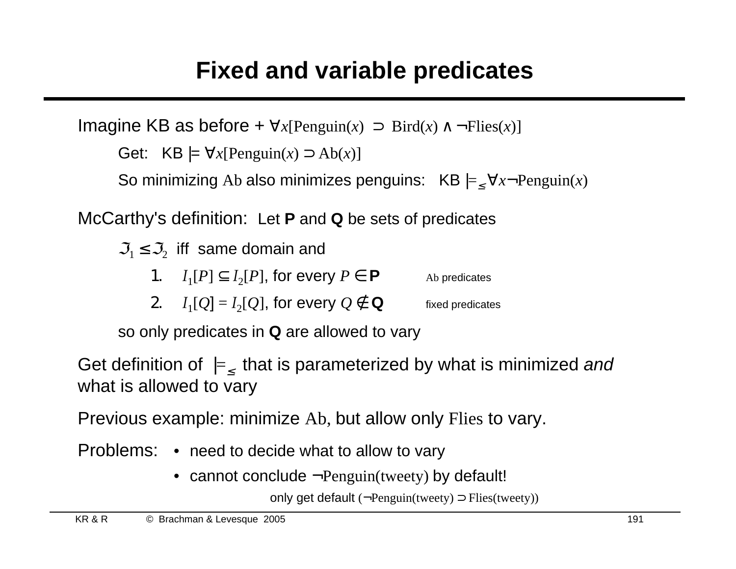# Fixed and variable predicates

Imagine KB as before + $\forall x[\text{Penguin}(x) \supset \text{Bird}(x) \wedge \neg\text{Flies}(x)]$

- Get: KB $\models \forall x[\text{Penguin}(x) \supset \text{Ab}(x)]$
- So minimizing Ab also minimizes penguins: KB $\models_{\leq} \forall x \neg\text{Penguin}(x)$

McCarthy's definition: Let **P** and **Q** be sets of predicates

$\mathfrak{I}_1 \leq \mathfrak{I}_2$ iff same domain and

1. $I_1[P] \subseteq I_2[P]$, for every $P \in$ **P** — Ab predicates
2. $I_1[Q] = I_2[Q]$, for every $Q \notin$ **Q** — fixed predicates

so only predicates in **Q** are allowed to vary

Get definition of $\models_{\leq}$ that is parameterized by what is minimized *and* what is allowed to vary

Previous example: minimize Ab, but allow only Flies to vary.

Problems:
- need to decide what to allow to vary
- cannot conclude $\neg\text{Penguin}(\text{tweety})$ by default!

  only get default $(\neg\text{Penguin}(\text{tweety}) \supset \text{Flies}(\text{tweety}))$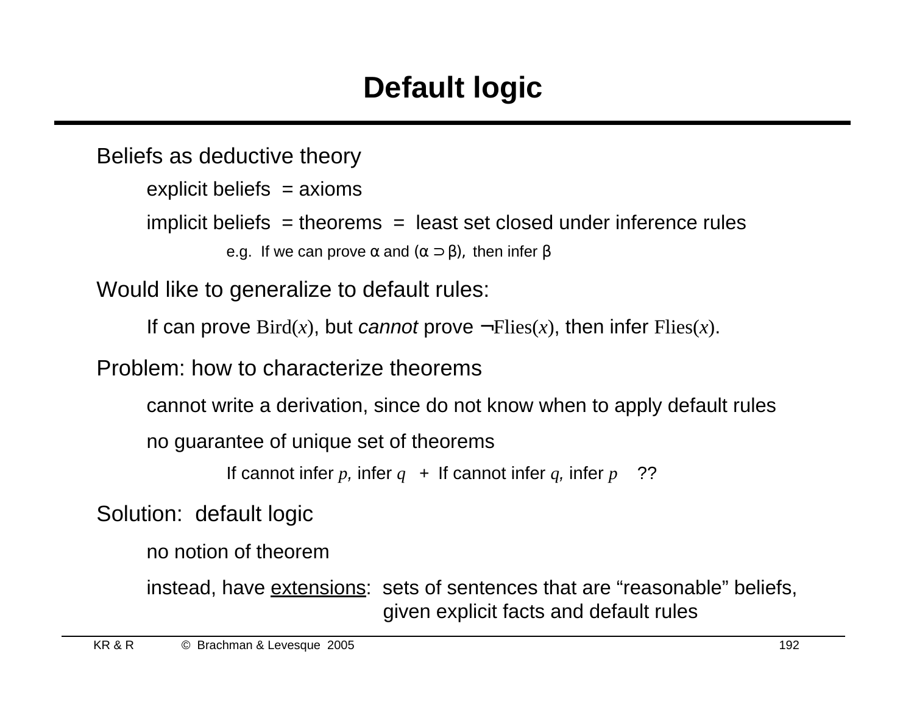# Default logic

Beliefs as deductive theory

- explicit beliefs = axioms
- implicit beliefs = theorems = least set closed under inference rules
  - e.g. If we can prove $\alpha$ and $(\alpha \supset \beta)$, then infer $\beta$

Would like to generalize to default rules:

- If can prove $\mathrm{Bird}(x)$, but *cannot* prove $\neg\mathrm{Flies}(x)$, then infer $\mathrm{Flies}(x)$.

Problem: how to characterize theorems

- cannot write a derivation, since do not know when to apply default rules
- no guarantee of unique set of theorems
  - If cannot infer $p$, infer $q$ + If cannot infer $q$, infer $p$ ??

Solution: default logic

- no notion of theorem
- instead, have extensions: sets of sentences that are "reasonable" beliefs, given explicit facts and default rules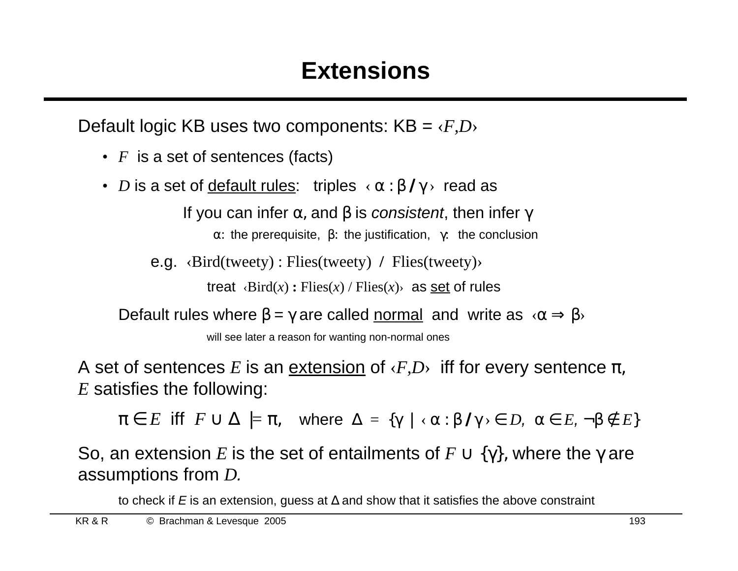# Extensions

Default logic KB uses two components: KB = $\langle F, D \rangle$

- $F$ is a set of sentences (facts)
- $D$ is a set of <u>default rules</u>: triples $\langle \alpha : \beta \,/\, \gamma \rangle$ read as

  If you can infer $\alpha$, and $\beta$ is *consistent*, then infer $\gamma$

  $\alpha$: the prerequisite, $\beta$: the justification, $\gamma$: the conclusion

  e.g. $\langle \mathrm{Bird(tweety)} : \mathrm{Flies(tweety)} \;/\; \mathrm{Flies(tweety)} \rangle$

  treat $\langle \mathrm{Bird}(x) : \mathrm{Flies}(x) \,/\, \mathrm{Flies}(x) \rangle$ as <u>set</u> of rules

  Default rules where $\beta = \gamma$ are called <u>normal</u> and write as $\langle \alpha \Rightarrow \beta \rangle$

  will see later a reason for wanting non-normal ones

A set of sentences $E$ is an <u>extension</u> of $\langle F, D \rangle$ iff for every sentence $\pi$, $E$ satisfies the following:

$$\pi \in E \;\text{ iff }\; F \cup \Delta \models \pi, \quad \text{where } \Delta = \{\gamma \mid \langle \alpha : \beta \,/\, \gamma \rangle \in D,\; \alpha \in E,\; \neg\beta \notin E\}$$

So, an extension $E$ is the set of entailments of $F \cup \{\gamma\}$, where the $\gamma$ are assumptions from $D$.

to check if $E$ is an extension, guess at $\Delta$ and show that it satisfies the above constraint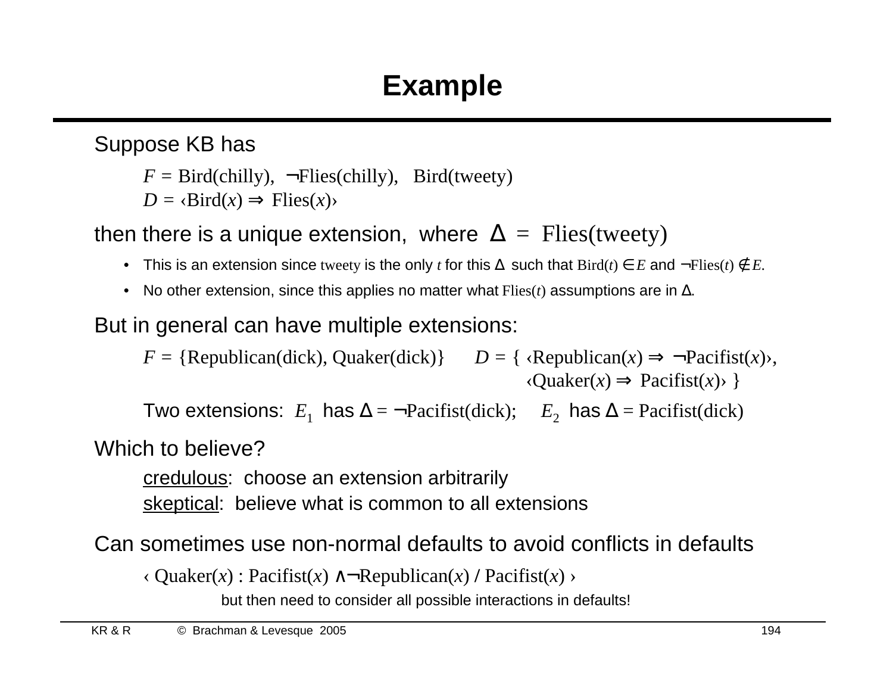# Example

Suppose KB has

> $F$ = Bird(chilly), ¬Flies(chilly), Bird(tweety)
> $D$ = ‹Bird($x$) ⇒ Flies($x$)›

then there is a unique extension, where Δ = Flies(tweety)

- This is an extension since tweety is the only $t$ for this Δ such that Bird($t$) ∈ $E$ and ¬Flies($t$) ∉ $E$.
- No other extension, since this applies no matter what Flies($t$) assumptions are in Δ.

But in general can have multiple extensions:

> $F$ = {Republican(dick), Quaker(dick)}  $D$ = { ‹Republican($x$) ⇒ ¬Pacifist($x$)›, ‹Quaker($x$) ⇒ Pacifist($x$)› }
>
> Two extensions: $E_1$ has Δ = ¬Pacifist(dick); $E_2$ has Δ = Pacifist(dick)

Which to believe?

> <u>credulous</u>: choose an extension arbitrarily
> <u>skeptical</u>: believe what is common to all extensions

Can sometimes use non-normal defaults to avoid conflicts in defaults

> ‹ Quaker($x$) : Pacifist($x$) ∧¬Republican($x$) / Pacifist($x$) ›
>
> but then need to consider all possible interactions in defaults!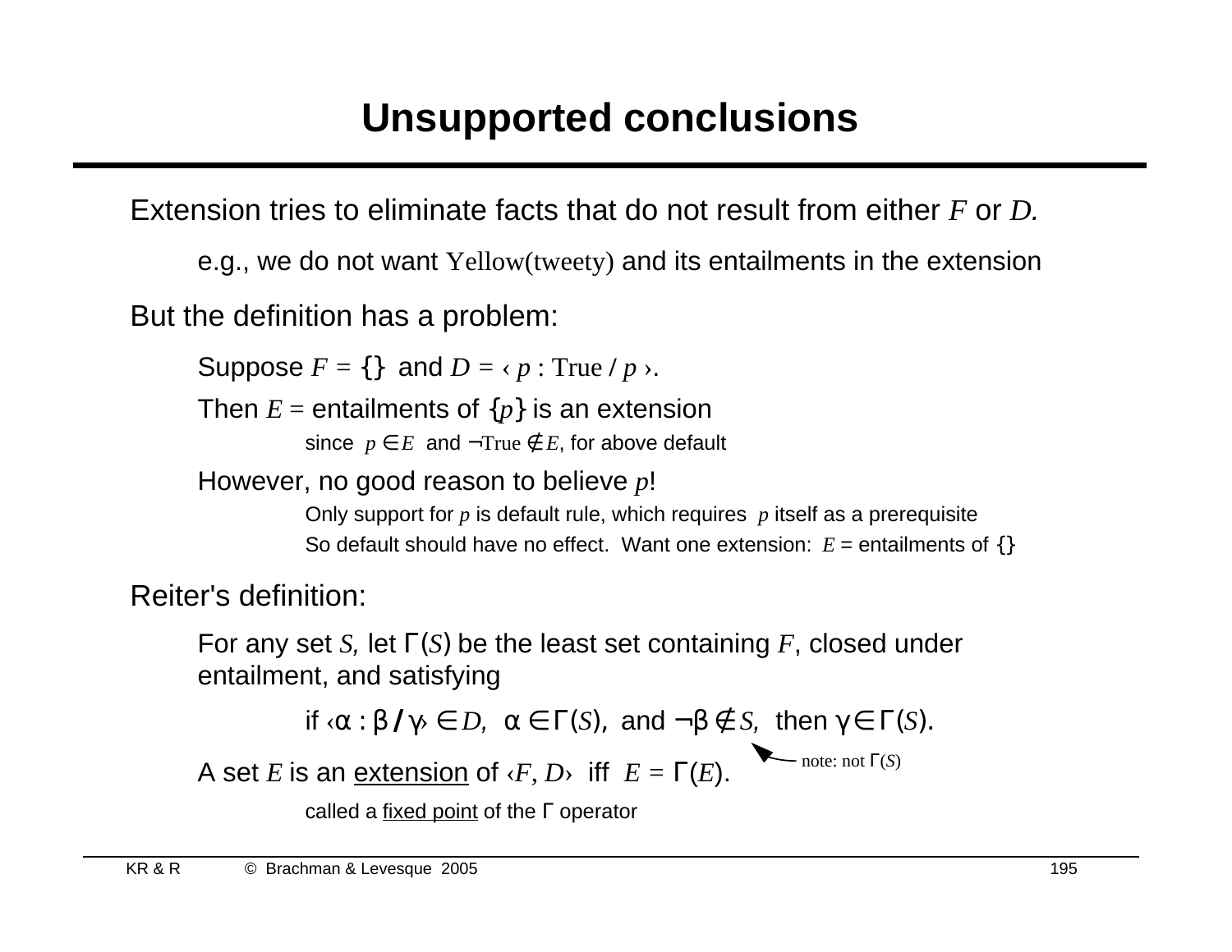# Unsupported conclusions

Extension tries to eliminate facts that do not result from either $F$ or $D$.

- e.g., we do not want Yellow(tweety) and its entailments in the extension

But the definition has a problem:

- Suppose $F = \{\}$ and $D = \langle\, p : \text{True} \,/\, p \,\rangle$.
- Then $E$ = entailments of $\{p\}$ is an extension
  - since $p \in E$ and $\neg\text{True} \notin E$, for above default
- However, no good reason to believe $p$!
  - Only support for $p$ is default rule, which requires $p$ itself as a prerequisite
  - So default should have no effect. Want one extension: $E$ = entailments of $\{\}$

Reiter's definition:

For any set $S$, let $\Gamma(S)$ be the least set containing $F$, closed under entailment, and satisfying

$$\text{if } \langle \alpha : \beta \,/\, \gamma \rangle \in D,\ \ \alpha \in \Gamma(S),\ \text{and } \neg\beta \notin S,\ \ \text{then } \gamma \in \Gamma(S).$$

note: not $\Gamma(S)$

A set $E$ is an <u>extension</u> of $\langle F, D \rangle$ iff $E = \Gamma(E)$.

- called a <u>fixed point</u> of the $\Gamma$ operator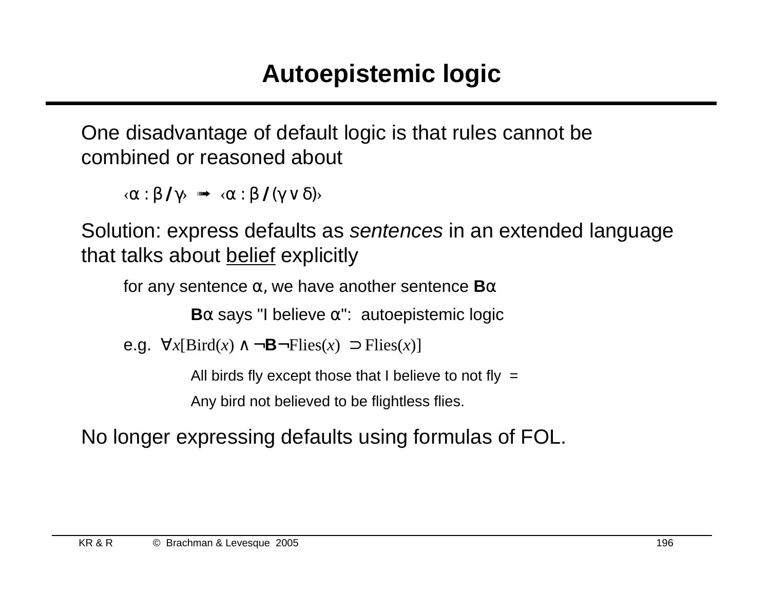# Autoepistemic logic

One disadvantage of default logic is that rules cannot be combined or reasoned about

$\langle\alpha : \beta \,/\, \gamma\rangle \;\twoheadrightarrow\; \langle\alpha : \beta \,/\, (\gamma \vee \delta)\rangle$

Solution: express defaults as *sentences* in an extended language that talks about <u>belief</u> explicitly

for any sentence $\alpha$, we have another sentence $\mathbf{B}\alpha$

$\mathbf{B}\alpha$ says "I believe $\alpha$": autoepistemic logic

e.g. $\forall x[\mathrm{Bird}(x) \wedge \neg\mathbf{B}\neg\mathrm{Flies}(x) \supset \mathrm{Flies}(x)]$

All birds fly except those that I believe to not fly =

Any bird not believed to be flightless flies.

No longer expressing defaults using formulas of FOL.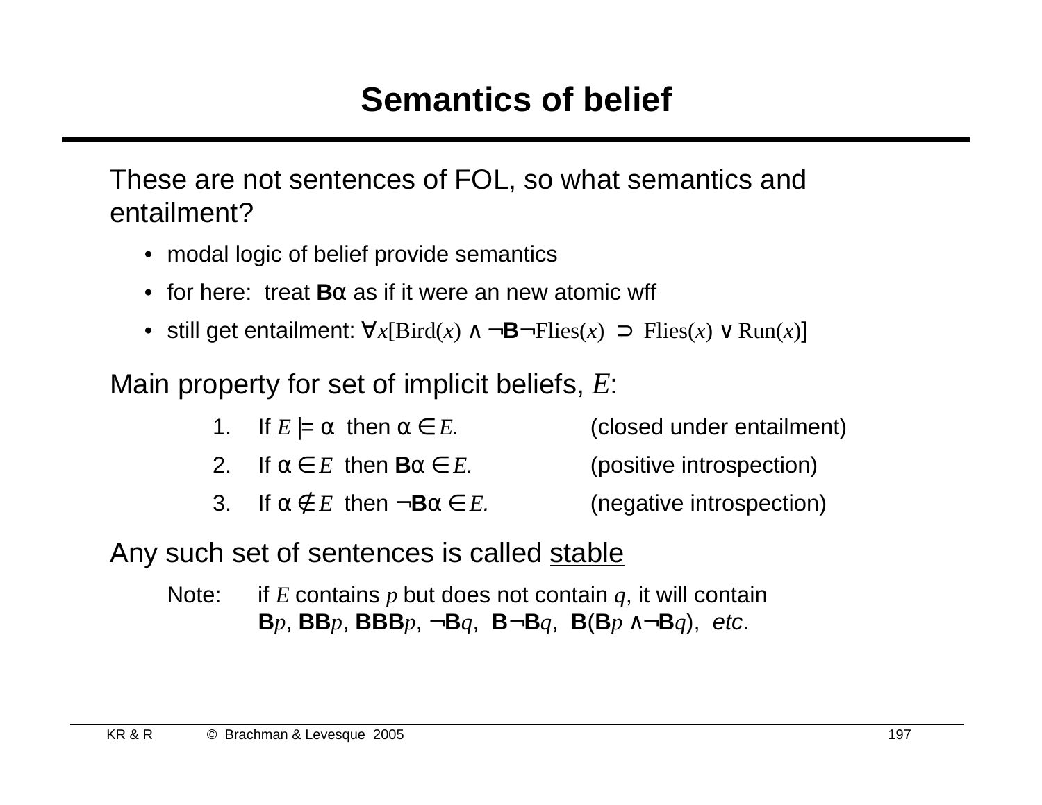# Semantics of belief

These are not sentences of FOL, so what semantics and entailment?

- modal logic of belief provide semantics
- for here: treat **B**α as if it were an new atomic wff
- still get entailment: $\forall x[\mathrm{Bird}(x) \wedge \neg\mathbf{B}\neg\mathrm{Flies}(x) \supset \mathrm{Flies}(x) \vee \mathrm{Run}(x)]$

Main property for set of implicit beliefs, $E$:

1. If $E \models \alpha$ then $\alpha \in E.$ (closed under entailment)
2. If $\alpha \in E$ then $\mathbf{B}\alpha \in E.$ (positive introspection)
3. If $\alpha \notin E$ then $\neg\mathbf{B}\alpha \in E.$ (negative introspection)

Any such set of sentences is called <u>stable</u>

Note: if $E$ contains $p$ but does not contain $q$, it will contain $\mathbf{B}p$, $\mathbf{BB}p$, $\mathbf{BBB}p$, $\neg\mathbf{B}q$, $\mathbf{B}\neg\mathbf{B}q$, $\mathbf{B}(\mathbf{B}p \wedge \neg\mathbf{B}q)$, *etc*.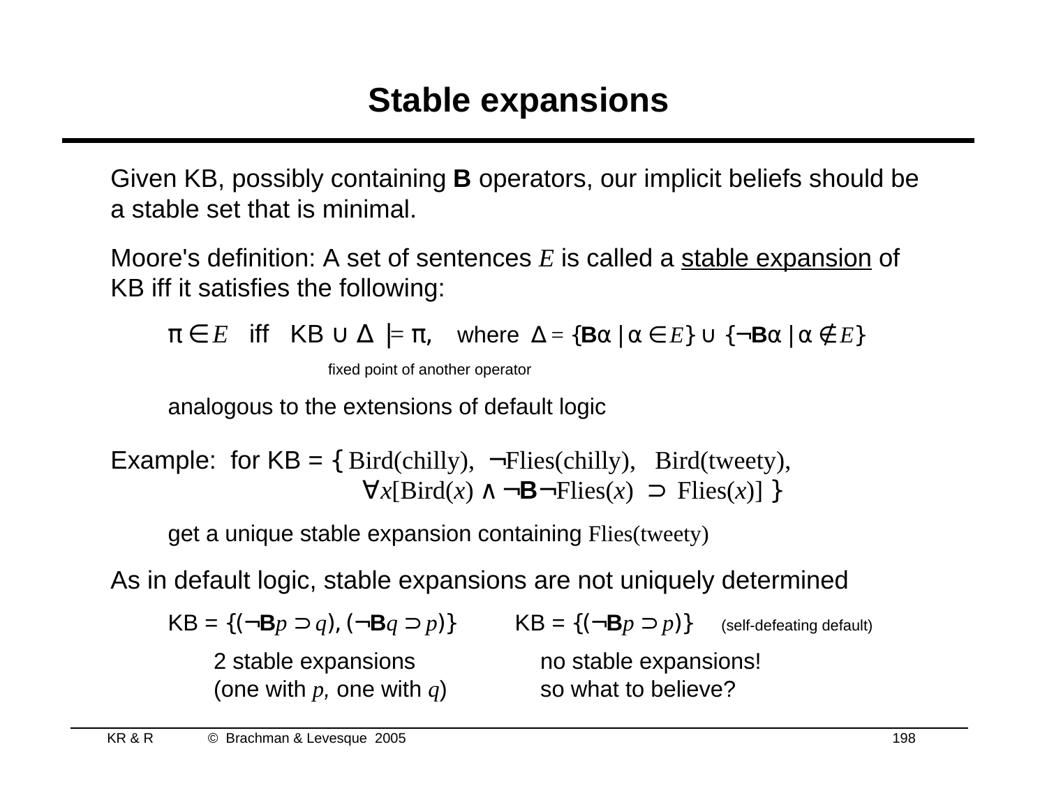# Stable expansions

Given KB, possibly containing **B** operators, our implicit beliefs should be a stable set that is minimal.

Moore's definition: A set of sentences $E$ is called a <u>stable expansion</u> of KB iff it satisfies the following:

> $\pi \in E$ iff $\text{KB} \cup \Delta \models \pi$, where $\Delta = \{\mathbf{B}\alpha \mid \alpha \in E\} \cup \{\neg\mathbf{B}\alpha \mid \alpha \notin E\}$
>
> fixed point of another operator
>
> analogous to the extensions of default logic

Example: for KB = { $\text{Bird(chilly)}$, $\neg\text{Flies(chilly)}$, $\text{Bird(tweety)}$, $\forall x[\text{Bird}(x) \land \neg\mathbf{B}\neg\text{Flies}(x) \supset \text{Flies}(x)]$ }

> get a unique stable expansion containing $\text{Flies(tweety)}$

As in default logic, stable expansions are not uniquely determined

> KB = $\{(\neg\mathbf{B}p \supset q), (\neg\mathbf{B}q \supset p)\}$
>
> 2 stable expansions (one with $p$, one with $q$)
>
> KB = $\{(\neg\mathbf{B}p \supset p)\}$ (self-defeating default)
>
> no stable expansions! so what to believe?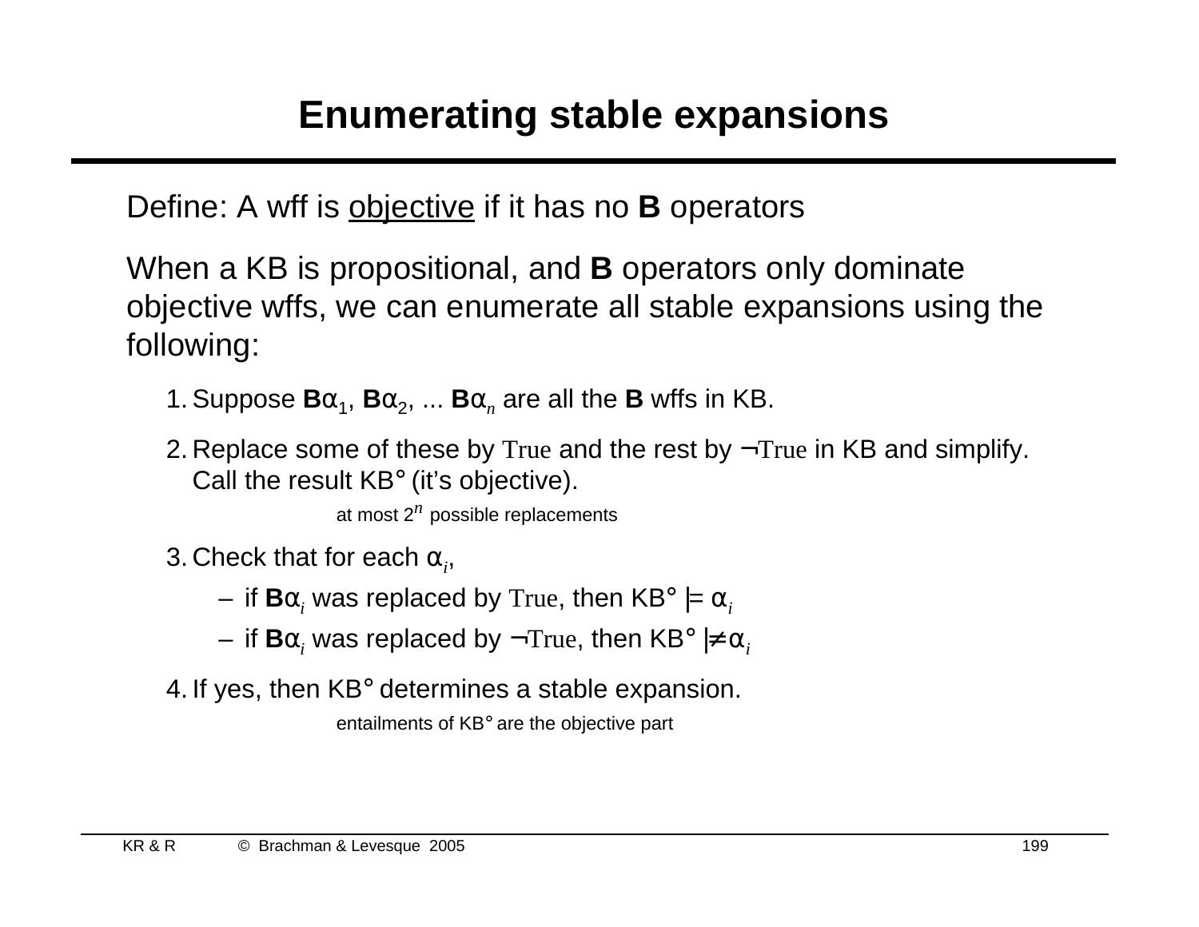# Enumerating stable expansions

Define: A wff is <u>objective</u> if it has no **B** operators

When a KB is propositional, and **B** operators only dominate objective wffs, we can enumerate all stable expansions using the following:

1. Suppose $\mathbf{B}\alpha_1$, $\mathbf{B}\alpha_2$, ... $\mathbf{B}\alpha_n$ are all the **B** wffs in KB.
2. Replace some of these by True and the rest by ¬True in KB and simplify. Call the result KB° (it's objective).

   at most $2^n$ possible replacements

3. Check that for each $\alpha_i$,
   - if $\mathbf{B}\alpha_i$ was replaced by True, then KB° $\models \alpha_i$
   - if $\mathbf{B}\alpha_i$ was replaced by ¬True, then KB° $\not\models \alpha_i$
4. If yes, then KB° determines a stable expansion.

   entailments of KB° are the objective part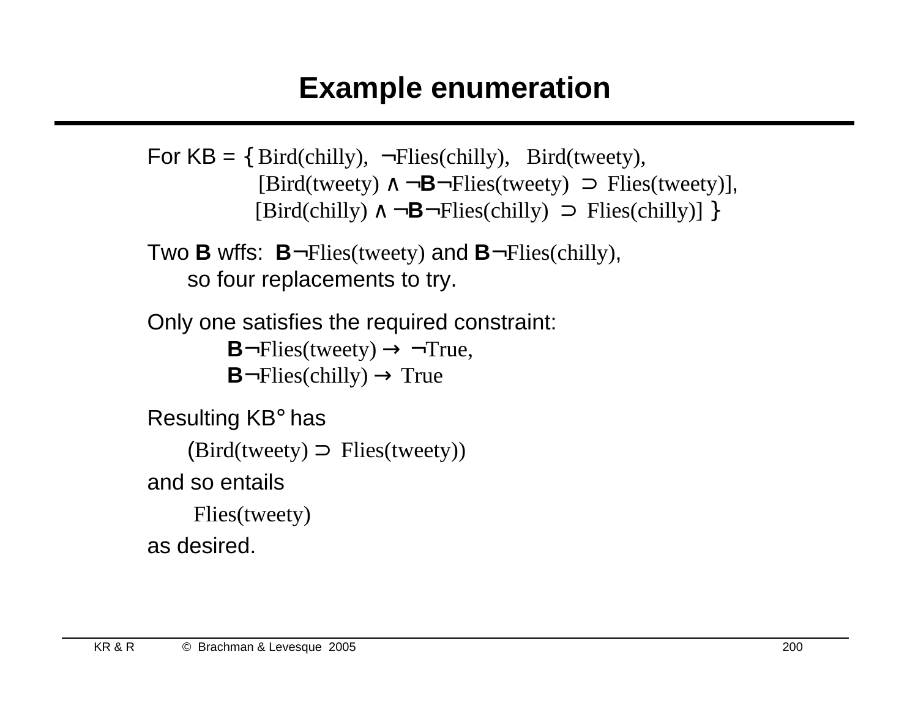# Example enumeration

For KB = { Bird(chilly), ¬Flies(chilly), Bird(tweety),
[Bird(tweety) ∧ ¬**B**¬Flies(tweety) ⊃ Flies(tweety)],
[Bird(chilly) ∧ ¬**B**¬Flies(chilly) ⊃ Flies(chilly)] }

Two **B** wffs: **B**¬Flies(tweety) and **B**¬Flies(chilly),
so four replacements to try.

Only one satisfies the required constraint:
**B**¬Flies(tweety) → ¬True,
**B**¬Flies(chilly) → True

Resulting KB° has
(Bird(tweety) ⊃ Flies(tweety))

and so entails
Flies(tweety)

as desired.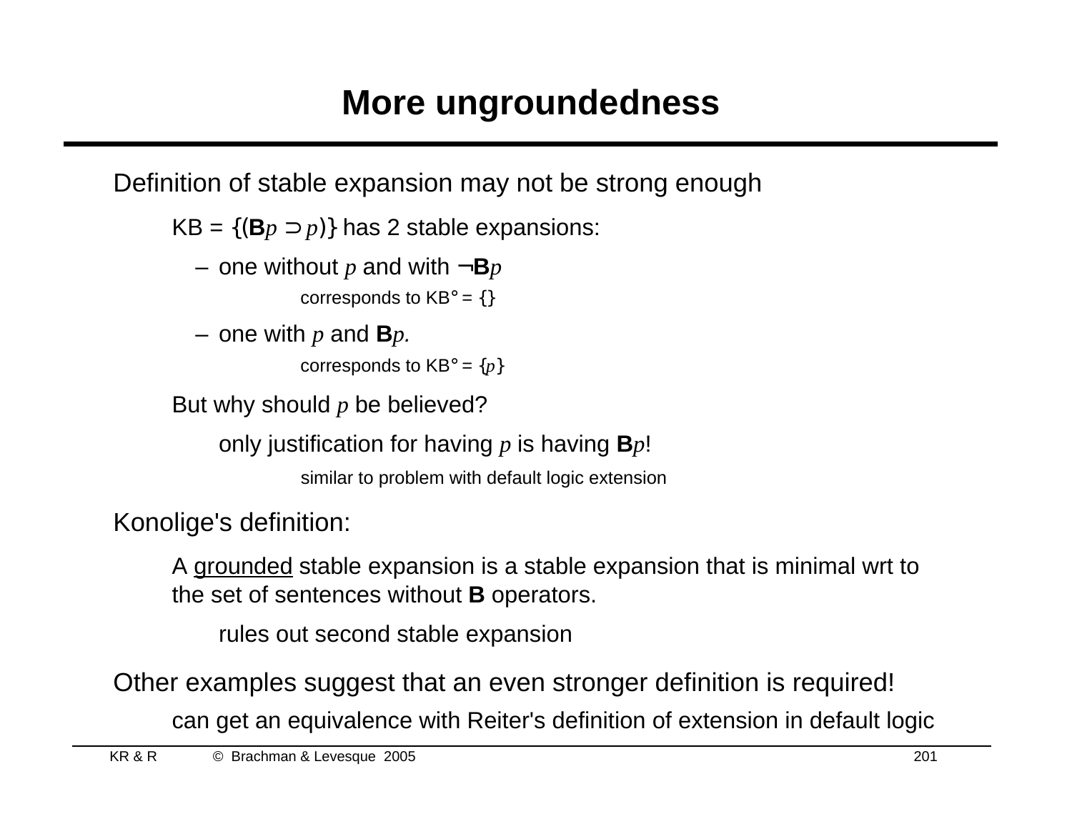# More ungroundedness

Definition of stable expansion may not be strong enough

- KB = {(**B**$p \supset p$)} has 2 stable expansions:
  - one without $p$ and with ¬**B**$p$
    - corresponds to KB° = {}
  - one with $p$ and **B**$p$.
    - corresponds to KB° = {$p$}

But why should $p$ be believed?

- only justification for having $p$ is having **B**$p$!
  - similar to problem with default logic extension

Konolige's definition:

- A <u>grounded</u> stable expansion is a stable expansion that is minimal wrt to the set of sentences without **B** operators.
  - rules out second stable expansion

Other examples suggest that an even stronger definition is required!

- can get an equivalence with Reiter's definition of extension in default logic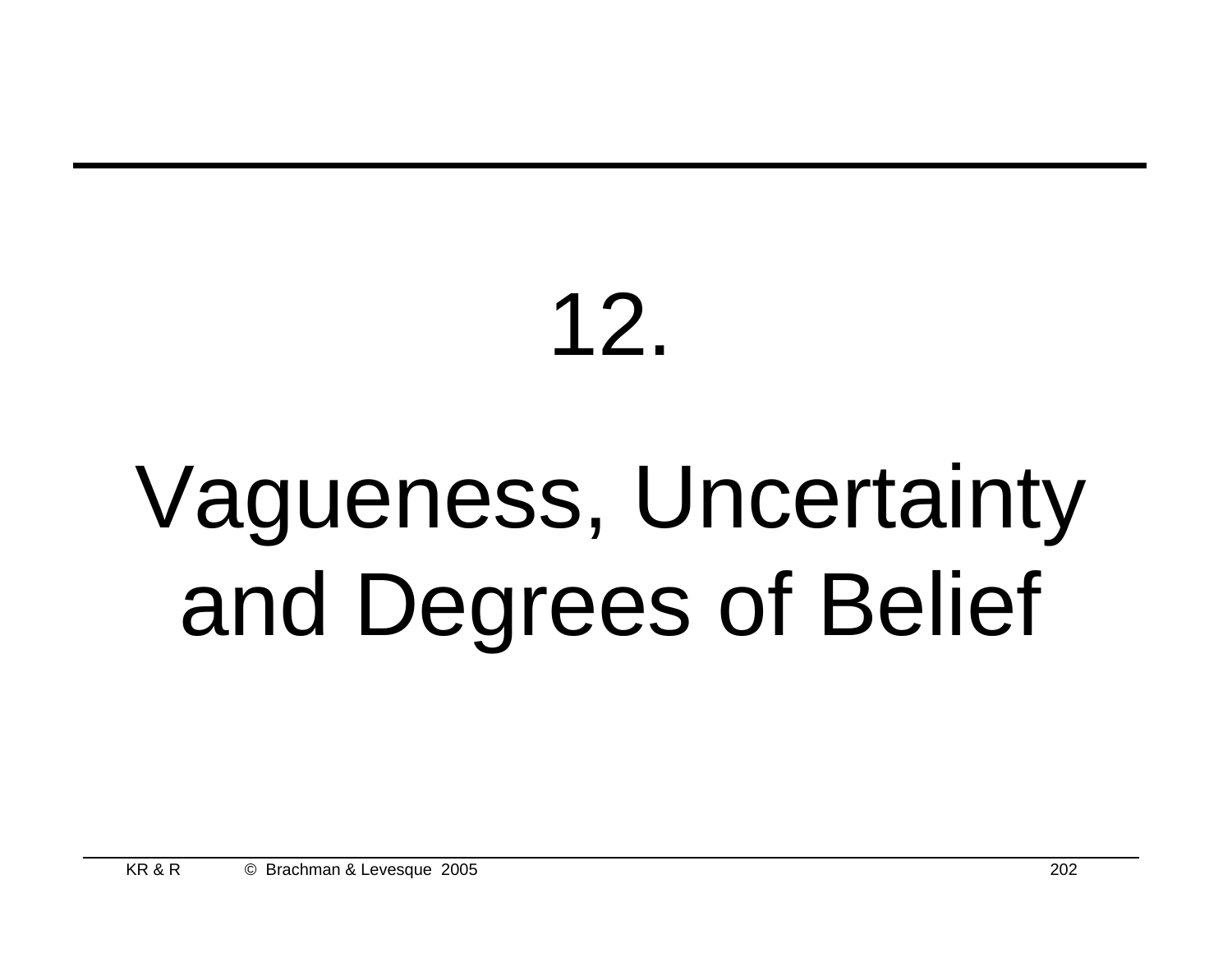# 12.

# Vagueness, Uncertainty and Degrees of Belief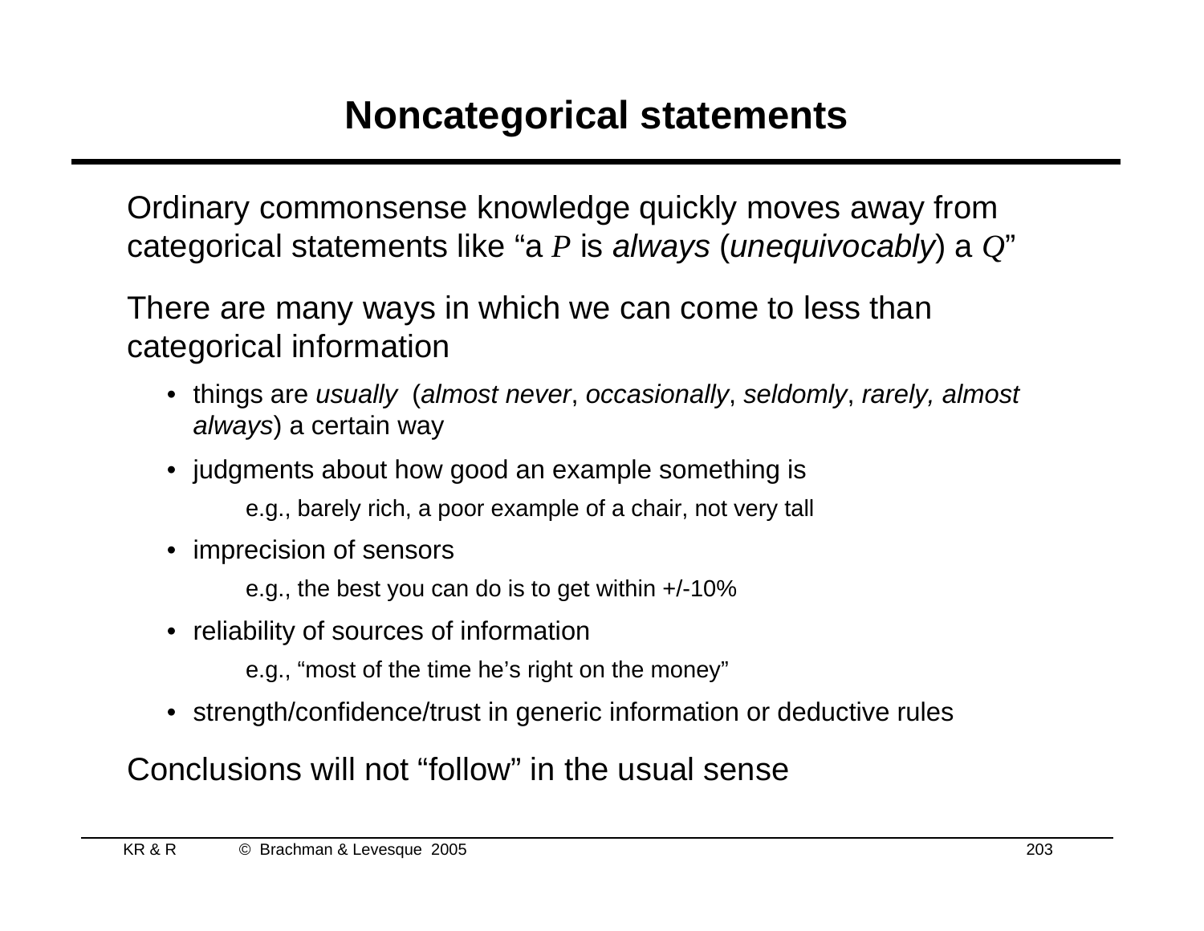# Noncategorical statements

Ordinary commonsense knowledge quickly moves away from categorical statements like "a $P$ is *always* (*unequivocably*) a $Q$"

There are many ways in which we can come to less than categorical information

- things are *usually* (*almost never*, *occasionally*, *seldomly*, *rarely, almost always*) a certain way
- judgments about how good an example something is

  e.g., barely rich, a poor example of a chair, not very tall
- imprecision of sensors

  e.g., the best you can do is to get within +/-10%
- reliability of sources of information

  e.g., "most of the time he's right on the money"
- strength/confidence/trust in generic information or deductive rules

Conclusions will not "follow" in the usual sense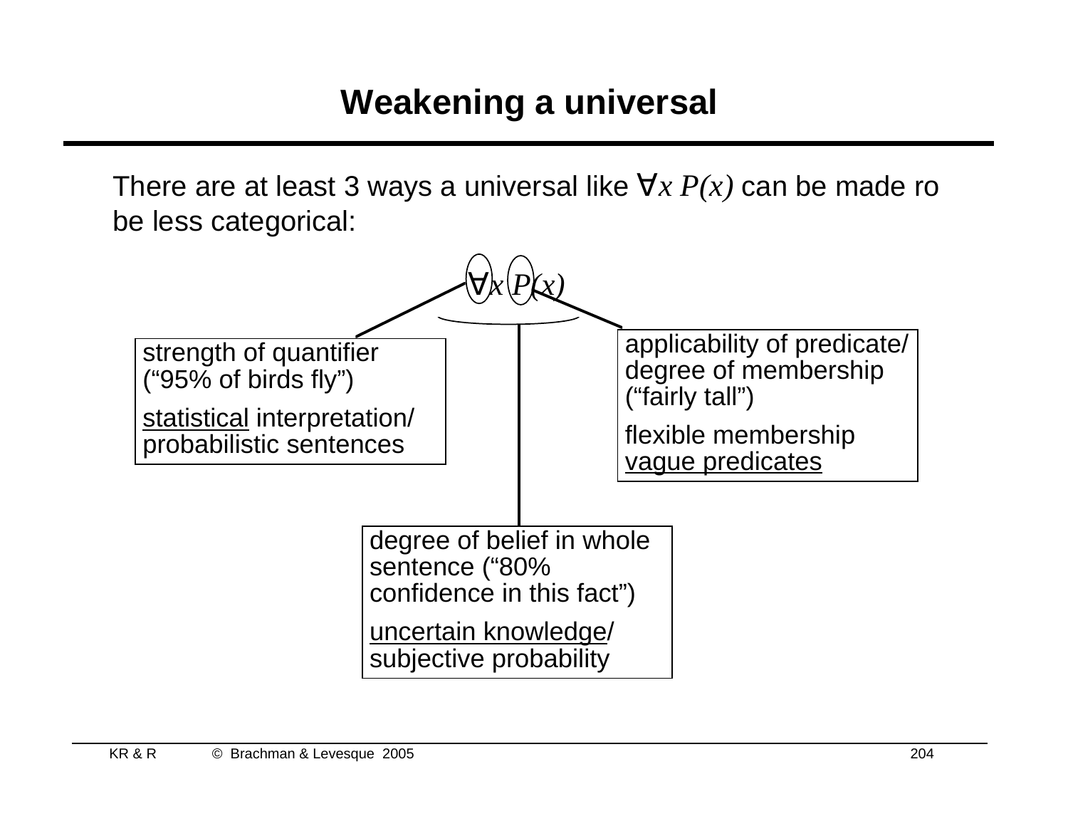# Weakening a universal

There are at least 3 ways a universal like $\forall x\, P(x)$ can be made ro be less categorical:

$\forall x\, P(x)$

strength of quantifier (“95% of birds fly”)

statistical interpretation/ probabilistic sentences

applicability of predicate/ degree of membership (“fairly tall”)

flexible membership vague predicates

degree of belief in whole sentence (“80% confidence in this fact”)

uncertain knowledge/ subjective probability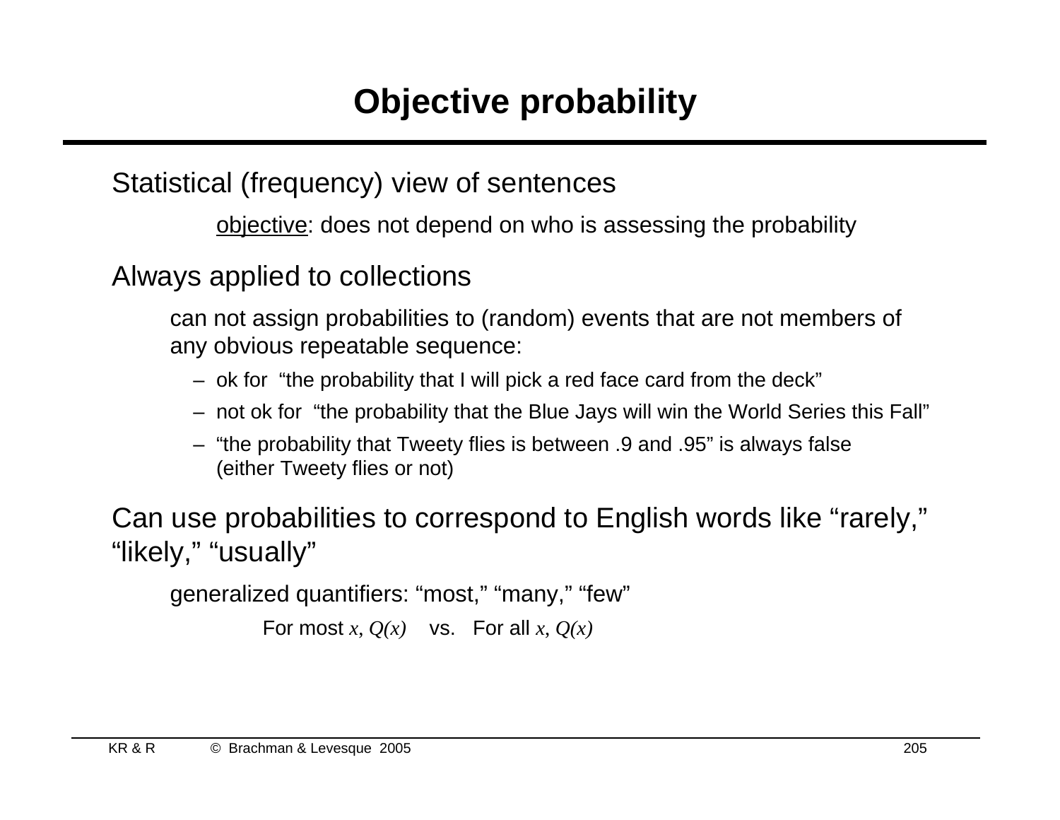# Objective probability

Statistical (frequency) view of sentences

objective: does not depend on who is assessing the probability

Always applied to collections

can not assign probabilities to (random) events that are not members of any obvious repeatable sequence:

- ok for "the probability that I will pick a red face card from the deck"
- not ok for "the probability that the Blue Jays will win the World Series this Fall"
- "the probability that Tweety flies is between .9 and .95" is always false (either Tweety flies or not)

Can use probabilities to correspond to English words like "rarely," "likely," "usually"

generalized quantifiers: "most," "many," "few"

For most $x$, $Q(x)$ vs. For all $x$, $Q(x)$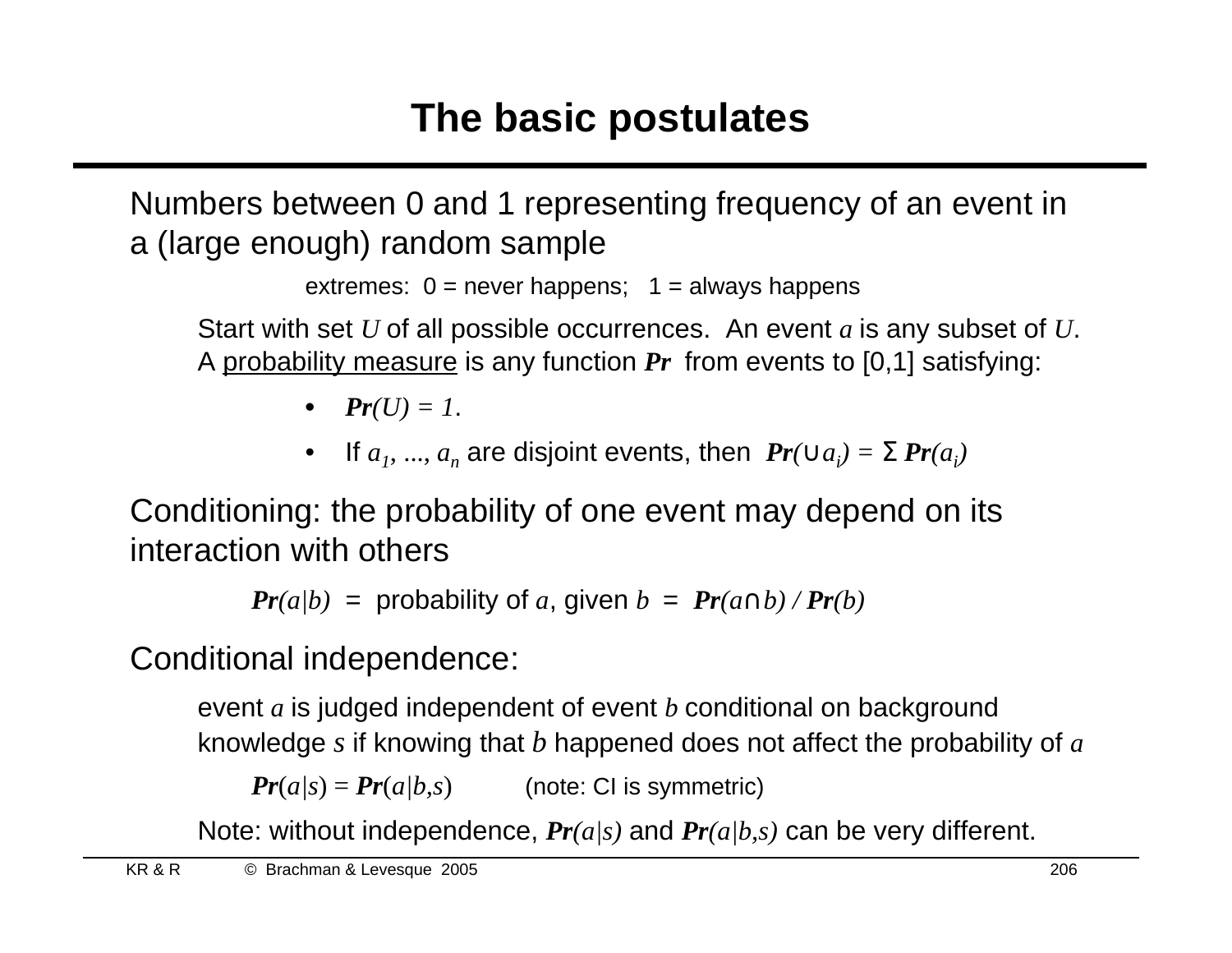# The basic postulates

Numbers between 0 and 1 representing frequency of an event in a (large enough) random sample

extremes: 0 = never happens; 1 = always happens

Start with set $U$ of all possible occurrences. An event $a$ is any subset of $U$. A probability measure is any function $\mathbf{Pr}$ from events to [0,1] satisfying:

- $\mathbf{Pr}(U) = 1$.
- If $a_1, ..., a_n$ are disjoint events, then $\mathbf{Pr}(\cup a_i) = \Sigma\, \mathbf{Pr}(a_i)$

Conditioning: the probability of one event may depend on its interaction with others

$\mathbf{Pr}(a|b)$ = probability of $a$, given $b$ = $\mathbf{Pr}(a \cap b) / \mathbf{Pr}(b)$

Conditional independence:

event $a$ is judged independent of event $b$ conditional on background knowledge $s$ if knowing that $b$ happened does not affect the probability of $a$

$\mathbf{Pr}(a|s) = \mathbf{Pr}(a|b,s)$ (note: CI is symmetric)

Note: without independence, $\mathbf{Pr}(a|s)$ and $\mathbf{Pr}(a|b,s)$ can be very different.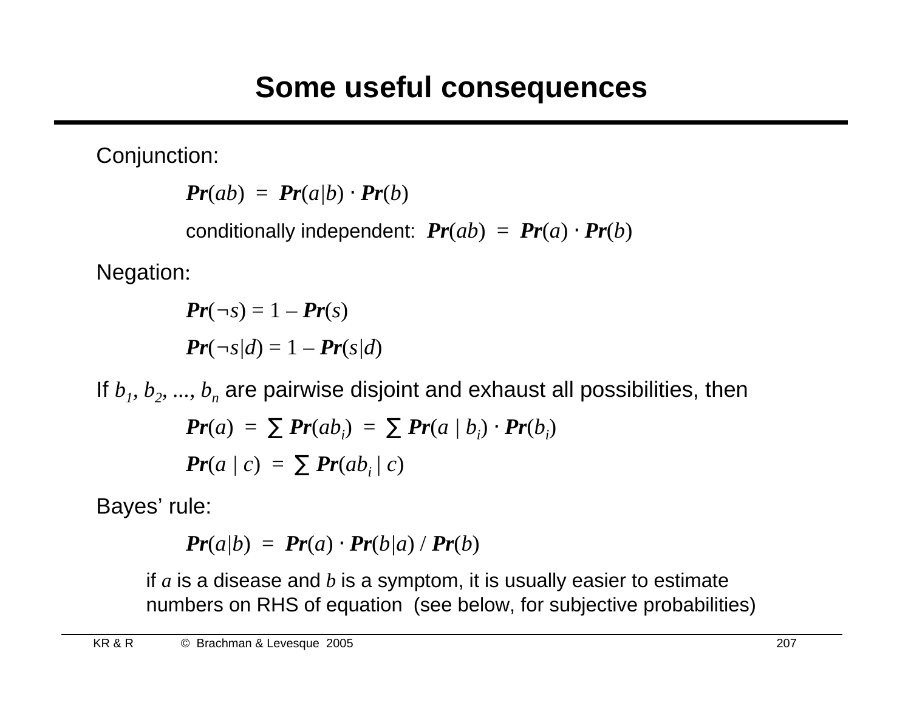# Some useful consequences

Conjunction:

$$\mathbf{Pr}(ab) = \mathbf{Pr}(a|b) \cdot \mathbf{Pr}(b)$$

conditionally independent: $\mathbf{Pr}(ab) = \mathbf{Pr}(a) \cdot \mathbf{Pr}(b)$

Negation:

$$\mathbf{Pr}(\neg s) = 1 - \mathbf{Pr}(s)$$

$$\mathbf{Pr}(\neg s|d) = 1 - \mathbf{Pr}(s|d)$$

If $b_1, b_2, ..., b_n$ are pairwise disjoint and exhaust all possibilities, then

$$\mathbf{Pr}(a) = \sum \mathbf{Pr}(ab_i) = \sum \mathbf{Pr}(a \mid b_i) \cdot \mathbf{Pr}(b_i)$$

$$\mathbf{Pr}(a \mid c) = \sum \mathbf{Pr}(ab_i \mid c)$$

Bayes' rule:

$$\mathbf{Pr}(a|b) = \mathbf{Pr}(a) \cdot \mathbf{Pr}(b|a) / \mathbf{Pr}(b)$$

if $a$ is a disease and $b$ is a symptom, it is usually easier to estimate numbers on RHS of equation (see below, for subjective probabilities)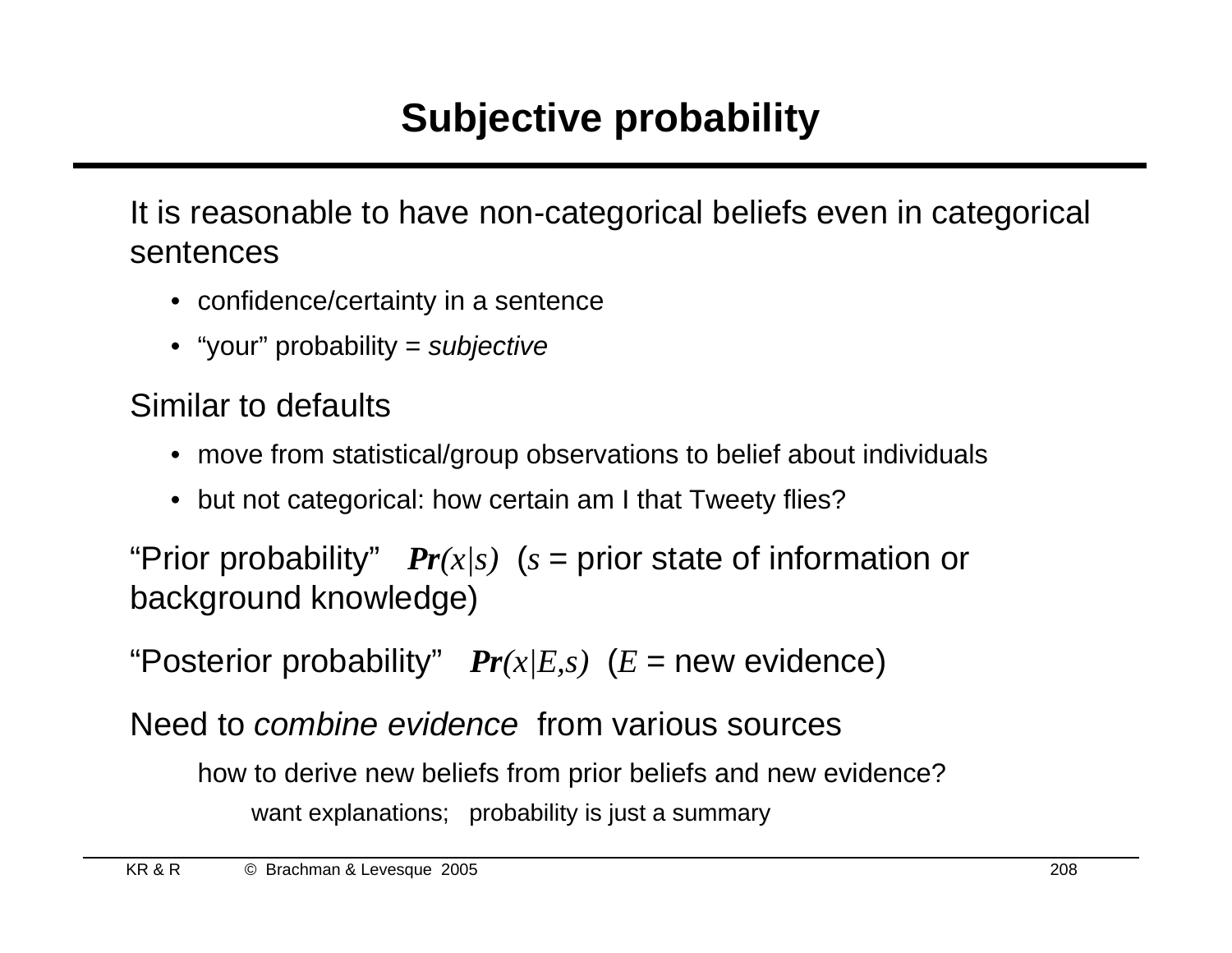# Subjective probability

It is reasonable to have non-categorical beliefs even in categorical sentences

- confidence/certainty in a sentence
- “your” probability = *subjective*

Similar to defaults

- move from statistical/group observations to belief about individuals
- but not categorical: how certain am I that Tweety flies?

“Prior probability” $\mathbf{Pr}(x|s)$ ($s$ = prior state of information or background knowledge)

“Posterior probability” $\mathbf{Pr}(x|E,s)$ ($E$ = new evidence)

Need to *combine evidence* from various sources

how to derive new beliefs from prior beliefs and new evidence?

want explanations; probability is just a summary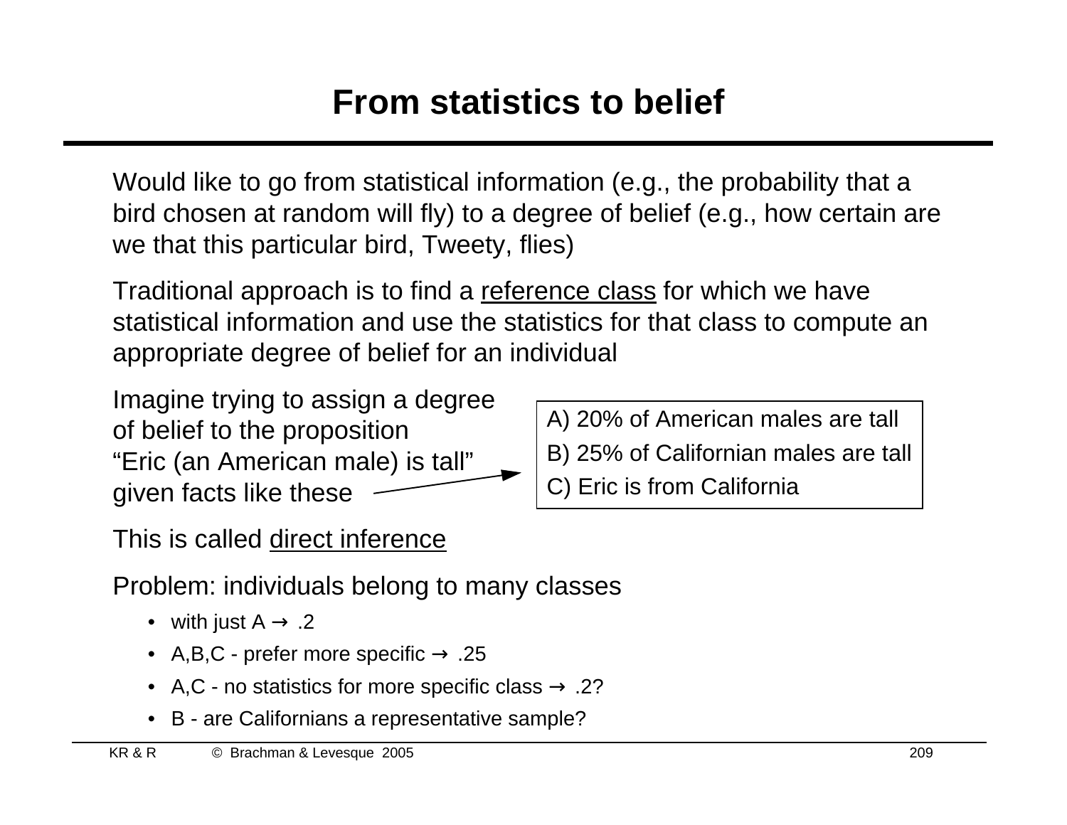# From statistics to belief

Would like to go from statistical information (e.g., the probability that a bird chosen at random will fly) to a degree of belief (e.g., how certain are we that this particular bird, Tweety, flies)

Traditional approach is to find a <u>reference class</u> for which we have statistical information and use the statistics for that class to compute an appropriate degree of belief for an individual

Imagine trying to assign a degree of belief to the proposition "Eric (an American male) is tall" given facts like these →

> A) 20% of American males are tall
> B) 25% of Californian males are tall
> C) Eric is from California

This is called <u>direct inference</u>

Problem: individuals belong to many classes

- with just A → .2
- A,B,C - prefer more specific → .25
- A,C - no statistics for more specific class → .2?
- B - are Californians a representative sample?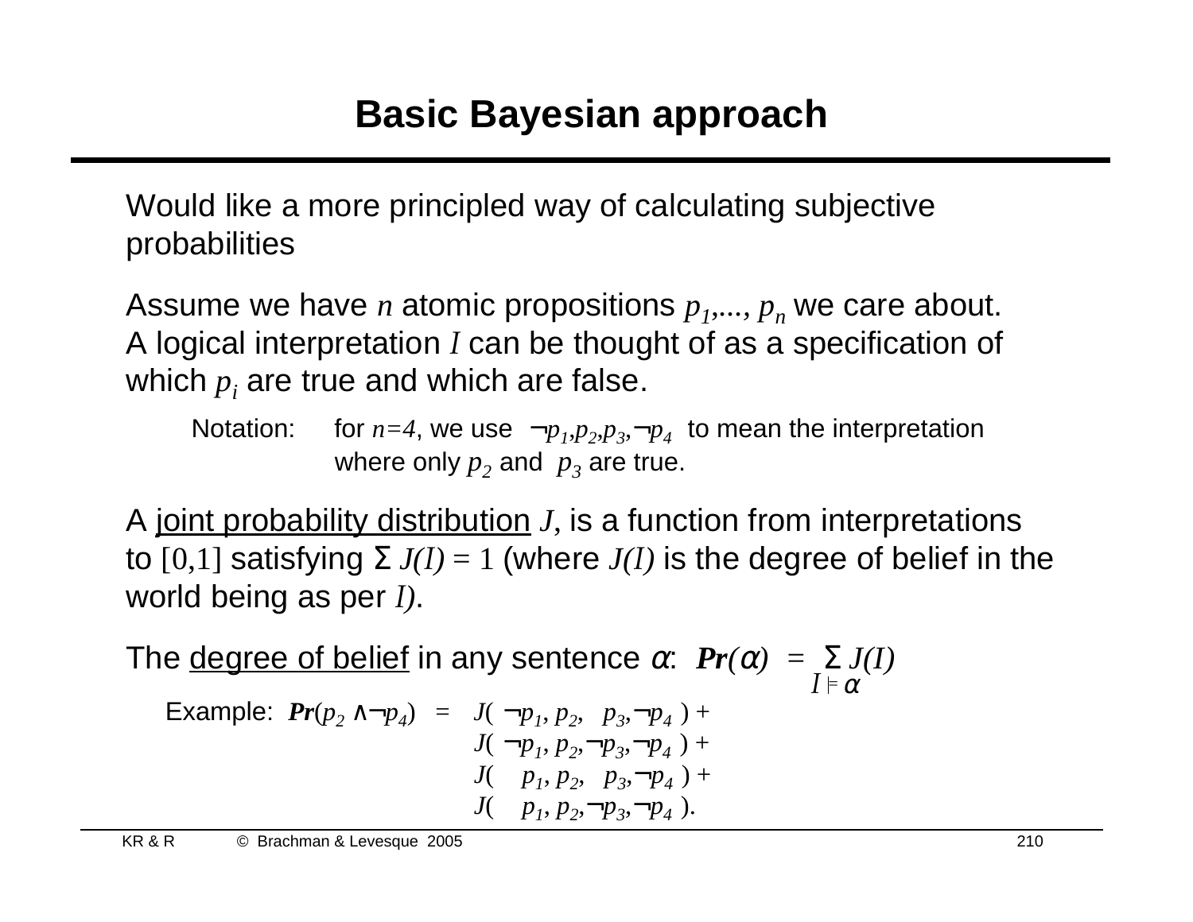# Basic Bayesian approach

Would like a more principled way of calculating subjective probabilities

Assume we have $n$ atomic propositions $p_1,..., p_n$ we care about. A logical interpretation $I$ can be thought of as a specification of which $p_i$ are true and which are false.

> Notation: for $n=4$, we use $\neg p_1,p_2,p_3,\neg p_4$ to mean the interpretation where only $p_2$ and $p_3$ are true.

A <u>joint probability distribution</u> $J$, is a function from interpretations to $[0,1]$ satisfying $\Sigma\, J(I) = 1$ (where $J(I)$ is the degree of belief in the world being as per $I$).

The <u>degree of belief</u> in any sentence $\alpha$: $\boldsymbol{Pr}(\alpha) = \sum_{I \models \alpha} J(I)$

Example:

$$
\begin{aligned}
\boldsymbol{Pr}(p_2 \wedge \neg p_4) = \; & J(\neg p_1, p_2, p_3, \neg p_4) + \\
& J(\neg p_1, p_2, \neg p_3, \neg p_4) + \\
& J(p_1, p_2, p_3, \neg p_4) + \\
& J(p_1, p_2, \neg p_3, \neg p_4).
\end{aligned}
$$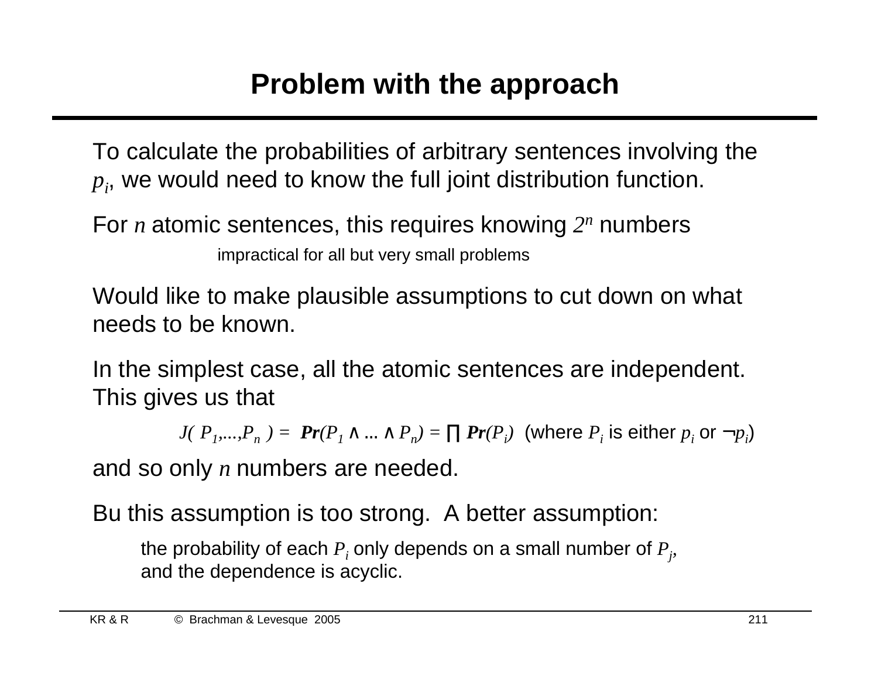# Problem with the approach

To calculate the probabilities of arbitrary sentences involving the $p_i$, we would need to know the full joint distribution function.

For $n$ atomic sentences, this requires knowing $2^n$ numbers

impractical for all but very small problems

Would like to make plausible assumptions to cut down on what needs to be known.

In the simplest case, all the atomic sentences are independent. This gives us that

$$J(P_1,...,P_n) = \mathbf{Pr}(P_1 \wedge ... \wedge P_n) = \prod \mathbf{Pr}(P_i) \text{ (where } P_i \text{ is either } p_i \text{ or } \neg p_i)$$

and so only $n$ numbers are needed.

Bu this assumption is too strong. A better assumption:

the probability of each $P_i$ only depends on a small number of $P_j$, and the dependence is acyclic.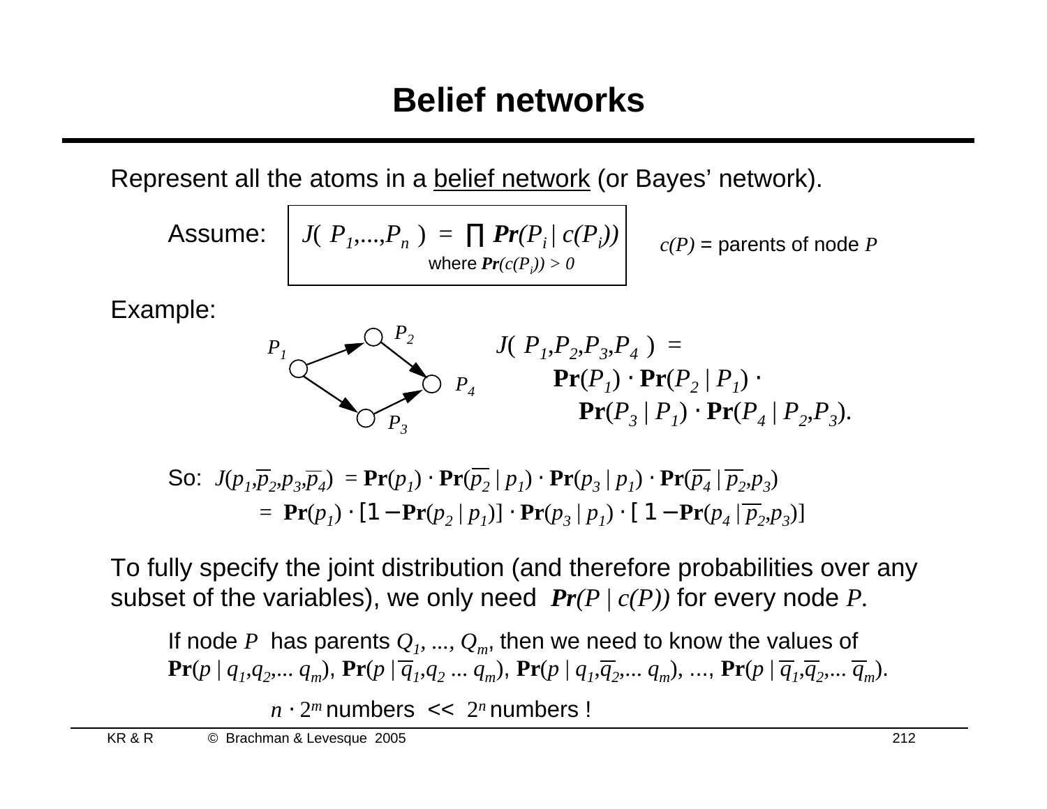# Belief networks

Represent all the atoms in a belief network (or Bayes' network).

Assume: $J(P_1,...,P_n) = \prod \mathbf{Pr}(P_i \mid c(P_i))$ where $\mathbf{Pr}(c(P_i)) > 0$

$c(P)$ = parents of node $P$

Example:

$P_1 \rightarrow P_2$, $P_1 \rightarrow P_3$, $P_2 \rightarrow P_4$, $P_3 \rightarrow P_4$

$$J(P_1,P_2,P_3,P_4) = \mathbf{Pr}(P_1) \cdot \mathbf{Pr}(P_2 \mid P_1) \cdot \mathbf{Pr}(P_3 \mid P_1) \cdot \mathbf{Pr}(P_4 \mid P_2,P_3).$$

So: $J(p_1,\overline{p_2},p_3,\overline{p_4}) = \mathbf{Pr}(p_1) \cdot \mathbf{Pr}(\overline{p_2} \mid p_1) \cdot \mathbf{Pr}(p_3 \mid p_1) \cdot \mathbf{Pr}(\overline{p_4} \mid \overline{p_2},p_3)$

$= \mathbf{Pr}(p_1) \cdot [1 - \mathbf{Pr}(p_2 \mid p_1)] \cdot \mathbf{Pr}(p_3 \mid p_1) \cdot [1 - \mathbf{Pr}(p_4 \mid \overline{p_2},p_3)]$

To fully specify the joint distribution (and therefore probabilities over any subset of the variables), we only need $\mathbf{Pr}(P \mid c(P))$ for every node $P$.

If node $P$ has parents $Q_1, ..., Q_m$, then we need to know the values of $\mathbf{Pr}(p \mid q_1,q_2,... q_m)$, $\mathbf{Pr}(p \mid \overline{q_1},q_2 ... q_m)$, $\mathbf{Pr}(p \mid q_1,\overline{q_2},... q_m)$, ..., $\mathbf{Pr}(p \mid \overline{q_1},\overline{q_2},... \overline{q_m})$.

$n \cdot 2^m$ numbers $<<$ $2^n$ numbers !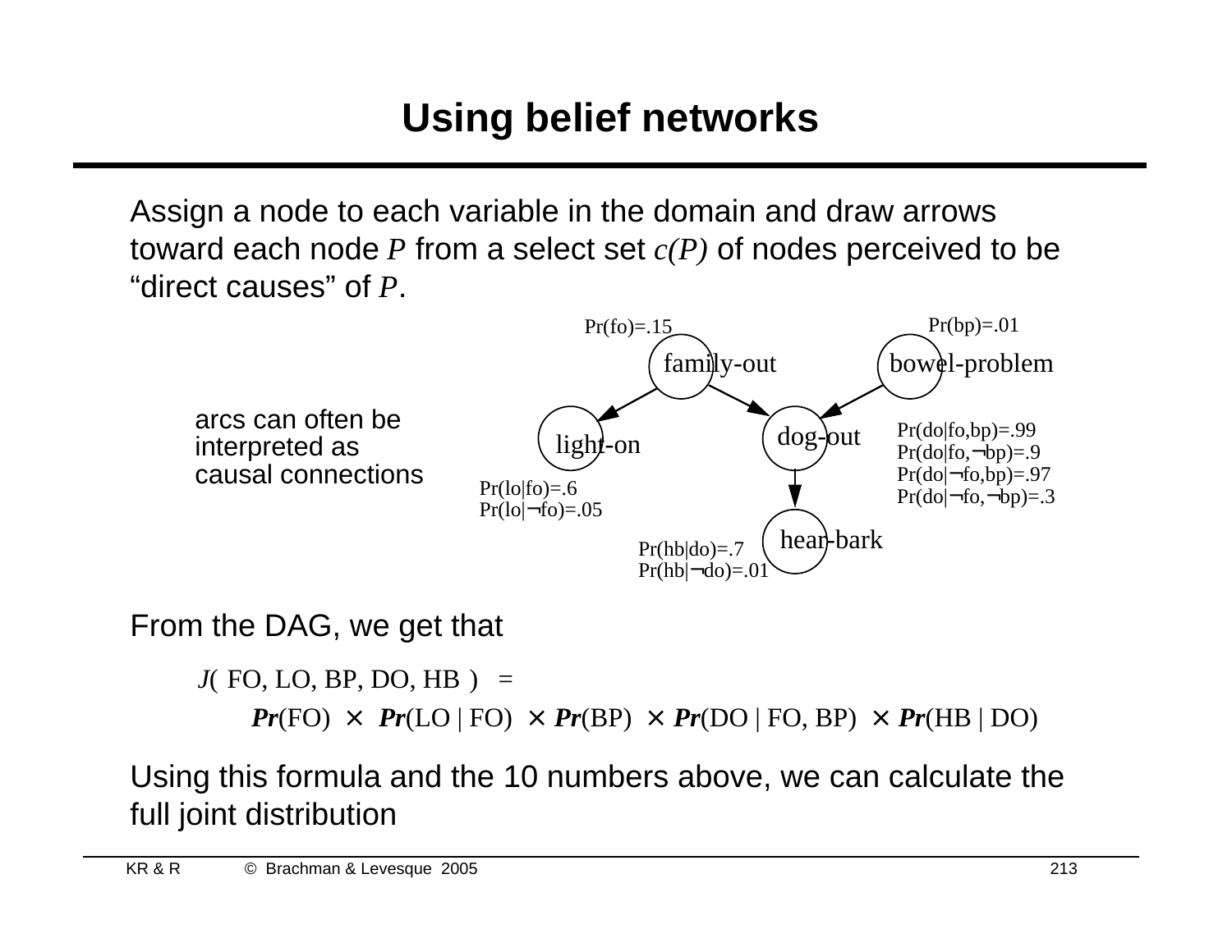# Using belief networks

Assign a node to each variable in the domain and draw arrows toward each node $P$ from a select set $c(P)$ of nodes perceived to be "direct causes" of $P$.

arcs can often be interpreted as causal connections

Pr(fo)=.15

Pr(bp)=.01

family-out

bowel-problem

light-on

dog-out

Pr(lo|fo)=.6
Pr(lo|¬fo)=.05

Pr(do|fo,bp)=.99
Pr(do|fo,¬bp)=.9
Pr(do|¬fo,bp)=.97
Pr(do|¬fo,¬bp)=.3

hear-bark

Pr(hb|do)=.7
Pr(hb|¬do)=.01

From the DAG, we get that

$$J(\text{ FO, LO, BP, DO, HB }) =$$

$$\boldsymbol{Pr}(\text{FO}) \times \boldsymbol{Pr}(\text{LO} \mid \text{FO}) \times \boldsymbol{Pr}(\text{BP}) \times \boldsymbol{Pr}(\text{DO} \mid \text{FO, BP}) \times \boldsymbol{Pr}(\text{HB} \mid \text{DO})$$

Using this formula and the 10 numbers above, we can calculate the full joint distribution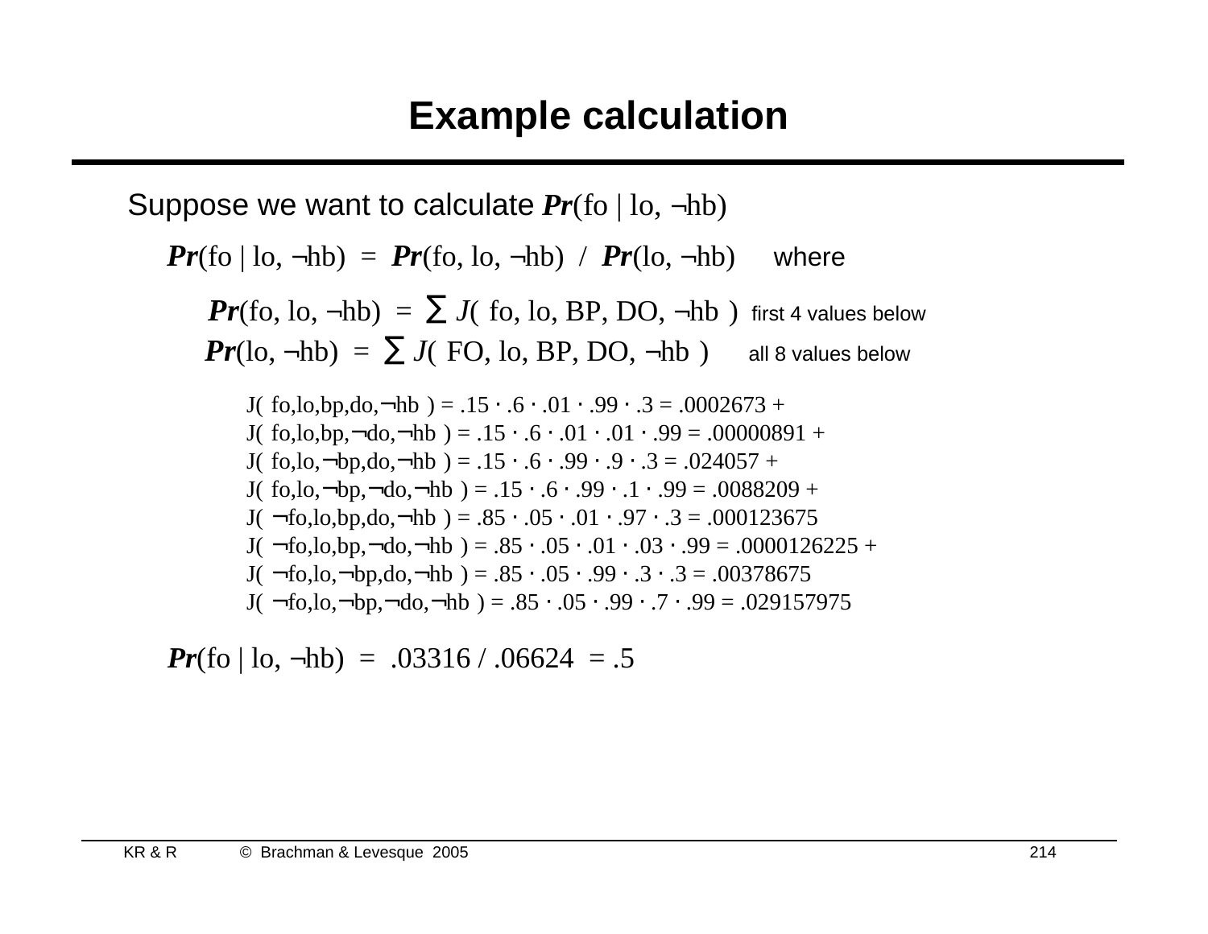# Example calculation

Suppose we want to calculate $\boldsymbol{Pr}(\text{fo} \mid \text{lo}, \neg\text{hb})$

$\boldsymbol{Pr}(\text{fo} \mid \text{lo}, \neg\text{hb}) = \boldsymbol{Pr}(\text{fo}, \text{lo}, \neg\text{hb}) \;/\; \boldsymbol{Pr}(\text{lo}, \neg\text{hb})$ where

$\boldsymbol{Pr}(\text{fo}, \text{lo}, \neg\text{hb}) = \sum J(\text{ fo, lo, BP, DO, } \neg\text{hb })$ first 4 values below

$\boldsymbol{Pr}(\text{lo}, \neg\text{hb}) = \sum J(\text{ FO, lo, BP, DO, } \neg\text{hb })$ all 8 values below

$J(\text{ fo,lo,bp,do,}\neg\text{hb }) = .15 \cdot .6 \cdot .01 \cdot .99 \cdot .3 = .0002673$ +
$J(\text{ fo,lo,bp,}\neg\text{do,}\neg\text{hb }) = .15 \cdot .6 \cdot .01 \cdot .01 \cdot .99 = .00000891$ +
$J(\text{ fo,lo,}\neg\text{bp,do,}\neg\text{hb }) = .15 \cdot .6 \cdot .99 \cdot .9 \cdot .3 = .024057$ +
$J(\text{ fo,lo,}\neg\text{bp,}\neg\text{do,}\neg\text{hb }) = .15 \cdot .6 \cdot .99 \cdot .1 \cdot .99 = .0088209$ +
$J(\text{ }\neg\text{fo,lo,bp,do,}\neg\text{hb }) = .85 \cdot .05 \cdot .01 \cdot .97 \cdot .3 = .000123675$
$J(\text{ }\neg\text{fo,lo,bp,}\neg\text{do,}\neg\text{hb }) = .85 \cdot .05 \cdot .01 \cdot .03 \cdot .99 = .0000126225$ +
$J(\text{ }\neg\text{fo,lo,}\neg\text{bp,do,}\neg\text{hb }) = .85 \cdot .05 \cdot .99 \cdot .3 \cdot .3 = .00378675$
$J(\text{ }\neg\text{fo,lo,}\neg\text{bp,}\neg\text{do,}\neg\text{hb }) = .85 \cdot .05 \cdot .99 \cdot .7 \cdot .99 = .029157975$

$\boldsymbol{Pr}(\text{fo} \mid \text{lo}, \neg\text{hb}) = .03316 / .06624 = .5$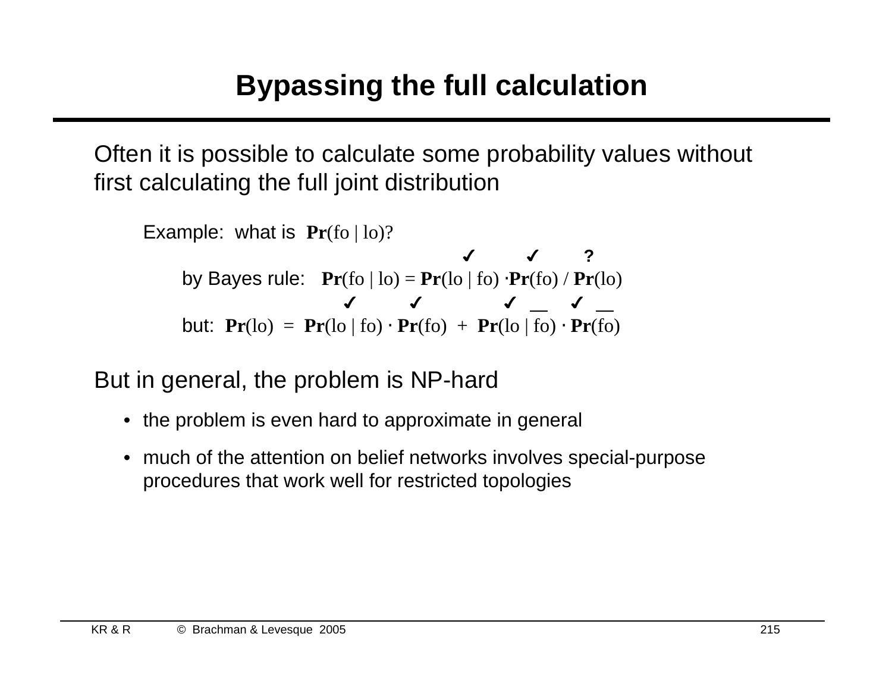# Bypassing the full calculation

Often it is possible to calculate some probability values without first calculating the full joint distribution

Example: what is $\mathbf{Pr}(fo \mid lo)$?

$$\qquad\qquad\qquad\qquad\qquad\qquad\quad ✓ \qquad\; ✓ \qquad\; ?$$

by Bayes rule: $\mathbf{Pr}(fo \mid lo) = \mathbf{Pr}(lo \mid fo) \cdot \mathbf{Pr}(fo) \,/\, \mathbf{Pr}(lo)$

$$\qquad\qquad ✓ \qquad\quad ✓ \qquad\qquad ✓ \qquad\quad ✓$$

but: $\mathbf{Pr}(lo) = \mathbf{Pr}(lo \mid fo) \cdot \mathbf{Pr}(fo) + \mathbf{Pr}(lo \mid \overline{fo}) \cdot \mathbf{Pr}(\overline{fo})$

But in general, the problem is NP-hard

- the problem is even hard to approximate in general
- much of the attention on belief networks involves special-purpose procedures that work well for restricted topologies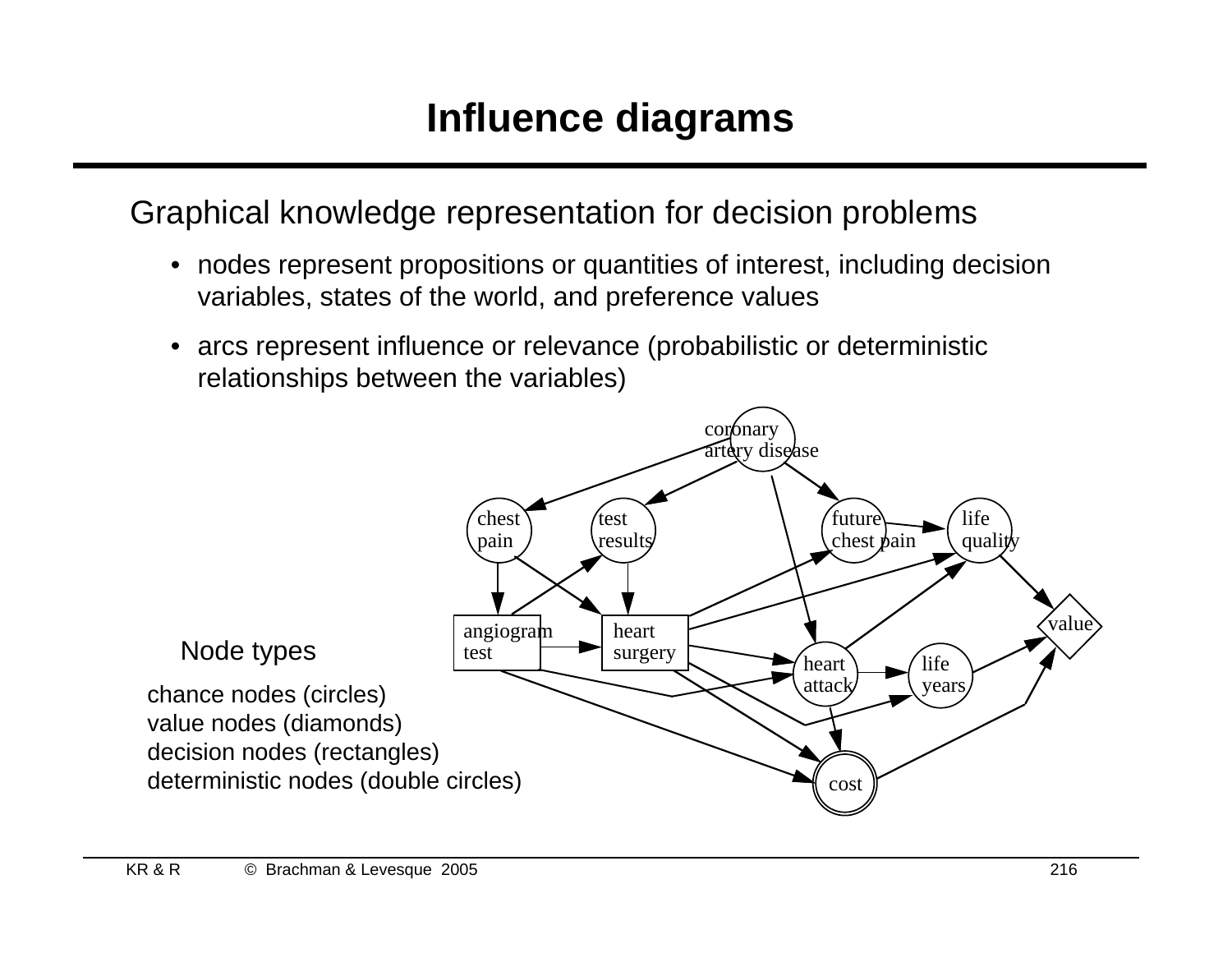# Influence diagrams

Graphical knowledge representation for decision problems

- nodes represent propositions or quantities of interest, including decision variables, states of the world, and preference values
- arcs represent influence or relevance (probabilistic or deterministic relationships between the variables)

coronary artery disease

chest pain | test results | future chest pain | life quality

value

angiogram test | heart surgery | heart attack | life years

cost

Node types

chance nodes (circles)
value nodes (diamonds)
decision nodes (rectangles)
deterministic nodes (double circles)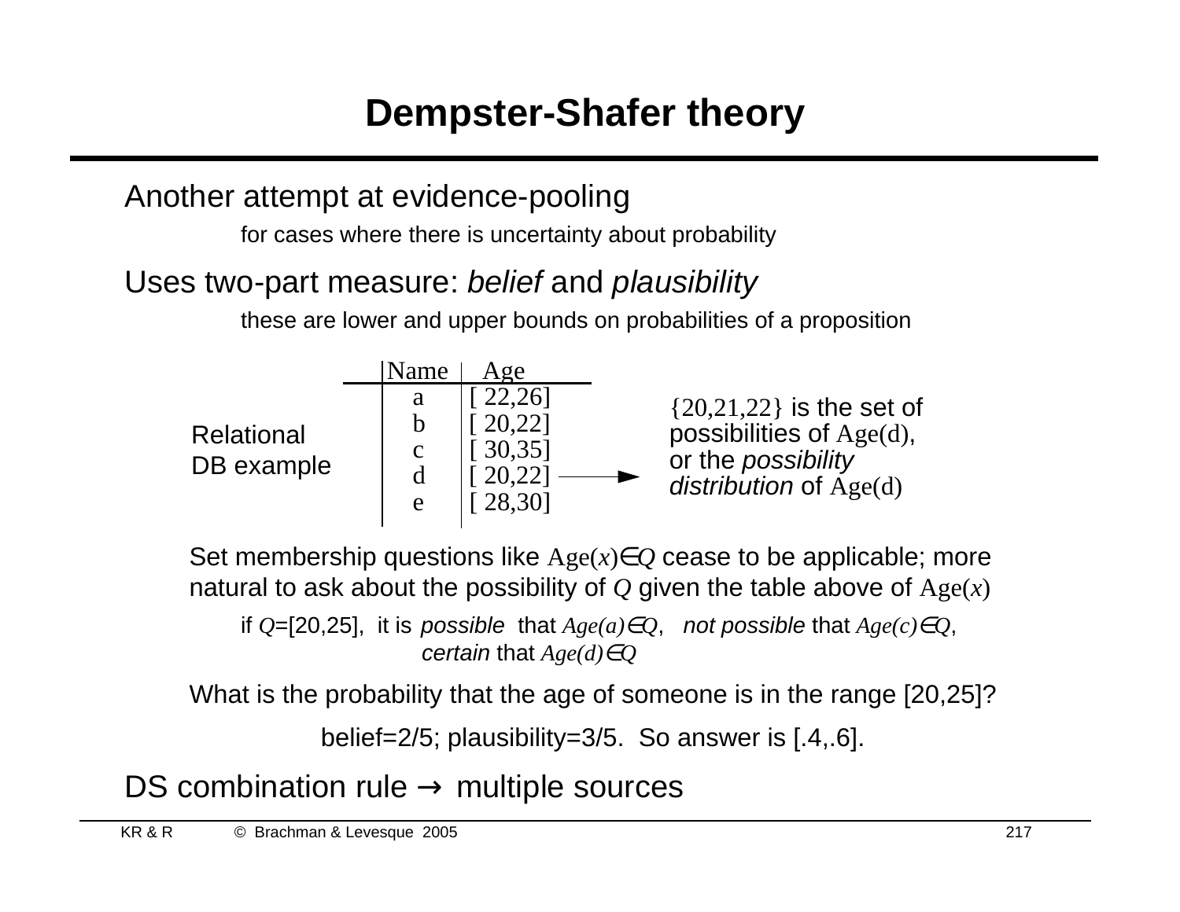# Dempster-Shafer theory

Another attempt at evidence-pooling

for cases where there is uncertainty about probability

Uses two-part measure: *belief* and *plausibility*

these are lower and upper bounds on probabilities of a proposition

Relational DB example

| Name | Age |
|---|---|
| a | [ 22,26] |
| b | [ 20,22] |
| c | [ 30,35] |
| d | [ 20,22] |
| e | [ 28,30] |

{20,21,22} is the set of possibilities of Age(d), or the *possibility distribution* of Age(d)

Set membership questions like $\text{Age}(x) \in Q$ cease to be applicable; more natural to ask about the possibility of $Q$ given the table above of $\text{Age}(x)$

if $Q$=[20,25], it is *possible* that $Age(a) \in Q$, *not possible* that $Age(c) \in Q$, *certain* that $Age(d) \in Q$

What is the probability that the age of someone is in the range [20,25]?

belief=2/5; plausibility=3/5. So answer is [.4,.6].

DS combination rule → multiple sources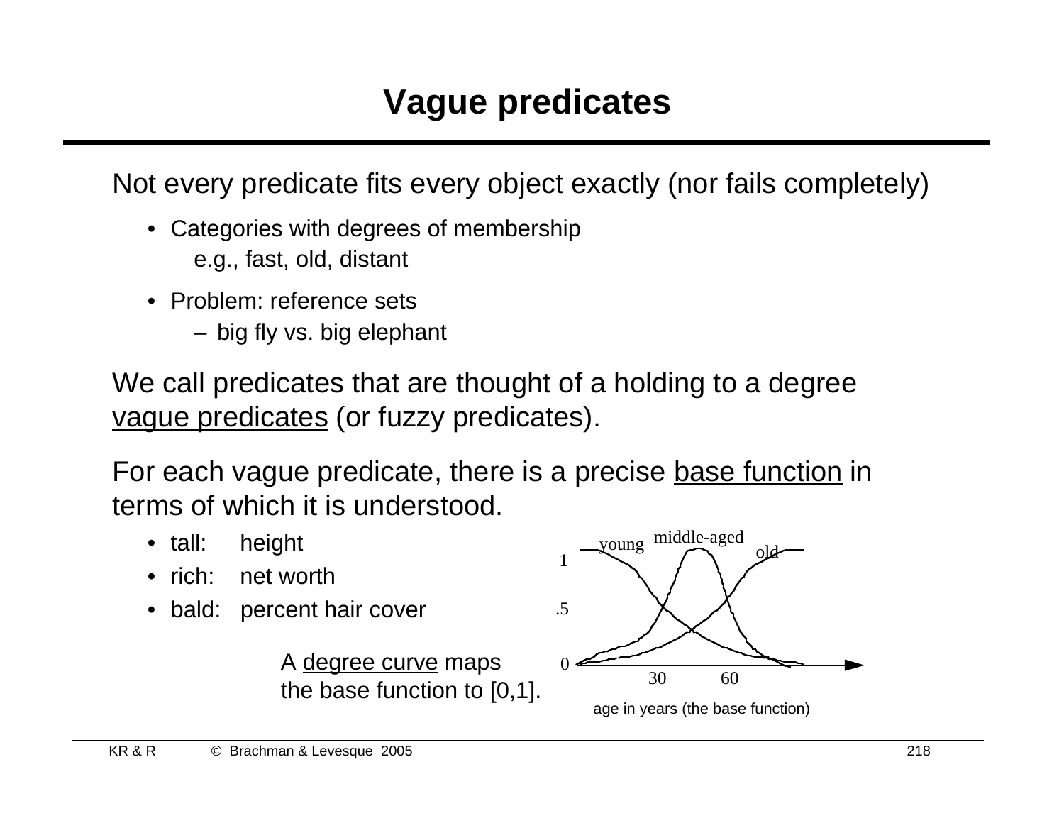# Vague predicates

Not every predicate fits every object exactly (nor fails completely)

- Categories with degrees of membership
  e.g., fast, old, distant
- Problem: reference sets
  - big fly vs. big elephant

We call predicates that are thought of a holding to a degree vague predicates (or fuzzy predicates).

For each vague predicate, there is a precise base function in terms of which it is understood.

- tall: height
- rich: net worth
- bald: percent hair cover

A degree curve maps the base function to [0,1].

young middle-aged old

1

.5

0

30 60

age in years (the base function)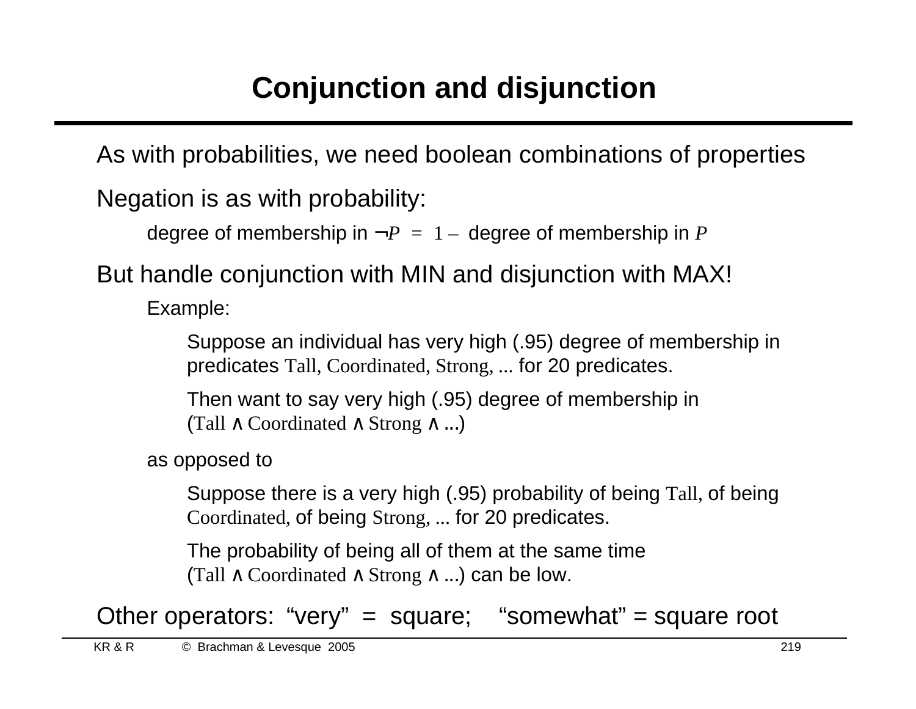# Conjunction and disjunction

As with probabilities, we need boolean combinations of properties

Negation is as with probability:

- degree of membership in $\neg P = 1 -$ degree of membership in $P$

But handle conjunction with MIN and disjunction with MAX!

- Example:
  - Suppose an individual has very high (.95) degree of membership in predicates Tall, Coordinated, Strong, ... for 20 predicates.
  - Then want to say very high (.95) degree of membership in (Tall ∧ Coordinated ∧ Strong ∧ ...)
- as opposed to
  - Suppose there is a very high (.95) probability of being Tall, of being Coordinated, of being Strong, ... for 20 predicates.
  - The probability of being all of them at the same time (Tall ∧ Coordinated ∧ Strong ∧ ...) can be low.

Other operators: “very” = square; “somewhat” = square root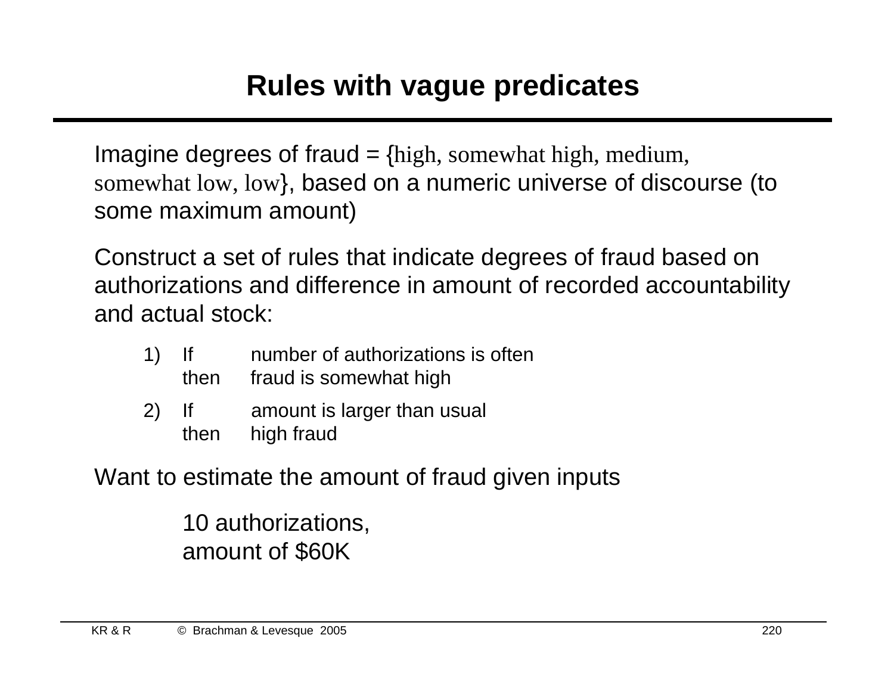# Rules with vague predicates

Imagine degrees of fraud = {high, somewhat high, medium, somewhat low, low}, based on a numeric universe of discourse (to some maximum amount)

Construct a set of rules that indicate degrees of fraud based on authorizations and difference in amount of recorded accountability and actual stock:

1) If number of authorizations is often
   then fraud is somewhat high
2) If amount is larger than usual
   then high fraud

Want to estimate the amount of fraud given inputs

> 10 authorizations,
> amount of $60K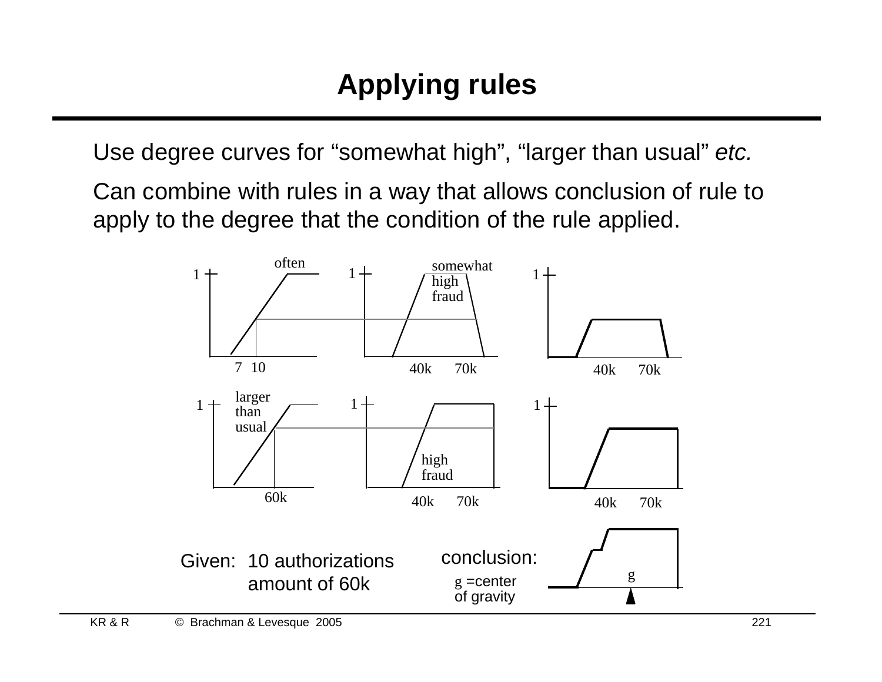# Applying rules

Use degree curves for “somewhat high”, “larger than usual” *etc.*

Can combine with rules in a way that allows conclusion of rule to apply to the degree that the condition of the rule applied.

often

somewhat high fraud

7 10

40k 70k

40k 70k

larger than usual

high fraud

60k

40k 70k

40k 70k

Given: 10 authorizations amount of 60k

conclusion:

g =center of gravity

g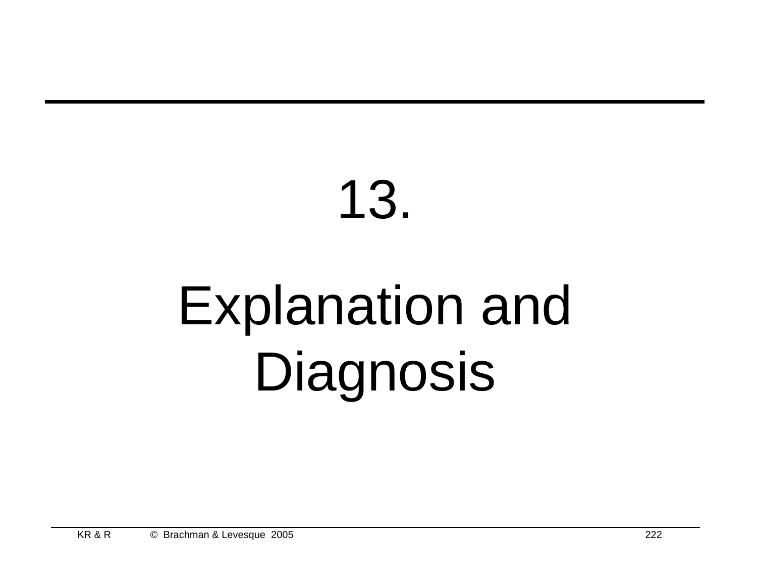# 13.

# Explanation and Diagnosis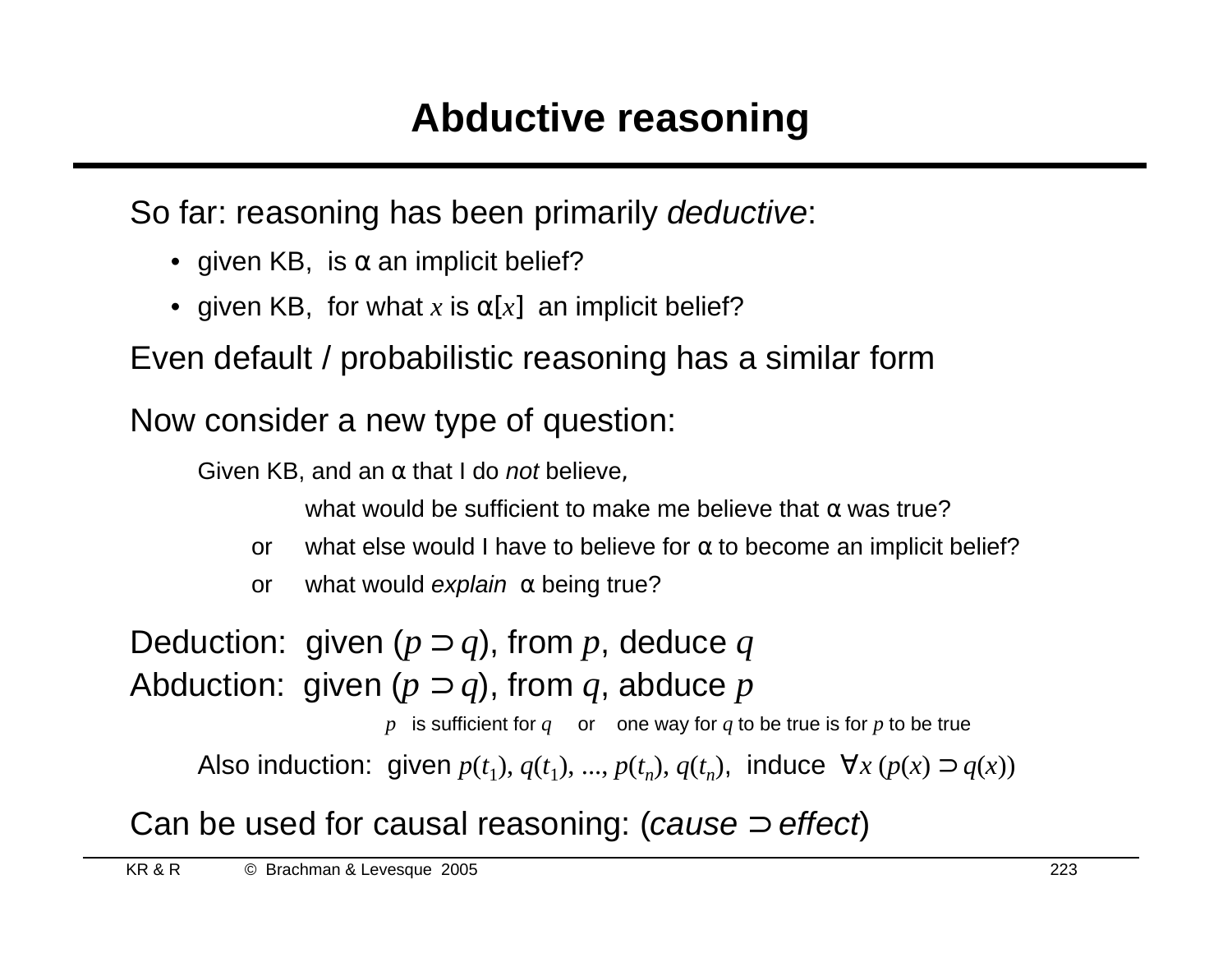# Abductive reasoning

So far: reasoning has been primarily *deductive*:

- given KB, is α an implicit belief?
- given KB, for what $x$ is $\alpha[x]$ an implicit belief?

Even default / probabilistic reasoning has a similar form

Now consider a new type of question:

Given KB, and an α that I do *not* believe,

what would be sufficient to make me believe that α was true?

or what else would I have to believe for α to become an implicit belief?

or what would *explain* α being true?

Deduction: given $(p \supset q)$, from $p$, deduce $q$

Abduction: given $(p \supset q)$, from $q$, abduce $p$

$p$ is sufficient for $q$ or one way for $q$ to be true is for $p$ to be true

Also induction: given $p(t_1), q(t_1), ..., p(t_n), q(t_n)$, induce $\forall x\, (p(x) \supset q(x))$

Can be used for causal reasoning: (*cause* ⊃ *effect*)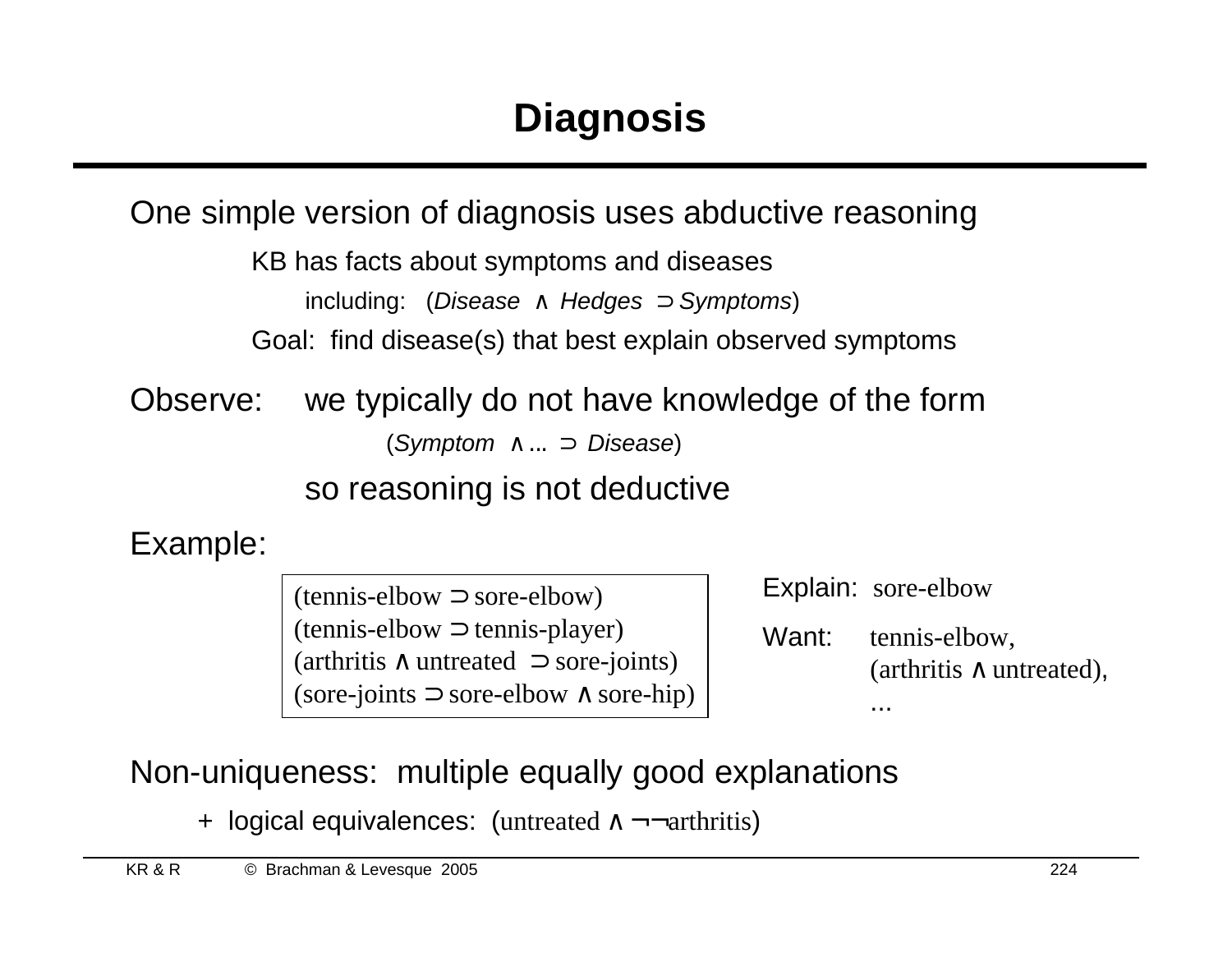# Diagnosis

One simple version of diagnosis uses abductive reasoning

- KB has facts about symptoms and diseases
  - including: (*Disease* ∧ *Hedges* ⊃ *Symptoms*)
- Goal: find disease(s) that best explain observed symptoms

Observe: we typically do not have knowledge of the form

(*Symptom* ∧ ... ⊃ *Disease*)

so reasoning is not deductive

Example:

```
(tennis-elbow ⊃ sore-elbow)
(tennis-elbow ⊃ tennis-player)
(arthritis ∧ untreated ⊃ sore-joints)
(sore-joints ⊃ sore-elbow ∧ sore-hip)
```

Explain: sore-elbow

Want: tennis-elbow,
(arthritis ∧ untreated),
...

Non-uniqueness: multiple equally good explanations

- \+ logical equivalences: (untreated ∧ ¬¬arthritis)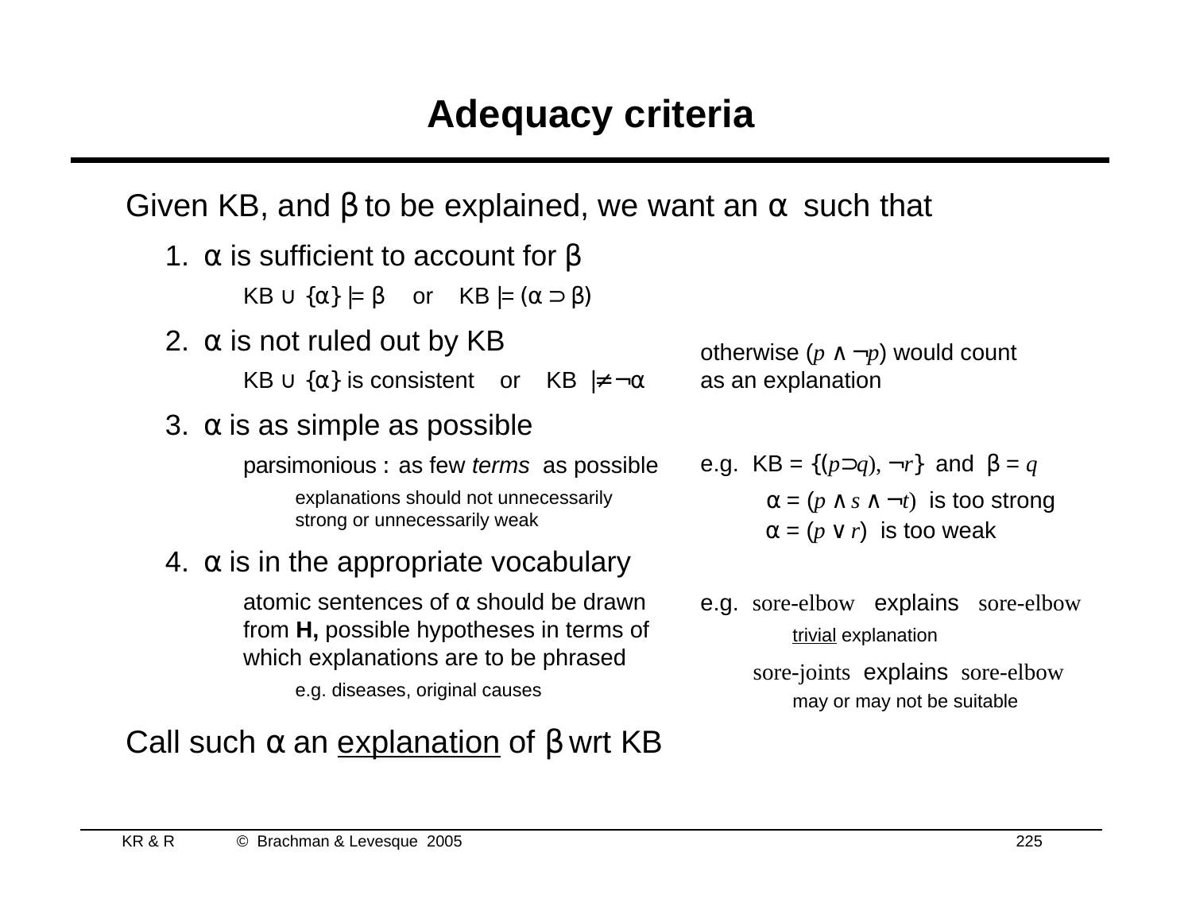# Adequacy criteria

Given KB, and β to be explained, we want an α such that

1. α is sufficient to account for β

   KB ∪ {α} |= β or KB |= (α ⊃ β)

2. α is not ruled out by KB

   KB ∪ {α} is consistent or KB |≠ ¬α

   otherwise ($p \wedge \neg p$) would count as an explanation

3. α is as simple as possible

   parsimonious : as few *terms* as possible

   explanations should not unnecessarily strong or unnecessarily weak

   e.g. KB = {($p \supset q$), $\neg r$} and β = $q$

   α = ($p \wedge s \wedge \neg t$) is too strong

   α = ($p \vee r$) is too weak

4. α is in the appropriate vocabulary

   atomic sentences of α should be drawn from **H,** possible hypotheses in terms of which explanations are to be phrased

   e.g. diseases, original causes

   e.g. sore-elbow explains sore-elbow

   trivial explanation

   sore-joints explains sore-elbow

   may or may not be suitable

Call such α an explanation of β wrt KB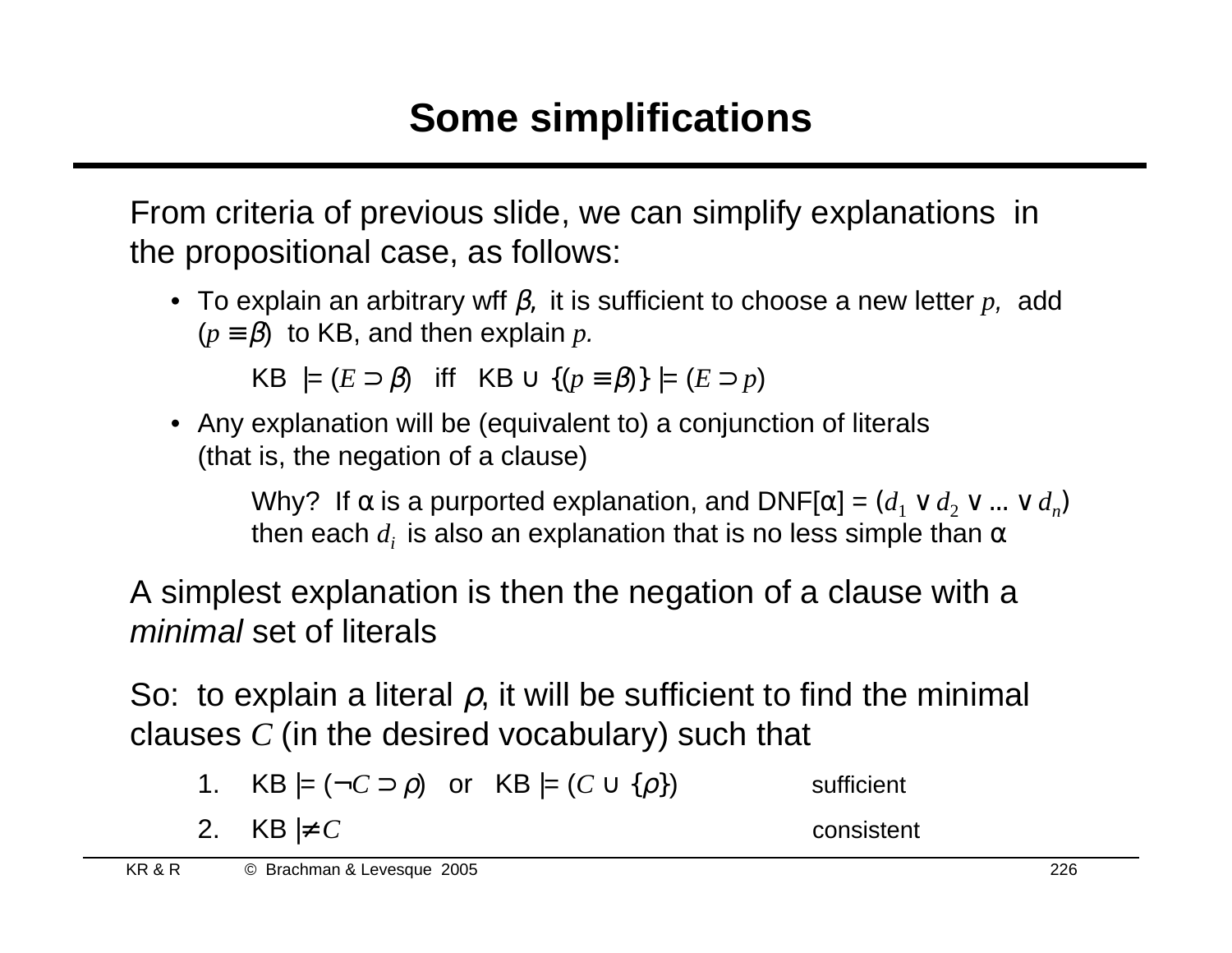# Some simplifications

From criteria of previous slide, we can simplify explanations in the propositional case, as follows:

- To explain an arbitrary wff $\beta$, it is sufficient to choose a new letter $p$, add $(p \equiv \beta)$ to KB, and then explain $p$.

  KB $\models (E \supset \beta)$ iff KB $\cup$ $\{(p \equiv \beta)\}$ $\models (E \supset p)$

- Any explanation will be (equivalent to) a conjunction of literals (that is, the negation of a clause)

  Why? If $\alpha$ is a purported explanation, and DNF[$\alpha$] = $(d_1 \vee d_2 \vee \ldots \vee d_n)$ then each $d_i$ is also an explanation that is no less simple than $\alpha$

A simplest explanation is then the negation of a clause with a *minimal* set of literals

So: to explain a literal $\rho$, it will be sufficient to find the minimal clauses $C$ (in the desired vocabulary) such that

1. KB $\models (\neg C \supset \rho)$ or KB $\models (C \cup \{\rho\})$ — sufficient
2. KB $\not\models C$ — consistent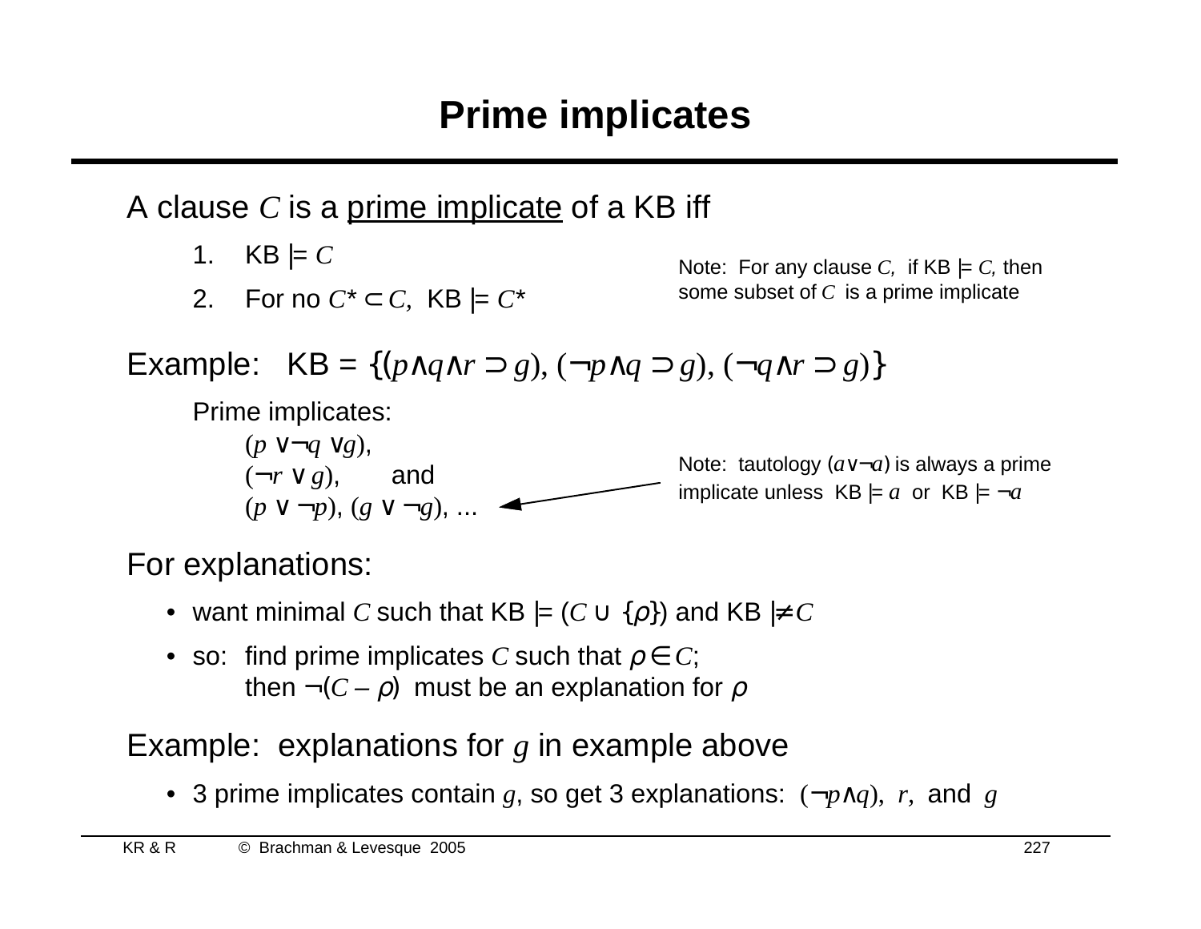# Prime implicates

A clause $C$ is a prime implicate of a KB iff

1. KB $\models C$
2. For no $C^* \subset C$, KB $\models C^*$

Note: For any clause $C$, if KB $\models C$, then some subset of $C$ is a prime implicate

Example: KB = $\{(p \wedge q \wedge r \supset g), (\neg p \wedge q \supset g), (\neg q \wedge r \supset g)\}$

Prime implicates:

$(p \vee \neg q \vee g)$,
$(\neg r \vee g)$, and
$(p \vee \neg p)$, $(g \vee \neg g)$, ...

Note: tautology $(a \vee \neg a)$ is always a prime implicate unless KB $\models a$ or KB $\models \neg a$

For explanations:

- want minimal $C$ such that KB $\models (C \cup \{\rho\})$ and KB $\not\models C$
- so: find prime implicates $C$ such that $\rho \in C$;
  then $\neg(C - \rho)$ must be an explanation for $\rho$

Example: explanations for $g$ in example above

- 3 prime implicates contain $g$, so get 3 explanations: $(\neg p \wedge q)$, $r$, and $g$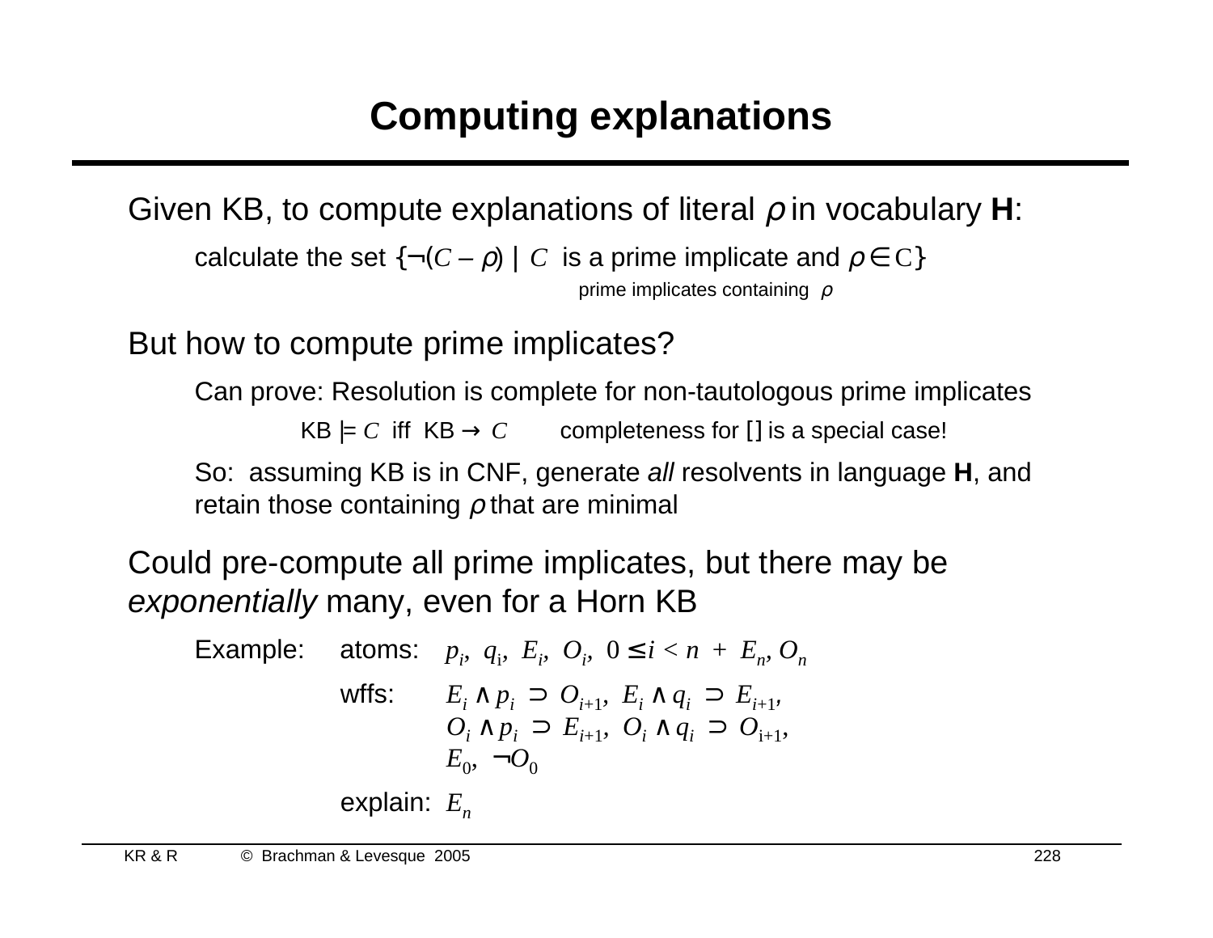# Computing explanations

Given KB, to compute explanations of literal $\rho$ in vocabulary **H**:

calculate the set $\{\neg(C - \rho) \mid C$ is a prime implicate and $\rho \in C\}$

prime implicates containing $\rho$

But how to compute prime implicates?

Can prove: Resolution is complete for non-tautologous prime implicates

KB $\models C$ iff KB $\rightarrow C$ completeness for [] is a special case!

So: assuming KB is in CNF, generate *all* resolvents in language **H**, and retain those containing $\rho$ that are minimal

Could pre-compute all prime implicates, but there may be *exponentially* many, even for a Horn KB

Example: atoms: $p_i,\ q_i,\ E_i,\ O_i,\ 0 \leq i < n\ +\ E_n, O_n$

wffs: $E_i \wedge p_i \supset O_{i+1},\ E_i \wedge q_i \supset E_{i+1},$
$O_i \wedge p_i \supset E_{i+1},\ O_i \wedge q_i \supset O_{i+1},$
$E_0,\ \neg O_0$

explain: $E_n$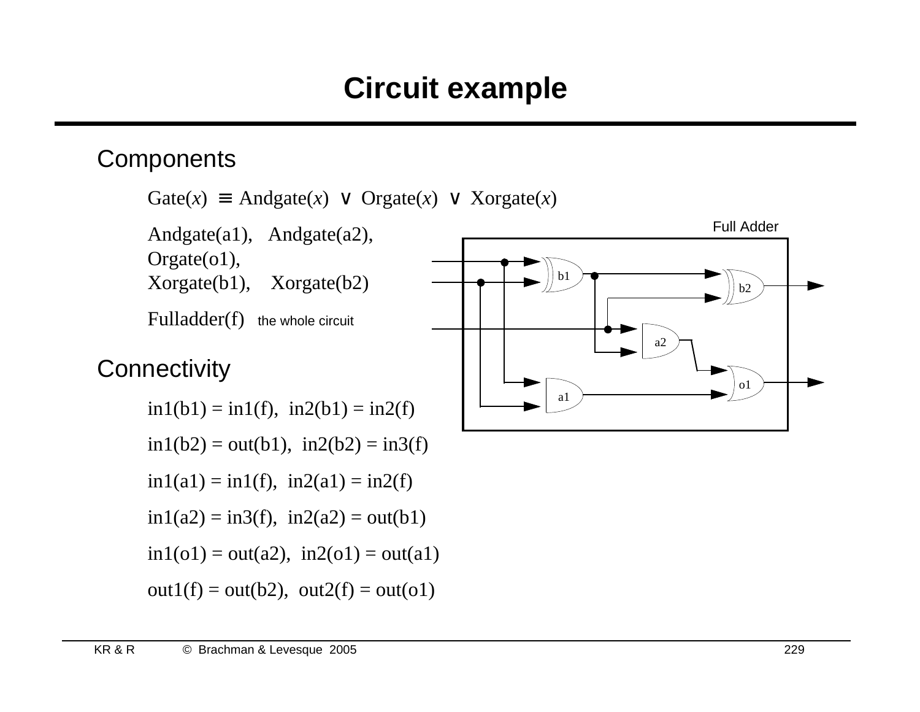# Circuit example

## Components

Gate($x$) ≡ Andgate($x$) ∨ Orgate($x$) ∨ Xorgate($x$)

Andgate(a1), Andgate(a2),
Orgate(o1),
Xorgate(b1), Xorgate(b2)

Fulladder(f) the whole circuit

Full Adder

## Connectivity

in1(b1) = in1(f), in2(b1) = in2(f)

in1(b2) = out(b1), in2(b2) = in3(f)

in1(a1) = in1(f), in2(a1) = in2(f)

in1(a2) = in3(f), in2(a2) = out(b1)

in1(o1) = out(a2), in2(o1) = out(a1)

out1(f) = out(b2), out2(f) = out(o1)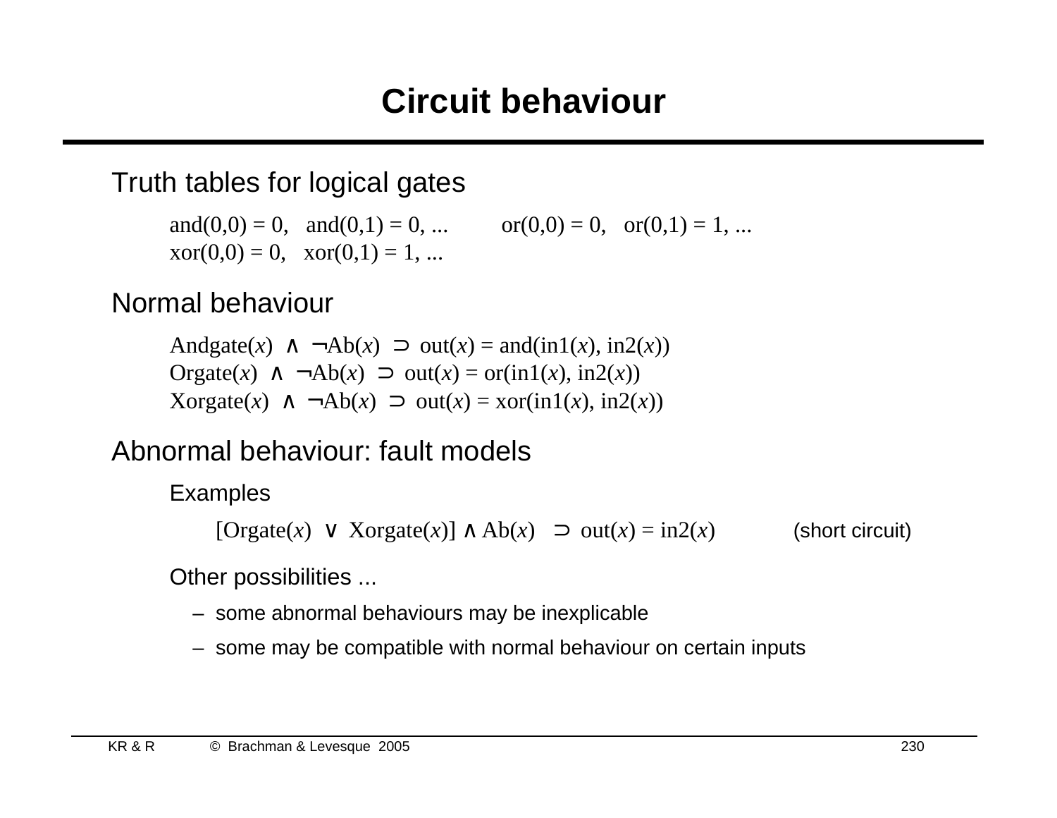# Circuit behaviour

## Truth tables for logical gates

and(0,0) = 0,   and(0,1) = 0, ...        or(0,0) = 0,   or(0,1) = 1, ...
xor(0,0) = 0,   xor(0,1) = 1, ...

## Normal behaviour

$\text{Andgate}(x) \wedge \neg\text{Ab}(x) \supset \text{out}(x) = \text{and}(\text{in1}(x), \text{in2}(x))$

$\text{Orgate}(x) \wedge \neg\text{Ab}(x) \supset \text{out}(x) = \text{or}(\text{in1}(x), \text{in2}(x))$

$\text{Xorgate}(x) \wedge \neg\text{Ab}(x) \supset \text{out}(x) = \text{xor}(\text{in1}(x), \text{in2}(x))$

## Abnormal behaviour: fault models

Examples

$[\text{Orgate}(x) \vee \text{Xorgate}(x)] \wedge \text{Ab}(x) \supset \text{out}(x) = \text{in2}(x)$        (short circuit)

Other possibilities ...

- some abnormal behaviours may be inexplicable
- some may be compatible with normal behaviour on certain inputs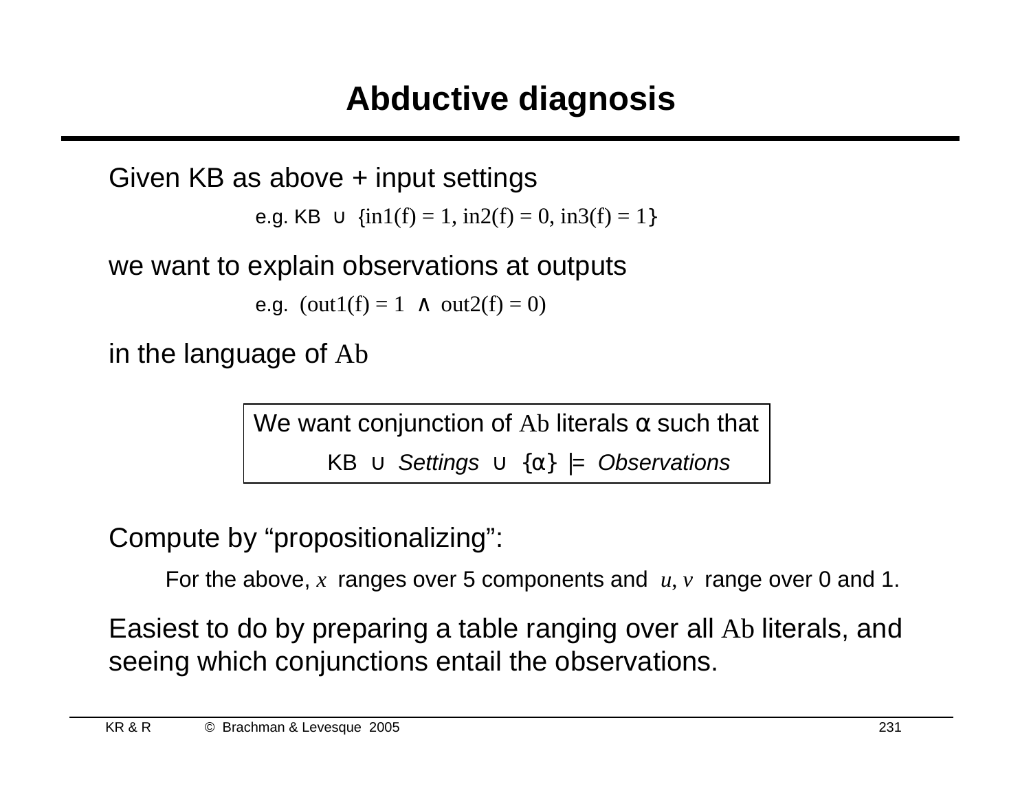# Abductive diagnosis

Given KB as above + input settings

e.g. KB $\cup$ $\{in1(f) = 1, in2(f) = 0, in3(f) = 1\}$

we want to explain observations at outputs

e.g. $(out1(f) = 1 \wedge out2(f) = 0)$

in the language of Ab

> We want conjunction of Ab literals α such that
>
> KB ∪ *Settings* ∪ {α} |= *Observations*

Compute by "propositionalizing":

For the above, $x$ ranges over 5 components and $u, v$ range over 0 and 1.

Easiest to do by preparing a table ranging over all Ab literals, and seeing which conjunctions entail the observations.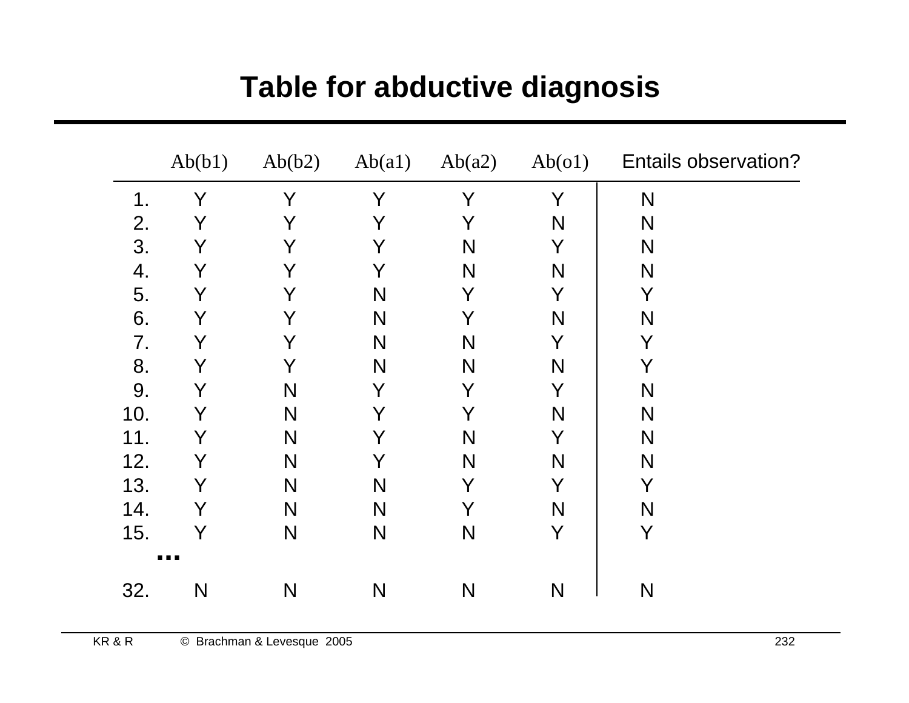# Table for abductive diagnosis

| | Ab(b1) | Ab(b2) | Ab(a1) | Ab(a2) | Ab(o1) | Entails observation? |
|---|---|---|---|---|---|---|
| 1. | Y | Y | Y | Y | Y | N |
| 2. | Y | Y | Y | Y | N | N |
| 3. | Y | Y | Y | N | Y | N |
| 4. | Y | Y | Y | N | N | N |
| 5. | Y | Y | N | Y | Y | Y |
| 6. | Y | Y | N | Y | N | N |
| 7. | Y | Y | N | N | Y | Y |
| 8. | Y | Y | N | N | N | Y |
| 9. | Y | N | Y | Y | Y | N |
| 10. | Y | N | Y | Y | N | N |
| 11. | Y | N | Y | N | Y | N |
| 12. | Y | N | Y | N | N | N |
| 13. | Y | N | N | Y | Y | Y |
| 14. | Y | N | N | Y | N | N |
| 15. | Y | N | N | N | Y | Y |
| ... | | | | | | |
| 32. | N | N | N | N | N | N |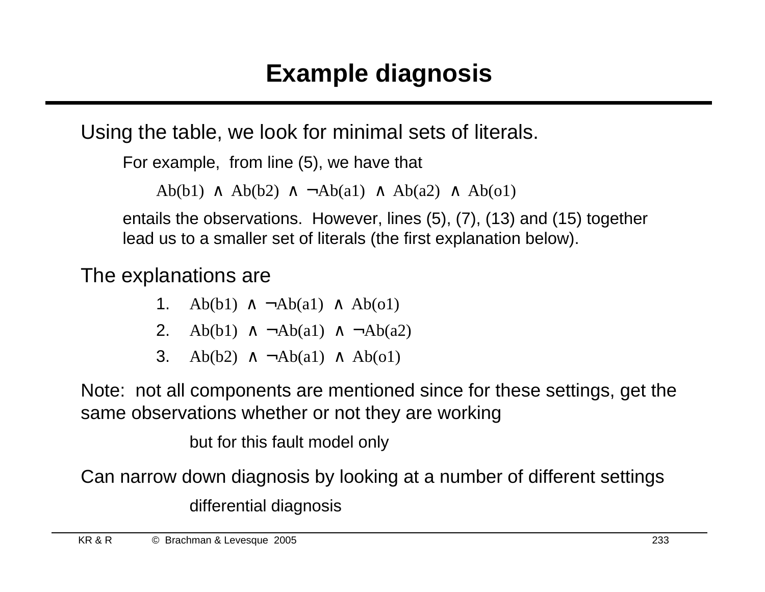# Example diagnosis

Using the table, we look for minimal sets of literals.

For example, from line (5), we have that

$\mathrm{Ab(b1)} \wedge \mathrm{Ab(b2)} \wedge \neg\mathrm{Ab(a1)} \wedge \mathrm{Ab(a2)} \wedge \mathrm{Ab(o1)}$

entails the observations. However, lines (5), (7), (13) and (15) together lead us to a smaller set of literals (the first explanation below).

The explanations are

1. $\mathrm{Ab(b1)} \wedge \neg\mathrm{Ab(a1)} \wedge \mathrm{Ab(o1)}$
2. $\mathrm{Ab(b1)} \wedge \neg\mathrm{Ab(a1)} \wedge \neg\mathrm{Ab(a2)}$
3. $\mathrm{Ab(b2)} \wedge \neg\mathrm{Ab(a1)} \wedge \mathrm{Ab(o1)}$

Note: not all components are mentioned since for these settings, get the same observations whether or not they are working

but for this fault model only

Can narrow down diagnosis by looking at a number of different settings

differential diagnosis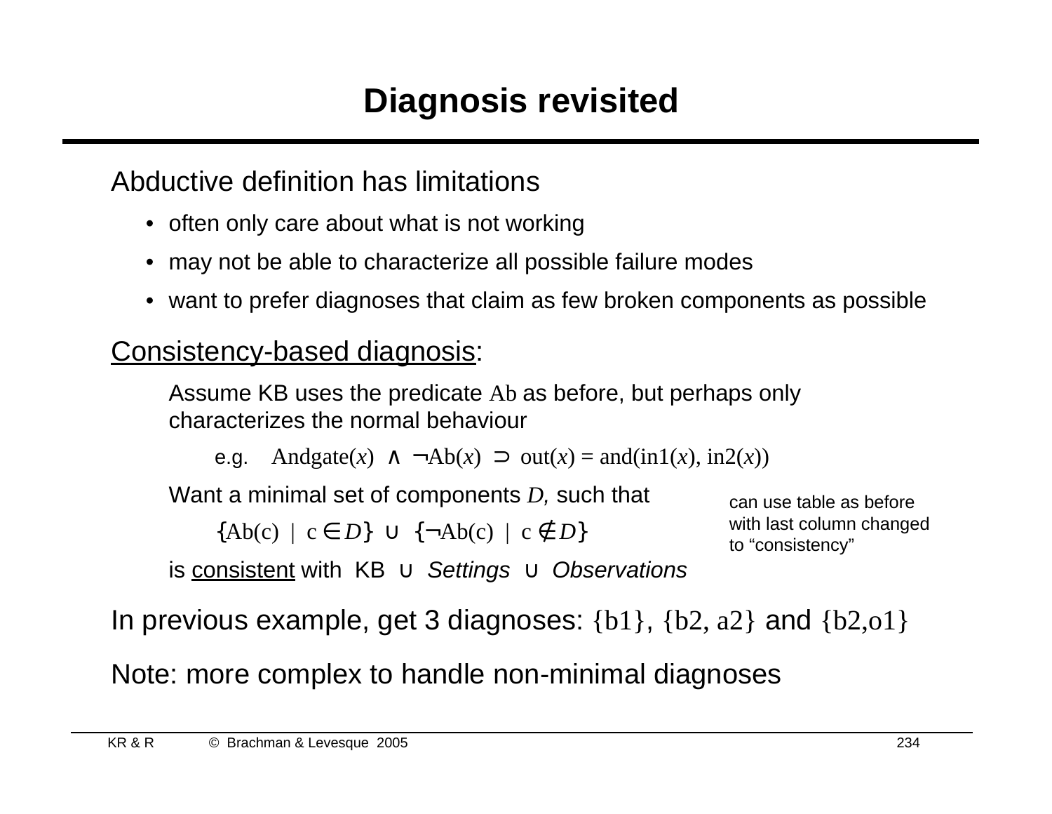# Diagnosis revisited

Abductive definition has limitations

- often only care about what is not working
- may not be able to characterize all possible failure modes
- want to prefer diagnoses that claim as few broken components as possible

Consistency-based diagnosis:

Assume KB uses the predicate Ab as before, but perhaps only characterizes the normal behaviour

e.g. $\text{Andgate}(x) \land \neg\text{Ab}(x) \supset \text{out}(x) = \text{and}(\text{in1}(x), \text{in2}(x))$

Want a minimal set of components $D$, such that

$$\{\text{Ab(c)} \mid \text{c} \in D\} \cup \{\neg\text{Ab(c)} \mid \text{c} \notin D\}$$

is consistent with KB ∪ *Settings* ∪ *Observations*

can use table as before with last column changed to "consistency"

In previous example, get 3 diagnoses: {b1}, {b2, a2} and {b2,o1}

Note: more complex to handle non-minimal diagnoses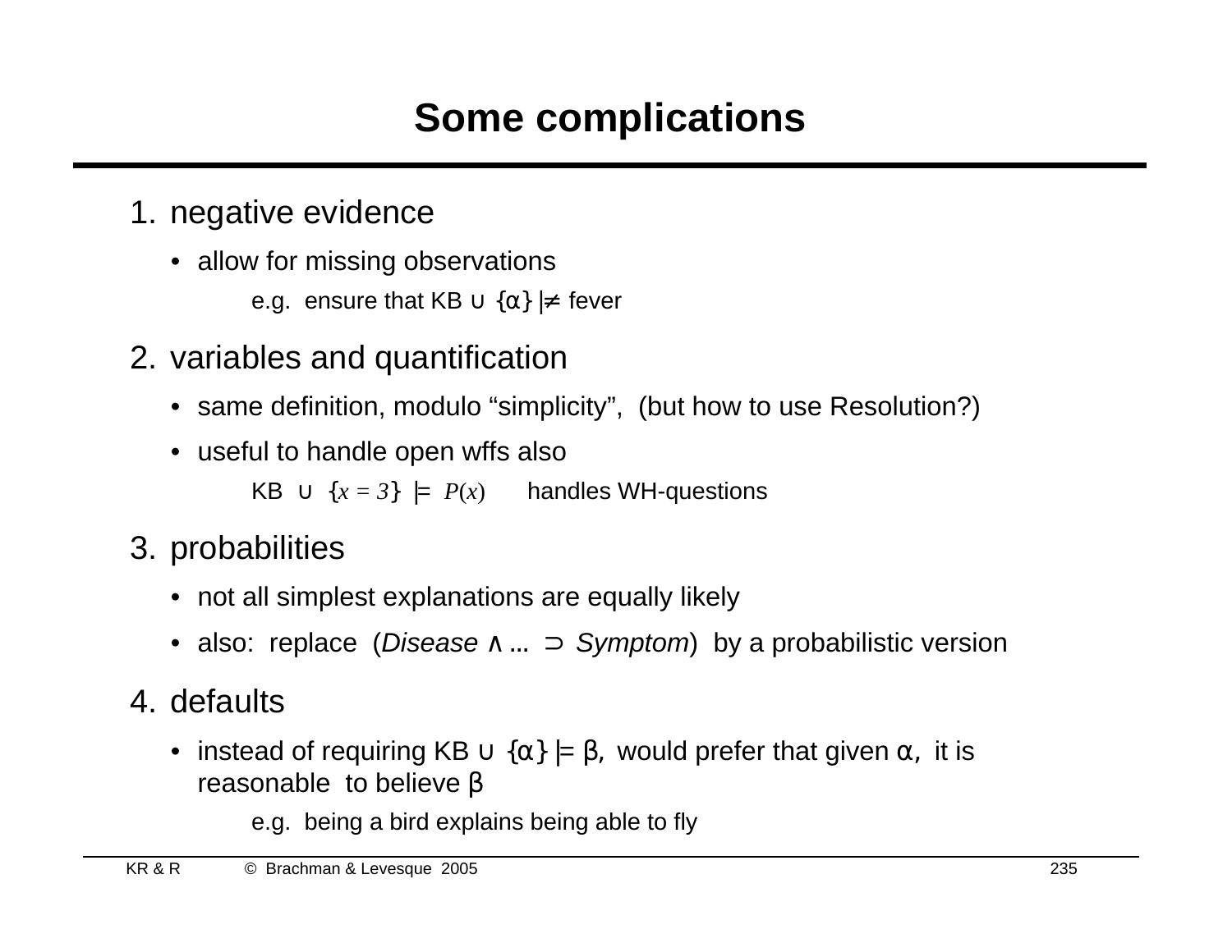# Some complications

1. negative evidence
   - allow for missing observations

     e.g. ensure that KB $\cup$ $\{\alpha\}$ $\not\models$ fever

2. variables and quantification
   - same definition, modulo "simplicity", (but how to use Resolution?)
   - useful to handle open wffs also

     KB $\cup$ $\{x = 3\}$ $\models$ $P(x)$ handles WH-questions

3. probabilities
   - not all simplest explanations are equally likely
   - also: replace (*Disease* $\wedge \ldots \supset$ *Symptom*) by a probabilistic version

4. defaults
   - instead of requiring KB $\cup$ $\{\alpha\}$ $\models$ $\beta$, would prefer that given $\alpha$, it is reasonable to believe $\beta$

     e.g. being a bird explains being able to fly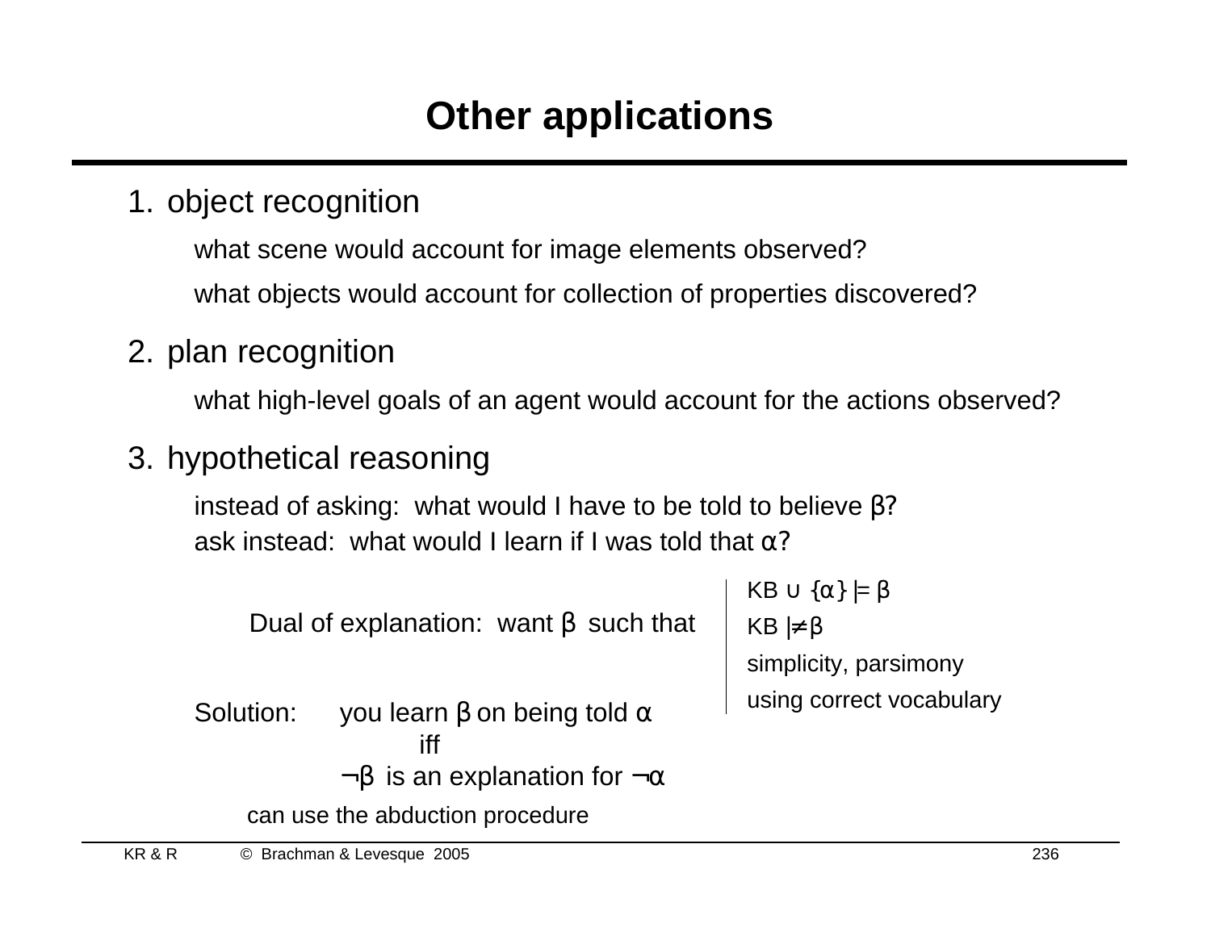# Other applications

1. object recognition

   what scene would account for image elements observed?

   what objects would account for collection of properties discovered?

2. plan recognition

   what high-level goals of an agent would account for the actions observed?

3. hypothetical reasoning

   instead of asking: what would I have to be told to believe β?
   ask instead: what would I learn if I was told that α?

Dual of explanation: want β such that

- $KB \cup \{\alpha\} \models \beta$
- $KB \not\models \beta$
- simplicity, parsimony
- using correct vocabulary

Solution: you learn β on being told α
iff
¬β is an explanation for ¬α

can use the abduction procedure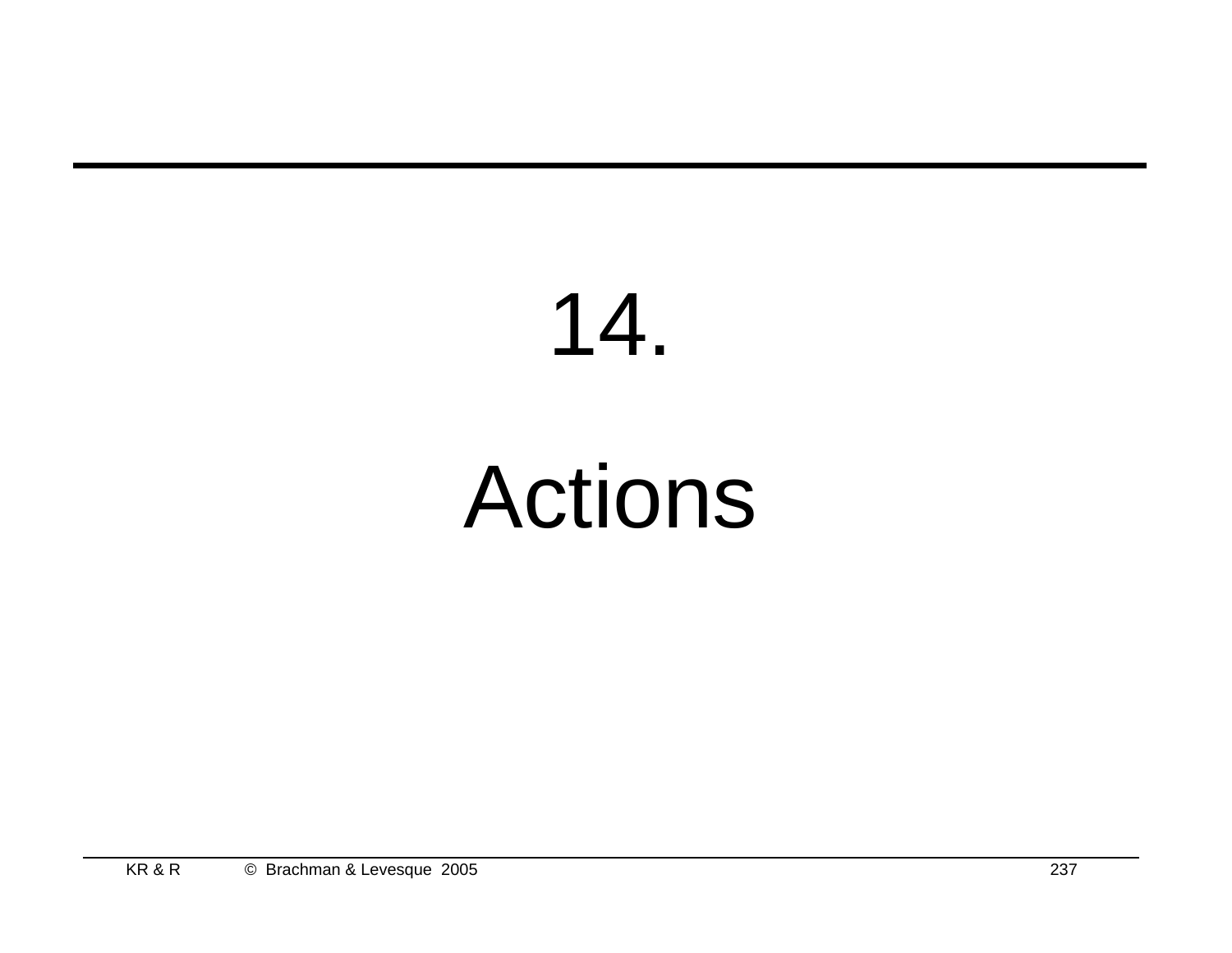# 14.

# Actions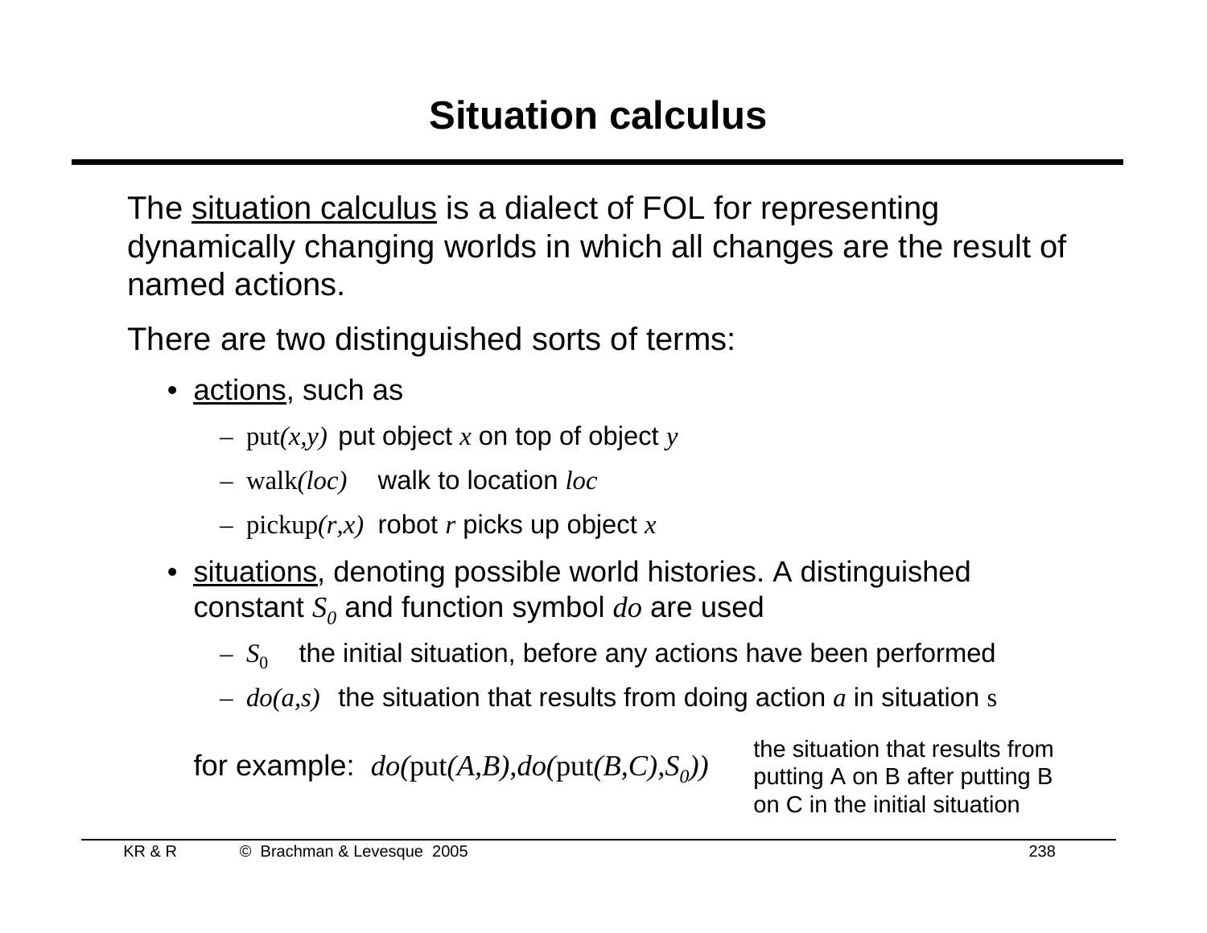# Situation calculus

The <u>situation calculus</u> is a dialect of FOL for representing dynamically changing worlds in which all changes are the result of named actions.

There are two distinguished sorts of terms:

- <u>actions</u>, such as
  - put$(x,y)$ put object $x$ on top of object $y$
  - walk$(loc)$ walk to location $loc$
  - pickup$(r,x)$ robot $r$ picks up object $x$
- <u>situations</u>, denoting possible world histories. A distinguished constant $S_0$ and function symbol $do$ are used
  - $S_0$ the initial situation, before any actions have been performed
  - $do(a,s)$ the situation that results from doing action $a$ in situation $s$

  for example: $do(\text{put}(A,B),do(\text{put}(B,C),S_0))$ — the situation that results from putting A on B after putting B on C in the initial situation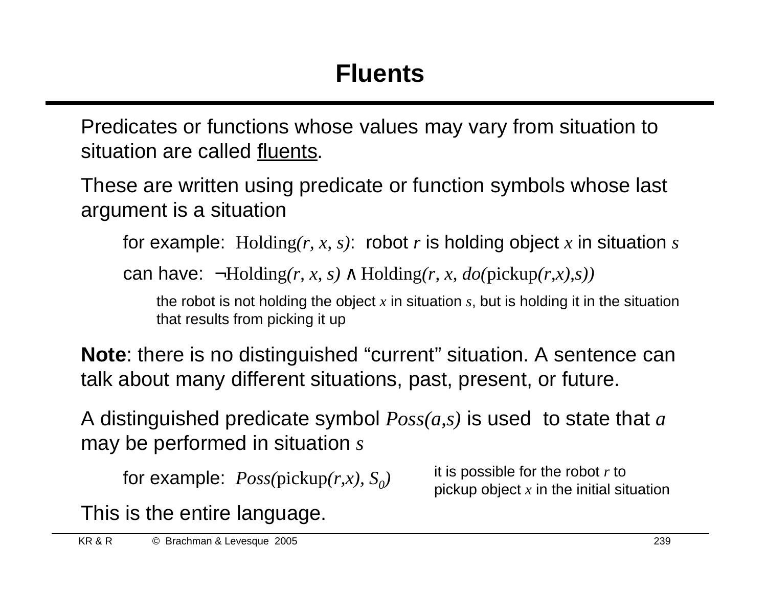# Fluents

Predicates or functions whose values may vary from situation to situation are called fluents.

These are written using predicate or function symbols whose last argument is a situation

for example: $\text{Holding}(r, x, s)$: robot $r$ is holding object $x$ in situation $s$

can have: $\neg\text{Holding}(r, x, s) \land \text{Holding}(r, x, do(\text{pickup}(r,x),s))$

the robot is not holding the object $x$ in situation $s$, but is holding it in the situation that results from picking it up

**Note**: there is no distinguished "current" situation. A sentence can talk about many different situations, past, present, or future.

A distinguished predicate symbol $Poss(a,s)$ is used to state that $a$ may be performed in situation $s$

for example: $Poss(\text{pickup}(r,x), S_0)$ — it is possible for the robot $r$ to pickup object $x$ in the initial situation

This is the entire language.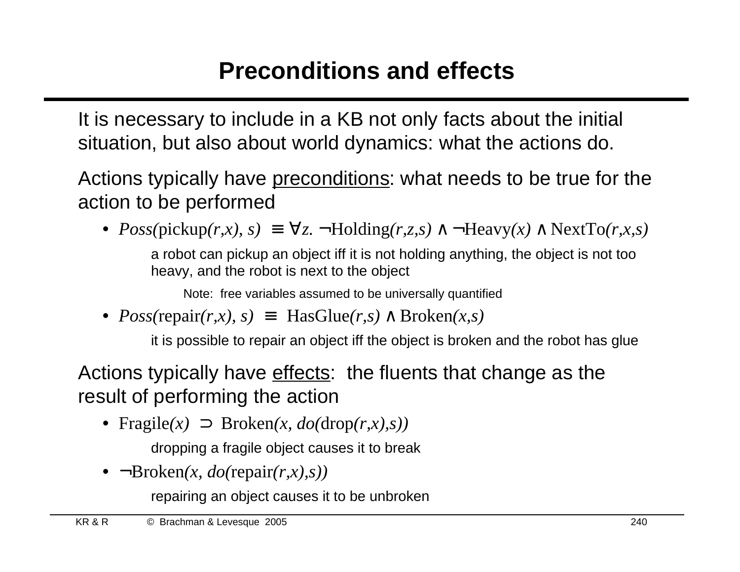# Preconditions and effects

It is necessary to include in a KB not only facts about the initial situation, but also about world dynamics: what the actions do.

Actions typically have <u>preconditions</u>: what needs to be true for the action to be performed

- $Poss(\text{pickup}(r,x), s) \equiv \forall z.\ \neg\text{Holding}(r,z,s) \wedge \neg\text{Heavy}(x) \wedge \text{NextTo}(r,x,s)$

  a robot can pickup an object iff it is not holding anything, the object is not too heavy, and the robot is next to the object

  Note: free variables assumed to be universally quantified

- $Poss(\text{repair}(r,x), s) \equiv \text{HasGlue}(r,s) \wedge \text{Broken}(x,s)$

  it is possible to repair an object iff the object is broken and the robot has glue

Actions typically have <u>effects</u>: the fluents that change as the result of performing the action

- $\text{Fragile}(x) \supset \text{Broken}(x, do(\text{drop}(r,x),s))$

  dropping a fragile object causes it to break

- $\neg\text{Broken}(x, do(\text{repair}(r,x),s))$

  repairing an object causes it to be unbroken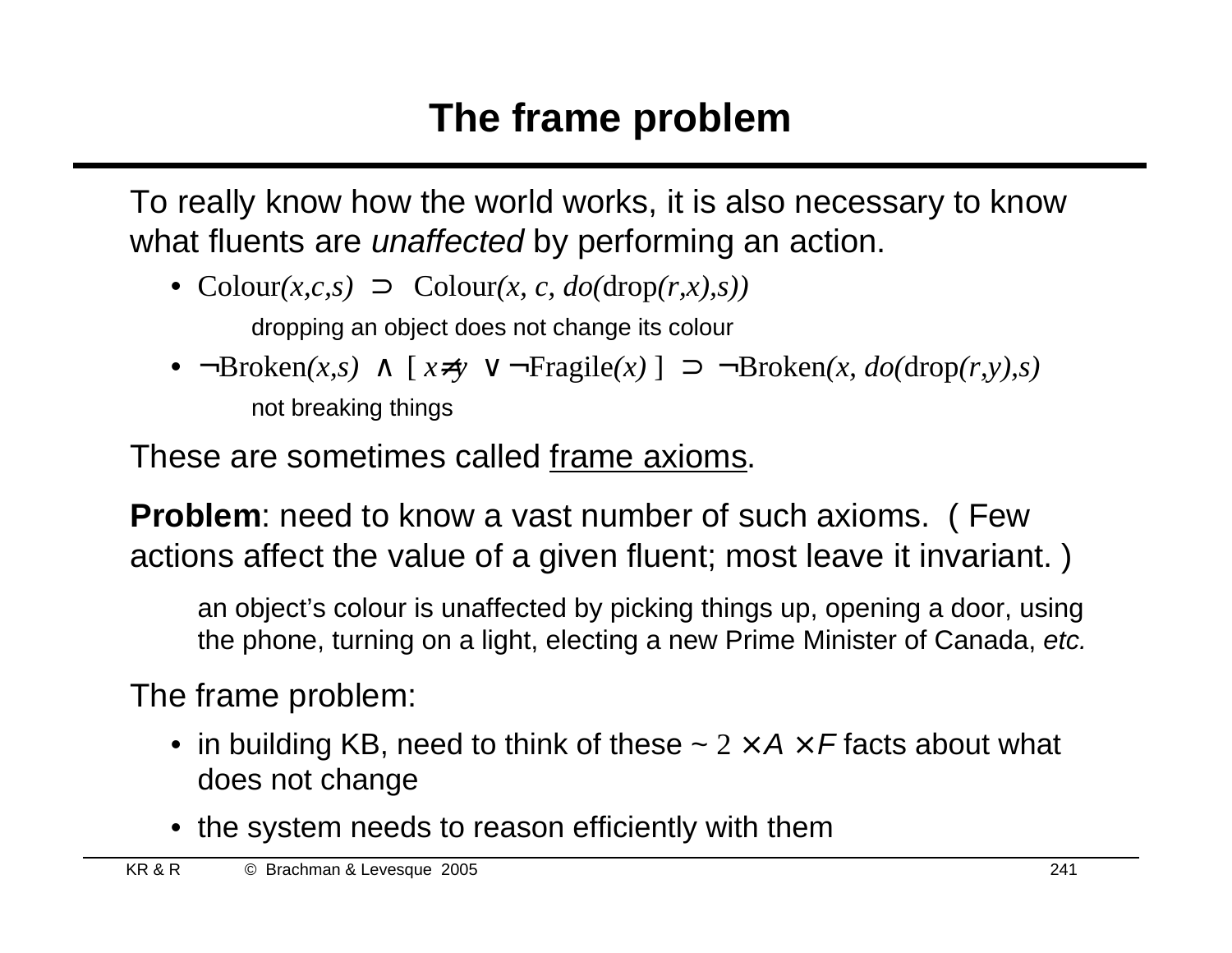# The frame problem

To really know how the world works, it is also necessary to know what fluents are *unaffected* by performing an action.

- $\mathrm{Colour}(x,c,s) \supset \mathrm{Colour}(x, c, do(\mathrm{drop}(r,x),s))$

  dropping an object does not change its colour

- $\neg\mathrm{Broken}(x,s) \wedge [\, x{\neq}y \vee \neg\mathrm{Fragile}(x)\,] \supset \neg\mathrm{Broken}(x, do(\mathrm{drop}(r,y),s)$

  not breaking things

These are sometimes called <u>frame axioms</u>.

**Problem**: need to know a vast number of such axioms. ( Few actions affect the value of a given fluent; most leave it invariant. )

an object's colour is unaffected by picking things up, opening a door, using the phone, turning on a light, electing a new Prime Minister of Canada, *etc.*

The frame problem:

- in building KB, need to think of these ~ $2 \times A \times F$ facts about what does not change
- the system needs to reason efficiently with them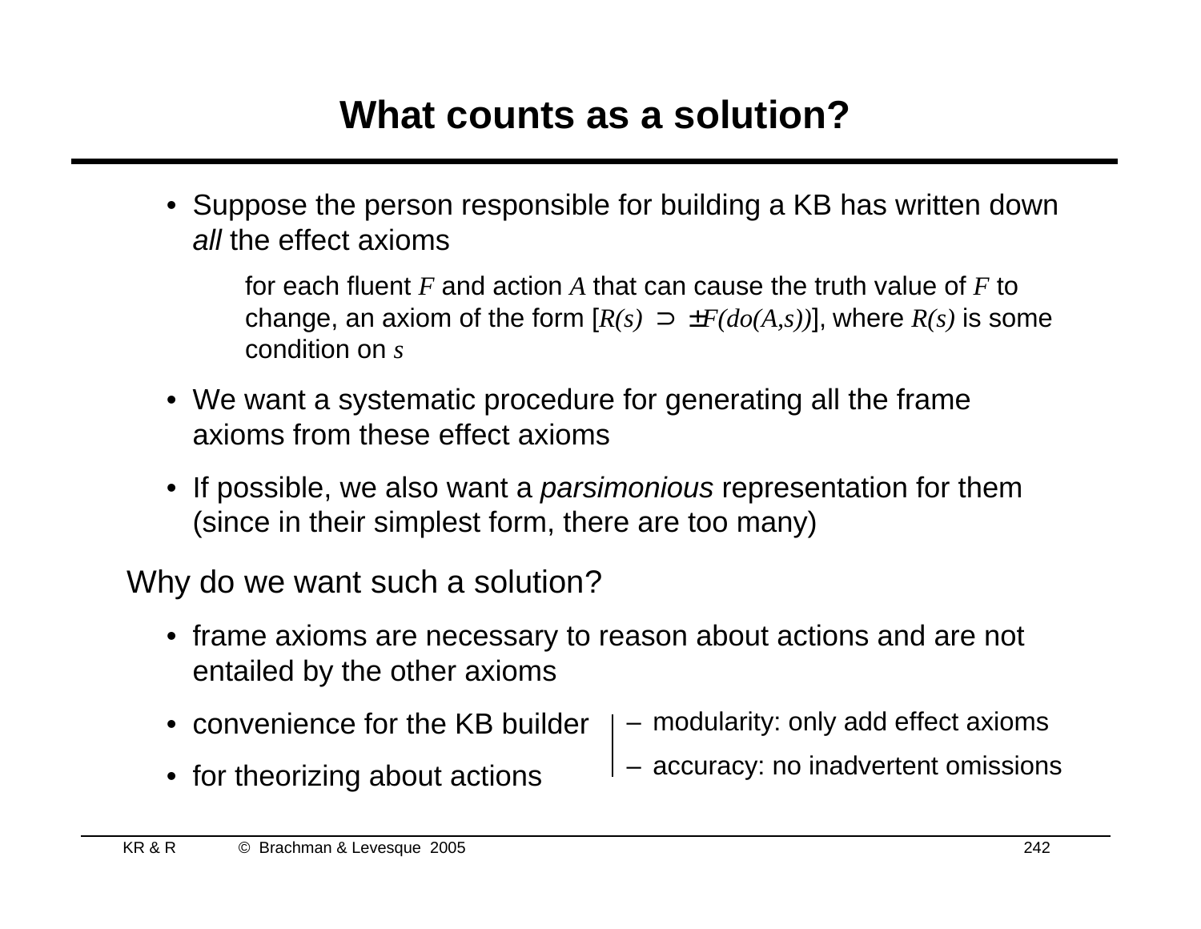# What counts as a solution?

- Suppose the person responsible for building a KB has written down *all* the effect axioms

  for each fluent $F$ and action $A$ that can cause the truth value of $F$ to change, an axiom of the form $[R(s) \supset \pm F(do(A,s))]$, where $R(s)$ is some condition on $s$

- We want a systematic procedure for generating all the frame axioms from these effect axioms

- If possible, we also want a *parsimonious* representation for them (since in their simplest form, there are too many)

Why do we want such a solution?

- frame axioms are necessary to reason about actions and are not entailed by the other axioms
- convenience for the KB builder
  - modularity: only add effect axioms
  - accuracy: no inadvertent omissions
- for theorizing about actions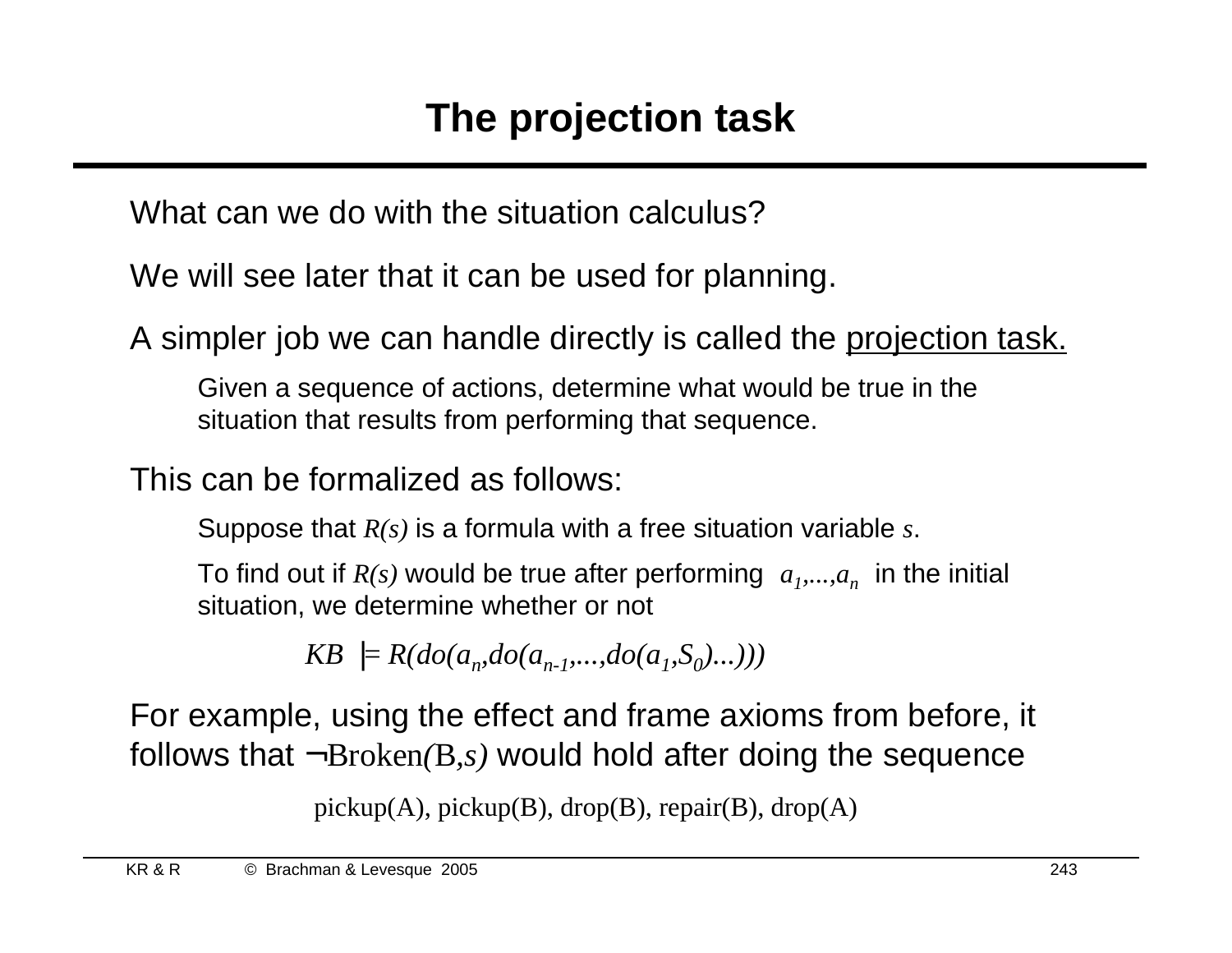# The projection task

What can we do with the situation calculus?

We will see later that it can be used for planning.

A simpler job we can handle directly is called the projection task.

Given a sequence of actions, determine what would be true in the situation that results from performing that sequence.

This can be formalized as follows:

Suppose that $R(s)$ is a formula with a free situation variable $s$.

To find out if $R(s)$ would be true after performing $a_1,...,a_n$ in the initial situation, we determine whether or not

$$KB \models R(do(a_n,do(a_{n-1},...,do(a_1,S_0)...)))$$

For example, using the effect and frame axioms from before, it follows that $\neg$Broken$(B,s)$ would hold after doing the sequence

pickup(A), pickup(B), drop(B), repair(B), drop(A)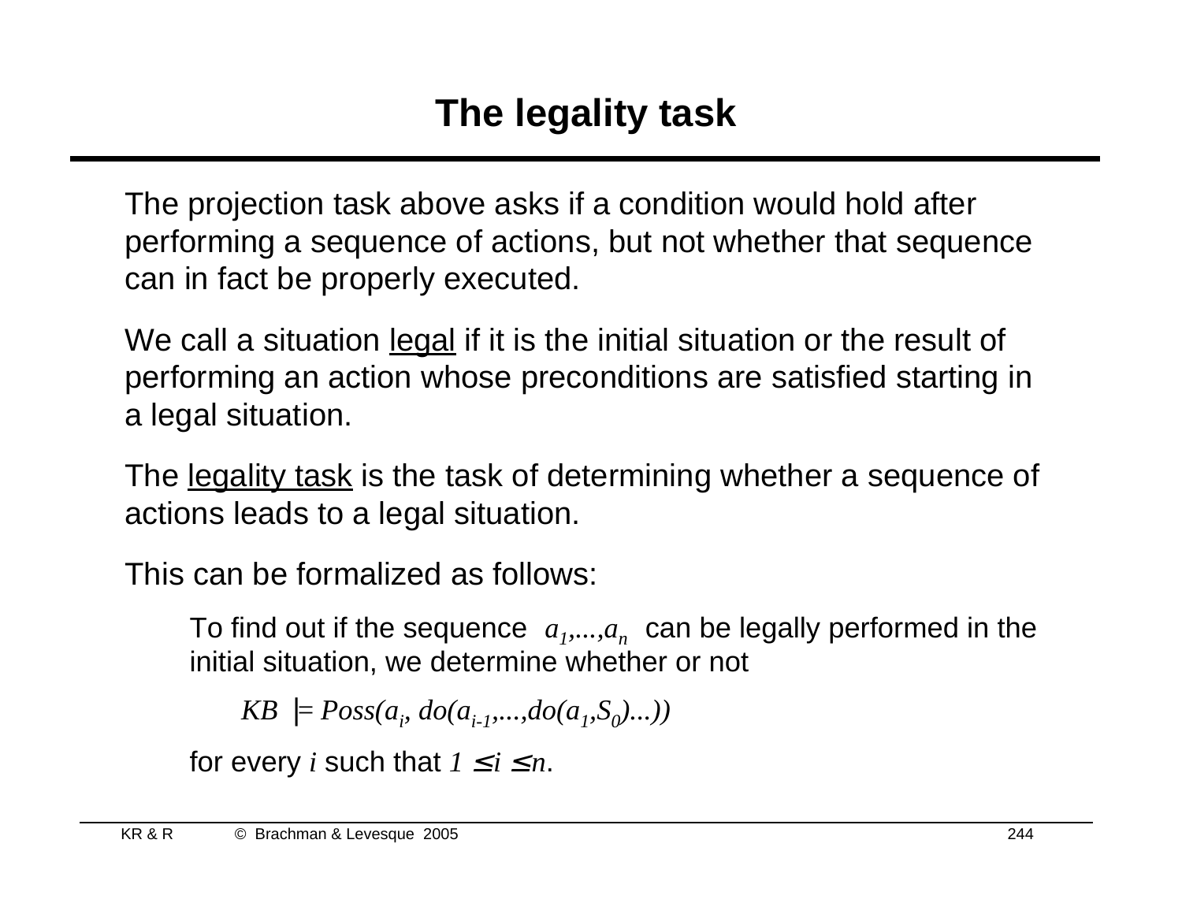# The legality task

The projection task above asks if a condition would hold after performing a sequence of actions, but not whether that sequence can in fact be properly executed.

We call a situation <u>legal</u> if it is the initial situation or the result of performing an action whose preconditions are satisfied starting in a legal situation.

The <u>legality task</u> is the task of determining whether a sequence of actions leads to a legal situation.

This can be formalized as follows:

> To find out if the sequence $a_1, \ldots, a_n$ can be legally performed in the initial situation, we determine whether or not
>
> $$KB \models Poss(a_i, do(a_{i-1}, \ldots, do(a_1, S_0) \ldots))$$
>
> for every $i$ such that $1 \leq i \leq n$.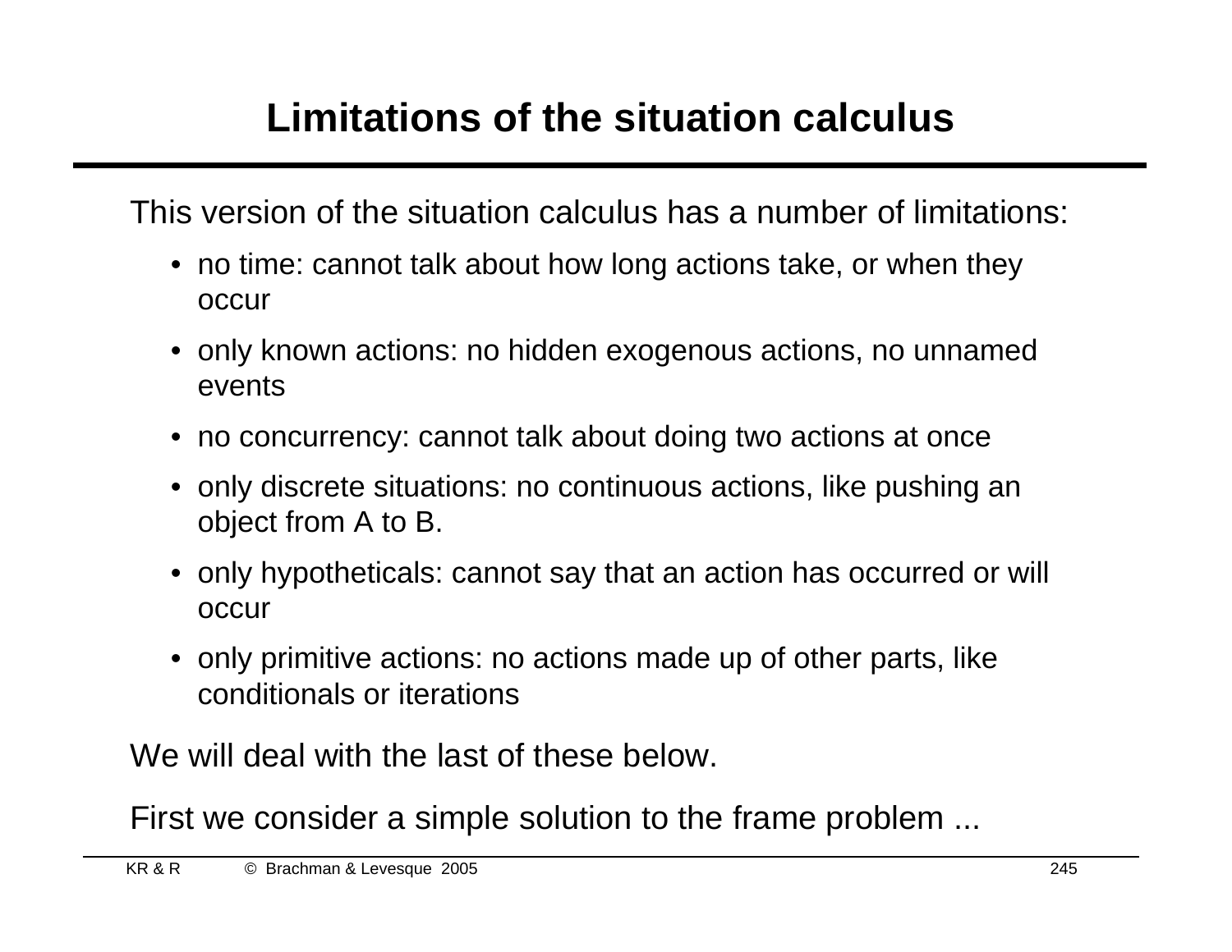# Limitations of the situation calculus

This version of the situation calculus has a number of limitations:

- no time: cannot talk about how long actions take, or when they occur
- only known actions: no hidden exogenous actions, no unnamed events
- no concurrency: cannot talk about doing two actions at once
- only discrete situations: no continuous actions, like pushing an object from A to B.
- only hypotheticals: cannot say that an action has occurred or will occur
- only primitive actions: no actions made up of other parts, like conditionals or iterations

We will deal with the last of these below.

First we consider a simple solution to the frame problem ...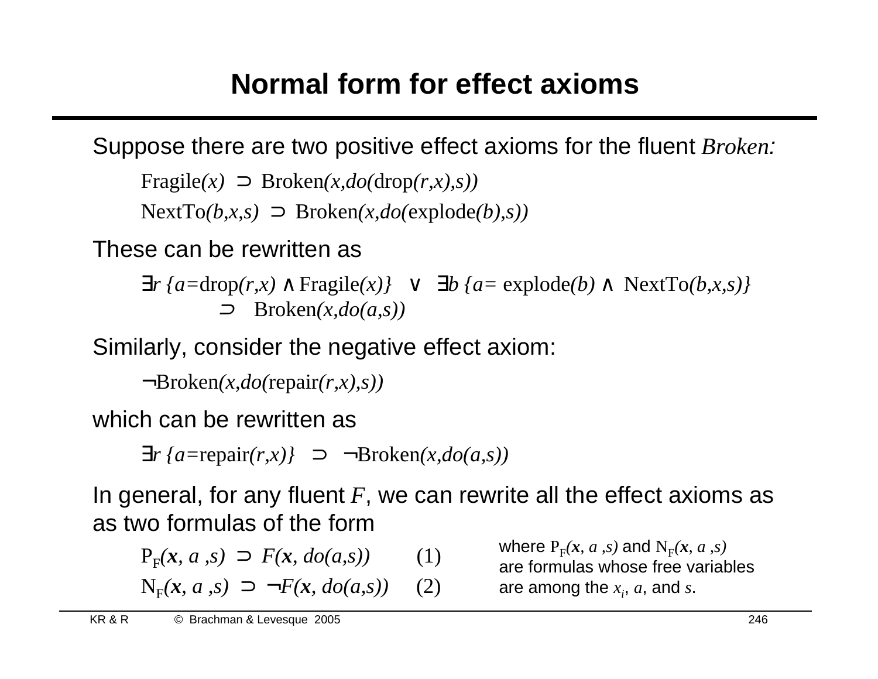# Normal form for effect axioms

Suppose there are two positive effect axioms for the fluent *Broken*:

$$\text{Fragile}(x) \supset \text{Broken}(x, do(\text{drop}(r,x),s))$$

$$\text{NextTo}(b,x,s) \supset \text{Broken}(x, do(\text{explode}(b),s))$$

These can be rewritten as

$$\exists r\, \{a = \text{drop}(r,x) \wedge \text{Fragile}(x)\} \;\vee\; \exists b\, \{a = \text{explode}(b) \wedge \text{NextTo}(b,x,s)\} \;\supset\; \text{Broken}(x, do(a,s))$$

Similarly, consider the negative effect axiom:

$$\neg\text{Broken}(x, do(\text{repair}(r,x),s))$$

which can be rewritten as

$$\exists r\, \{a = \text{repair}(r,x)\} \;\supset\; \neg\text{Broken}(x, do(a,s))$$

In general, for any fluent $F$, we can rewrite all the effect axioms as as two formulas of the form

$$\text{P}_F(\mathbf{x}, a, s) \supset F(\mathbf{x}, do(a,s)) \qquad (1)$$

$$\text{N}_F(\mathbf{x}, a, s) \supset \neg F(\mathbf{x}, do(a,s)) \qquad (2)$$

where $\text{P}_F(\mathbf{x}, a, s)$ and $\text{N}_F(\mathbf{x}, a, s)$ are formulas whose free variables are among the $x_i$, $a$, and $s$.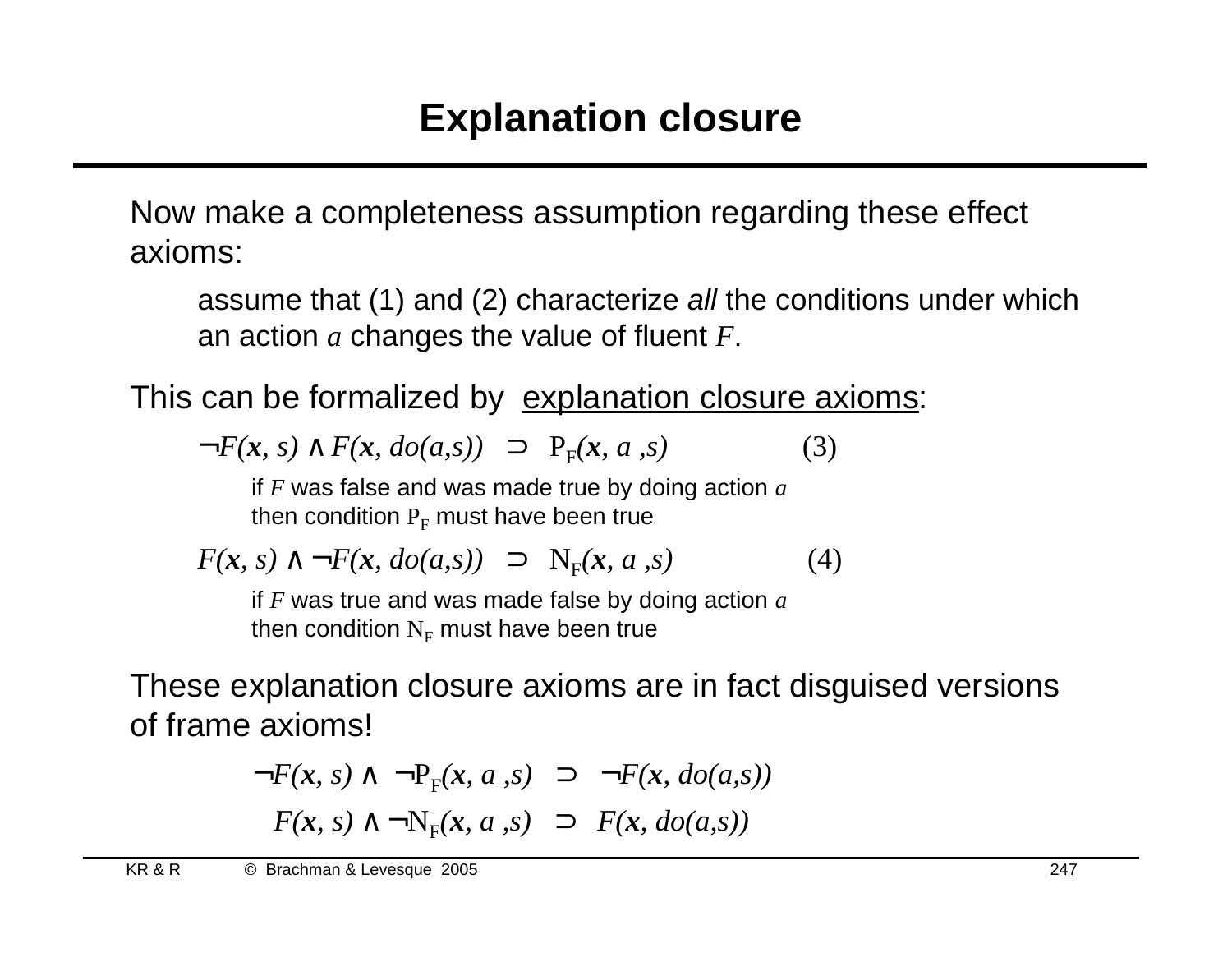# Explanation closure

Now make a completeness assumption regarding these effect axioms:

> assume that (1) and (2) characterize *all* the conditions under which an action $a$ changes the value of fluent $F$.

This can be formalized by <u>explanation closure axioms</u>:

$$\neg F(\mathbf{x}, s) \land F(\mathbf{x}, do(a,s)) \supset P_F(\mathbf{x}, a, s) \qquad (3)$$

if $F$ was false and was made true by doing action $a$ then condition $P_F$ must have been true

$$F(\mathbf{x}, s) \land \neg F(\mathbf{x}, do(a,s)) \supset N_F(\mathbf{x}, a, s) \qquad (4)$$

if $F$ was true and was made false by doing action $a$ then condition $N_F$ must have been true

These explanation closure axioms are in fact disguised versions of frame axioms!

$$\neg F(\mathbf{x}, s) \land \neg P_F(\mathbf{x}, a, s) \supset \neg F(\mathbf{x}, do(a,s))$$

$$F(\mathbf{x}, s) \land \neg N_F(\mathbf{x}, a, s) \supset F(\mathbf{x}, do(a,s))$$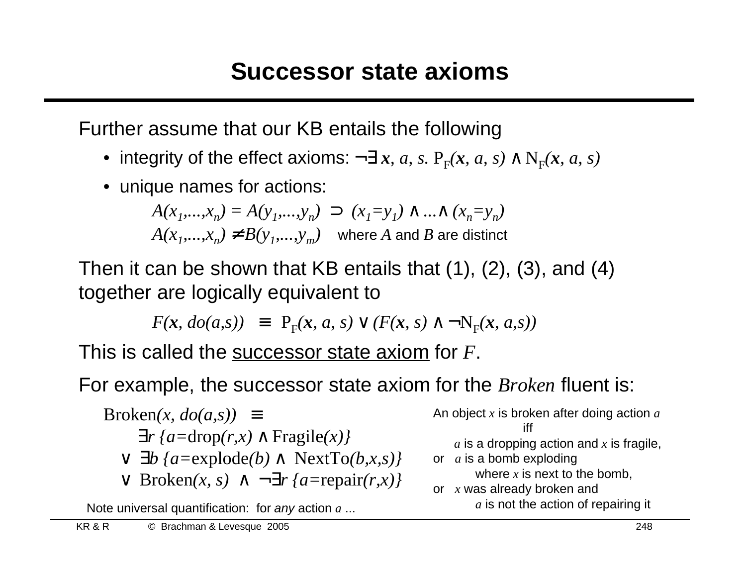# Successor state axioms

Further assume that our KB entails the following

- integrity of the effect axioms: $\neg\exists \mathbf{x}, a, s.\ \mathrm{P}_F(\mathbf{x}, a, s) \wedge \mathrm{N}_F(\mathbf{x}, a, s)$
- unique names for actions:

$$A(x_1,...,x_n) = A(y_1,...,y_n) \supset (x_1=y_1) \wedge ... \wedge (x_n=y_n)$$

$$A(x_1,...,x_n) \neq B(y_1,...,y_m) \quad \text{where } A \text{ and } B \text{ are distinct}$$

Then it can be shown that KB entails that (1), (2), (3), and (4) together are logically equivalent to

$$F(\mathbf{x}, do(a,s)) \equiv \mathrm{P}_F(\mathbf{x}, a, s) \vee (F(\mathbf{x}, s) \wedge \neg \mathrm{N}_F(\mathbf{x}, a,s))$$

This is called the <u>successor state axiom</u> for $F$.

For example, the successor state axiom for the *Broken* fluent is:

$$
\begin{aligned}
&\mathrm{Broken}(x, do(a,s)) \equiv \\
&\quad \exists r\, \{a = \mathrm{drop}(r,x) \wedge \mathrm{Fragile}(x)\} \\
&\vee\ \exists b\, \{a = \mathrm{explode}(b) \wedge \mathrm{NextTo}(b,x,s)\} \\
&\vee\ \mathrm{Broken}(x, s) \wedge \neg\exists r\, \{a = \mathrm{repair}(r,x)\}
\end{aligned}
$$

An object $x$ is broken after doing action $a$ iff $a$ is a dropping action and $x$ is fragile, or $a$ is a bomb exploding where $x$ is next to the bomb, or $x$ was already broken and $a$ is not the action of repairing it

Note universal quantification: for *any* action $a$ ...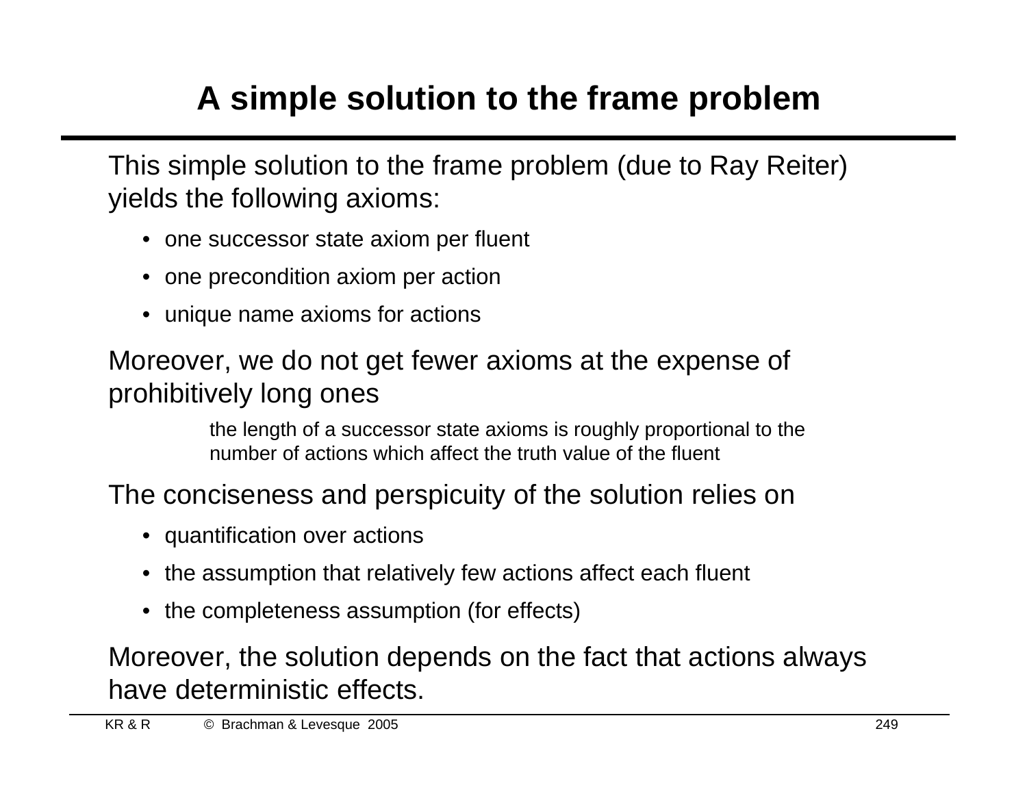# A simple solution to the frame problem

This simple solution to the frame problem (due to Ray Reiter) yields the following axioms:

- one successor state axiom per fluent
- one precondition axiom per action
- unique name axioms for actions

Moreover, we do not get fewer axioms at the expense of prohibitively long ones

> the length of a successor state axioms is roughly proportional to the number of actions which affect the truth value of the fluent

The conciseness and perspicuity of the solution relies on

- quantification over actions
- the assumption that relatively few actions affect each fluent
- the completeness assumption (for effects)

Moreover, the solution depends on the fact that actions always have deterministic effects.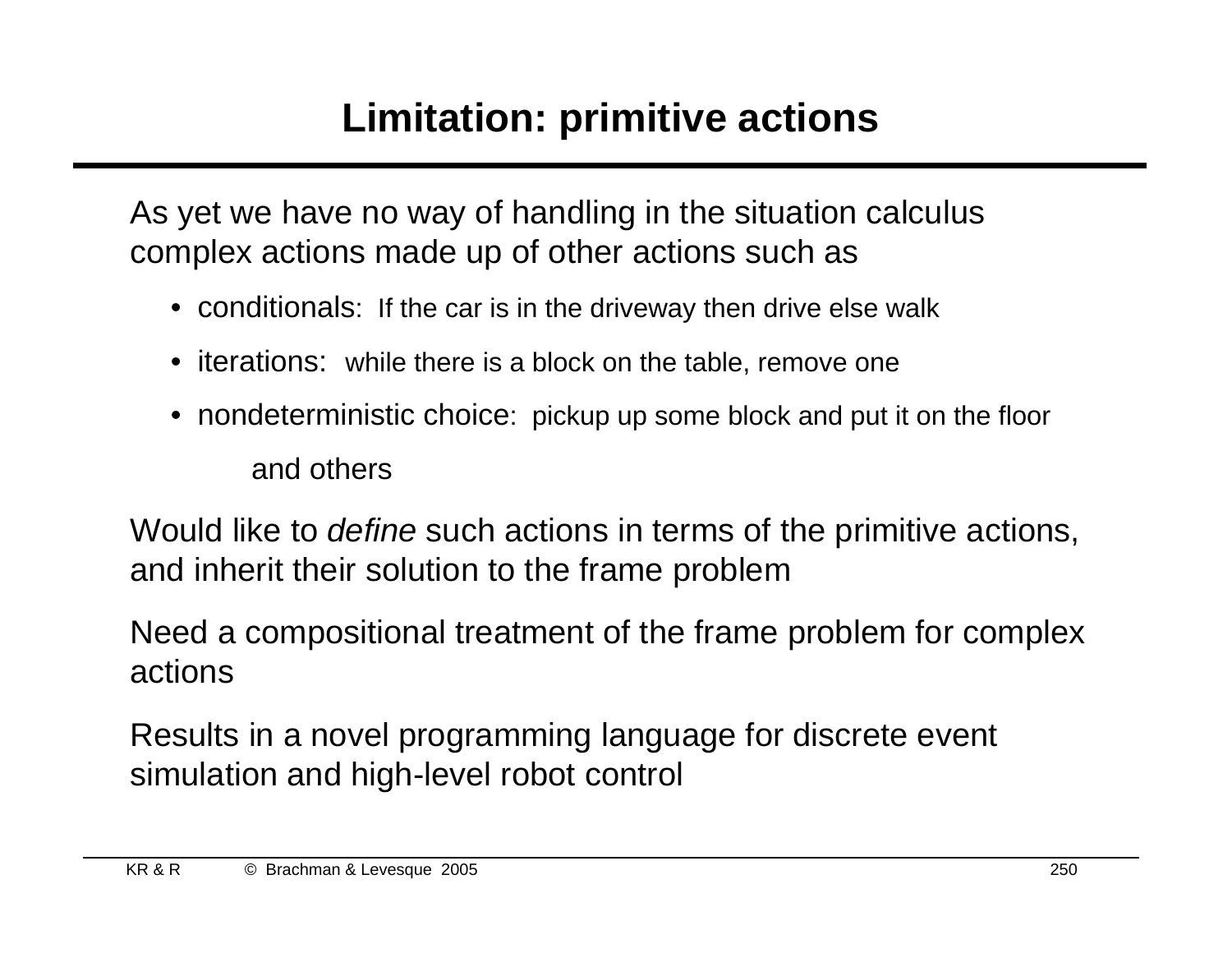# Limitation: primitive actions

As yet we have no way of handling in the situation calculus complex actions made up of other actions such as

- conditionals: If the car is in the driveway then drive else walk
- iterations: while there is a block on the table, remove one
- nondeterministic choice: pickup up some block and put it on the floor

  and others

Would like to *define* such actions in terms of the primitive actions, and inherit their solution to the frame problem

Need a compositional treatment of the frame problem for complex actions

Results in a novel programming language for discrete event simulation and high-level robot control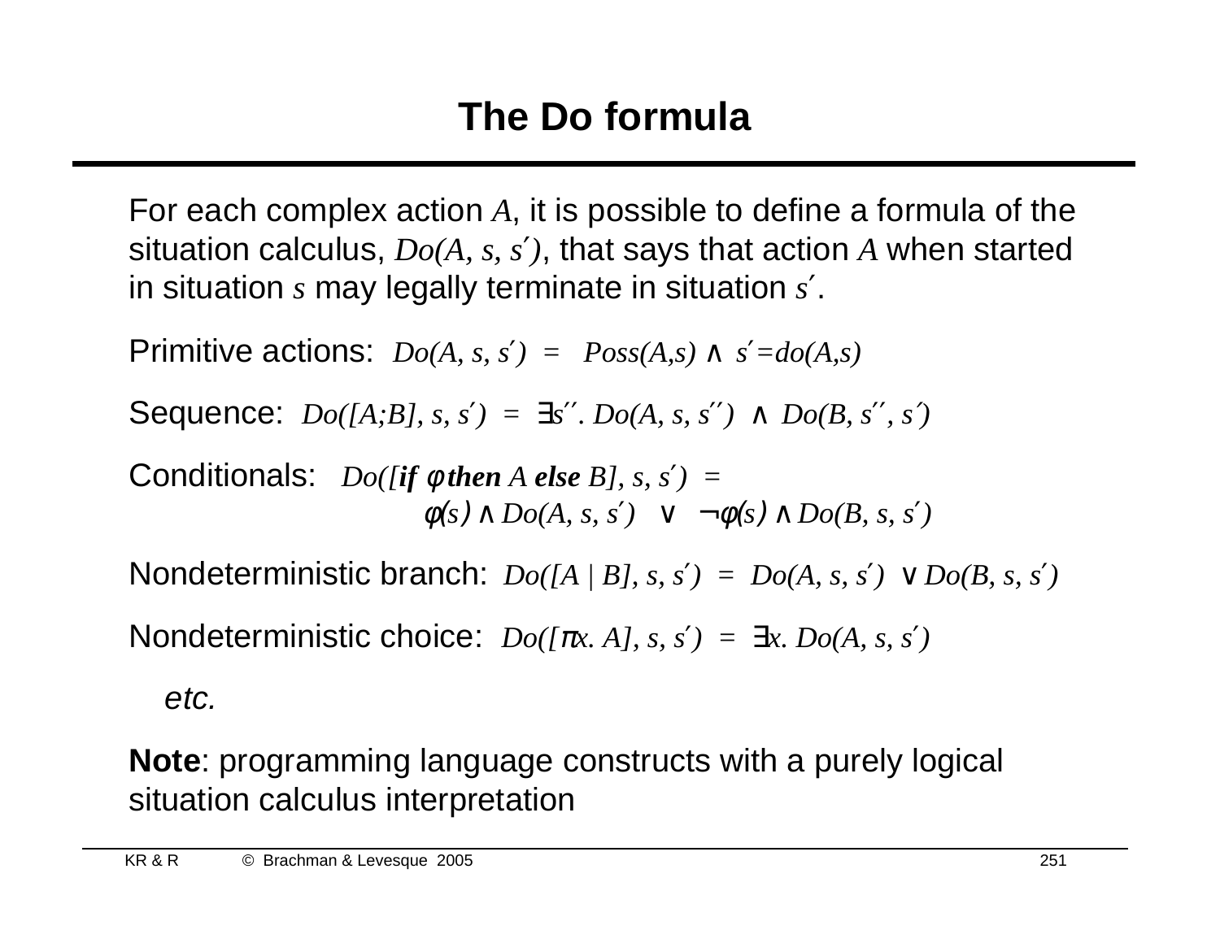# The Do formula

For each complex action $A$, it is possible to define a formula of the situation calculus, $Do(A, s, s')$, that says that action $A$ when started in situation $s$ may legally terminate in situation $s'$.

Primitive actions: $Do(A, s, s') = Poss(A,s) \wedge s' = do(A,s)$

Sequence: $Do([A;B], s, s') = \exists s''.\, Do(A, s, s'') \wedge Do(B, s'', s')$

Conditionals: $Do([\textbf{if } \phi \textbf{ then } A \textbf{ else } B], s, s') =$

$$\phi(s) \wedge Do(A, s, s') \vee \neg\phi(s) \wedge Do(B, s, s')$$

Nondeterministic branch: $Do([A \mid B], s, s') = Do(A, s, s') \vee Do(B, s, s')$

Nondeterministic choice: $Do([\pi x.\, A], s, s') = \exists x.\, Do(A, s, s')$

*etc.*

**Note**: programming language constructs with a purely logical situation calculus interpretation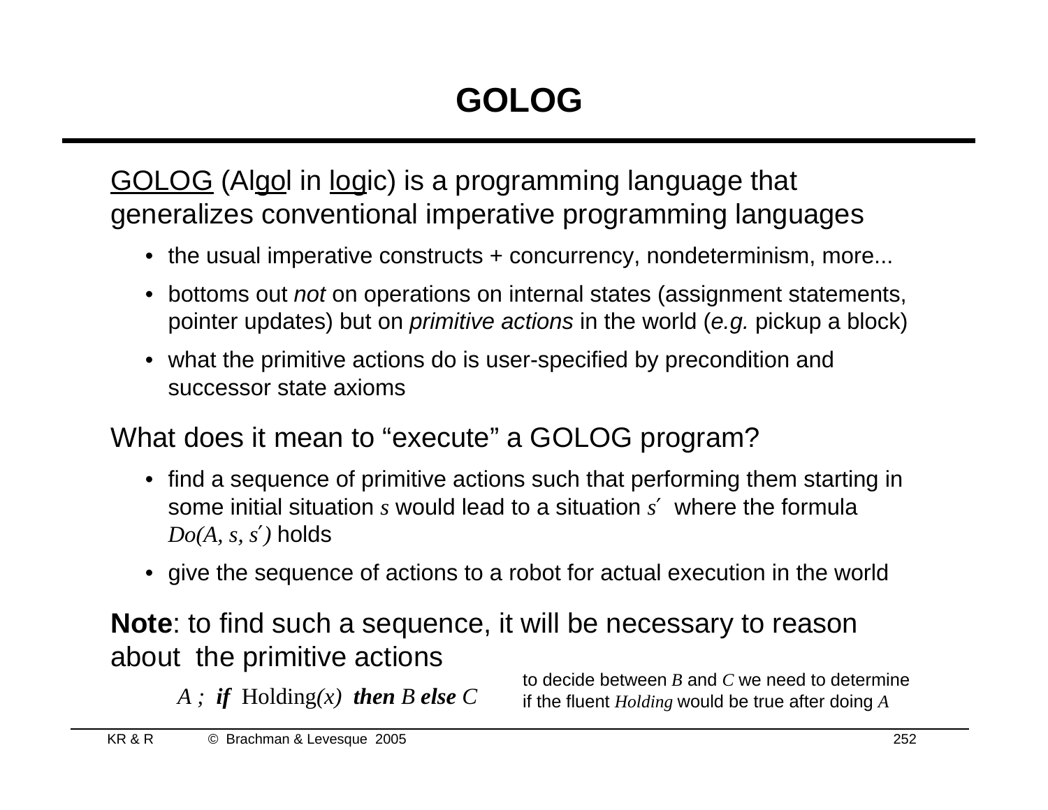# GOLOG

GOLOG (Algol in logic) is a programming language that generalizes conventional imperative programming languages

- the usual imperative constructs + concurrency, nondeterminism, more...
- bottoms out *not* on operations on internal states (assignment statements, pointer updates) but on *primitive actions* in the world (*e.g.* pickup a block)
- what the primitive actions do is user-specified by precondition and successor state axioms

What does it mean to “execute” a GOLOG program?

- find a sequence of primitive actions such that performing them starting in some initial situation $s$ would lead to a situation $s'$ where the formula $Do(A, s, s')$ holds
- give the sequence of actions to a robot for actual execution in the world

**Note**: to find such a sequence, it will be necessary to reason about the primitive actions

$A$ ; ***if*** Holding$(x)$ ***then*** $B$ ***else*** $C$

to decide between $B$ and $C$ we need to determine if the fluent *Holding* would be true after doing $A$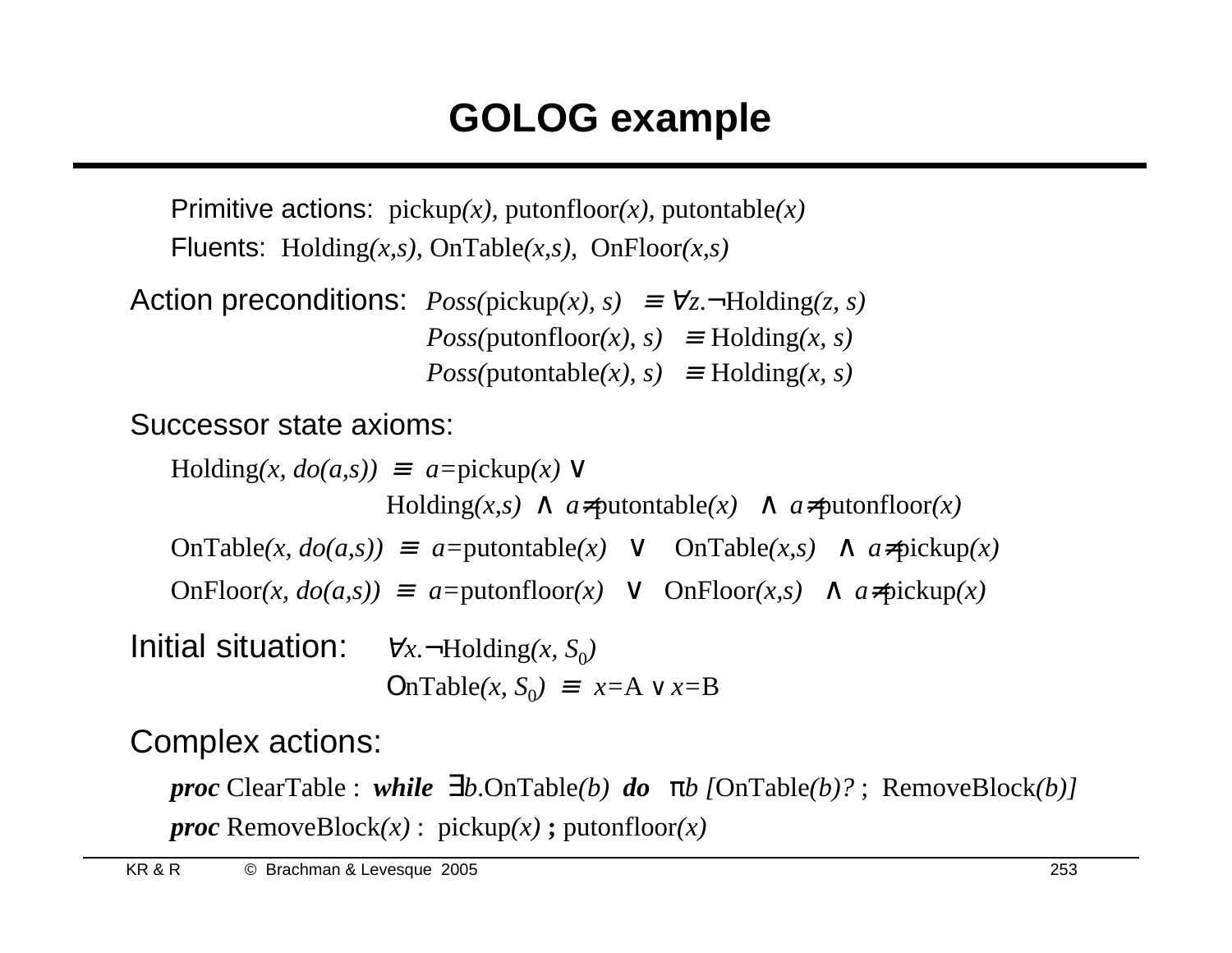# GOLOG example

Primitive actions: pickup$(x)$, putonfloor$(x)$, putontable$(x)$

Fluents: Holding$(x,s)$, OnTable$(x,s)$, OnFloor$(x,s)$

Action preconditions:

$$Poss(\text{pickup}(x), s) \equiv \forall z.\neg\text{Holding}(z, s)$$

$$Poss(\text{putonfloor}(x), s) \equiv \text{Holding}(x, s)$$

$$Poss(\text{putontable}(x), s) \equiv \text{Holding}(x, s)$$

Successor state axioms:

$$\text{Holding}(x, do(a,s)) \equiv a=\text{pickup}(x) \lor \text{Holding}(x,s) \land a\neq\text{putontable}(x) \land a\neq\text{putonfloor}(x)$$

$$\text{OnTable}(x, do(a,s)) \equiv a=\text{putontable}(x) \lor \text{OnTable}(x,s) \land a\neq\text{pickup}(x)$$

$$\text{OnFloor}(x, do(a,s)) \equiv a=\text{putonfloor}(x) \lor \text{OnFloor}(x,s) \land a\neq\text{pickup}(x)$$

Initial situation:

$$\forall x.\neg\text{Holding}(x, S_0)$$

$$\text{OnTable}(x, S_0) \equiv x=\text{A} \lor x=\text{B}$$

Complex actions:

***proc*** ClearTable : ***while*** $\exists b.\text{OnTable}(b)$ ***do*** $\pi b$ [OnTable$(b)$? ; RemoveBlock$(b)$]

***proc*** RemoveBlock$(x)$ : pickup$(x)$ **;** putonfloor$(x)$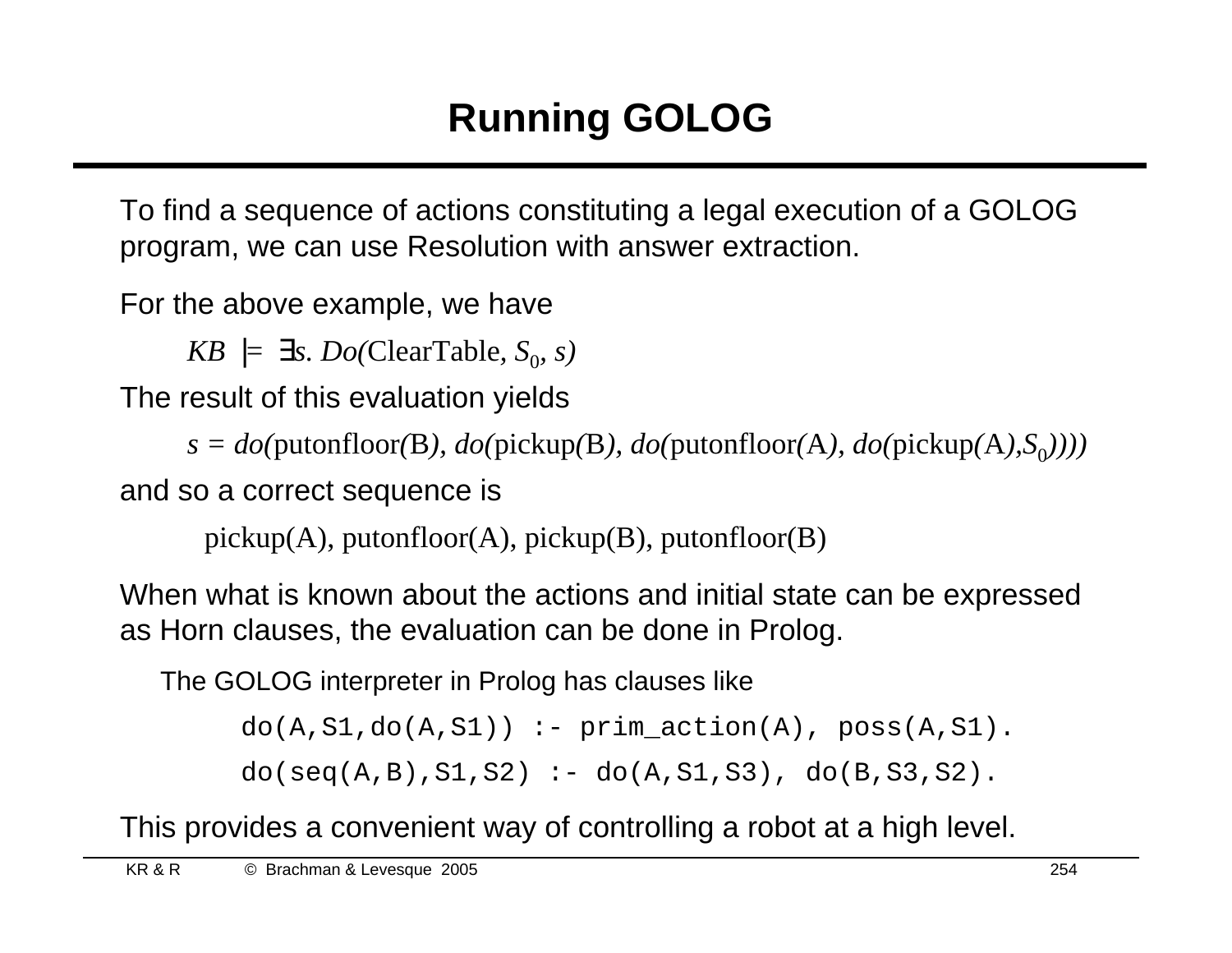# Running GOLOG

To find a sequence of actions constituting a legal execution of a GOLOG program, we can use Resolution with answer extraction.

For the above example, we have

$$KB \models \exists s.\ Do(\mathrm{ClearTable}, S_0, s)$$

The result of this evaluation yields

$$s = do(\mathrm{putonfloor}(\mathrm{B}), do(\mathrm{pickup}(\mathrm{B}), do(\mathrm{putonfloor}(\mathrm{A}), do(\mathrm{pickup}(\mathrm{A}), S_0))))$$

and so a correct sequence is

pickup(A), putonfloor(A), pickup(B), putonfloor(B)

When what is known about the actions and initial state can be expressed as Horn clauses, the evaluation can be done in Prolog.

The GOLOG interpreter in Prolog has clauses like

```
do(A,S1,do(A,S1)) :- prim_action(A), poss(A,S1).
do(seq(A,B),S1,S2) :- do(A,S1,S3), do(B,S3,S2).
```

This provides a convenient way of controlling a robot at a high level.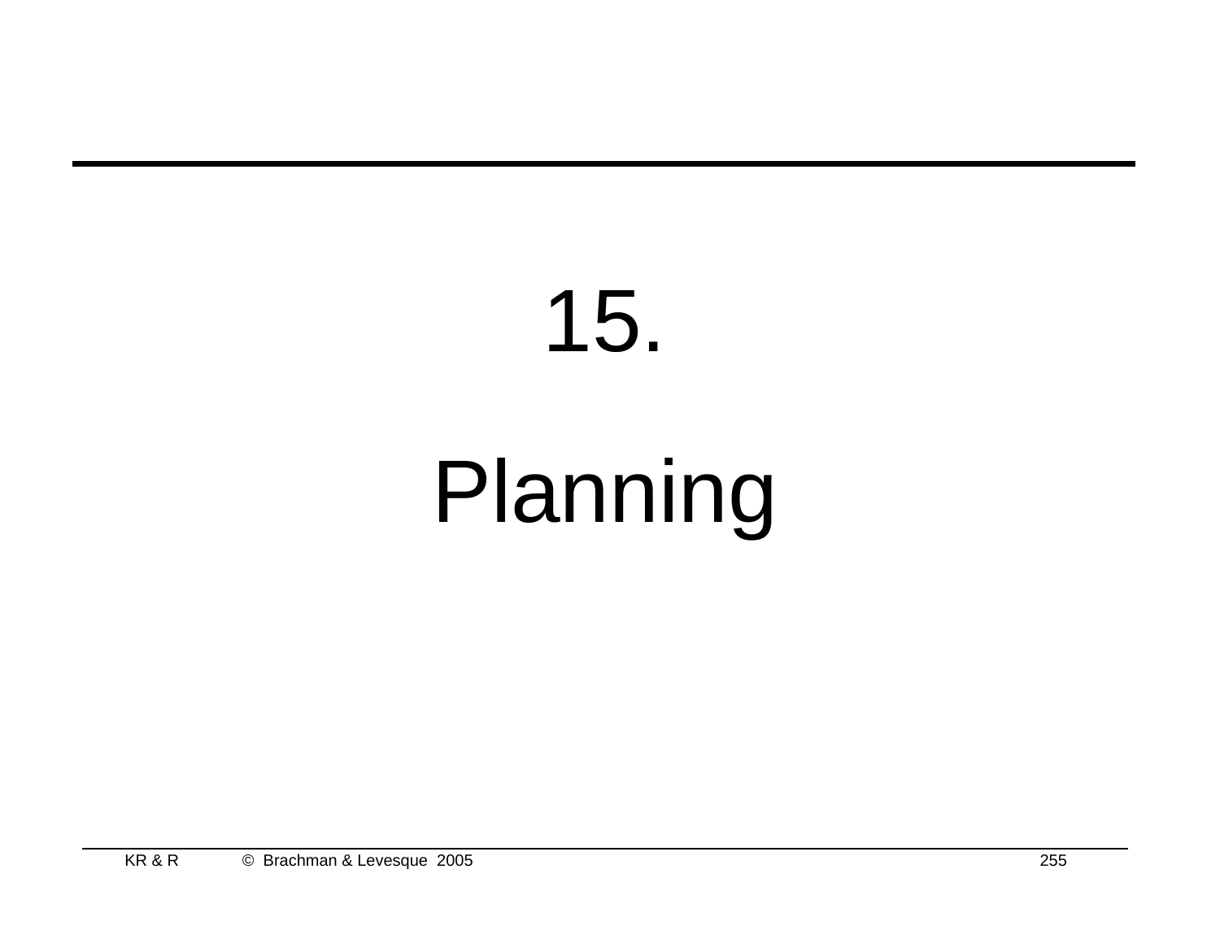# 15.

# Planning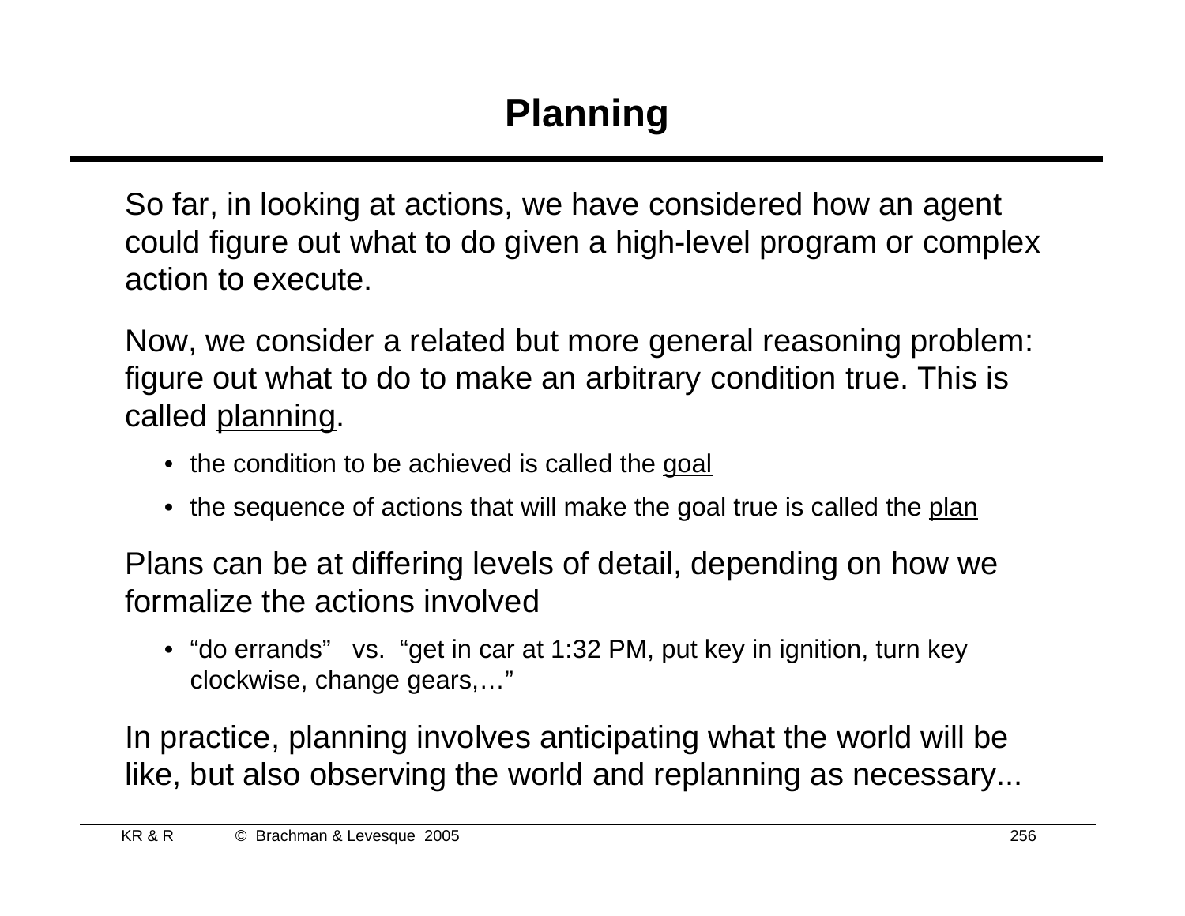# Planning

So far, in looking at actions, we have considered how an agent could figure out what to do given a high-level program or complex action to execute.

Now, we consider a related but more general reasoning problem: figure out what to do to make an arbitrary condition true. This is called <u>planning</u>.

- the condition to be achieved is called the <u>goal</u>
- the sequence of actions that will make the goal true is called the <u>plan</u>

Plans can be at differing levels of detail, depending on how we formalize the actions involved

- "do errands" vs. "get in car at 1:32 PM, put key in ignition, turn key clockwise, change gears,…"

In practice, planning involves anticipating what the world will be like, but also observing the world and replanning as necessary...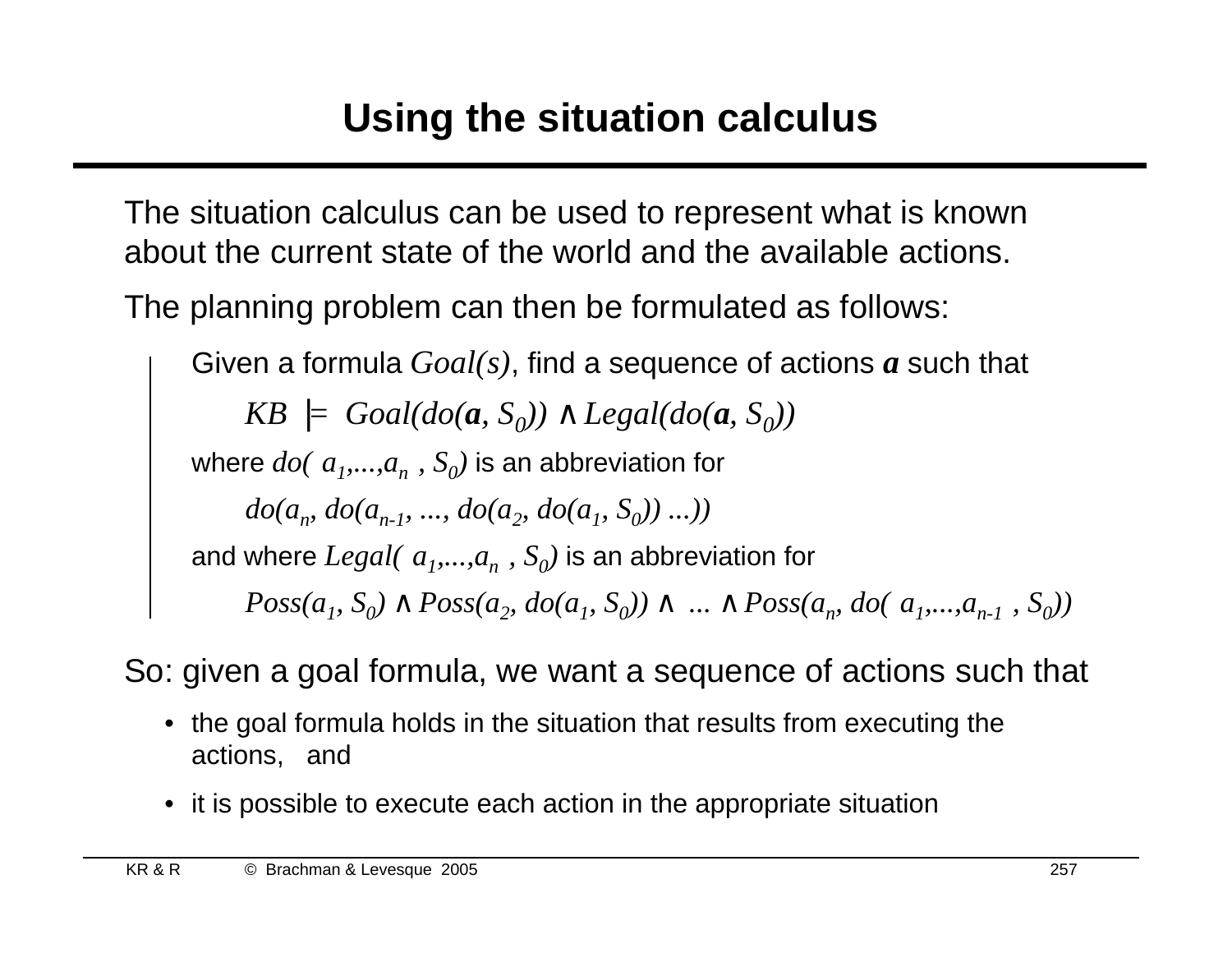# Using the situation calculus

The situation calculus can be used to represent what is known about the current state of the world and the available actions.

The planning problem can then be formulated as follows:

> Given a formula $Goal(s)$, find a sequence of actions $\mathbf{a}$ such that
>
> $$KB \models Goal(do(\mathbf{a}, S_0)) \wedge Legal(do(\mathbf{a}, S_0))$$
>
> where $do(\langle a_1,...,a_n \rangle, S_0)$ is an abbreviation for
>
> $$do(a_n, do(a_{n-1}, ..., do(a_2, do(a_1, S_0)) ...))$$
>
> and where $Legal(\langle a_1,...,a_n \rangle, S_0)$ is an abbreviation for
>
> $$Poss(a_1, S_0) \wedge Poss(a_2, do(a_1, S_0)) \wedge \ ... \wedge Poss(a_n, do(\langle a_1,...,a_{n-1} \rangle, S_0))$$

So: given a goal formula, we want a sequence of actions such that

- the goal formula holds in the situation that results from executing the actions, and
- it is possible to execute each action in the appropriate situation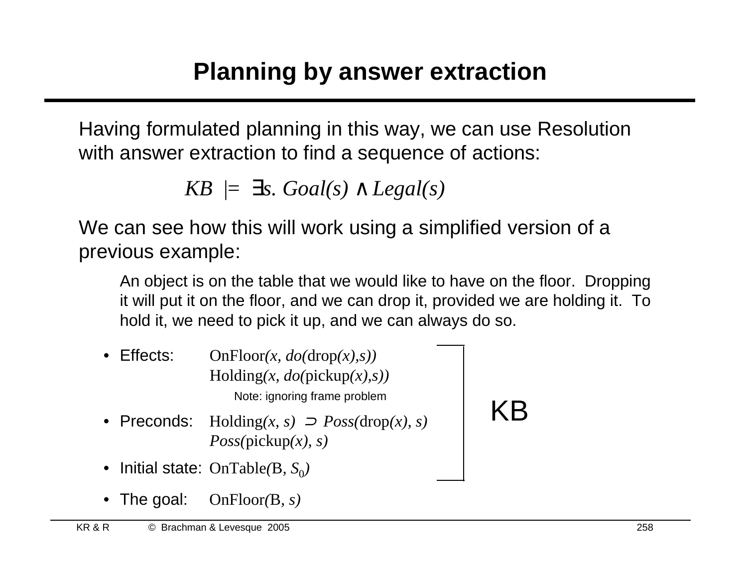# Planning by answer extraction

Having formulated planning in this way, we can use Resolution with answer extraction to find a sequence of actions:

$$KB \models \exists s.\, Goal(s) \land Legal(s)$$

We can see how this will work using a simplified version of a previous example:

> An object is on the table that we would like to have on the floor. Dropping it will put it on the floor, and we can drop it, provided we are holding it. To hold it, we need to pick it up, and we can always do so.

- Effects: $\mathrm{OnFloor}(x, do(\mathrm{drop}(x), s))$
  $\mathrm{Holding}(x, do(\mathrm{pickup}(x), s))$
  Note: ignoring frame problem
- Preconds: $\mathrm{Holding}(x, s) \supset Poss(\mathrm{drop}(x), s)$
  $Poss(\mathrm{pickup}(x), s)$
- Initial state: $\mathrm{OnTable}(\mathrm{B}, S_0)$

(The Effects, Preconds, and Initial state together constitute the KB.)

- The goal: $\mathrm{OnFloor}(\mathrm{B}, s)$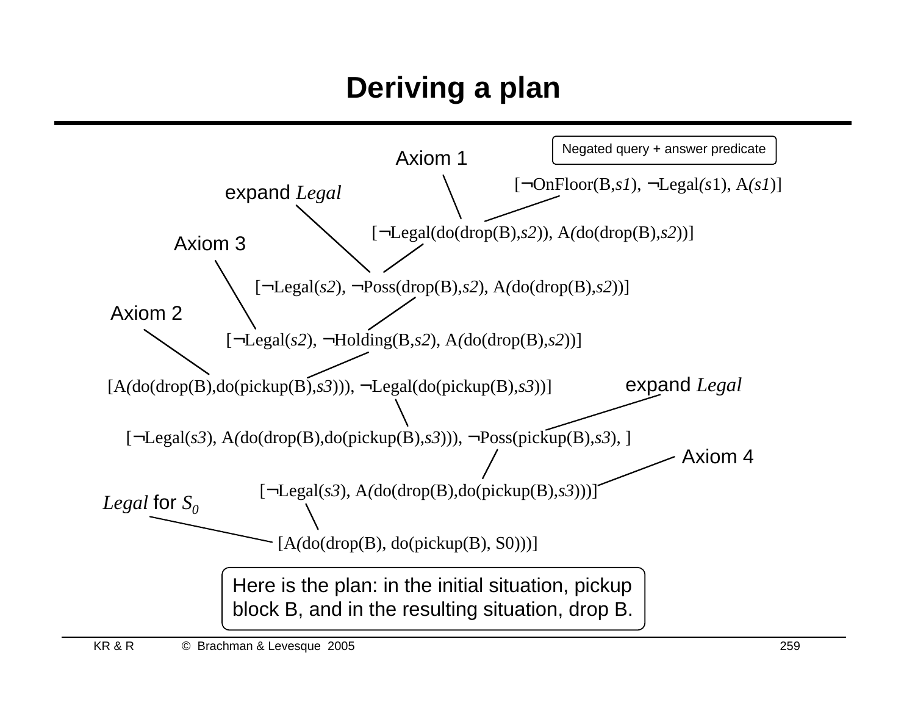# Deriving a plan

Negated query + answer predicate

Axiom 1

[¬OnFloor(B,*s1*), ¬Legal(*s*1), A(*s1*)]

expand *Legal*

[¬Legal(do(drop(B),*s2*)), A(do(drop(B),*s2*))]

Axiom 3

[¬Legal(*s2*), ¬Poss(drop(B),*s2*), A(do(drop(B),*s2*))]

Axiom 2

[¬Legal(*s2*), ¬Holding(B,*s2*), A(do(drop(B),*s2*))]

[A(do(drop(B),do(pickup(B),*s3*))), ¬Legal(do(pickup(B),*s3*))]

expand *Legal*

[¬Legal(*s3*), A(do(drop(B),do(pickup(B),*s3*))), ¬Poss(pickup(B),*s3*), ]

Axiom 4

[¬Legal(*s3*), A(do(drop(B),do(pickup(B),*s3*)))]

*Legal* for $S_0$

[A(do(drop(B), do(pickup(B), S0)))]

Here is the plan: in the initial situation, pickup block B, and in the resulting situation, drop B.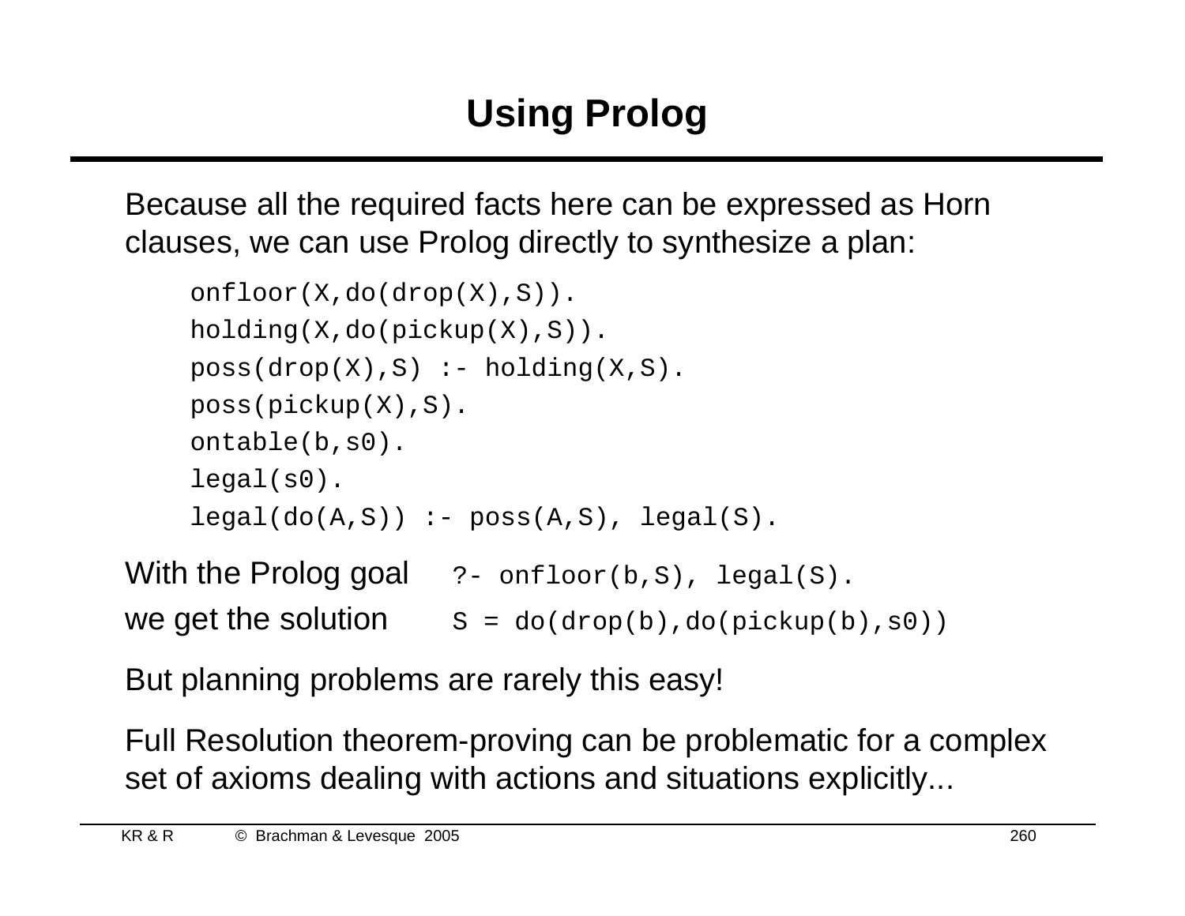# Using Prolog

Because all the required facts here can be expressed as Horn clauses, we can use Prolog directly to synthesize a plan:

```
onfloor(X,do(drop(X),S)).
holding(X,do(pickup(X),S)).
poss(drop(X),S) :- holding(X,S).
poss(pickup(X),S).
ontable(b,s0).
legal(s0).
legal(do(A,S)) :- poss(A,S), legal(S).
```

With the Prolog goal `?- onfloor(b,S), legal(S).`

we get the solution `S = do(drop(b),do(pickup(b),s0))`

But planning problems are rarely this easy!

Full Resolution theorem-proving can be problematic for a complex set of axioms dealing with actions and situations explicitly...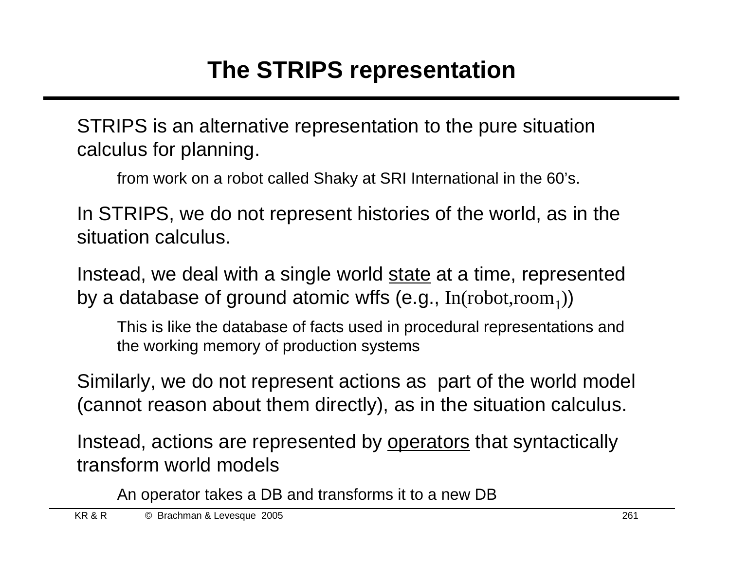# The STRIPS representation

STRIPS is an alternative representation to the pure situation calculus for planning.

> from work on a robot called Shaky at SRI International in the 60's.

In STRIPS, we do not represent histories of the world, as in the situation calculus.

Instead, we deal with a single world <u>state</u> at a time, represented by a database of ground atomic wffs (e.g., $\mathrm{In}(\mathrm{robot},\mathrm{room}_1)$)

> This is like the database of facts used in procedural representations and the working memory of production systems

Similarly, we do not represent actions as part of the world model (cannot reason about them directly), as in the situation calculus.

Instead, actions are represented by <u>operators</u> that syntactically transform world models

> An operator takes a DB and transforms it to a new DB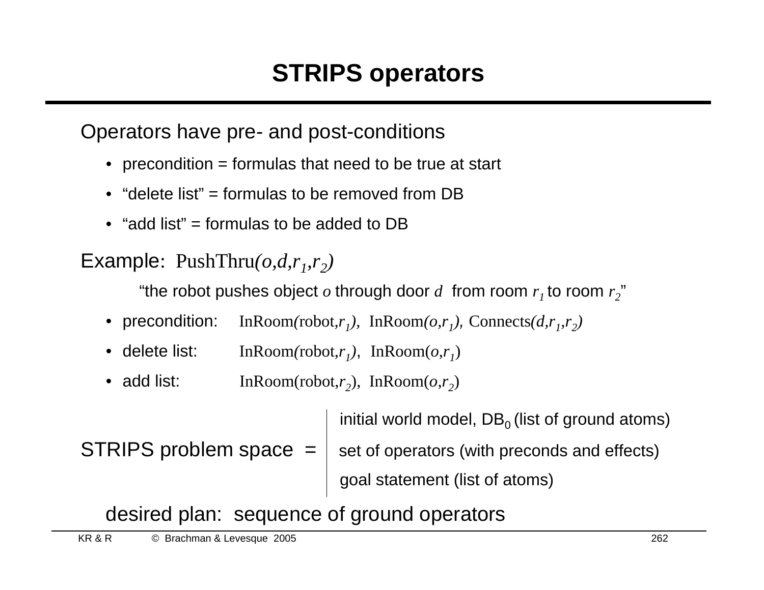# STRIPS operators

Operators have pre- and post-conditions

- precondition = formulas that need to be true at start
- "delete list" = formulas to be removed from DB
- "add list" = formulas to be added to DB

Example: PushThru$(o,d,r_1,r_2)$

"the robot pushes object $o$ through door $d$ from room $r_1$ to room $r_2$"

- precondition: InRoom(robot,$r_1$), InRoom($o$,$r_1$), Connects($d$,$r_1$,$r_2$)
- delete list: InRoom(robot,$r_1$), InRoom($o$,$r_1$)
- add list: InRoom(robot,$r_2$), InRoom($o$,$r_2$)

STRIPS problem space =
- initial world model, $DB_0$ (list of ground atoms)
- set of operators (with preconds and effects)
- goal statement (list of atoms)

desired plan: sequence of ground operators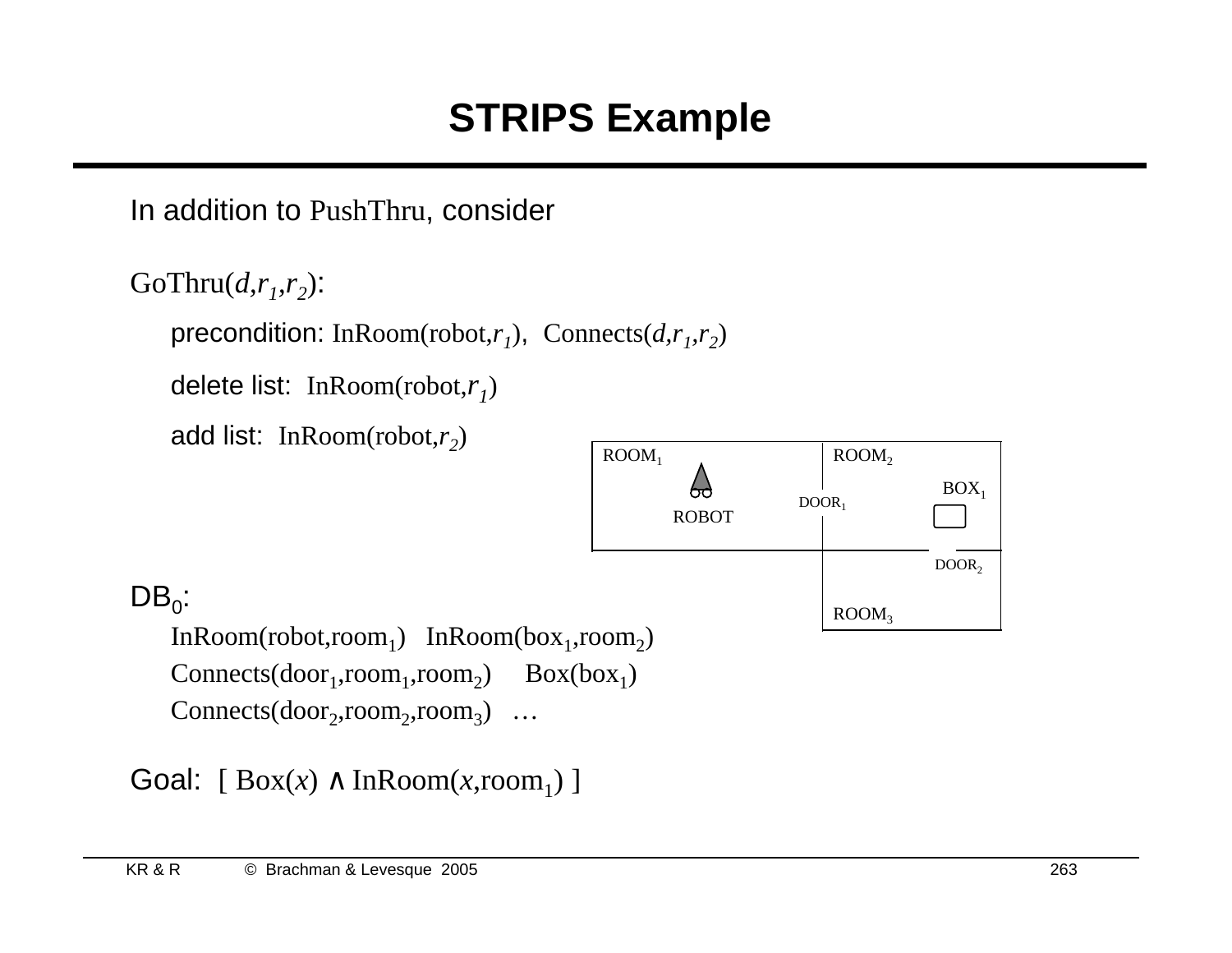# STRIPS Example

In addition to PushThru, consider

GoThru($d$,$r_1$,$r_2$):

- precondition: InRoom(robot,$r_1$), Connects($d$,$r_1$,$r_2$)
- delete list: InRoom(robot,$r_1$)
- add list: InRoom(robot,$r_2$)

ROOM$_1$ ROOM$_2$ BOX$_1$ DOOR$_1$ ROBOT DOOR$_2$ ROOM$_3$

DB$_0$:

InRoom(robot,room$_1$) InRoom(box$_1$,room$_2$)
Connects(door$_1$,room$_1$,room$_2$) Box(box$_1$)
Connects(door$_2$,room$_2$,room$_3$) …

Goal: [ Box($x$) ∧ InRoom($x$,room$_1$) ]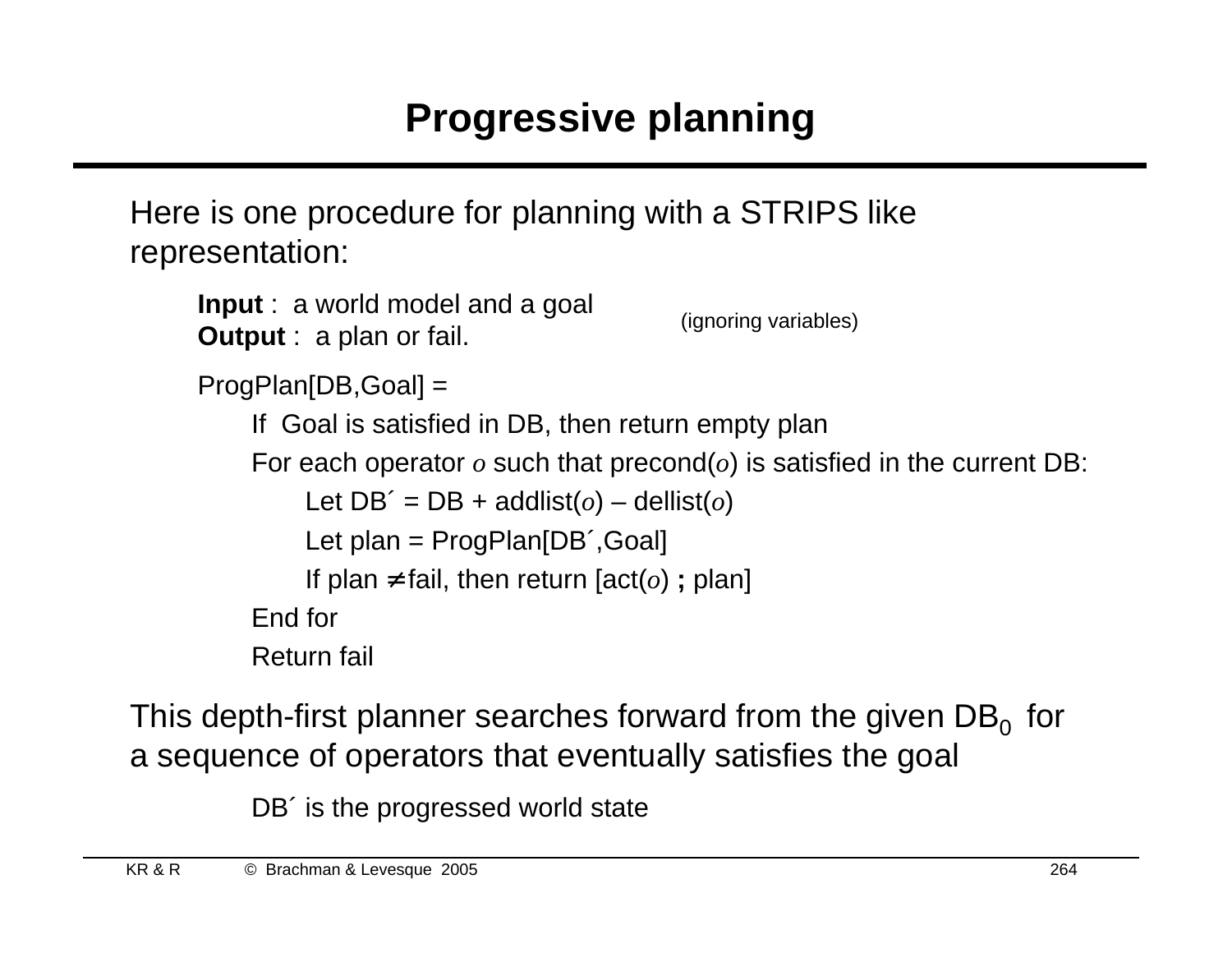# Progressive planning

Here is one procedure for planning with a STRIPS like representation:

**Input** : a world model and a goal
**Output** : a plan or fail.

(ignoring variables)

```
ProgPlan[DB,Goal] =
    If Goal is satisfied in DB, then return empty plan
    For each operator o such that precond(o) is satisfied in the current DB:
        Let DB´ = DB + addlist(o) – dellist(o)
        Let plan = ProgPlan[DB´,Goal]
        If plan ≠ fail, then return [act(o) ; plan]
    End for
    Return fail
```

This depth-first planner searches forward from the given $DB_0$ for a sequence of operators that eventually satisfies the goal

DB´ is the progressed world state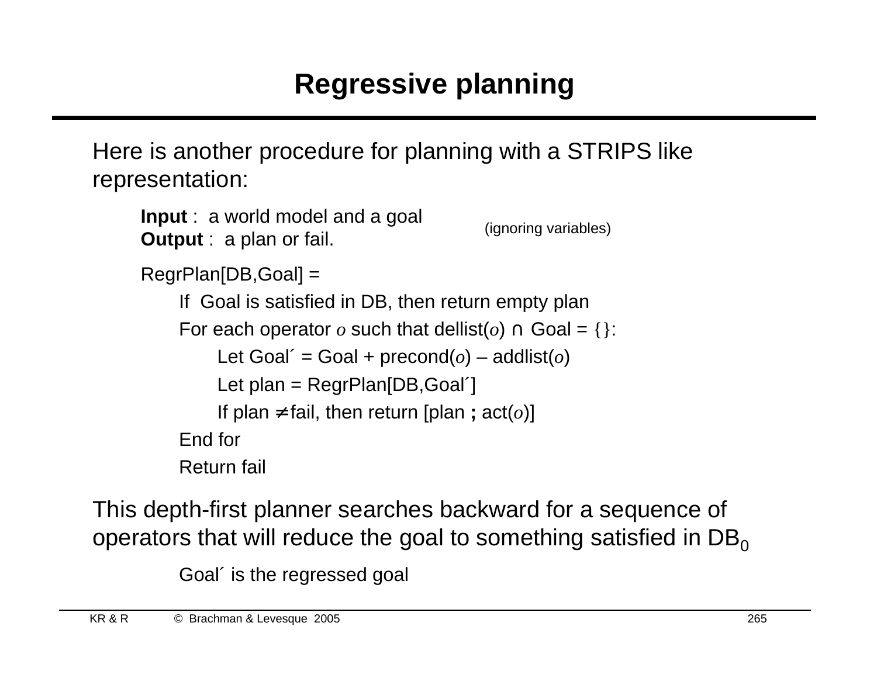# Regressive planning

Here is another procedure for planning with a STRIPS like representation:

**Input** : a world model and a goal
**Output** : a plan or fail.

(ignoring variables)

```
RegrPlan[DB,Goal] =
    If Goal is satisfied in DB, then return empty plan
    For each operator o such that dellist(o) ∩ Goal = {}:
        Let Goal´ = Goal + precond(o) – addlist(o)
        Let plan = RegrPlan[DB,Goal´]
        If plan ≠ fail, then return [plan ; act(o)]
    End for
    Return fail
```

This depth-first planner searches backward for a sequence of operators that will reduce the goal to something satisfied in $DB_0$

Goal´ is the regressed goal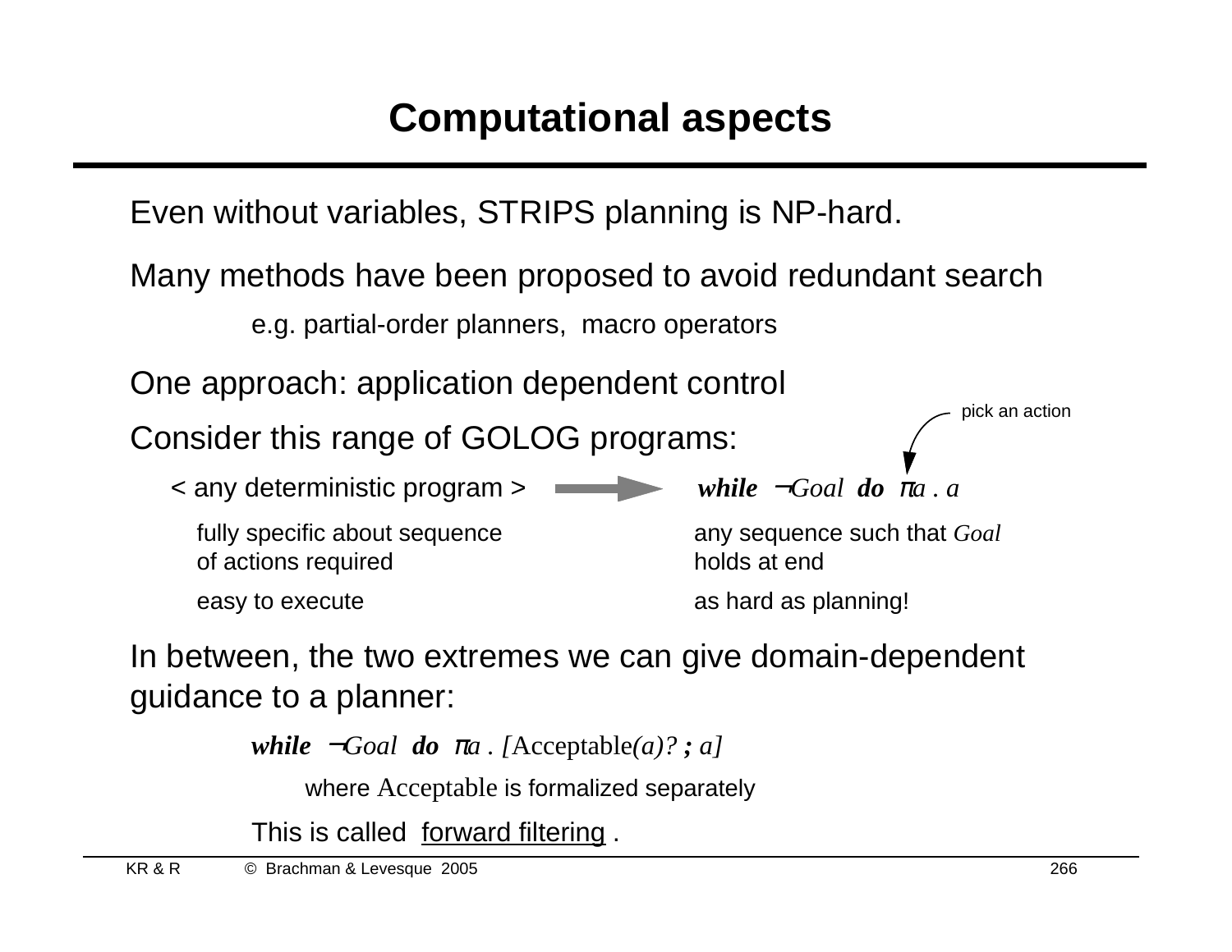# Computational aspects

Even without variables, STRIPS planning is NP-hard.

Many methods have been proposed to avoid redundant search

e.g. partial-order planners, macro operators

One approach: application dependent control

Consider this range of GOLOG programs:

| < any deterministic program > | → | ***while*** $\neg$*Goal* ***do*** $\pi$*a* . *a* (pick an action) |
|---|---|---|
| fully specific about sequence of actions required | | any sequence such that *Goal* holds at end |
| easy to execute | | as hard as planning! |

In between, the two extremes we can give domain-dependent guidance to a planner:

***while*** $\neg$*Goal* ***do*** $\pi$*a* . [Acceptable*(a)?* ***;*** *a]*

where Acceptable is formalized separately

This is called forward filtering .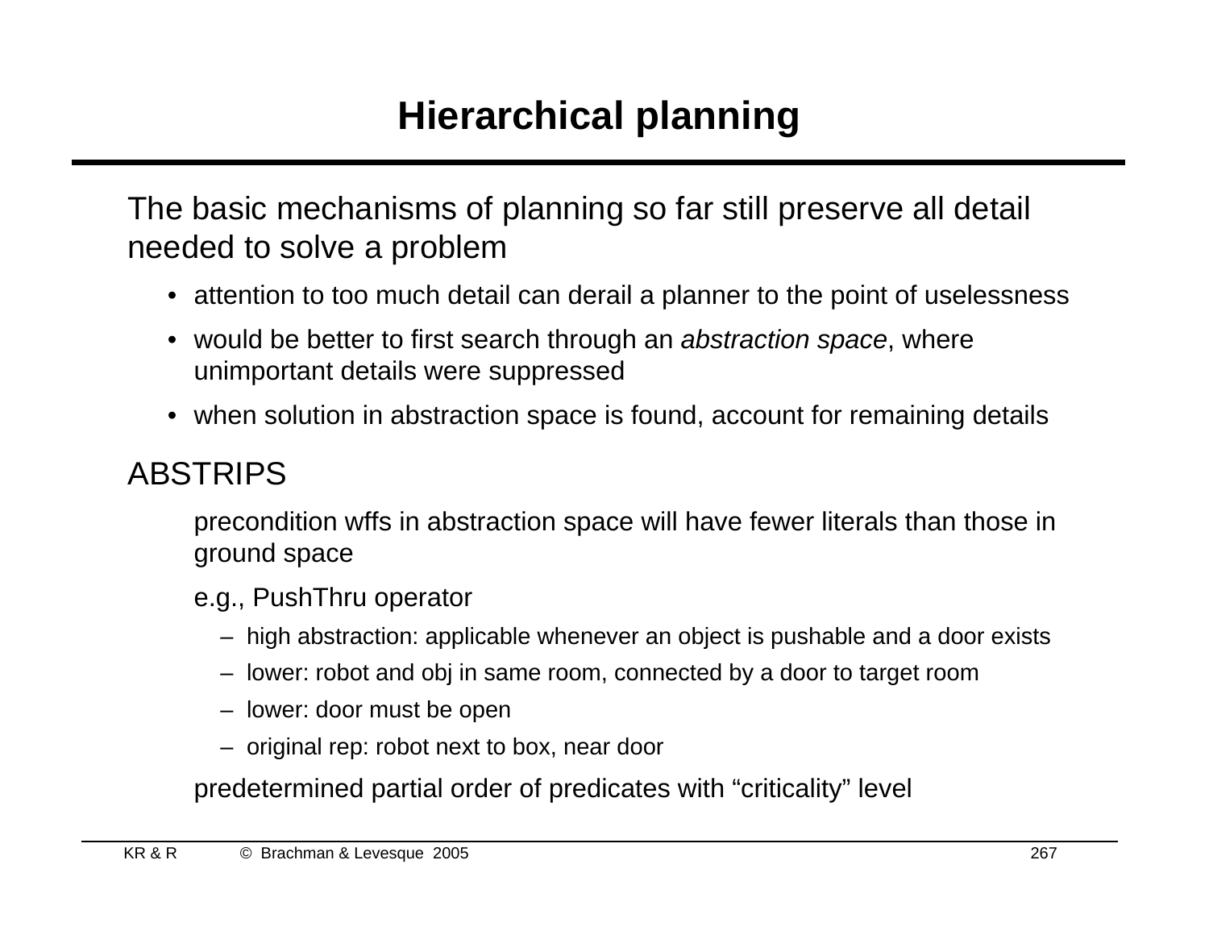# Hierarchical planning

The basic mechanisms of planning so far still preserve all detail needed to solve a problem

- attention to too much detail can derail a planner to the point of uselessness
- would be better to first search through an *abstraction space*, where unimportant details were suppressed
- when solution in abstraction space is found, account for remaining details

ABSTRIPS

precondition wffs in abstraction space will have fewer literals than those in ground space

e.g., PushThru operator

- high abstraction: applicable whenever an object is pushable and a door exists
- lower: robot and obj in same room, connected by a door to target room
- lower: door must be open
- original rep: robot next to box, near door

predetermined partial order of predicates with "criticality" level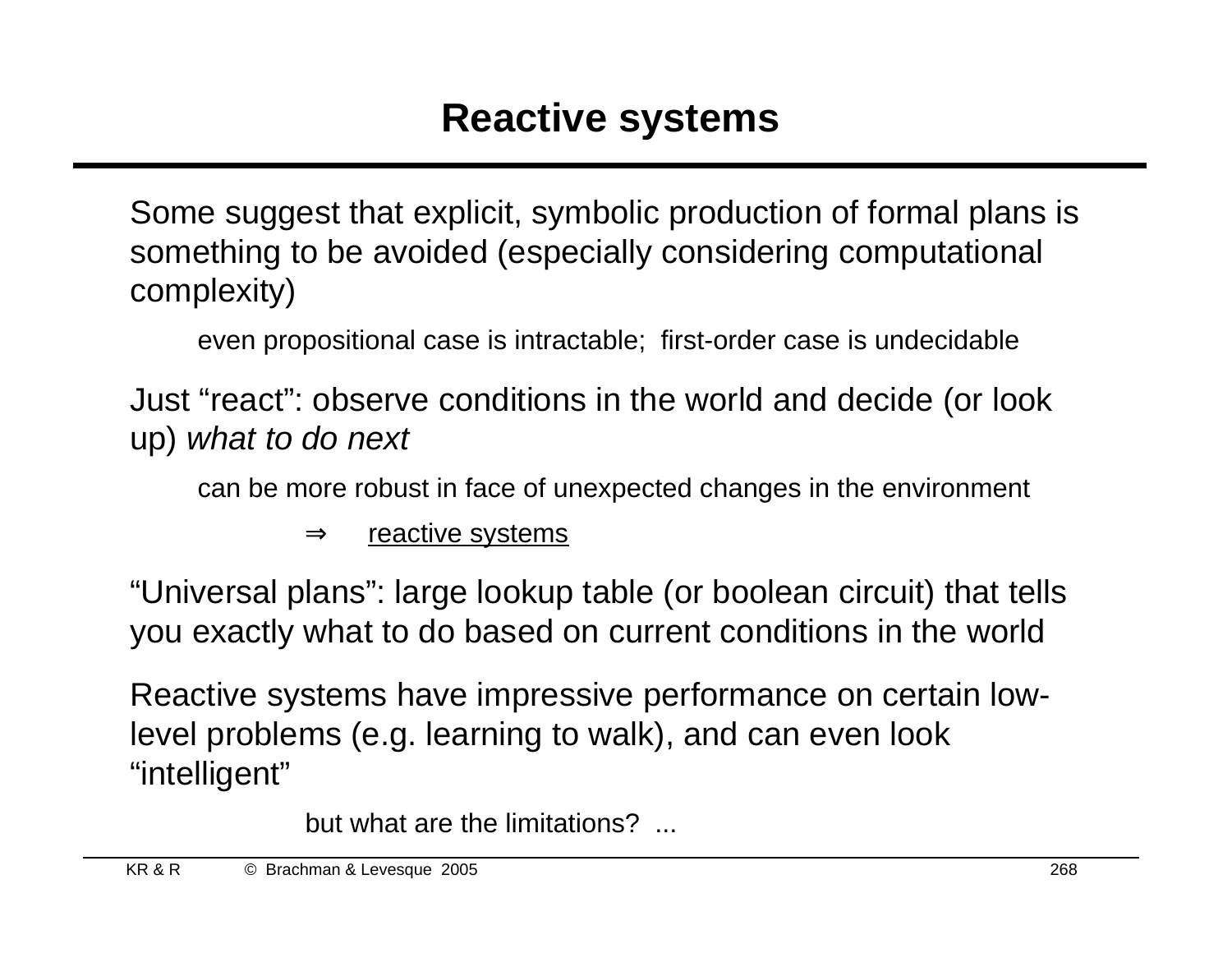# Reactive systems

Some suggest that explicit, symbolic production of formal plans is something to be avoided (especially considering computational complexity)

> even propositional case is intractable; first-order case is undecidable

Just "react": observe conditions in the world and decide (or look up) *what to do next*

> can be more robust in face of unexpected changes in the environment
>
> ⇒ <u>reactive systems</u>

"Universal plans": large lookup table (or boolean circuit) that tells you exactly what to do based on current conditions in the world

Reactive systems have impressive performance on certain low-level problems (e.g. learning to walk), and can even look "intelligent"

> but what are the limitations? ...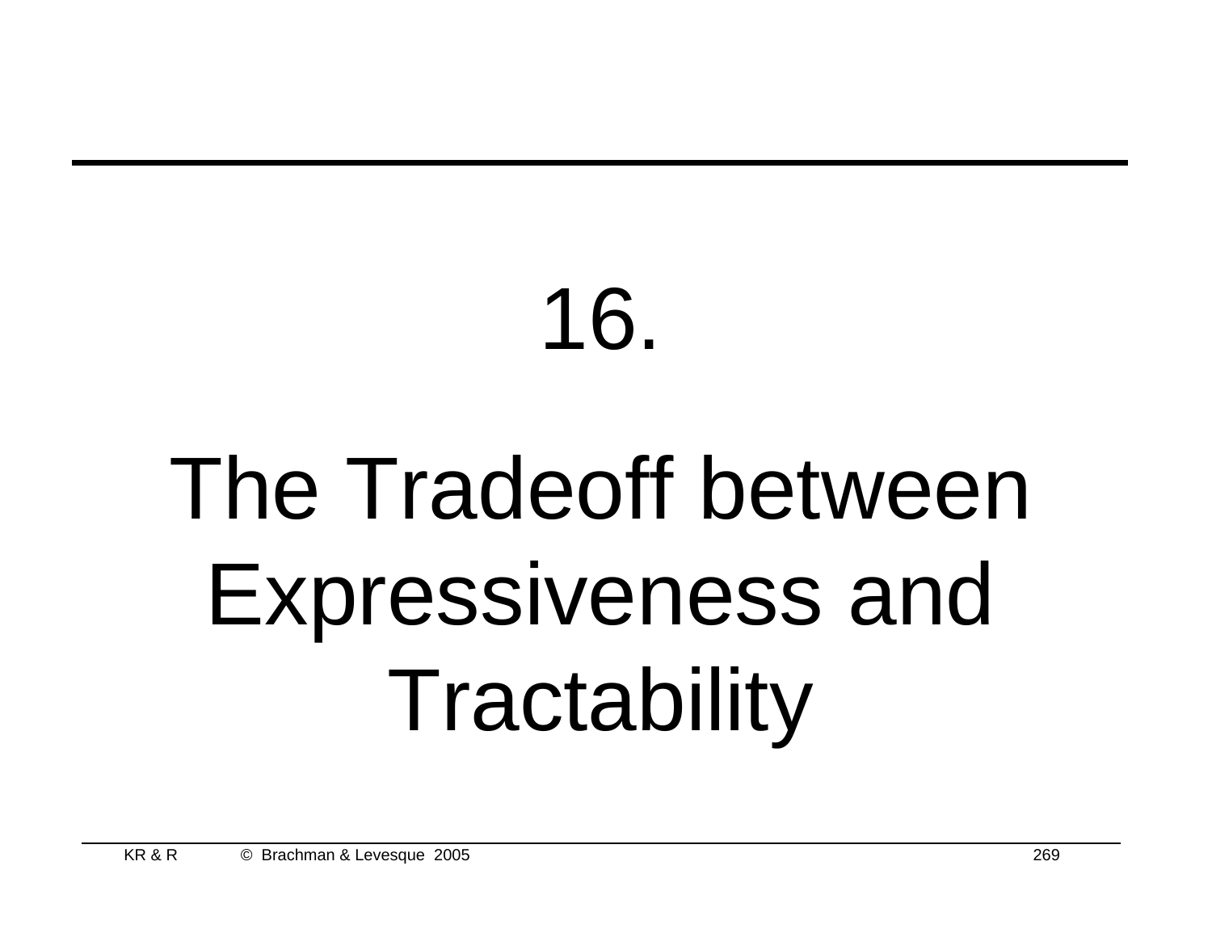# 16.

# The Tradeoff between Expressiveness and Tractability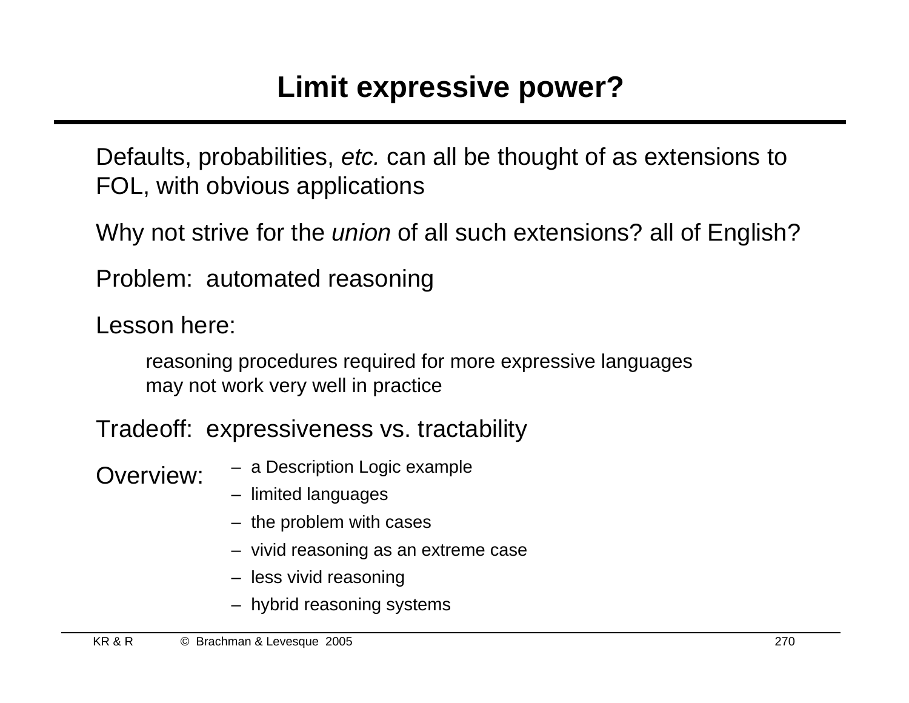# Limit expressive power?

Defaults, probabilities, *etc.* can all be thought of as extensions to FOL, with obvious applications

Why not strive for the *union* of all such extensions? all of English?

Problem: automated reasoning

Lesson here:

> reasoning procedures required for more expressive languages may not work very well in practice

Tradeoff: expressiveness vs. tractability

Overview:

- a Description Logic example
- limited languages
- the problem with cases
- vivid reasoning as an extreme case
- less vivid reasoning
- hybrid reasoning systems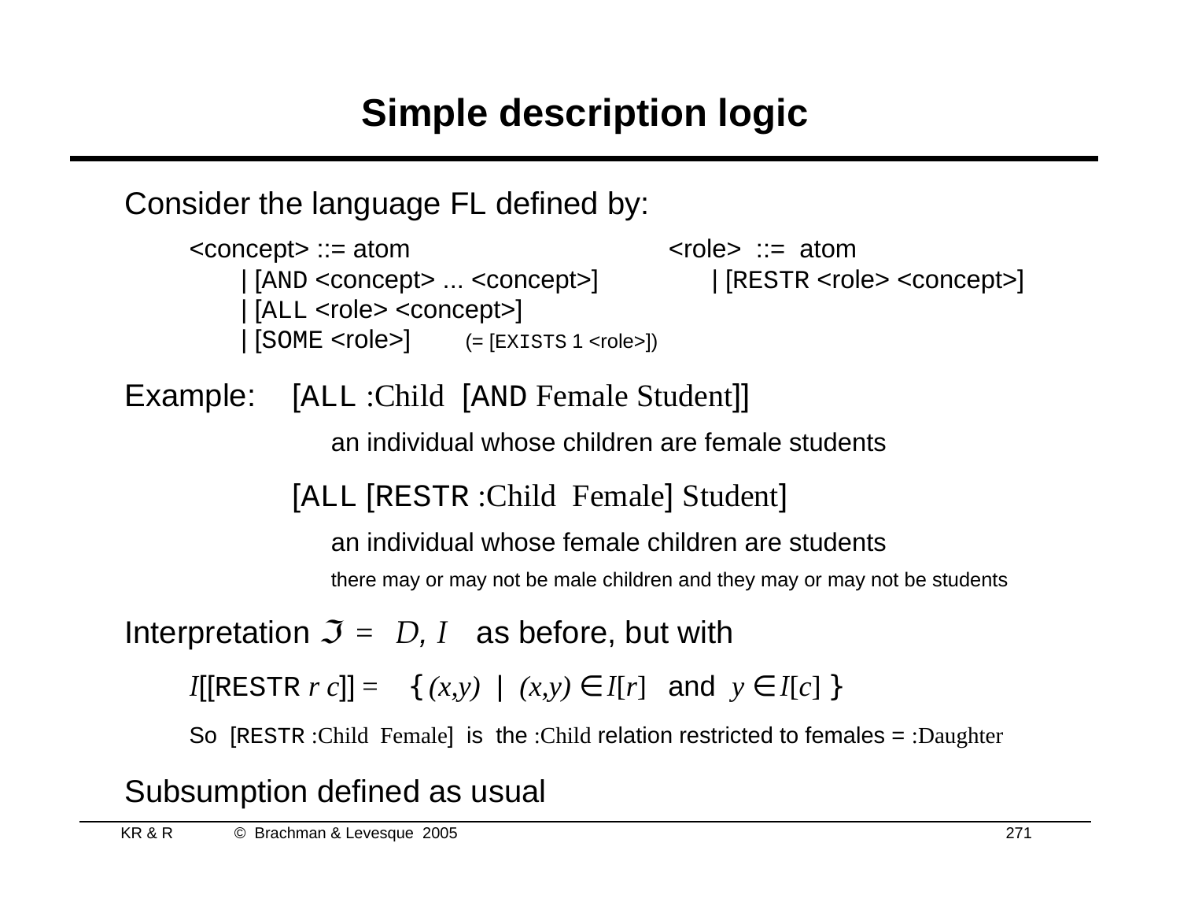# Simple description logic

Consider the language FL defined by:

```
<concept> ::= atom                          <role>  ::=  atom
      | [AND <concept> ... <concept>]             | [RESTR <role> <concept>]
      | [ALL <role> <concept>]
      | [SOME <role>]      (= [EXISTS 1 <role>])
```

Example: [ALL :Child [AND Female Student]]

an individual whose children are female students

[ALL [RESTR :Child Female] Student]

an individual whose female children are students

there may or may not be male children and they may or may not be students

Interpretation $\mathfrak{I} = \langle D, I \rangle$ as before, but with

$I$[[RESTR $r$ $c$]] = $\{ (x,y) \mid (x,y) \in I[r]$ and $y \in I[c] \}$

So [RESTR :Child Female] is the :Child relation restricted to females = :Daughter

Subsumption defined as usual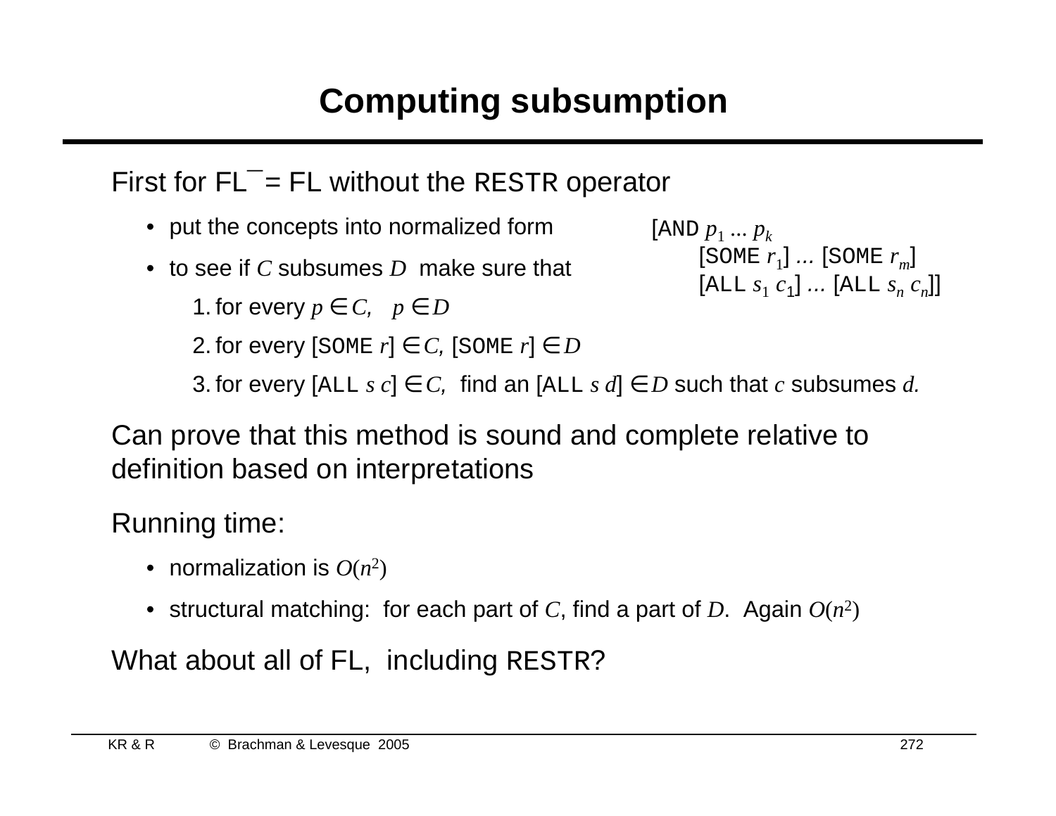# Computing subsumption

First for $FL^{-}$ = FL without the RESTR operator

- put the concepts into normalized form
- to see if $C$ subsumes $D$ make sure that
  1. for every $p \in C$, $p \in D$
  2. for every [SOME $r$] $\in C$, [SOME $r$] $\in D$
  3. for every [ALL $s$ $c$] $\in C$, find an [ALL $s$ $d$] $\in D$ such that $c$ subsumes $d$.

```
[AND p1 ... pk
     [SOME r1] ... [SOME rm]
     [ALL s1 c1] ... [ALL sn cn]]
```

Can prove that this method is sound and complete relative to definition based on interpretations

Running time:

- normalization is $O(n^2)$
- structural matching: for each part of $C$, find a part of $D$. Again $O(n^2)$

What about all of FL, including RESTR?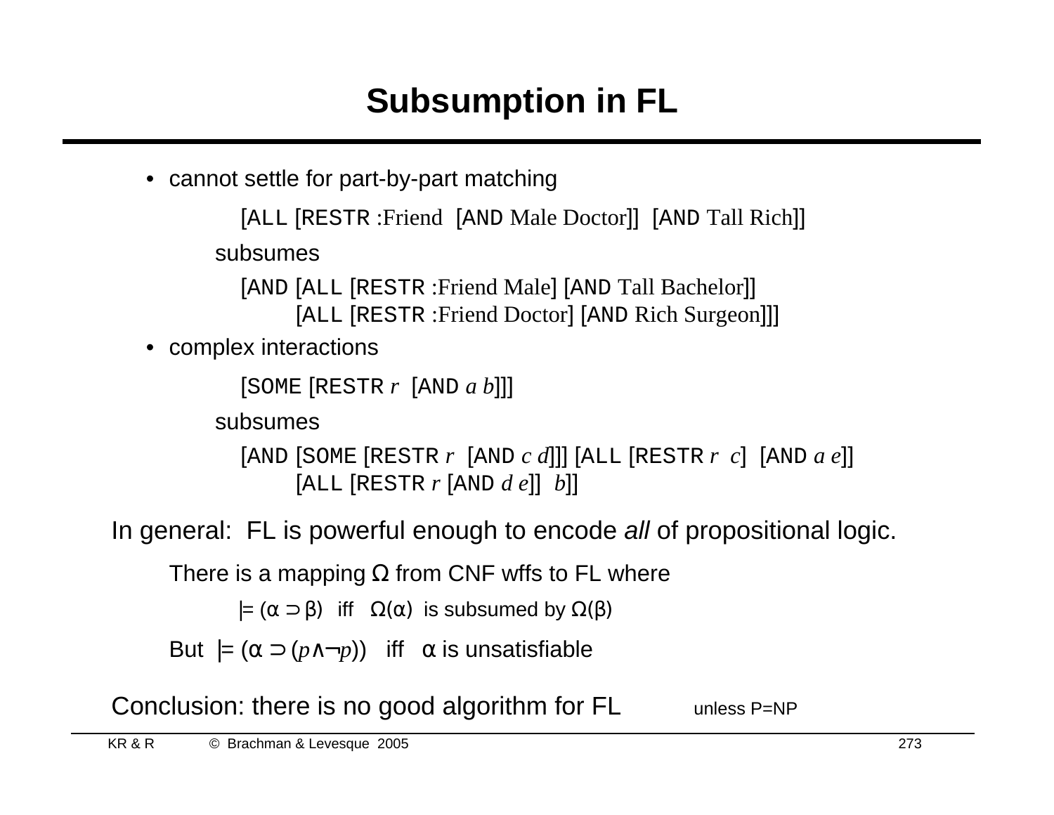# Subsumption in FL

- cannot settle for part-by-part matching

  [ALL [RESTR :Friend [AND Male Doctor]] [AND Tall Rich]]

  subsumes

  [AND [ALL [RESTR :Friend Male] [AND Tall Bachelor]]
  [ALL [RESTR :Friend Doctor] [AND Rich Surgeon]]]

- complex interactions

  [SOME [RESTR *r* [AND *a b*]]]

  subsumes

  [AND [SOME [RESTR *r* [AND *c d*]]] [ALL [RESTR *r c*] [AND *a e*]]
  [ALL [RESTR *r* [AND *d e*]] *b*]]

In general: FL is powerful enough to encode *all* of propositional logic.

There is a mapping Ω from CNF wffs to FL where

$\models (\alpha \supset \beta)$ iff $\Omega(\alpha)$ is subsumed by $\Omega(\beta)$

But $\models (\alpha \supset (p \wedge \neg p))$ iff α is unsatisfiable

Conclusion: there is no good algorithm for FL unless P=NP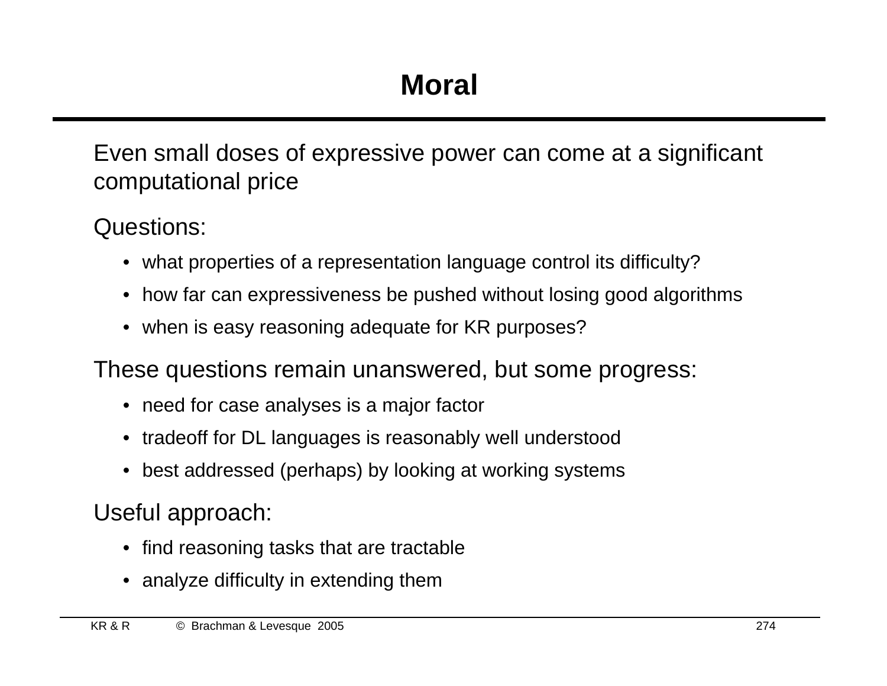# Moral

Even small doses of expressive power can come at a significant computational price

Questions:

- what properties of a representation language control its difficulty?
- how far can expressiveness be pushed without losing good algorithms
- when is easy reasoning adequate for KR purposes?

These questions remain unanswered, but some progress:

- need for case analyses is a major factor
- tradeoff for DL languages is reasonably well understood
- best addressed (perhaps) by looking at working systems

Useful approach:

- find reasoning tasks that are tractable
- analyze difficulty in extending them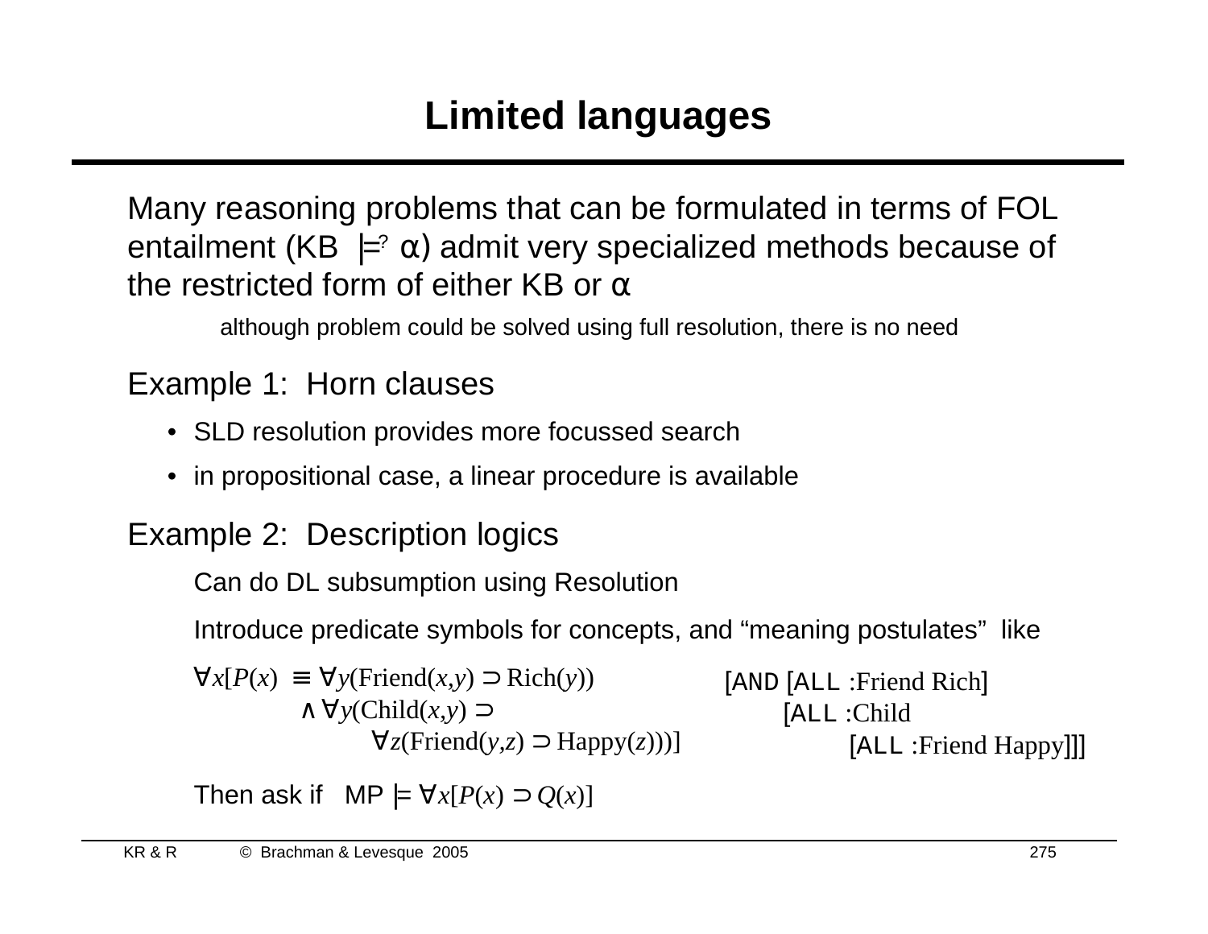# Limited languages

Many reasoning problems that can be formulated in terms of FOL entailment (KB $\models^?$ α) admit very specialized methods because of the restricted form of either KB or α

although problem could be solved using full resolution, there is no need

Example 1: Horn clauses

- SLD resolution provides more focussed search
- in propositional case, a linear procedure is available

Example 2: Description logics

Can do DL subsumption using Resolution

Introduce predicate symbols for concepts, and "meaning postulates" like

$$\forall x[P(x) \equiv \forall y(\text{Friend}(x,y) \supset \text{Rich}(y)) \wedge \forall y(\text{Child}(x,y) \supset \forall z(\text{Friend}(y,z) \supset \text{Happy}(z)))]$$

```
[AND [ALL :Friend Rich]
     [ALL :Child
          [ALL :Friend Happy]]]
```

Then ask if MP $\models \forall x[P(x) \supset Q(x)]$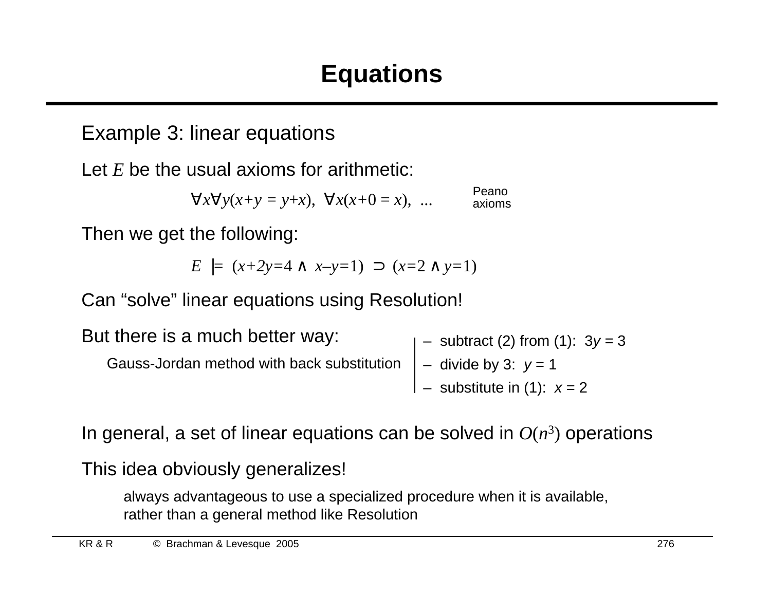# Equations

Example 3: linear equations

Let $E$ be the usual axioms for arithmetic:

$$\forall x \forall y(x+y = y+x), \ \forall x(x+0 = x), \ \ldots$$

Peano axioms

Then we get the following:

$$E \models (x+2y=4 \land x-y=1) \supset (x=2 \land y=1)$$

Can "solve" linear equations using Resolution!

But there is a much better way:

Gauss-Jordan method with back substitution

- subtract (2) from (1): $3y = 3$
- divide by 3: $y = 1$
- substitute in (1): $x = 2$

In general, a set of linear equations can be solved in $O(n^3)$ operations

This idea obviously generalizes!

always advantageous to use a specialized procedure when it is available, rather than a general method like Resolution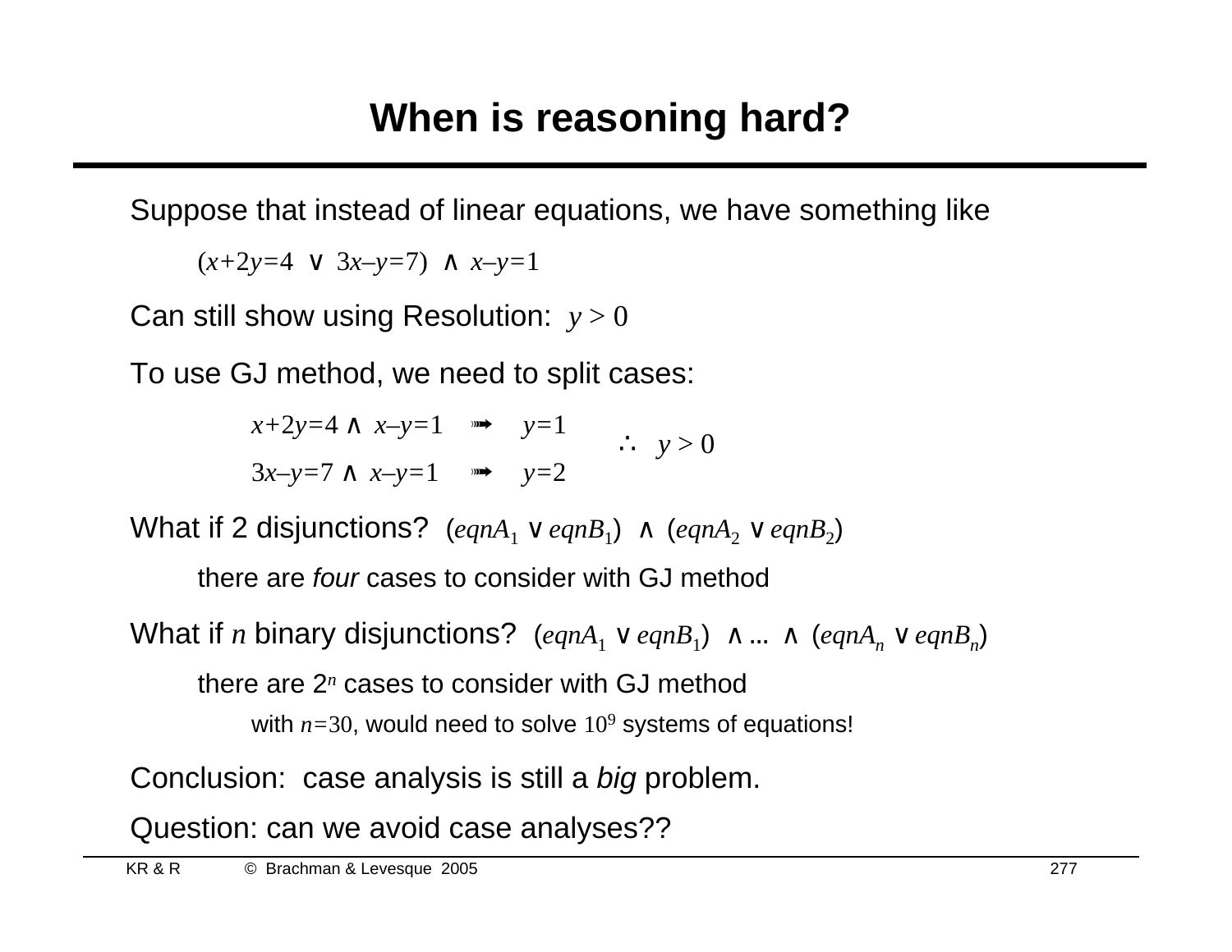# When is reasoning hard?

Suppose that instead of linear equations, we have something like

$(x+2y=4 \lor 3x-y=7) \land x-y=1$

Can still show using Resolution: $y > 0$

To use GJ method, we need to split cases:

$x+2y=4 \land x-y=1 \quad \Rightarrow \quad y=1$

$3x-y=7 \land x-y=1 \quad \Rightarrow \quad y=2$

$\therefore \; y > 0$

What if 2 disjunctions? $(eqnA_1 \lor eqnB_1) \land (eqnA_2 \lor eqnB_2)$

there are *four* cases to consider with GJ method

What if $n$ binary disjunctions? $(eqnA_1 \lor eqnB_1) \land \ldots \land (eqnA_n \lor eqnB_n)$

there are $2^n$ cases to consider with GJ method

with $n=30$, would need to solve $10^9$ systems of equations!

Conclusion: case analysis is still a *big* problem.

Question: can we avoid case analyses??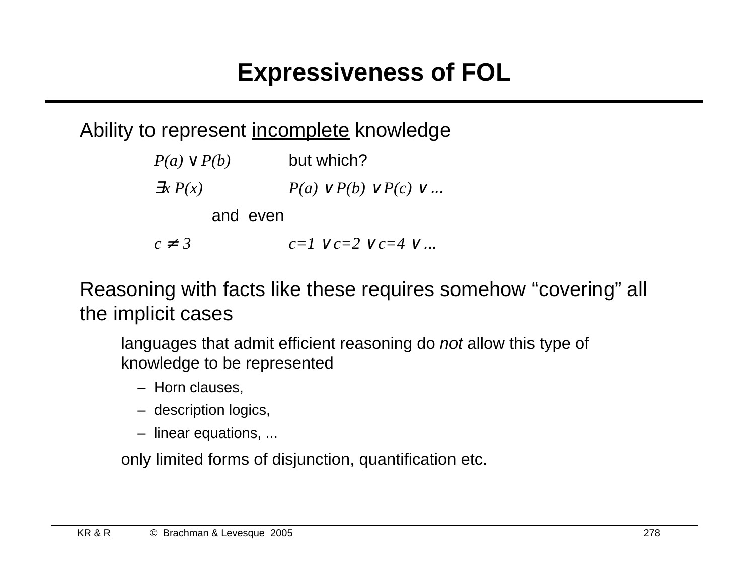# Expressiveness of FOL

Ability to represent <u>incomplete</u> knowledge

| | |
|---|---|
| $P(a) \lor P(b)$ | but which? |
| $\exists x\, P(x)$ | $P(a) \lor P(b) \lor P(c) \lor \ldots$ |
| and even | |
| $c \neq 3$ | $c=1 \lor c=2 \lor c=4 \lor \ldots$ |

Reasoning with facts like these requires somehow "covering" all the implicit cases

languages that admit efficient reasoning do *not* allow this type of knowledge to be represented

- Horn clauses,
- description logics,
- linear equations, ...

only limited forms of disjunction, quantification etc.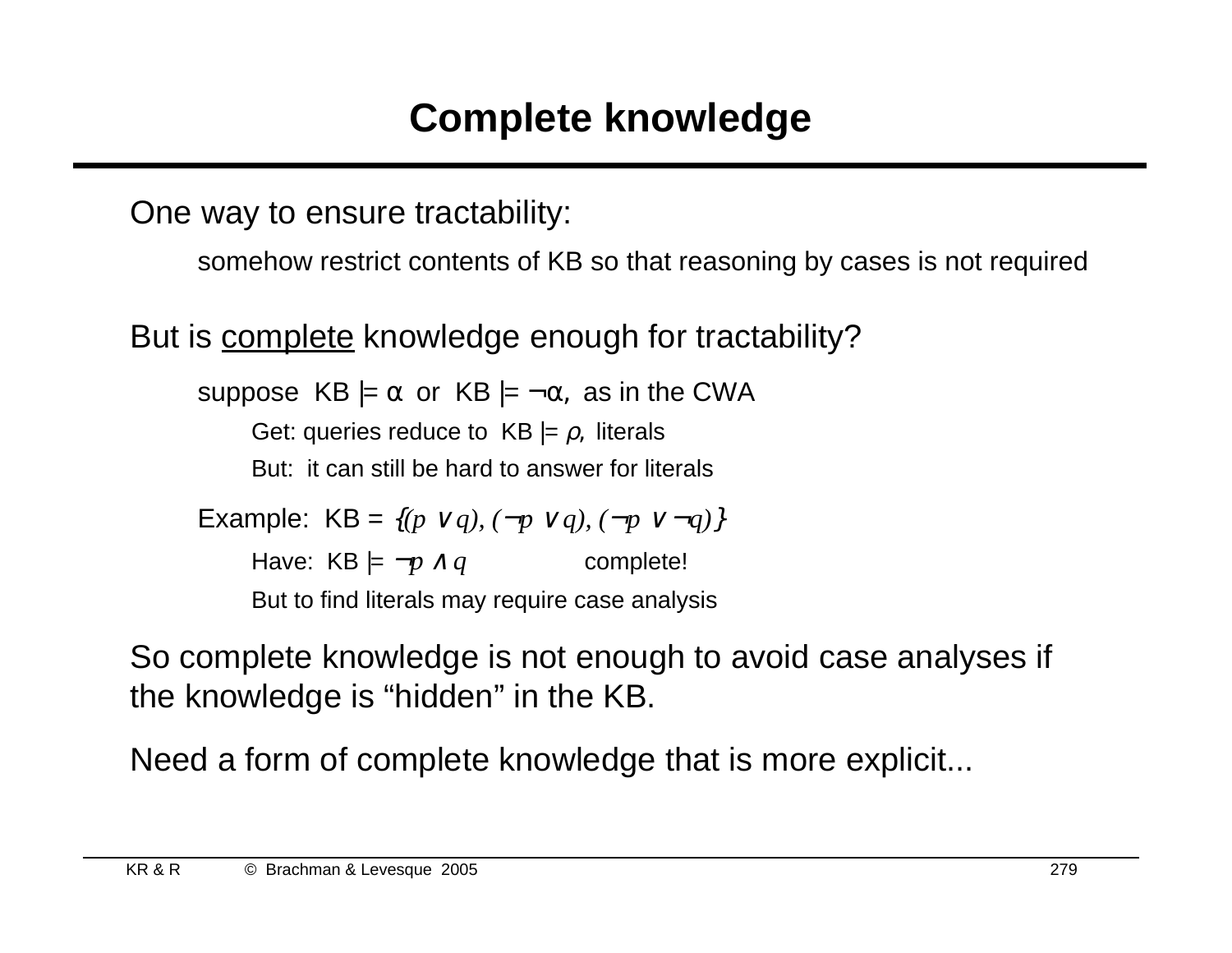# Complete knowledge

One way to ensure tractability:

- somehow restrict contents of KB so that reasoning by cases is not required

But is <u>complete</u> knowledge enough for tractability?

- suppose KB $\models \alpha$ or KB $\models \neg\alpha$, as in the CWA
  - Get: queries reduce to KB $\models \rho$, literals
  - But: it can still be hard to answer for literals
- Example: KB = $\{(p \vee q), (\neg p \vee q), (\neg p \vee \neg q)\}$
  - Have: KB $\models \neg p \wedge q$ complete!
  - But to find literals may require case analysis

So complete knowledge is not enough to avoid case analyses if the knowledge is “hidden” in the KB.

Need a form of complete knowledge that is more explicit...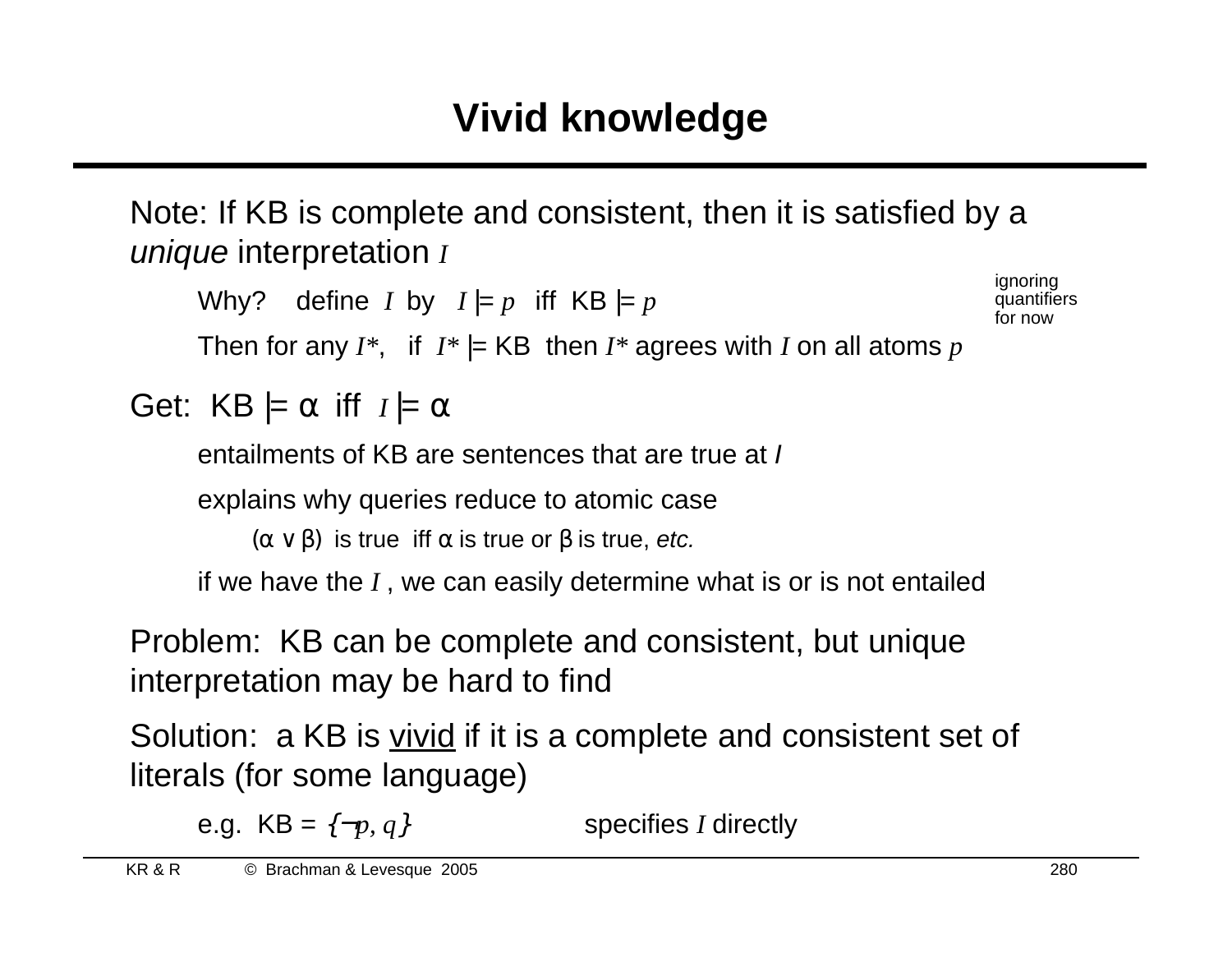# Vivid knowledge

Note: If KB is complete and consistent, then it is satisfied by a *unique* interpretation $\mathcal{I}$

Why? define $\mathcal{I}$ by $\mathcal{I} \models p$ iff KB $\models p$

Then for any $\mathcal{I}^*$, if $\mathcal{I}^* \models$ KB then $\mathcal{I}^*$ agrees with $\mathcal{I}$ on all atoms $p$

ignoring quantifiers for now

Get: KB $\models \alpha$ iff $\mathcal{I} \models \alpha$

entailments of KB are sentences that are true at $\mathcal{I}$

explains why queries reduce to atomic case

$(\alpha \lor \beta)$ is true iff $\alpha$ is true or $\beta$ is true, *etc.*

if we have the $\mathcal{I}$, we can easily determine what is or is not entailed

Problem: KB can be complete and consistent, but unique interpretation may be hard to find

Solution: a KB is <u>vivid</u> if it is a complete and consistent set of literals (for some language)

e.g. KB = $\{\neg p, q\}$ specifies $\mathcal{I}$ directly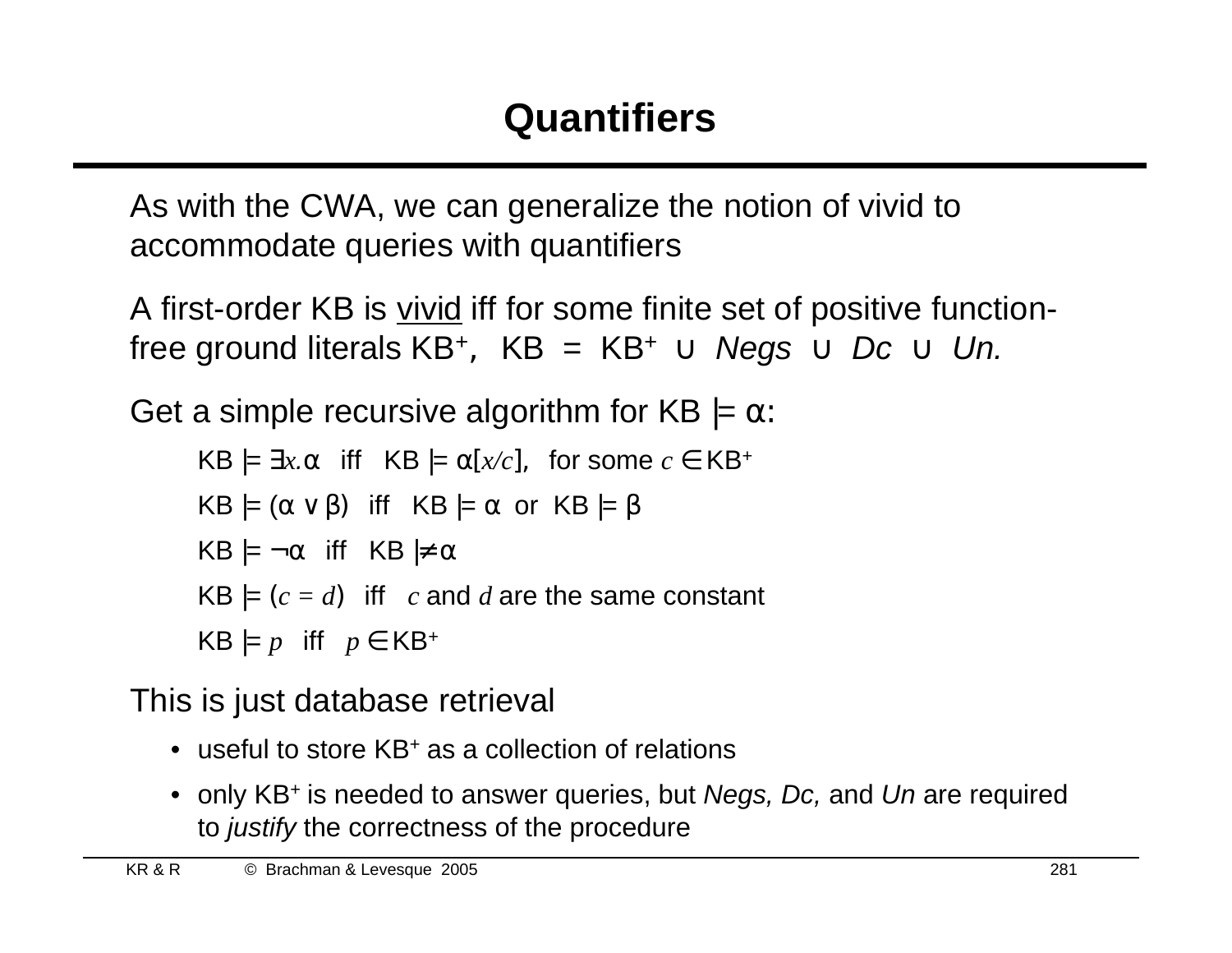# Quantifiers

As with the CWA, we can generalize the notion of vivid to accommodate queries with quantifiers

A first-order KB is <u>vivid</u> iff for some finite set of positive function-free ground literals $KB^+$, $KB = KB^+ \cup$ *Negs* $\cup$ *Dc* $\cup$ *Un.*

Get a simple recursive algorithm for $KB \models \alpha$:

> $KB \models \exists x.\alpha$ iff $KB \models \alpha[x/c]$, for some $c \in KB^+$
>
> $KB \models (\alpha \vee \beta)$ iff $KB \models \alpha$ or $KB \models \beta$
>
> $KB \models \neg\alpha$ iff $KB \not\models \alpha$
>
> $KB \models (c = d)$ iff $c$ and $d$ are the same constant
>
> $KB \models p$ iff $p \in KB^+$

This is just database retrieval

- useful to store $KB^+$ as a collection of relations
- only $KB^+$ is needed to answer queries, but *Negs, Dc,* and *Un* are required to *justify* the correctness of the procedure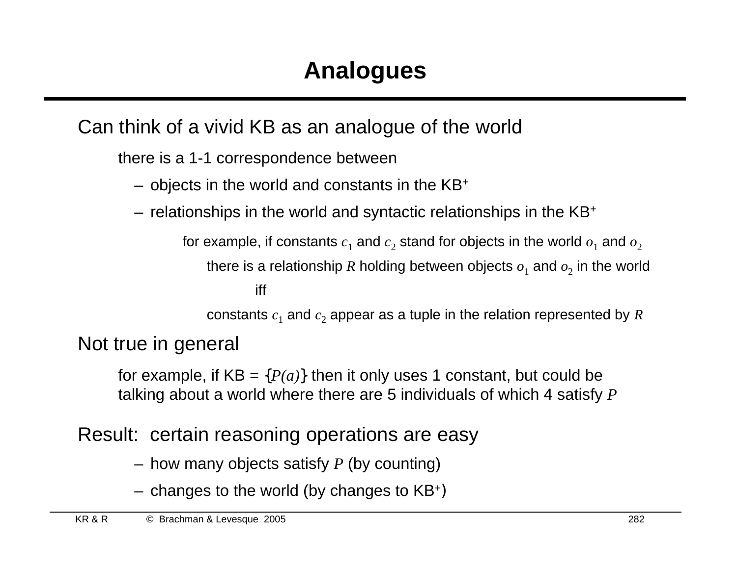# Analogues

Can think of a vivid KB as an analogue of the world

there is a 1-1 correspondence between

- objects in the world and constants in the KB$^+$
- relationships in the world and syntactic relationships in the KB$^+$

for example, if constants $c_1$ and $c_2$ stand for objects in the world $o_1$ and $o_2$

there is a relationship $R$ holding between objects $o_1$ and $o_2$ in the world

iff

constants $c_1$ and $c_2$ appear as a tuple in the relation represented by $R$

Not true in general

for example, if KB = $\{P(a)\}$ then it only uses 1 constant, but could be talking about a world where there are 5 individuals of which 4 satisfy $P$

Result: certain reasoning operations are easy

- how many objects satisfy $P$ (by counting)
- changes to the world (by changes to KB$^+$)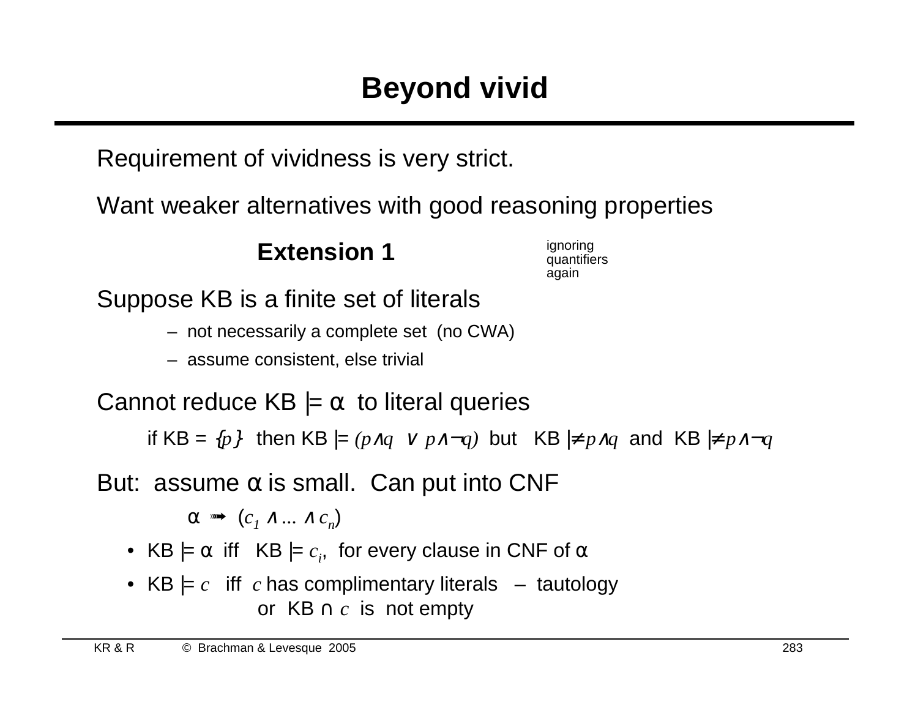# Beyond vivid

Requirement of vividness is very strict.

Want weaker alternatives with good reasoning properties

### Extension 1

ignoring quantifiers again

Suppose KB is a finite set of literals

- not necessarily a complete set (no CWA)
- assume consistent, else trivial

Cannot reduce KB $\models \alpha$ to literal queries

if KB = $\{p\}$ then KB $\models (p \wedge q \ \vee \ p \wedge \neg q)$ but KB $\not\models p \wedge q$ and KB $\not\models p \wedge \neg q$

But: assume $\alpha$ is small. Can put into CNF

$\alpha \twoheadrightarrow (c_1 \wedge \ldots \wedge c_n)$

- KB $\models \alpha$ iff KB $\models c_i$, for every clause in CNF of $\alpha$
- KB $\models c$ iff $c$ has complimentary literals – tautology
  or KB $\cap$ $c$ is not empty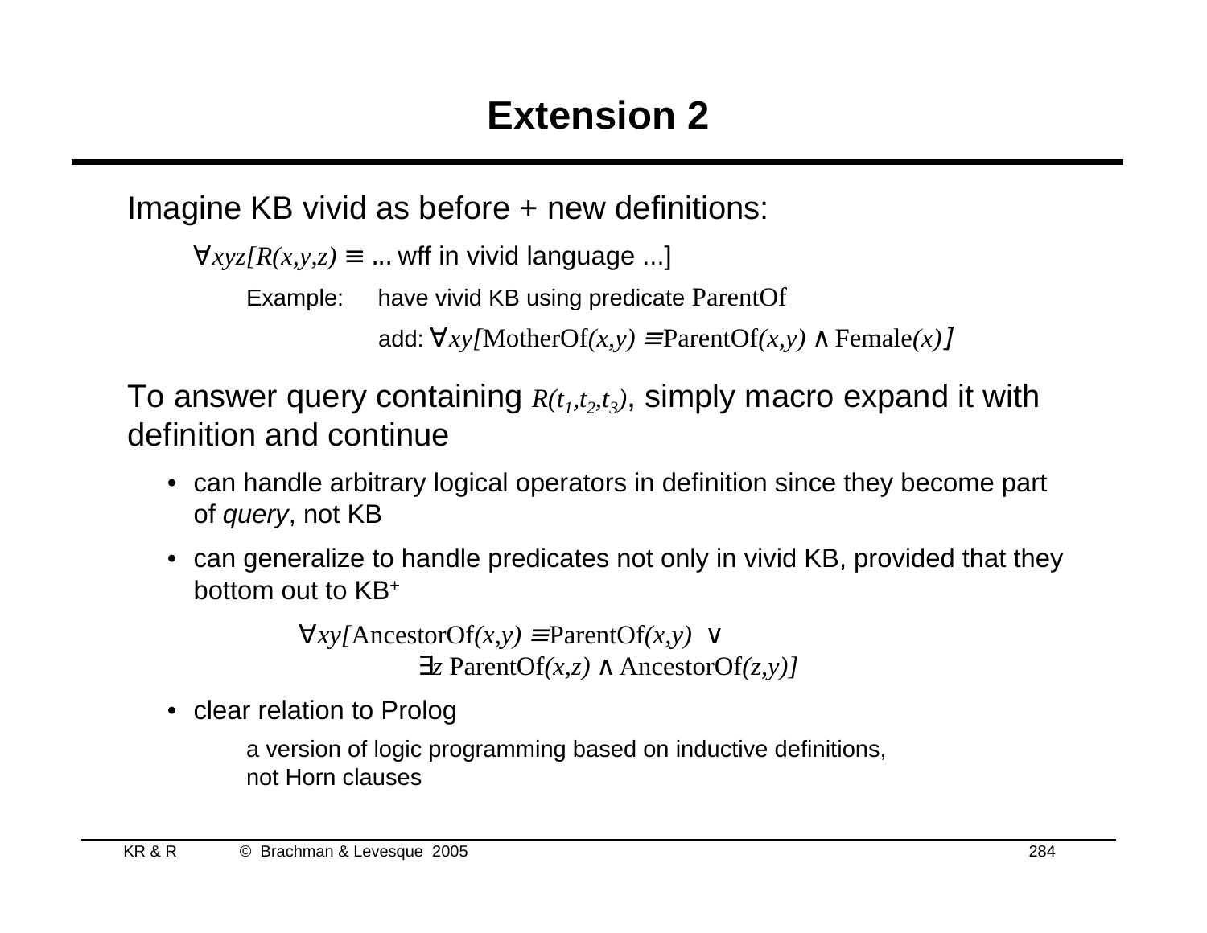# Extension 2

Imagine KB vivid as before + new definitions:

$\forall xyz[R(x,y,z) \equiv$ ... wff in vivid language ...]

Example: have vivid KB using predicate ParentOf

add: $\forall xy[\text{MotherOf}(x,y) \equiv \text{ParentOf}(x,y) \land \text{Female}(x)]$

To answer query containing $R(t_1,t_2,t_3)$, simply macro expand it with definition and continue

- can handle arbitrary logical operators in definition since they become part of *query*, not KB
- can generalize to handle predicates not only in vivid KB, provided that they bottom out to $KB^+$

$$\forall xy[\text{AncestorOf}(x,y) \equiv \text{ParentOf}(x,y) \lor \exists z\, \text{ParentOf}(x,z) \land \text{AncestorOf}(z,y)]$$

- clear relation to Prolog

  a version of logic programming based on inductive definitions, not Horn clauses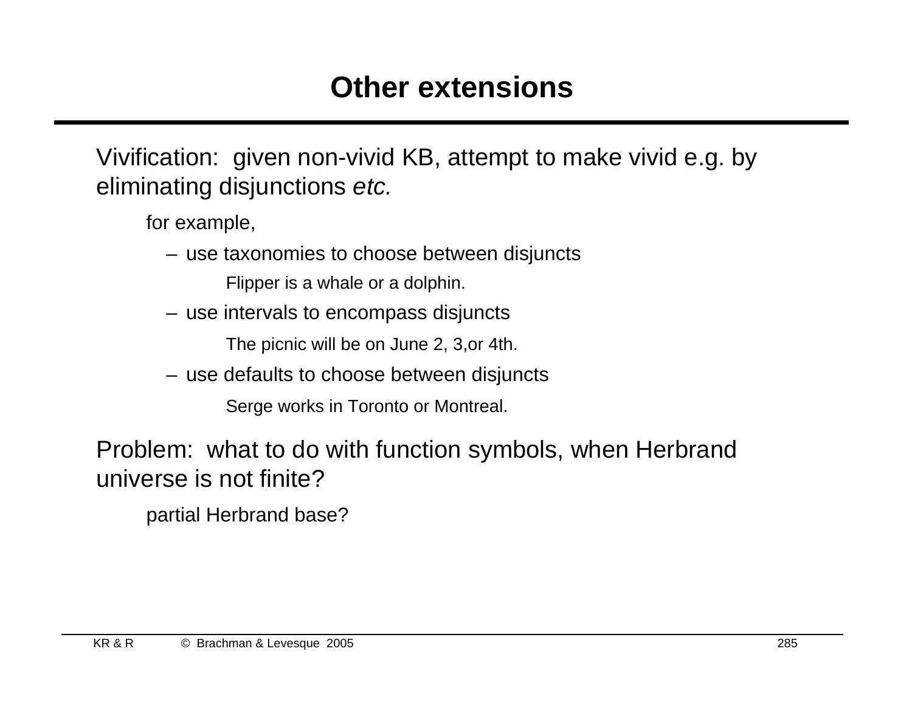# Other extensions

Vivification: given non-vivid KB, attempt to make vivid e.g. by eliminating disjunctions *etc.*

for example,

- use taxonomies to choose between disjuncts

  Flipper is a whale or a dolphin.

- use intervals to encompass disjuncts

  The picnic will be on June 2, 3,or 4th.

- use defaults to choose between disjuncts

  Serge works in Toronto or Montreal.

Problem: what to do with function symbols, when Herbrand universe is not finite?

partial Herbrand base?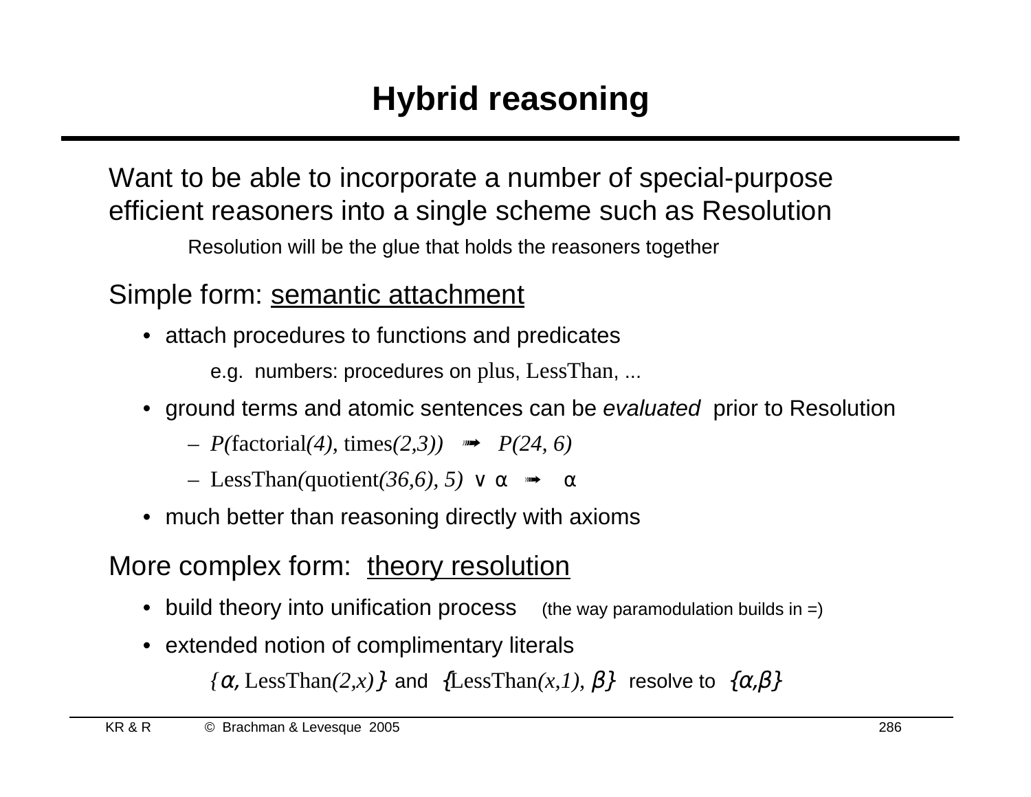# Hybrid reasoning

Want to be able to incorporate a number of special-purpose efficient reasoners into a single scheme such as Resolution

Resolution will be the glue that holds the reasoners together

Simple form: semantic attachment

- attach procedures to functions and predicates

  e.g. numbers: procedures on plus, LessThan, ...

- ground terms and atomic sentences can be *evaluated* prior to Resolution
  - *P(*factorial*(4),* times*(2,3))* ➟ *P(24, 6)*
  - LessThan*(*quotient*(36,6), 5)* ∨ α ➟ α
- much better than reasoning directly with axioms

More complex form: theory resolution

- build theory into unification process (the way paramodulation builds in =)
- extended notion of complimentary literals

  {α, LessThan*(2,x)*} and {LessThan*(x,1)*, β} resolve to {α,β}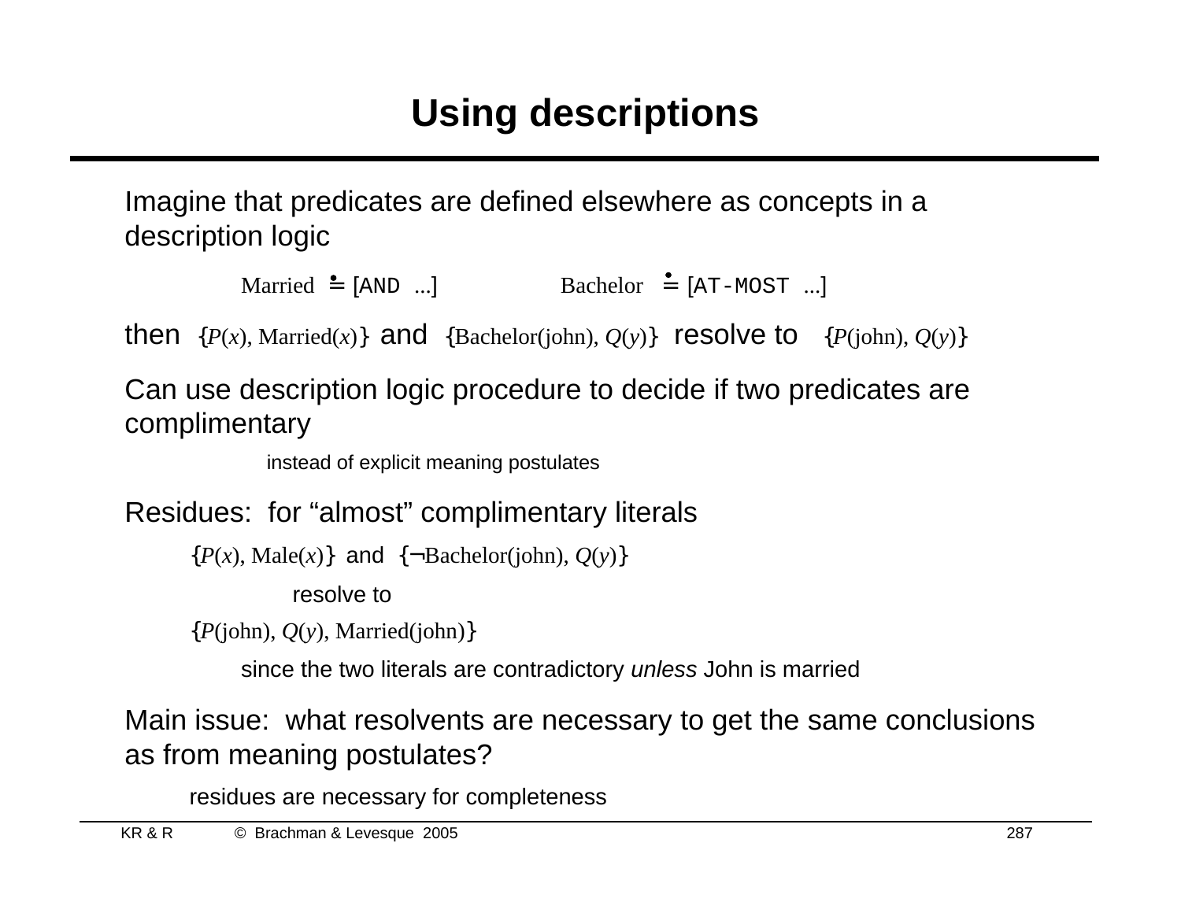# Using descriptions

Imagine that predicates are defined elsewhere as concepts in a description logic

$$\text{Married} \doteq [\texttt{AND} \ldots] \qquad \text{Bachelor} \doteq [\texttt{AT-MOST} \ldots]$$

then $\{P(x), \text{Married}(x)\}$ and $\{\text{Bachelor}(\text{john}), Q(y)\}$ resolve to $\{P(\text{john}), Q(y)\}$

Can use description logic procedure to decide if two predicates are complimentary

instead of explicit meaning postulates

Residues: for "almost" complimentary literals

$\{P(x), \text{Male}(x)\}$ and $\{\neg\text{Bachelor}(\text{john}), Q(y)\}$

resolve to

$\{P(\text{john}), Q(y), \text{Married}(\text{john})\}$

since the two literals are contradictory *unless* John is married

Main issue: what resolvents are necessary to get the same conclusions as from meaning postulates?

residues are necessary for completeness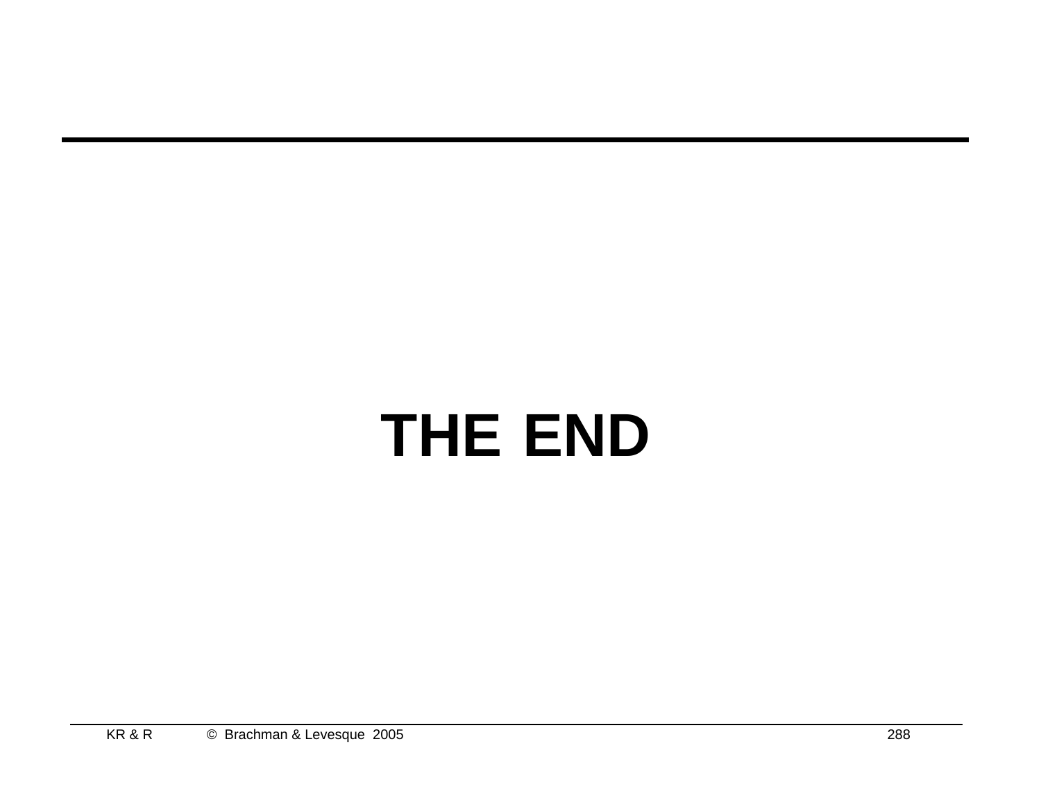# THE END